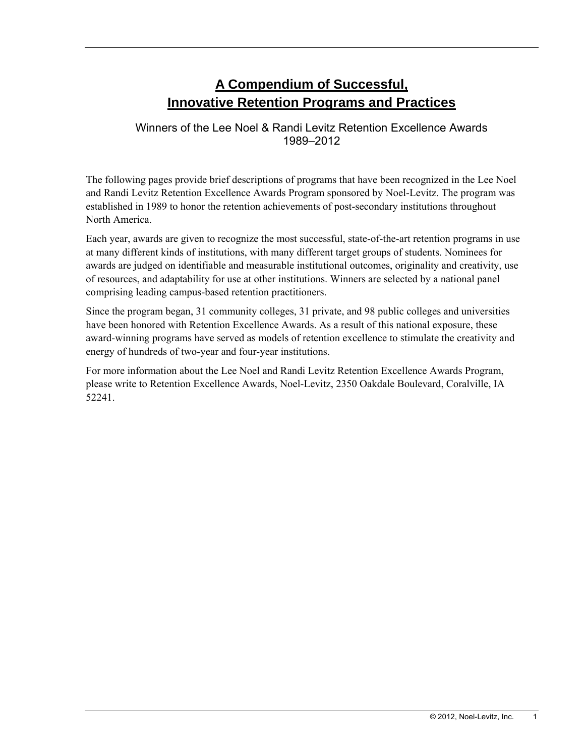# A Compendium of Successful, Innovative Retention Programs and Practices

Winners of the Lee Noel & Randi Levitz Retention Excellence Awards
1989–2012

The following pages provide brief descriptions of programs that have been recognized in the Lee Noel and Randi Levitz Retention Excellence Awards Program sponsored by Noel-Levitz. The program was established in 1989 to honor the retention achievements of post-secondary institutions throughout North America.

Each year, awards are given to recognize the most successful, state-of-the-art retention programs in use at many different kinds of institutions, with many different target groups of students. Nominees for awards are judged on identifiable and measurable institutional outcomes, originality and creativity, use of resources, and adaptability for use at other institutions. Winners are selected by a national panel comprising leading campus-based retention practitioners.

Since the program began, 31 community colleges, 31 private, and 98 public colleges and universities have been honored with Retention Excellence Awards. As a result of this national exposure, these award-winning programs have served as models of retention excellence to stimulate the creativity and energy of hundreds of two-year and four-year institutions.

For more information about the Lee Noel and Randi Levitz Retention Excellence Awards Program, please write to Retention Excellence Awards, Noel-Levitz, 2350 Oakdale Boulevard, Coralville, IA 52241.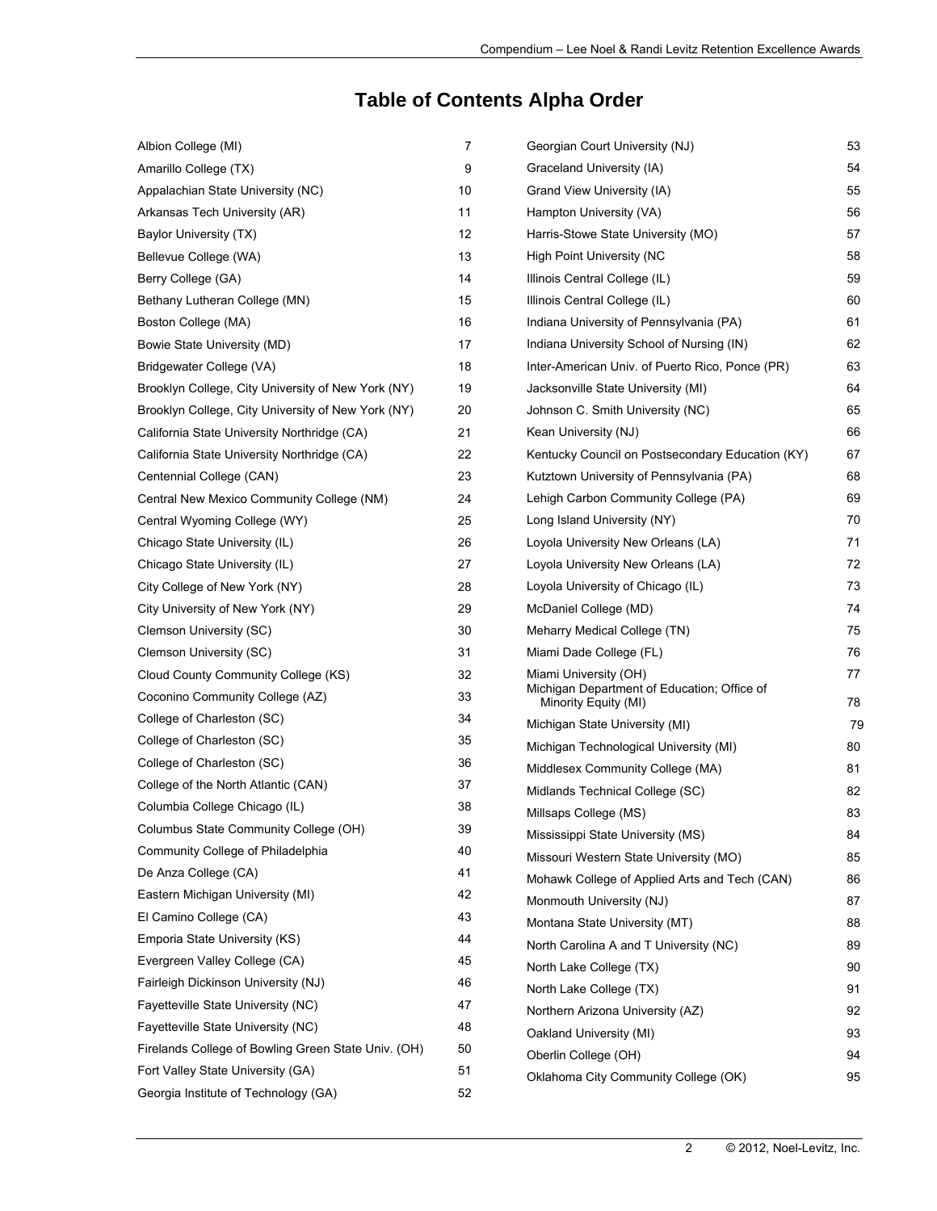# Table of Contents Alpha Order

| | |
|---|---|
| Albion College (MI) | 7 |
| Amarillo College (TX) | 9 |
| Appalachian State University (NC) | 10 |
| Arkansas Tech University (AR) | 11 |
| Baylor University (TX) | 12 |
| Bellevue College (WA) | 13 |
| Berry College (GA) | 14 |
| Bethany Lutheran College (MN) | 15 |
| Boston College (MA) | 16 |
| Bowie State University (MD) | 17 |
| Bridgewater College (VA) | 18 |
| Brooklyn College, City University of New York (NY) | 19 |
| Brooklyn College, City University of New York (NY) | 20 |
| California State University Northridge (CA) | 21 |
| California State University Northridge (CA) | 22 |
| Centennial College (CAN) | 23 |
| Central New Mexico Community College (NM) | 24 |
| Central Wyoming College (WY) | 25 |
| Chicago State University (IL) | 26 |
| Chicago State University (IL) | 27 |
| City College of New York (NY) | 28 |
| City University of New York (NY) | 29 |
| Clemson University (SC) | 30 |
| Clemson University (SC) | 31 |
| Cloud County Community College (KS) | 32 |
| Coconino Community College (AZ) | 33 |
| College of Charleston (SC) | 34 |
| College of Charleston (SC) | 35 |
| College of Charleston (SC) | 36 |
| College of the North Atlantic (CAN) | 37 |
| Columbia College Chicago (IL) | 38 |
| Columbus State Community College (OH) | 39 |
| Community College of Philadelphia | 40 |
| De Anza College (CA) | 41 |
| Eastern Michigan University (MI) | 42 |
| El Camino College (CA) | 43 |
| Emporia State University (KS) | 44 |
| Evergreen Valley College (CA) | 45 |
| Fairleigh Dickinson University (NJ) | 46 |
| Fayetteville State University (NC) | 47 |
| Fayetteville State University (NC) | 48 |
| Firelands College of Bowling Green State Univ. (OH) | 50 |
| Fort Valley State University (GA) | 51 |
| Georgia Institute of Technology (GA) | 52 |
| Georgian Court University (NJ) | 53 |
| Graceland University (IA) | 54 |
| Grand View University (IA) | 55 |
| Hampton University (VA) | 56 |
| Harris-Stowe State University (MO) | 57 |
| High Point University (NC | 58 |
| Illinois Central College (IL) | 59 |
| Illinois Central College (IL) | 60 |
| Indiana University of Pennsylvania (PA) | 61 |
| Indiana University School of Nursing (IN) | 62 |
| Inter-American Univ. of Puerto Rico, Ponce (PR) | 63 |
| Jacksonville State University (MI) | 64 |
| Johnson C. Smith University (NC) | 65 |
| Kean University (NJ) | 66 |
| Kentucky Council on Postsecondary Education (KY) | 67 |
| Kutztown University of Pennsylvania (PA) | 68 |
| Lehigh Carbon Community College (PA) | 69 |
| Long Island University (NY) | 70 |
| Loyola University New Orleans (LA) | 71 |
| Loyola University New Orleans (LA) | 72 |
| Loyola University of Chicago (IL) | 73 |
| McDaniel College (MD) | 74 |
| Meharry Medical College (TN) | 75 |
| Miami Dade College (FL) | 76 |
| Miami University (OH) | 77 |
| Michigan Department of Education; Office of Minority Equity (MI) | 78 |
| Michigan State University (MI) | 79 |
| Michigan Technological University (MI) | 80 |
| Middlesex Community College (MA) | 81 |
| Midlands Technical College (SC) | 82 |
| Millsaps College (MS) | 83 |
| Mississippi State University (MS) | 84 |
| Missouri Western State University (MO) | 85 |
| Mohawk College of Applied Arts and Tech (CAN) | 86 |
| Monmouth University (NJ) | 87 |
| Montana State University (MT) | 88 |
| North Carolina A and T University (NC) | 89 |
| North Lake College (TX) | 90 |
| North Lake College (TX) | 91 |
| Northern Arizona University (AZ) | 92 |
| Oakland University (MI) | 93 |
| Oberlin College (OH) | 94 |
| Oklahoma City Community College (OK) | 95 |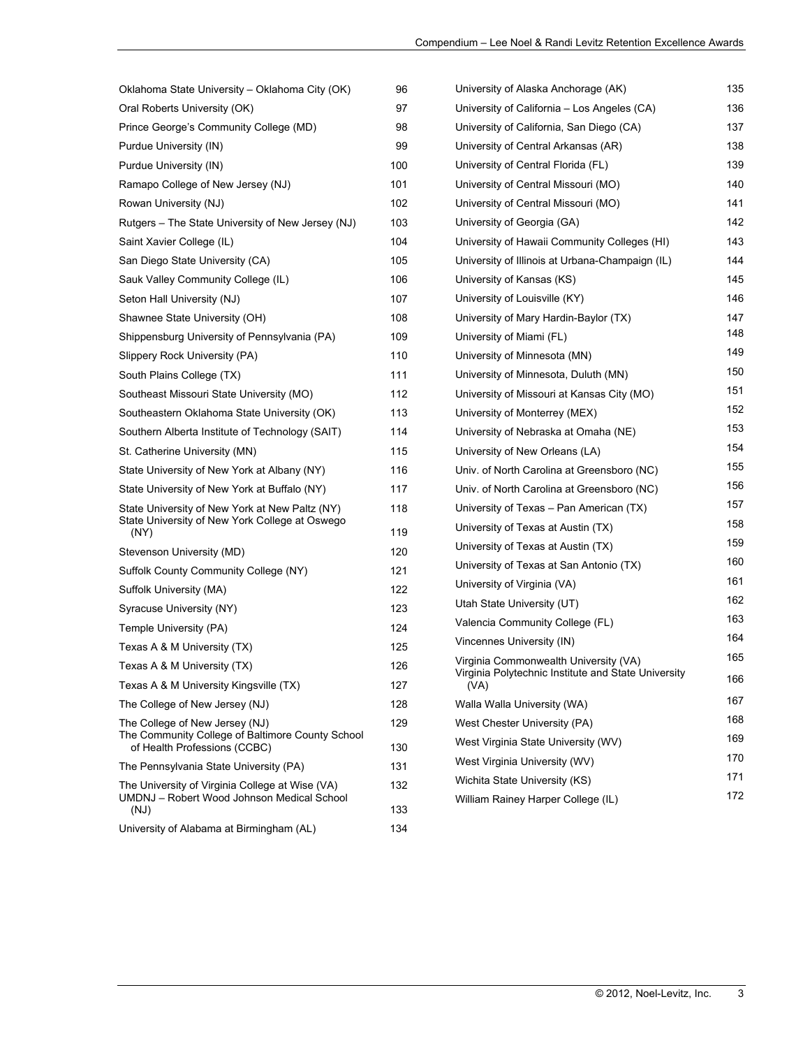| Institution | Page |
|---|---|
| Oklahoma State University – Oklahoma City (OK) | 96 |
| Oral Roberts University (OK) | 97 |
| Prince George's Community College (MD) | 98 |
| Purdue University (IN) | 99 |
| Purdue University (IN) | 100 |
| Ramapo College of New Jersey (NJ) | 101 |
| Rowan University (NJ) | 102 |
| Rutgers – The State University of New Jersey (NJ) | 103 |
| Saint Xavier College (IL) | 104 |
| San Diego State University (CA) | 105 |
| Sauk Valley Community College (IL) | 106 |
| Seton Hall University (NJ) | 107 |
| Shawnee State University (OH) | 108 |
| Shippensburg University of Pennsylvania (PA) | 109 |
| Slippery Rock University (PA) | 110 |
| South Plains College (TX) | 111 |
| Southeast Missouri State University (MO) | 112 |
| Southeastern Oklahoma State University (OK) | 113 |
| Southern Alberta Institute of Technology (SAIT) | 114 |
| St. Catherine University (MN) | 115 |
| State University of New York at Albany (NY) | 116 |
| State University of New York at Buffalo (NY) | 117 |
| State University of New York at New Paltz (NY) | 118 |
| State University of New York College at Oswego (NY) | 119 |
| Stevenson University (MD) | 120 |
| Suffolk County Community College (NY) | 121 |
| Suffolk University (MA) | 122 |
| Syracuse University (NY) | 123 |
| Temple University (PA) | 124 |
| Texas A & M University (TX) | 125 |
| Texas A & M University (TX) | 126 |
| Texas A & M University Kingsville (TX) | 127 |
| The College of New Jersey (NJ) | 128 |
| The College of New Jersey (NJ) | 129 |
| The Community College of Baltimore County School of Health Professions (CCBC) | 130 |
| The Pennsylvania State University (PA) | 131 |
| The University of Virginia College at Wise (VA) | 132 |
| UMDNJ – Robert Wood Johnson Medical School (NJ) | 133 |
| University of Alabama at Birmingham (AL) | 134 |
| University of Alaska Anchorage (AK) | 135 |
| University of California – Los Angeles (CA) | 136 |
| University of California, San Diego (CA) | 137 |
| University of Central Arkansas (AR) | 138 |
| University of Central Florida (FL) | 139 |
| University of Central Missouri (MO) | 140 |
| University of Central Missouri (MO) | 141 |
| University of Georgia (GA) | 142 |
| University of Hawaii Community Colleges (HI) | 143 |
| University of Illinois at Urbana-Champaign (IL) | 144 |
| University of Kansas (KS) | 145 |
| University of Louisville (KY) | 146 |
| University of Mary Hardin-Baylor (TX) | 147 |
| University of Miami (FL) | 148 |
| University of Minnesota (MN) | 149 |
| University of Minnesota, Duluth (MN) | 150 |
| University of Missouri at Kansas City (MO) | 151 |
| University of Monterrey (MEX) | 152 |
| University of Nebraska at Omaha (NE) | 153 |
| University of New Orleans (LA) | 154 |
| Univ. of North Carolina at Greensboro (NC) | 155 |
| Univ. of North Carolina at Greensboro (NC) | 156 |
| University of Texas – Pan American (TX) | 157 |
| University of Texas at Austin (TX) | 158 |
| University of Texas at Austin (TX) | 159 |
| University of Texas at San Antonio (TX) | 160 |
| University of Virginia (VA) | 161 |
| Utah State University (UT) | 162 |
| Valencia Community College (FL) | 163 |
| Vincennes University (IN) | 164 |
| Virginia Commonwealth University (VA) | 165 |
| Virginia Polytechnic Institute and State University (VA) | 166 |
| Walla Walla University (WA) | 167 |
| West Chester University (PA) | 168 |
| West Virginia State University (WV) | 169 |
| West Virginia University (WV) | 170 |
| Wichita State University (KS) | 171 |
| William Rainey Harper College (IL) | 172 |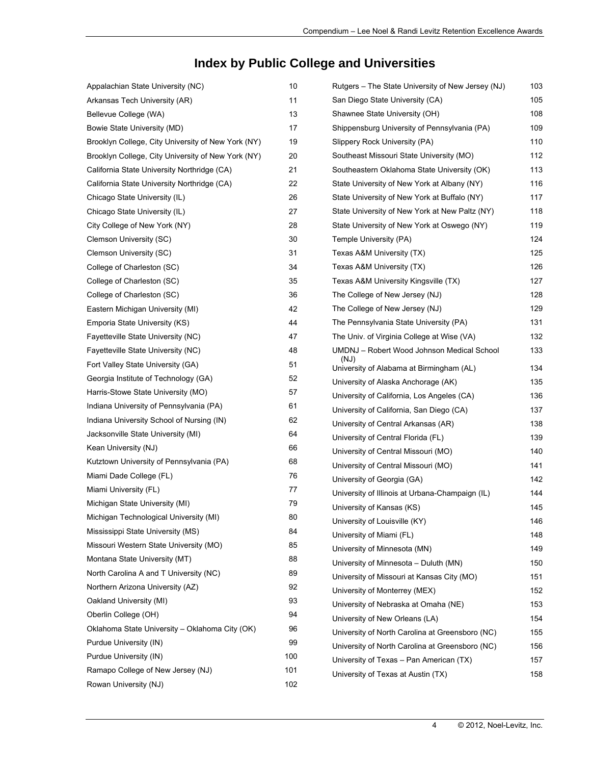# Index by Public College and Universities

| | |
|---|---|
| Appalachian State University (NC) | 10 |
| Arkansas Tech University (AR) | 11 |
| Bellevue College (WA) | 13 |
| Bowie State University (MD) | 17 |
| Brooklyn College, City University of New York (NY) | 19 |
| Brooklyn College, City University of New York (NY) | 20 |
| California State University Northridge (CA) | 21 |
| California State University Northridge (CA) | 22 |
| Chicago State University (IL) | 26 |
| Chicago State University (IL) | 27 |
| City College of New York (NY) | 28 |
| Clemson University (SC) | 30 |
| Clemson University (SC) | 31 |
| College of Charleston (SC) | 34 |
| College of Charleston (SC) | 35 |
| College of Charleston (SC) | 36 |
| Eastern Michigan University (MI) | 42 |
| Emporia State University (KS) | 44 |
| Fayetteville State University (NC) | 47 |
| Fayetteville State University (NC) | 48 |
| Fort Valley State University (GA) | 51 |
| Georgia Institute of Technology (GA) | 52 |
| Harris-Stowe State University (MO) | 57 |
| Indiana University of Pennsylvania (PA) | 61 |
| Indiana University School of Nursing (IN) | 62 |
| Jacksonville State University (MI) | 64 |
| Kean University (NJ) | 66 |
| Kutztown University of Pennsylvania (PA) | 68 |
| Miami Dade College (FL) | 76 |
| Miami University (FL) | 77 |
| Michigan State University (MI) | 79 |
| Michigan Technological University (MI) | 80 |
| Mississippi State University (MS) | 84 |
| Missouri Western State University (MO) | 85 |
| Montana State University (MT) | 88 |
| North Carolina A and T University (NC) | 89 |
| Northern Arizona University (AZ) | 92 |
| Oakland University (MI) | 93 |
| Oberlin College (OH) | 94 |
| Oklahoma State University – Oklahoma City (OK) | 96 |
| Purdue University (IN) | 99 |
| Purdue University (IN) | 100 |
| Ramapo College of New Jersey (NJ) | 101 |
| Rowan University (NJ) | 102 |
| Rutgers – The State University of New Jersey (NJ) | 103 |
| San Diego State University (CA) | 105 |
| Shawnee State University (OH) | 108 |
| Shippensburg University of Pennsylvania (PA) | 109 |
| Slippery Rock University (PA) | 110 |
| Southeast Missouri State University (MO) | 112 |
| Southeastern Oklahoma State University (OK) | 113 |
| State University of New York at Albany (NY) | 116 |
| State University of New York at Buffalo (NY) | 117 |
| State University of New York at New Paltz (NY) | 118 |
| State University of New York at Oswego (NY) | 119 |
| Temple University (PA) | 124 |
| Texas A&M University (TX) | 125 |
| Texas A&M University (TX) | 126 |
| Texas A&M University Kingsville (TX) | 127 |
| The College of New Jersey (NJ) | 128 |
| The College of New Jersey (NJ) | 129 |
| The Pennsylvania State University (PA) | 131 |
| The Univ. of Virginia College at Wise (VA) | 132 |
| UMDNJ – Robert Wood Johnson Medical School (NJ) | 133 |
| University of Alabama at Birmingham (AL) | 134 |
| University of Alaska Anchorage (AK) | 135 |
| University of California, Los Angeles (CA) | 136 |
| University of California, San Diego (CA) | 137 |
| University of Central Arkansas (AR) | 138 |
| University of Central Florida (FL) | 139 |
| University of Central Missouri (MO) | 140 |
| University of Central Missouri (MO) | 141 |
| University of Georgia (GA) | 142 |
| University of Illinois at Urbana-Champaign (IL) | 144 |
| University of Kansas (KS) | 145 |
| University of Louisville (KY) | 146 |
| University of Miami (FL) | 148 |
| University of Minnesota (MN) | 149 |
| University of Minnesota – Duluth (MN) | 150 |
| University of Missouri at Kansas City (MO) | 151 |
| University of Monterrey (MEX) | 152 |
| University of Nebraska at Omaha (NE) | 153 |
| University of New Orleans (LA) | 154 |
| University of North Carolina at Greensboro (NC) | 155 |
| University of North Carolina at Greensboro (NC) | 156 |
| University of Texas – Pan American (TX) | 157 |
| University of Texas at Austin (TX) | 158 |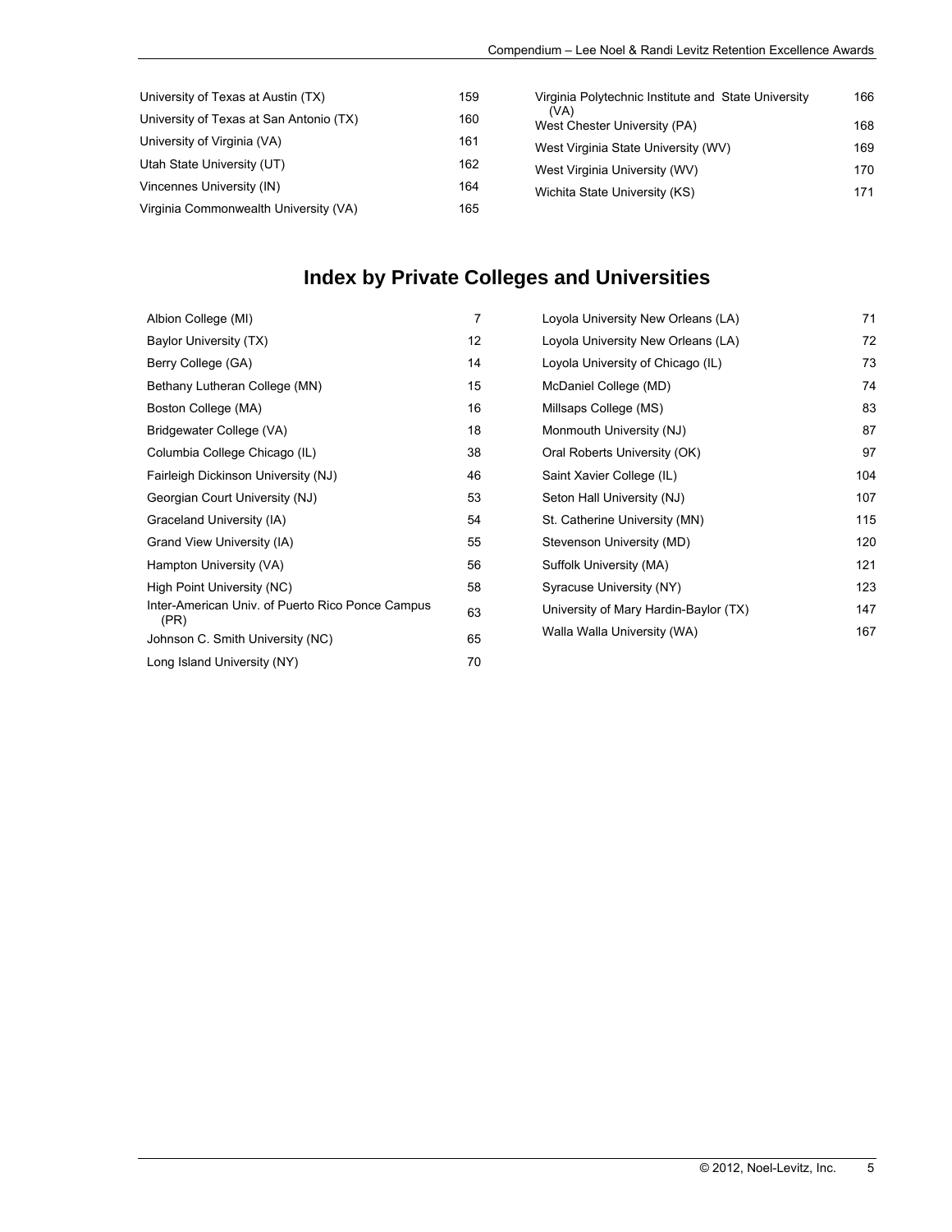| | |
|---|---|
| University of Texas at Austin (TX) | 159 |
| University of Texas at San Antonio (TX) | 160 |
| University of Virginia (VA) | 161 |
| Utah State University (UT) | 162 |
| Vincennes University (IN) | 164 |
| Virginia Commonwealth University (VA) | 165 |
| Virginia Polytechnic Institute and State University (VA) | 166 |
| West Chester University (PA) | 168 |
| West Virginia State University (WV) | 169 |
| West Virginia University (WV) | 170 |
| Wichita State University (KS) | 171 |

## Index by Private Colleges and Universities

| | |
|---|---|
| Albion College (MI) | 7 |
| Baylor University (TX) | 12 |
| Berry College (GA) | 14 |
| Bethany Lutheran College (MN) | 15 |
| Boston College (MA) | 16 |
| Bridgewater College (VA) | 18 |
| Columbia College Chicago (IL) | 38 |
| Fairleigh Dickinson University (NJ) | 46 |
| Georgian Court University (NJ) | 53 |
| Graceland University (IA) | 54 |
| Grand View University (IA) | 55 |
| Hampton University (VA) | 56 |
| High Point University (NC) | 58 |
| Inter-American Univ. of Puerto Rico Ponce Campus (PR) | 63 |
| Johnson C. Smith University (NC) | 65 |
| Long Island University (NY) | 70 |
| Loyola University New Orleans (LA) | 71 |
| Loyola University New Orleans (LA) | 72 |
| Loyola University of Chicago (IL) | 73 |
| McDaniel College (MD) | 74 |
| Millsaps College (MS) | 83 |
| Monmouth University (NJ) | 87 |
| Oral Roberts University (OK) | 97 |
| Saint Xavier College (IL) | 104 |
| Seton Hall University (NJ) | 107 |
| St. Catherine University (MN) | 115 |
| Stevenson University (MD) | 120 |
| Suffolk University (MA) | 121 |
| Syracuse University (NY) | 123 |
| University of Mary Hardin-Baylor (TX) | 147 |
| Walla Walla University (WA) | 167 |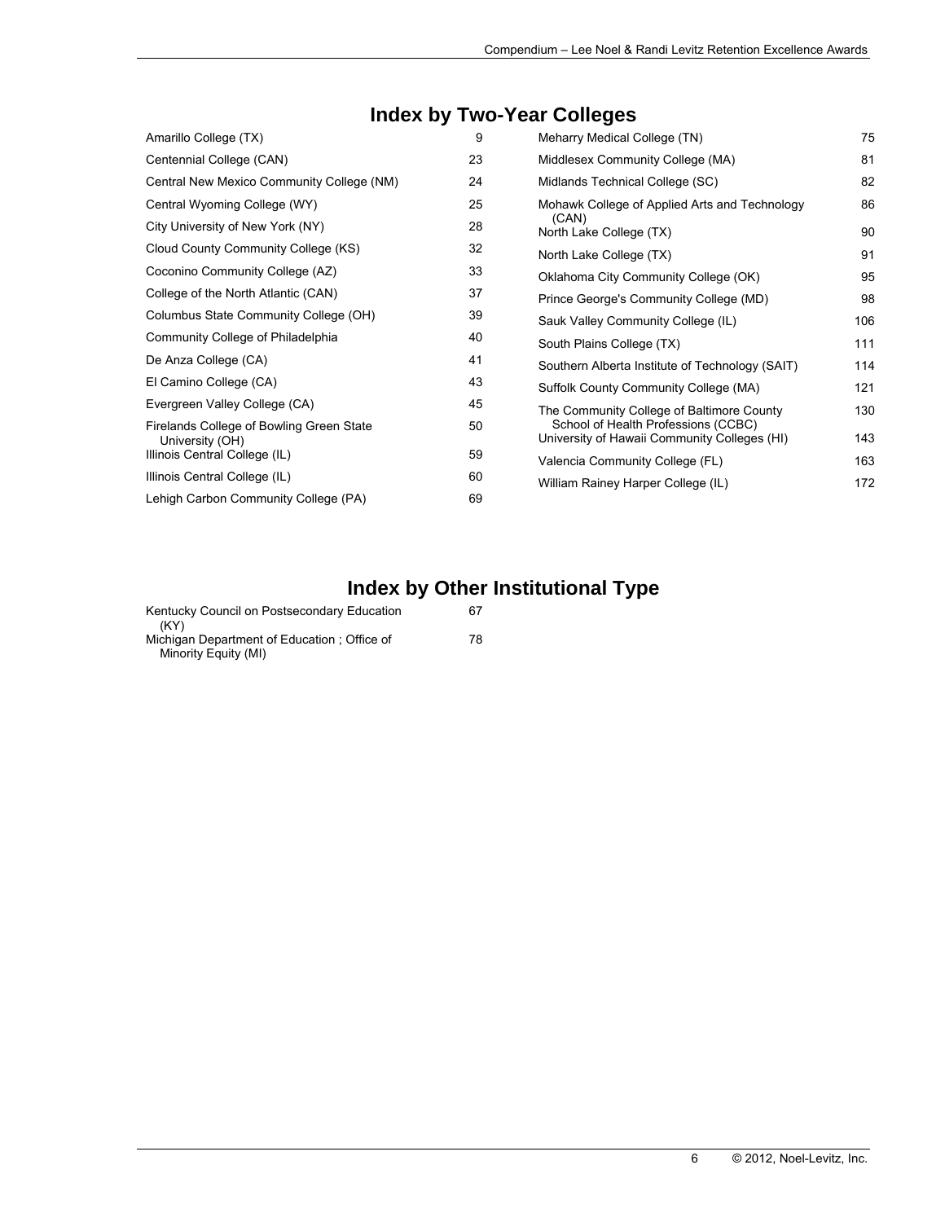## Index by Two-Year Colleges

| | |
|---|---|
| Amarillo College (TX) | 9 |
| Centennial College (CAN) | 23 |
| Central New Mexico Community College (NM) | 24 |
| Central Wyoming College (WY) | 25 |
| City University of New York (NY) | 28 |
| Cloud County Community College (KS) | 32 |
| Coconino Community College (AZ) | 33 |
| College of the North Atlantic (CAN) | 37 |
| Columbus State Community College (OH) | 39 |
| Community College of Philadelphia | 40 |
| De Anza College (CA) | 41 |
| El Camino College (CA) | 43 |
| Evergreen Valley College (CA) | 45 |
| Firelands College of Bowling Green State University (OH) | 50 |
| Illinois Central College (IL) | 59 |
| Illinois Central College (IL) | 60 |
| Lehigh Carbon Community College (PA) | 69 |
| Meharry Medical College (TN) | 75 |
| Middlesex Community College (MA) | 81 |
| Midlands Technical College (SC) | 82 |
| Mohawk College of Applied Arts and Technology (CAN) | 86 |
| North Lake College (TX) | 90 |
| North Lake College (TX) | 91 |
| Oklahoma City Community College (OK) | 95 |
| Prince George's Community College (MD) | 98 |
| Sauk Valley Community College (IL) | 106 |
| South Plains College (TX) | 111 |
| Southern Alberta Institute of Technology (SAIT) | 114 |
| Suffolk County Community College (MA) | 121 |
| The Community College of Baltimore County School of Health Professions (CCBC) | 130 |
| University of Hawaii Community Colleges (HI) | 143 |
| Valencia Community College (FL) | 163 |
| William Rainey Harper College (IL) | 172 |

## Index by Other Institutional Type

| | |
|---|---|
| Kentucky Council on Postsecondary Education (KY) | 67 |
| Michigan Department of Education ; Office of Minority Equity (MI) | 78 |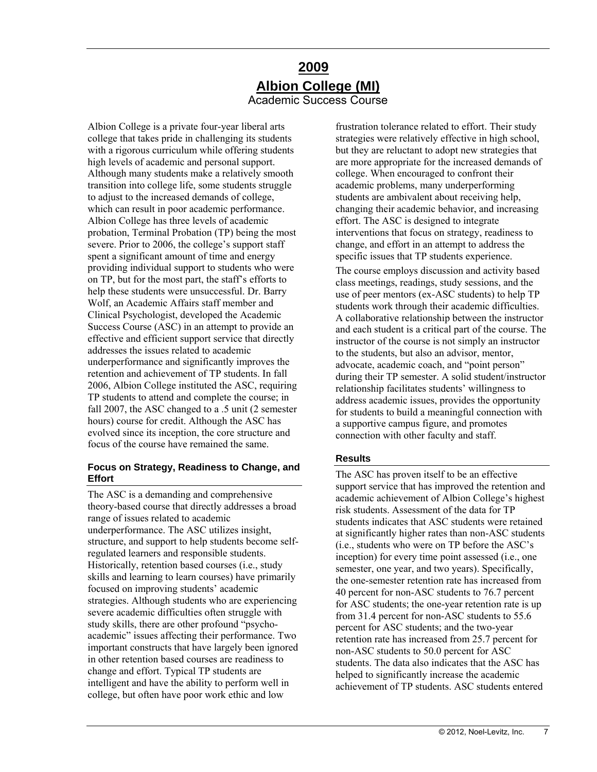# 2009

# Albion College (MI)

## Academic Success Course

Albion College is a private four-year liberal arts college that takes pride in challenging its students with a rigorous curriculum while offering students high levels of academic and personal support. Although many students make a relatively smooth transition into college life, some students struggle to adjust to the increased demands of college, which can result in poor academic performance. Albion College has three levels of academic probation, Terminal Probation (TP) being the most severe. Prior to 2006, the college's support staff spent a significant amount of time and energy providing individual support to students who were on TP, but for the most part, the staff's efforts to help these students were unsuccessful. Dr. Barry Wolf, an Academic Affairs staff member and Clinical Psychologist, developed the Academic Success Course (ASC) in an attempt to provide an effective and efficient support service that directly addresses the issues related to academic underperformance and significantly improves the retention and achievement of TP students. In fall 2006, Albion College instituted the ASC, requiring TP students to attend and complete the course; in fall 2007, the ASC changed to a .5 unit (2 semester hours) course for credit. Although the ASC has evolved since its inception, the core structure and focus of the course have remained the same.

### Focus on Strategy, Readiness to Change, and Effort

The ASC is a demanding and comprehensive theory-based course that directly addresses a broad range of issues related to academic underperformance. The ASC utilizes insight, structure, and support to help students become self-regulated learners and responsible students. Historically, retention based courses (i.e., study skills and learning to learn courses) have primarily focused on improving students' academic strategies. Although students who are experiencing severe academic difficulties often struggle with study skills, there are other profound "psycho-academic" issues affecting their performance. Two important constructs that have largely been ignored in other retention based courses are readiness to change and effort. Typical TP students are intelligent and have the ability to perform well in college, but often have poor work ethic and low frustration tolerance related to effort. Their study strategies were relatively effective in high school, but they are reluctant to adopt new strategies that are more appropriate for the increased demands of college. When encouraged to confront their academic problems, many underperforming students are ambivalent about receiving help, changing their academic behavior, and increasing effort. The ASC is designed to integrate interventions that focus on strategy, readiness to change, and effort in an attempt to address the specific issues that TP students experience.

The course employs discussion and activity based class meetings, readings, study sessions, and the use of peer mentors (ex-ASC students) to help TP students work through their academic difficulties. A collaborative relationship between the instructor and each student is a critical part of the course. The instructor of the course is not simply an instructor to the students, but also an advisor, mentor, advocate, academic coach, and "point person" during their TP semester. A solid student/instructor relationship facilitates students' willingness to address academic issues, provides the opportunity for students to build a meaningful connection with a supportive campus figure, and promotes connection with other faculty and staff.

### Results

The ASC has proven itself to be an effective support service that has improved the retention and academic achievement of Albion College's highest risk students. Assessment of the data for TP students indicates that ASC students were retained at significantly higher rates than non-ASC students (i.e., students who were on TP before the ASC's inception) for every time point assessed (i.e., one semester, one year, and two years). Specifically, the one-semester retention rate has increased from 40 percent for non-ASC students to 76.7 percent for ASC students; the one-year retention rate is up from 31.4 percent for non-ASC students to 55.6 percent for ASC students; and the two-year retention rate has increased from 25.7 percent for non-ASC students to 50.0 percent for ASC students. The data also indicates that the ASC has helped to significantly increase the academic achievement of TP students. ASC students entered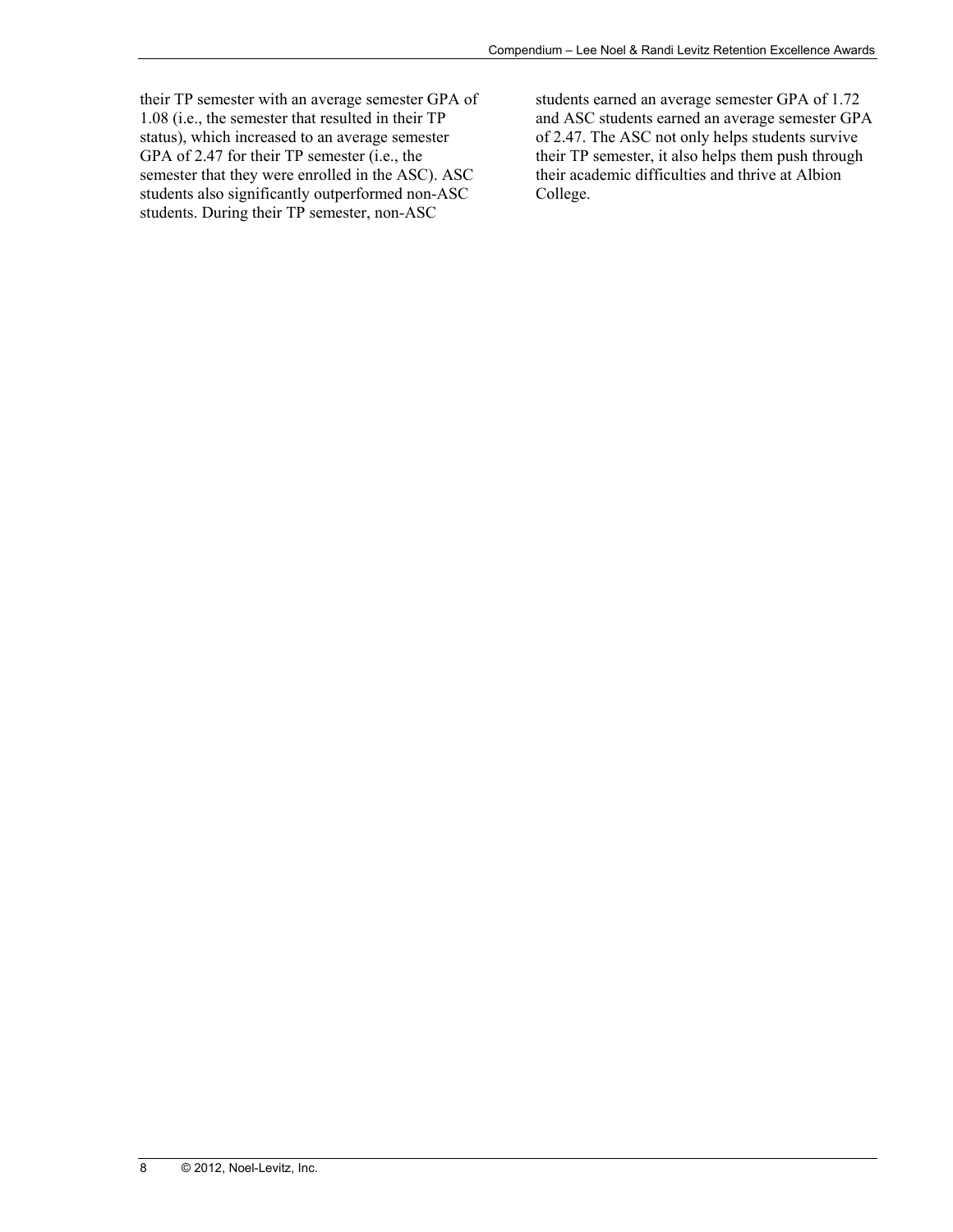their TP semester with an average semester GPA of 1.08 (i.e., the semester that resulted in their TP status), which increased to an average semester GPA of 2.47 for their TP semester (i.e., the semester that they were enrolled in the ASC). ASC students also significantly outperformed non-ASC students. During their TP semester, non-ASC students earned an average semester GPA of 1.72 and ASC students earned an average semester GPA of 2.47. The ASC not only helps students survive their TP semester, it also helps them push through their academic difficulties and thrive at Albion College.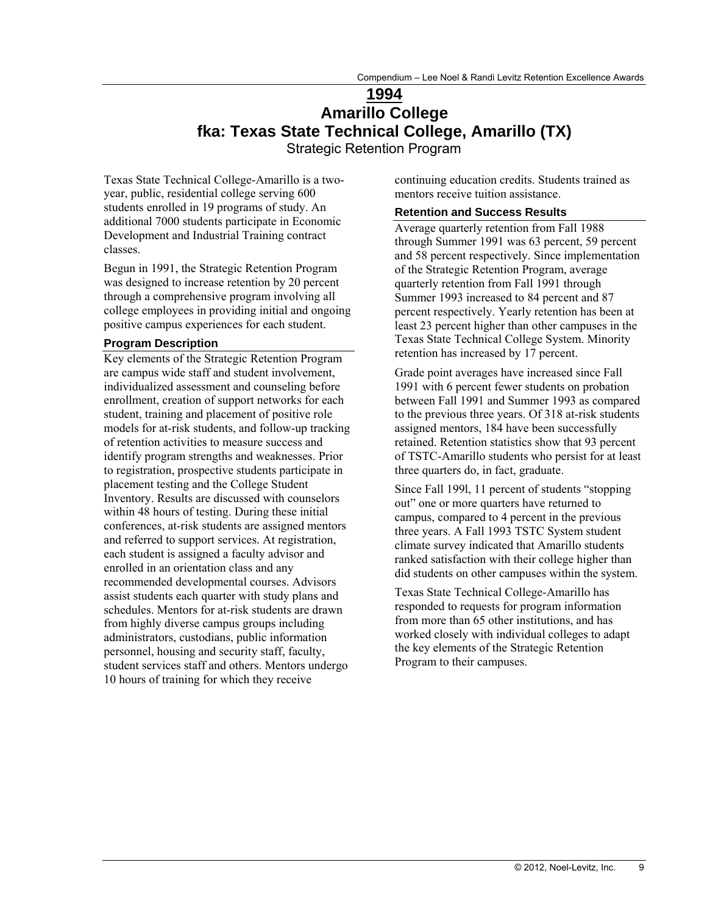# 1994

# Amarillo College

# fka: Texas State Technical College, Amarillo (TX)

Strategic Retention Program

Texas State Technical College-Amarillo is a two-year, public, residential college serving 600 students enrolled in 19 programs of study. An additional 7000 students participate in Economic Development and Industrial Training contract classes.

Begun in 1991, the Strategic Retention Program was designed to increase retention by 20 percent through a comprehensive program involving all college employees in providing initial and ongoing positive campus experiences for each student.

### Program Description

Key elements of the Strategic Retention Program are campus wide staff and student involvement, individualized assessment and counseling before enrollment, creation of support networks for each student, training and placement of positive role models for at-risk students, and follow-up tracking of retention activities to measure success and identify program strengths and weaknesses. Prior to registration, prospective students participate in placement testing and the College Student Inventory. Results are discussed with counselors within 48 hours of testing. During these initial conferences, at-risk students are assigned mentors and referred to support services. At registration, each student is assigned a faculty advisor and enrolled in an orientation class and any recommended developmental courses. Advisors assist students each quarter with study plans and schedules. Mentors for at-risk students are drawn from highly diverse campus groups including administrators, custodians, public information personnel, housing and security staff, faculty, student services staff and others. Mentors undergo 10 hours of training for which they receive continuing education credits. Students trained as mentors receive tuition assistance.

### Retention and Success Results

Average quarterly retention from Fall 1988 through Summer 1991 was 63 percent, 59 percent and 58 percent respectively. Since implementation of the Strategic Retention Program, average quarterly retention from Fall 1991 through Summer 1993 increased to 84 percent and 87 percent respectively. Yearly retention has been at least 23 percent higher than other campuses in the Texas State Technical College System. Minority retention has increased by 17 percent.

Grade point averages have increased since Fall 1991 with 6 percent fewer students on probation between Fall 1991 and Summer 1993 as compared to the previous three years. Of 318 at-risk students assigned mentors, 184 have been successfully retained. Retention statistics show that 93 percent of TSTC-Amarillo students who persist for at least three quarters do, in fact, graduate.

Since Fall 199l, 11 percent of students "stopping out" one or more quarters have returned to campus, compared to 4 percent in the previous three years. A Fall 1993 TSTC System student climate survey indicated that Amarillo students ranked satisfaction with their college higher than did students on other campuses within the system.

Texas State Technical College-Amarillo has responded to requests for program information from more than 65 other institutions, and has worked closely with individual colleges to adapt the key elements of the Strategic Retention Program to their campuses.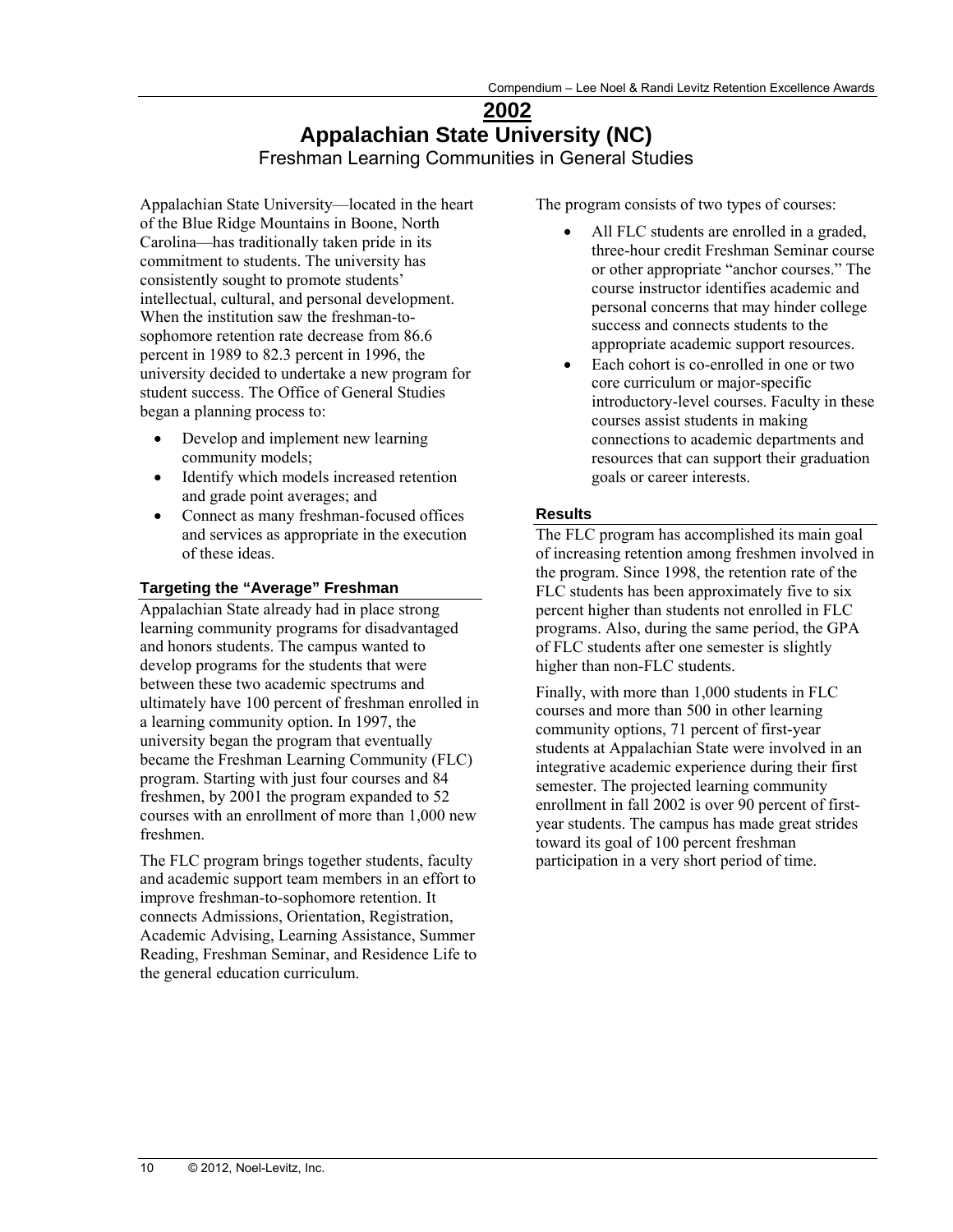# 2002

# Appalachian State University (NC)

## Freshman Learning Communities in General Studies

Appalachian State University—located in the heart of the Blue Ridge Mountains in Boone, North Carolina—has traditionally taken pride in its commitment to students. The university has consistently sought to promote students' intellectual, cultural, and personal development. When the institution saw the freshman-to-sophomore retention rate decrease from 86.6 percent in 1989 to 82.3 percent in 1996, the university decided to undertake a new program for student success. The Office of General Studies began a planning process to:

- Develop and implement new learning community models;
- Identify which models increased retention and grade point averages; and
- Connect as many freshman-focused offices and services as appropriate in the execution of these ideas.

### Targeting the "Average" Freshman

Appalachian State already had in place strong learning community programs for disadvantaged and honors students. The campus wanted to develop programs for the students that were between these two academic spectrums and ultimately have 100 percent of freshman enrolled in a learning community option. In 1997, the university began the program that eventually became the Freshman Learning Community (FLC) program. Starting with just four courses and 84 freshmen, by 2001 the program expanded to 52 courses with an enrollment of more than 1,000 new freshmen.

The FLC program brings together students, faculty and academic support team members in an effort to improve freshman-to-sophomore retention. It connects Admissions, Orientation, Registration, Academic Advising, Learning Assistance, Summer Reading, Freshman Seminar, and Residence Life to the general education curriculum.

The program consists of two types of courses:

- All FLC students are enrolled in a graded, three-hour credit Freshman Seminar course or other appropriate "anchor courses." The course instructor identifies academic and personal concerns that may hinder college success and connects students to the appropriate academic support resources.
- Each cohort is co-enrolled in one or two core curriculum or major-specific introductory-level courses. Faculty in these courses assist students in making connections to academic departments and resources that can support their graduation goals or career interests.

### Results

The FLC program has accomplished its main goal of increasing retention among freshmen involved in the program. Since 1998, the retention rate of the FLC students has been approximately five to six percent higher than students not enrolled in FLC programs. Also, during the same period, the GPA of FLC students after one semester is slightly higher than non-FLC students.

Finally, with more than 1,000 students in FLC courses and more than 500 in other learning community options, 71 percent of first-year students at Appalachian State were involved in an integrative academic experience during their first semester. The projected learning community enrollment in fall 2002 is over 90 percent of first-year students. The campus has made great strides toward its goal of 100 percent freshman participation in a very short period of time.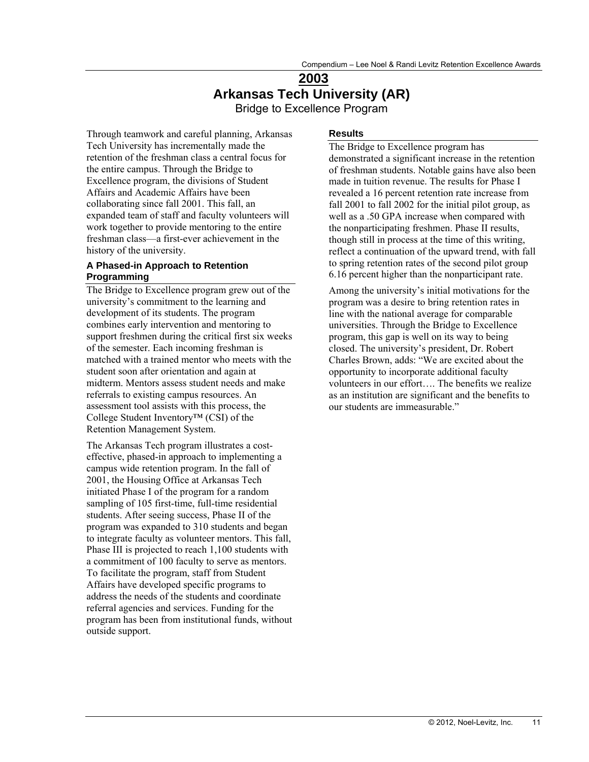# 2003

## Arkansas Tech University (AR)

Bridge to Excellence Program

Through teamwork and careful planning, Arkansas Tech University has incrementally made the retention of the freshman class a central focus for the entire campus. Through the Bridge to Excellence program, the divisions of Student Affairs and Academic Affairs have been collaborating since fall 2001. This fall, an expanded team of staff and faculty volunteers will work together to provide mentoring to the entire freshman class—a first-ever achievement in the history of the university.

### A Phased-in Approach to Retention Programming

The Bridge to Excellence program grew out of the university's commitment to the learning and development of its students. The program combines early intervention and mentoring to support freshmen during the critical first six weeks of the semester. Each incoming freshman is matched with a trained mentor who meets with the student soon after orientation and again at midterm. Mentors assess student needs and make referrals to existing campus resources. An assessment tool assists with this process, the College Student Inventory™ (CSI) of the Retention Management System.

The Arkansas Tech program illustrates a cost-effective, phased-in approach to implementing a campus wide retention program. In the fall of 2001, the Housing Office at Arkansas Tech initiated Phase I of the program for a random sampling of 105 first-time, full-time residential students. After seeing success, Phase II of the program was expanded to 310 students and began to integrate faculty as volunteer mentors. This fall, Phase III is projected to reach 1,100 students with a commitment of 100 faculty to serve as mentors. To facilitate the program, staff from Student Affairs have developed specific programs to address the needs of the students and coordinate referral agencies and services. Funding for the program has been from institutional funds, without outside support.

### Results

The Bridge to Excellence program has demonstrated a significant increase in the retention of freshman students. Notable gains have also been made in tuition revenue. The results for Phase I revealed a 16 percent retention rate increase from fall 2001 to fall 2002 for the initial pilot group, as well as a .50 GPA increase when compared with the nonparticipating freshmen. Phase II results, though still in process at the time of this writing, reflect a continuation of the upward trend, with fall to spring retention rates of the second pilot group 6.16 percent higher than the nonparticipant rate.

Among the university's initial motivations for the program was a desire to bring retention rates in line with the national average for comparable universities. Through the Bridge to Excellence program, this gap is well on its way to being closed. The university's president, Dr. Robert Charles Brown, adds: "We are excited about the opportunity to incorporate additional faculty volunteers in our effort…. The benefits we realize as an institution are significant and the benefits to our students are immeasurable."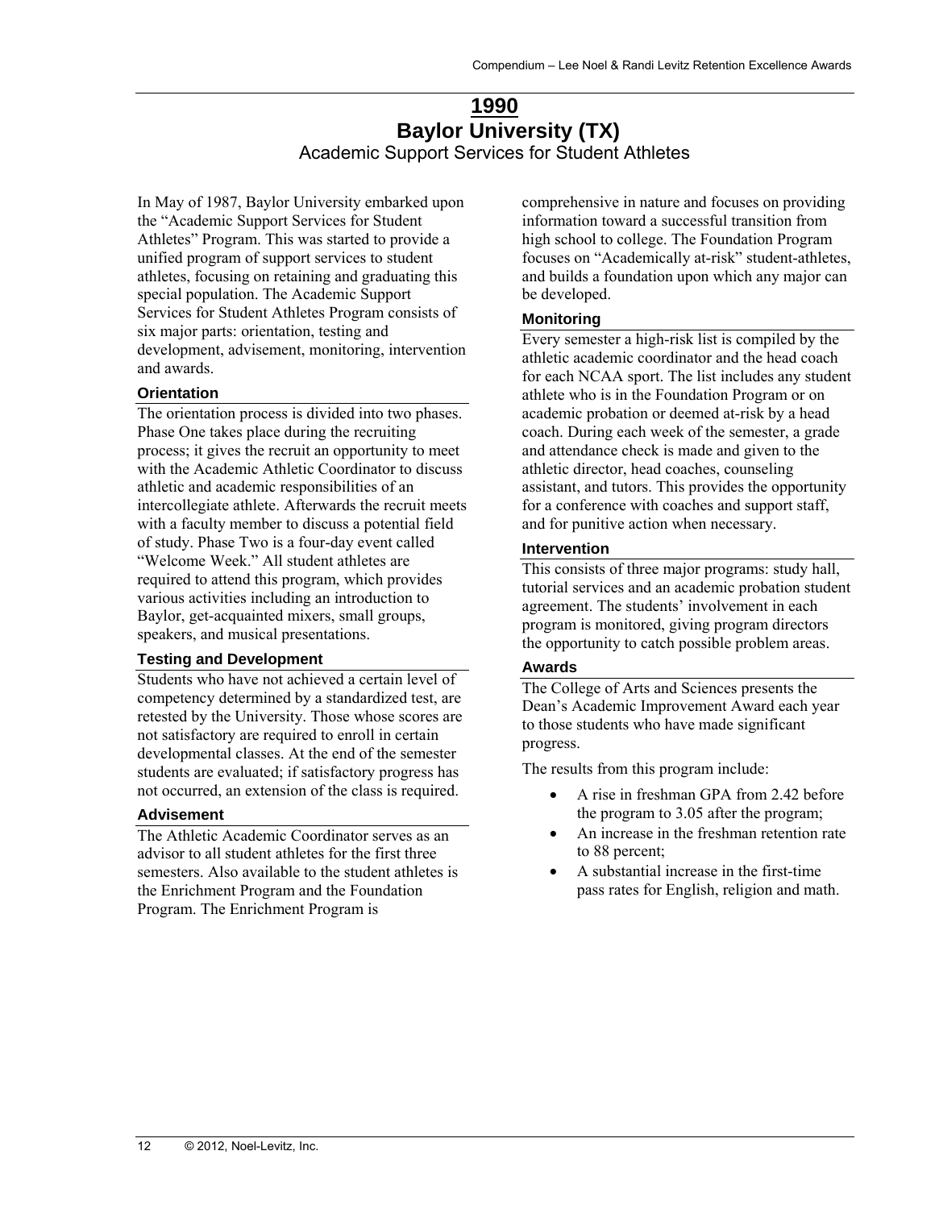# 1990
## Baylor University (TX)
### Academic Support Services for Student Athletes

In May of 1987, Baylor University embarked upon the "Academic Support Services for Student Athletes" Program. This was started to provide a unified program of support services to student athletes, focusing on retaining and graduating this special population. The Academic Support Services for Student Athletes Program consists of six major parts: orientation, testing and development, advisement, monitoring, intervention and awards.

#### Orientation

The orientation process is divided into two phases. Phase One takes place during the recruiting process; it gives the recruit an opportunity to meet with the Academic Athletic Coordinator to discuss athletic and academic responsibilities of an intercollegiate athlete. Afterwards the recruit meets with a faculty member to discuss a potential field of study. Phase Two is a four-day event called "Welcome Week." All student athletes are required to attend this program, which provides various activities including an introduction to Baylor, get-acquainted mixers, small groups, speakers, and musical presentations.

#### Testing and Development

Students who have not achieved a certain level of competency determined by a standardized test, are retested by the University. Those whose scores are not satisfactory are required to enroll in certain developmental classes. At the end of the semester students are evaluated; if satisfactory progress has not occurred, an extension of the class is required.

#### Advisement

The Athletic Academic Coordinator serves as an advisor to all student athletes for the first three semesters. Also available to the student athletes is the Enrichment Program and the Foundation Program. The Enrichment Program is comprehensive in nature and focuses on providing information toward a successful transition from high school to college. The Foundation Program focuses on "Academically at-risk" student-athletes, and builds a foundation upon which any major can be developed.

#### Monitoring

Every semester a high-risk list is compiled by the athletic academic coordinator and the head coach for each NCAA sport. The list includes any student athlete who is in the Foundation Program or on academic probation or deemed at-risk by a head coach. During each week of the semester, a grade and attendance check is made and given to the athletic director, head coaches, counseling assistant, and tutors. This provides the opportunity for a conference with coaches and support staff, and for punitive action when necessary.

#### Intervention

This consists of three major programs: study hall, tutorial services and an academic probation student agreement. The students' involvement in each program is monitored, giving program directors the opportunity to catch possible problem areas.

#### Awards

The College of Arts and Sciences presents the Dean's Academic Improvement Award each year to those students who have made significant progress.

The results from this program include:

- A rise in freshman GPA from 2.42 before the program to 3.05 after the program;
- An increase in the freshman retention rate to 88 percent;
- A substantial increase in the first-time pass rates for English, religion and math.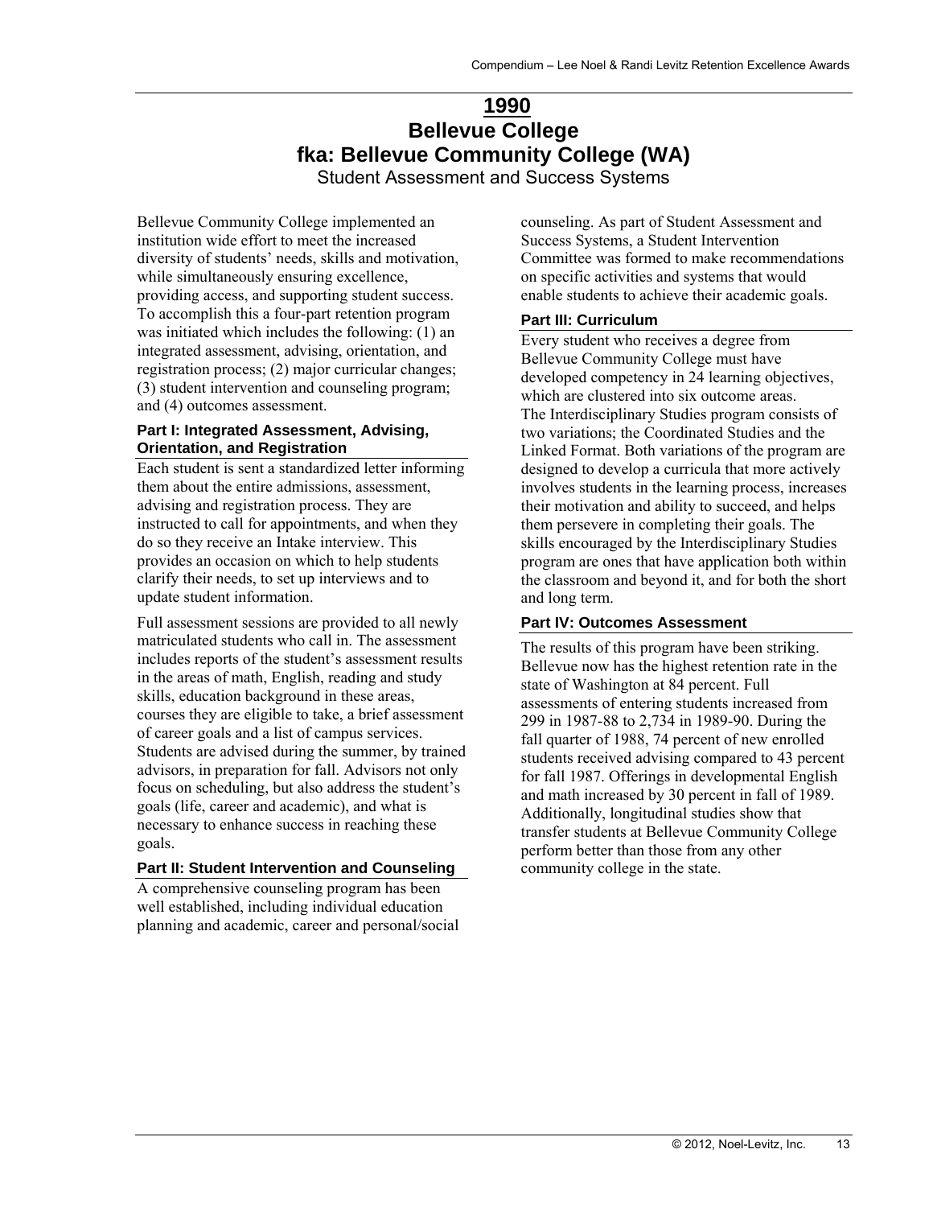# 1990

# Bellevue College

# fka: Bellevue Community College (WA)

## Student Assessment and Success Systems

Bellevue Community College implemented an institution wide effort to meet the increased diversity of students' needs, skills and motivation, while simultaneously ensuring excellence, providing access, and supporting student success. To accomplish this a four-part retention program was initiated which includes the following: (1) an integrated assessment, advising, orientation, and registration process; (2) major curricular changes; (3) student intervention and counseling program; and (4) outcomes assessment.

### Part I: Integrated Assessment, Advising, Orientation, and Registration

Each student is sent a standardized letter informing them about the entire admissions, assessment, advising and registration process. They are instructed to call for appointments, and when they do so they receive an Intake interview. This provides an occasion on which to help students clarify their needs, to set up interviews and to update student information.

Full assessment sessions are provided to all newly matriculated students who call in. The assessment includes reports of the student's assessment results in the areas of math, English, reading and study skills, education background in these areas, courses they are eligible to take, a brief assessment of career goals and a list of campus services. Students are advised during the summer, by trained advisors, in preparation for fall. Advisors not only focus on scheduling, but also address the student's goals (life, career and academic), and what is necessary to enhance success in reaching these goals.

### Part II: Student Intervention and Counseling

A comprehensive counseling program has been well established, including individual education planning and academic, career and personal/social counseling. As part of Student Assessment and Success Systems, a Student Intervention Committee was formed to make recommendations on specific activities and systems that would enable students to achieve their academic goals.

### Part III: Curriculum

Every student who receives a degree from Bellevue Community College must have developed competency in 24 learning objectives, which are clustered into six outcome areas. The Interdisciplinary Studies program consists of two variations; the Coordinated Studies and the Linked Format. Both variations of the program are designed to develop a curricula that more actively involves students in the learning process, increases their motivation and ability to succeed, and helps them persevere in completing their goals. The skills encouraged by the Interdisciplinary Studies program are ones that have application both within the classroom and beyond it, and for both the short and long term.

### Part IV: Outcomes Assessment

The results of this program have been striking. Bellevue now has the highest retention rate in the state of Washington at 84 percent. Full assessments of entering students increased from 299 in 1987-88 to 2,734 in 1989-90. During the fall quarter of 1988, 74 percent of new enrolled students received advising compared to 43 percent for fall 1987. Offerings in developmental English and math increased by 30 percent in fall of 1989. Additionally, longitudinal studies show that transfer students at Bellevue Community College perform better than those from any other community college in the state.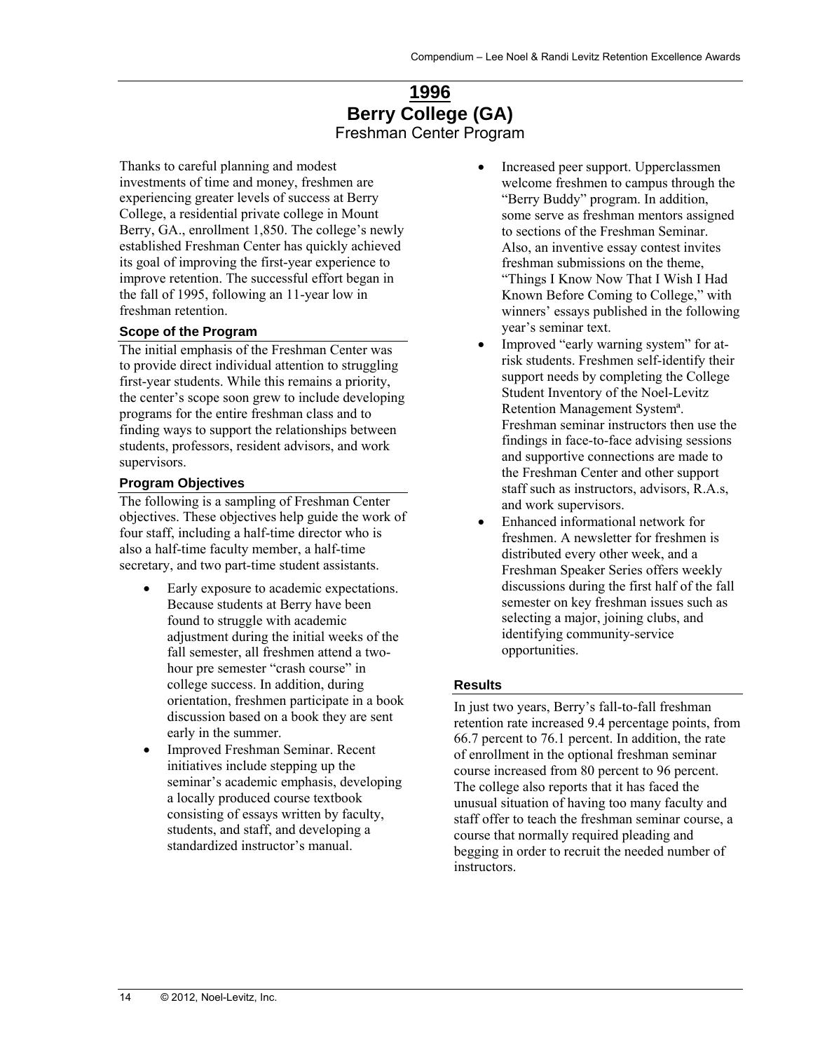# 1996

## Berry College (GA)

### Freshman Center Program

Thanks to careful planning and modest investments of time and money, freshmen are experiencing greater levels of success at Berry College, a residential private college in Mount Berry, GA., enrollment 1,850. The college's newly established Freshman Center has quickly achieved its goal of improving the first-year experience to improve retention. The successful effort began in the fall of 1995, following an 11-year low in freshman retention.

#### Scope of the Program

The initial emphasis of the Freshman Center was to provide direct individual attention to struggling first-year students. While this remains a priority, the center's scope soon grew to include developing programs for the entire freshman class and to finding ways to support the relationships between students, professors, resident advisors, and work supervisors.

#### Program Objectives

The following is a sampling of Freshman Center objectives. These objectives help guide the work of four staff, including a half-time director who is also a half-time faculty member, a half-time secretary, and two part-time student assistants.

- Early exposure to academic expectations. Because students at Berry have been found to struggle with academic adjustment during the initial weeks of the fall semester, all freshmen attend a two-hour pre semester "crash course" in college success. In addition, during orientation, freshmen participate in a book discussion based on a book they are sent early in the summer.
- Improved Freshman Seminar. Recent initiatives include stepping up the seminar's academic emphasis, developing a locally produced course textbook consisting of essays written by faculty, students, and staff, and developing a standardized instructor's manual.
- Increased peer support. Upperclassmen welcome freshmen to campus through the "Berry Buddy" program. In addition, some serve as freshman mentors assigned to sections of the Freshman Seminar. Also, an inventive essay contest invites freshman submissions on the theme, "Things I Know Now That I Wish I Had Known Before Coming to College," with winners' essays published in the following year's seminar text.
- Improved "early warning system" for at-risk students. Freshmen self-identify their support needs by completing the College Student Inventory of the Noel-Levitz Retention Management System[a]. Freshman seminar instructors then use the findings in face-to-face advising sessions and supportive connections are made to the Freshman Center and other support staff such as instructors, advisors, R.A.s, and work supervisors.
- Enhanced informational network for freshmen. A newsletter for freshmen is distributed every other week, and a Freshman Speaker Series offers weekly discussions during the first half of the fall semester on key freshman issues such as selecting a major, joining clubs, and identifying community-service opportunities.

#### Results

In just two years, Berry's fall-to-fall freshman retention rate increased 9.4 percentage points, from 66.7 percent to 76.1 percent. In addition, the rate of enrollment in the optional freshman seminar course increased from 80 percent to 96 percent. The college also reports that it has faced the unusual situation of having too many faculty and staff offer to teach the freshman seminar course, a course that normally required pleading and begging in order to recruit the needed number of instructors.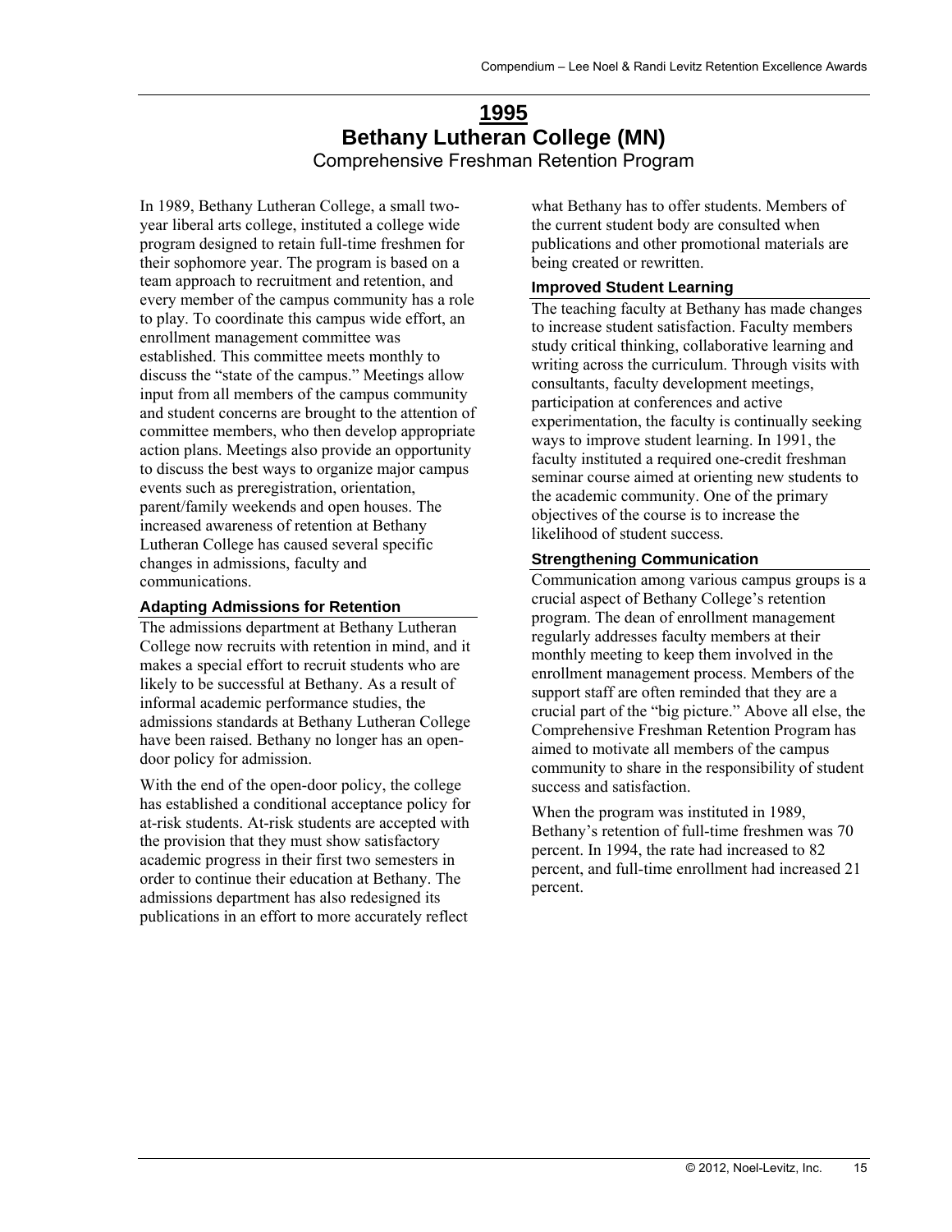# 1995

# Bethany Lutheran College (MN)

## Comprehensive Freshman Retention Program

In 1989, Bethany Lutheran College, a small two-year liberal arts college, instituted a college wide program designed to retain full-time freshmen for their sophomore year. The program is based on a team approach to recruitment and retention, and every member of the campus community has a role to play. To coordinate this campus wide effort, an enrollment management committee was established. This committee meets monthly to discuss the "state of the campus." Meetings allow input from all members of the campus community and student concerns are brought to the attention of committee members, who then develop appropriate action plans. Meetings also provide an opportunity to discuss the best ways to organize major campus events such as preregistration, orientation, parent/family weekends and open houses. The increased awareness of retention at Bethany Lutheran College has caused several specific changes in admissions, faculty and communications.

### Adapting Admissions for Retention

The admissions department at Bethany Lutheran College now recruits with retention in mind, and it makes a special effort to recruit students who are likely to be successful at Bethany. As a result of informal academic performance studies, the admissions standards at Bethany Lutheran College have been raised. Bethany no longer has an open-door policy for admission.

With the end of the open-door policy, the college has established a conditional acceptance policy for at-risk students. At-risk students are accepted with the provision that they must show satisfactory academic progress in their first two semesters in order to continue their education at Bethany. The admissions department has also redesigned its publications in an effort to more accurately reflect what Bethany has to offer students. Members of the current student body are consulted when publications and other promotional materials are being created or rewritten.

### Improved Student Learning

The teaching faculty at Bethany has made changes to increase student satisfaction. Faculty members study critical thinking, collaborative learning and writing across the curriculum. Through visits with consultants, faculty development meetings, participation at conferences and active experimentation, the faculty is continually seeking ways to improve student learning. In 1991, the faculty instituted a required one-credit freshman seminar course aimed at orienting new students to the academic community. One of the primary objectives of the course is to increase the likelihood of student success.

### Strengthening Communication

Communication among various campus groups is a crucial aspect of Bethany College's retention program. The dean of enrollment management regularly addresses faculty members at their monthly meeting to keep them involved in the enrollment management process. Members of the support staff are often reminded that they are a crucial part of the "big picture." Above all else, the Comprehensive Freshman Retention Program has aimed to motivate all members of the campus community to share in the responsibility of student success and satisfaction.

When the program was instituted in 1989, Bethany's retention of full-time freshmen was 70 percent. In 1994, the rate had increased to 82 percent, and full-time enrollment had increased 21 percent.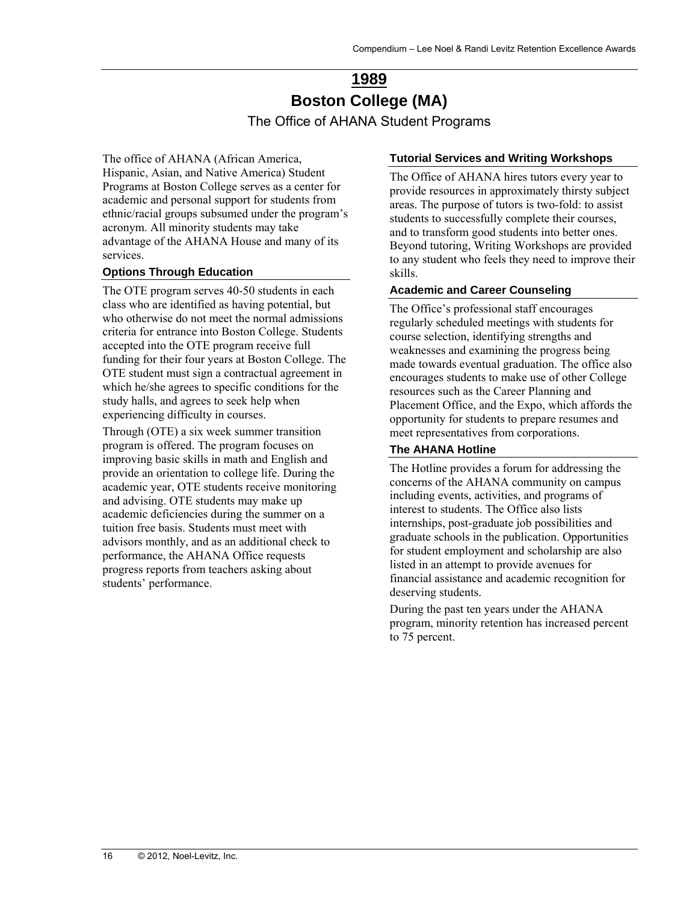# 1989

# Boston College (MA)

## The Office of AHANA Student Programs

The office of AHANA (African America, Hispanic, Asian, and Native America) Student Programs at Boston College serves as a center for academic and personal support for students from ethnic/racial groups subsumed under the program's acronym. All minority students may take advantage of the AHANA House and many of its services.

### Options Through Education

The OTE program serves 40-50 students in each class who are identified as having potential, but who otherwise do not meet the normal admissions criteria for entrance into Boston College. Students accepted into the OTE program receive full funding for their four years at Boston College. The OTE student must sign a contractual agreement in which he/she agrees to specific conditions for the study halls, and agrees to seek help when experiencing difficulty in courses.

Through (OTE) a six week summer transition program is offered. The program focuses on improving basic skills in math and English and provide an orientation to college life. During the academic year, OTE students receive monitoring and advising. OTE students may make up academic deficiencies during the summer on a tuition free basis. Students must meet with advisors monthly, and as an additional check to performance, the AHANA Office requests progress reports from teachers asking about students' performance.

### Tutorial Services and Writing Workshops

The Office of AHANA hires tutors every year to provide resources in approximately thirsty subject areas. The purpose of tutors is two-fold: to assist students to successfully complete their courses, and to transform good students into better ones. Beyond tutoring, Writing Workshops are provided to any student who feels they need to improve their skills.

### Academic and Career Counseling

The Office's professional staff encourages regularly scheduled meetings with students for course selection, identifying strengths and weaknesses and examining the progress being made towards eventual graduation. The office also encourages students to make use of other College resources such as the Career Planning and Placement Office, and the Expo, which affords the opportunity for students to prepare resumes and meet representatives from corporations.

### The AHANA Hotline

The Hotline provides a forum for addressing the concerns of the AHANA community on campus including events, activities, and programs of interest to students. The Office also lists internships, post-graduate job possibilities and graduate schools in the publication. Opportunities for student employment and scholarship are also listed in an attempt to provide avenues for financial assistance and academic recognition for deserving students.

During the past ten years under the AHANA program, minority retention has increased percent to 75 percent.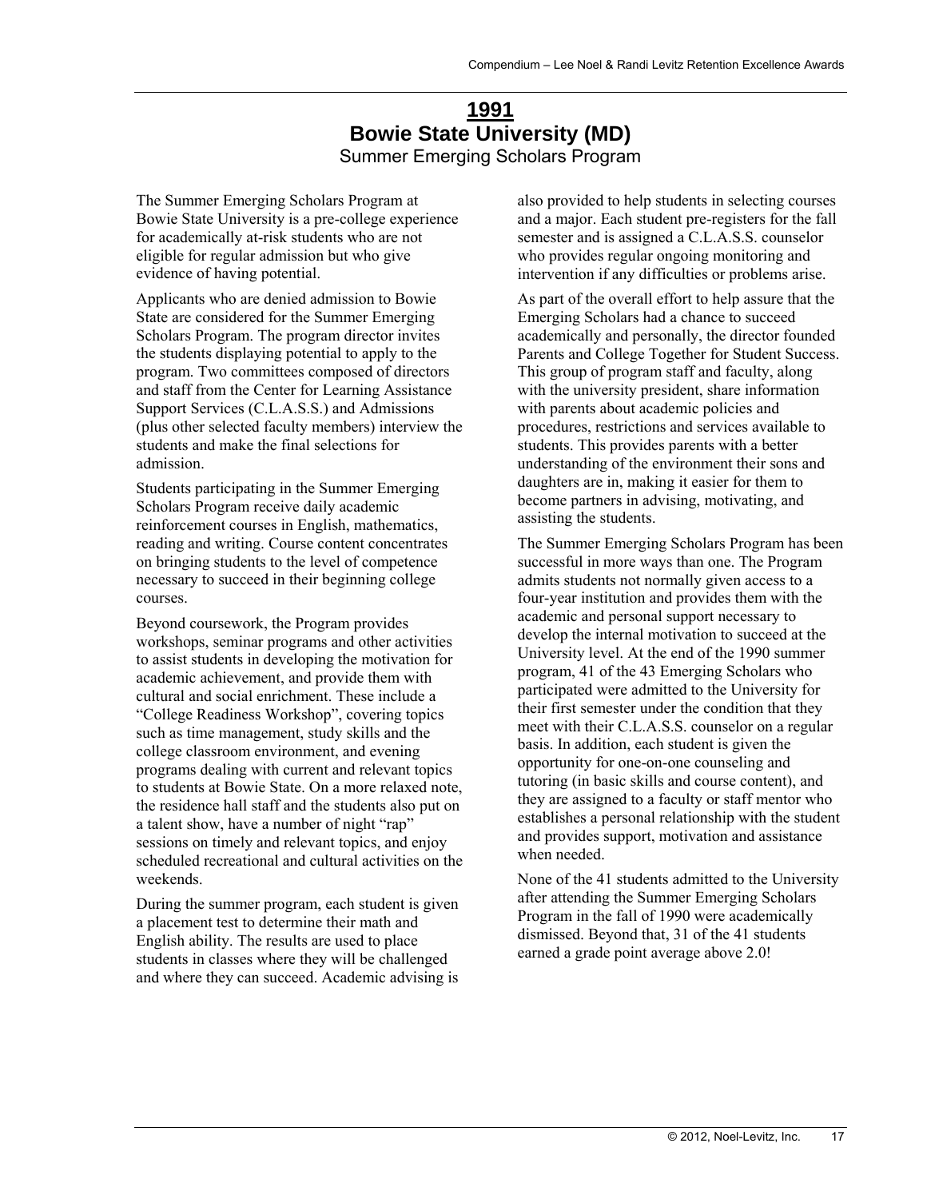# 1991

## Bowie State University (MD)

### Summer Emerging Scholars Program

The Summer Emerging Scholars Program at Bowie State University is a pre-college experience for academically at-risk students who are not eligible for regular admission but who give evidence of having potential.

Applicants who are denied admission to Bowie State are considered for the Summer Emerging Scholars Program. The program director invites the students displaying potential to apply to the program. Two committees composed of directors and staff from the Center for Learning Assistance Support Services (C.L.A.S.S.) and Admissions (plus other selected faculty members) interview the students and make the final selections for admission.

Students participating in the Summer Emerging Scholars Program receive daily academic reinforcement courses in English, mathematics, reading and writing. Course content concentrates on bringing students to the level of competence necessary to succeed in their beginning college courses.

Beyond coursework, the Program provides workshops, seminar programs and other activities to assist students in developing the motivation for academic achievement, and provide them with cultural and social enrichment. These include a "College Readiness Workshop", covering topics such as time management, study skills and the college classroom environment, and evening programs dealing with current and relevant topics to students at Bowie State. On a more relaxed note, the residence hall staff and the students also put on a talent show, have a number of night "rap" sessions on timely and relevant topics, and enjoy scheduled recreational and cultural activities on the weekends.

During the summer program, each student is given a placement test to determine their math and English ability. The results are used to place students in classes where they will be challenged and where they can succeed. Academic advising is also provided to help students in selecting courses and a major. Each student pre-registers for the fall semester and is assigned a C.L.A.S.S. counselor who provides regular ongoing monitoring and intervention if any difficulties or problems arise.

As part of the overall effort to help assure that the Emerging Scholars had a chance to succeed academically and personally, the director founded Parents and College Together for Student Success. This group of program staff and faculty, along with the university president, share information with parents about academic policies and procedures, restrictions and services available to students. This provides parents with a better understanding of the environment their sons and daughters are in, making it easier for them to become partners in advising, motivating, and assisting the students.

The Summer Emerging Scholars Program has been successful in more ways than one. The Program admits students not normally given access to a four-year institution and provides them with the academic and personal support necessary to develop the internal motivation to succeed at the University level. At the end of the 1990 summer program, 41 of the 43 Emerging Scholars who participated were admitted to the University for their first semester under the condition that they meet with their C.L.A.S.S. counselor on a regular basis. In addition, each student is given the opportunity for one-on-one counseling and tutoring (in basic skills and course content), and they are assigned to a faculty or staff mentor who establishes a personal relationship with the student and provides support, motivation and assistance when needed.

None of the 41 students admitted to the University after attending the Summer Emerging Scholars Program in the fall of 1990 were academically dismissed. Beyond that, 31 of the 41 students earned a grade point average above 2.0!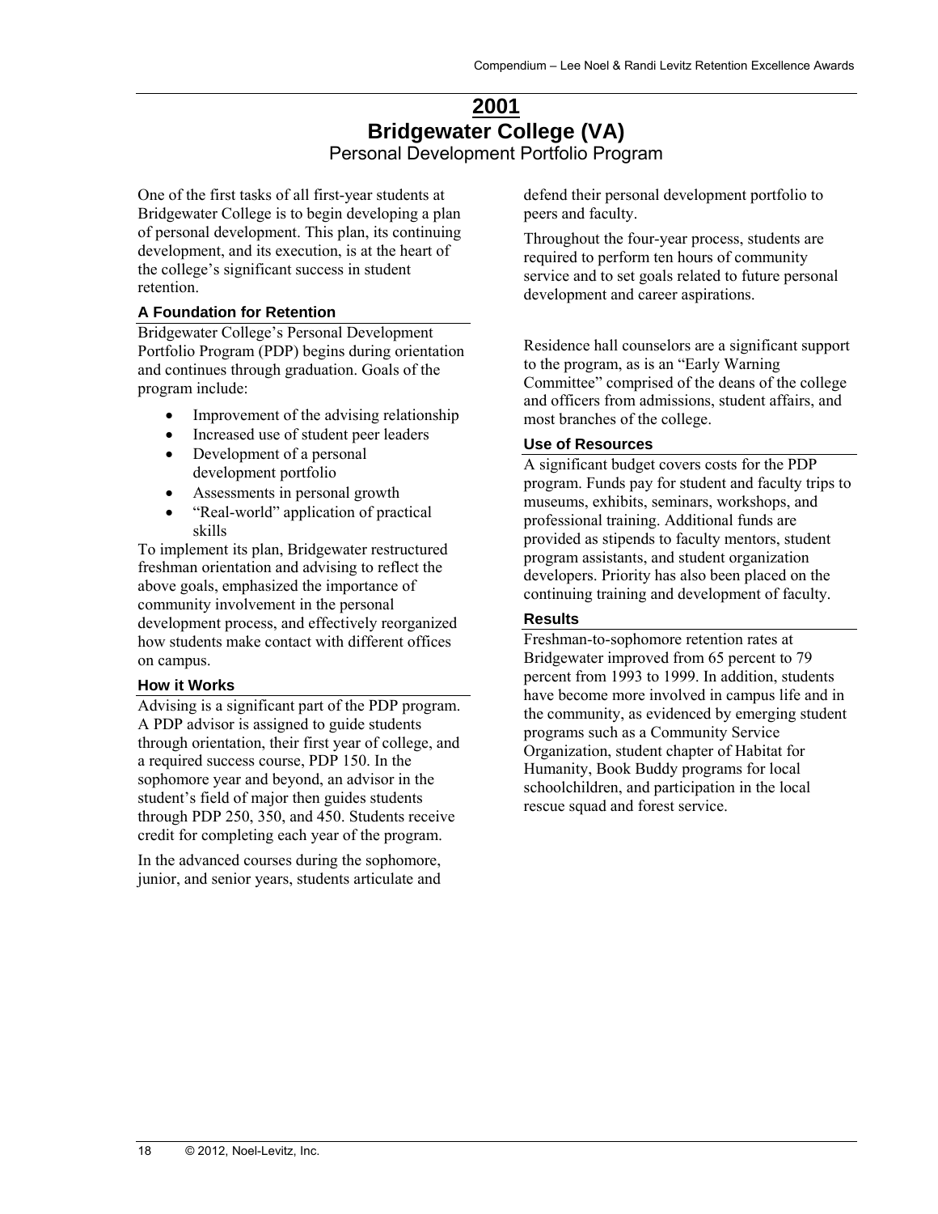# 2001

# Bridgewater College (VA)

## Personal Development Portfolio Program

One of the first tasks of all first-year students at Bridgewater College is to begin developing a plan of personal development. This plan, its continuing development, and its execution, is at the heart of the college's significant success in student retention.

### A Foundation for Retention

Bridgewater College's Personal Development Portfolio Program (PDP) begins during orientation and continues through graduation. Goals of the program include:

- Improvement of the advising relationship
- Increased use of student peer leaders
- Development of a personal development portfolio
- Assessments in personal growth
- "Real-world" application of practical skills

To implement its plan, Bridgewater restructured freshman orientation and advising to reflect the above goals, emphasized the importance of community involvement in the personal development process, and effectively reorganized how students make contact with different offices on campus.

### How it Works

Advising is a significant part of the PDP program. A PDP advisor is assigned to guide students through orientation, their first year of college, and a required success course, PDP 150. In the sophomore year and beyond, an advisor in the student's field of major then guides students through PDP 250, 350, and 450. Students receive credit for completing each year of the program.

In the advanced courses during the sophomore, junior, and senior years, students articulate and defend their personal development portfolio to peers and faculty.

Throughout the four-year process, students are required to perform ten hours of community service and to set goals related to future personal development and career aspirations.

Residence hall counselors are a significant support to the program, as is an "Early Warning Committee" comprised of the deans of the college and officers from admissions, student affairs, and most branches of the college.

### Use of Resources

A significant budget covers costs for the PDP program. Funds pay for student and faculty trips to museums, exhibits, seminars, workshops, and professional training. Additional funds are provided as stipends to faculty mentors, student program assistants, and student organization developers. Priority has also been placed on the continuing training and development of faculty.

### Results

Freshman-to-sophomore retention rates at Bridgewater improved from 65 percent to 79 percent from 1993 to 1999. In addition, students have become more involved in campus life and in the community, as evidenced by emerging student programs such as a Community Service Organization, student chapter of Habitat for Humanity, Book Buddy programs for local schoolchildren, and participation in the local rescue squad and forest service.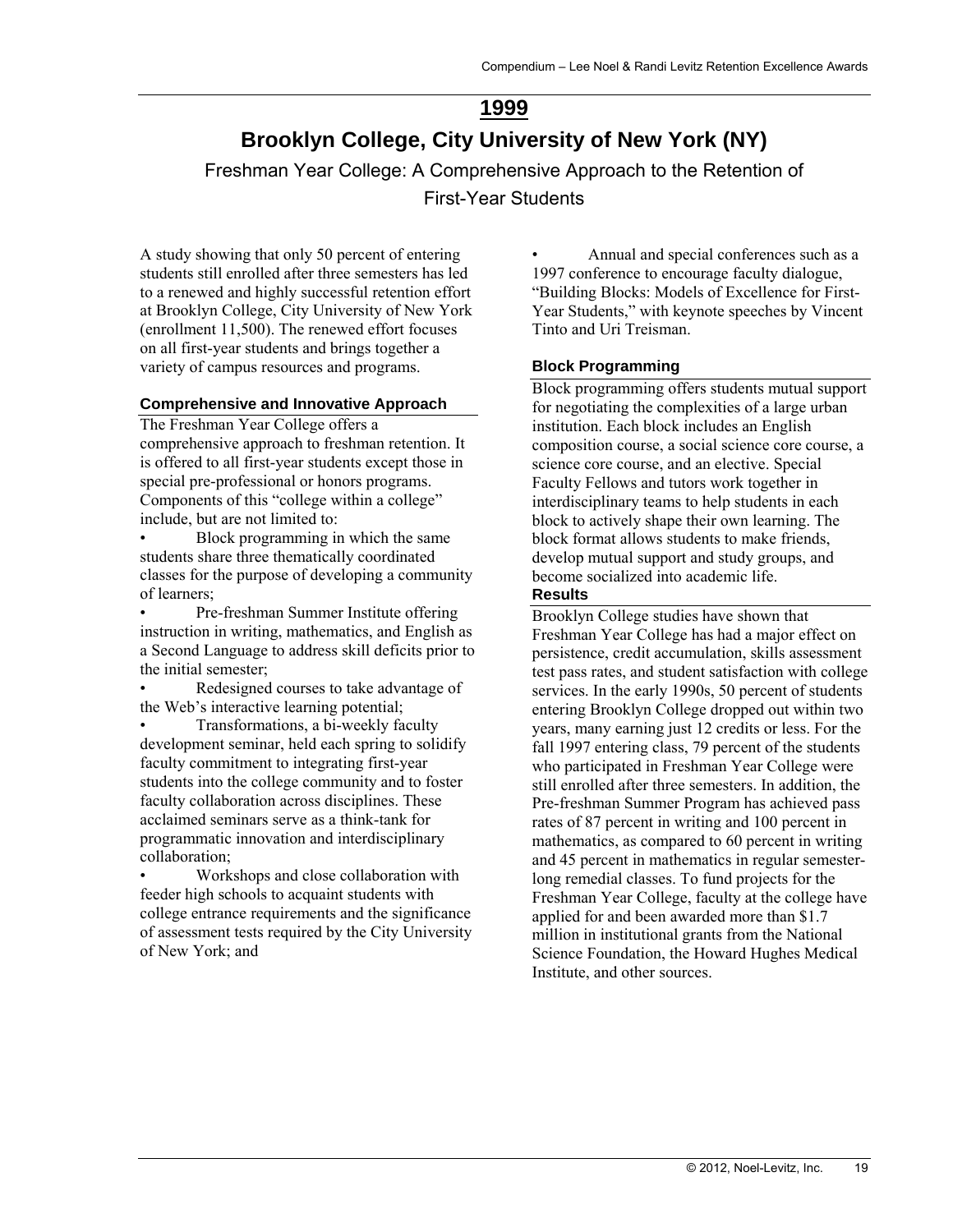# 1999

## Brooklyn College, City University of New York (NY)

Freshman Year College: A Comprehensive Approach to the Retention of First-Year Students

A study showing that only 50 percent of entering students still enrolled after three semesters has led to a renewed and highly successful retention effort at Brooklyn College, City University of New York (enrollment 11,500). The renewed effort focuses on all first-year students and brings together a variety of campus resources and programs.

### Comprehensive and Innovative Approach

The Freshman Year College offers a comprehensive approach to freshman retention. It is offered to all first-year students except those in special pre-professional or honors programs. Components of this "college within a college" include, but are not limited to:

- Block programming in which the same students share three thematically coordinated classes for the purpose of developing a community of learners;
- Pre-freshman Summer Institute offering instruction in writing, mathematics, and English as a Second Language to address skill deficits prior to the initial semester;
- Redesigned courses to take advantage of the Web's interactive learning potential;
- Transformations, a bi-weekly faculty development seminar, held each spring to solidify faculty commitment to integrating first-year students into the college community and to foster faculty collaboration across disciplines. These acclaimed seminars serve as a think-tank for programmatic innovation and interdisciplinary collaboration;
- Workshops and close collaboration with feeder high schools to acquaint students with college entrance requirements and the significance of assessment tests required by the City University of New York; and
- Annual and special conferences such as a 1997 conference to encourage faculty dialogue, "Building Blocks: Models of Excellence for First-Year Students," with keynote speeches by Vincent Tinto and Uri Treisman.

### Block Programming

Block programming offers students mutual support for negotiating the complexities of a large urban institution. Each block includes an English composition course, a social science core course, a science core course, and an elective. Special Faculty Fellows and tutors work together in interdisciplinary teams to help students in each block to actively shape their own learning. The block format allows students to make friends, develop mutual support and study groups, and become socialized into academic life.

### Results

Brooklyn College studies have shown that Freshman Year College has had a major effect on persistence, credit accumulation, skills assessment test pass rates, and student satisfaction with college services. In the early 1990s, 50 percent of students entering Brooklyn College dropped out within two years, many earning just 12 credits or less. For the fall 1997 entering class, 79 percent of the students who participated in Freshman Year College were still enrolled after three semesters. In addition, the Pre-freshman Summer Program has achieved pass rates of 87 percent in writing and 100 percent in mathematics, as compared to 60 percent in writing and 45 percent in mathematics in regular semester-long remedial classes. To fund projects for the Freshman Year College, faculty at the college have applied for and been awarded more than $1.7 million in institutional grants from the National Science Foundation, the Howard Hughes Medical Institute, and other sources.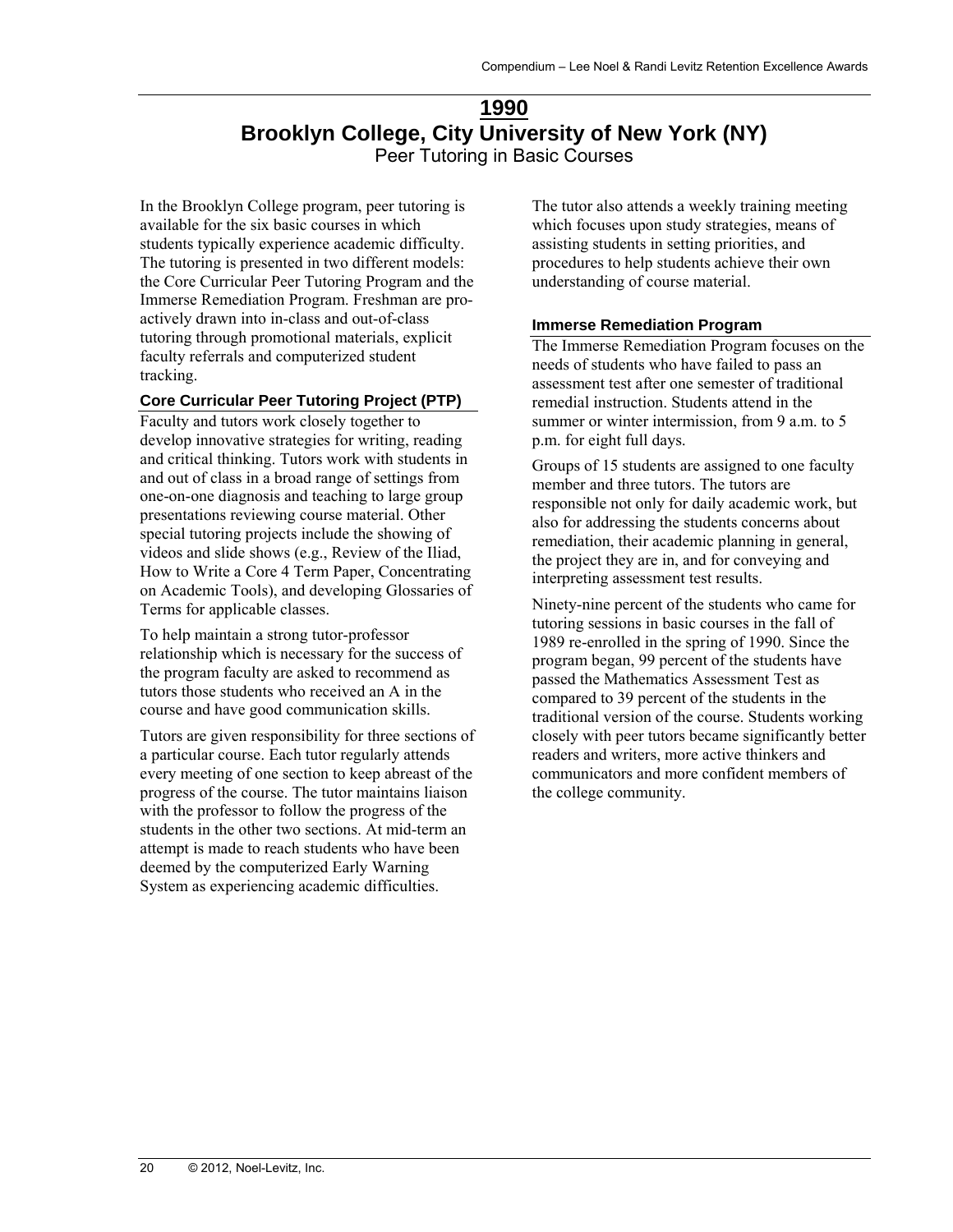# 1990

## Brooklyn College, City University of New York (NY)

Peer Tutoring in Basic Courses

In the Brooklyn College program, peer tutoring is available for the six basic courses in which students typically experience academic difficulty. The tutoring is presented in two different models: the Core Curricular Peer Tutoring Program and the Immerse Remediation Program. Freshman are pro-actively drawn into in-class and out-of-class tutoring through promotional materials, explicit faculty referrals and computerized student tracking.

### Core Curricular Peer Tutoring Project (PTP)

Faculty and tutors work closely together to develop innovative strategies for writing, reading and critical thinking. Tutors work with students in and out of class in a broad range of settings from one-on-one diagnosis and teaching to large group presentations reviewing course material. Other special tutoring projects include the showing of videos and slide shows (e.g., Review of the Iliad, How to Write a Core 4 Term Paper, Concentrating on Academic Tools), and developing Glossaries of Terms for applicable classes.

To help maintain a strong tutor-professor relationship which is necessary for the success of the program faculty are asked to recommend as tutors those students who received an A in the course and have good communication skills.

Tutors are given responsibility for three sections of a particular course. Each tutor regularly attends every meeting of one section to keep abreast of the progress of the course. The tutor maintains liaison with the professor to follow the progress of the students in the other two sections. At mid-term an attempt is made to reach students who have been deemed by the computerized Early Warning System as experiencing academic difficulties.

The tutor also attends a weekly training meeting which focuses upon study strategies, means of assisting students in setting priorities, and procedures to help students achieve their own understanding of course material.

### Immerse Remediation Program

The Immerse Remediation Program focuses on the needs of students who have failed to pass an assessment test after one semester of traditional remedial instruction. Students attend in the summer or winter intermission, from 9 a.m. to 5 p.m. for eight full days.

Groups of 15 students are assigned to one faculty member and three tutors. The tutors are responsible not only for daily academic work, but also for addressing the students concerns about remediation, their academic planning in general, the project they are in, and for conveying and interpreting assessment test results.

Ninety-nine percent of the students who came for tutoring sessions in basic courses in the fall of 1989 re-enrolled in the spring of 1990. Since the program began, 99 percent of the students have passed the Mathematics Assessment Test as compared to 39 percent of the students in the traditional version of the course. Students working closely with peer tutors became significantly better readers and writers, more active thinkers and communicators and more confident members of the college community.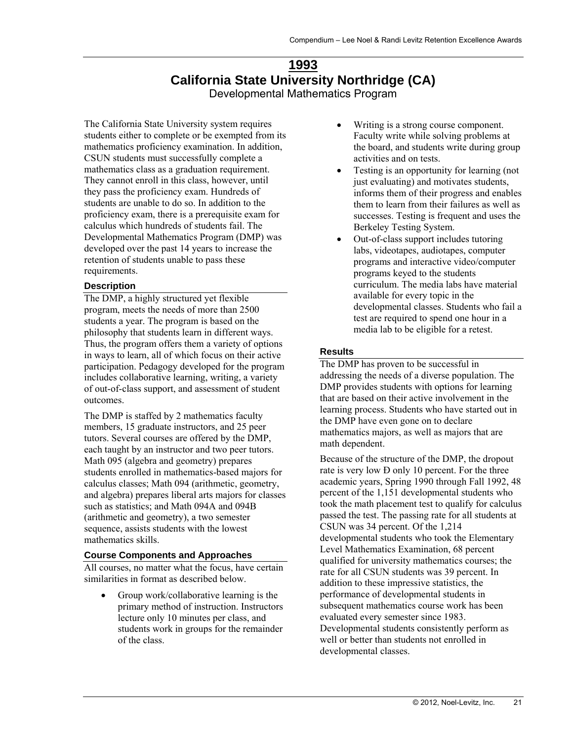# 1993

# California State University Northridge (CA)

## Developmental Mathematics Program

The California State University system requires students either to complete or be exempted from its mathematics proficiency examination. In addition, CSUN students must successfully complete a mathematics class as a graduation requirement. They cannot enroll in this class, however, until they pass the proficiency exam. Hundreds of students are unable to do so. In addition to the proficiency exam, there is a prerequisite exam for calculus which hundreds of students fail. The Developmental Mathematics Program (DMP) was developed over the past 14 years to increase the retention of students unable to pass these requirements.

### Description

The DMP, a highly structured yet flexible program, meets the needs of more than 2500 students a year. The program is based on the philosophy that students learn in different ways. Thus, the program offers them a variety of options in ways to learn, all of which focus on their active participation. Pedagogy developed for the program includes collaborative learning, writing, a variety of out-of-class support, and assessment of student outcomes.

The DMP is staffed by 2 mathematics faculty members, 15 graduate instructors, and 25 peer tutors. Several courses are offered by the DMP, each taught by an instructor and two peer tutors. Math 095 (algebra and geometry) prepares students enrolled in mathematics-based majors for calculus classes; Math 094 (arithmetic, geometry, and algebra) prepares liberal arts majors for classes such as statistics; and Math 094A and 094B (arithmetic and geometry), a two semester sequence, assists students with the lowest mathematics skills.

### Course Components and Approaches

All courses, no matter what the focus, have certain similarities in format as described below.

- Group work/collaborative learning is the primary method of instruction. Instructors lecture only 10 minutes per class, and students work in groups for the remainder of the class.
- Writing is a strong course component. Faculty write while solving problems at the board, and students write during group activities and on tests.
- Testing is an opportunity for learning (not just evaluating) and motivates students, informs them of their progress and enables them to learn from their failures as well as successes. Testing is frequent and uses the Berkeley Testing System.
- Out-of-class support includes tutoring labs, videotapes, audiotapes, computer programs and interactive video/computer programs keyed to the students curriculum. The media labs have material available for every topic in the developmental classes. Students who fail a test are required to spend one hour in a media lab to be eligible for a retest.

### Results

The DMP has proven to be successful in addressing the needs of a diverse population. The DMP provides students with options for learning that are based on their active involvement in the learning process. Students who have started out in the DMP have even gone on to declare mathematics majors, as well as majors that are math dependent.

Because of the structure of the DMP, the dropout rate is very low Ð only 10 percent. For the three academic years, Spring 1990 through Fall 1992, 48 percent of the 1,151 developmental students who took the math placement test to qualify for calculus passed the test. The passing rate for all students at CSUN was 34 percent. Of the 1,214 developmental students who took the Elementary Level Mathematics Examination, 68 percent qualified for university mathematics courses; the rate for all CSUN students was 39 percent. In addition to these impressive statistics, the performance of developmental students in subsequent mathematics course work has been evaluated every semester since 1983. Developmental students consistently perform as well or better than students not enrolled in developmental classes.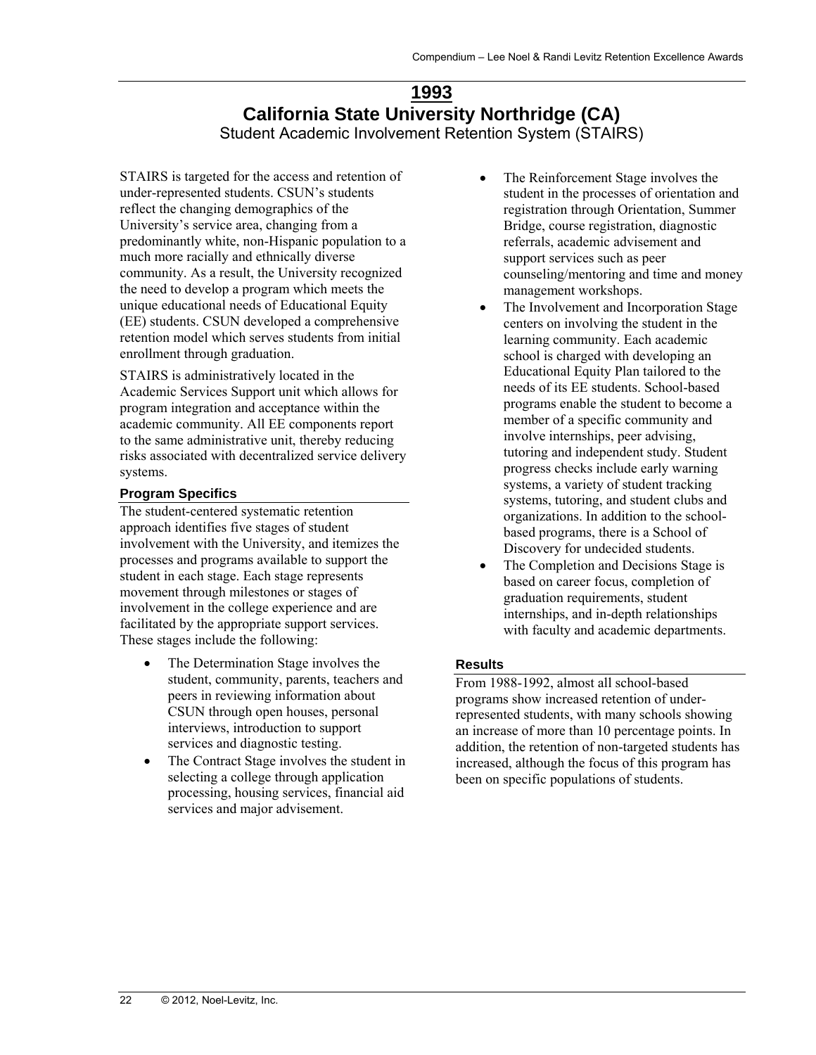# 1993

## California State University Northridge (CA)

Student Academic Involvement Retention System (STAIRS)

STAIRS is targeted for the access and retention of under-represented students. CSUN's students reflect the changing demographics of the University's service area, changing from a predominantly white, non-Hispanic population to a much more racially and ethnically diverse community. As a result, the University recognized the need to develop a program which meets the unique educational needs of Educational Equity (EE) students. CSUN developed a comprehensive retention model which serves students from initial enrollment through graduation.

STAIRS is administratively located in the Academic Services Support unit which allows for program integration and acceptance within the academic community. All EE components report to the same administrative unit, thereby reducing risks associated with decentralized service delivery systems.

### Program Specifics

The student-centered systematic retention approach identifies five stages of student involvement with the University, and itemizes the processes and programs available to support the student in each stage. Each stage represents movement through milestones or stages of involvement in the college experience and are facilitated by the appropriate support services. These stages include the following:

- The Determination Stage involves the student, community, parents, teachers and peers in reviewing information about CSUN through open houses, personal interviews, introduction to support services and diagnostic testing.
- The Contract Stage involves the student in selecting a college through application processing, housing services, financial aid services and major advisement.
- The Reinforcement Stage involves the student in the processes of orientation and registration through Orientation, Summer Bridge, course registration, diagnostic referrals, academic advisement and support services such as peer counseling/mentoring and time and money management workshops.
- The Involvement and Incorporation Stage centers on involving the student in the learning community. Each academic school is charged with developing an Educational Equity Plan tailored to the needs of its EE students. School-based programs enable the student to become a member of a specific community and involve internships, peer advising, tutoring and independent study. Student progress checks include early warning systems, a variety of student tracking systems, tutoring, and student clubs and organizations. In addition to the school-based programs, there is a School of Discovery for undecided students.
- The Completion and Decisions Stage is based on career focus, completion of graduation requirements, student internships, and in-depth relationships with faculty and academic departments.

### Results

From 1988-1992, almost all school-based programs show increased retention of under-represented students, with many schools showing an increase of more than 10 percentage points. In addition, the retention of non-targeted students has increased, although the focus of this program has been on specific populations of students.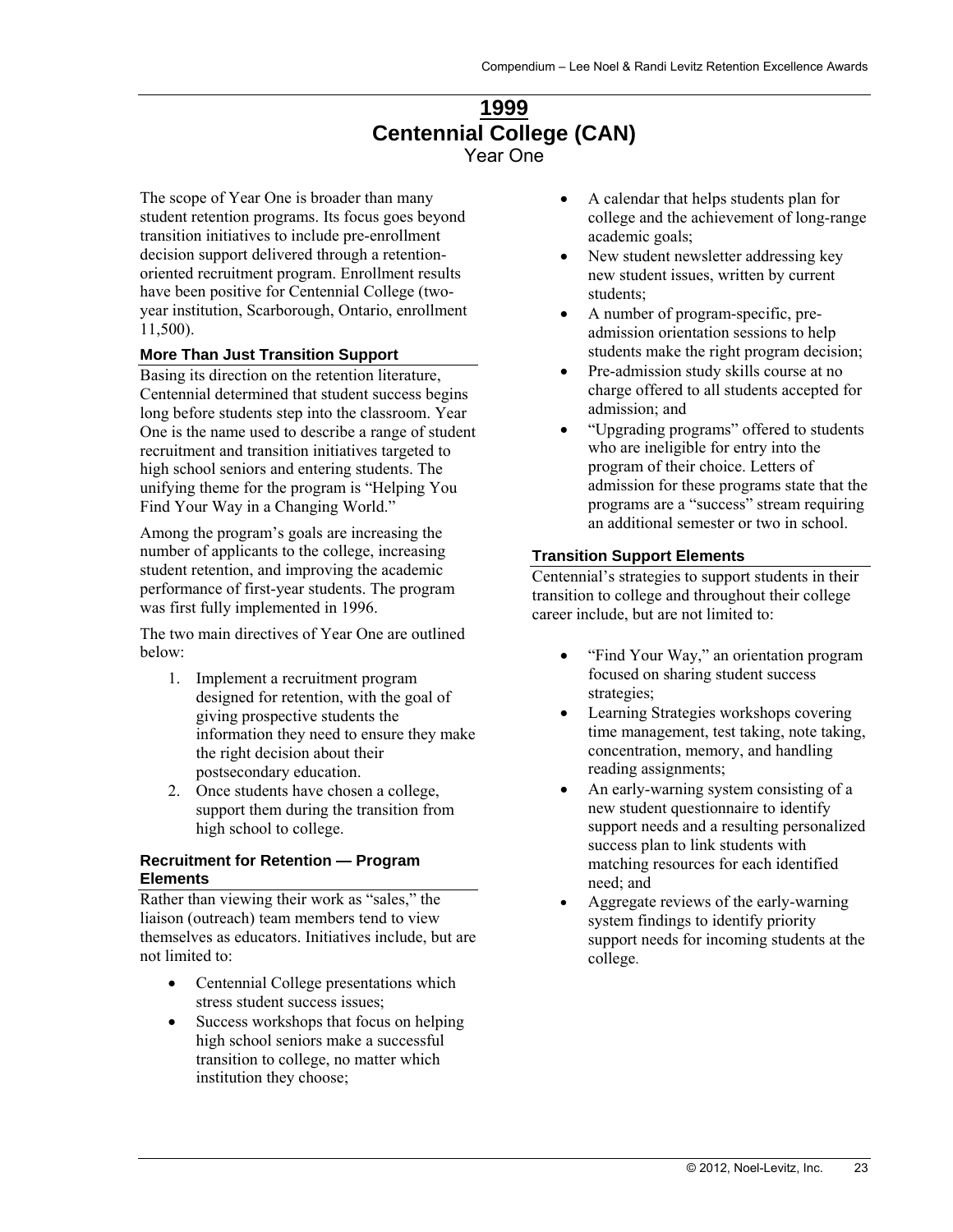# 1999

## Centennial College (CAN)

Year One

The scope of Year One is broader than many student retention programs. Its focus goes beyond transition initiatives to include pre-enrollment decision support delivered through a retention-oriented recruitment program. Enrollment results have been positive for Centennial College (two-year institution, Scarborough, Ontario, enrollment 11,500).

### More Than Just Transition Support

Basing its direction on the retention literature, Centennial determined that student success begins long before students step into the classroom. Year One is the name used to describe a range of student recruitment and transition initiatives targeted to high school seniors and entering students. The unifying theme for the program is "Helping You Find Your Way in a Changing World."

Among the program's goals are increasing the number of applicants to the college, increasing student retention, and improving the academic performance of first-year students. The program was first fully implemented in 1996.

The two main directives of Year One are outlined below:

1. Implement a recruitment program designed for retention, with the goal of giving prospective students the information they need to ensure they make the right decision about their postsecondary education.
2. Once students have chosen a college, support them during the transition from high school to college.

### Recruitment for Retention — Program Elements

Rather than viewing their work as "sales," the liaison (outreach) team members tend to view themselves as educators. Initiatives include, but are not limited to:

- Centennial College presentations which stress student success issues;
- Success workshops that focus on helping high school seniors make a successful transition to college, no matter which institution they choose;
- A calendar that helps students plan for college and the achievement of long-range academic goals;
- New student newsletter addressing key new student issues, written by current students;
- A number of program-specific, pre-admission orientation sessions to help students make the right program decision;
- Pre-admission study skills course at no charge offered to all students accepted for admission; and
- "Upgrading programs" offered to students who are ineligible for entry into the program of their choice. Letters of admission for these programs state that the programs are a "success" stream requiring an additional semester or two in school.

### Transition Support Elements

Centennial's strategies to support students in their transition to college and throughout their college career include, but are not limited to:

- "Find Your Way," an orientation program focused on sharing student success strategies;
- Learning Strategies workshops covering time management, test taking, note taking, concentration, memory, and handling reading assignments;
- An early-warning system consisting of a new student questionnaire to identify support needs and a resulting personalized success plan to link students with matching resources for each identified need; and
- Aggregate reviews of the early-warning system findings to identify priority support needs for incoming students at the college.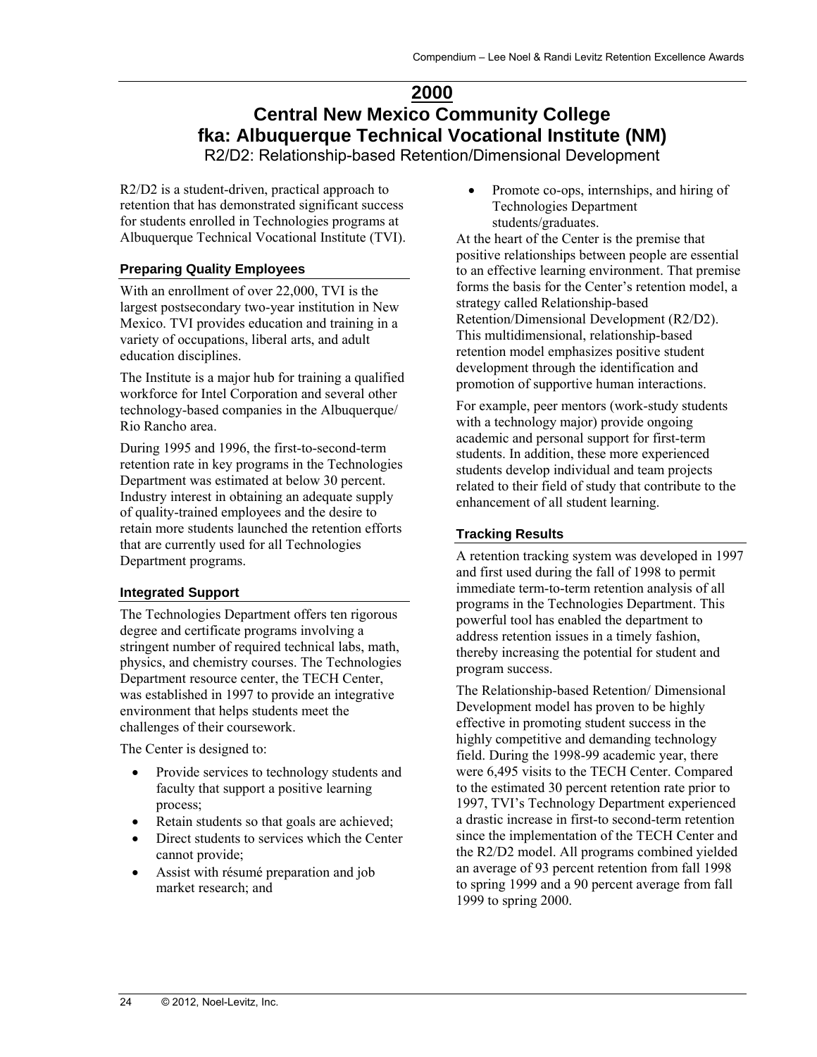# 2000

# Central New Mexico Community College fka: Albuquerque Technical Vocational Institute (NM)

## R2/D2: Relationship-based Retention/Dimensional Development

R2/D2 is a student-driven, practical approach to retention that has demonstrated significant success for students enrolled in Technologies programs at Albuquerque Technical Vocational Institute (TVI).

### Preparing Quality Employees

With an enrollment of over 22,000, TVI is the largest postsecondary two-year institution in New Mexico. TVI provides education and training in a variety of occupations, liberal arts, and adult education disciplines.

The Institute is a major hub for training a qualified workforce for Intel Corporation and several other technology-based companies in the Albuquerque/ Rio Rancho area.

During 1995 and 1996, the first-to-second-term retention rate in key programs in the Technologies Department was estimated at below 30 percent. Industry interest in obtaining an adequate supply of quality-trained employees and the desire to retain more students launched the retention efforts that are currently used for all Technologies Department programs.

### Integrated Support

The Technologies Department offers ten rigorous degree and certificate programs involving a stringent number of required technical labs, math, physics, and chemistry courses. The Technologies Department resource center, the TECH Center, was established in 1997 to provide an integrative environment that helps students meet the challenges of their coursework.

The Center is designed to:

- Provide services to technology students and faculty that support a positive learning process;
- Retain students so that goals are achieved;
- Direct students to services which the Center cannot provide;
- Assist with résumé preparation and job market research; and
- Promote co-ops, internships, and hiring of Technologies Department students/graduates.

At the heart of the Center is the premise that positive relationships between people are essential to an effective learning environment. That premise forms the basis for the Center's retention model, a strategy called Relationship-based Retention/Dimensional Development (R2/D2). This multidimensional, relationship-based retention model emphasizes positive student development through the identification and promotion of supportive human interactions.

For example, peer mentors (work-study students with a technology major) provide ongoing academic and personal support for first-term students. In addition, these more experienced students develop individual and team projects related to their field of study that contribute to the enhancement of all student learning.

### Tracking Results

A retention tracking system was developed in 1997 and first used during the fall of 1998 to permit immediate term-to-term retention analysis of all programs in the Technologies Department. This powerful tool has enabled the department to address retention issues in a timely fashion, thereby increasing the potential for student and program success.

The Relationship-based Retention/ Dimensional Development model has proven to be highly effective in promoting student success in the highly competitive and demanding technology field. During the 1998-99 academic year, there were 6,495 visits to the TECH Center. Compared to the estimated 30 percent retention rate prior to 1997, TVI's Technology Department experienced a drastic increase in first-to second-term retention since the implementation of the TECH Center and the R2/D2 model. All programs combined yielded an average of 93 percent retention from fall 1998 to spring 1999 and a 90 percent average from fall 1999 to spring 2000.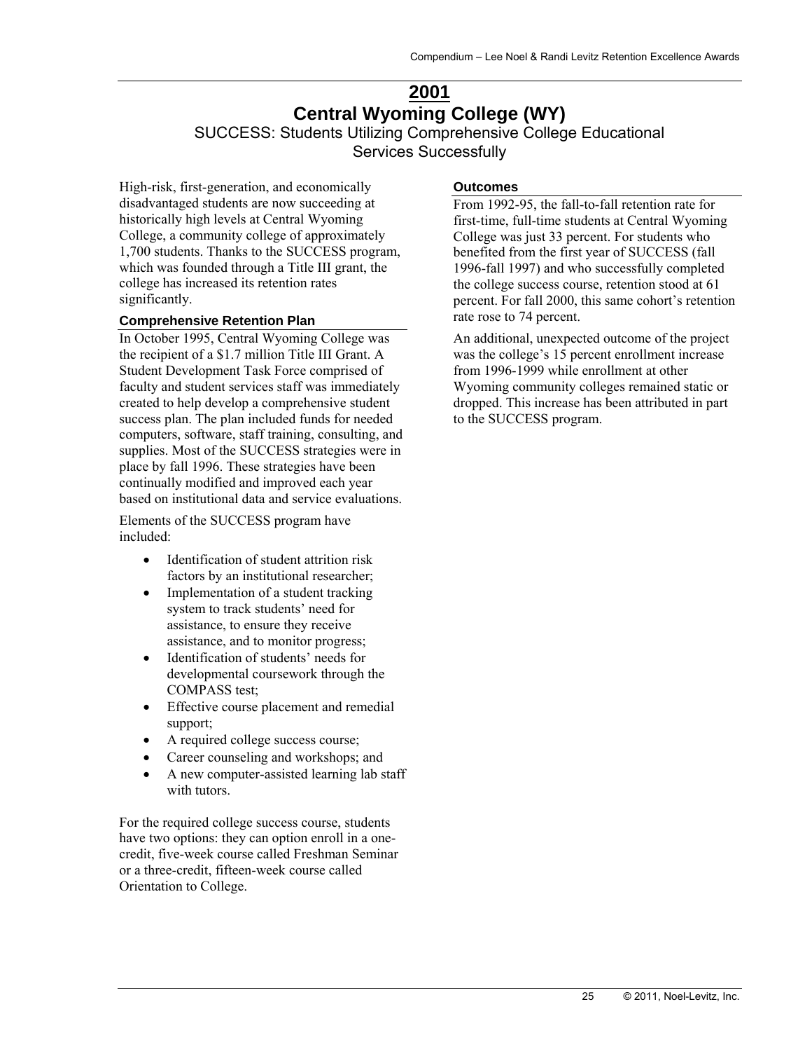# 2001

# Central Wyoming College (WY)

## SUCCESS: Students Utilizing Comprehensive College Educational Services Successfully

High-risk, first-generation, and economically disadvantaged students are now succeeding at historically high levels at Central Wyoming College, a community college of approximately 1,700 students. Thanks to the SUCCESS program, which was founded through a Title III grant, the college has increased its retention rates significantly.

### Comprehensive Retention Plan

In October 1995, Central Wyoming College was the recipient of a $1.7 million Title III Grant. A Student Development Task Force comprised of faculty and student services staff was immediately created to help develop a comprehensive student success plan. The plan included funds for needed computers, software, staff training, consulting, and supplies. Most of the SUCCESS strategies were in place by fall 1996. These strategies have been continually modified and improved each year based on institutional data and service evaluations.

Elements of the SUCCESS program have included:

- Identification of student attrition risk factors by an institutional researcher;
- Implementation of a student tracking system to track students' need for assistance, to ensure they receive assistance, and to monitor progress;
- Identification of students' needs for developmental coursework through the COMPASS test;
- Effective course placement and remedial support;
- A required college success course;
- Career counseling and workshops; and
- A new computer-assisted learning lab staff with tutors.

For the required college success course, students have two options: they can option enroll in a one-credit, five-week course called Freshman Seminar or a three-credit, fifteen-week course called Orientation to College.

### Outcomes

From 1992-95, the fall-to-fall retention rate for first-time, full-time students at Central Wyoming College was just 33 percent. For students who benefited from the first year of SUCCESS (fall 1996-fall 1997) and who successfully completed the college success course, retention stood at 61 percent. For fall 2000, this same cohort's retention rate rose to 74 percent.

An additional, unexpected outcome of the project was the college's 15 percent enrollment increase from 1996-1999 while enrollment at other Wyoming community colleges remained static or dropped. This increase has been attributed in part to the SUCCESS program.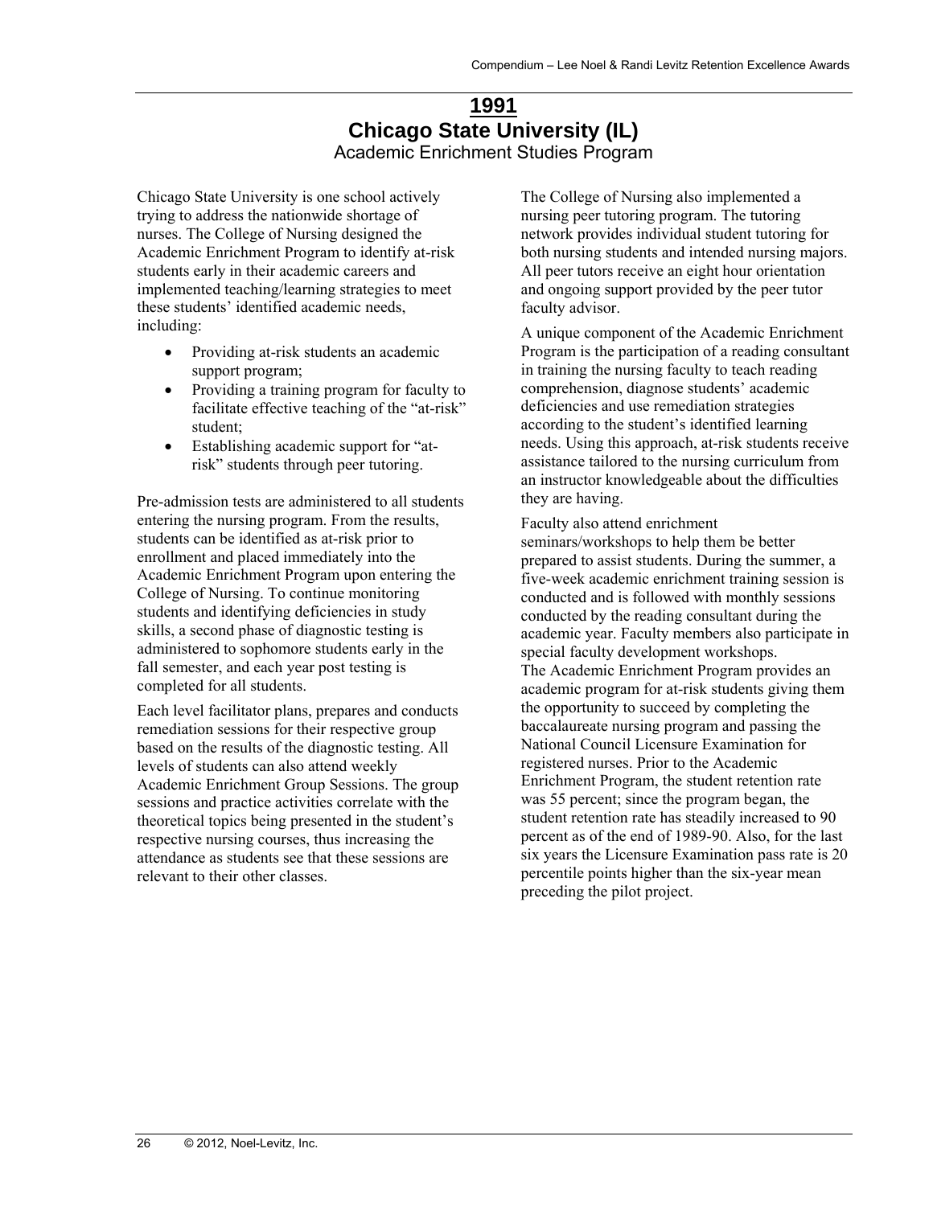# 1991

## Chicago State University (IL)

### Academic Enrichment Studies Program

Chicago State University is one school actively trying to address the nationwide shortage of nurses. The College of Nursing designed the Academic Enrichment Program to identify at-risk students early in their academic careers and implemented teaching/learning strategies to meet these students' identified academic needs, including:

- Providing at-risk students an academic support program;
- Providing a training program for faculty to facilitate effective teaching of the "at-risk" student;
- Establishing academic support for "at-risk" students through peer tutoring.

Pre-admission tests are administered to all students entering the nursing program. From the results, students can be identified as at-risk prior to enrollment and placed immediately into the Academic Enrichment Program upon entering the College of Nursing. To continue monitoring students and identifying deficiencies in study skills, a second phase of diagnostic testing is administered to sophomore students early in the fall semester, and each year post testing is completed for all students.

Each level facilitator plans, prepares and conducts remediation sessions for their respective group based on the results of the diagnostic testing. All levels of students can also attend weekly Academic Enrichment Group Sessions. The group sessions and practice activities correlate with the theoretical topics being presented in the student's respective nursing courses, thus increasing the attendance as students see that these sessions are relevant to their other classes.

The College of Nursing also implemented a nursing peer tutoring program. The tutoring network provides individual student tutoring for both nursing students and intended nursing majors. All peer tutors receive an eight hour orientation and ongoing support provided by the peer tutor faculty advisor.

A unique component of the Academic Enrichment Program is the participation of a reading consultant in training the nursing faculty to teach reading comprehension, diagnose students' academic deficiencies and use remediation strategies according to the student's identified learning needs. Using this approach, at-risk students receive assistance tailored to the nursing curriculum from an instructor knowledgeable about the difficulties they are having.

Faculty also attend enrichment seminars/workshops to help them be better prepared to assist students. During the summer, a five-week academic enrichment training session is conducted and is followed with monthly sessions conducted by the reading consultant during the academic year. Faculty members also participate in special faculty development workshops.

The Academic Enrichment Program provides an academic program for at-risk students giving them the opportunity to succeed by completing the baccalaureate nursing program and passing the National Council Licensure Examination for registered nurses. Prior to the Academic Enrichment Program, the student retention rate was 55 percent; since the program began, the student retention rate has steadily increased to 90 percent as of the end of 1989-90. Also, for the last six years the Licensure Examination pass rate is 20 percentile points higher than the six-year mean preceding the pilot project.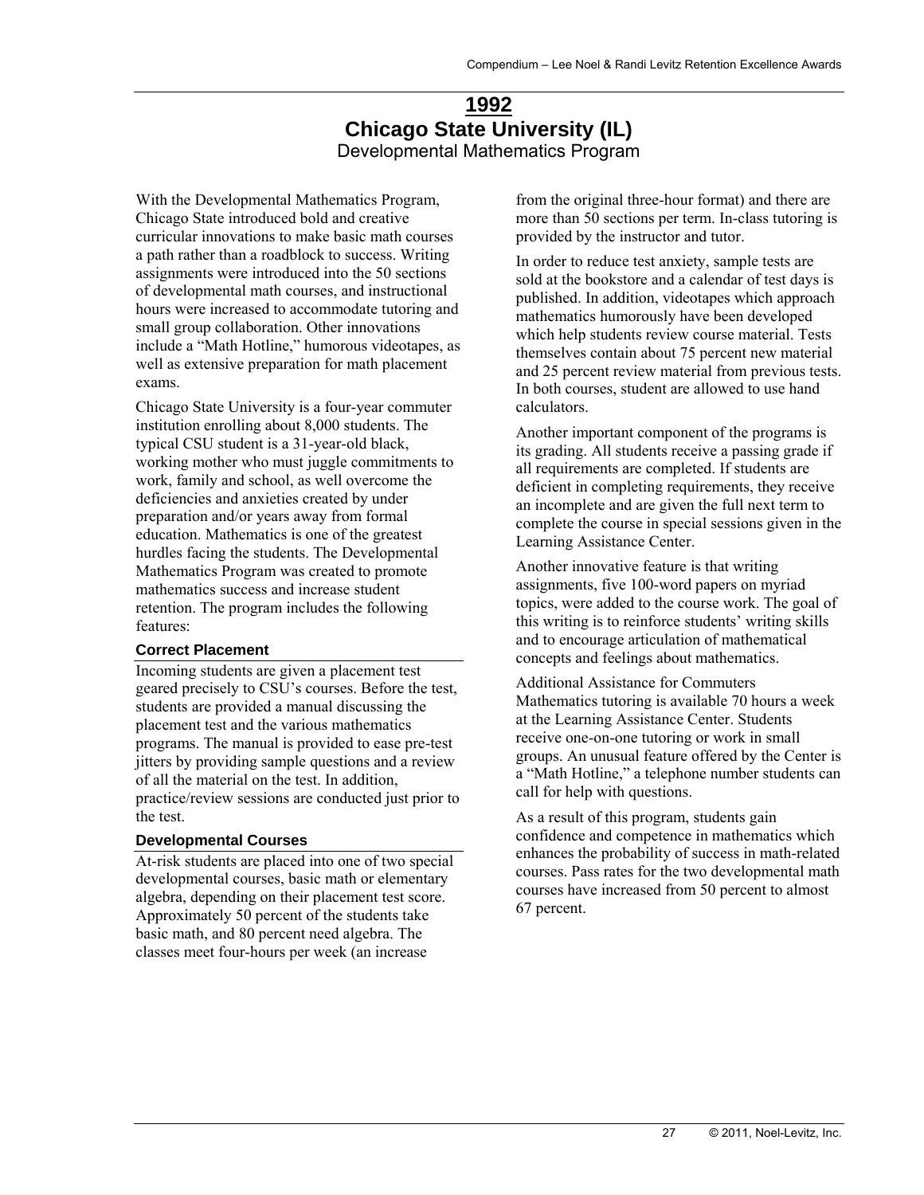# 1992

# Chicago State University (IL)

## Developmental Mathematics Program

With the Developmental Mathematics Program, Chicago State introduced bold and creative curricular innovations to make basic math courses a path rather than a roadblock to success. Writing assignments were introduced into the 50 sections of developmental math courses, and instructional hours were increased to accommodate tutoring and small group collaboration. Other innovations include a "Math Hotline," humorous videotapes, as well as extensive preparation for math placement exams.

Chicago State University is a four-year commuter institution enrolling about 8,000 students. The typical CSU student is a 31-year-old black, working mother who must juggle commitments to work, family and school, as well overcome the deficiencies and anxieties created by under preparation and/or years away from formal education. Mathematics is one of the greatest hurdles facing the students. The Developmental Mathematics Program was created to promote mathematics success and increase student retention. The program includes the following features:

### Correct Placement

Incoming students are given a placement test geared precisely to CSU's courses. Before the test, students are provided a manual discussing the placement test and the various mathematics programs. The manual is provided to ease pre-test jitters by providing sample questions and a review of all the material on the test. In addition, practice/review sessions are conducted just prior to the test.

### Developmental Courses

At-risk students are placed into one of two special developmental courses, basic math or elementary algebra, depending on their placement test score. Approximately 50 percent of the students take basic math, and 80 percent need algebra. The classes meet four-hours per week (an increase from the original three-hour format) and there are more than 50 sections per term. In-class tutoring is provided by the instructor and tutor.

In order to reduce test anxiety, sample tests are sold at the bookstore and a calendar of test days is published. In addition, videotapes which approach mathematics humorously have been developed which help students review course material. Tests themselves contain about 75 percent new material and 25 percent review material from previous tests. In both courses, student are allowed to use hand calculators.

Another important component of the programs is its grading. All students receive a passing grade if all requirements are completed. If students are deficient in completing requirements, they receive an incomplete and are given the full next term to complete the course in special sessions given in the Learning Assistance Center.

Another innovative feature is that writing assignments, five 100-word papers on myriad topics, were added to the course work. The goal of this writing is to reinforce students' writing skills and to encourage articulation of mathematical concepts and feelings about mathematics.

Additional Assistance for Commuters

Mathematics tutoring is available 70 hours a week at the Learning Assistance Center. Students receive one-on-one tutoring or work in small groups. An unusual feature offered by the Center is a "Math Hotline," a telephone number students can call for help with questions.

As a result of this program, students gain confidence and competence in mathematics which enhances the probability of success in math-related courses. Pass rates for the two developmental math courses have increased from 50 percent to almost 67 percent.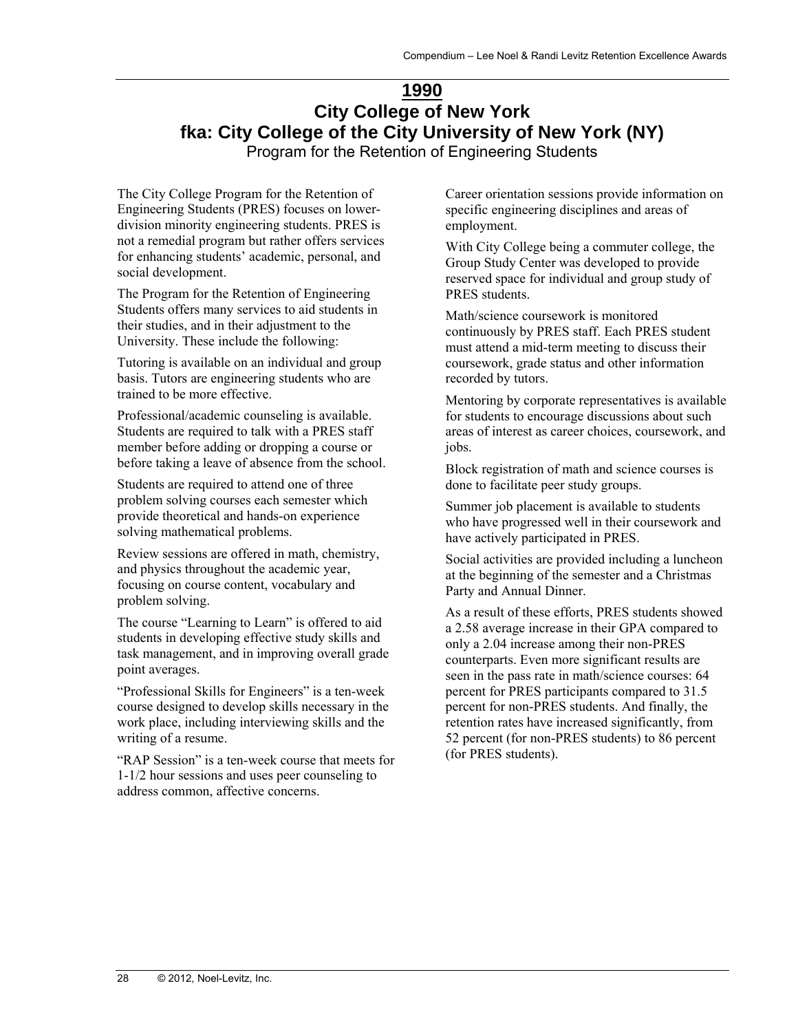# 1990

# City College of New York
# fka: City College of the City University of New York (NY)

## Program for the Retention of Engineering Students

The City College Program for the Retention of Engineering Students (PRES) focuses on lower-division minority engineering students. PRES is not a remedial program but rather offers services for enhancing students' academic, personal, and social development.

The Program for the Retention of Engineering Students offers many services to aid students in their studies, and in their adjustment to the University. These include the following:

Tutoring is available on an individual and group basis. Tutors are engineering students who are trained to be more effective.

Professional/academic counseling is available. Students are required to talk with a PRES staff member before adding or dropping a course or before taking a leave of absence from the school.

Students are required to attend one of three problem solving courses each semester which provide theoretical and hands-on experience solving mathematical problems.

Review sessions are offered in math, chemistry, and physics throughout the academic year, focusing on course content, vocabulary and problem solving.

The course "Learning to Learn" is offered to aid students in developing effective study skills and task management, and in improving overall grade point averages.

"Professional Skills for Engineers" is a ten-week course designed to develop skills necessary in the work place, including interviewing skills and the writing of a resume.

"RAP Session" is a ten-week course that meets for 1-1/2 hour sessions and uses peer counseling to address common, affective concerns.

Career orientation sessions provide information on specific engineering disciplines and areas of employment.

With City College being a commuter college, the Group Study Center was developed to provide reserved space for individual and group study of PRES students.

Math/science coursework is monitored continuously by PRES staff. Each PRES student must attend a mid-term meeting to discuss their coursework, grade status and other information recorded by tutors.

Mentoring by corporate representatives is available for students to encourage discussions about such areas of interest as career choices, coursework, and jobs.

Block registration of math and science courses is done to facilitate peer study groups.

Summer job placement is available to students who have progressed well in their coursework and have actively participated in PRES.

Social activities are provided including a luncheon at the beginning of the semester and a Christmas Party and Annual Dinner.

As a result of these efforts, PRES students showed a 2.58 average increase in their GPA compared to only a 2.04 increase among their non-PRES counterparts. Even more significant results are seen in the pass rate in math/science courses: 64 percent for PRES participants compared to 31.5 percent for non-PRES students. And finally, the retention rates have increased significantly, from 52 percent (for non-PRES students) to 86 percent (for PRES students).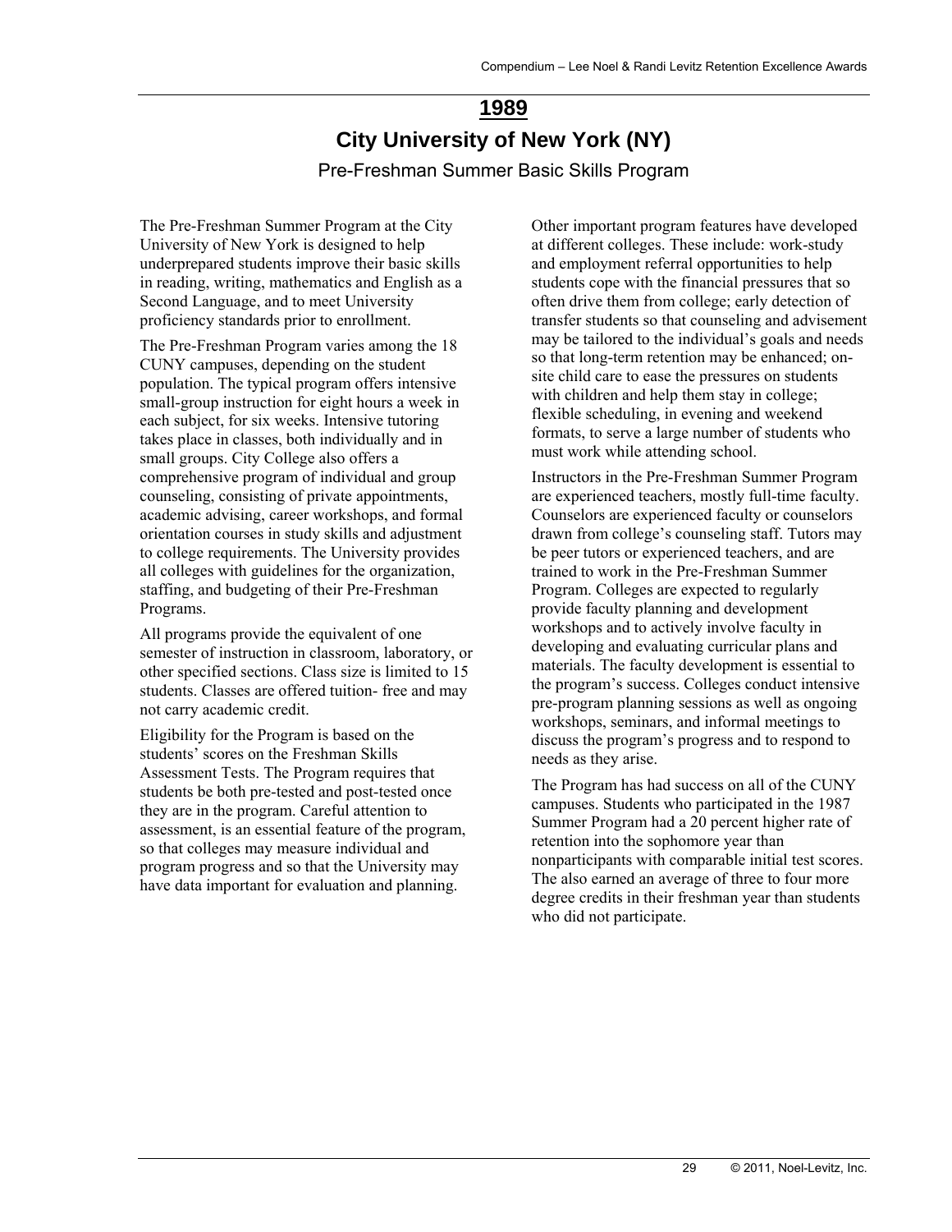# 1989

## City University of New York (NY)

### Pre-Freshman Summer Basic Skills Program

The Pre-Freshman Summer Program at the City University of New York is designed to help underprepared students improve their basic skills in reading, writing, mathematics and English as a Second Language, and to meet University proficiency standards prior to enrollment.

The Pre-Freshman Program varies among the 18 CUNY campuses, depending on the student population. The typical program offers intensive small-group instruction for eight hours a week in each subject, for six weeks. Intensive tutoring takes place in classes, both individually and in small groups. City College also offers a comprehensive program of individual and group counseling, consisting of private appointments, academic advising, career workshops, and formal orientation courses in study skills and adjustment to college requirements. The University provides all colleges with guidelines for the organization, staffing, and budgeting of their Pre-Freshman Programs.

All programs provide the equivalent of one semester of instruction in classroom, laboratory, or other specified sections. Class size is limited to 15 students. Classes are offered tuition- free and may not carry academic credit.

Eligibility for the Program is based on the students' scores on the Freshman Skills Assessment Tests. The Program requires that students be both pre-tested and post-tested once they are in the program. Careful attention to assessment, is an essential feature of the program, so that colleges may measure individual and program progress and so that the University may have data important for evaluation and planning.

Other important program features have developed at different colleges. These include: work-study and employment referral opportunities to help students cope with the financial pressures that so often drive them from college; early detection of transfer students so that counseling and advisement may be tailored to the individual's goals and needs so that long-term retention may be enhanced; on-site child care to ease the pressures on students with children and help them stay in college; flexible scheduling, in evening and weekend formats, to serve a large number of students who must work while attending school.

Instructors in the Pre-Freshman Summer Program are experienced teachers, mostly full-time faculty. Counselors are experienced faculty or counselors drawn from college's counseling staff. Tutors may be peer tutors or experienced teachers, and are trained to work in the Pre-Freshman Summer Program. Colleges are expected to regularly provide faculty planning and development workshops and to actively involve faculty in developing and evaluating curricular plans and materials. The faculty development is essential to the program's success. Colleges conduct intensive pre-program planning sessions as well as ongoing workshops, seminars, and informal meetings to discuss the program's progress and to respond to needs as they arise.

The Program has had success on all of the CUNY campuses. Students who participated in the 1987 Summer Program had a 20 percent higher rate of retention into the sophomore year than nonparticipants with comparable initial test scores. The also earned an average of three to four more degree credits in their freshman year than students who did not participate.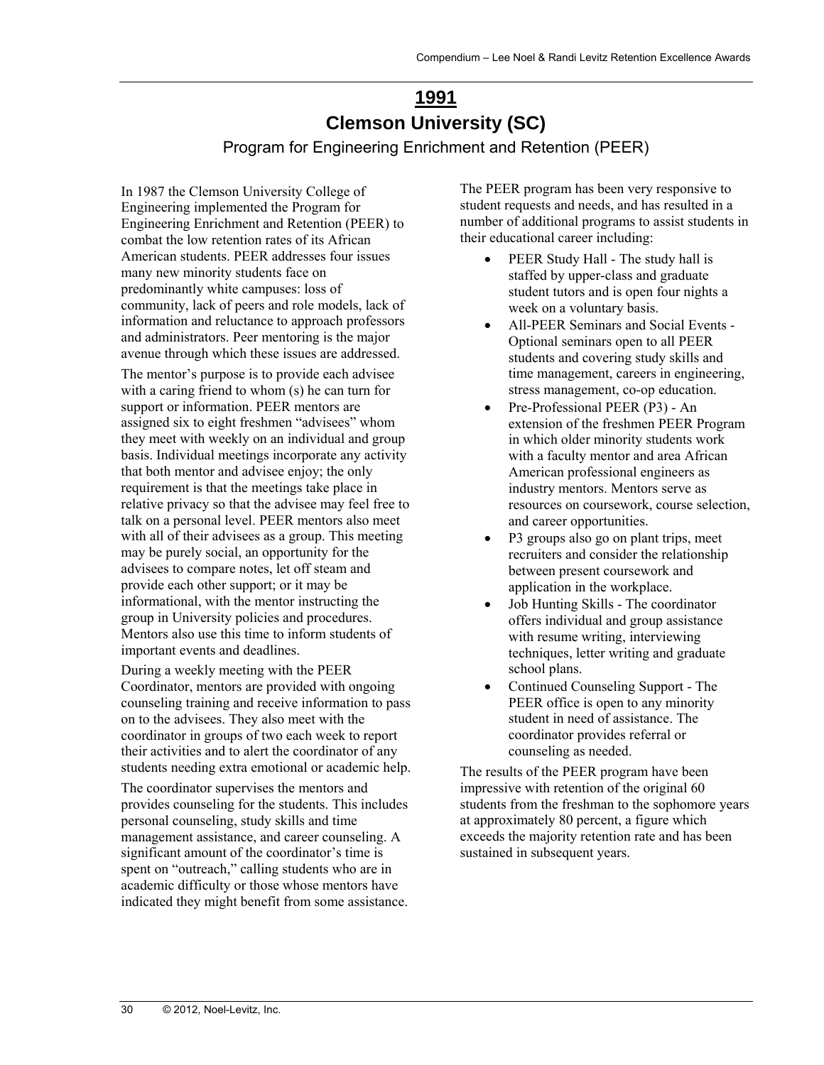# 1991

## Clemson University (SC)

### Program for Engineering Enrichment and Retention (PEER)

In 1987 the Clemson University College of Engineering implemented the Program for Engineering Enrichment and Retention (PEER) to combat the low retention rates of its African American students. PEER addresses four issues many new minority students face on predominantly white campuses: loss of community, lack of peers and role models, lack of information and reluctance to approach professors and administrators. Peer mentoring is the major avenue through which these issues are addressed.

The mentor's purpose is to provide each advisee with a caring friend to whom (s) he can turn for support or information. PEER mentors are assigned six to eight freshmen "advisees" whom they meet with weekly on an individual and group basis. Individual meetings incorporate any activity that both mentor and advisee enjoy; the only requirement is that the meetings take place in relative privacy so that the advisee may feel free to talk on a personal level. PEER mentors also meet with all of their advisees as a group. This meeting may be purely social, an opportunity for the advisees to compare notes, let off steam and provide each other support; or it may be informational, with the mentor instructing the group in University policies and procedures. Mentors also use this time to inform students of important events and deadlines.

During a weekly meeting with the PEER Coordinator, mentors are provided with ongoing counseling training and receive information to pass on to the advisees. They also meet with the coordinator in groups of two each week to report their activities and to alert the coordinator of any students needing extra emotional or academic help.

The coordinator supervises the mentors and provides counseling for the students. This includes personal counseling, study skills and time management assistance, and career counseling. A significant amount of the coordinator's time is spent on "outreach," calling students who are in academic difficulty or those whose mentors have indicated they might benefit from some assistance.

The PEER program has been very responsive to student requests and needs, and has resulted in a number of additional programs to assist students in their educational career including:

- PEER Study Hall - The study hall is staffed by upper-class and graduate student tutors and is open four nights a week on a voluntary basis.
- All-PEER Seminars and Social Events - Optional seminars open to all PEER students and covering study skills and time management, careers in engineering, stress management, co-op education.
- Pre-Professional PEER (P3) - An extension of the freshmen PEER Program in which older minority students work with a faculty mentor and area African American professional engineers as industry mentors. Mentors serve as resources on coursework, course selection, and career opportunities.
- P3 groups also go on plant trips, meet recruiters and consider the relationship between present coursework and application in the workplace.
- Job Hunting Skills - The coordinator offers individual and group assistance with resume writing, interviewing techniques, letter writing and graduate school plans.
- Continued Counseling Support - The PEER office is open to any minority student in need of assistance. The coordinator provides referral or counseling as needed.

The results of the PEER program have been impressive with retention of the original 60 students from the freshman to the sophomore years at approximately 80 percent, a figure which exceeds the majority retention rate and has been sustained in subsequent years.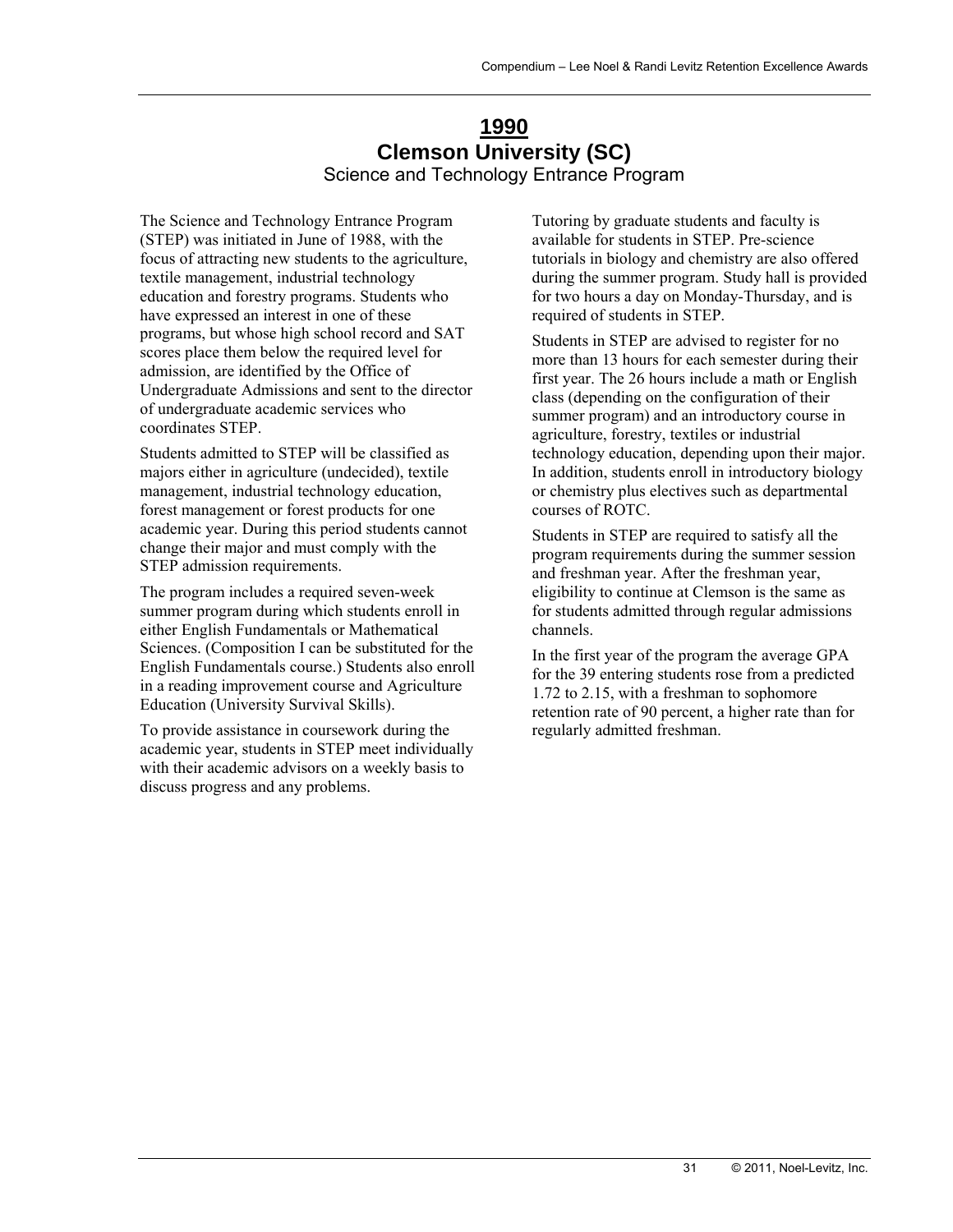# 1990

## Clemson University (SC)

### Science and Technology Entrance Program

The Science and Technology Entrance Program (STEP) was initiated in June of 1988, with the focus of attracting new students to the agriculture, textile management, industrial technology education and forestry programs. Students who have expressed an interest in one of these programs, but whose high school record and SAT scores place them below the required level for admission, are identified by the Office of Undergraduate Admissions and sent to the director of undergraduate academic services who coordinates STEP.

Students admitted to STEP will be classified as majors either in agriculture (undecided), textile management, industrial technology education, forest management or forest products for one academic year. During this period students cannot change their major and must comply with the STEP admission requirements.

The program includes a required seven-week summer program during which students enroll in either English Fundamentals or Mathematical Sciences. (Composition I can be substituted for the English Fundamentals course.) Students also enroll in a reading improvement course and Agriculture Education (University Survival Skills).

To provide assistance in coursework during the academic year, students in STEP meet individually with their academic advisors on a weekly basis to discuss progress and any problems.

Tutoring by graduate students and faculty is available for students in STEP. Pre-science tutorials in biology and chemistry are also offered during the summer program. Study hall is provided for two hours a day on Monday-Thursday, and is required of students in STEP.

Students in STEP are advised to register for no more than 13 hours for each semester during their first year. The 26 hours include a math or English class (depending on the configuration of their summer program) and an introductory course in agriculture, forestry, textiles or industrial technology education, depending upon their major. In addition, students enroll in introductory biology or chemistry plus electives such as departmental courses of ROTC.

Students in STEP are required to satisfy all the program requirements during the summer session and freshman year. After the freshman year, eligibility to continue at Clemson is the same as for students admitted through regular admissions channels.

In the first year of the program the average GPA for the 39 entering students rose from a predicted 1.72 to 2.15, with a freshman to sophomore retention rate of 90 percent, a higher rate than for regularly admitted freshman.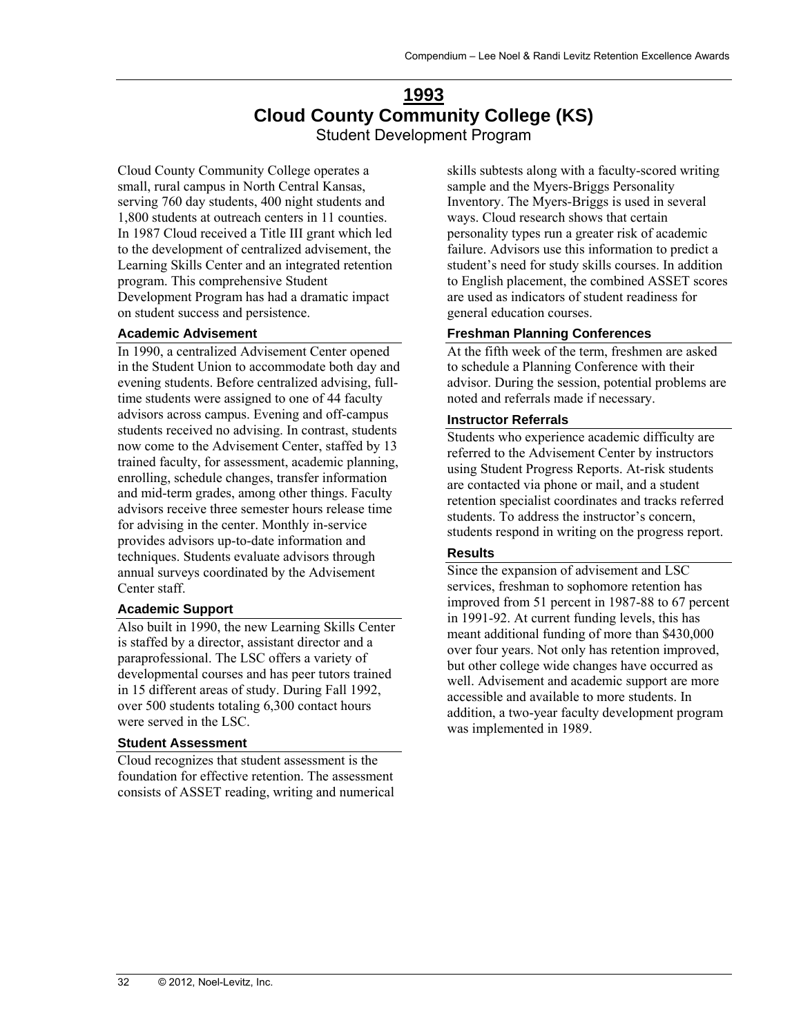# 1993

## Cloud County Community College (KS)

Student Development Program

Cloud County Community College operates a small, rural campus in North Central Kansas, serving 760 day students, 400 night students and 1,800 students at outreach centers in 11 counties. In 1987 Cloud received a Title III grant which led to the development of centralized advisement, the Learning Skills Center and an integrated retention program. This comprehensive Student Development Program has had a dramatic impact on student success and persistence.

### Academic Advisement

In 1990, a centralized Advisement Center opened in the Student Union to accommodate both day and evening students. Before centralized advising, full-time students were assigned to one of 44 faculty advisors across campus. Evening and off-campus students received no advising. In contrast, students now come to the Advisement Center, staffed by 13 trained faculty, for assessment, academic planning, enrolling, schedule changes, transfer information and mid-term grades, among other things. Faculty advisors receive three semester hours release time for advising in the center. Monthly in-service provides advisors up-to-date information and techniques. Students evaluate advisors through annual surveys coordinated by the Advisement Center staff.

### Academic Support

Also built in 1990, the new Learning Skills Center is staffed by a director, assistant director and a paraprofessional. The LSC offers a variety of developmental courses and has peer tutors trained in 15 different areas of study. During Fall 1992, over 500 students totaling 6,300 contact hours were served in the LSC.

### Student Assessment

Cloud recognizes that student assessment is the foundation for effective retention. The assessment consists of ASSET reading, writing and numerical skills subtests along with a faculty-scored writing sample and the Myers-Briggs Personality Inventory. The Myers-Briggs is used in several ways. Cloud research shows that certain personality types run a greater risk of academic failure. Advisors use this information to predict a student's need for study skills courses. In addition to English placement, the combined ASSET scores are used as indicators of student readiness for general education courses.

### Freshman Planning Conferences

At the fifth week of the term, freshmen are asked to schedule a Planning Conference with their advisor. During the session, potential problems are noted and referrals made if necessary.

### Instructor Referrals

Students who experience academic difficulty are referred to the Advisement Center by instructors using Student Progress Reports. At-risk students are contacted via phone or mail, and a student retention specialist coordinates and tracks referred students. To address the instructor's concern, students respond in writing on the progress report.

### Results

Since the expansion of advisement and LSC services, freshman to sophomore retention has improved from 51 percent in 1987-88 to 67 percent in 1991-92. At current funding levels, this has meant additional funding of more than $430,000 over four years. Not only has retention improved, but other college wide changes have occurred as well. Advisement and academic support are more accessible and available to more students. In addition, a two-year faculty development program was implemented in 1989.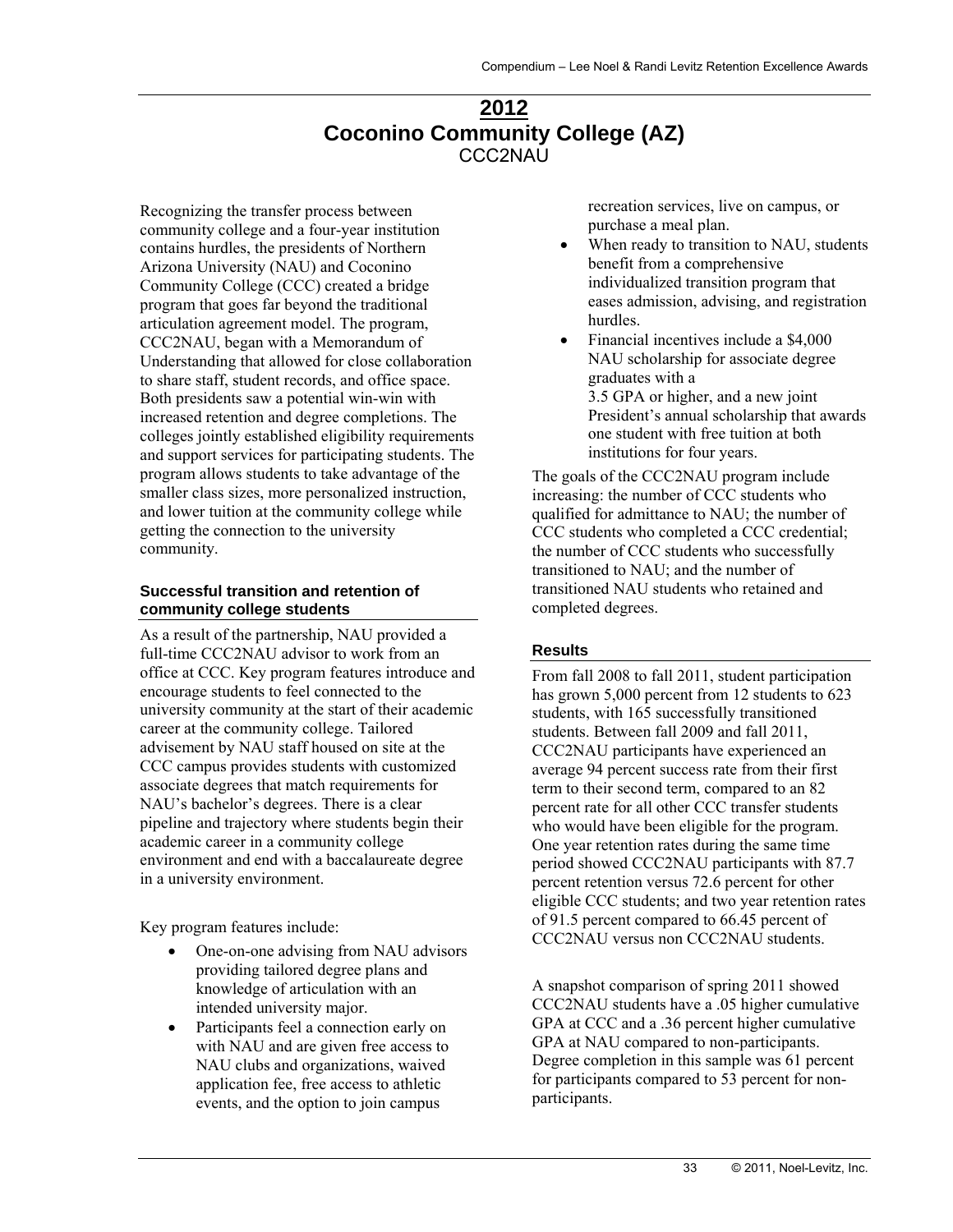# 2012
# Coconino Community College (AZ)
## CCC2NAU

Recognizing the transfer process between community college and a four-year institution contains hurdles, the presidents of Northern Arizona University (NAU) and Coconino Community College (CCC) created a bridge program that goes far beyond the traditional articulation agreement model. The program, CCC2NAU, began with a Memorandum of Understanding that allowed for close collaboration to share staff, student records, and office space. Both presidents saw a potential win-win with increased retention and degree completions. The colleges jointly established eligibility requirements and support services for participating students. The program allows students to take advantage of the smaller class sizes, more personalized instruction, and lower tuition at the community college while getting the connection to the university community.

### Successful transition and retention of community college students

As a result of the partnership, NAU provided a full-time CCC2NAU advisor to work from an office at CCC. Key program features introduce and encourage students to feel connected to the university community at the start of their academic career at the community college. Tailored advisement by NAU staff housed on site at the CCC campus provides students with customized associate degrees that match requirements for NAU's bachelor's degrees. There is a clear pipeline and trajectory where students begin their academic career in a community college environment and end with a baccalaureate degree in a university environment.

Key program features include:

- One-on-one advising from NAU advisors providing tailored degree plans and knowledge of articulation with an intended university major.
- Participants feel a connection early on with NAU and are given free access to NAU clubs and organizations, waived application fee, free access to athletic events, and the option to join campus recreation services, live on campus, or purchase a meal plan.
- When ready to transition to NAU, students benefit from a comprehensive individualized transition program that eases admission, advising, and registration hurdles.
- Financial incentives include a $4,000 NAU scholarship for associate degree graduates with a 3.5 GPA or higher, and a new joint President's annual scholarship that awards one student with free tuition at both institutions for four years.

The goals of the CCC2NAU program include increasing: the number of CCC students who qualified for admittance to NAU; the number of CCC students who completed a CCC credential; the number of CCC students who successfully transitioned to NAU; and the number of transitioned NAU students who retained and completed degrees.

### Results

From fall 2008 to fall 2011, student participation has grown 5,000 percent from 12 students to 623 students, with 165 successfully transitioned students. Between fall 2009 and fall 2011, CCC2NAU participants have experienced an average 94 percent success rate from their first term to their second term, compared to an 82 percent rate for all other CCC transfer students who would have been eligible for the program. One year retention rates during the same time period showed CCC2NAU participants with 87.7 percent retention versus 72.6 percent for other eligible CCC students; and two year retention rates of 91.5 percent compared to 66.45 percent of CCC2NAU versus non CCC2NAU students.

A snapshot comparison of spring 2011 showed CCC2NAU students have a .05 higher cumulative GPA at CCC and a .36 percent higher cumulative GPA at NAU compared to non-participants. Degree completion in this sample was 61 percent for participants compared to 53 percent for non-participants.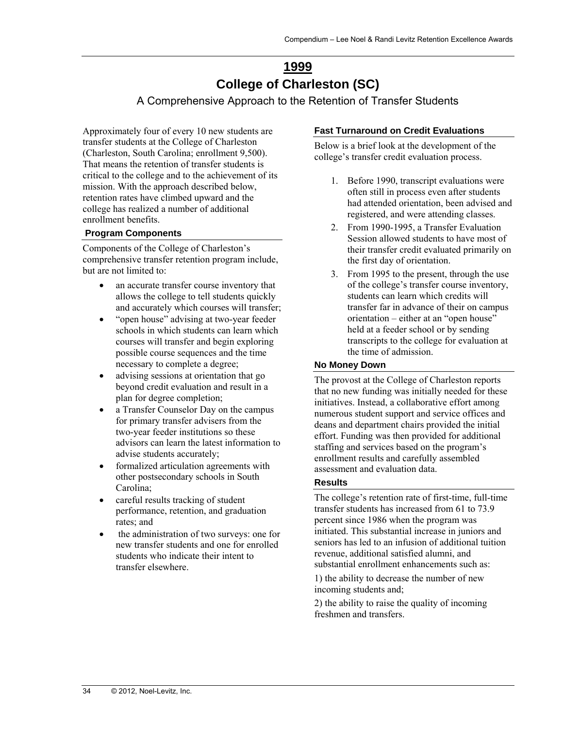# 1999

## College of Charleston (SC)

### A Comprehensive Approach to the Retention of Transfer Students

Approximately four of every 10 new students are transfer students at the College of Charleston (Charleston, South Carolina; enrollment 9,500). That means the retention of transfer students is critical to the college and to the achievement of its mission. With the approach described below, retention rates have climbed upward and the college has realized a number of additional enrollment benefits.

#### Program Components

Components of the College of Charleston's comprehensive transfer retention program include, but are not limited to:

- an accurate transfer course inventory that allows the college to tell students quickly and accurately which courses will transfer;
- "open house" advising at two-year feeder schools in which students can learn which courses will transfer and begin exploring possible course sequences and the time necessary to complete a degree;
- advising sessions at orientation that go beyond credit evaluation and result in a plan for degree completion;
- a Transfer Counselor Day on the campus for primary transfer advisers from the two-year feeder institutions so these advisors can learn the latest information to advise students accurately;
- formalized articulation agreements with other postsecondary schools in South Carolina;
- careful results tracking of student performance, retention, and graduation rates; and
- the administration of two surveys: one for new transfer students and one for enrolled students who indicate their intent to transfer elsewhere.

#### Fast Turnaround on Credit Evaluations

Below is a brief look at the development of the college's transfer credit evaluation process.

1. Before 1990, transcript evaluations were often still in process even after students had attended orientation, been advised and registered, and were attending classes.
2. From 1990-1995, a Transfer Evaluation Session allowed students to have most of their transfer credit evaluated primarily on the first day of orientation.
3. From 1995 to the present, through the use of the college's transfer course inventory, students can learn which credits will transfer far in advance of their on campus orientation – either at an "open house" held at a feeder school or by sending transcripts to the college for evaluation at the time of admission.

#### No Money Down

The provost at the College of Charleston reports that no new funding was initially needed for these initiatives. Instead, a collaborative effort among numerous student support and service offices and deans and department chairs provided the initial effort. Funding was then provided for additional staffing and services based on the program's enrollment results and carefully assembled assessment and evaluation data.

#### Results

The college's retention rate of first-time, full-time transfer students has increased from 61 to 73.9 percent since 1986 when the program was initiated. This substantial increase in juniors and seniors has led to an infusion of additional tuition revenue, additional satisfied alumni, and substantial enrollment enhancements such as:

1) the ability to decrease the number of new incoming students and;

2) the ability to raise the quality of incoming freshmen and transfers.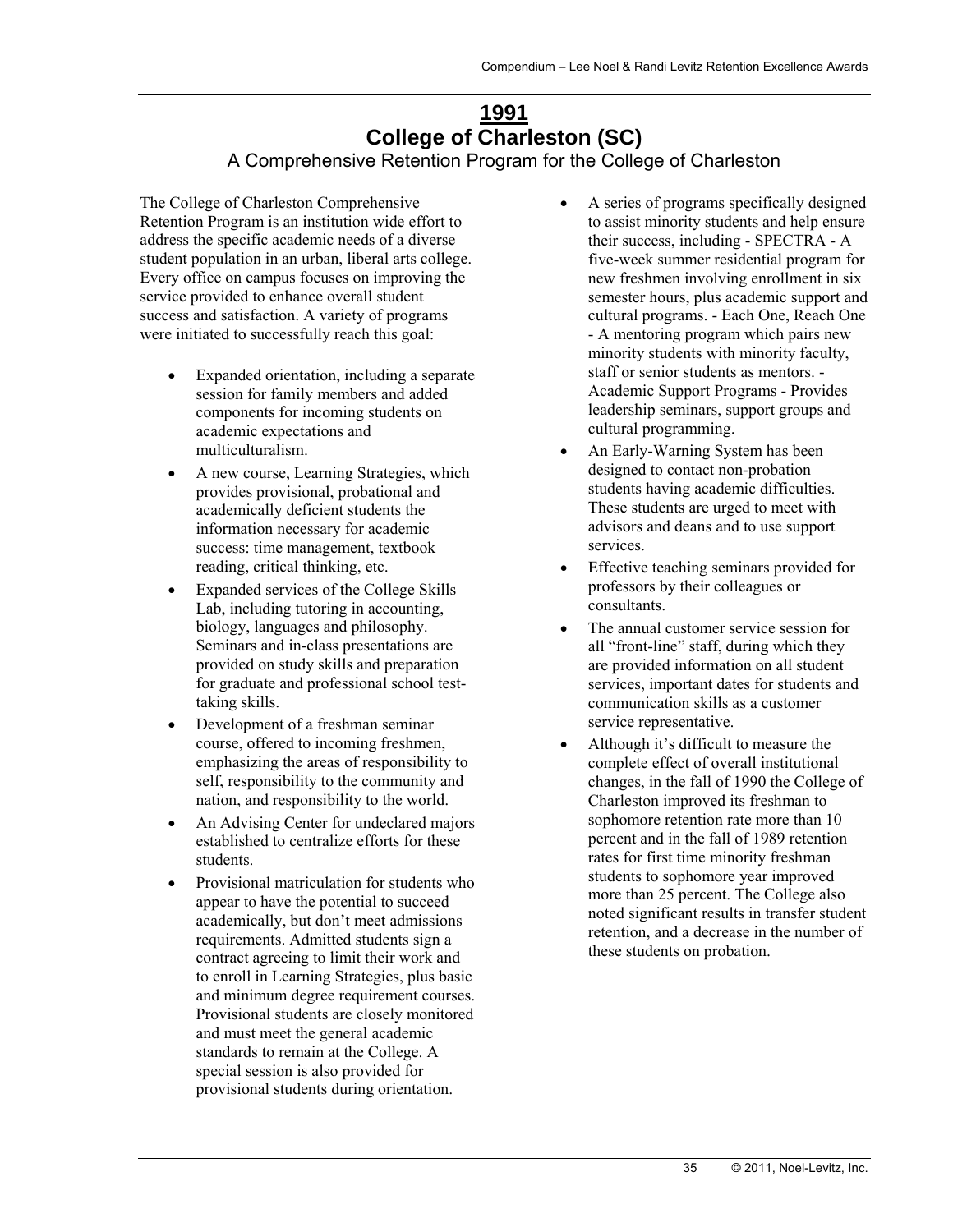# 1991
# College of Charleston (SC)
## A Comprehensive Retention Program for the College of Charleston

The College of Charleston Comprehensive Retention Program is an institution wide effort to address the specific academic needs of a diverse student population in an urban, liberal arts college. Every office on campus focuses on improving the service provided to enhance overall student success and satisfaction. A variety of programs were initiated to successfully reach this goal:

- Expanded orientation, including a separate session for family members and added components for incoming students on academic expectations and multiculturalism.
- A new course, Learning Strategies, which provides provisional, probational and academically deficient students the information necessary for academic success: time management, textbook reading, critical thinking, etc.
- Expanded services of the College Skills Lab, including tutoring in accounting, biology, languages and philosophy. Seminars and in-class presentations are provided on study skills and preparation for graduate and professional school test-taking skills.
- Development of a freshman seminar course, offered to incoming freshmen, emphasizing the areas of responsibility to self, responsibility to the community and nation, and responsibility to the world.
- An Advising Center for undeclared majors established to centralize efforts for these students.
- Provisional matriculation for students who appear to have the potential to succeed academically, but don't meet admissions requirements. Admitted students sign a contract agreeing to limit their work and to enroll in Learning Strategies, plus basic and minimum degree requirement courses. Provisional students are closely monitored and must meet the general academic standards to remain at the College. A special session is also provided for provisional students during orientation.
- A series of programs specifically designed to assist minority students and help ensure their success, including - SPECTRA - A five-week summer residential program for new freshmen involving enrollment in six semester hours, plus academic support and cultural programs. - Each One, Reach One - A mentoring program which pairs new minority students with minority faculty, staff or senior students as mentors. - Academic Support Programs - Provides leadership seminars, support groups and cultural programming.
- An Early-Warning System has been designed to contact non-probation students having academic difficulties. These students are urged to meet with advisors and deans and to use support services.
- Effective teaching seminars provided for professors by their colleagues or consultants.
- The annual customer service session for all "front-line" staff, during which they are provided information on all student services, important dates for students and communication skills as a customer service representative.
- Although it's difficult to measure the complete effect of overall institutional changes, in the fall of 1990 the College of Charleston improved its freshman to sophomore retention rate more than 10 percent and in the fall of 1989 retention rates for first time minority freshman students to sophomore year improved more than 25 percent. The College also noted significant results in transfer student retention, and a decrease in the number of these students on probation.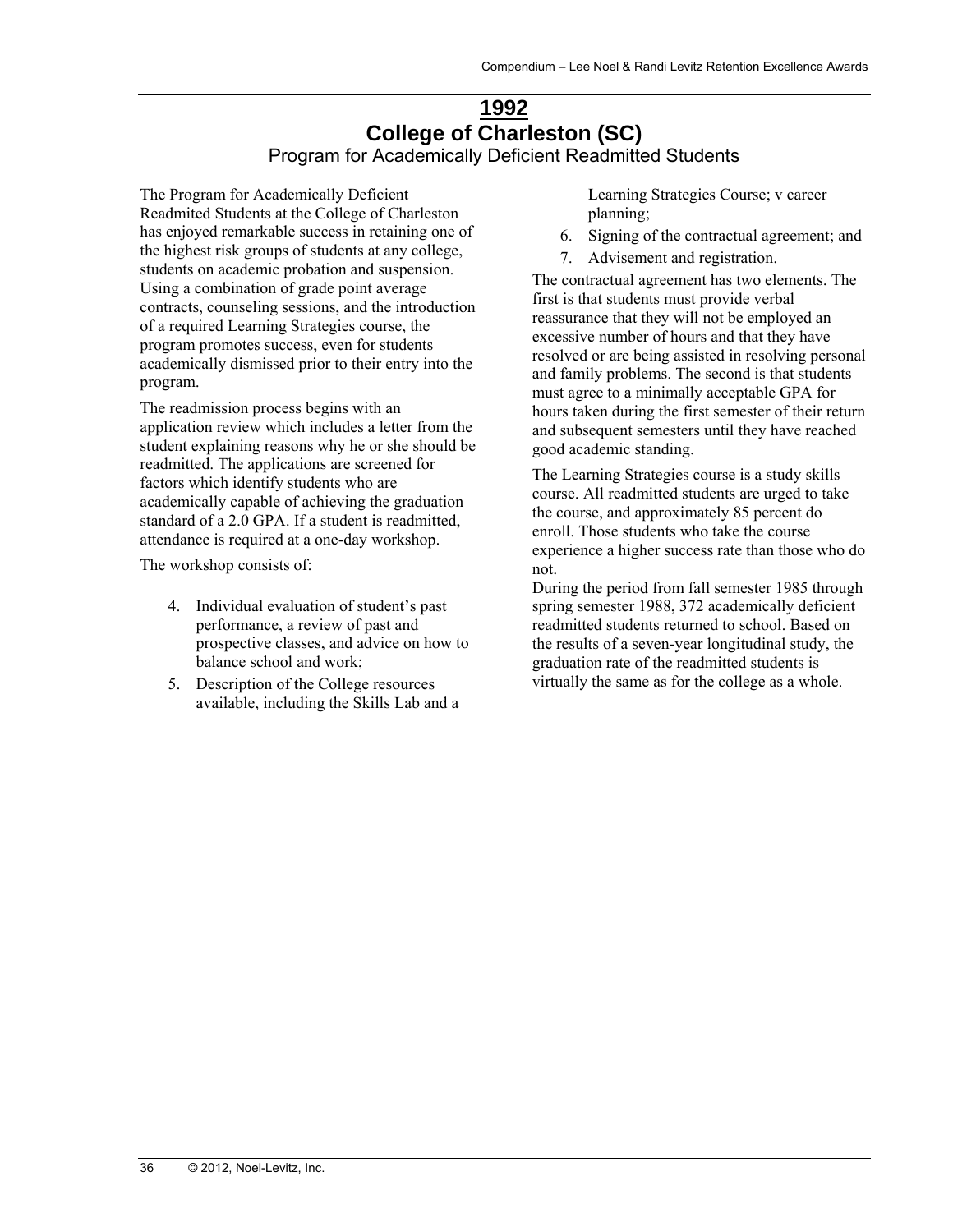# 1992

## College of Charleston (SC)

### Program for Academically Deficient Readmitted Students

The Program for Academically Deficient Readmited Students at the College of Charleston has enjoyed remarkable success in retaining one of the highest risk groups of students at any college, students on academic probation and suspension. Using a combination of grade point average contracts, counseling sessions, and the introduction of a required Learning Strategies course, the program promotes success, even for students academically dismissed prior to their entry into the program.

The readmission process begins with an application review which includes a letter from the student explaining reasons why he or she should be readmitted. The applications are screened for factors which identify students who are academically capable of achieving the graduation standard of a 2.0 GPA. If a student is readmitted, attendance is required at a one-day workshop.

The workshop consists of:

4. Individual evaluation of student's past performance, a review of past and prospective classes, and advice on how to balance school and work;
5. Description of the College resources available, including the Skills Lab and a Learning Strategies Course; v career planning;
6. Signing of the contractual agreement; and
7. Advisement and registration.

The contractual agreement has two elements. The first is that students must provide verbal reassurance that they will not be employed an excessive number of hours and that they have resolved or are being assisted in resolving personal and family problems. The second is that students must agree to a minimally acceptable GPA for hours taken during the first semester of their return and subsequent semesters until they have reached good academic standing.

The Learning Strategies course is a study skills course. All readmitted students are urged to take the course, and approximately 85 percent do enroll. Those students who take the course experience a higher success rate than those who do not.

During the period from fall semester 1985 through spring semester 1988, 372 academically deficient readmitted students returned to school. Based on the results of a seven-year longitudinal study, the graduation rate of the readmitted students is virtually the same as for the college as a whole.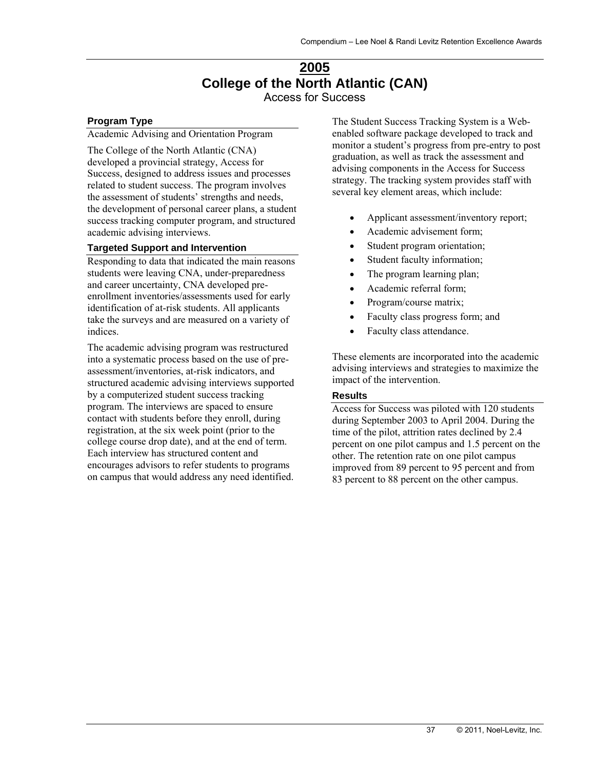# 2005

# College of the North Atlantic (CAN)

Access for Success

### Program Type

Academic Advising and Orientation Program

The College of the North Atlantic (CNA) developed a provincial strategy, Access for Success, designed to address issues and processes related to student success. The program involves the assessment of students' strengths and needs, the development of personal career plans, a student success tracking computer program, and structured academic advising interviews.

### Targeted Support and Intervention

Responding to data that indicated the main reasons students were leaving CNA, under-preparedness and career uncertainty, CNA developed pre-enrollment inventories/assessments used for early identification of at-risk students. All applicants take the surveys and are measured on a variety of indices.

The academic advising program was restructured into a systematic process based on the use of pre-assessment/inventories, at-risk indicators, and structured academic advising interviews supported by a computerized student success tracking program. The interviews are spaced to ensure contact with students before they enroll, during registration, at the six week point (prior to the college course drop date), and at the end of term. Each interview has structured content and encourages advisors to refer students to programs on campus that would address any need identified.

The Student Success Tracking System is a Web-enabled software package developed to track and monitor a student's progress from pre-entry to post graduation, as well as track the assessment and advising components in the Access for Success strategy. The tracking system provides staff with several key element areas, which include:

- Applicant assessment/inventory report;
- Academic advisement form;
- Student program orientation;
- Student faculty information;
- The program learning plan;
- Academic referral form;
- Program/course matrix;
- Faculty class progress form; and
- Faculty class attendance.

These elements are incorporated into the academic advising interviews and strategies to maximize the impact of the intervention.

### Results

Access for Success was piloted with 120 students during September 2003 to April 2004. During the time of the pilot, attrition rates declined by 2.4 percent on one pilot campus and 1.5 percent on the other. The retention rate on one pilot campus improved from 89 percent to 95 percent and from 83 percent to 88 percent on the other campus.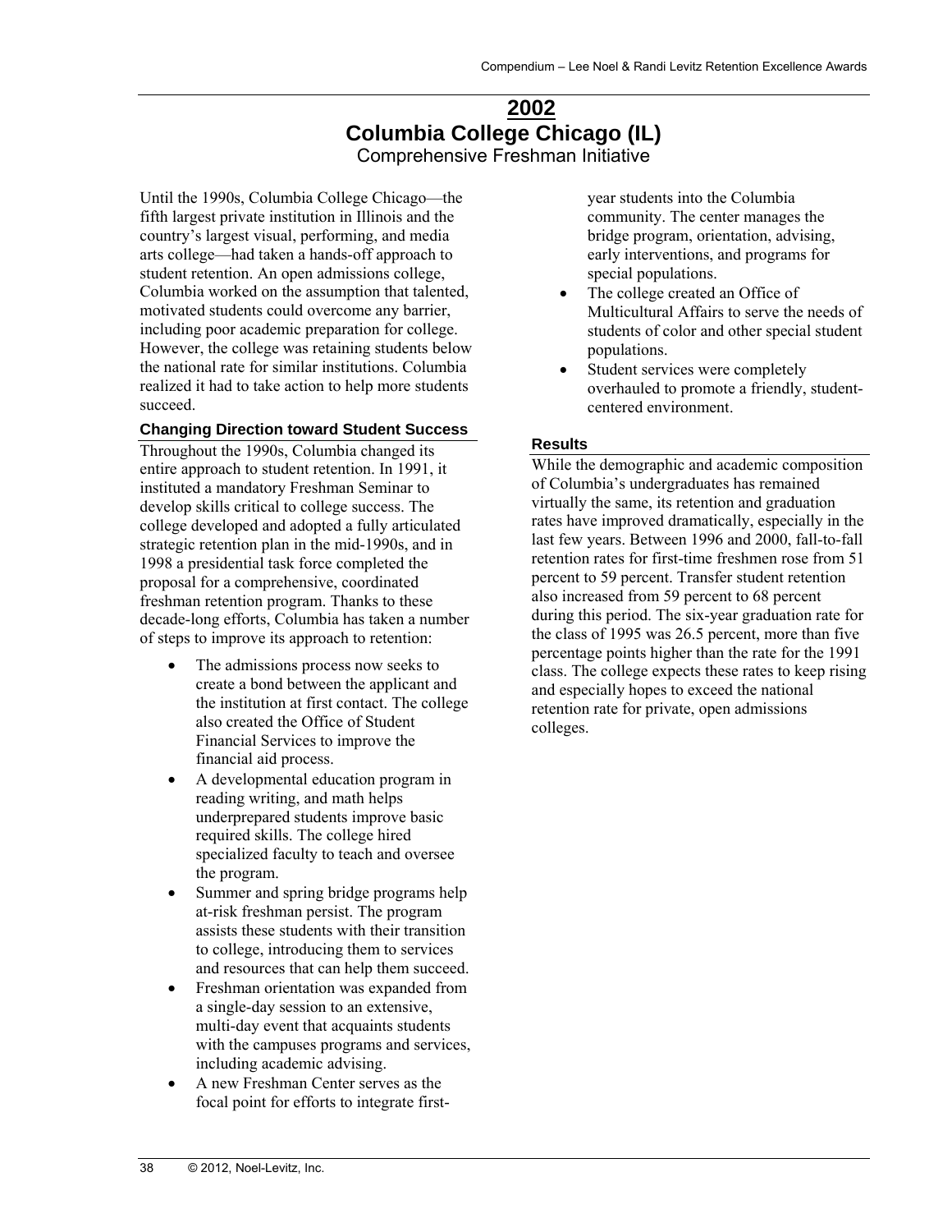# 2002

## Columbia College Chicago (IL)

Comprehensive Freshman Initiative

Until the 1990s, Columbia College Chicago—the fifth largest private institution in Illinois and the country's largest visual, performing, and media arts college—had taken a hands-off approach to student retention. An open admissions college, Columbia worked on the assumption that talented, motivated students could overcome any barrier, including poor academic preparation for college. However, the college was retaining students below the national rate for similar institutions. Columbia realized it had to take action to help more students succeed.

### Changing Direction toward Student Success

Throughout the 1990s, Columbia changed its entire approach to student retention. In 1991, it instituted a mandatory Freshman Seminar to develop skills critical to college success. The college developed and adopted a fully articulated strategic retention plan in the mid-1990s, and in 1998 a presidential task force completed the proposal for a comprehensive, coordinated freshman retention program. Thanks to these decade-long efforts, Columbia has taken a number of steps to improve its approach to retention:

- The admissions process now seeks to create a bond between the applicant and the institution at first contact. The college also created the Office of Student Financial Services to improve the financial aid process.
- A developmental education program in reading writing, and math helps underprepared students improve basic required skills. The college hired specialized faculty to teach and oversee the program.
- Summer and spring bridge programs help at-risk freshman persist. The program assists these students with their transition to college, introducing them to services and resources that can help them succeed.
- Freshman orientation was expanded from a single-day session to an extensive, multi-day event that acquaints students with the campuses programs and services, including academic advising.
- A new Freshman Center serves as the focal point for efforts to integrate first-year students into the Columbia community. The center manages the bridge program, orientation, advising, early interventions, and programs for special populations.
- The college created an Office of Multicultural Affairs to serve the needs of students of color and other special student populations.
- Student services were completely overhauled to promote a friendly, student-centered environment.

### Results

While the demographic and academic composition of Columbia's undergraduates has remained virtually the same, its retention and graduation rates have improved dramatically, especially in the last few years. Between 1996 and 2000, fall-to-fall retention rates for first-time freshmen rose from 51 percent to 59 percent. Transfer student retention also increased from 59 percent to 68 percent during this period. The six-year graduation rate for the class of 1995 was 26.5 percent, more than five percentage points higher than the rate for the 1991 class. The college expects these rates to keep rising and especially hopes to exceed the national retention rate for private, open admissions colleges.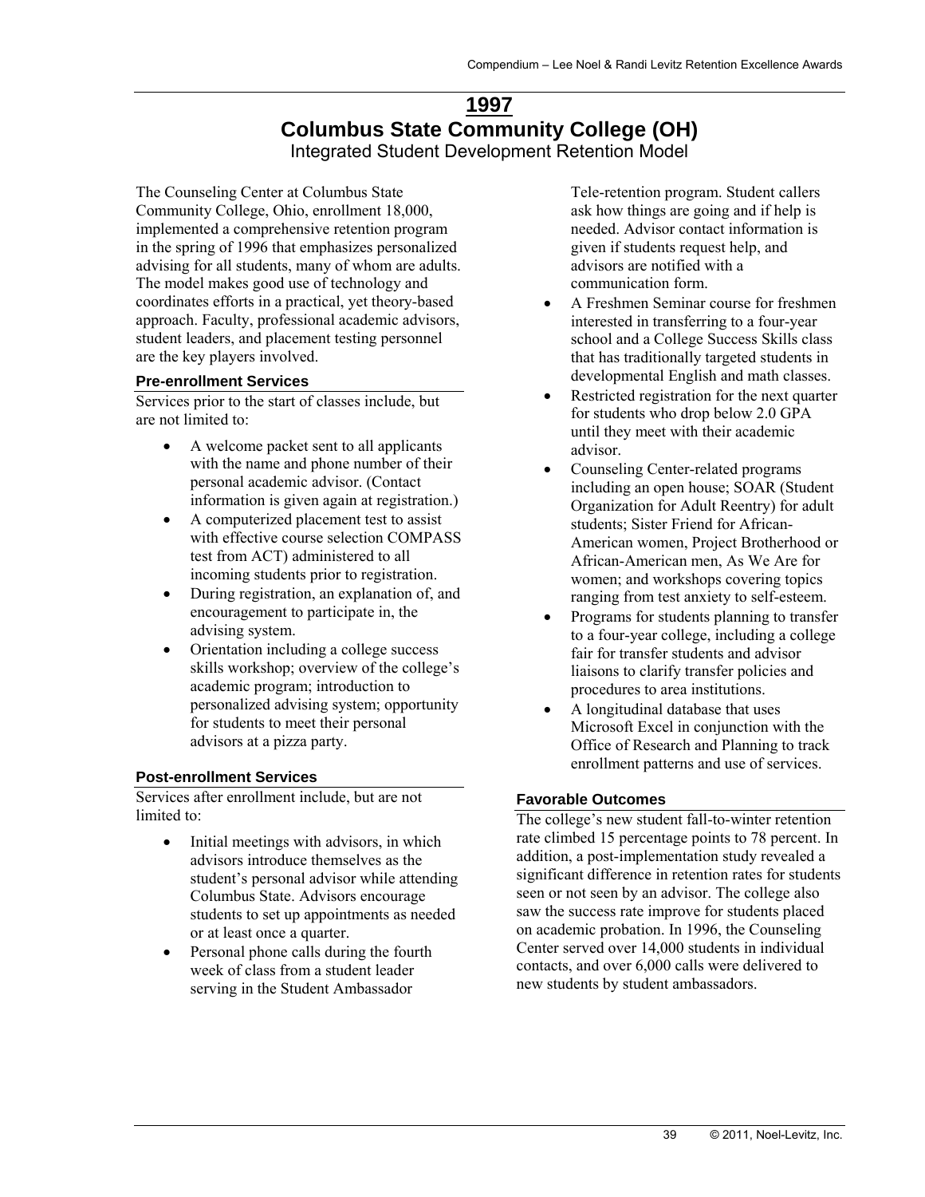# 1997

## Columbus State Community College (OH)

Integrated Student Development Retention Model

The Counseling Center at Columbus State Community College, Ohio, enrollment 18,000, implemented a comprehensive retention program in the spring of 1996 that emphasizes personalized advising for all students, many of whom are adults. The model makes good use of technology and coordinates efforts in a practical, yet theory-based approach. Faculty, professional academic advisors, student leaders, and placement testing personnel are the key players involved.

### Pre-enrollment Services

Services prior to the start of classes include, but are not limited to:

- A welcome packet sent to all applicants with the name and phone number of their personal academic advisor. (Contact information is given again at registration.)
- A computerized placement test to assist with effective course selection COMPASS test from ACT) administered to all incoming students prior to registration.
- During registration, an explanation of, and encouragement to participate in, the advising system.
- Orientation including a college success skills workshop; overview of the college's academic program; introduction to personalized advising system; opportunity for students to meet their personal advisors at a pizza party.

### Post-enrollment Services

Services after enrollment include, but are not limited to:

- Initial meetings with advisors, in which advisors introduce themselves as the student's personal advisor while attending Columbus State. Advisors encourage students to set up appointments as needed or at least once a quarter.
- Personal phone calls during the fourth week of class from a student leader serving in the Student Ambassador Tele-retention program. Student callers ask how things are going and if help is needed. Advisor contact information is given if students request help, and advisors are notified with a communication form.
- A Freshmen Seminar course for freshmen interested in transferring to a four-year school and a College Success Skills class that has traditionally targeted students in developmental English and math classes.
- Restricted registration for the next quarter for students who drop below 2.0 GPA until they meet with their academic advisor.
- Counseling Center-related programs including an open house; SOAR (Student Organization for Adult Reentry) for adult students; Sister Friend for African-American women, Project Brotherhood or African-American men, As We Are for women; and workshops covering topics ranging from test anxiety to self-esteem.
- Programs for students planning to transfer to a four-year college, including a college fair for transfer students and advisor liaisons to clarify transfer policies and procedures to area institutions.
- A longitudinal database that uses Microsoft Excel in conjunction with the Office of Research and Planning to track enrollment patterns and use of services.

### Favorable Outcomes

The college's new student fall-to-winter retention rate climbed 15 percentage points to 78 percent. In addition, a post-implementation study revealed a significant difference in retention rates for students seen or not seen by an advisor. The college also saw the success rate improve for students placed on academic probation. In 1996, the Counseling Center served over 14,000 students in individual contacts, and over 6,000 calls were delivered to new students by student ambassadors.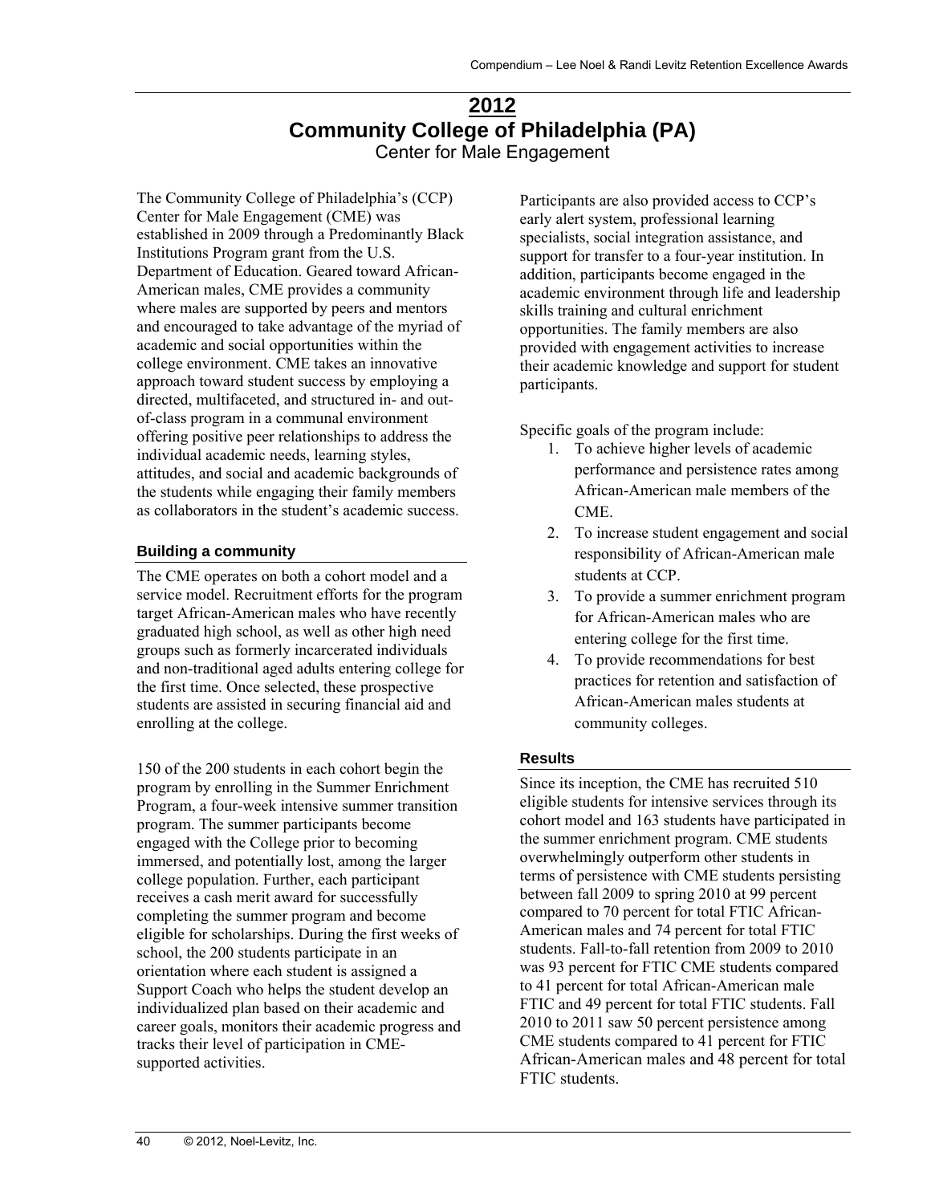# 2012
# Community College of Philadelphia (PA)
## Center for Male Engagement

The Community College of Philadelphia's (CCP) Center for Male Engagement (CME) was established in 2009 through a Predominantly Black Institutions Program grant from the U.S. Department of Education. Geared toward African-American males, CME provides a community where males are supported by peers and mentors and encouraged to take advantage of the myriad of academic and social opportunities within the college environment. CME takes an innovative approach toward student success by employing a directed, multifaceted, and structured in- and out-of-class program in a communal environment offering positive peer relationships to address the individual academic needs, learning styles, attitudes, and social and academic backgrounds of the students while engaging their family members as collaborators in the student's academic success.

### Building a community

The CME operates on both a cohort model and a service model. Recruitment efforts for the program target African-American males who have recently graduated high school, as well as other high need groups such as formerly incarcerated individuals and non-traditional aged adults entering college for the first time. Once selected, these prospective students are assisted in securing financial aid and enrolling at the college.

150 of the 200 students in each cohort begin the program by enrolling in the Summer Enrichment Program, a four-week intensive summer transition program. The summer participants become engaged with the College prior to becoming immersed, and potentially lost, among the larger college population. Further, each participant receives a cash merit award for successfully completing the summer program and become eligible for scholarships. During the first weeks of school, the 200 students participate in an orientation where each student is assigned a Support Coach who helps the student develop an individualized plan based on their academic and career goals, monitors their academic progress and tracks their level of participation in CME-supported activities.

Participants are also provided access to CCP's early alert system, professional learning specialists, social integration assistance, and support for transfer to a four-year institution. In addition, participants become engaged in the academic environment through life and leadership skills training and cultural enrichment opportunities. The family members are also provided with engagement activities to increase their academic knowledge and support for student participants.

Specific goals of the program include:

1. To achieve higher levels of academic performance and persistence rates among African-American male members of the CME.
2. To increase student engagement and social responsibility of African-American male students at CCP.
3. To provide a summer enrichment program for African-American males who are entering college for the first time.
4. To provide recommendations for best practices for retention and satisfaction of African-American males students at community colleges.

### Results

Since its inception, the CME has recruited 510 eligible students for intensive services through its cohort model and 163 students have participated in the summer enrichment program. CME students overwhelmingly outperform other students in terms of persistence with CME students persisting between fall 2009 to spring 2010 at 99 percent compared to 70 percent for total FTIC African-American males and 74 percent for total FTIC students. Fall-to-fall retention from 2009 to 2010 was 93 percent for FTIC CME students compared to 41 percent for total African-American male FTIC and 49 percent for total FTIC students. Fall 2010 to 2011 saw 50 percent persistence among CME students compared to 41 percent for FTIC African-American males and 48 percent for total FTIC students.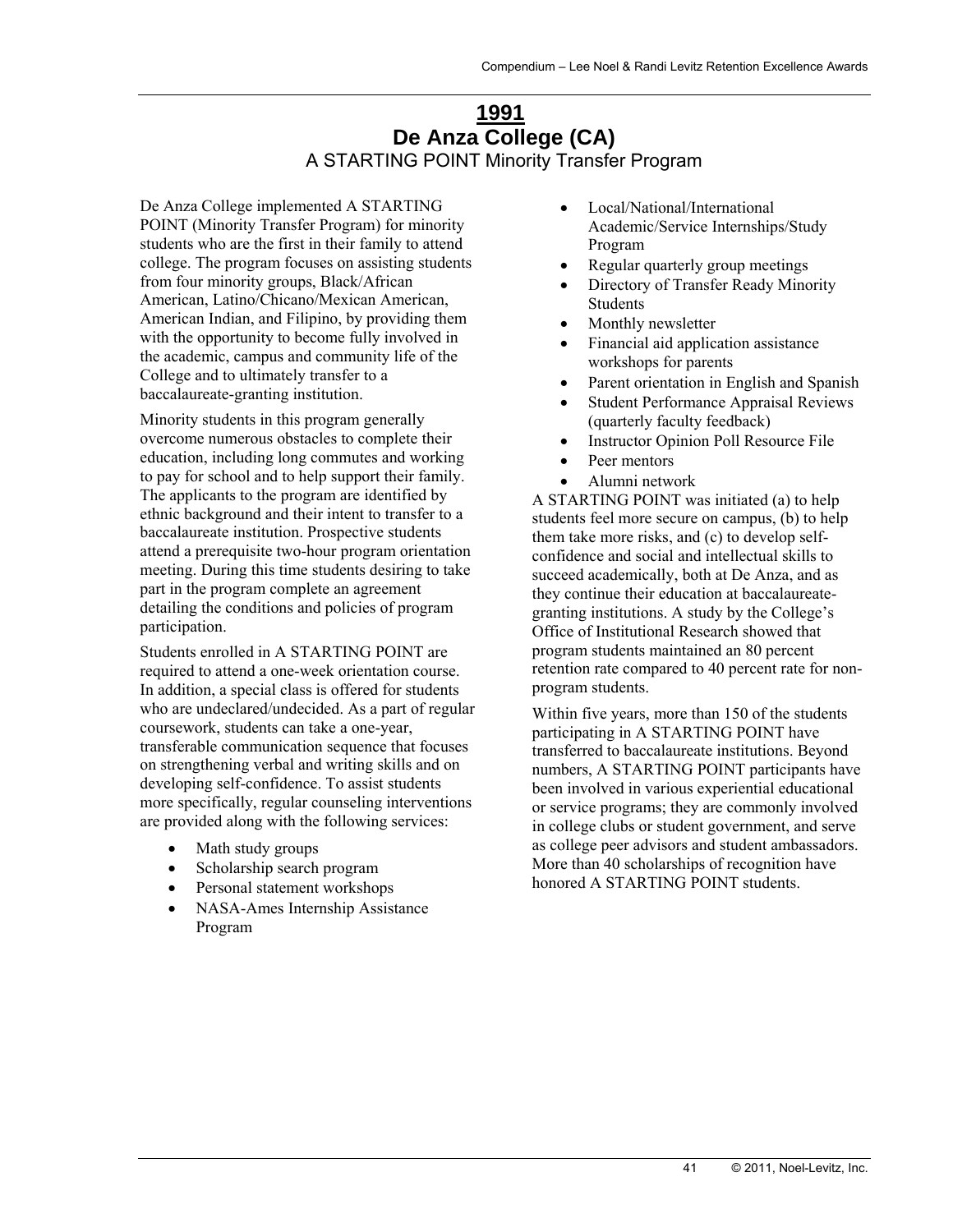# 1991

## De Anza College (CA)

### A STARTING POINT Minority Transfer Program

De Anza College implemented A STARTING POINT (Minority Transfer Program) for minority students who are the first in their family to attend college. The program focuses on assisting students from four minority groups, Black/African American, Latino/Chicano/Mexican American, American Indian, and Filipino, by providing them with the opportunity to become fully involved in the academic, campus and community life of the College and to ultimately transfer to a baccalaureate-granting institution.

Minority students in this program generally overcome numerous obstacles to complete their education, including long commutes and working to pay for school and to help support their family. The applicants to the program are identified by ethnic background and their intent to transfer to a baccalaureate institution. Prospective students attend a prerequisite two-hour program orientation meeting. During this time students desiring to take part in the program complete an agreement detailing the conditions and policies of program participation.

Students enrolled in A STARTING POINT are required to attend a one-week orientation course. In addition, a special class is offered for students who are undeclared/undecided. As a part of regular coursework, students can take a one-year, transferable communication sequence that focuses on strengthening verbal and writing skills and on developing self-confidence. To assist students more specifically, regular counseling interventions are provided along with the following services:

- Math study groups
- Scholarship search program
- Personal statement workshops
- NASA-Ames Internship Assistance Program
- Local/National/International Academic/Service Internships/Study Program
- Regular quarterly group meetings
- Directory of Transfer Ready Minority Students
- Monthly newsletter
- Financial aid application assistance workshops for parents
- Parent orientation in English and Spanish
- Student Performance Appraisal Reviews (quarterly faculty feedback)
- Instructor Opinion Poll Resource File
- Peer mentors
- Alumni network

A STARTING POINT was initiated (a) to help students feel more secure on campus, (b) to help them take more risks, and (c) to develop self-confidence and social and intellectual skills to succeed academically, both at De Anza, and as they continue their education at baccalaureate-granting institutions. A study by the College's Office of Institutional Research showed that program students maintained an 80 percent retention rate compared to 40 percent rate for non-program students.

Within five years, more than 150 of the students participating in A STARTING POINT have transferred to baccalaureate institutions. Beyond numbers, A STARTING POINT participants have been involved in various experiential educational or service programs; they are commonly involved in college clubs or student government, and serve as college peer advisors and student ambassadors. More than 40 scholarships of recognition have honored A STARTING POINT students.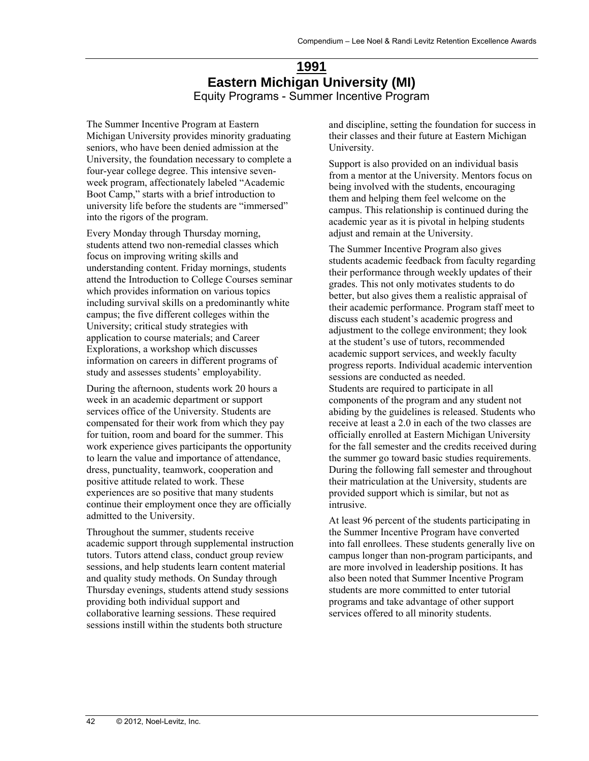# 1991

## Eastern Michigan University (MI)

### Equity Programs - Summer Incentive Program

The Summer Incentive Program at Eastern Michigan University provides minority graduating seniors, who have been denied admission at the University, the foundation necessary to complete a four-year college degree. This intensive seven-week program, affectionately labeled "Academic Boot Camp," starts with a brief introduction to university life before the students are "immersed" into the rigors of the program.

Every Monday through Thursday morning, students attend two non-remedial classes which focus on improving writing skills and understanding content. Friday mornings, students attend the Introduction to College Courses seminar which provides information on various topics including survival skills on a predominantly white campus; the five different colleges within the University; critical study strategies with application to course materials; and Career Explorations, a workshop which discusses information on careers in different programs of study and assesses students' employability.

During the afternoon, students work 20 hours a week in an academic department or support services office of the University. Students are compensated for their work from which they pay for tuition, room and board for the summer. This work experience gives participants the opportunity to learn the value and importance of attendance, dress, punctuality, teamwork, cooperation and positive attitude related to work. These experiences are so positive that many students continue their employment once they are officially admitted to the University.

Throughout the summer, students receive academic support through supplemental instruction tutors. Tutors attend class, conduct group review sessions, and help students learn content material and quality study methods. On Sunday through Thursday evenings, students attend study sessions providing both individual support and collaborative learning sessions. These required sessions instill within the students both structure and discipline, setting the foundation for success in their classes and their future at Eastern Michigan University.

Support is also provided on an individual basis from a mentor at the University. Mentors focus on being involved with the students, encouraging them and helping them feel welcome on the campus. This relationship is continued during the academic year as it is pivotal in helping students adjust and remain at the University.

The Summer Incentive Program also gives students academic feedback from faculty regarding their performance through weekly updates of their grades. This not only motivates students to do better, but also gives them a realistic appraisal of their academic performance. Program staff meet to discuss each student's academic progress and adjustment to the college environment; they look at the student's use of tutors, recommended academic support services, and weekly faculty progress reports. Individual academic intervention sessions are conducted as needed.

Students are required to participate in all components of the program and any student not abiding by the guidelines is released. Students who receive at least a 2.0 in each of the two classes are officially enrolled at Eastern Michigan University for the fall semester and the credits received during the summer go toward basic studies requirements. During the following fall semester and throughout their matriculation at the University, students are provided support which is similar, but not as intrusive.

At least 96 percent of the students participating in the Summer Incentive Program have converted into fall enrollees. These students generally live on campus longer than non-program participants, and are more involved in leadership positions. It has also been noted that Summer Incentive Program students are more committed to enter tutorial programs and take advantage of other support services offered to all minority students.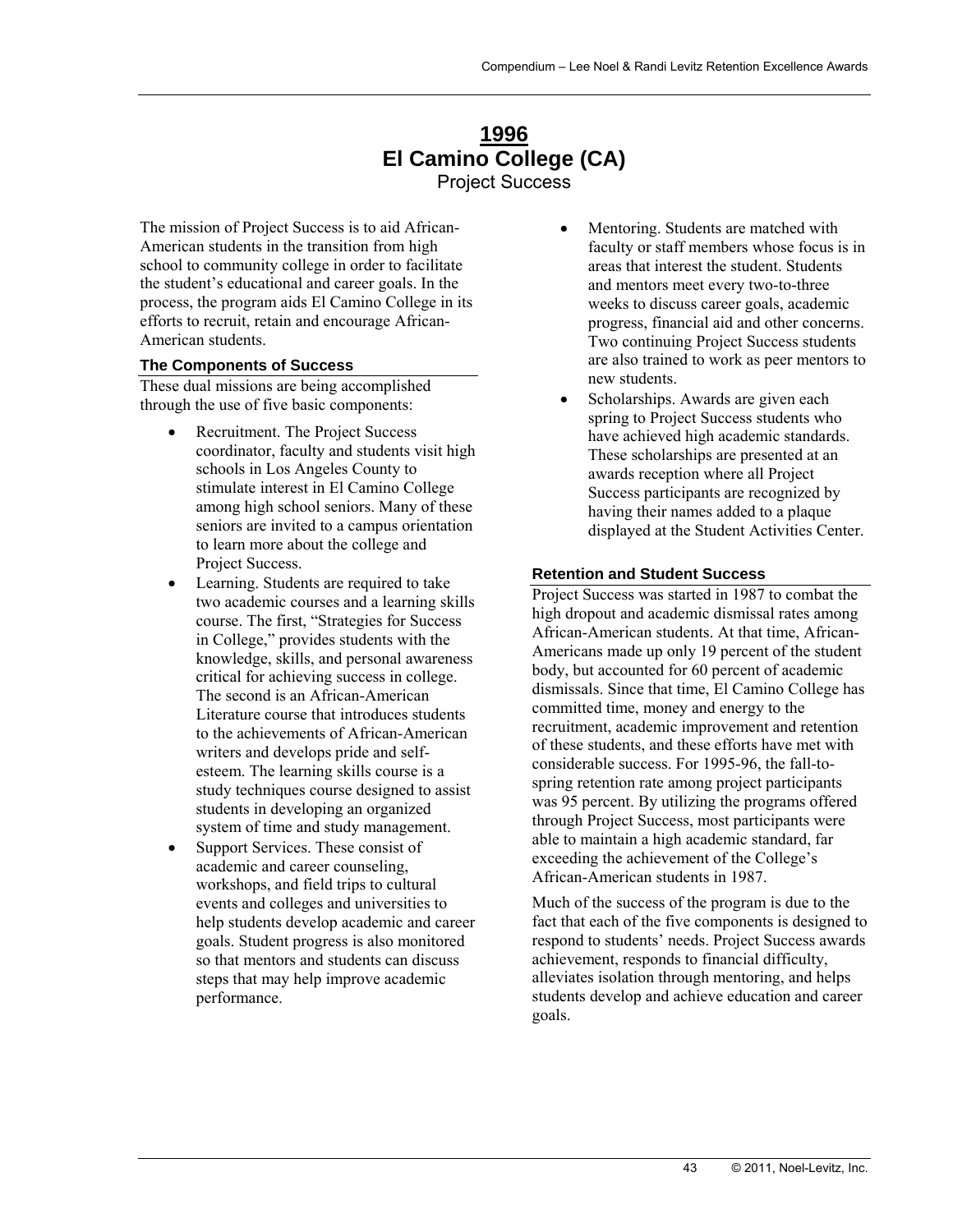# 1996
# El Camino College (CA)
## Project Success

The mission of Project Success is to aid African-American students in the transition from high school to community college in order to facilitate the student's educational and career goals. In the process, the program aids El Camino College in its efforts to recruit, retain and encourage African-American students.

### The Components of Success

These dual missions are being accomplished through the use of five basic components:

- Recruitment. The Project Success coordinator, faculty and students visit high schools in Los Angeles County to stimulate interest in El Camino College among high school seniors. Many of these seniors are invited to a campus orientation to learn more about the college and Project Success.
- Learning. Students are required to take two academic courses and a learning skills course. The first, "Strategies for Success in College," provides students with the knowledge, skills, and personal awareness critical for achieving success in college. The second is an African-American Literature course that introduces students to the achievements of African-American writers and develops pride and self-esteem. The learning skills course is a study techniques course designed to assist students in developing an organized system of time and study management.
- Support Services. These consist of academic and career counseling, workshops, and field trips to cultural events and colleges and universities to help students develop academic and career goals. Student progress is also monitored so that mentors and students can discuss steps that may help improve academic performance.
- Mentoring. Students are matched with faculty or staff members whose focus is in areas that interest the student. Students and mentors meet every two-to-three weeks to discuss career goals, academic progress, financial aid and other concerns. Two continuing Project Success students are also trained to work as peer mentors to new students.
- Scholarships. Awards are given each spring to Project Success students who have achieved high academic standards. These scholarships are presented at an awards reception where all Project Success participants are recognized by having their names added to a plaque displayed at the Student Activities Center.

### Retention and Student Success

Project Success was started in 1987 to combat the high dropout and academic dismissal rates among African-American students. At that time, African-Americans made up only 19 percent of the student body, but accounted for 60 percent of academic dismissals. Since that time, El Camino College has committed time, money and energy to the recruitment, academic improvement and retention of these students, and these efforts have met with considerable success. For 1995-96, the fall-to-spring retention rate among project participants was 95 percent. By utilizing the programs offered through Project Success, most participants were able to maintain a high academic standard, far exceeding the achievement of the College's African-American students in 1987.

Much of the success of the program is due to the fact that each of the five components is designed to respond to students' needs. Project Success awards achievement, responds to financial difficulty, alleviates isolation through mentoring, and helps students develop and achieve education and career goals.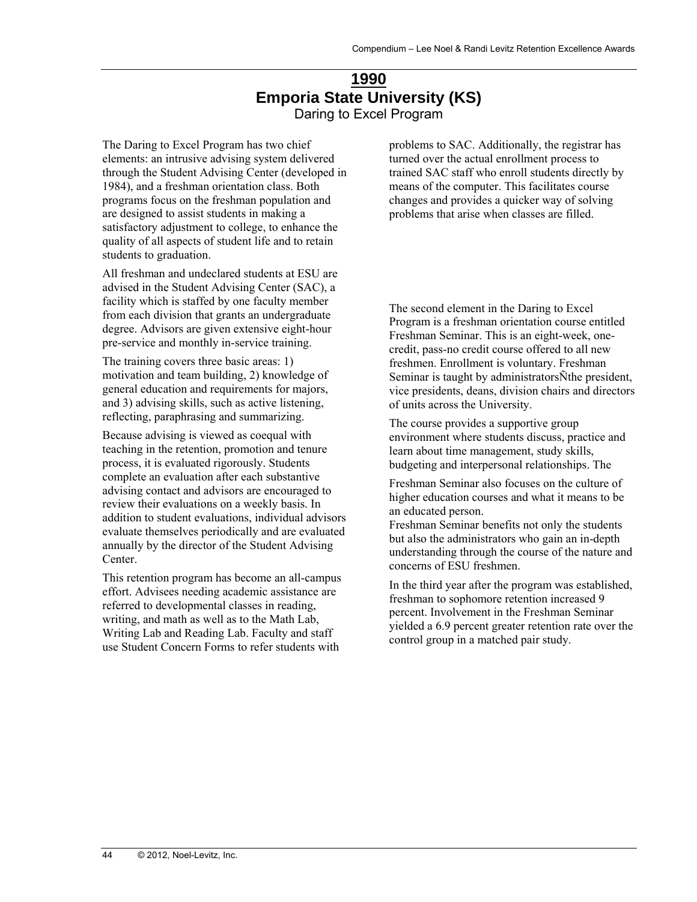# 1990
## Emporia State University (KS)
### Daring to Excel Program

The Daring to Excel Program has two chief elements: an intrusive advising system delivered through the Student Advising Center (developed in 1984), and a freshman orientation class. Both programs focus on the freshman population and are designed to assist students in making a satisfactory adjustment to college, to enhance the quality of all aspects of student life and to retain students to graduation.

All freshman and undeclared students at ESU are advised in the Student Advising Center (SAC), a facility which is staffed by one faculty member from each division that grants an undergraduate degree. Advisors are given extensive eight-hour pre-service and monthly in-service training.

The training covers three basic areas: 1) motivation and team building, 2) knowledge of general education and requirements for majors, and 3) advising skills, such as active listening, reflecting, paraphrasing and summarizing.

Because advising is viewed as coequal with teaching in the retention, promotion and tenure process, it is evaluated rigorously. Students complete an evaluation after each substantive advising contact and advisors are encouraged to review their evaluations on a weekly basis. In addition to student evaluations, individual advisors evaluate themselves periodically and are evaluated annually by the director of the Student Advising Center.

This retention program has become an all-campus effort. Advisees needing academic assistance are referred to developmental classes in reading, writing, and math as well as to the Math Lab, Writing Lab and Reading Lab. Faculty and staff use Student Concern Forms to refer students with problems to SAC. Additionally, the registrar has turned over the actual enrollment process to trained SAC staff who enroll students directly by means of the computer. This facilitates course changes and provides a quicker way of solving problems that arise when classes are filled.

The second element in the Daring to Excel Program is a freshman orientation course entitled Freshman Seminar. This is an eight-week, one-credit, pass-no credit course offered to all new freshmen. Enrollment is voluntary. Freshman Seminar is taught by administratorsÑthe president, vice presidents, deans, division chairs and directors of units across the University.

The course provides a supportive group environment where students discuss, practice and learn about time management, study skills, budgeting and interpersonal relationships. The Freshman Seminar also focuses on the culture of higher education courses and what it means to be an educated person.

Freshman Seminar benefits not only the students but also the administrators who gain an in-depth understanding through the course of the nature and concerns of ESU freshmen.

In the third year after the program was established, freshman to sophomore retention increased 9 percent. Involvement in the Freshman Seminar yielded a 6.9 percent greater retention rate over the control group in a matched pair study.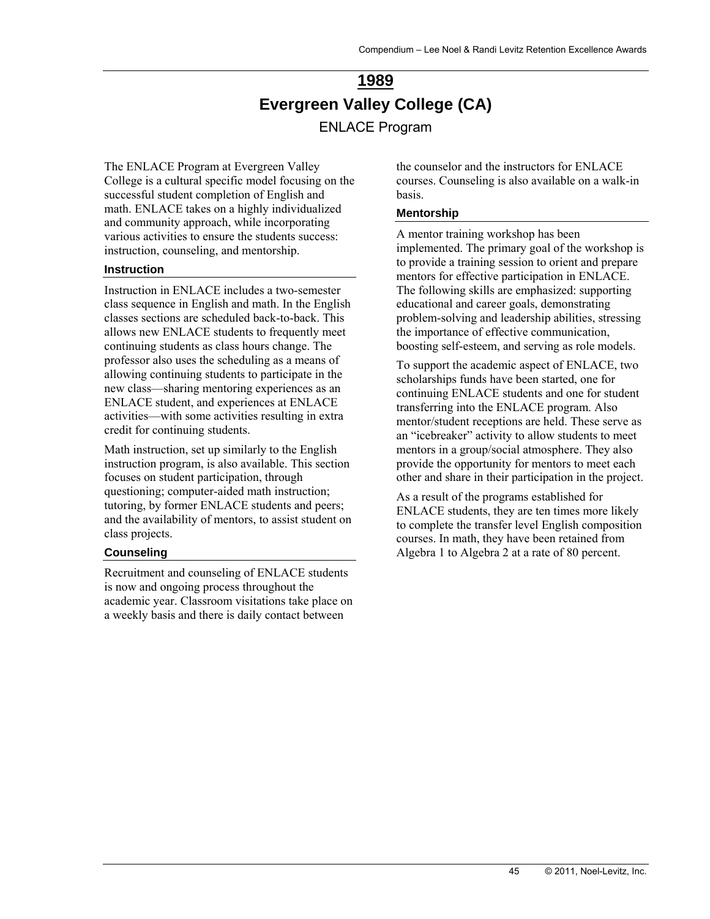# 1989

# Evergreen Valley College (CA)

## ENLACE Program

The ENLACE Program at Evergreen Valley College is a cultural specific model focusing on the successful student completion of English and math. ENLACE takes on a highly individualized and community approach, while incorporating various activities to ensure the students success: instruction, counseling, and mentorship.

### Instruction

Instruction in ENLACE includes a two-semester class sequence in English and math. In the English classes sections are scheduled back-to-back. This allows new ENLACE students to frequently meet continuing students as class hours change. The professor also uses the scheduling as a means of allowing continuing students to participate in the new class—sharing mentoring experiences as an ENLACE student, and experiences at ENLACE activities—with some activities resulting in extra credit for continuing students.

Math instruction, set up similarly to the English instruction program, is also available. This section focuses on student participation, through questioning; computer-aided math instruction; tutoring, by former ENLACE students and peers; and the availability of mentors, to assist student on class projects.

### Counseling

Recruitment and counseling of ENLACE students is now and ongoing process throughout the academic year. Classroom visitations take place on a weekly basis and there is daily contact between the counselor and the instructors for ENLACE courses. Counseling is also available on a walk-in basis.

### Mentorship

A mentor training workshop has been implemented. The primary goal of the workshop is to provide a training session to orient and prepare mentors for effective participation in ENLACE. The following skills are emphasized: supporting educational and career goals, demonstrating problem-solving and leadership abilities, stressing the importance of effective communication, boosting self-esteem, and serving as role models.

To support the academic aspect of ENLACE, two scholarships funds have been started, one for continuing ENLACE students and one for student transferring into the ENLACE program. Also mentor/student receptions are held. These serve as an "icebreaker" activity to allow students to meet mentors in a group/social atmosphere. They also provide the opportunity for mentors to meet each other and share in their participation in the project.

As a result of the programs established for ENLACE students, they are ten times more likely to complete the transfer level English composition courses. In math, they have been retained from Algebra 1 to Algebra 2 at a rate of 80 percent.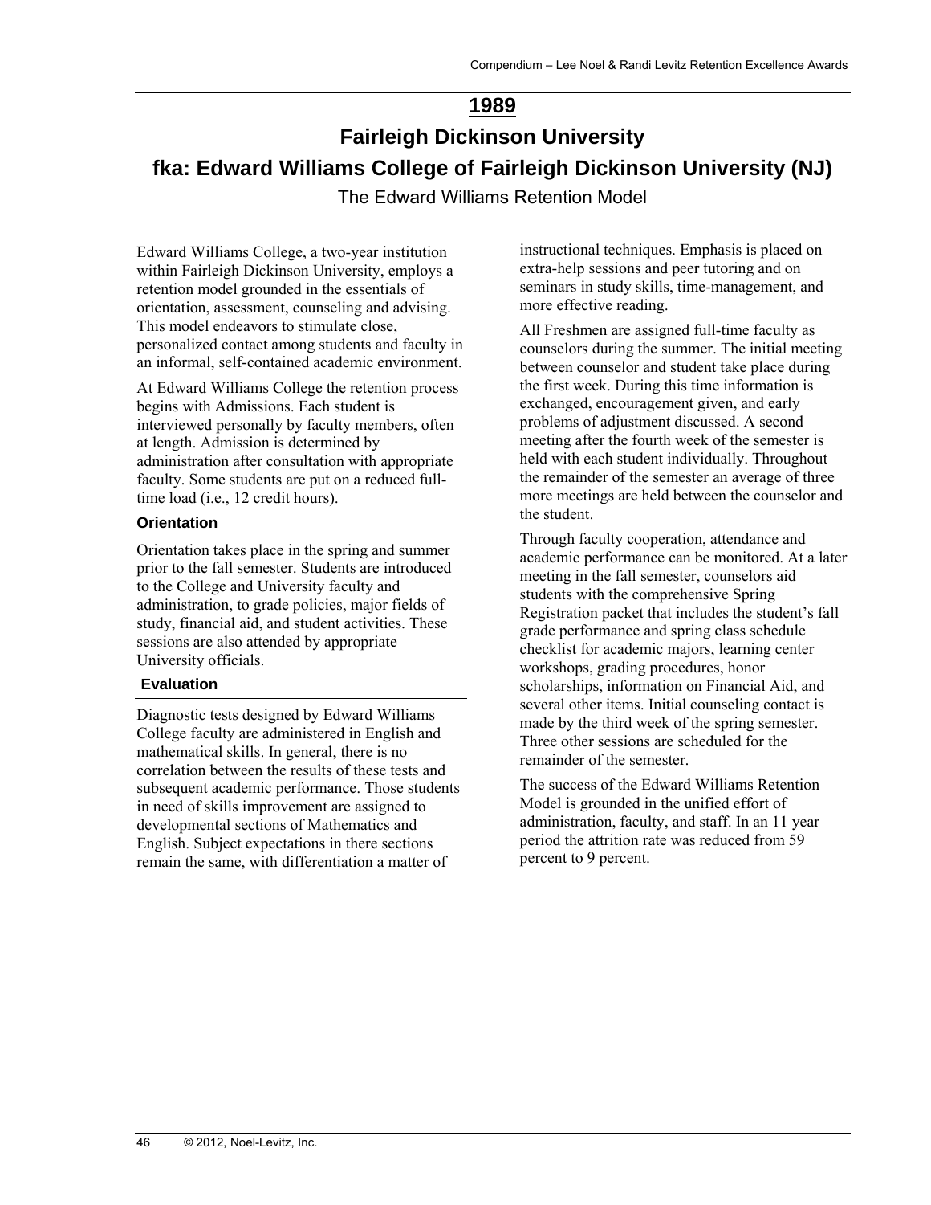# 1989

# Fairleigh Dickinson University

# fka: Edward Williams College of Fairleigh Dickinson University (NJ)

The Edward Williams Retention Model

Edward Williams College, a two-year institution within Fairleigh Dickinson University, employs a retention model grounded in the essentials of orientation, assessment, counseling and advising. This model endeavors to stimulate close, personalized contact among students and faculty in an informal, self-contained academic environment.

At Edward Williams College the retention process begins with Admissions. Each student is interviewed personally by faculty members, often at length. Admission is determined by administration after consultation with appropriate faculty. Some students are put on a reduced full-time load (i.e., 12 credit hours).

### Orientation

Orientation takes place in the spring and summer prior to the fall semester. Students are introduced to the College and University faculty and administration, to grade policies, major fields of study, financial aid, and student activities. These sessions are also attended by appropriate University officials.

### Evaluation

Diagnostic tests designed by Edward Williams College faculty are administered in English and mathematical skills. In general, there is no correlation between the results of these tests and subsequent academic performance. Those students in need of skills improvement are assigned to developmental sections of Mathematics and English. Subject expectations in there sections remain the same, with differentiation a matter of instructional techniques. Emphasis is placed on extra-help sessions and peer tutoring and on seminars in study skills, time-management, and more effective reading.

All Freshmen are assigned full-time faculty as counselors during the summer. The initial meeting between counselor and student take place during the first week. During this time information is exchanged, encouragement given, and early problems of adjustment discussed. A second meeting after the fourth week of the semester is held with each student individually. Throughout the remainder of the semester an average of three more meetings are held between the counselor and the student.

Through faculty cooperation, attendance and academic performance can be monitored. At a later meeting in the fall semester, counselors aid students with the comprehensive Spring Registration packet that includes the student's fall grade performance and spring class schedule checklist for academic majors, learning center workshops, grading procedures, honor scholarships, information on Financial Aid, and several other items. Initial counseling contact is made by the third week of the spring semester. Three other sessions are scheduled for the remainder of the semester.

The success of the Edward Williams Retention Model is grounded in the unified effort of administration, faculty, and staff. In an 11 year period the attrition rate was reduced from 59 percent to 9 percent.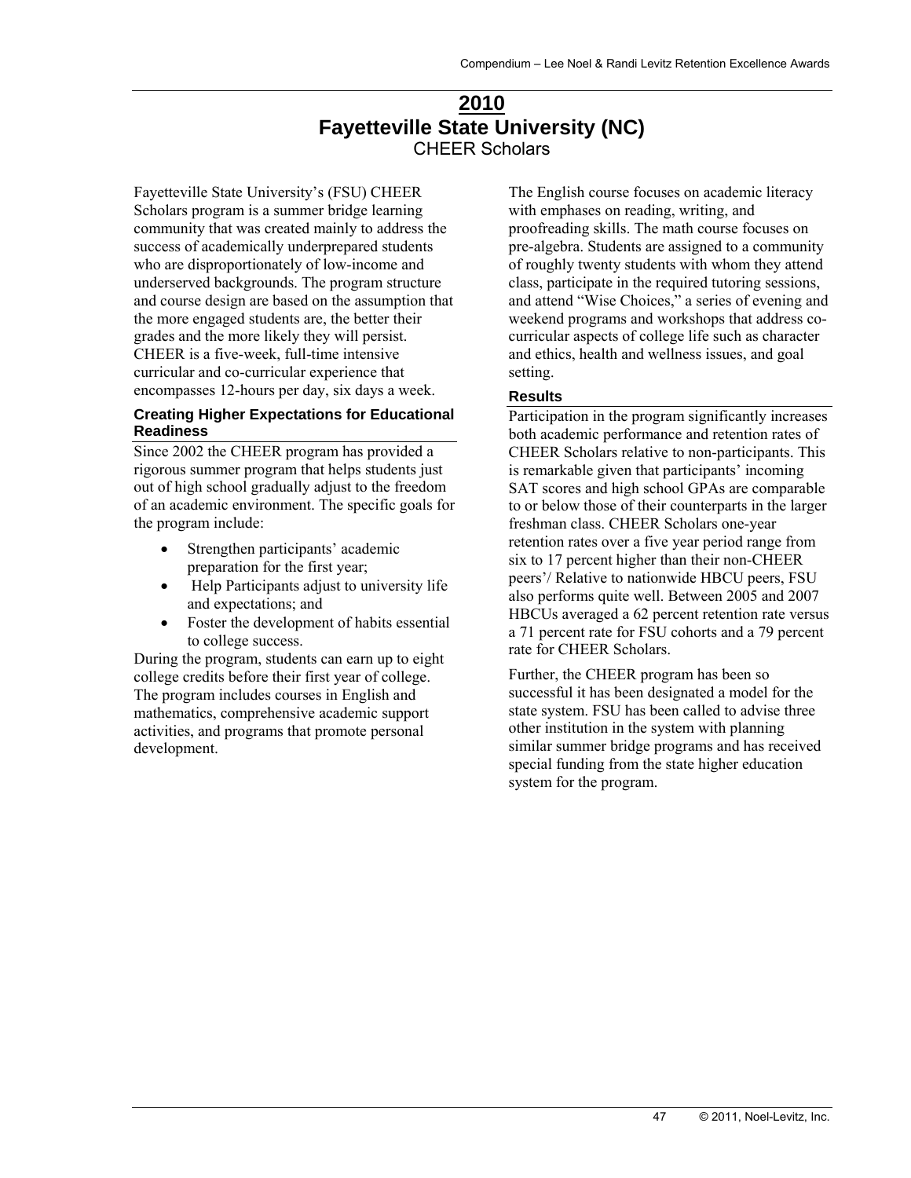# 2010
# Fayetteville State University (NC)
## CHEER Scholars

Fayetteville State University's (FSU) CHEER Scholars program is a summer bridge learning community that was created mainly to address the success of academically underprepared students who are disproportionately of low-income and underserved backgrounds. The program structure and course design are based on the assumption that the more engaged students are, the better their grades and the more likely they will persist. CHEER is a five-week, full-time intensive curricular and co-curricular experience that encompasses 12-hours per day, six days a week.

### Creating Higher Expectations for Educational Readiness

Since 2002 the CHEER program has provided a rigorous summer program that helps students just out of high school gradually adjust to the freedom of an academic environment. The specific goals for the program include:

- Strengthen participants' academic preparation for the first year;
- Help Participants adjust to university life and expectations; and
- Foster the development of habits essential to college success.

During the program, students can earn up to eight college credits before their first year of college. The program includes courses in English and mathematics, comprehensive academic support activities, and programs that promote personal development.

The English course focuses on academic literacy with emphases on reading, writing, and proofreading skills. The math course focuses on pre-algebra. Students are assigned to a community of roughly twenty students with whom they attend class, participate in the required tutoring sessions, and attend "Wise Choices," a series of evening and weekend programs and workshops that address co-curricular aspects of college life such as character and ethics, health and wellness issues, and goal setting.

### Results

Participation in the program significantly increases both academic performance and retention rates of CHEER Scholars relative to non-participants. This is remarkable given that participants' incoming SAT scores and high school GPAs are comparable to or below those of their counterparts in the larger freshman class. CHEER Scholars one-year retention rates over a five year period range from six to 17 percent higher than their non-CHEER peers'/ Relative to nationwide HBCU peers, FSU also performs quite well. Between 2005 and 2007 HBCUs averaged a 62 percent retention rate versus a 71 percent rate for FSU cohorts and a 79 percent rate for CHEER Scholars.

Further, the CHEER program has been so successful it has been designated a model for the state system. FSU has been called to advise three other institution in the system with planning similar summer bridge programs and has received special funding from the state higher education system for the program.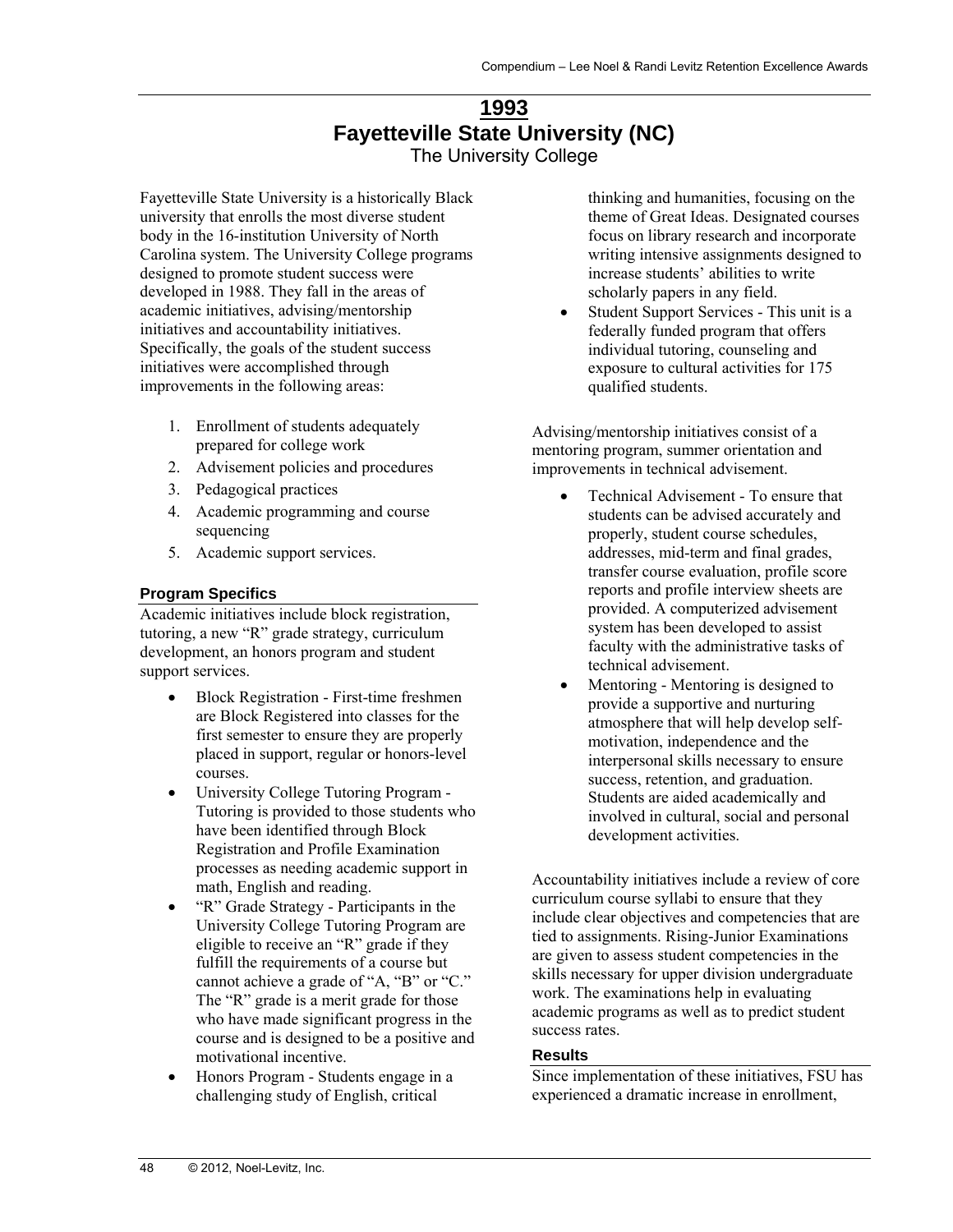# 1993
# Fayetteville State University (NC)
## The University College

Fayetteville State University is a historically Black university that enrolls the most diverse student body in the 16-institution University of North Carolina system. The University College programs designed to promote student success were developed in 1988. They fall in the areas of academic initiatives, advising/mentorship initiatives and accountability initiatives. Specifically, the goals of the student success initiatives were accomplished through improvements in the following areas:

1. Enrollment of students adequately prepared for college work
2. Advisement policies and procedures
3. Pedagogical practices
4. Academic programming and course sequencing
5. Academic support services.

### Program Specifics

Academic initiatives include block registration, tutoring, a new "R" grade strategy, curriculum development, an honors program and student support services.

- Block Registration - First-time freshmen are Block Registered into classes for the first semester to ensure they are properly placed in support, regular or honors-level courses.
- University College Tutoring Program - Tutoring is provided to those students who have been identified through Block Registration and Profile Examination processes as needing academic support in math, English and reading.
- "R" Grade Strategy - Participants in the University College Tutoring Program are eligible to receive an "R" grade if they fulfill the requirements of a course but cannot achieve a grade of "A, "B" or "C." The "R" grade is a merit grade for those who have made significant progress in the course and is designed to be a positive and motivational incentive.
- Honors Program - Students engage in a challenging study of English, critical thinking and humanities, focusing on the theme of Great Ideas. Designated courses focus on library research and incorporate writing intensive assignments designed to increase students' abilities to write scholarly papers in any field.
- Student Support Services - This unit is a federally funded program that offers individual tutoring, counseling and exposure to cultural activities for 175 qualified students.

Advising/mentorship initiatives consist of a mentoring program, summer orientation and improvements in technical advisement.

- Technical Advisement - To ensure that students can be advised accurately and properly, student course schedules, addresses, mid-term and final grades, transfer course evaluation, profile score reports and profile interview sheets are provided. A computerized advisement system has been developed to assist faculty with the administrative tasks of technical advisement.
- Mentoring - Mentoring is designed to provide a supportive and nurturing atmosphere that will help develop self-motivation, independence and the interpersonal skills necessary to ensure success, retention, and graduation. Students are aided academically and involved in cultural, social and personal development activities.

Accountability initiatives include a review of core curriculum course syllabi to ensure that they include clear objectives and competencies that are tied to assignments. Rising-Junior Examinations are given to assess student competencies in the skills necessary for upper division undergraduate work. The examinations help in evaluating academic programs as well as to predict student success rates.

### Results

Since implementation of these initiatives, FSU has experienced a dramatic increase in enrollment,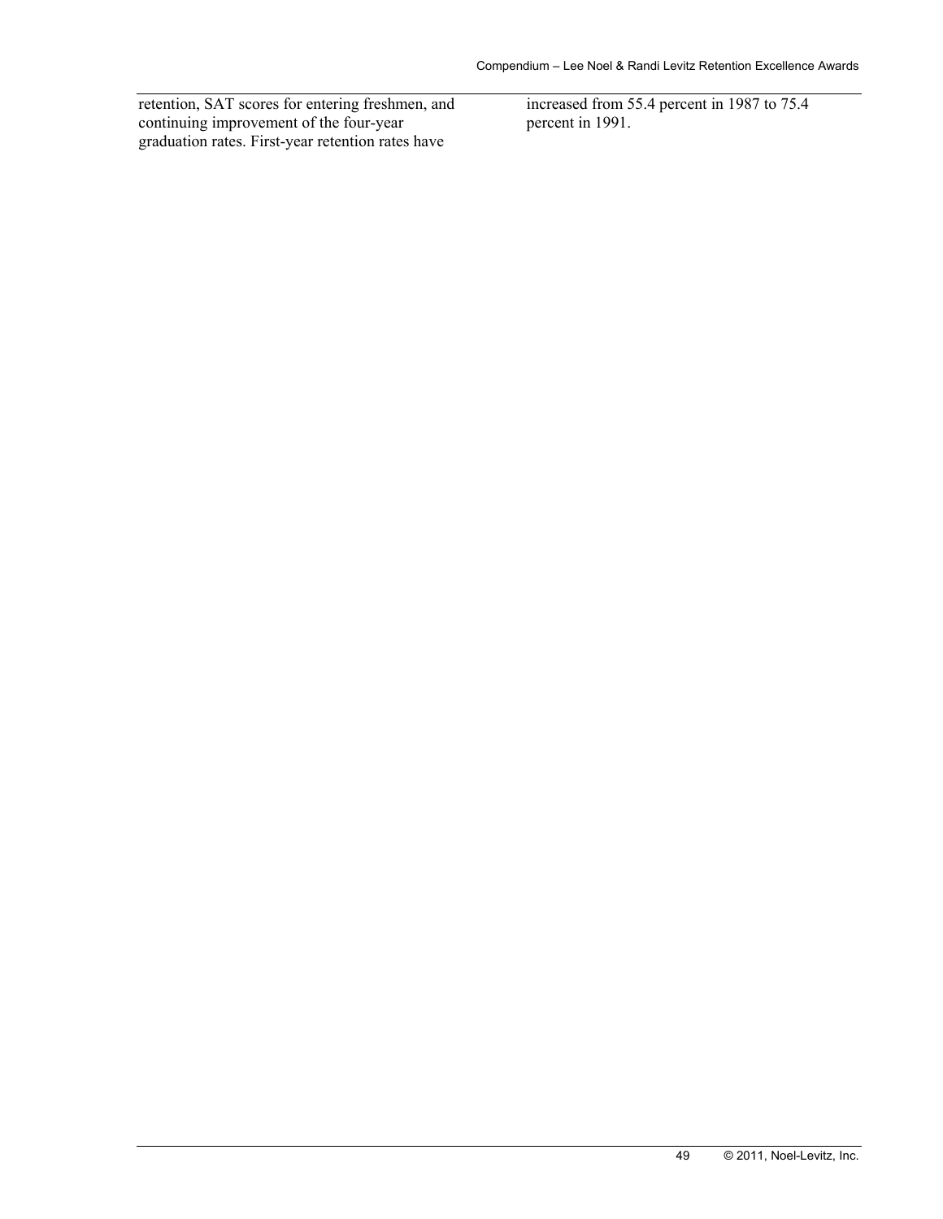retention, SAT scores for entering freshmen, and continuing improvement of the four-year graduation rates. First-year retention rates have increased from 55.4 percent in 1987 to 75.4 percent in 1991.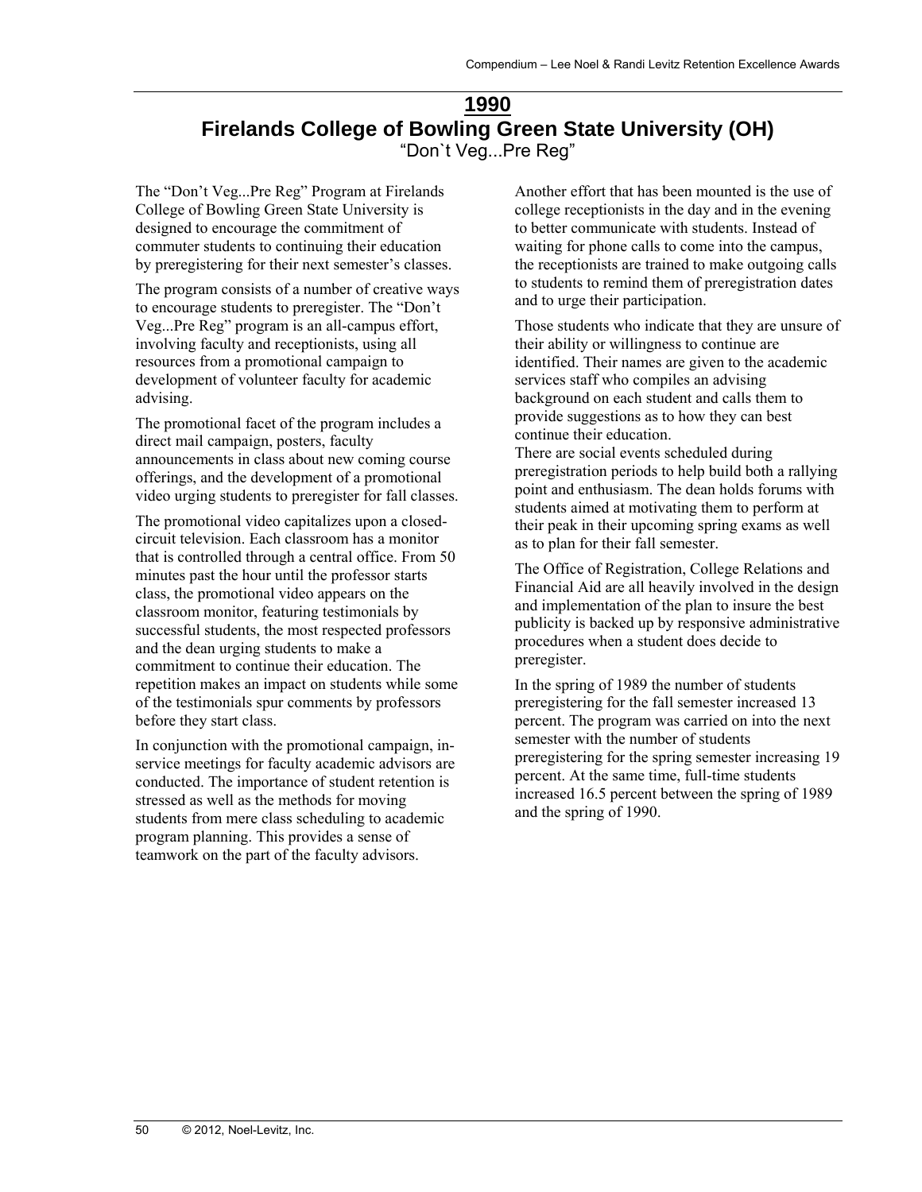## 1990

## Firelands College of Bowling Green State University (OH)

“Don`t Veg...Pre Reg”

The “Don’t Veg...Pre Reg” Program at Firelands College of Bowling Green State University is designed to encourage the commitment of commuter students to continuing their education by preregistering for their next semester’s classes.

The program consists of a number of creative ways to encourage students to preregister. The “Don’t Veg...Pre Reg” program is an all-campus effort, involving faculty and receptionists, using all resources from a promotional campaign to development of volunteer faculty for academic advising.

The promotional facet of the program includes a direct mail campaign, posters, faculty announcements in class about new coming course offerings, and the development of a promotional video urging students to preregister for fall classes.

The promotional video capitalizes upon a closed-circuit television. Each classroom has a monitor that is controlled through a central office. From 50 minutes past the hour until the professor starts class, the promotional video appears on the classroom monitor, featuring testimonials by successful students, the most respected professors and the dean urging students to make a commitment to continue their education. The repetition makes an impact on students while some of the testimonials spur comments by professors before they start class.

In conjunction with the promotional campaign, in-service meetings for faculty academic advisors are conducted. The importance of student retention is stressed as well as the methods for moving students from mere class scheduling to academic program planning. This provides a sense of teamwork on the part of the faculty advisors.

Another effort that has been mounted is the use of college receptionists in the day and in the evening to better communicate with students. Instead of waiting for phone calls to come into the campus, the receptionists are trained to make outgoing calls to students to remind them of preregistration dates and to urge their participation.

Those students who indicate that they are unsure of their ability or willingness to continue are identified. Their names are given to the academic services staff who compiles an advising background on each student and calls them to provide suggestions as to how they can best continue their education.

There are social events scheduled during preregistration periods to help build both a rallying point and enthusiasm. The dean holds forums with students aimed at motivating them to perform at their peak in their upcoming spring exams as well as to plan for their fall semester.

The Office of Registration, College Relations and Financial Aid are all heavily involved in the design and implementation of the plan to insure the best publicity is backed up by responsive administrative procedures when a student does decide to preregister.

In the spring of 1989 the number of students preregistering for the fall semester increased 13 percent. The program was carried on into the next semester with the number of students preregistering for the spring semester increasing 19 percent. At the same time, full-time students increased 16.5 percent between the spring of 1989 and the spring of 1990.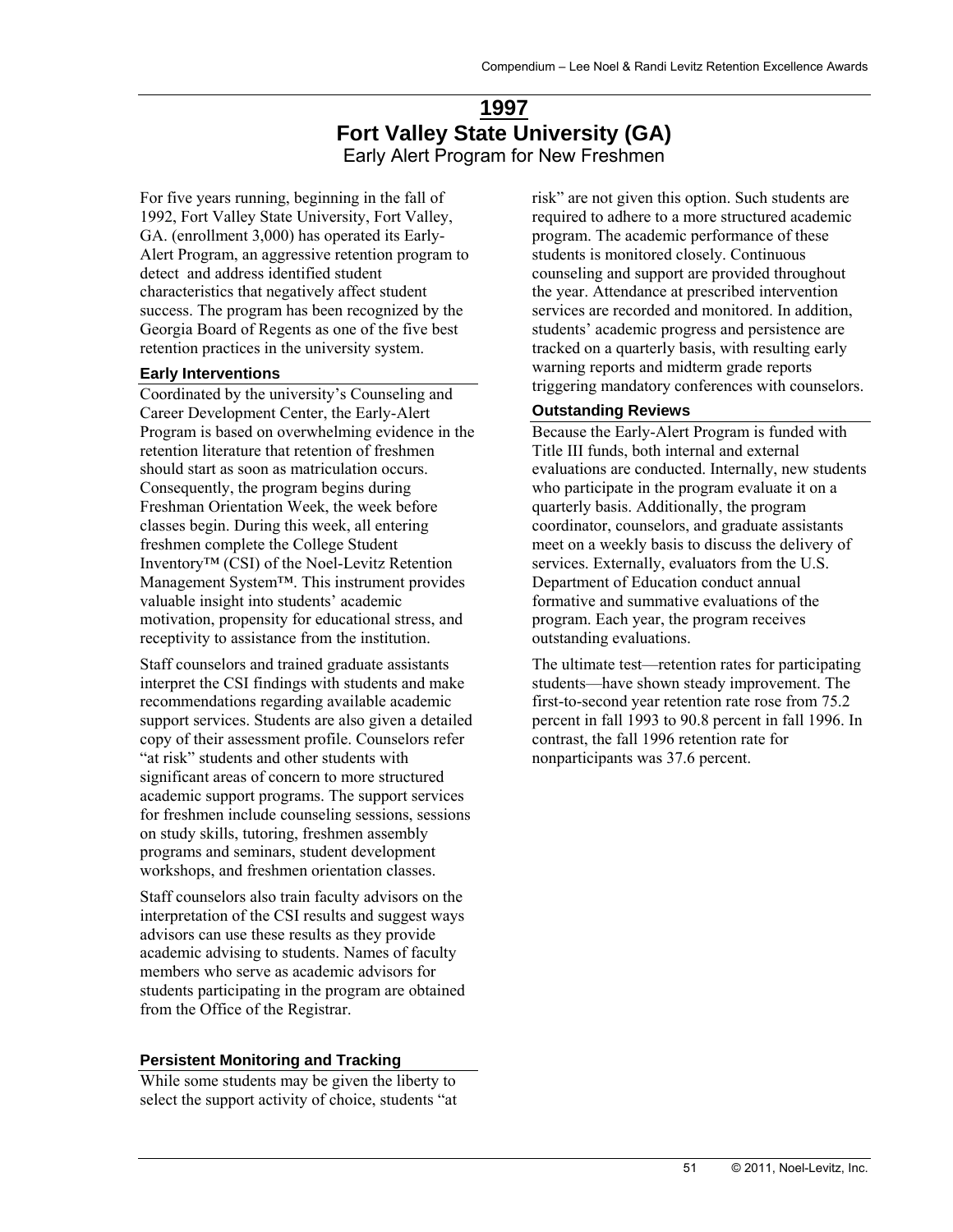# 1997

# Fort Valley State University (GA)

## Early Alert Program for New Freshmen

For five years running, beginning in the fall of 1992, Fort Valley State University, Fort Valley, GA. (enrollment 3,000) has operated its Early-Alert Program, an aggressive retention program to detect and address identified student characteristics that negatively affect student success. The program has been recognized by the Georgia Board of Regents as one of the five best retention practices in the university system.

### Early Interventions

Coordinated by the university's Counseling and Career Development Center, the Early-Alert Program is based on overwhelming evidence in the retention literature that retention of freshmen should start as soon as matriculation occurs. Consequently, the program begins during Freshman Orientation Week, the week before classes begin. During this week, all entering freshmen complete the College Student Inventory™ (CSI) of the Noel-Levitz Retention Management System™. This instrument provides valuable insight into students' academic motivation, propensity for educational stress, and receptivity to assistance from the institution.

Staff counselors and trained graduate assistants interpret the CSI findings with students and make recommendations regarding available academic support services. Students are also given a detailed copy of their assessment profile. Counselors refer "at risk" students and other students with significant areas of concern to more structured academic support programs. The support services for freshmen include counseling sessions, sessions on study skills, tutoring, freshmen assembly programs and seminars, student development workshops, and freshmen orientation classes.

Staff counselors also train faculty advisors on the interpretation of the CSI results and suggest ways advisors can use these results as they provide academic advising to students. Names of faculty members who serve as academic advisors for students participating in the program are obtained from the Office of the Registrar.

### Persistent Monitoring and Tracking

While some students may be given the liberty to select the support activity of choice, students "at risk" are not given this option. Such students are required to adhere to a more structured academic program. The academic performance of these students is monitored closely. Continuous counseling and support are provided throughout the year. Attendance at prescribed intervention services are recorded and monitored. In addition, students' academic progress and persistence are tracked on a quarterly basis, with resulting early warning reports and midterm grade reports triggering mandatory conferences with counselors.

### Outstanding Reviews

Because the Early-Alert Program is funded with Title III funds, both internal and external evaluations are conducted. Internally, new students who participate in the program evaluate it on a quarterly basis. Additionally, the program coordinator, counselors, and graduate assistants meet on a weekly basis to discuss the delivery of services. Externally, evaluators from the U.S. Department of Education conduct annual formative and summative evaluations of the program. Each year, the program receives outstanding evaluations.

The ultimate test—retention rates for participating students—have shown steady improvement. The first-to-second year retention rate rose from 75.2 percent in fall 1993 to 90.8 percent in fall 1996. In contrast, the fall 1996 retention rate for nonparticipants was 37.6 percent.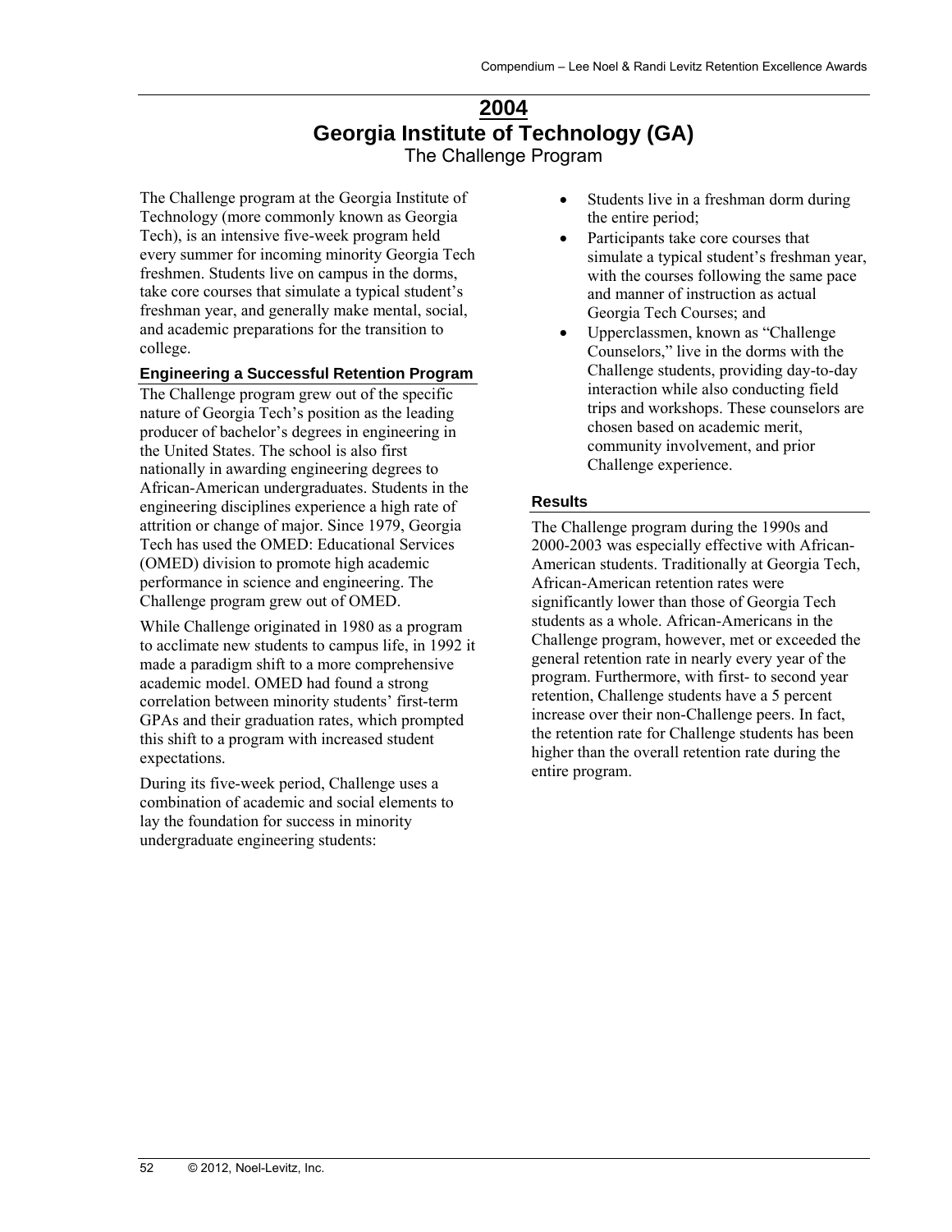# 2004

# Georgia Institute of Technology (GA)

## The Challenge Program

The Challenge program at the Georgia Institute of Technology (more commonly known as Georgia Tech), is an intensive five-week program held every summer for incoming minority Georgia Tech freshmen. Students live on campus in the dorms, take core courses that simulate a typical student's freshman year, and generally make mental, social, and academic preparations for the transition to college.

### Engineering a Successful Retention Program

The Challenge program grew out of the specific nature of Georgia Tech's position as the leading producer of bachelor's degrees in engineering in the United States. The school is also first nationally in awarding engineering degrees to African-American undergraduates. Students in the engineering disciplines experience a high rate of attrition or change of major. Since 1979, Georgia Tech has used the OMED: Educational Services (OMED) division to promote high academic performance in science and engineering. The Challenge program grew out of OMED.

While Challenge originated in 1980 as a program to acclimate new students to campus life, in 1992 it made a paradigm shift to a more comprehensive academic model. OMED had found a strong correlation between minority students' first-term GPAs and their graduation rates, which prompted this shift to a program with increased student expectations.

During its five-week period, Challenge uses a combination of academic and social elements to lay the foundation for success in minority undergraduate engineering students:

- Students live in a freshman dorm during the entire period;
- Participants take core courses that simulate a typical student's freshman year, with the courses following the same pace and manner of instruction as actual Georgia Tech Courses; and
- Upperclassmen, known as "Challenge Counselors," live in the dorms with the Challenge students, providing day-to-day interaction while also conducting field trips and workshops. These counselors are chosen based on academic merit, community involvement, and prior Challenge experience.

### Results

The Challenge program during the 1990s and 2000-2003 was especially effective with African-American students. Traditionally at Georgia Tech, African-American retention rates were significantly lower than those of Georgia Tech students as a whole. African-Americans in the Challenge program, however, met or exceeded the general retention rate in nearly every year of the program. Furthermore, with first- to second year retention, Challenge students have a 5 percent increase over their non-Challenge peers. In fact, the retention rate for Challenge students has been higher than the overall retention rate during the entire program.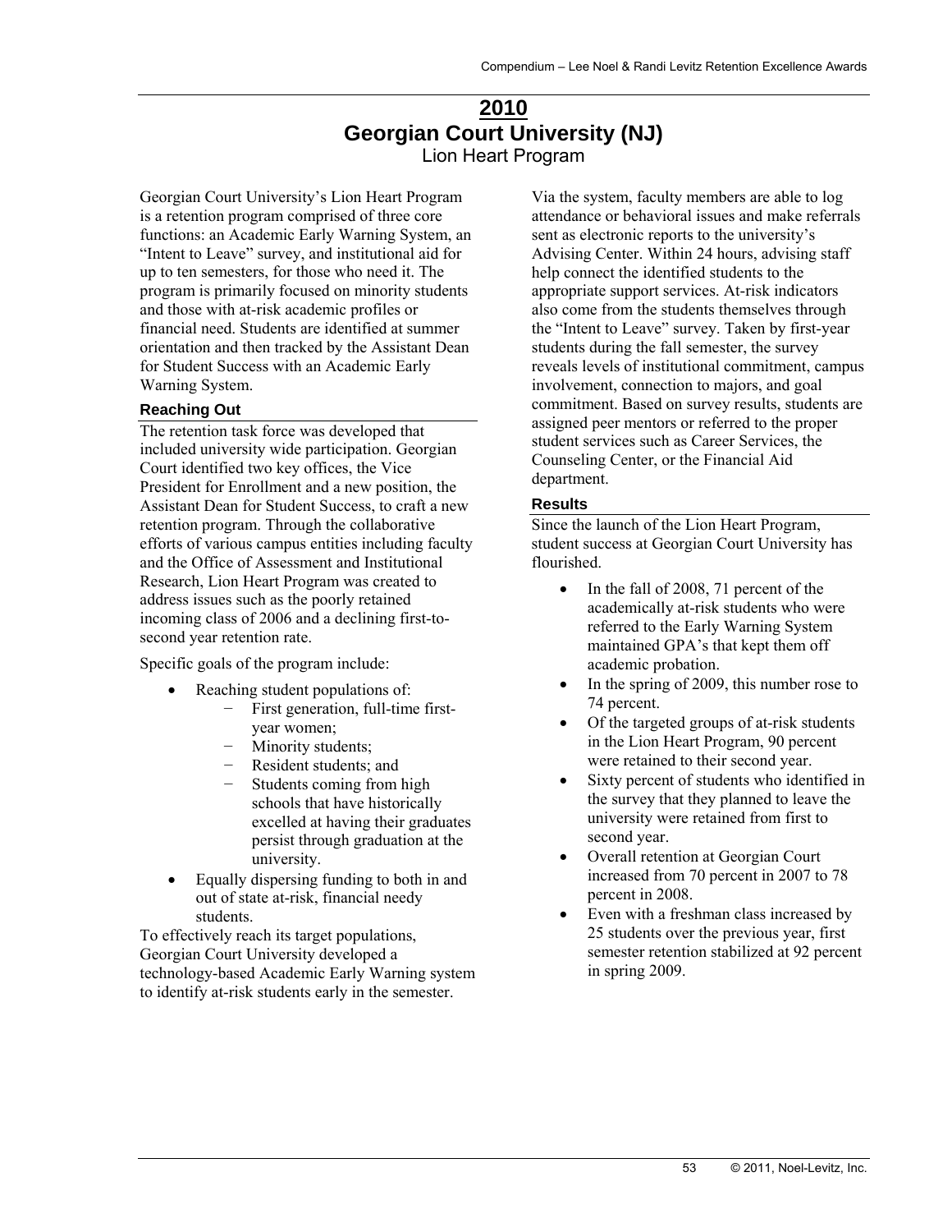# 2010

## Georgian Court University (NJ)

### Lion Heart Program

Georgian Court University's Lion Heart Program is a retention program comprised of three core functions: an Academic Early Warning System, an "Intent to Leave" survey, and institutional aid for up to ten semesters, for those who need it. The program is primarily focused on minority students and those with at-risk academic profiles or financial need. Students are identified at summer orientation and then tracked by the Assistant Dean for Student Success with an Academic Early Warning System.

#### Reaching Out

The retention task force was developed that included university wide participation. Georgian Court identified two key offices, the Vice President for Enrollment and a new position, the Assistant Dean for Student Success, to craft a new retention program. Through the collaborative efforts of various campus entities including faculty and the Office of Assessment and Institutional Research, Lion Heart Program was created to address issues such as the poorly retained incoming class of 2006 and a declining first-to-second year retention rate.

Specific goals of the program include:

- Reaching student populations of:
  - First generation, full-time first-year women;
  - Minority students;
  - Resident students; and
  - Students coming from high schools that have historically excelled at having their graduates persist through graduation at the university.
- Equally dispersing funding to both in and out of state at-risk, financial needy students.

To effectively reach its target populations, Georgian Court University developed a technology-based Academic Early Warning system to identify at-risk students early in the semester. Via the system, faculty members are able to log attendance or behavioral issues and make referrals sent as electronic reports to the university's Advising Center. Within 24 hours, advising staff help connect the identified students to the appropriate support services. At-risk indicators also come from the students themselves through the "Intent to Leave" survey. Taken by first-year students during the fall semester, the survey reveals levels of institutional commitment, campus involvement, connection to majors, and goal commitment. Based on survey results, students are assigned peer mentors or referred to the proper student services such as Career Services, the Counseling Center, or the Financial Aid department.

#### Results

Since the launch of the Lion Heart Program, student success at Georgian Court University has flourished.

- In the fall of 2008, 71 percent of the academically at-risk students who were referred to the Early Warning System maintained GPA's that kept them off academic probation.
- In the spring of 2009, this number rose to 74 percent.
- Of the targeted groups of at-risk students in the Lion Heart Program, 90 percent were retained to their second year.
- Sixty percent of students who identified in the survey that they planned to leave the university were retained from first to second year.
- Overall retention at Georgian Court increased from 70 percent in 2007 to 78 percent in 2008.
- Even with a freshman class increased by 25 students over the previous year, first semester retention stabilized at 92 percent in spring 2009.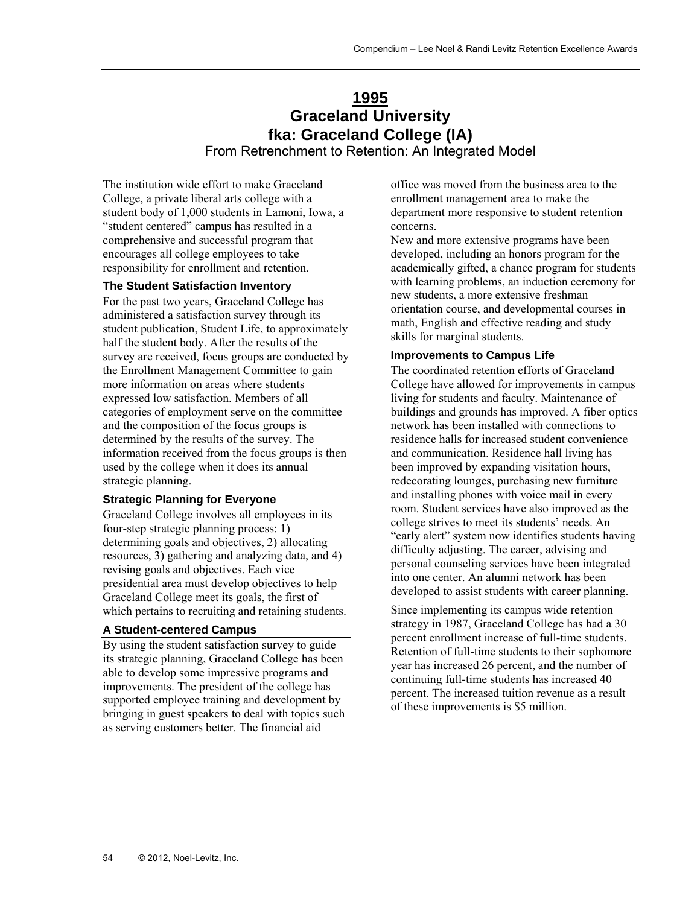# 1995
# Graceland University
# fka: Graceland College (IA)

From Retrenchment to Retention: An Integrated Model

The institution wide effort to make Graceland College, a private liberal arts college with a student body of 1,000 students in Lamoni, Iowa, a "student centered" campus has resulted in a comprehensive and successful program that encourages all college employees to take responsibility for enrollment and retention.

### The Student Satisfaction Inventory

For the past two years, Graceland College has administered a satisfaction survey through its student publication, Student Life, to approximately half the student body. After the results of the survey are received, focus groups are conducted by the Enrollment Management Committee to gain more information on areas where students expressed low satisfaction. Members of all categories of employment serve on the committee and the composition of the focus groups is determined by the results of the survey. The information received from the focus groups is then used by the college when it does its annual strategic planning.

### Strategic Planning for Everyone

Graceland College involves all employees in its four-step strategic planning process: 1) determining goals and objectives, 2) allocating resources, 3) gathering and analyzing data, and 4) revising goals and objectives. Each vice presidential area must develop objectives to help Graceland College meet its goals, the first of which pertains to recruiting and retaining students.

### A Student-centered Campus

By using the student satisfaction survey to guide its strategic planning, Graceland College has been able to develop some impressive programs and improvements. The president of the college has supported employee training and development by bringing in guest speakers to deal with topics such as serving customers better. The financial aid office was moved from the business area to the enrollment management area to make the department more responsive to student retention concerns.

New and more extensive programs have been developed, including an honors program for the academically gifted, a chance program for students with learning problems, an induction ceremony for new students, a more extensive freshman orientation course, and developmental courses in math, English and effective reading and study skills for marginal students.

### Improvements to Campus Life

The coordinated retention efforts of Graceland College have allowed for improvements in campus living for students and faculty. Maintenance of buildings and grounds has improved. A fiber optics network has been installed with connections to residence halls for increased student convenience and communication. Residence hall living has been improved by expanding visitation hours, redecorating lounges, purchasing new furniture and installing phones with voice mail in every room. Student services have also improved as the college strives to meet its students' needs. An "early alert" system now identifies students having difficulty adjusting. The career, advising and personal counseling services have been integrated into one center. An alumni network has been developed to assist students with career planning.

Since implementing its campus wide retention strategy in 1987, Graceland College has had a 30 percent enrollment increase of full-time students. Retention of full-time students to their sophomore year has increased 26 percent, and the number of continuing full-time students has increased 40 percent. The increased tuition revenue as a result of these improvements is $5 million.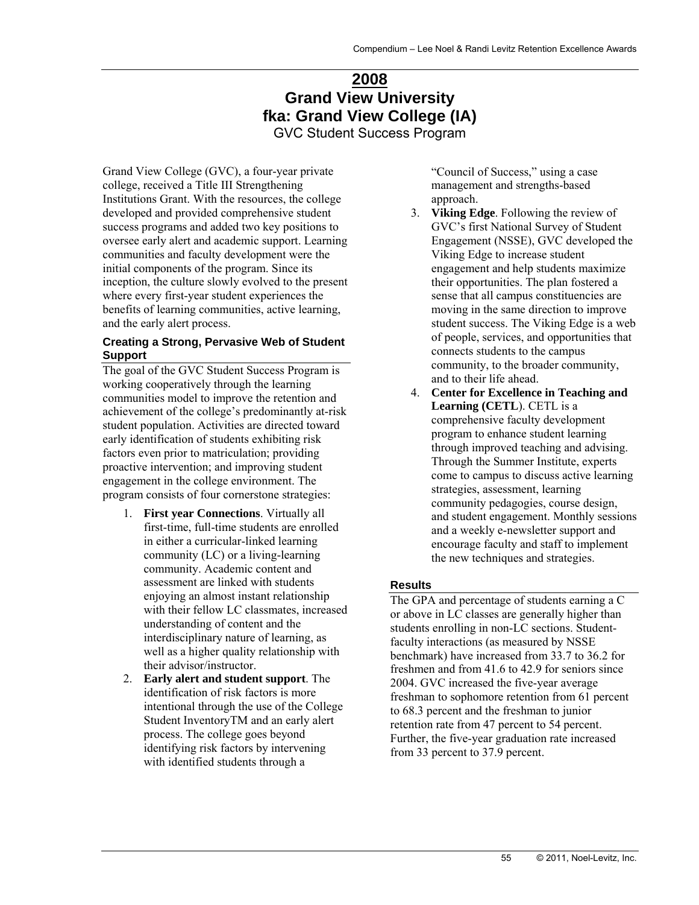# 2008
# Grand View University
# fka: Grand View College (IA)

GVC Student Success Program

Grand View College (GVC), a four-year private college, received a Title III Strengthening Institutions Grant. With the resources, the college developed and provided comprehensive student success programs and added two key positions to oversee early alert and academic support. Learning communities and faculty development were the initial components of the program. Since its inception, the culture slowly evolved to the present where every first-year student experiences the benefits of learning communities, active learning, and the early alert process.

### Creating a Strong, Pervasive Web of Student Support

The goal of the GVC Student Success Program is working cooperatively through the learning communities model to improve the retention and achievement of the college's predominantly at-risk student population. Activities are directed toward early identification of students exhibiting risk factors even prior to matriculation; providing proactive intervention; and improving student engagement in the college environment. The program consists of four cornerstone strategies:

1. **First year Connections**. Virtually all first-time, full-time students are enrolled in either a curricular-linked learning community (LC) or a living-learning community. Academic content and assessment are linked with students enjoying an almost instant relationship with their fellow LC classmates, increased understanding of content and the interdisciplinary nature of learning, as well as a higher quality relationship with their advisor/instructor.
2. **Early alert and student support**. The identification of risk factors is more intentional through the use of the College Student InventoryTM and an early alert process. The college goes beyond identifying risk factors by intervening with identified students through a "Council of Success," using a case management and strengths-based approach.
3. **Viking Edge**. Following the review of GVC's first National Survey of Student Engagement (NSSE), GVC developed the Viking Edge to increase student engagement and help students maximize their opportunities. The plan fostered a sense that all campus constituencies are moving in the same direction to improve student success. The Viking Edge is a web of people, services, and opportunities that connects students to the campus community, to the broader community, and to their life ahead.
4. **Center for Excellence in Teaching and Learning (CETL**). CETL is a comprehensive faculty development program to enhance student learning through improved teaching and advising. Through the Summer Institute, experts come to campus to discuss active learning strategies, assessment, learning community pedagogies, course design, and student engagement. Monthly sessions and a weekly e-newsletter support and encourage faculty and staff to implement the new techniques and strategies.

### Results

The GPA and percentage of students earning a C or above in LC classes are generally higher than students enrolling in non-LC sections. Student-faculty interactions (as measured by NSSE benchmark) have increased from 33.7 to 36.2 for freshmen and from 41.6 to 42.9 for seniors since 2004. GVC increased the five-year average freshman to sophomore retention from 61 percent to 68.3 percent and the freshman to junior retention rate from 47 percent to 54 percent. Further, the five-year graduation rate increased from 33 percent to 37.9 percent.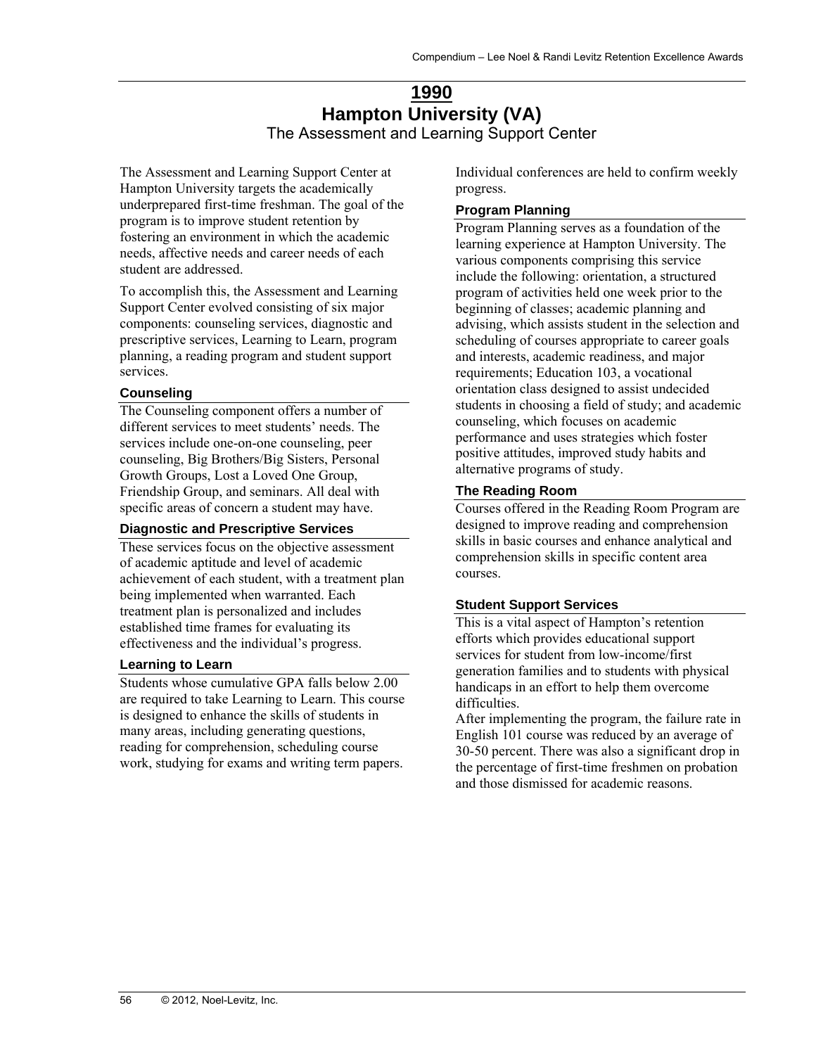# 1990

# Hampton University (VA)

## The Assessment and Learning Support Center

The Assessment and Learning Support Center at Hampton University targets the academically underprepared first-time freshman. The goal of the program is to improve student retention by fostering an environment in which the academic needs, affective needs and career needs of each student are addressed.

To accomplish this, the Assessment and Learning Support Center evolved consisting of six major components: counseling services, diagnostic and prescriptive services, Learning to Learn, program planning, a reading program and student support services.

### Counseling

The Counseling component offers a number of different services to meet students' needs. The services include one-on-one counseling, peer counseling, Big Brothers/Big Sisters, Personal Growth Groups, Lost a Loved One Group, Friendship Group, and seminars. All deal with specific areas of concern a student may have.

### Diagnostic and Prescriptive Services

These services focus on the objective assessment of academic aptitude and level of academic achievement of each student, with a treatment plan being implemented when warranted. Each treatment plan is personalized and includes established time frames for evaluating its effectiveness and the individual's progress.

### Learning to Learn

Students whose cumulative GPA falls below 2.00 are required to take Learning to Learn. This course is designed to enhance the skills of students in many areas, including generating questions, reading for comprehension, scheduling course work, studying for exams and writing term papers. Individual conferences are held to confirm weekly progress.

### Program Planning

Program Planning serves as a foundation of the learning experience at Hampton University. The various components comprising this service include the following: orientation, a structured program of activities held one week prior to the beginning of classes; academic planning and advising, which assists student in the selection and scheduling of courses appropriate to career goals and interests, academic readiness, and major requirements; Education 103, a vocational orientation class designed to assist undecided students in choosing a field of study; and academic counseling, which focuses on academic performance and uses strategies which foster positive attitudes, improved study habits and alternative programs of study.

### The Reading Room

Courses offered in the Reading Room Program are designed to improve reading and comprehension skills in basic courses and enhance analytical and comprehension skills in specific content area courses.

### Student Support Services

This is a vital aspect of Hampton's retention efforts which provides educational support services for student from low-income/first generation families and to students with physical handicaps in an effort to help them overcome difficulties.

After implementing the program, the failure rate in English 101 course was reduced by an average of 30-50 percent. There was also a significant drop in the percentage of first-time freshmen on probation and those dismissed for academic reasons.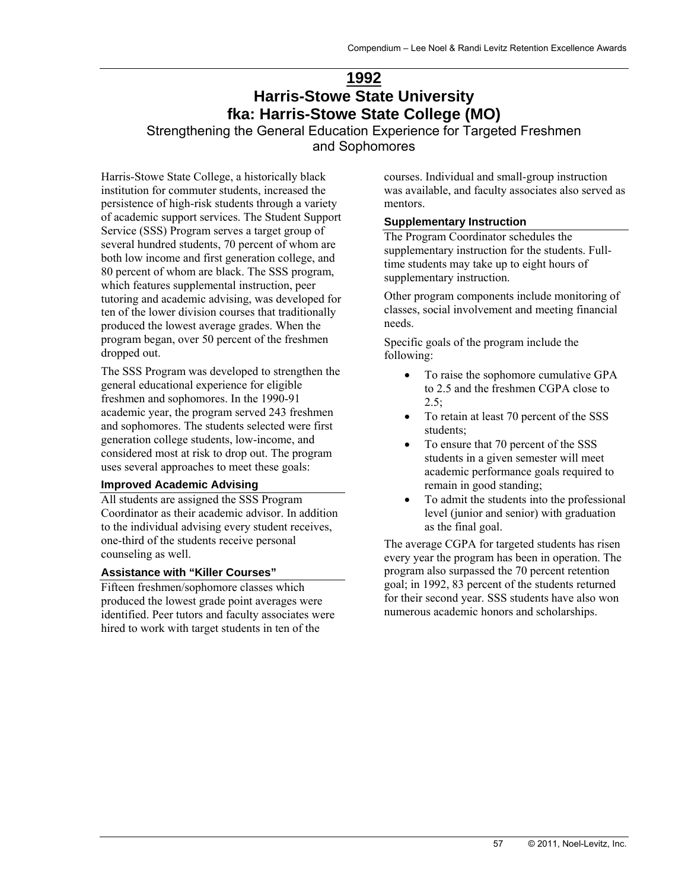# 1992

# Harris-Stowe State University
# fka: Harris-Stowe State College (MO)

## Strengthening the General Education Experience for Targeted Freshmen and Sophomores

Harris-Stowe State College, a historically black institution for commuter students, increased the persistence of high-risk students through a variety of academic support services. The Student Support Service (SSS) Program serves a target group of several hundred students, 70 percent of whom are both low income and first generation college, and 80 percent of whom are black. The SSS program, which features supplemental instruction, peer tutoring and academic advising, was developed for ten of the lower division courses that traditionally produced the lowest average grades. When the program began, over 50 percent of the freshmen dropped out.

The SSS Program was developed to strengthen the general educational experience for eligible freshmen and sophomores. In the 1990-91 academic year, the program served 243 freshmen and sophomores. The students selected were first generation college students, low-income, and considered most at risk to drop out. The program uses several approaches to meet these goals:

### Improved Academic Advising

All students are assigned the SSS Program Coordinator as their academic advisor. In addition to the individual advising every student receives, one-third of the students receive personal counseling as well.

### Assistance with "Killer Courses"

Fifteen freshmen/sophomore classes which produced the lowest grade point averages were identified. Peer tutors and faculty associates were hired to work with target students in ten of the courses. Individual and small-group instruction was available, and faculty associates also served as mentors.

### Supplementary Instruction

The Program Coordinator schedules the supplementary instruction for the students. Full-time students may take up to eight hours of supplementary instruction.

Other program components include monitoring of classes, social involvement and meeting financial needs.

Specific goals of the program include the following:

- To raise the sophomore cumulative GPA to 2.5 and the freshmen CGPA close to 2.5;
- To retain at least 70 percent of the SSS students;
- To ensure that 70 percent of the SSS students in a given semester will meet academic performance goals required to remain in good standing;
- To admit the students into the professional level (junior and senior) with graduation as the final goal.

The average CGPA for targeted students has risen every year the program has been in operation. The program also surpassed the 70 percent retention goal; in 1992, 83 percent of the students returned for their second year. SSS students have also won numerous academic honors and scholarships.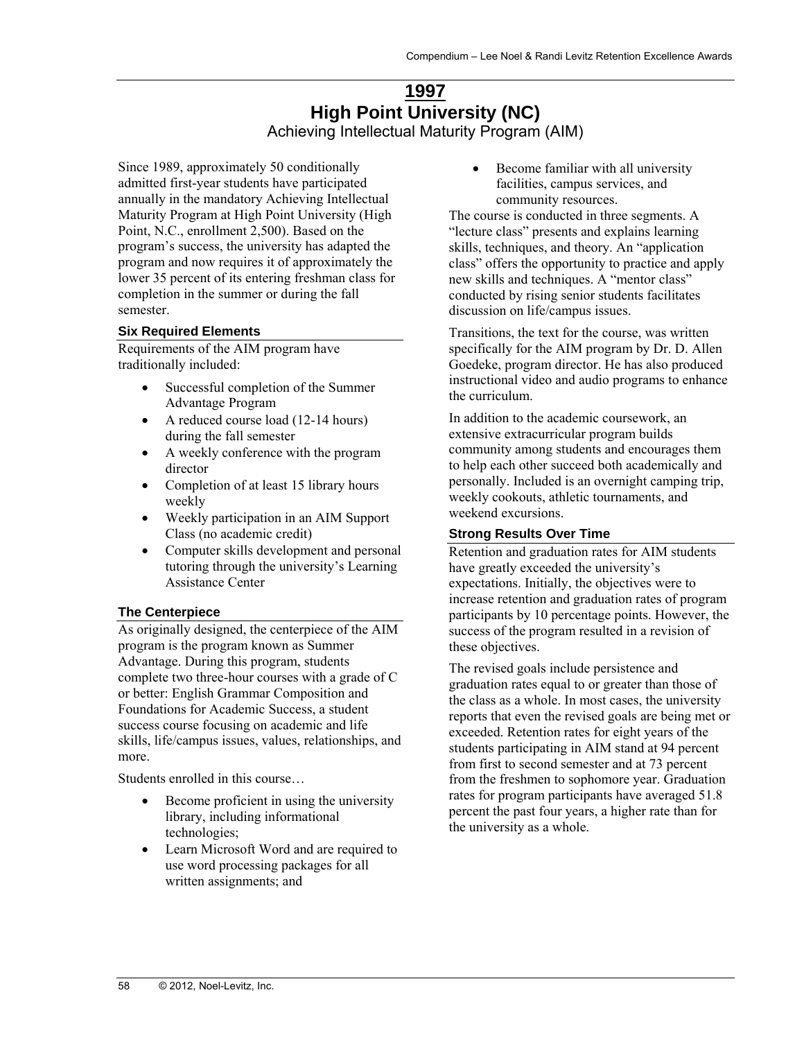# 1997

# High Point University (NC)

## Achieving Intellectual Maturity Program (AIM)

Since 1989, approximately 50 conditionally admitted first-year students have participated annually in the mandatory Achieving Intellectual Maturity Program at High Point University (High Point, N.C., enrollment 2,500). Based on the program's success, the university has adapted the program and now requires it of approximately the lower 35 percent of its entering freshman class for completion in the summer or during the fall semester.

### Six Required Elements

Requirements of the AIM program have traditionally included:

- Successful completion of the Summer Advantage Program
- A reduced course load (12-14 hours) during the fall semester
- A weekly conference with the program director
- Completion of at least 15 library hours weekly
- Weekly participation in an AIM Support Class (no academic credit)
- Computer skills development and personal tutoring through the university's Learning Assistance Center

### The Centerpiece

As originally designed, the centerpiece of the AIM program is the program known as Summer Advantage. During this program, students complete two three-hour courses with a grade of C or better: English Grammar Composition and Foundations for Academic Success, a student success course focusing on academic and life skills, life/campus issues, values, relationships, and more.

Students enrolled in this course…

- Become proficient in using the university library, including informational technologies;
- Learn Microsoft Word and are required to use word processing packages for all written assignments; and
- Become familiar with all university facilities, campus services, and community resources.

The course is conducted in three segments. A "lecture class" presents and explains learning skills, techniques, and theory. An "application class" offers the opportunity to practice and apply new skills and techniques. A "mentor class" conducted by rising senior students facilitates discussion on life/campus issues.

Transitions, the text for the course, was written specifically for the AIM program by Dr. D. Allen Goedeke, program director. He has also produced instructional video and audio programs to enhance the curriculum.

In addition to the academic coursework, an extensive extracurricular program builds community among students and encourages them to help each other succeed both academically and personally. Included is an overnight camping trip, weekly cookouts, athletic tournaments, and weekend excursions.

### Strong Results Over Time

Retention and graduation rates for AIM students have greatly exceeded the university's expectations. Initially, the objectives were to increase retention and graduation rates of program participants by 10 percentage points. However, the success of the program resulted in a revision of these objectives.

The revised goals include persistence and graduation rates equal to or greater than those of the class as a whole. In most cases, the university reports that even the revised goals are being met or exceeded. Retention rates for eight years of the students participating in AIM stand at 94 percent from first to second semester and at 73 percent from the freshmen to sophomore year. Graduation rates for program participants have averaged 51.8 percent the past four years, a higher rate than for the university as a whole.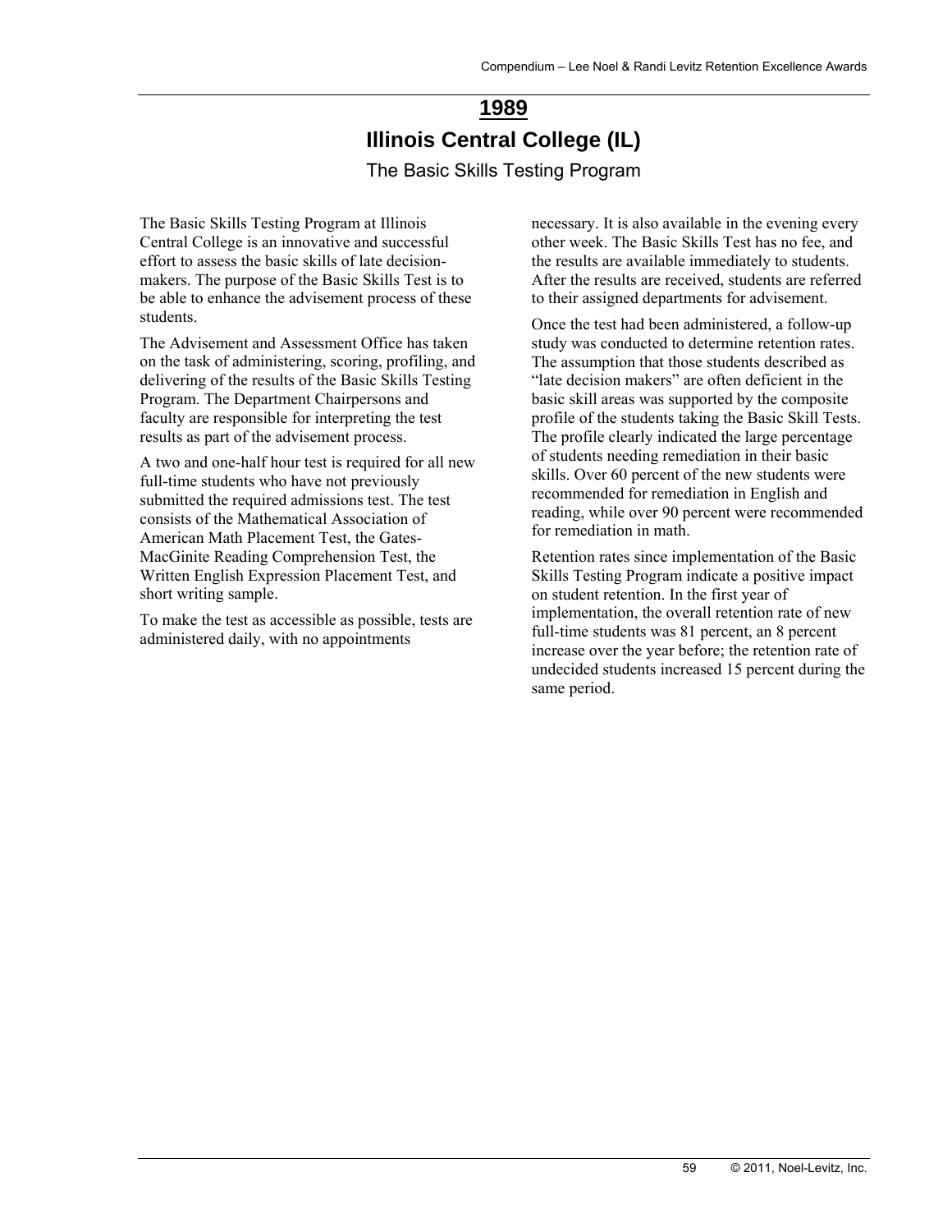# 1989

## Illinois Central College (IL)

### The Basic Skills Testing Program

The Basic Skills Testing Program at Illinois Central College is an innovative and successful effort to assess the basic skills of late decision-makers. The purpose of the Basic Skills Test is to be able to enhance the advisement process of these students.

The Advisement and Assessment Office has taken on the task of administering, scoring, profiling, and delivering of the results of the Basic Skills Testing Program. The Department Chairpersons and faculty are responsible for interpreting the test results as part of the advisement process.

A two and one-half hour test is required for all new full-time students who have not previously submitted the required admissions test. The test consists of the Mathematical Association of American Math Placement Test, the Gates-MacGinite Reading Comprehension Test, the Written English Expression Placement Test, and short writing sample.

To make the test as accessible as possible, tests are administered daily, with no appointments necessary. It is also available in the evening every other week. The Basic Skills Test has no fee, and the results are available immediately to students. After the results are received, students are referred to their assigned departments for advisement.

Once the test had been administered, a follow-up study was conducted to determine retention rates. The assumption that those students described as "late decision makers" are often deficient in the basic skill areas was supported by the composite profile of the students taking the Basic Skill Tests. The profile clearly indicated the large percentage of students needing remediation in their basic skills. Over 60 percent of the new students were recommended for remediation in English and reading, while over 90 percent were recommended for remediation in math.

Retention rates since implementation of the Basic Skills Testing Program indicate a positive impact on student retention. In the first year of implementation, the overall retention rate of new full-time students was 81 percent, an 8 percent increase over the year before; the retention rate of undecided students increased 15 percent during the same period.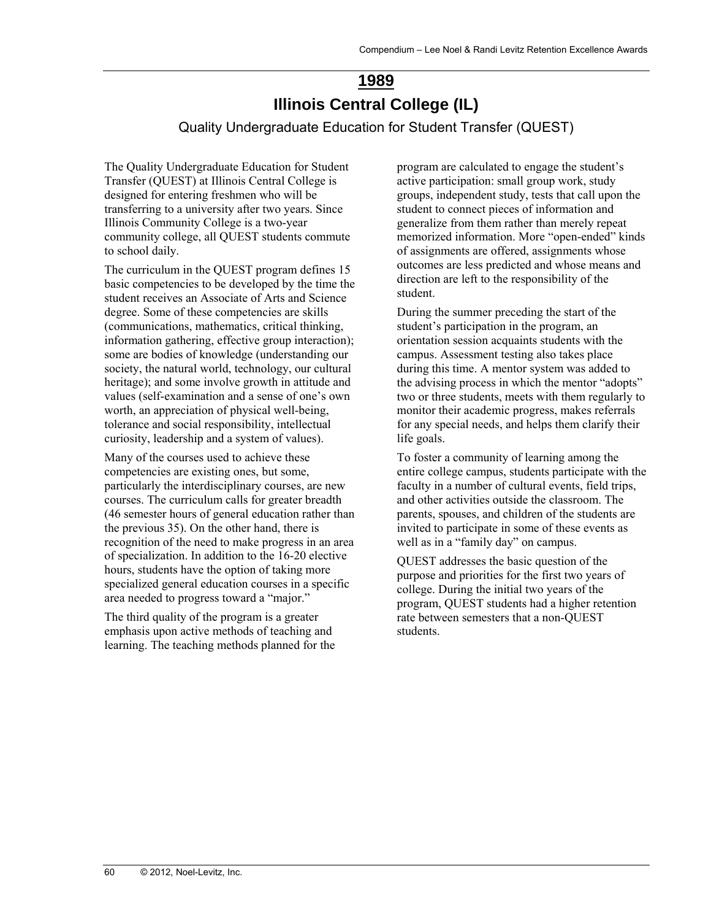# 1989

## Illinois Central College (IL)

### Quality Undergraduate Education for Student Transfer (QUEST)

The Quality Undergraduate Education for Student Transfer (QUEST) at Illinois Central College is designed for entering freshmen who will be transferring to a university after two years. Since Illinois Community College is a two-year community college, all QUEST students commute to school daily.

The curriculum in the QUEST program defines 15 basic competencies to be developed by the time the student receives an Associate of Arts and Science degree. Some of these competencies are skills (communications, mathematics, critical thinking, information gathering, effective group interaction); some are bodies of knowledge (understanding our society, the natural world, technology, our cultural heritage); and some involve growth in attitude and values (self-examination and a sense of one's own worth, an appreciation of physical well-being, tolerance and social responsibility, intellectual curiosity, leadership and a system of values).

Many of the courses used to achieve these competencies are existing ones, but some, particularly the interdisciplinary courses, are new courses. The curriculum calls for greater breadth (46 semester hours of general education rather than the previous 35). On the other hand, there is recognition of the need to make progress in an area of specialization. In addition to the 16-20 elective hours, students have the option of taking more specialized general education courses in a specific area needed to progress toward a "major."

The third quality of the program is a greater emphasis upon active methods of teaching and learning. The teaching methods planned for the program are calculated to engage the student's active participation: small group work, study groups, independent study, tests that call upon the student to connect pieces of information and generalize from them rather than merely repeat memorized information. More "open-ended" kinds of assignments are offered, assignments whose outcomes are less predicted and whose means and direction are left to the responsibility of the student.

During the summer preceding the start of the student's participation in the program, an orientation session acquaints students with the campus. Assessment testing also takes place during this time. A mentor system was added to the advising process in which the mentor "adopts" two or three students, meets with them regularly to monitor their academic progress, makes referrals for any special needs, and helps them clarify their life goals.

To foster a community of learning among the entire college campus, students participate with the faculty in a number of cultural events, field trips, and other activities outside the classroom. The parents, spouses, and children of the students are invited to participate in some of these events as well as in a "family day" on campus.

QUEST addresses the basic question of the purpose and priorities for the first two years of college. During the initial two years of the program, QUEST students had a higher retention rate between semesters that a non-QUEST students.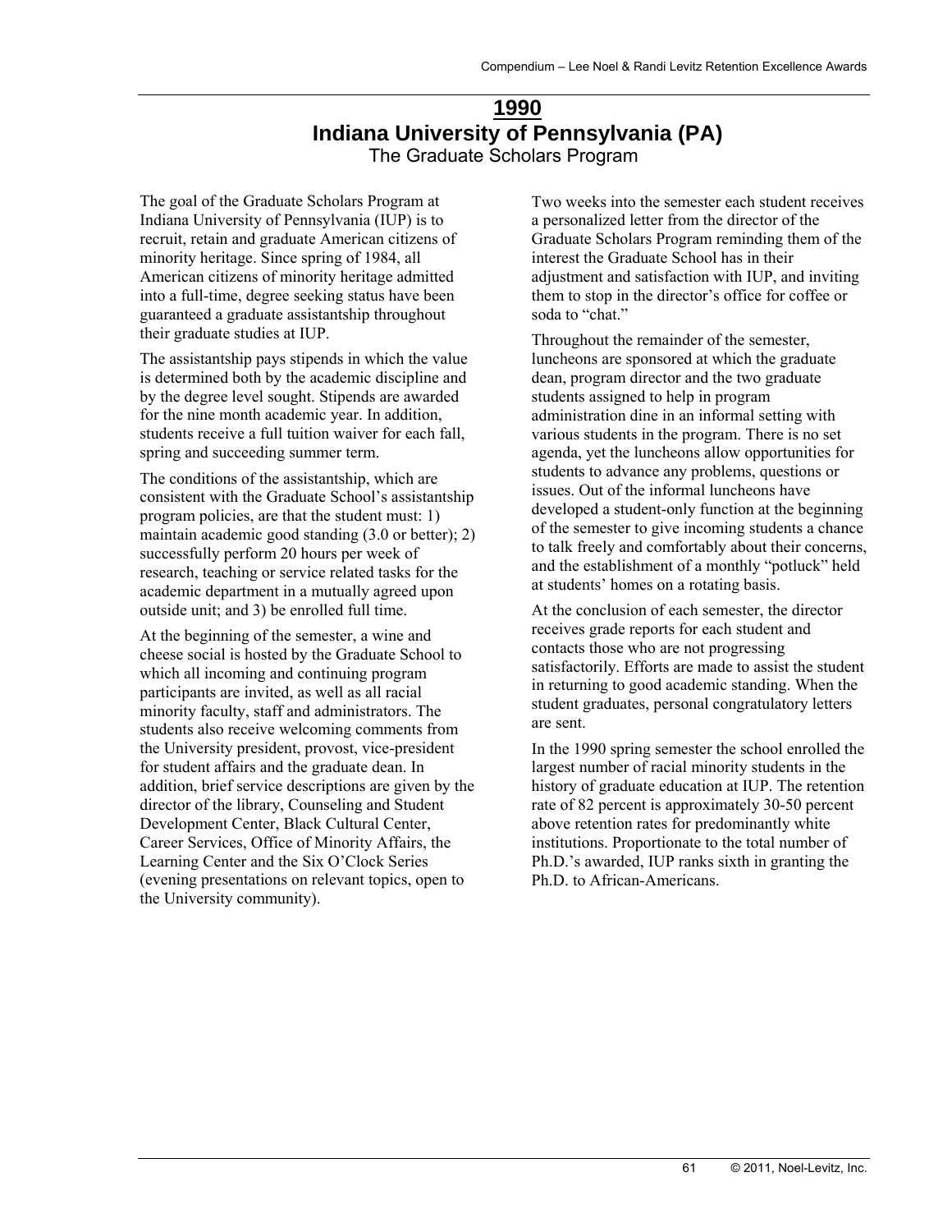# 1990

## Indiana University of Pennsylvania (PA)

### The Graduate Scholars Program

The goal of the Graduate Scholars Program at Indiana University of Pennsylvania (IUP) is to recruit, retain and graduate American citizens of minority heritage. Since spring of 1984, all American citizens of minority heritage admitted into a full-time, degree seeking status have been guaranteed a graduate assistantship throughout their graduate studies at IUP.

The assistantship pays stipends in which the value is determined both by the academic discipline and by the degree level sought. Stipends are awarded for the nine month academic year. In addition, students receive a full tuition waiver for each fall, spring and succeeding summer term.

The conditions of the assistantship, which are consistent with the Graduate School's assistantship program policies, are that the student must: 1) maintain academic good standing (3.0 or better); 2) successfully perform 20 hours per week of research, teaching or service related tasks for the academic department in a mutually agreed upon outside unit; and 3) be enrolled full time.

At the beginning of the semester, a wine and cheese social is hosted by the Graduate School to which all incoming and continuing program participants are invited, as well as all racial minority faculty, staff and administrators. The students also receive welcoming comments from the University president, provost, vice-president for student affairs and the graduate dean. In addition, brief service descriptions are given by the director of the library, Counseling and Student Development Center, Black Cultural Center, Career Services, Office of Minority Affairs, the Learning Center and the Six O'Clock Series (evening presentations on relevant topics, open to the University community).

Two weeks into the semester each student receives a personalized letter from the director of the Graduate Scholars Program reminding them of the interest the Graduate School has in their adjustment and satisfaction with IUP, and inviting them to stop in the director's office for coffee or soda to "chat."

Throughout the remainder of the semester, luncheons are sponsored at which the graduate dean, program director and the two graduate students assigned to help in program administration dine in an informal setting with various students in the program. There is no set agenda, yet the luncheons allow opportunities for students to advance any problems, questions or issues. Out of the informal luncheons have developed a student-only function at the beginning of the semester to give incoming students a chance to talk freely and comfortably about their concerns, and the establishment of a monthly "potluck" held at students' homes on a rotating basis.

At the conclusion of each semester, the director receives grade reports for each student and contacts those who are not progressing satisfactorily. Efforts are made to assist the student in returning to good academic standing. When the student graduates, personal congratulatory letters are sent.

In the 1990 spring semester the school enrolled the largest number of racial minority students in the history of graduate education at IUP. The retention rate of 82 percent is approximately 30-50 percent above retention rates for predominantly white institutions. Proportionate to the total number of Ph.D.'s awarded, IUP ranks sixth in granting the Ph.D. to African-Americans.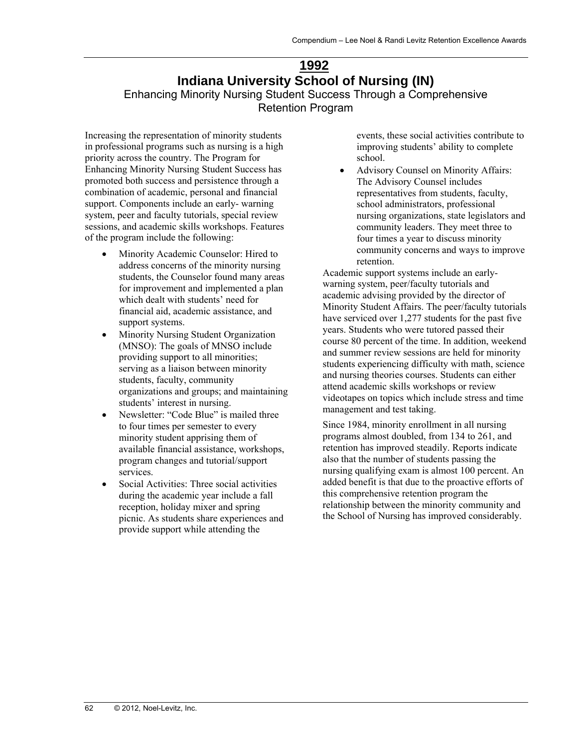# 1992

## Indiana University School of Nursing (IN)

### Enhancing Minority Nursing Student Success Through a Comprehensive Retention Program

Increasing the representation of minority students in professional programs such as nursing is a high priority across the country. The Program for Enhancing Minority Nursing Student Success has promoted both success and persistence through a combination of academic, personal and financial support. Components include an early- warning system, peer and faculty tutorials, special review sessions, and academic skills workshops. Features of the program include the following:

- Minority Academic Counselor: Hired to address concerns of the minority nursing students, the Counselor found many areas for improvement and implemented a plan which dealt with students' need for financial aid, academic assistance, and support systems.
- Minority Nursing Student Organization (MNSO): The goals of MNSO include providing support to all minorities; serving as a liaison between minority students, faculty, community organizations and groups; and maintaining students' interest in nursing.
- Newsletter: "Code Blue" is mailed three to four times per semester to every minority student apprising them of available financial assistance, workshops, program changes and tutorial/support services.
- Social Activities: Three social activities during the academic year include a fall reception, holiday mixer and spring picnic. As students share experiences and provide support while attending the events, these social activities contribute to improving students' ability to complete school.
- Advisory Counsel on Minority Affairs: The Advisory Counsel includes representatives from students, faculty, school administrators, professional nursing organizations, state legislators and community leaders. They meet three to four times a year to discuss minority community concerns and ways to improve retention.

Academic support systems include an early-warning system, peer/faculty tutorials and academic advising provided by the director of Minority Student Affairs. The peer/faculty tutorials have serviced over 1,277 students for the past five years. Students who were tutored passed their course 80 percent of the time. In addition, weekend and summer review sessions are held for minority students experiencing difficulty with math, science and nursing theories courses. Students can either attend academic skills workshops or review videotapes on topics which include stress and time management and test taking.

Since 1984, minority enrollment in all nursing programs almost doubled, from 134 to 261, and retention has improved steadily. Reports indicate also that the number of students passing the nursing qualifying exam is almost 100 percent. An added benefit is that due to the proactive efforts of this comprehensive retention program the relationship between the minority community and the School of Nursing has improved considerably.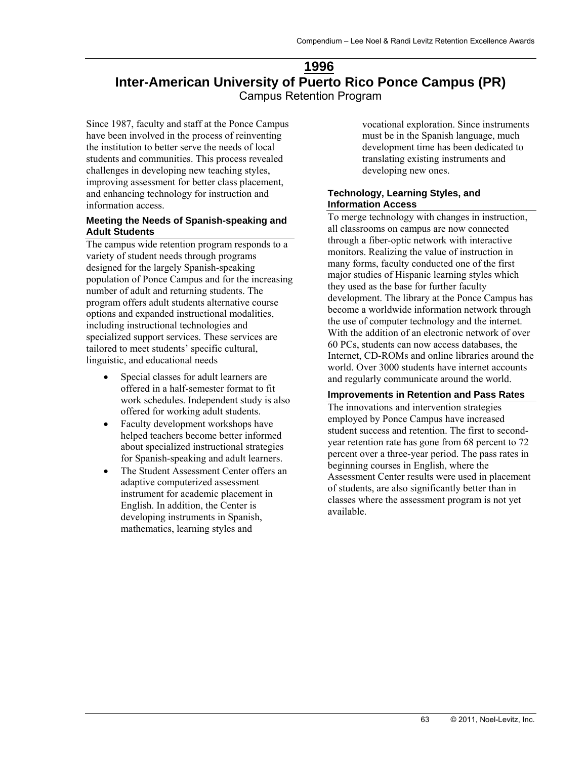# 1996

# Inter-American University of Puerto Rico Ponce Campus (PR)

Campus Retention Program

Since 1987, faculty and staff at the Ponce Campus have been involved in the process of reinventing the institution to better serve the needs of local students and communities. This process revealed challenges in developing new teaching styles, improving assessment for better class placement, and enhancing technology for instruction and information access.

### Meeting the Needs of Spanish-speaking and Adult Students

The campus wide retention program responds to a variety of student needs through programs designed for the largely Spanish-speaking population of Ponce Campus and for the increasing number of adult and returning students. The program offers adult students alternative course options and expanded instructional modalities, including instructional technologies and specialized support services. These services are tailored to meet students' specific cultural, linguistic, and educational needs

- Special classes for adult learners are offered in a half-semester format to fit work schedules. Independent study is also offered for working adult students.
- Faculty development workshops have helped teachers become better informed about specialized instructional strategies for Spanish-speaking and adult learners.
- The Student Assessment Center offers an adaptive computerized assessment instrument for academic placement in English. In addition, the Center is developing instruments in Spanish, mathematics, learning styles and vocational exploration. Since instruments must be in the Spanish language, much development time has been dedicated to translating existing instruments and developing new ones.

### Technology, Learning Styles, and Information Access

To merge technology with changes in instruction, all classrooms on campus are now connected through a fiber-optic network with interactive monitors. Realizing the value of instruction in many forms, faculty conducted one of the first major studies of Hispanic learning styles which they used as the base for further faculty development. The library at the Ponce Campus has become a worldwide information network through the use of computer technology and the internet. With the addition of an electronic network of over 60 PCs, students can now access databases, the Internet, CD-ROMs and online libraries around the world. Over 3000 students have internet accounts and regularly communicate around the world.

### Improvements in Retention and Pass Rates

The innovations and intervention strategies employed by Ponce Campus have increased student success and retention. The first to second-year retention rate has gone from 68 percent to 72 percent over a three-year period. The pass rates in beginning courses in English, where the Assessment Center results were used in placement of students, are also significantly better than in classes where the assessment program is not yet available.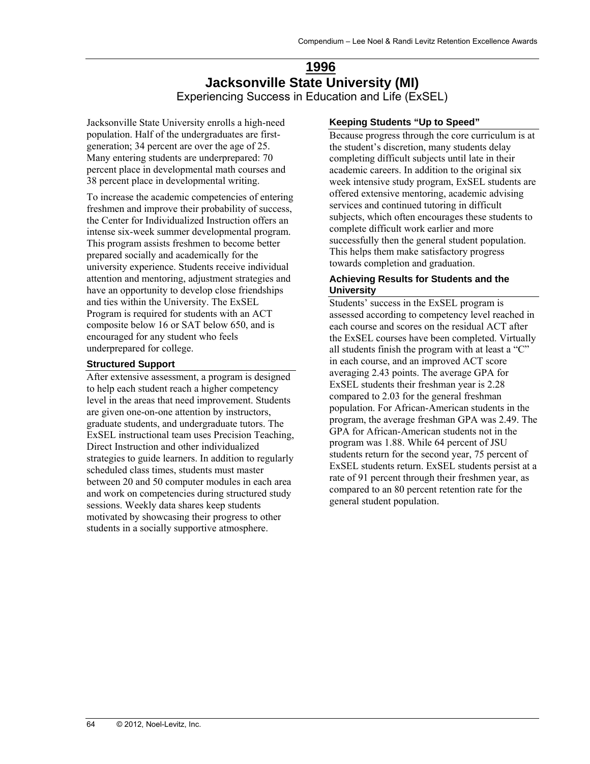# 1996

## Jacksonville State University (MI)

### Experiencing Success in Education and Life (ExSEL)

Jacksonville State University enrolls a high-need population. Half of the undergraduates are first-generation; 34 percent are over the age of 25. Many entering students are underprepared: 70 percent place in developmental math courses and 38 percent place in developmental writing.

To increase the academic competencies of entering freshmen and improve their probability of success, the Center for Individualized Instruction offers an intense six-week summer developmental program. This program assists freshmen to become better prepared socially and academically for the university experience. Students receive individual attention and mentoring, adjustment strategies and have an opportunity to develop close friendships and ties within the University. The ExSEL Program is required for students with an ACT composite below 16 or SAT below 650, and is encouraged for any student who feels underprepared for college.

#### Structured Support

After extensive assessment, a program is designed to help each student reach a higher competency level in the areas that need improvement. Students are given one-on-one attention by instructors, graduate students, and undergraduate tutors. The ExSEL instructional team uses Precision Teaching, Direct Instruction and other individualized strategies to guide learners. In addition to regularly scheduled class times, students must master between 20 and 50 computer modules in each area and work on competencies during structured study sessions. Weekly data shares keep students motivated by showcasing their progress to other students in a socially supportive atmosphere.

#### Keeping Students "Up to Speed"

Because progress through the core curriculum is at the student's discretion, many students delay completing difficult subjects until late in their academic careers. In addition to the original six week intensive study program, ExSEL students are offered extensive mentoring, academic advising services and continued tutoring in difficult subjects, which often encourages these students to complete difficult work earlier and more successfully then the general student population. This helps them make satisfactory progress towards completion and graduation.

#### Achieving Results for Students and the University

Students' success in the ExSEL program is assessed according to competency level reached in each course and scores on the residual ACT after the ExSEL courses have been completed. Virtually all students finish the program with at least a "C" in each course, and an improved ACT score averaging 2.43 points. The average GPA for ExSEL students their freshman year is 2.28 compared to 2.03 for the general freshman population. For African-American students in the program, the average freshman GPA was 2.49. The GPA for African-American students not in the program was 1.88. While 64 percent of JSU students return for the second year, 75 percent of ExSEL students return. ExSEL students persist at a rate of 91 percent through their freshmen year, as compared to an 80 percent retention rate for the general student population.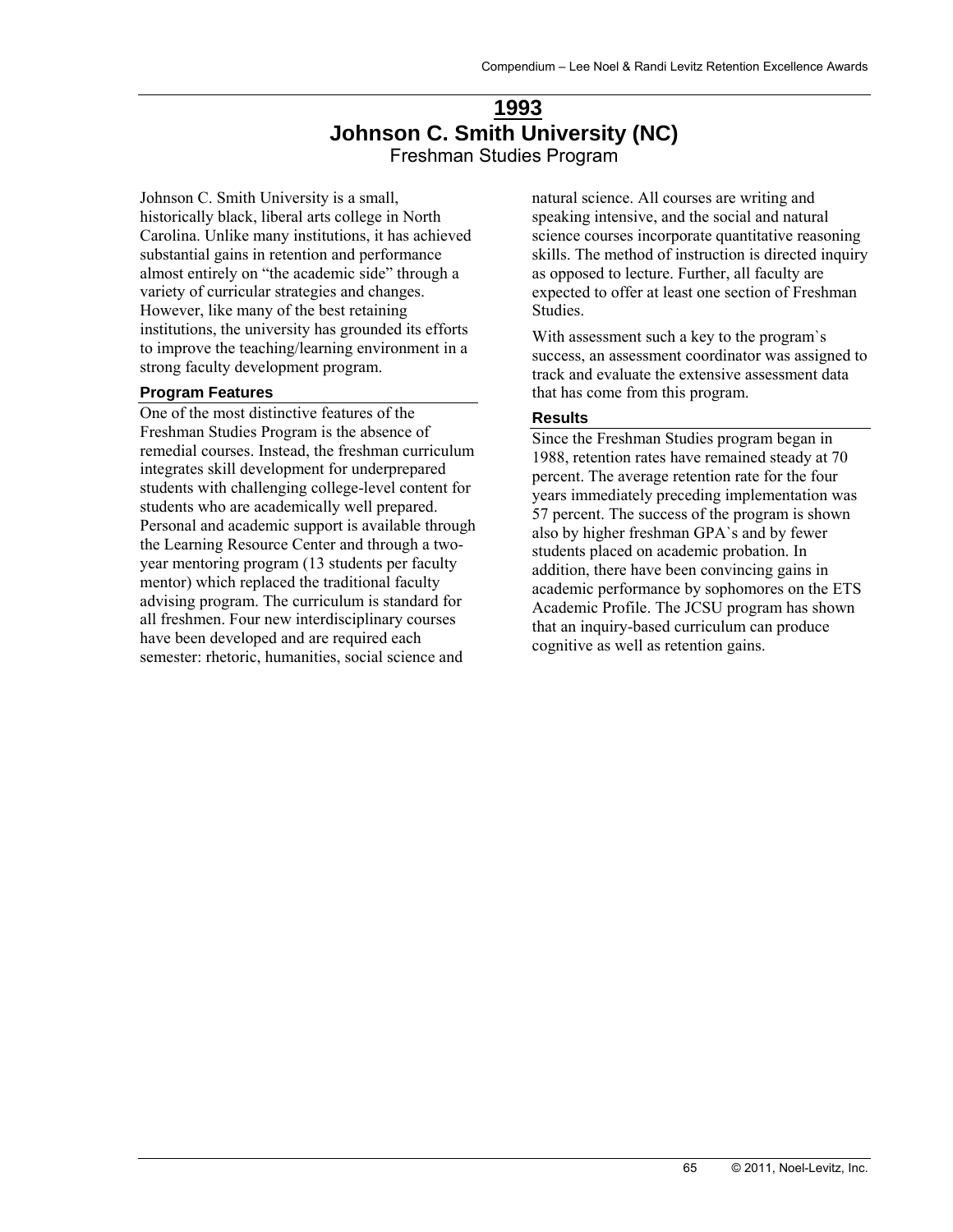# 1993

## Johnson C. Smith University (NC)

Freshman Studies Program

Johnson C. Smith University is a small, historically black, liberal arts college in North Carolina. Unlike many institutions, it has achieved substantial gains in retention and performance almost entirely on "the academic side" through a variety of curricular strategies and changes. However, like many of the best retaining institutions, the university has grounded its efforts to improve the teaching/learning environment in a strong faculty development program.

### Program Features

One of the most distinctive features of the Freshman Studies Program is the absence of remedial courses. Instead, the freshman curriculum integrates skill development for underprepared students with challenging college-level content for students who are academically well prepared. Personal and academic support is available through the Learning Resource Center and through a two-year mentoring program (13 students per faculty mentor) which replaced the traditional faculty advising program. The curriculum is standard for all freshmen. Four new interdisciplinary courses have been developed and are required each semester: rhetoric, humanities, social science and natural science. All courses are writing and speaking intensive, and the social and natural science courses incorporate quantitative reasoning skills. The method of instruction is directed inquiry as opposed to lecture. Further, all faculty are expected to offer at least one section of Freshman Studies.

With assessment such a key to the program`s success, an assessment coordinator was assigned to track and evaluate the extensive assessment data that has come from this program.

### Results

Since the Freshman Studies program began in 1988, retention rates have remained steady at 70 percent. The average retention rate for the four years immediately preceding implementation was 57 percent. The success of the program is shown also by higher freshman GPA`s and by fewer students placed on academic probation. In addition, there have been convincing gains in academic performance by sophomores on the ETS Academic Profile. The JCSU program has shown that an inquiry-based curriculum can produce cognitive as well as retention gains.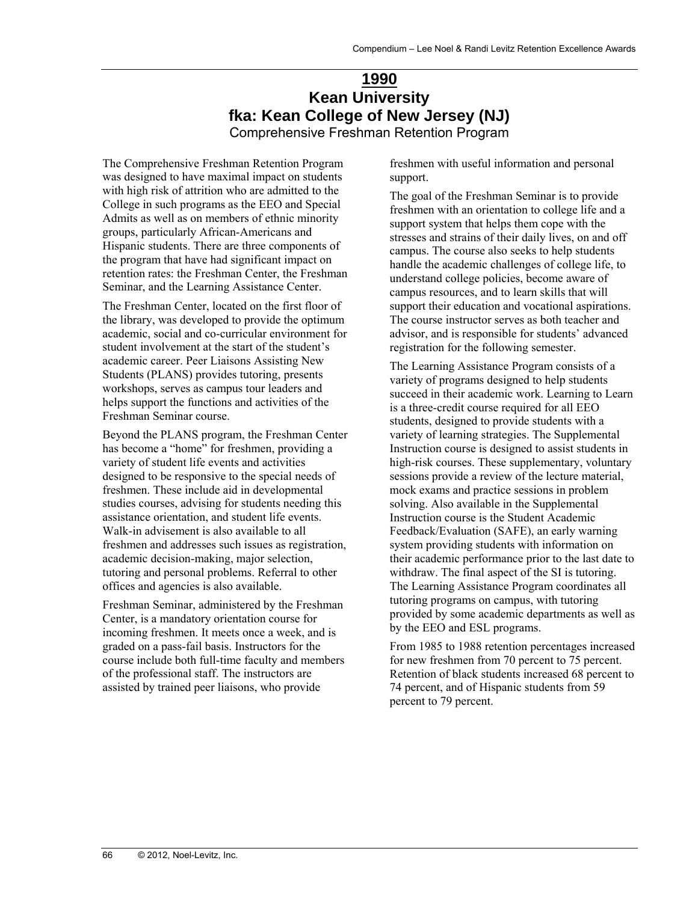# 1990

# Kean University

# fka: Kean College of New Jersey (NJ)

## Comprehensive Freshman Retention Program

The Comprehensive Freshman Retention Program was designed to have maximal impact on students with high risk of attrition who are admitted to the College in such programs as the EEO and Special Admits as well as on members of ethnic minority groups, particularly African-Americans and Hispanic students. There are three components of the program that have had significant impact on retention rates: the Freshman Center, the Freshman Seminar, and the Learning Assistance Center.

The Freshman Center, located on the first floor of the library, was developed to provide the optimum academic, social and co-curricular environment for student involvement at the start of the student's academic career. Peer Liaisons Assisting New Students (PLANS) provides tutoring, presents workshops, serves as campus tour leaders and helps support the functions and activities of the Freshman Seminar course.

Beyond the PLANS program, the Freshman Center has become a "home" for freshmen, providing a variety of student life events and activities designed to be responsive to the special needs of freshmen. These include aid in developmental studies courses, advising for students needing this assistance orientation, and student life events. Walk-in advisement is also available to all freshmen and addresses such issues as registration, academic decision-making, major selection, tutoring and personal problems. Referral to other offices and agencies is also available.

Freshman Seminar, administered by the Freshman Center, is a mandatory orientation course for incoming freshmen. It meets once a week, and is graded on a pass-fail basis. Instructors for the course include both full-time faculty and members of the professional staff. The instructors are assisted by trained peer liaisons, who provide freshmen with useful information and personal support.

The goal of the Freshman Seminar is to provide freshmen with an orientation to college life and a support system that helps them cope with the stresses and strains of their daily lives, on and off campus. The course also seeks to help students handle the academic challenges of college life, to understand college policies, become aware of campus resources, and to learn skills that will support their education and vocational aspirations. The course instructor serves as both teacher and advisor, and is responsible for students' advanced registration for the following semester.

The Learning Assistance Program consists of a variety of programs designed to help students succeed in their academic work. Learning to Learn is a three-credit course required for all EEO students, designed to provide students with a variety of learning strategies. The Supplemental Instruction course is designed to assist students in high-risk courses. These supplementary, voluntary sessions provide a review of the lecture material, mock exams and practice sessions in problem solving. Also available in the Supplemental Instruction course is the Student Academic Feedback/Evaluation (SAFE), an early warning system providing students with information on their academic performance prior to the last date to withdraw. The final aspect of the SI is tutoring. The Learning Assistance Program coordinates all tutoring programs on campus, with tutoring provided by some academic departments as well as by the EEO and ESL programs.

From 1985 to 1988 retention percentages increased for new freshmen from 70 percent to 75 percent. Retention of black students increased 68 percent to 74 percent, and of Hispanic students from 59 percent to 79 percent.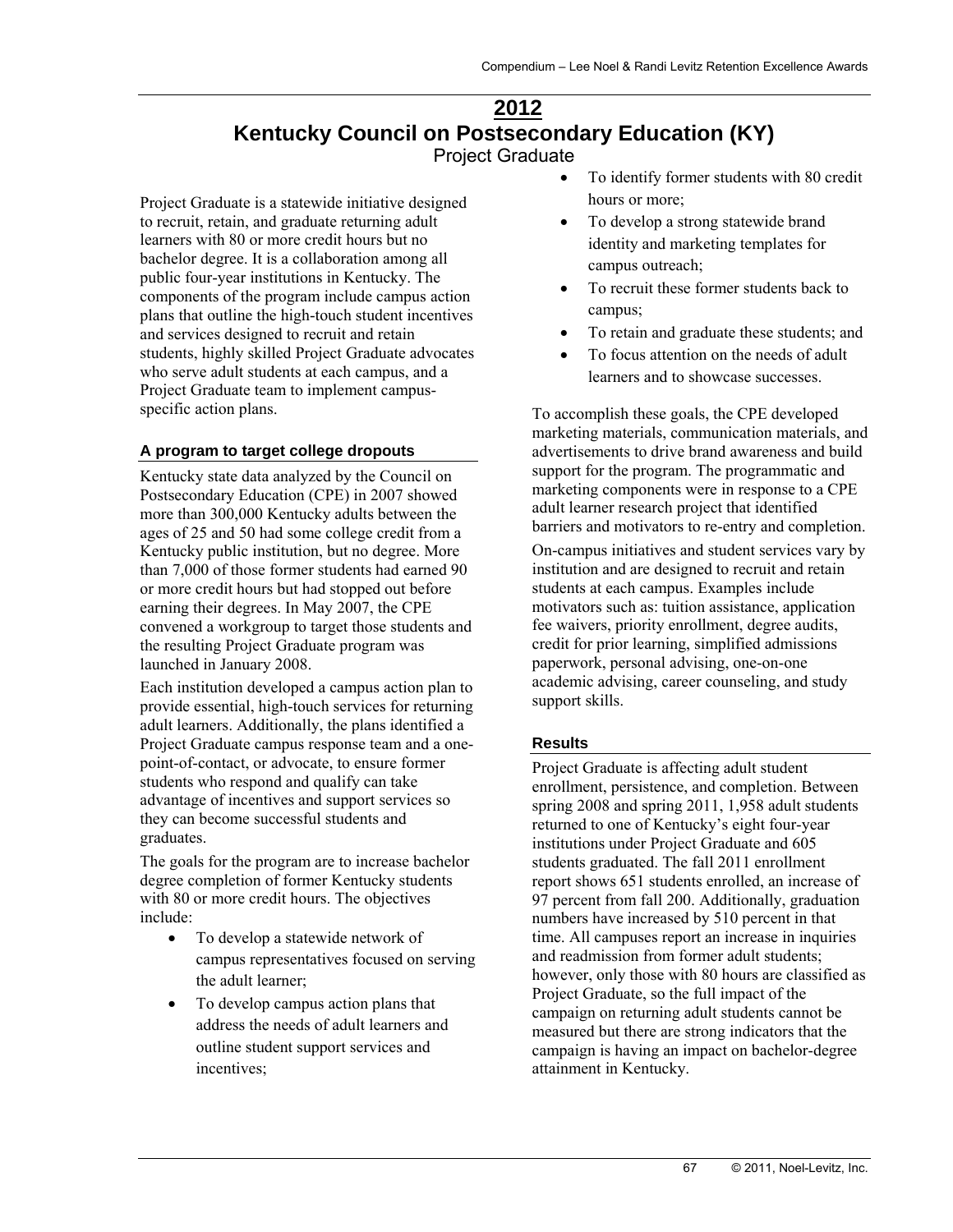# 2012

# Kentucky Council on Postsecondary Education (KY)

## Project Graduate

Project Graduate is a statewide initiative designed to recruit, retain, and graduate returning adult learners with 80 or more credit hours but no bachelor degree. It is a collaboration among all public four-year institutions in Kentucky. The components of the program include campus action plans that outline the high-touch student incentives and services designed to recruit and retain students, highly skilled Project Graduate advocates who serve adult students at each campus, and a Project Graduate team to implement campus-specific action plans.

### A program to target college dropouts

Kentucky state data analyzed by the Council on Postsecondary Education (CPE) in 2007 showed more than 300,000 Kentucky adults between the ages of 25 and 50 had some college credit from a Kentucky public institution, but no degree. More than 7,000 of those former students had earned 90 or more credit hours but had stopped out before earning their degrees. In May 2007, the CPE convened a workgroup to target those students and the resulting Project Graduate program was launched in January 2008.

Each institution developed a campus action plan to provide essential, high-touch services for returning adult learners. Additionally, the plans identified a Project Graduate campus response team and a one-point-of-contact, or advocate, to ensure former students who respond and qualify can take advantage of incentives and support services so they can become successful students and graduates.

The goals for the program are to increase bachelor degree completion of former Kentucky students with 80 or more credit hours. The objectives include:

- To develop a statewide network of campus representatives focused on serving the adult learner;
- To develop campus action plans that address the needs of adult learners and outline student support services and incentives;
- To identify former students with 80 credit hours or more;
- To develop a strong statewide brand identity and marketing templates for campus outreach;
- To recruit these former students back to campus;
- To retain and graduate these students; and
- To focus attention on the needs of adult learners and to showcase successes.

To accomplish these goals, the CPE developed marketing materials, communication materials, and advertisements to drive brand awareness and build support for the program. The programmatic and marketing components were in response to a CPE adult learner research project that identified barriers and motivators to re-entry and completion.

On-campus initiatives and student services vary by institution and are designed to recruit and retain students at each campus. Examples include motivators such as: tuition assistance, application fee waivers, priority enrollment, degree audits, credit for prior learning, simplified admissions paperwork, personal advising, one-on-one academic advising, career counseling, and study support skills.

### Results

Project Graduate is affecting adult student enrollment, persistence, and completion. Between spring 2008 and spring 2011, 1,958 adult students returned to one of Kentucky's eight four-year institutions under Project Graduate and 605 students graduated. The fall 2011 enrollment report shows 651 students enrolled, an increase of 97 percent from fall 200. Additionally, graduation numbers have increased by 510 percent in that time. All campuses report an increase in inquiries and readmission from former adult students; however, only those with 80 hours are classified as Project Graduate, so the full impact of the campaign on returning adult students cannot be measured but there are strong indicators that the campaign is having an impact on bachelor-degree attainment in Kentucky.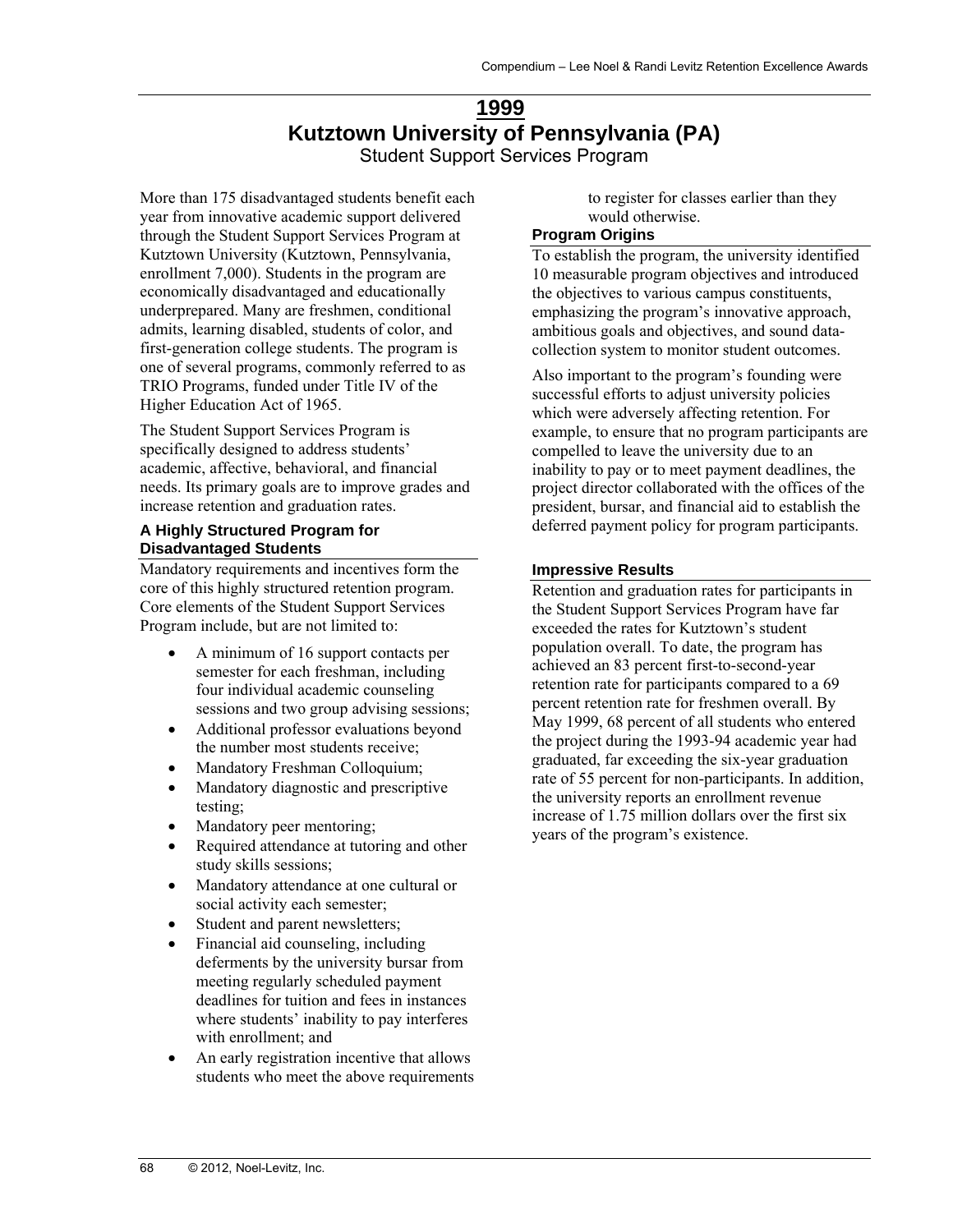# 1999

## Kutztown University of Pennsylvania (PA)

Student Support Services Program

More than 175 disadvantaged students benefit each year from innovative academic support delivered through the Student Support Services Program at Kutztown University (Kutztown, Pennsylvania, enrollment 7,000). Students in the program are economically disadvantaged and educationally underprepared. Many are freshmen, conditional admits, learning disabled, students of color, and first-generation college students. The program is one of several programs, commonly referred to as TRIO Programs, funded under Title IV of the Higher Education Act of 1965.

The Student Support Services Program is specifically designed to address students' academic, affective, behavioral, and financial needs. Its primary goals are to improve grades and increase retention and graduation rates.

### A Highly Structured Program for Disadvantaged Students

Mandatory requirements and incentives form the core of this highly structured retention program. Core elements of the Student Support Services Program include, but are not limited to:

- A minimum of 16 support contacts per semester for each freshman, including four individual academic counseling sessions and two group advising sessions;
- Additional professor evaluations beyond the number most students receive;
- Mandatory Freshman Colloquium;
- Mandatory diagnostic and prescriptive testing;
- Mandatory peer mentoring;
- Required attendance at tutoring and other study skills sessions;
- Mandatory attendance at one cultural or social activity each semester;
- Student and parent newsletters;
- Financial aid counseling, including deferments by the university bursar from meeting regularly scheduled payment deadlines for tuition and fees in instances where students' inability to pay interferes with enrollment; and
- An early registration incentive that allows students who meet the above requirements to register for classes earlier than they would otherwise.

### Program Origins

To establish the program, the university identified 10 measurable program objectives and introduced the objectives to various campus constituents, emphasizing the program's innovative approach, ambitious goals and objectives, and sound data-collection system to monitor student outcomes.

Also important to the program's founding were successful efforts to adjust university policies which were adversely affecting retention. For example, to ensure that no program participants are compelled to leave the university due to an inability to pay or to meet payment deadlines, the project director collaborated with the offices of the president, bursar, and financial aid to establish the deferred payment policy for program participants.

### Impressive Results

Retention and graduation rates for participants in the Student Support Services Program have far exceeded the rates for Kutztown's student population overall. To date, the program has achieved an 83 percent first-to-second-year retention rate for participants compared to a 69 percent retention rate for freshmen overall. By May 1999, 68 percent of all students who entered the project during the 1993-94 academic year had graduated, far exceeding the six-year graduation rate of 55 percent for non-participants. In addition, the university reports an enrollment revenue increase of 1.75 million dollars over the first six years of the program's existence.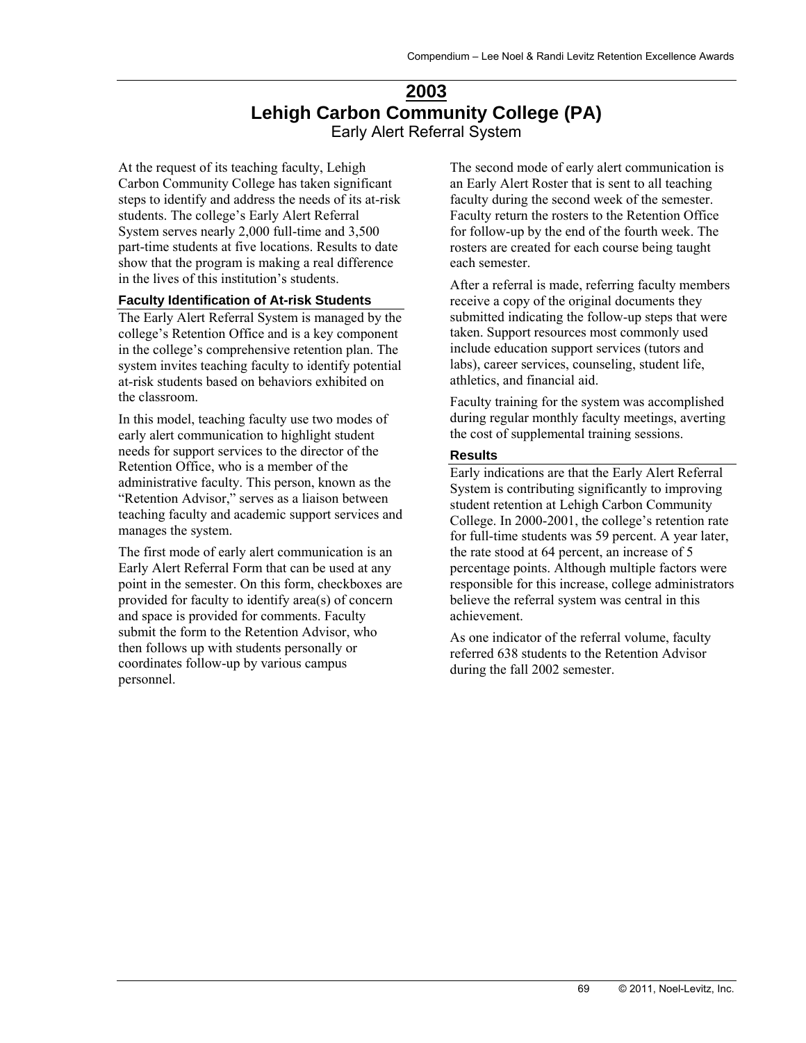# 2003

## Lehigh Carbon Community College (PA)

Early Alert Referral System

At the request of its teaching faculty, Lehigh Carbon Community College has taken significant steps to identify and address the needs of its at-risk students. The college's Early Alert Referral System serves nearly 2,000 full-time and 3,500 part-time students at five locations. Results to date show that the program is making a real difference in the lives of this institution's students.

### Faculty Identification of At-risk Students

The Early Alert Referral System is managed by the college's Retention Office and is a key component in the college's comprehensive retention plan. The system invites teaching faculty to identify potential at-risk students based on behaviors exhibited on the classroom.

In this model, teaching faculty use two modes of early alert communication to highlight student needs for support services to the director of the Retention Office, who is a member of the administrative faculty. This person, known as the "Retention Advisor," serves as a liaison between teaching faculty and academic support services and manages the system.

The first mode of early alert communication is an Early Alert Referral Form that can be used at any point in the semester. On this form, checkboxes are provided for faculty to identify area(s) of concern and space is provided for comments. Faculty submit the form to the Retention Advisor, who then follows up with students personally or coordinates follow-up by various campus personnel.

The second mode of early alert communication is an Early Alert Roster that is sent to all teaching faculty during the second week of the semester. Faculty return the rosters to the Retention Office for follow-up by the end of the fourth week. The rosters are created for each course being taught each semester.

After a referral is made, referring faculty members receive a copy of the original documents they submitted indicating the follow-up steps that were taken. Support resources most commonly used include education support services (tutors and labs), career services, counseling, student life, athletics, and financial aid.

Faculty training for the system was accomplished during regular monthly faculty meetings, averting the cost of supplemental training sessions.

### Results

Early indications are that the Early Alert Referral System is contributing significantly to improving student retention at Lehigh Carbon Community College. In 2000-2001, the college's retention rate for full-time students was 59 percent. A year later, the rate stood at 64 percent, an increase of 5 percentage points. Although multiple factors were responsible for this increase, college administrators believe the referral system was central in this achievement.

As one indicator of the referral volume, faculty referred 638 students to the Retention Advisor during the fall 2002 semester.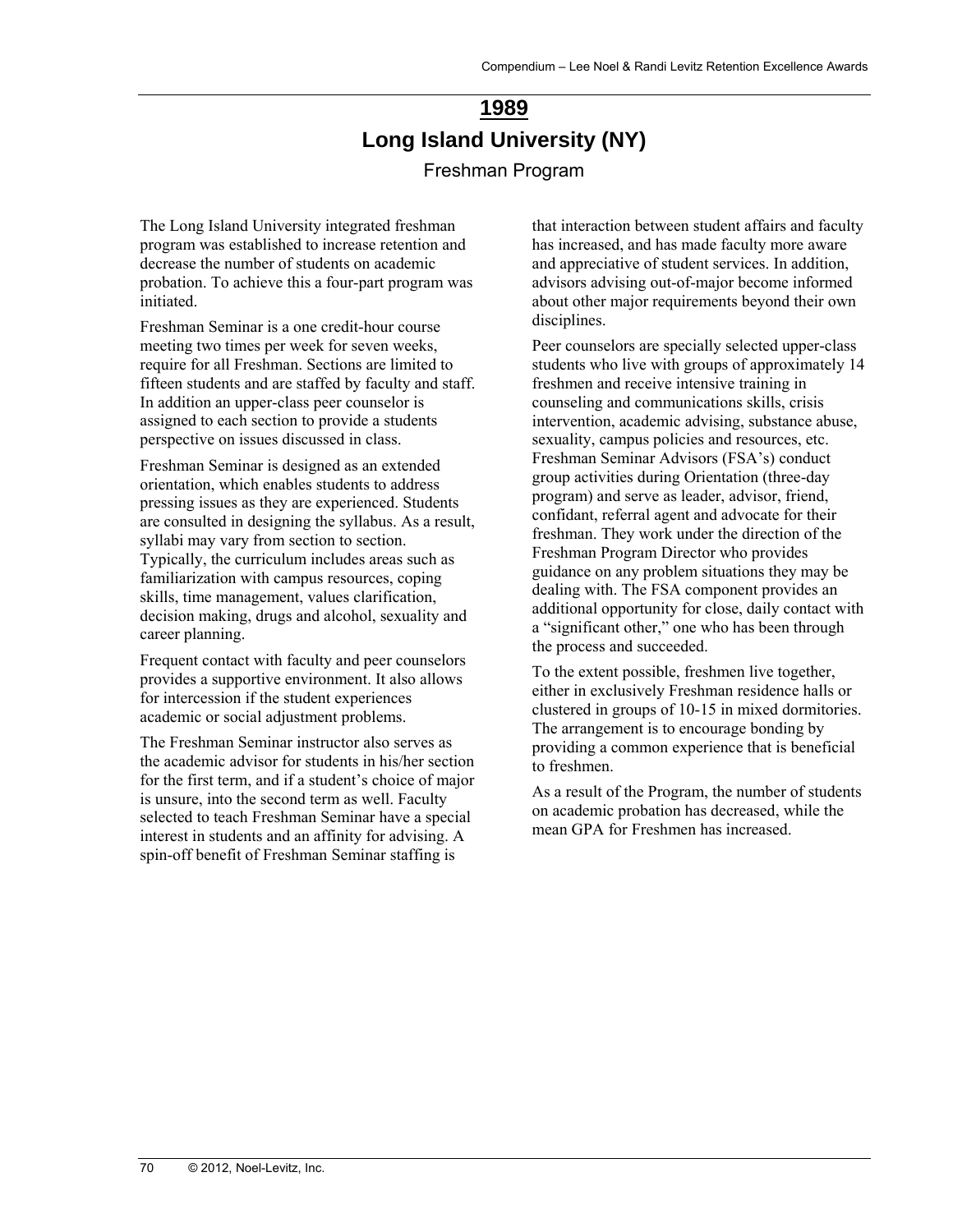# 1989

## Long Island University (NY)

### Freshman Program

The Long Island University integrated freshman program was established to increase retention and decrease the number of students on academic probation. To achieve this a four-part program was initiated.

Freshman Seminar is a one credit-hour course meeting two times per week for seven weeks, require for all Freshman. Sections are limited to fifteen students and are staffed by faculty and staff. In addition an upper-class peer counselor is assigned to each section to provide a students perspective on issues discussed in class.

Freshman Seminar is designed as an extended orientation, which enables students to address pressing issues as they are experienced. Students are consulted in designing the syllabus. As a result, syllabi may vary from section to section. Typically, the curriculum includes areas such as familiarization with campus resources, coping skills, time management, values clarification, decision making, drugs and alcohol, sexuality and career planning.

Frequent contact with faculty and peer counselors provides a supportive environment. It also allows for intercession if the student experiences academic or social adjustment problems.

The Freshman Seminar instructor also serves as the academic advisor for students in his/her section for the first term, and if a student's choice of major is unsure, into the second term as well. Faculty selected to teach Freshman Seminar have a special interest in students and an affinity for advising. A spin-off benefit of Freshman Seminar staffing is that interaction between student affairs and faculty has increased, and has made faculty more aware and appreciative of student services. In addition, advisors advising out-of-major become informed about other major requirements beyond their own disciplines.

Peer counselors are specially selected upper-class students who live with groups of approximately 14 freshmen and receive intensive training in counseling and communications skills, crisis intervention, academic advising, substance abuse, sexuality, campus policies and resources, etc. Freshman Seminar Advisors (FSA's) conduct group activities during Orientation (three-day program) and serve as leader, advisor, friend, confidant, referral agent and advocate for their freshman. They work under the direction of the Freshman Program Director who provides guidance on any problem situations they may be dealing with. The FSA component provides an additional opportunity for close, daily contact with a "significant other," one who has been through the process and succeeded.

To the extent possible, freshmen live together, either in exclusively Freshman residence halls or clustered in groups of 10-15 in mixed dormitories. The arrangement is to encourage bonding by providing a common experience that is beneficial to freshmen.

As a result of the Program, the number of students on academic probation has decreased, while the mean GPA for Freshmen has increased.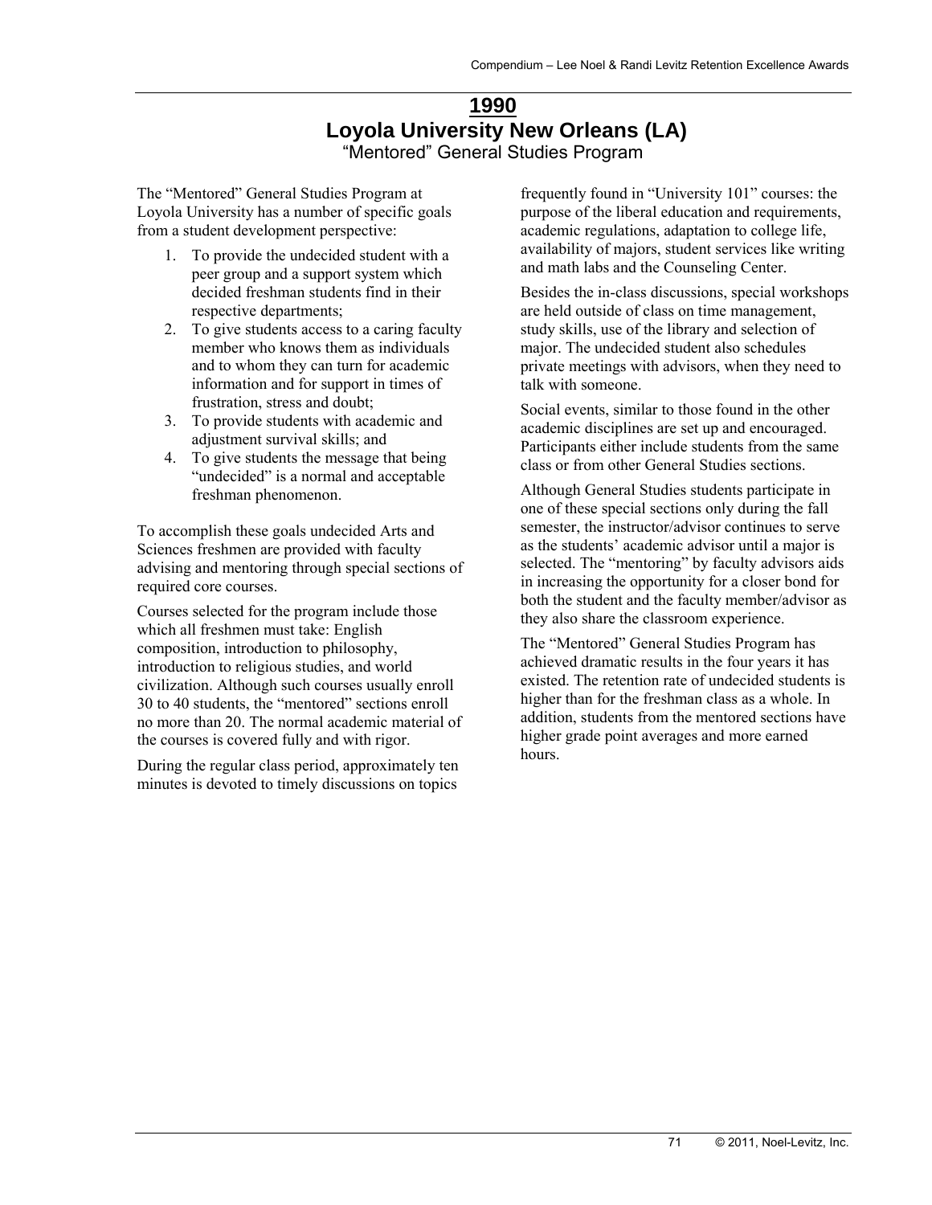# 1990

## Loyola University New Orleans (LA)

### "Mentored" General Studies Program

The "Mentored" General Studies Program at Loyola University has a number of specific goals from a student development perspective:

1. To provide the undecided student with a peer group and a support system which decided freshman students find in their respective departments;
2. To give students access to a caring faculty member who knows them as individuals and to whom they can turn for academic information and for support in times of frustration, stress and doubt;
3. To provide students with academic and adjustment survival skills; and
4. To give students the message that being "undecided" is a normal and acceptable freshman phenomenon.

To accomplish these goals undecided Arts and Sciences freshmen are provided with faculty advising and mentoring through special sections of required core courses.

Courses selected for the program include those which all freshmen must take: English composition, introduction to philosophy, introduction to religious studies, and world civilization. Although such courses usually enroll 30 to 40 students, the "mentored" sections enroll no more than 20. The normal academic material of the courses is covered fully and with rigor.

During the regular class period, approximately ten minutes is devoted to timely discussions on topics frequently found in "University 101" courses: the purpose of the liberal education and requirements, academic regulations, adaptation to college life, availability of majors, student services like writing and math labs and the Counseling Center.

Besides the in-class discussions, special workshops are held outside of class on time management, study skills, use of the library and selection of major. The undecided student also schedules private meetings with advisors, when they need to talk with someone.

Social events, similar to those found in the other academic disciplines are set up and encouraged. Participants either include students from the same class or from other General Studies sections.

Although General Studies students participate in one of these special sections only during the fall semester, the instructor/advisor continues to serve as the students' academic advisor until a major is selected. The "mentoring" by faculty advisors aids in increasing the opportunity for a closer bond for both the student and the faculty member/advisor as they also share the classroom experience.

The "Mentored" General Studies Program has achieved dramatic results in the four years it has existed. The retention rate of undecided students is higher than for the freshman class as a whole. In addition, students from the mentored sections have higher grade point averages and more earned hours.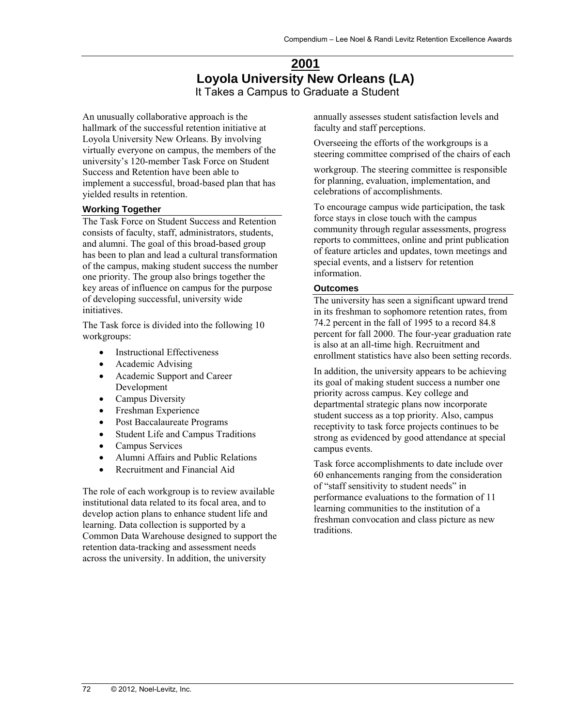## 2001

# Loyola University New Orleans (LA)

It Takes a Campus to Graduate a Student

An unusually collaborative approach is the hallmark of the successful retention initiative at Loyola University New Orleans. By involving virtually everyone on campus, the members of the university's 120-member Task Force on Student Success and Retention have been able to implement a successful, broad-based plan that has yielded results in retention.

### Working Together

The Task Force on Student Success and Retention consists of faculty, staff, administrators, students, and alumni. The goal of this broad-based group has been to plan and lead a cultural transformation of the campus, making student success the number one priority. The group also brings together the key areas of influence on campus for the purpose of developing successful, university wide initiatives.

The Task force is divided into the following 10 workgroups:

- Instructional Effectiveness
- Academic Advising
- Academic Support and Career Development
- Campus Diversity
- Freshman Experience
- Post Baccalaureate Programs
- Student Life and Campus Traditions
- Campus Services
- Alumni Affairs and Public Relations
- Recruitment and Financial Aid

The role of each workgroup is to review available institutional data related to its focal area, and to develop action plans to enhance student life and learning. Data collection is supported by a Common Data Warehouse designed to support the retention data-tracking and assessment needs across the university. In addition, the university annually assesses student satisfaction levels and faculty and staff perceptions.

Overseeing the efforts of the workgroups is a steering committee comprised of the chairs of each workgroup. The steering committee is responsible for planning, evaluation, implementation, and celebrations of accomplishments.

To encourage campus wide participation, the task force stays in close touch with the campus community through regular assessments, progress reports to committees, online and print publication of feature articles and updates, town meetings and special events, and a listserv for retention information.

### Outcomes

The university has seen a significant upward trend in its freshman to sophomore retention rates, from 74.2 percent in the fall of 1995 to a record 84.8 percent for fall 2000. The four-year graduation rate is also at an all-time high. Recruitment and enrollment statistics have also been setting records.

In addition, the university appears to be achieving its goal of making student success a number one priority across campus. Key college and departmental strategic plans now incorporate student success as a top priority. Also, campus receptivity to task force projects continues to be strong as evidenced by good attendance at special campus events.

Task force accomplishments to date include over 60 enhancements ranging from the consideration of "staff sensitivity to student needs" in performance evaluations to the formation of 11 learning communities to the institution of a freshman convocation and class picture as new traditions.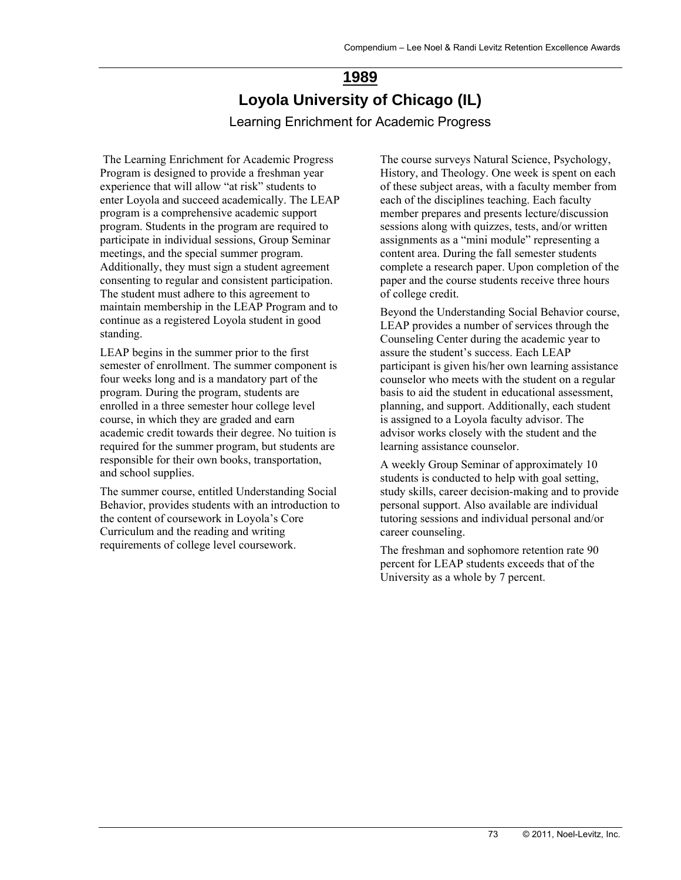# 1989

## Loyola University of Chicago (IL)

### Learning Enrichment for Academic Progress

The Learning Enrichment for Academic Progress Program is designed to provide a freshman year experience that will allow "at risk" students to enter Loyola and succeed academically. The LEAP program is a comprehensive academic support program. Students in the program are required to participate in individual sessions, Group Seminar meetings, and the special summer program. Additionally, they must sign a student agreement consenting to regular and consistent participation. The student must adhere to this agreement to maintain membership in the LEAP Program and to continue as a registered Loyola student in good standing.

LEAP begins in the summer prior to the first semester of enrollment. The summer component is four weeks long and is a mandatory part of the program. During the program, students are enrolled in a three semester hour college level course, in which they are graded and earn academic credit towards their degree. No tuition is required for the summer program, but students are responsible for their own books, transportation, and school supplies.

The summer course, entitled Understanding Social Behavior, provides students with an introduction to the content of coursework in Loyola's Core Curriculum and the reading and writing requirements of college level coursework.

The course surveys Natural Science, Psychology, History, and Theology. One week is spent on each of these subject areas, with a faculty member from each of the disciplines teaching. Each faculty member prepares and presents lecture/discussion sessions along with quizzes, tests, and/or written assignments as a "mini module" representing a content area. During the fall semester students complete a research paper. Upon completion of the paper and the course students receive three hours of college credit.

Beyond the Understanding Social Behavior course, LEAP provides a number of services through the Counseling Center during the academic year to assure the student's success. Each LEAP participant is given his/her own learning assistance counselor who meets with the student on a regular basis to aid the student in educational assessment, planning, and support. Additionally, each student is assigned to a Loyola faculty advisor. The advisor works closely with the student and the learning assistance counselor.

A weekly Group Seminar of approximately 10 students is conducted to help with goal setting, study skills, career decision-making and to provide personal support. Also available are individual tutoring sessions and individual personal and/or career counseling.

The freshman and sophomore retention rate 90 percent for LEAP students exceeds that of the University as a whole by 7 percent.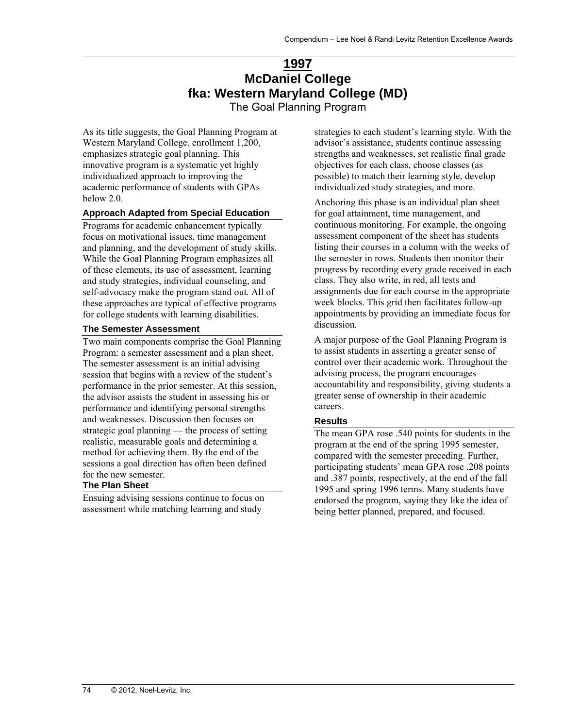# 1997

# McDaniel College

# fka: Western Maryland College (MD)

## The Goal Planning Program

As its title suggests, the Goal Planning Program at Western Maryland College, enrollment 1,200, emphasizes strategic goal planning. This innovative program is a systematic yet highly individualized approach to improving the academic performance of students with GPAs below 2.0.

### Approach Adapted from Special Education

Programs for academic enhancement typically focus on motivational issues, time management and planning, and the development of study skills. While the Goal Planning Program emphasizes all of these elements, its use of assessment, learning and study strategies, individual counseling, and self-advocacy make the program stand out. All of these approaches are typical of effective programs for college students with learning disabilities.

### The Semester Assessment

Two main components comprise the Goal Planning Program: a semester assessment and a plan sheet. The semester assessment is an initial advising session that begins with a review of the student's performance in the prior semester. At this session, the advisor assists the student in assessing his or performance and identifying personal strengths and weaknesses. Discussion then focuses on strategic goal planning — the process of setting realistic, measurable goals and determining a method for achieving them. By the end of the sessions a goal direction has often been defined for the new semester.

### The Plan Sheet

Ensuing advising sessions continue to focus on assessment while matching learning and study strategies to each student's learning style. With the advisor's assistance, students continue assessing strengths and weaknesses, set realistic final grade objectives for each class, choose classes (as possible) to match their learning style, develop individualized study strategies, and more.

Anchoring this phase is an individual plan sheet for goal attainment, time management, and continuous monitoring. For example, the ongoing assessment component of the sheet has students listing their courses in a column with the weeks of the semester in rows. Students then monitor their progress by recording every grade received in each class. They also write, in red, all tests and assignments due for each course in the appropriate week blocks. This grid then facilitates follow-up appointments by providing an immediate focus for discussion.

A major purpose of the Goal Planning Program is to assist students in asserting a greater sense of control over their academic work. Throughout the advising process, the program encourages accountability and responsibility, giving students a greater sense of ownership in their academic careers.

### Results

The mean GPA rose .540 points for students in the program at the end of the spring 1995 semester, compared with the semester preceding. Further, participating students' mean GPA rose .208 points and .387 points, respectively, at the end of the fall 1995 and spring 1996 terms. Many students have endorsed the program, saying they like the idea of being better planned, prepared, and focused.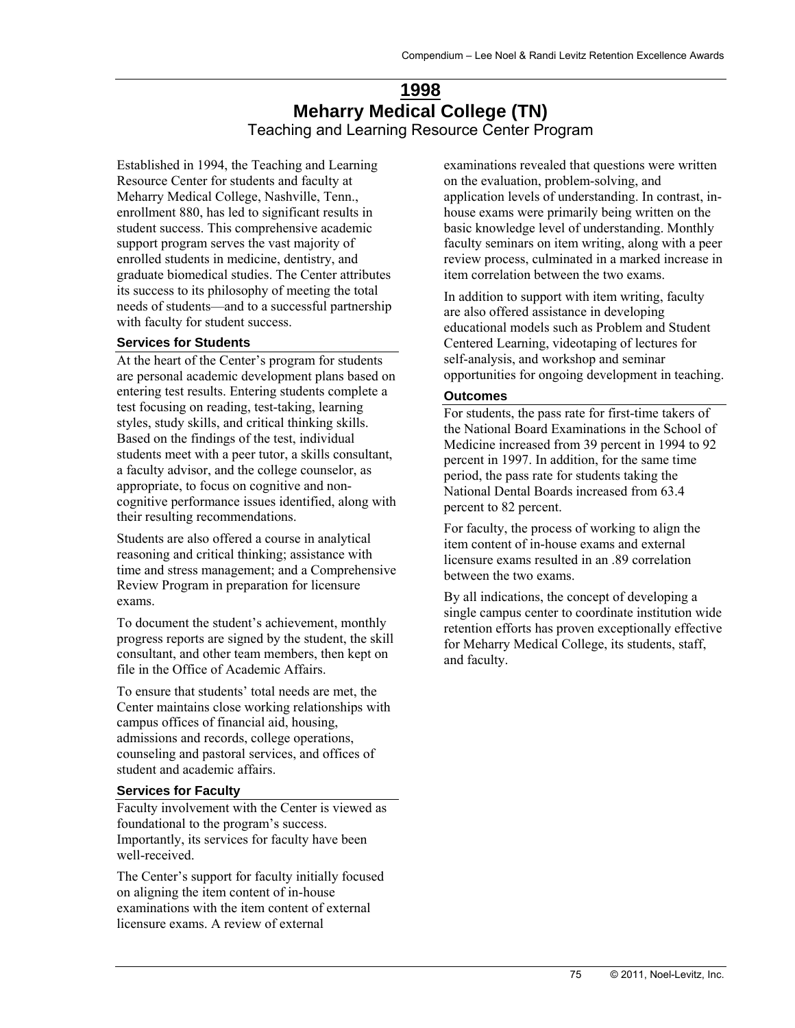# 1998

## Meharry Medical College (TN)

### Teaching and Learning Resource Center Program

Established in 1994, the Teaching and Learning Resource Center for students and faculty at Meharry Medical College, Nashville, Tenn., enrollment 880, has led to significant results in student success. This comprehensive academic support program serves the vast majority of enrolled students in medicine, dentistry, and graduate biomedical studies. The Center attributes its success to its philosophy of meeting the total needs of students—and to a successful partnership with faculty for student success.

#### Services for Students

At the heart of the Center's program for students are personal academic development plans based on entering test results. Entering students complete a test focusing on reading, test-taking, learning styles, study skills, and critical thinking skills. Based on the findings of the test, individual students meet with a peer tutor, a skills consultant, a faculty advisor, and the college counselor, as appropriate, to focus on cognitive and non-cognitive performance issues identified, along with their resulting recommendations.

Students are also offered a course in analytical reasoning and critical thinking; assistance with time and stress management; and a Comprehensive Review Program in preparation for licensure exams.

To document the student's achievement, monthly progress reports are signed by the student, the skill consultant, and other team members, then kept on file in the Office of Academic Affairs.

To ensure that students' total needs are met, the Center maintains close working relationships with campus offices of financial aid, housing, admissions and records, college operations, counseling and pastoral services, and offices of student and academic affairs.

#### Services for Faculty

Faculty involvement with the Center is viewed as foundational to the program's success. Importantly, its services for faculty have been well-received.

The Center's support for faculty initially focused on aligning the item content of in-house examinations with the item content of external licensure exams. A review of external examinations revealed that questions were written on the evaluation, problem-solving, and application levels of understanding. In contrast, in-house exams were primarily being written on the basic knowledge level of understanding. Monthly faculty seminars on item writing, along with a peer review process, culminated in a marked increase in item correlation between the two exams.

In addition to support with item writing, faculty are also offered assistance in developing educational models such as Problem and Student Centered Learning, videotaping of lectures for self-analysis, and workshop and seminar opportunities for ongoing development in teaching.

#### Outcomes

For students, the pass rate for first-time takers of the National Board Examinations in the School of Medicine increased from 39 percent in 1994 to 92 percent in 1997. In addition, for the same time period, the pass rate for students taking the National Dental Boards increased from 63.4 percent to 82 percent.

For faculty, the process of working to align the item content of in-house exams and external licensure exams resulted in an .89 correlation between the two exams.

By all indications, the concept of developing a single campus center to coordinate institution wide retention efforts has proven exceptionally effective for Meharry Medical College, its students, staff, and faculty.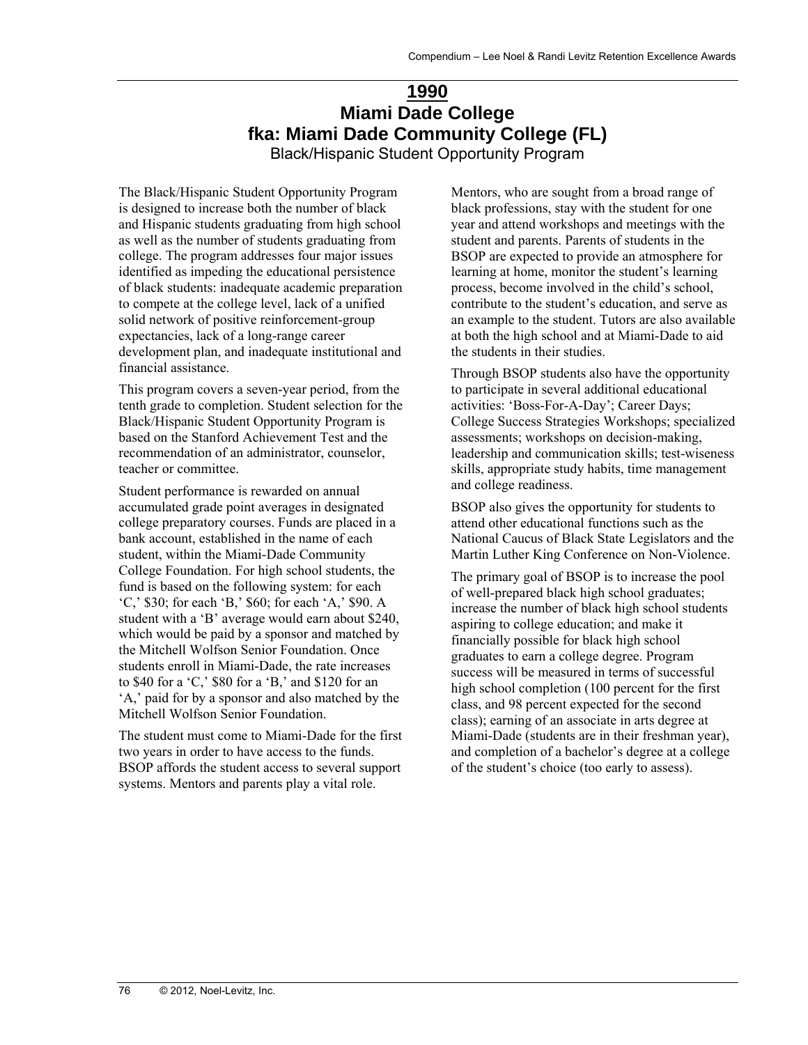# 1990

# Miami Dade College

# fka: Miami Dade Community College (FL)

## Black/Hispanic Student Opportunity Program

The Black/Hispanic Student Opportunity Program is designed to increase both the number of black and Hispanic students graduating from high school as well as the number of students graduating from college. The program addresses four major issues identified as impeding the educational persistence of black students: inadequate academic preparation to compete at the college level, lack of a unified solid network of positive reinforcement-group expectancies, lack of a long-range career development plan, and inadequate institutional and financial assistance.

This program covers a seven-year period, from the tenth grade to completion. Student selection for the Black/Hispanic Student Opportunity Program is based on the Stanford Achievement Test and the recommendation of an administrator, counselor, teacher or committee.

Student performance is rewarded on annual accumulated grade point averages in designated college preparatory courses. Funds are placed in a bank account, established in the name of each student, within the Miami-Dade Community College Foundation. For high school students, the fund is based on the following system: for each 'C,' $30; for each 'B,' $60; for each 'A,' $90. A student with a 'B' average would earn about $240, which would be paid by a sponsor and matched by the Mitchell Wolfson Senior Foundation. Once students enroll in Miami-Dade, the rate increases to $40 for a 'C,' $80 for a 'B,' and $120 for an 'A,' paid for by a sponsor and also matched by the Mitchell Wolfson Senior Foundation.

The student must come to Miami-Dade for the first two years in order to have access to the funds. BSOP affords the student access to several support systems. Mentors and parents play a vital role. Mentors, who are sought from a broad range of black professions, stay with the student for one year and attend workshops and meetings with the student and parents. Parents of students in the BSOP are expected to provide an atmosphere for learning at home, monitor the student's learning process, become involved in the child's school, contribute to the student's education, and serve as an example to the student. Tutors are also available at both the high school and at Miami-Dade to aid the students in their studies.

Through BSOP students also have the opportunity to participate in several additional educational activities: 'Boss-For-A-Day'; Career Days; College Success Strategies Workshops; specialized assessments; workshops on decision-making, leadership and communication skills; test-wiseness skills, appropriate study habits, time management and college readiness.

BSOP also gives the opportunity for students to attend other educational functions such as the National Caucus of Black State Legislators and the Martin Luther King Conference on Non-Violence.

The primary goal of BSOP is to increase the pool of well-prepared black high school graduates; increase the number of black high school students aspiring to college education; and make it financially possible for black high school graduates to earn a college degree. Program success will be measured in terms of successful high school completion (100 percent for the first class, and 98 percent expected for the second class); earning of an associate in arts degree at Miami-Dade (students are in their freshman year), and completion of a bachelor's degree at a college of the student's choice (too early to assess).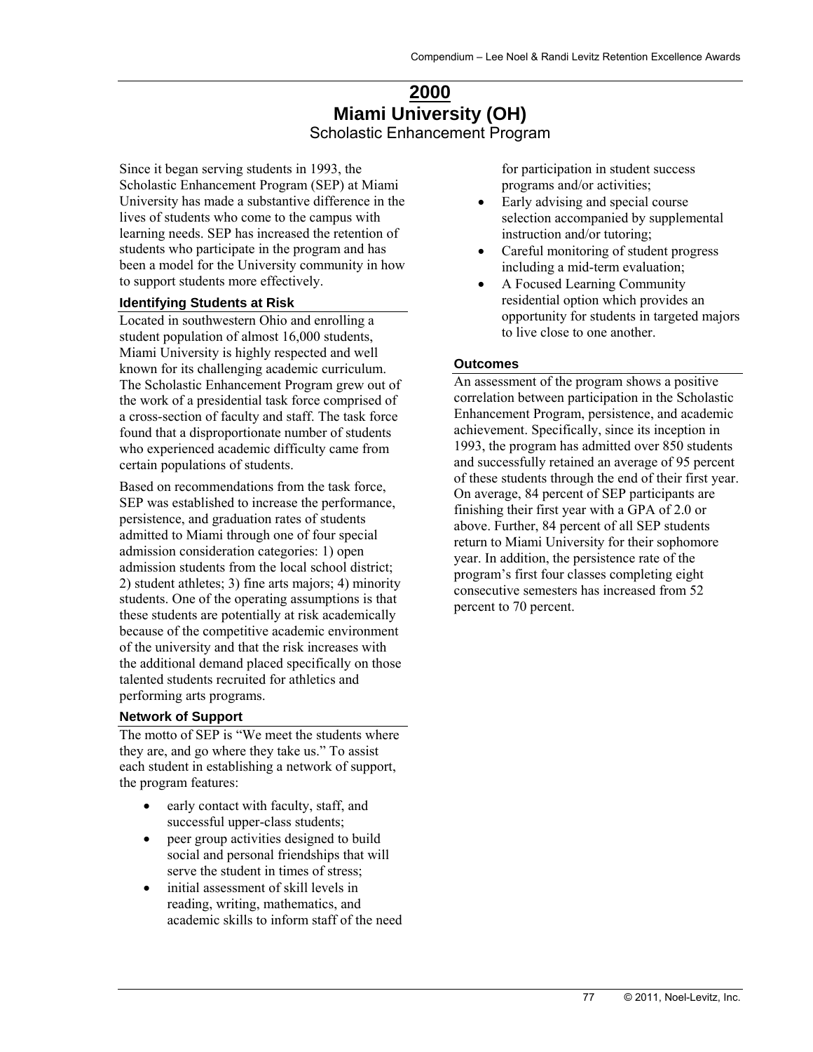# 2000

## Miami University (OH)

### Scholastic Enhancement Program

Since it began serving students in 1993, the Scholastic Enhancement Program (SEP) at Miami University has made a substantive difference in the lives of students who come to the campus with learning needs. SEP has increased the retention of students who participate in the program and has been a model for the University community in how to support students more effectively.

#### Identifying Students at Risk

Located in southwestern Ohio and enrolling a student population of almost 16,000 students, Miami University is highly respected and well known for its challenging academic curriculum. The Scholastic Enhancement Program grew out of the work of a presidential task force comprised of a cross-section of faculty and staff. The task force found that a disproportionate number of students who experienced academic difficulty came from certain populations of students.

Based on recommendations from the task force, SEP was established to increase the performance, persistence, and graduation rates of students admitted to Miami through one of four special admission consideration categories: 1) open admission students from the local school district; 2) student athletes; 3) fine arts majors; 4) minority students. One of the operating assumptions is that these students are potentially at risk academically because of the competitive academic environment of the university and that the risk increases with the additional demand placed specifically on those talented students recruited for athletics and performing arts programs.

#### Network of Support

The motto of SEP is "We meet the students where they are, and go where they take us." To assist each student in establishing a network of support, the program features:

- early contact with faculty, staff, and successful upper-class students;
- peer group activities designed to build social and personal friendships that will serve the student in times of stress;
- initial assessment of skill levels in reading, writing, mathematics, and academic skills to inform staff of the need for participation in student success programs and/or activities;
- Early advising and special course selection accompanied by supplemental instruction and/or tutoring;
- Careful monitoring of student progress including a mid-term evaluation;
- A Focused Learning Community residential option which provides an opportunity for students in targeted majors to live close to one another.

#### Outcomes

An assessment of the program shows a positive correlation between participation in the Scholastic Enhancement Program, persistence, and academic achievement. Specifically, since its inception in 1993, the program has admitted over 850 students and successfully retained an average of 95 percent of these students through the end of their first year. On average, 84 percent of SEP participants are finishing their first year with a GPA of 2.0 or above. Further, 84 percent of all SEP students return to Miami University for their sophomore year. In addition, the persistence rate of the program's first four classes completing eight consecutive semesters has increased from 52 percent to 70 percent.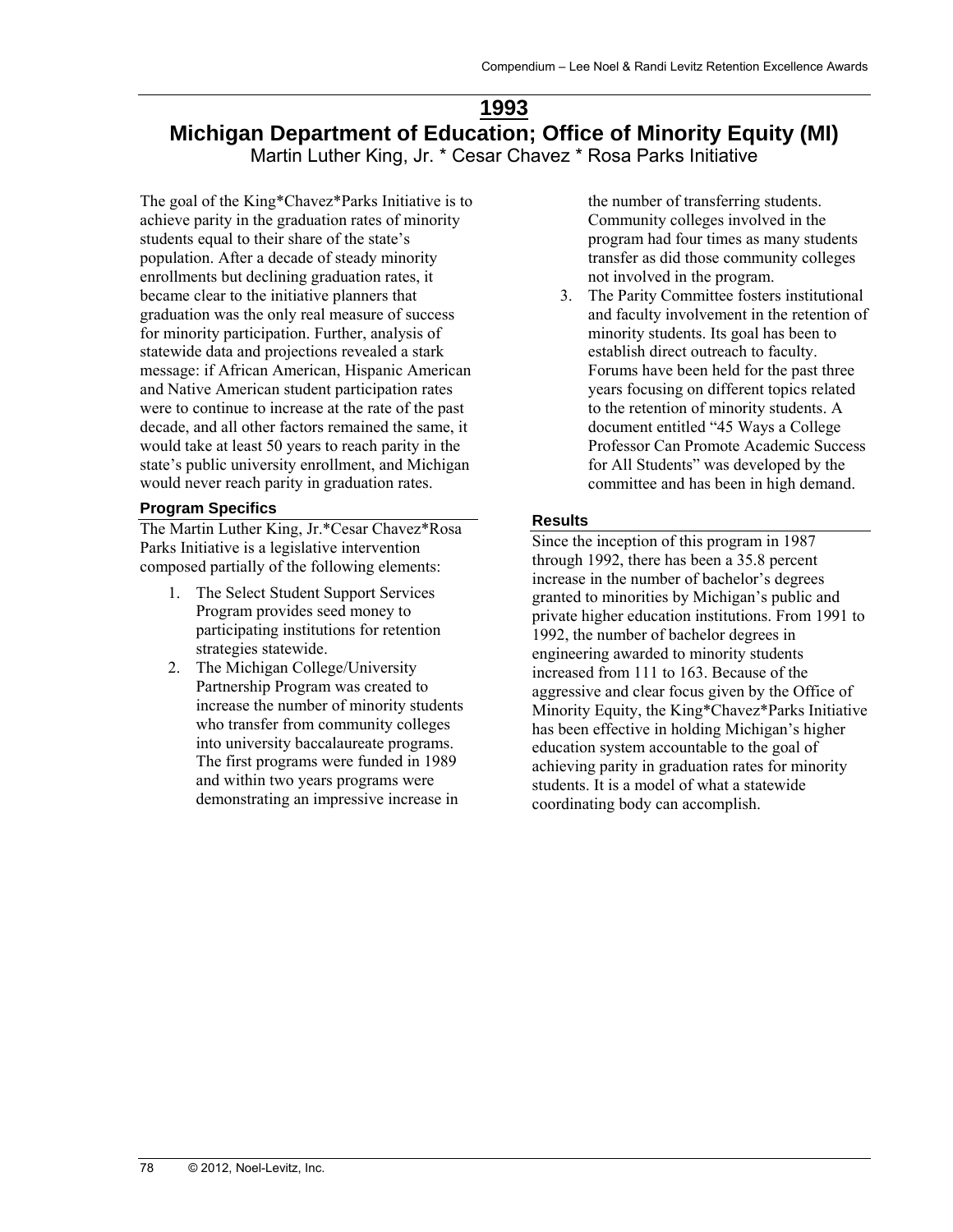# 1993

## Michigan Department of Education; Office of Minority Equity (MI)

Martin Luther King, Jr. * Cesar Chavez * Rosa Parks Initiative

The goal of the King*Chavez*Parks Initiative is to achieve parity in the graduation rates of minority students equal to their share of the state's population. After a decade of steady minority enrollments but declining graduation rates, it became clear to the initiative planners that graduation was the only real measure of success for minority participation. Further, analysis of statewide data and projections revealed a stark message: if African American, Hispanic American and Native American student participation rates were to continue to increase at the rate of the past decade, and all other factors remained the same, it would take at least 50 years to reach parity in the state's public university enrollment, and Michigan would never reach parity in graduation rates.

### Program Specifics

The Martin Luther King, Jr.*Cesar Chavez*Rosa Parks Initiative is a legislative intervention composed partially of the following elements:

1. The Select Student Support Services Program provides seed money to participating institutions for retention strategies statewide.
2. The Michigan College/University Partnership Program was created to increase the number of minority students who transfer from community colleges into university baccalaureate programs. The first programs were funded in 1989 and within two years programs were demonstrating an impressive increase in the number of transferring students. Community colleges involved in the program had four times as many students transfer as did those community colleges not involved in the program.
3. The Parity Committee fosters institutional and faculty involvement in the retention of minority students. Its goal has been to establish direct outreach to faculty. Forums have been held for the past three years focusing on different topics related to the retention of minority students. A document entitled "45 Ways a College Professor Can Promote Academic Success for All Students" was developed by the committee and has been in high demand.

### Results

Since the inception of this program in 1987 through 1992, there has been a 35.8 percent increase in the number of bachelor's degrees granted to minorities by Michigan's public and private higher education institutions. From 1991 to 1992, the number of bachelor degrees in engineering awarded to minority students increased from 111 to 163. Because of the aggressive and clear focus given by the Office of Minority Equity, the King*Chavez*Parks Initiative has been effective in holding Michigan's higher education system accountable to the goal of achieving parity in graduation rates for minority students. It is a model of what a statewide coordinating body can accomplish.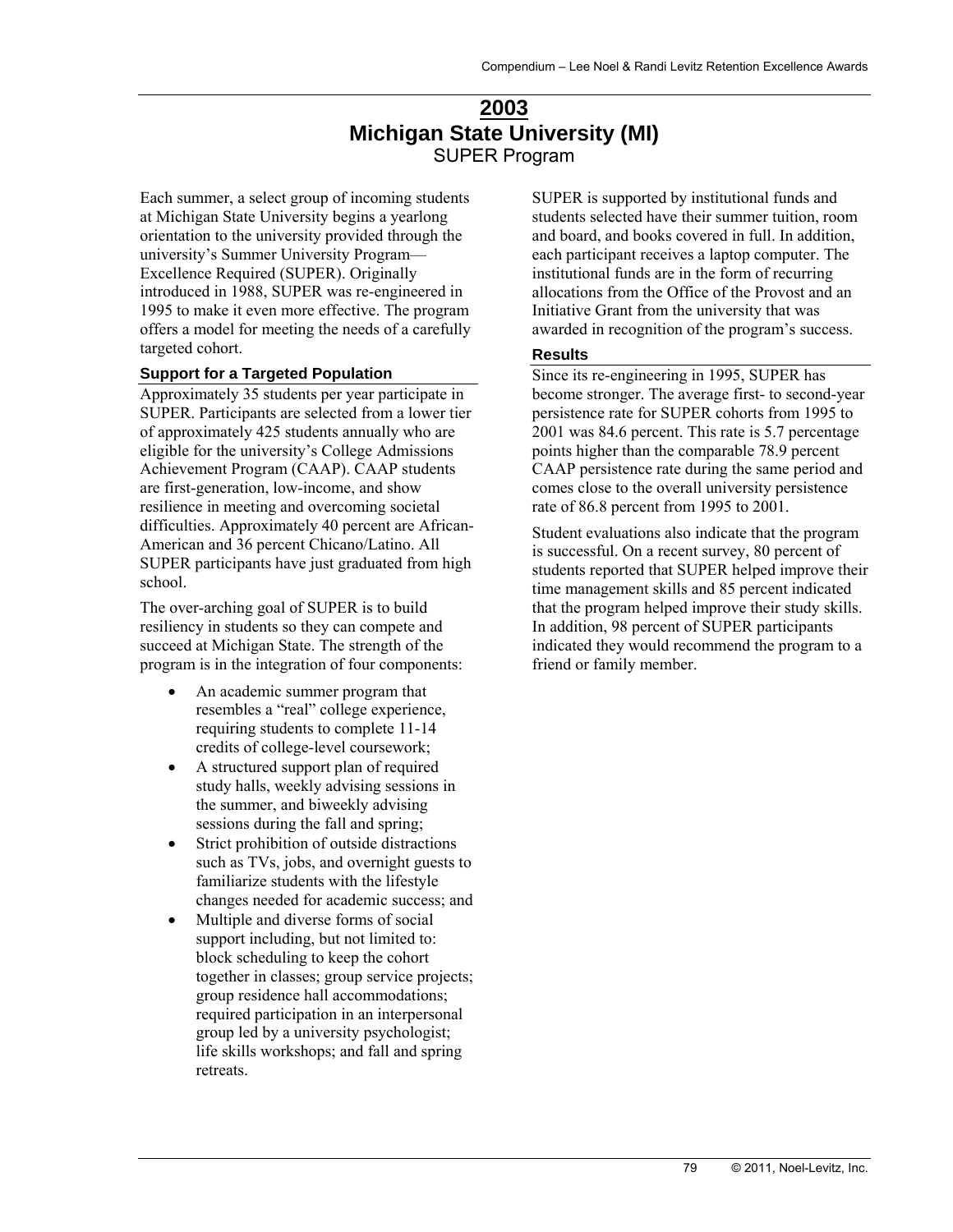# 2003

## Michigan State University (MI)

### SUPER Program

Each summer, a select group of incoming students at Michigan State University begins a yearlong orientation to the university provided through the university's Summer University Program—Excellence Required (SUPER). Originally introduced in 1988, SUPER was re-engineered in 1995 to make it even more effective. The program offers a model for meeting the needs of a carefully targeted cohort.

#### Support for a Targeted Population

Approximately 35 students per year participate in SUPER. Participants are selected from a lower tier of approximately 425 students annually who are eligible for the university's College Admissions Achievement Program (CAAP). CAAP students are first-generation, low-income, and show resilience in meeting and overcoming societal difficulties. Approximately 40 percent are African-American and 36 percent Chicano/Latino. All SUPER participants have just graduated from high school.

The over-arching goal of SUPER is to build resiliency in students so they can compete and succeed at Michigan State. The strength of the program is in the integration of four components:

- An academic summer program that resembles a "real" college experience, requiring students to complete 11-14 credits of college-level coursework;
- A structured support plan of required study halls, weekly advising sessions in the summer, and biweekly advising sessions during the fall and spring;
- Strict prohibition of outside distractions such as TVs, jobs, and overnight guests to familiarize students with the lifestyle changes needed for academic success; and
- Multiple and diverse forms of social support including, but not limited to: block scheduling to keep the cohort together in classes; group service projects; group residence hall accommodations; required participation in an interpersonal group led by a university psychologist; life skills workshops; and fall and spring retreats.

SUPER is supported by institutional funds and students selected have their summer tuition, room and board, and books covered in full. In addition, each participant receives a laptop computer. The institutional funds are in the form of recurring allocations from the Office of the Provost and an Initiative Grant from the university that was awarded in recognition of the program's success.

#### Results

Since its re-engineering in 1995, SUPER has become stronger. The average first- to second-year persistence rate for SUPER cohorts from 1995 to 2001 was 84.6 percent. This rate is 5.7 percentage points higher than the comparable 78.9 percent CAAP persistence rate during the same period and comes close to the overall university persistence rate of 86.8 percent from 1995 to 2001.

Student evaluations also indicate that the program is successful. On a recent survey, 80 percent of students reported that SUPER helped improve their time management skills and 85 percent indicated that the program helped improve their study skills. In addition, 98 percent of SUPER participants indicated they would recommend the program to a friend or family member.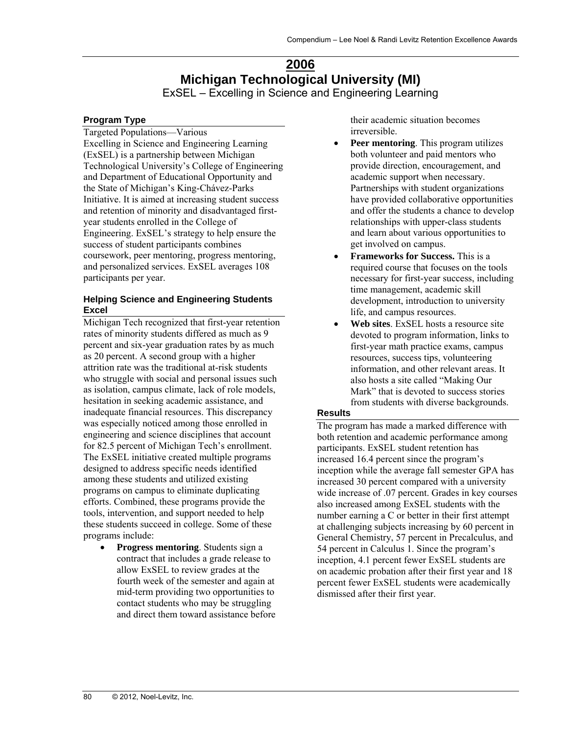# 2006

# Michigan Technological University (MI)

## ExSEL – Excelling in Science and Engineering Learning

### Program Type

Targeted Populations—Various

Excelling in Science and Engineering Learning (ExSEL) is a partnership between Michigan Technological University's College of Engineering and Department of Educational Opportunity and the State of Michigan's King-Chávez-Parks Initiative. It is aimed at increasing student success and retention of minority and disadvantaged first-year students enrolled in the College of Engineering. ExSEL's strategy to help ensure the success of student participants combines coursework, peer mentoring, progress mentoring, and personalized services. ExSEL averages 108 participants per year.

### Helping Science and Engineering Students Excel

Michigan Tech recognized that first-year retention rates of minority students differed as much as 9 percent and six-year graduation rates by as much as 20 percent. A second group with a higher attrition rate was the traditional at-risk students who struggle with social and personal issues such as isolation, campus climate, lack of role models, hesitation in seeking academic assistance, and inadequate financial resources. This discrepancy was especially noticed among those enrolled in engineering and science disciplines that account for 82.5 percent of Michigan Tech's enrollment. The ExSEL initiative created multiple programs designed to address specific needs identified among these students and utilized existing programs on campus to eliminate duplicating efforts. Combined, these programs provide the tools, intervention, and support needed to help these students succeed in college. Some of these programs include:

- **Progress mentoring**. Students sign a contract that includes a grade release to allow ExSEL to review grades at the fourth week of the semester and again at mid-term providing two opportunities to contact students who may be struggling and direct them toward assistance before their academic situation becomes irreversible.
- **Peer mentoring**. This program utilizes both volunteer and paid mentors who provide direction, encouragement, and academic support when necessary. Partnerships with student organizations have provided collaborative opportunities and offer the students a chance to develop relationships with upper-class students and learn about various opportunities to get involved on campus.
- **Frameworks for Success.** This is a required course that focuses on the tools necessary for first-year success, including time management, academic skill development, introduction to university life, and campus resources.
- **Web sites**. ExSEL hosts a resource site devoted to program information, links to first-year math practice exams, campus resources, success tips, volunteering information, and other relevant areas. It also hosts a site called "Making Our Mark" that is devoted to success stories from students with diverse backgrounds.

### Results

The program has made a marked difference with both retention and academic performance among participants. ExSEL student retention has increased 16.4 percent since the program's inception while the average fall semester GPA has increased 30 percent compared with a university wide increase of .07 percent. Grades in key courses also increased among ExSEL students with the number earning a C or better in their first attempt at challenging subjects increasing by 60 percent in General Chemistry, 57 percent in Precalculus, and 54 percent in Calculus 1. Since the program's inception, 4.1 percent fewer ExSEL students are on academic probation after their first year and 18 percent fewer ExSEL students were academically dismissed after their first year.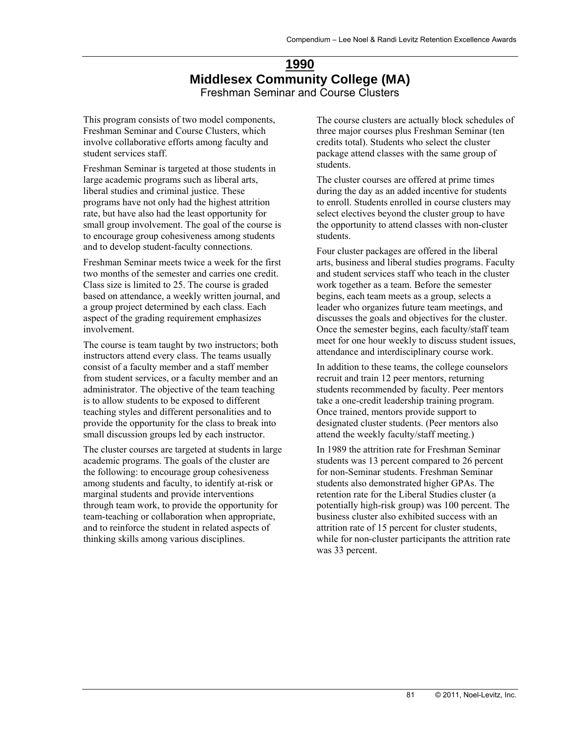# 1990

## Middlesex Community College (MA)

### Freshman Seminar and Course Clusters

This program consists of two model components, Freshman Seminar and Course Clusters, which involve collaborative efforts among faculty and student services staff.

Freshman Seminar is targeted at those students in large academic programs such as liberal arts, liberal studies and criminal justice. These programs have not only had the highest attrition rate, but have also had the least opportunity for small group involvement. The goal of the course is to encourage group cohesiveness among students and to develop student-faculty connections.

Freshman Seminar meets twice a week for the first two months of the semester and carries one credit. Class size is limited to 25. The course is graded based on attendance, a weekly written journal, and a group project determined by each class. Each aspect of the grading requirement emphasizes involvement.

The course is team taught by two instructors; both instructors attend every class. The teams usually consist of a faculty member and a staff member from student services, or a faculty member and an administrator. The objective of the team teaching is to allow students to be exposed to different teaching styles and different personalities and to provide the opportunity for the class to break into small discussion groups led by each instructor.

The cluster courses are targeted at students in large academic programs. The goals of the cluster are the following: to encourage group cohesiveness among students and faculty, to identify at-risk or marginal students and provide interventions through team work, to provide the opportunity for team-teaching or collaboration when appropriate, and to reinforce the student in related aspects of thinking skills among various disciplines.

The course clusters are actually block schedules of three major courses plus Freshman Seminar (ten credits total). Students who select the cluster package attend classes with the same group of students.

The cluster courses are offered at prime times during the day as an added incentive for students to enroll. Students enrolled in course clusters may select electives beyond the cluster group to have the opportunity to attend classes with non-cluster students.

Four cluster packages are offered in the liberal arts, business and liberal studies programs. Faculty and student services staff who teach in the cluster work together as a team. Before the semester begins, each team meets as a group, selects a leader who organizes future team meetings, and discusses the goals and objectives for the cluster. Once the semester begins, each faculty/staff team meet for one hour weekly to discuss student issues, attendance and interdisciplinary course work.

In addition to these teams, the college counselors recruit and train 12 peer mentors, returning students recommended by faculty. Peer mentors take a one-credit leadership training program. Once trained, mentors provide support to designated cluster students. (Peer mentors also attend the weekly faculty/staff meeting.)

In 1989 the attrition rate for Freshman Seminar students was 13 percent compared to 26 percent for non-Seminar students. Freshman Seminar students also demonstrated higher GPAs. The retention rate for the Liberal Studies cluster (a potentially high-risk group) was 100 percent. The business cluster also exhibited success with an attrition rate of 15 percent for cluster students, while for non-cluster participants the attrition rate was 33 percent.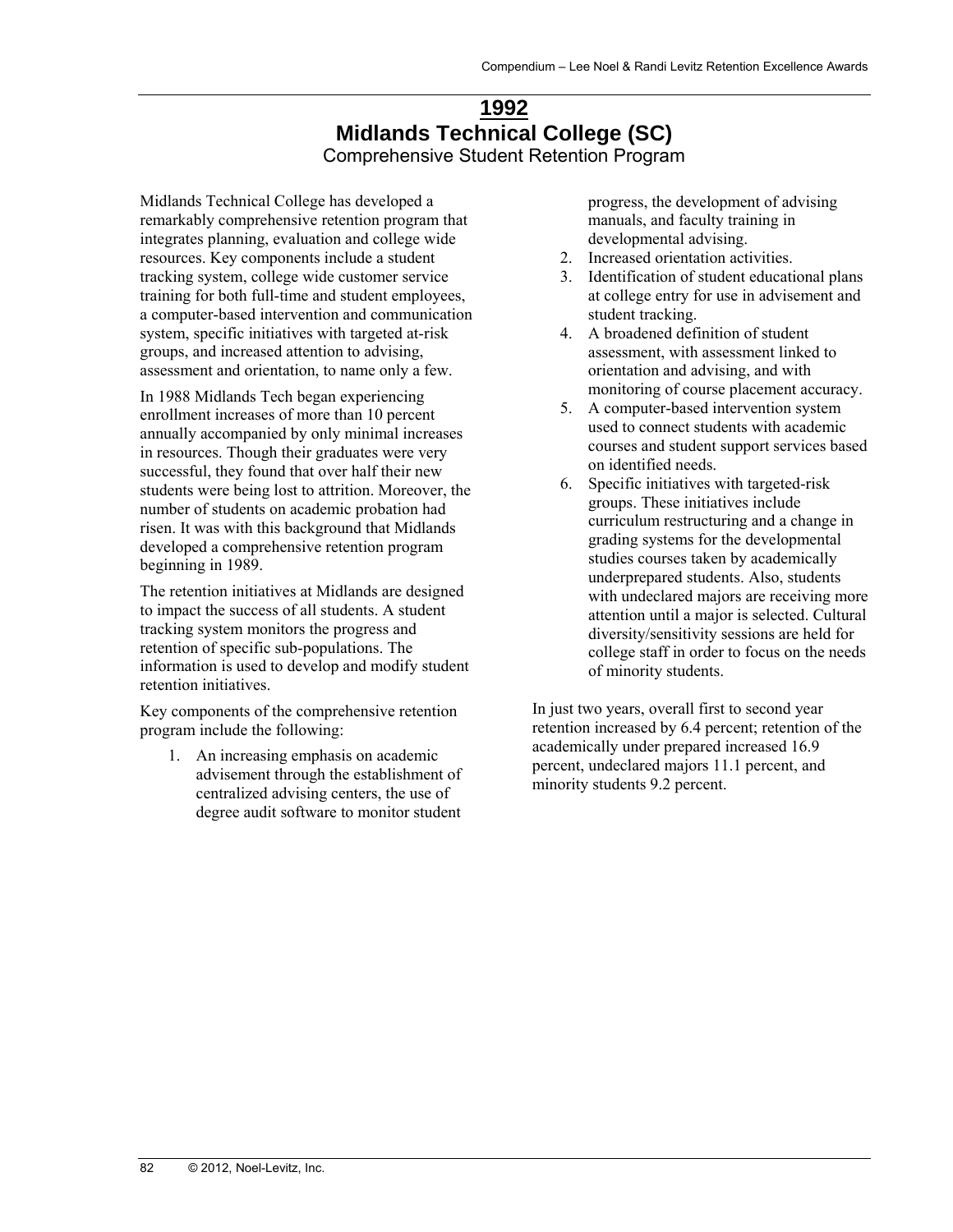# 1992

## Midlands Technical College (SC)

### Comprehensive Student Retention Program

Midlands Technical College has developed a remarkably comprehensive retention program that integrates planning, evaluation and college wide resources. Key components include a student tracking system, college wide customer service training for both full-time and student employees, a computer-based intervention and communication system, specific initiatives with targeted at-risk groups, and increased attention to advising, assessment and orientation, to name only a few.

In 1988 Midlands Tech began experiencing enrollment increases of more than 10 percent annually accompanied by only minimal increases in resources. Though their graduates were very successful, they found that over half their new students were being lost to attrition. Moreover, the number of students on academic probation had risen. It was with this background that Midlands developed a comprehensive retention program beginning in 1989.

The retention initiatives at Midlands are designed to impact the success of all students. A student tracking system monitors the progress and retention of specific sub-populations. The information is used to develop and modify student retention initiatives.

Key components of the comprehensive retention program include the following:

1. An increasing emphasis on academic advisement through the establishment of centralized advising centers, the use of degree audit software to monitor student progress, the development of advising manuals, and faculty training in developmental advising.
2. Increased orientation activities.
3. Identification of student educational plans at college entry for use in advisement and student tracking.
4. A broadened definition of student assessment, with assessment linked to orientation and advising, and with monitoring of course placement accuracy.
5. A computer-based intervention system used to connect students with academic courses and student support services based on identified needs.
6. Specific initiatives with targeted-risk groups. These initiatives include curriculum restructuring and a change in grading systems for the developmental studies courses taken by academically underprepared students. Also, students with undeclared majors are receiving more attention until a major is selected. Cultural diversity/sensitivity sessions are held for college staff in order to focus on the needs of minority students.

In just two years, overall first to second year retention increased by 6.4 percent; retention of the academically under prepared increased 16.9 percent, undeclared majors 11.1 percent, and minority students 9.2 percent.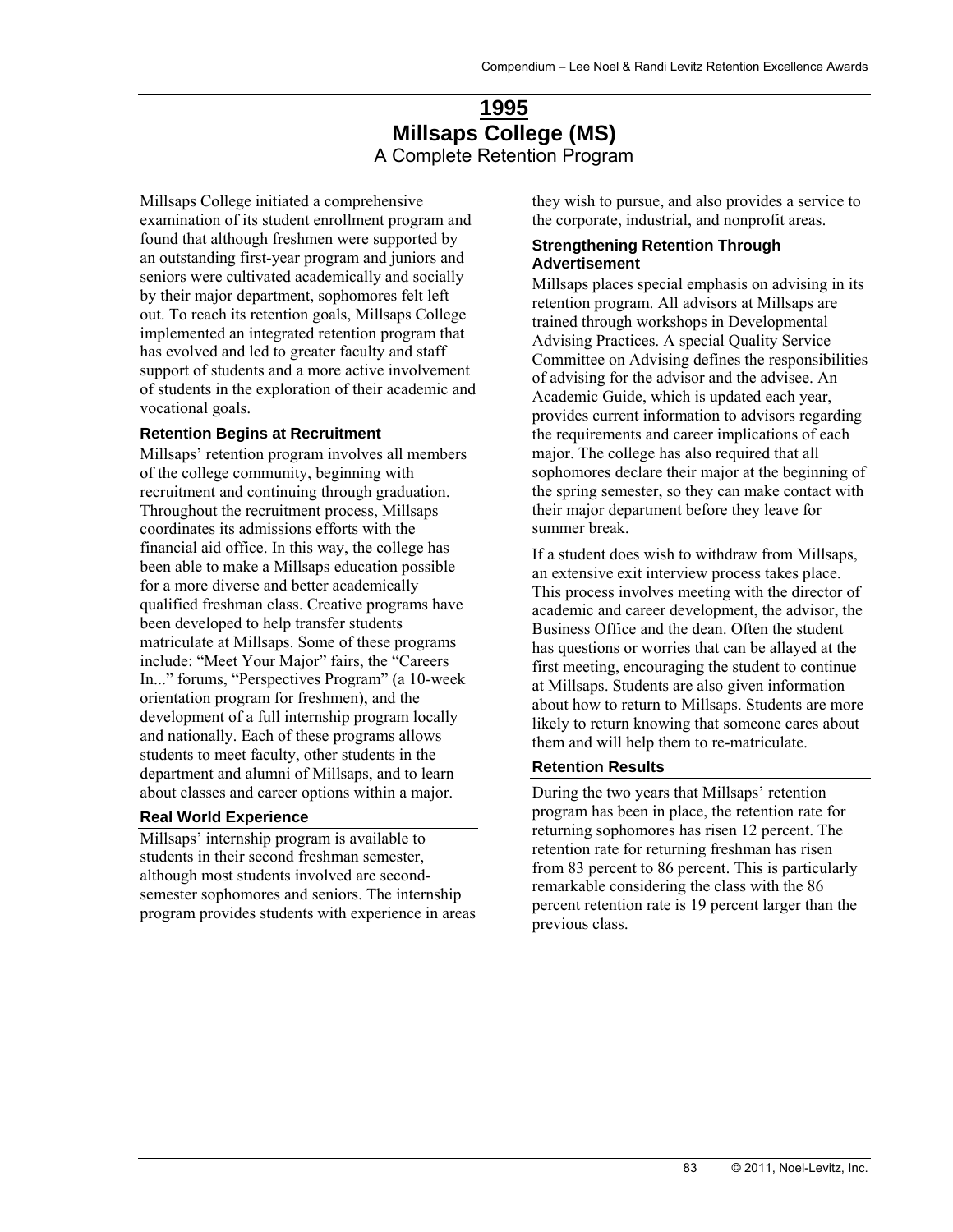# 1995

# Millsaps College (MS)

## A Complete Retention Program

Millsaps College initiated a comprehensive examination of its student enrollment program and found that although freshmen were supported by an outstanding first-year program and juniors and seniors were cultivated academically and socially by their major department, sophomores felt left out. To reach its retention goals, Millsaps College implemented an integrated retention program that has evolved and led to greater faculty and staff support of students and a more active involvement of students in the exploration of their academic and vocational goals.

### Retention Begins at Recruitment

Millsaps' retention program involves all members of the college community, beginning with recruitment and continuing through graduation. Throughout the recruitment process, Millsaps coordinates its admissions efforts with the financial aid office. In this way, the college has been able to make a Millsaps education possible for a more diverse and better academically qualified freshman class. Creative programs have been developed to help transfer students matriculate at Millsaps. Some of these programs include: "Meet Your Major" fairs, the "Careers In..." forums, "Perspectives Program" (a 10-week orientation program for freshmen), and the development of a full internship program locally and nationally. Each of these programs allows students to meet faculty, other students in the department and alumni of Millsaps, and to learn about classes and career options within a major.

### Real World Experience

Millsaps' internship program is available to students in their second freshman semester, although most students involved are second-semester sophomores and seniors. The internship program provides students with experience in areas they wish to pursue, and also provides a service to the corporate, industrial, and nonprofit areas.

### Strengthening Retention Through Advertisement

Millsaps places special emphasis on advising in its retention program. All advisors at Millsaps are trained through workshops in Developmental Advising Practices. A special Quality Service Committee on Advising defines the responsibilities of advising for the advisor and the advisee. An Academic Guide, which is updated each year, provides current information to advisors regarding the requirements and career implications of each major. The college has also required that all sophomores declare their major at the beginning of the spring semester, so they can make contact with their major department before they leave for summer break.

If a student does wish to withdraw from Millsaps, an extensive exit interview process takes place. This process involves meeting with the director of academic and career development, the advisor, the Business Office and the dean. Often the student has questions or worries that can be allayed at the first meeting, encouraging the student to continue at Millsaps. Students are also given information about how to return to Millsaps. Students are more likely to return knowing that someone cares about them and will help them to re-matriculate.

### Retention Results

During the two years that Millsaps' retention program has been in place, the retention rate for returning sophomores has risen 12 percent. The retention rate for returning freshman has risen from 83 percent to 86 percent. This is particularly remarkable considering the class with the 86 percent retention rate is 19 percent larger than the previous class.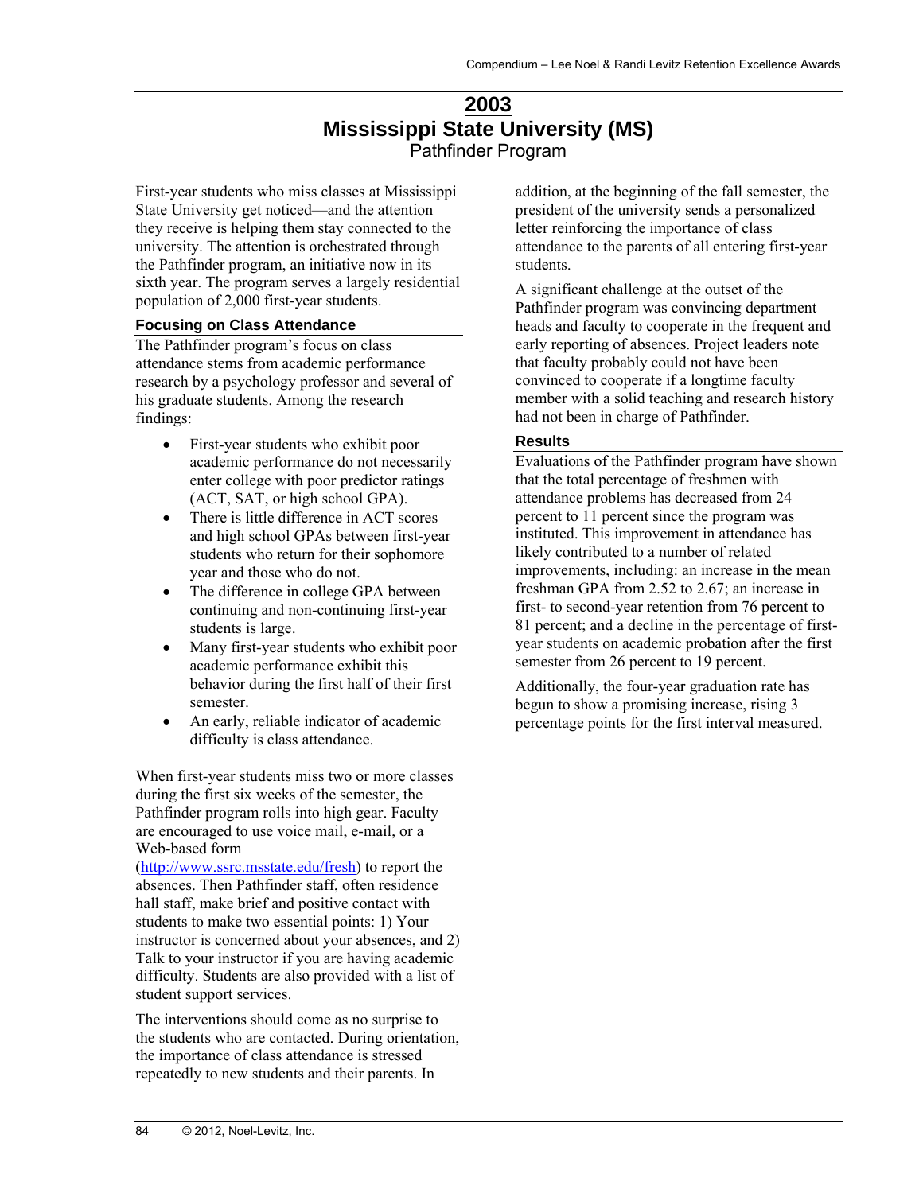# 2003

# Mississippi State University (MS)

## Pathfinder Program

First-year students who miss classes at Mississippi State University get noticed—and the attention they receive is helping them stay connected to the university. The attention is orchestrated through the Pathfinder program, an initiative now in its sixth year. The program serves a largely residential population of 2,000 first-year students.

### Focusing on Class Attendance

The Pathfinder program's focus on class attendance stems from academic performance research by a psychology professor and several of his graduate students. Among the research findings:

- First-year students who exhibit poor academic performance do not necessarily enter college with poor predictor ratings (ACT, SAT, or high school GPA).
- There is little difference in ACT scores and high school GPAs between first-year students who return for their sophomore year and those who do not.
- The difference in college GPA between continuing and non-continuing first-year students is large.
- Many first-year students who exhibit poor academic performance exhibit this behavior during the first half of their first semester.
- An early, reliable indicator of academic difficulty is class attendance.

When first-year students miss two or more classes during the first six weeks of the semester, the Pathfinder program rolls into high gear. Faculty are encouraged to use voice mail, e-mail, or a Web-based form (http://www.ssrc.msstate.edu/fresh) to report the absences. Then Pathfinder staff, often residence hall staff, make brief and positive contact with students to make two essential points: 1) Your instructor is concerned about your absences, and 2) Talk to your instructor if you are having academic difficulty. Students are also provided with a list of student support services.

The interventions should come as no surprise to the students who are contacted. During orientation, the importance of class attendance is stressed repeatedly to new students and their parents. In addition, at the beginning of the fall semester, the president of the university sends a personalized letter reinforcing the importance of class attendance to the parents of all entering first-year students.

A significant challenge at the outset of the Pathfinder program was convincing department heads and faculty to cooperate in the frequent and early reporting of absences. Project leaders note that faculty probably could not have been convinced to cooperate if a longtime faculty member with a solid teaching and research history had not been in charge of Pathfinder.

### Results

Evaluations of the Pathfinder program have shown that the total percentage of freshmen with attendance problems has decreased from 24 percent to 11 percent since the program was instituted. This improvement in attendance has likely contributed to a number of related improvements, including: an increase in the mean freshman GPA from 2.52 to 2.67; an increase in first- to second-year retention from 76 percent to 81 percent; and a decline in the percentage of first-year students on academic probation after the first semester from 26 percent to 19 percent.

Additionally, the four-year graduation rate has begun to show a promising increase, rising 3 percentage points for the first interval measured.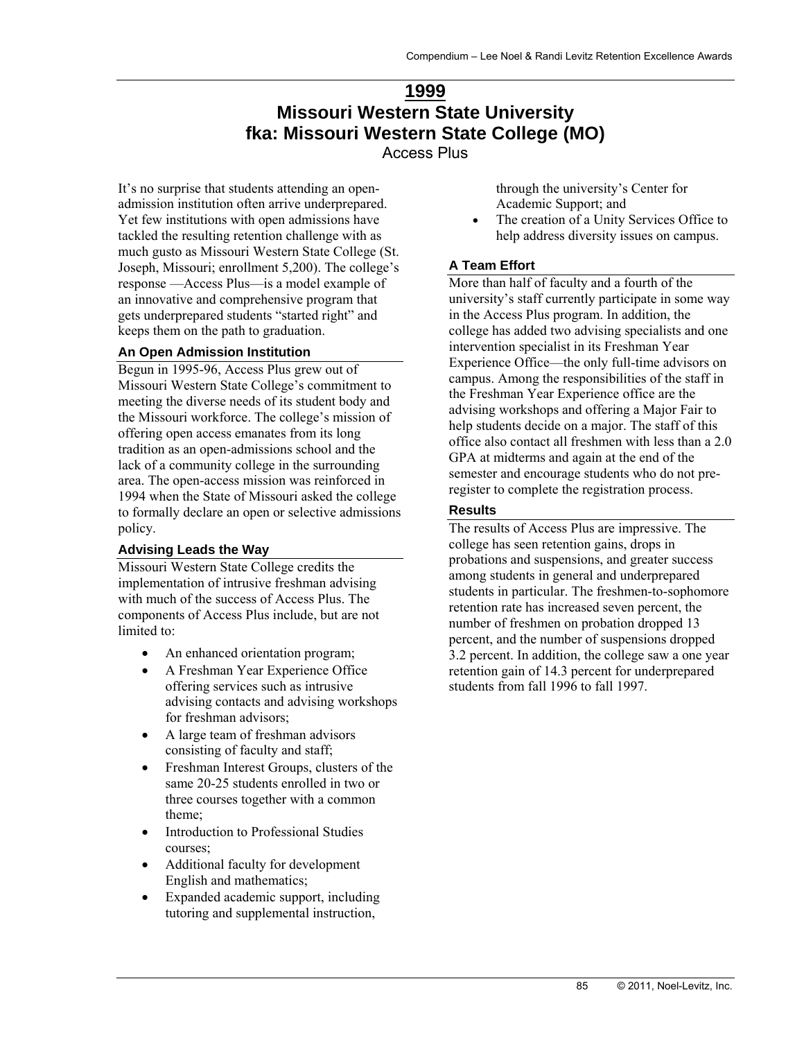# 1999

# Missouri Western State University
# fka: Missouri Western State College (MO)

Access Plus

It's no surprise that students attending an open-admission institution often arrive underprepared. Yet few institutions with open admissions have tackled the resulting retention challenge with as much gusto as Missouri Western State College (St. Joseph, Missouri; enrollment 5,200). The college's response —Access Plus—is a model example of an innovative and comprehensive program that gets underprepared students "started right" and keeps them on the path to graduation.

### An Open Admission Institution

Begun in 1995-96, Access Plus grew out of Missouri Western State College's commitment to meeting the diverse needs of its student body and the Missouri workforce. The college's mission of offering open access emanates from its long tradition as an open-admissions school and the lack of a community college in the surrounding area. The open-access mission was reinforced in 1994 when the State of Missouri asked the college to formally declare an open or selective admissions policy.

### Advising Leads the Way

Missouri Western State College credits the implementation of intrusive freshman advising with much of the success of Access Plus. The components of Access Plus include, but are not limited to:

- An enhanced orientation program;
- A Freshman Year Experience Office offering services such as intrusive advising contacts and advising workshops for freshman advisors;
- A large team of freshman advisors consisting of faculty and staff;
- Freshman Interest Groups, clusters of the same 20-25 students enrolled in two or three courses together with a common theme;
- Introduction to Professional Studies courses;
- Additional faculty for development English and mathematics;
- Expanded academic support, including tutoring and supplemental instruction, through the university's Center for Academic Support; and
- The creation of a Unity Services Office to help address diversity issues on campus.

### A Team Effort

More than half of faculty and a fourth of the university's staff currently participate in some way in the Access Plus program. In addition, the college has added two advising specialists and one intervention specialist in its Freshman Year Experience Office—the only full-time advisors on campus. Among the responsibilities of the staff in the Freshman Year Experience office are the advising workshops and offering a Major Fair to help students decide on a major. The staff of this office also contact all freshmen with less than a 2.0 GPA at midterms and again at the end of the semester and encourage students who do not pre-register to complete the registration process.

### Results

The results of Access Plus are impressive. The college has seen retention gains, drops in probations and suspensions, and greater success among students in general and underprepared students in particular. The freshmen-to-sophomore retention rate has increased seven percent, the number of freshmen on probation dropped 13 percent, and the number of suspensions dropped 3.2 percent. In addition, the college saw a one year retention gain of 14.3 percent for underprepared students from fall 1996 to fall 1997.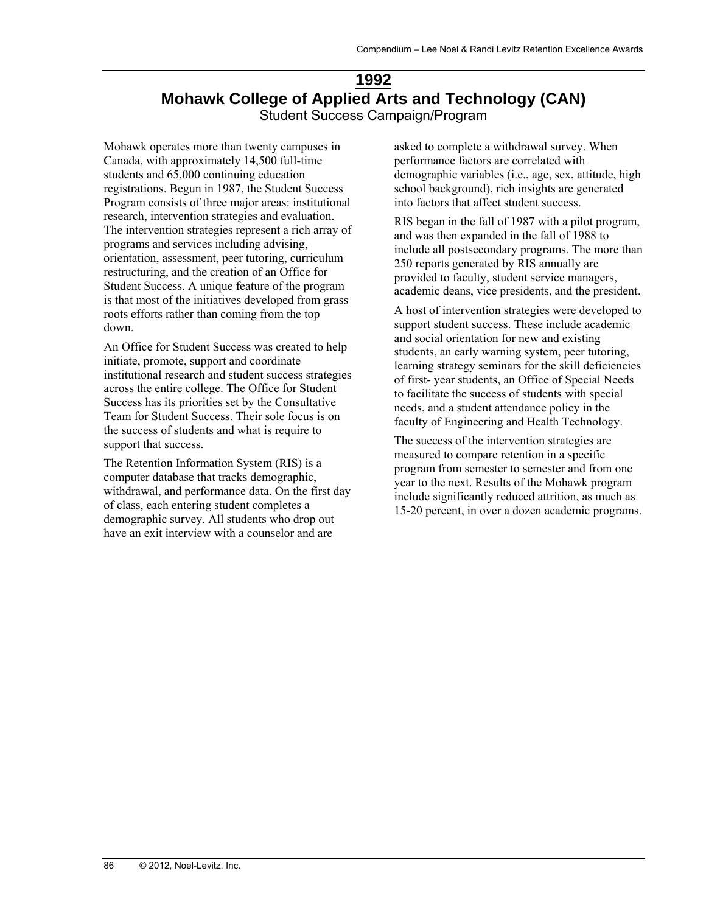## 1992

## Mohawk College of Applied Arts and Technology (CAN)

### Student Success Campaign/Program

Mohawk operates more than twenty campuses in Canada, with approximately 14,500 full-time students and 65,000 continuing education registrations. Begun in 1987, the Student Success Program consists of three major areas: institutional research, intervention strategies and evaluation. The intervention strategies represent a rich array of programs and services including advising, orientation, assessment, peer tutoring, curriculum restructuring, and the creation of an Office for Student Success. A unique feature of the program is that most of the initiatives developed from grass roots efforts rather than coming from the top down.

An Office for Student Success was created to help initiate, promote, support and coordinate institutional research and student success strategies across the entire college. The Office for Student Success has its priorities set by the Consultative Team for Student Success. Their sole focus is on the success of students and what is require to support that success.

The Retention Information System (RIS) is a computer database that tracks demographic, withdrawal, and performance data. On the first day of class, each entering student completes a demographic survey. All students who drop out have an exit interview with a counselor and are asked to complete a withdrawal survey. When performance factors are correlated with demographic variables (i.e., age, sex, attitude, high school background), rich insights are generated into factors that affect student success.

RIS began in the fall of 1987 with a pilot program, and was then expanded in the fall of 1988 to include all postsecondary programs. The more than 250 reports generated by RIS annually are provided to faculty, student service managers, academic deans, vice presidents, and the president.

A host of intervention strategies were developed to support student success. These include academic and social orientation for new and existing students, an early warning system, peer tutoring, learning strategy seminars for the skill deficiencies of first- year students, an Office of Special Needs to facilitate the success of students with special needs, and a student attendance policy in the faculty of Engineering and Health Technology.

The success of the intervention strategies are measured to compare retention in a specific program from semester to semester and from one year to the next. Results of the Mohawk program include significantly reduced attrition, as much as 15-20 percent, in over a dozen academic programs.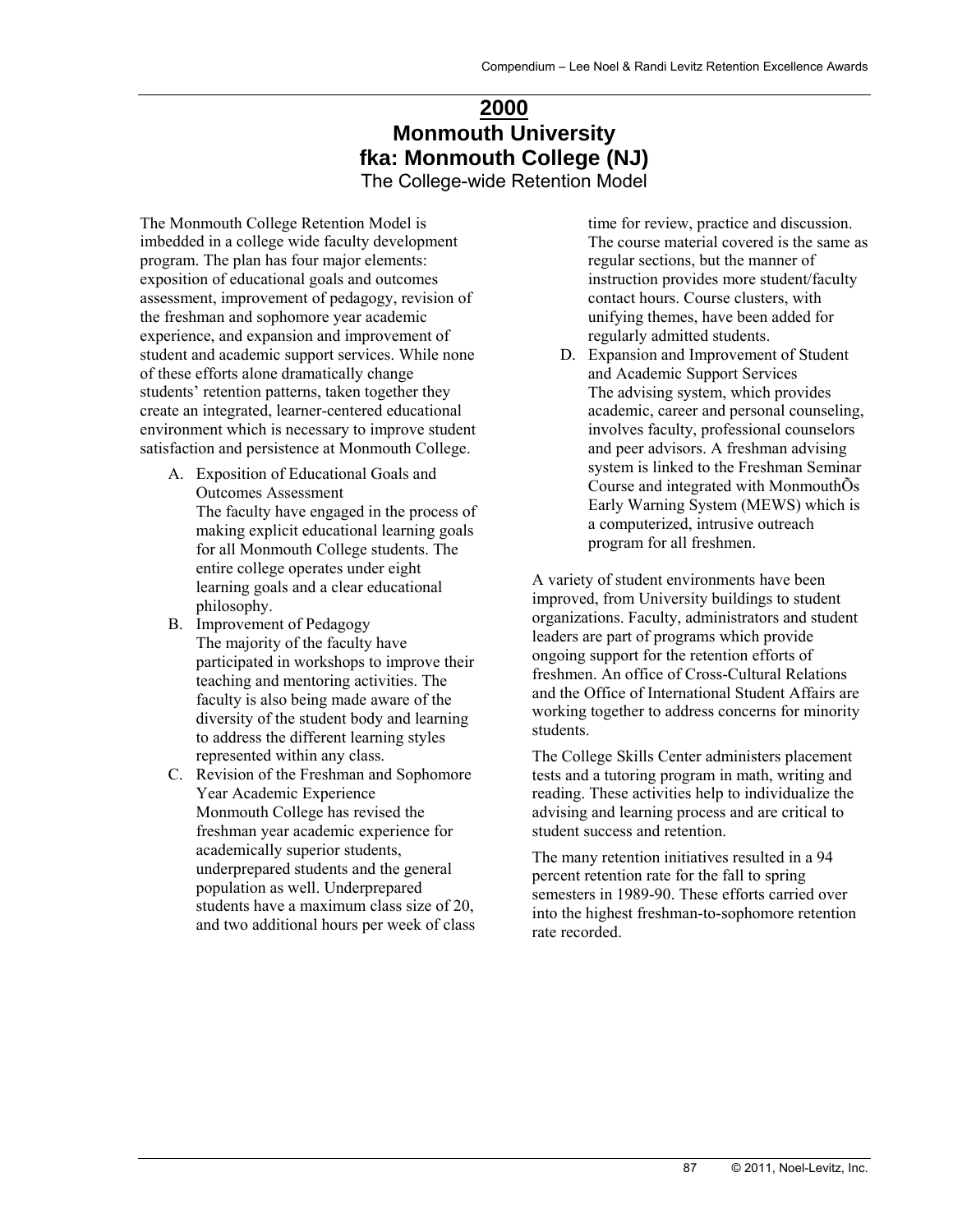# 2000

# Monmouth University

# fka: Monmouth College (NJ)

## The College-wide Retention Model

The Monmouth College Retention Model is imbedded in a college wide faculty development program. The plan has four major elements: exposition of educational goals and outcomes assessment, improvement of pedagogy, revision of the freshman and sophomore year academic experience, and expansion and improvement of student and academic support services. While none of these efforts alone dramatically change students' retention patterns, taken together they create an integrated, learner-centered educational environment which is necessary to improve student satisfaction and persistence at Monmouth College.

A. Exposition of Educational Goals and Outcomes Assessment
   The faculty have engaged in the process of making explicit educational learning goals for all Monmouth College students. The entire college operates under eight learning goals and a clear educational philosophy.
B. Improvement of Pedagogy
   The majority of the faculty have participated in workshops to improve their teaching and mentoring activities. The faculty is also being made aware of the diversity of the student body and learning to address the different learning styles represented within any class.
C. Revision of the Freshman and Sophomore Year Academic Experience
   Monmouth College has revised the freshman year academic experience for academically superior students, underprepared students and the general population as well. Underprepared students have a maximum class size of 20, and two additional hours per week of class time for review, practice and discussion. The course material covered is the same as regular sections, but the manner of instruction provides more student/faculty contact hours. Course clusters, with unifying themes, have been added for regularly admitted students.
D. Expansion and Improvement of Student and Academic Support Services
   The advising system, which provides academic, career and personal counseling, involves faculty, professional counselors and peer advisors. A freshman advising system is linked to the Freshman Seminar Course and integrated with MonmouthÕs Early Warning System (MEWS) which is a computerized, intrusive outreach program for all freshmen.

A variety of student environments have been improved, from University buildings to student organizations. Faculty, administrators and student leaders are part of programs which provide ongoing support for the retention efforts of freshmen. An office of Cross-Cultural Relations and the Office of International Student Affairs are working together to address concerns for minority students.

The College Skills Center administers placement tests and a tutoring program in math, writing and reading. These activities help to individualize the advising and learning process and are critical to student success and retention.

The many retention initiatives resulted in a 94 percent retention rate for the fall to spring semesters in 1989-90. These efforts carried over into the highest freshman-to-sophomore retention rate recorded.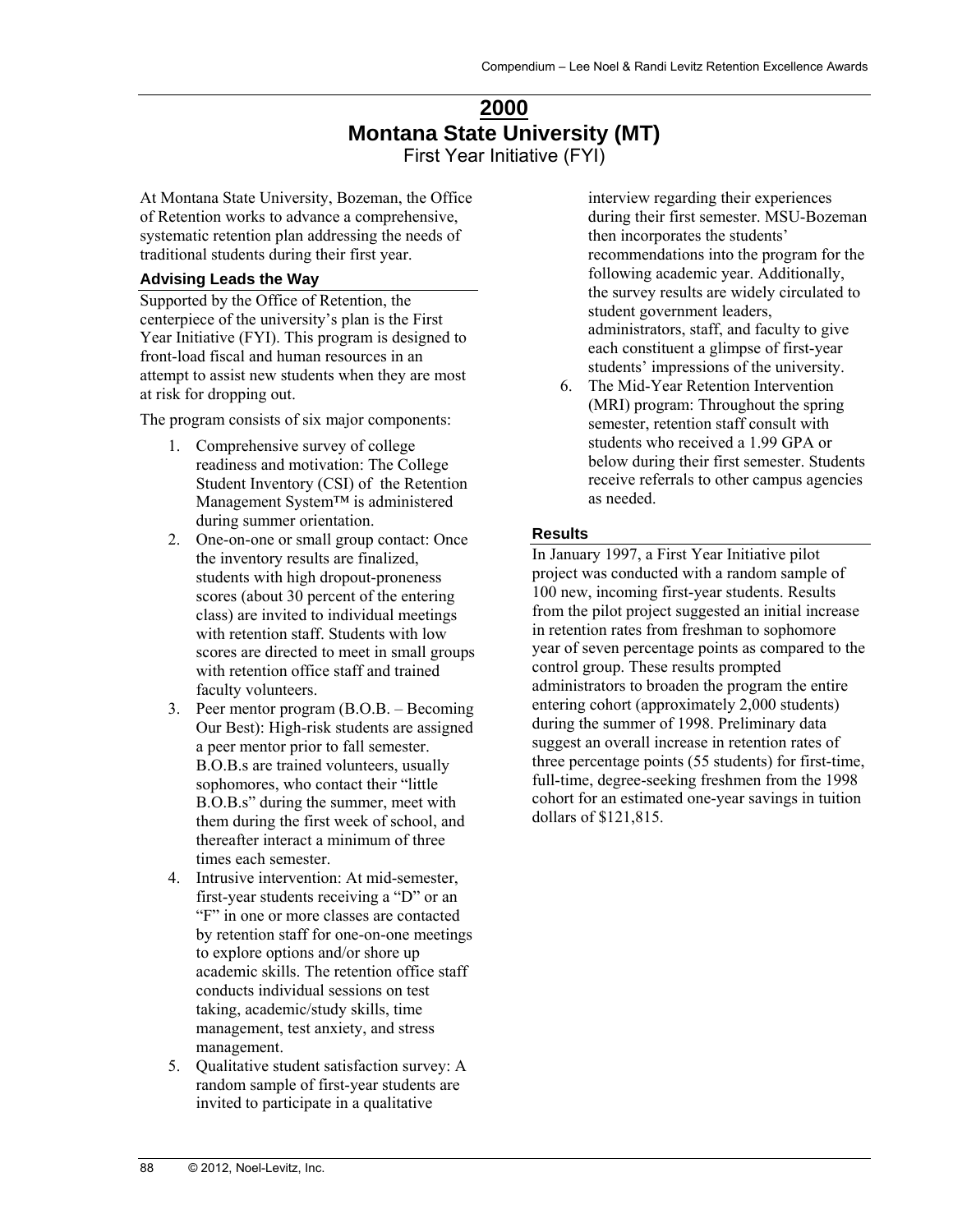# 2000
# Montana State University (MT)
## First Year Initiative (FYI)

At Montana State University, Bozeman, the Office of Retention works to advance a comprehensive, systematic retention plan addressing the needs of traditional students during their first year.

### Advising Leads the Way

Supported by the Office of Retention, the centerpiece of the university's plan is the First Year Initiative (FYI). This program is designed to front-load fiscal and human resources in an attempt to assist new students when they are most at risk for dropping out.

The program consists of six major components:

1. Comprehensive survey of college readiness and motivation: The College Student Inventory (CSI) of the Retention Management System™ is administered during summer orientation.
2. One-on-one or small group contact: Once the inventory results are finalized, students with high dropout-proneness scores (about 30 percent of the entering class) are invited to individual meetings with retention staff. Students with low scores are directed to meet in small groups with retention office staff and trained faculty volunteers.
3. Peer mentor program (B.O.B. – Becoming Our Best): High-risk students are assigned a peer mentor prior to fall semester. B.O.B.s are trained volunteers, usually sophomores, who contact their "little B.O.B.s" during the summer, meet with them during the first week of school, and thereafter interact a minimum of three times each semester.
4. Intrusive intervention: At mid-semester, first-year students receiving a "D" or an "F" in one or more classes are contacted by retention staff for one-on-one meetings to explore options and/or shore up academic skills. The retention office staff conducts individual sessions on test taking, academic/study skills, time management, test anxiety, and stress management.
5. Qualitative student satisfaction survey: A random sample of first-year students are invited to participate in a qualitative interview regarding their experiences during their first semester. MSU-Bozeman then incorporates the students' recommendations into the program for the following academic year. Additionally, the survey results are widely circulated to student government leaders, administrators, staff, and faculty to give each constituent a glimpse of first-year students' impressions of the university.
6. The Mid-Year Retention Intervention (MRI) program: Throughout the spring semester, retention staff consult with students who received a 1.99 GPA or below during their first semester. Students receive referrals to other campus agencies as needed.

### Results

In January 1997, a First Year Initiative pilot project was conducted with a random sample of 100 new, incoming first-year students. Results from the pilot project suggested an initial increase in retention rates from freshman to sophomore year of seven percentage points as compared to the control group. These results prompted administrators to broaden the program the entire entering cohort (approximately 2,000 students) during the summer of 1998. Preliminary data suggest an overall increase in retention rates of three percentage points (55 students) for first-time, full-time, degree-seeking freshmen from the 1998 cohort for an estimated one-year savings in tuition dollars of $121,815.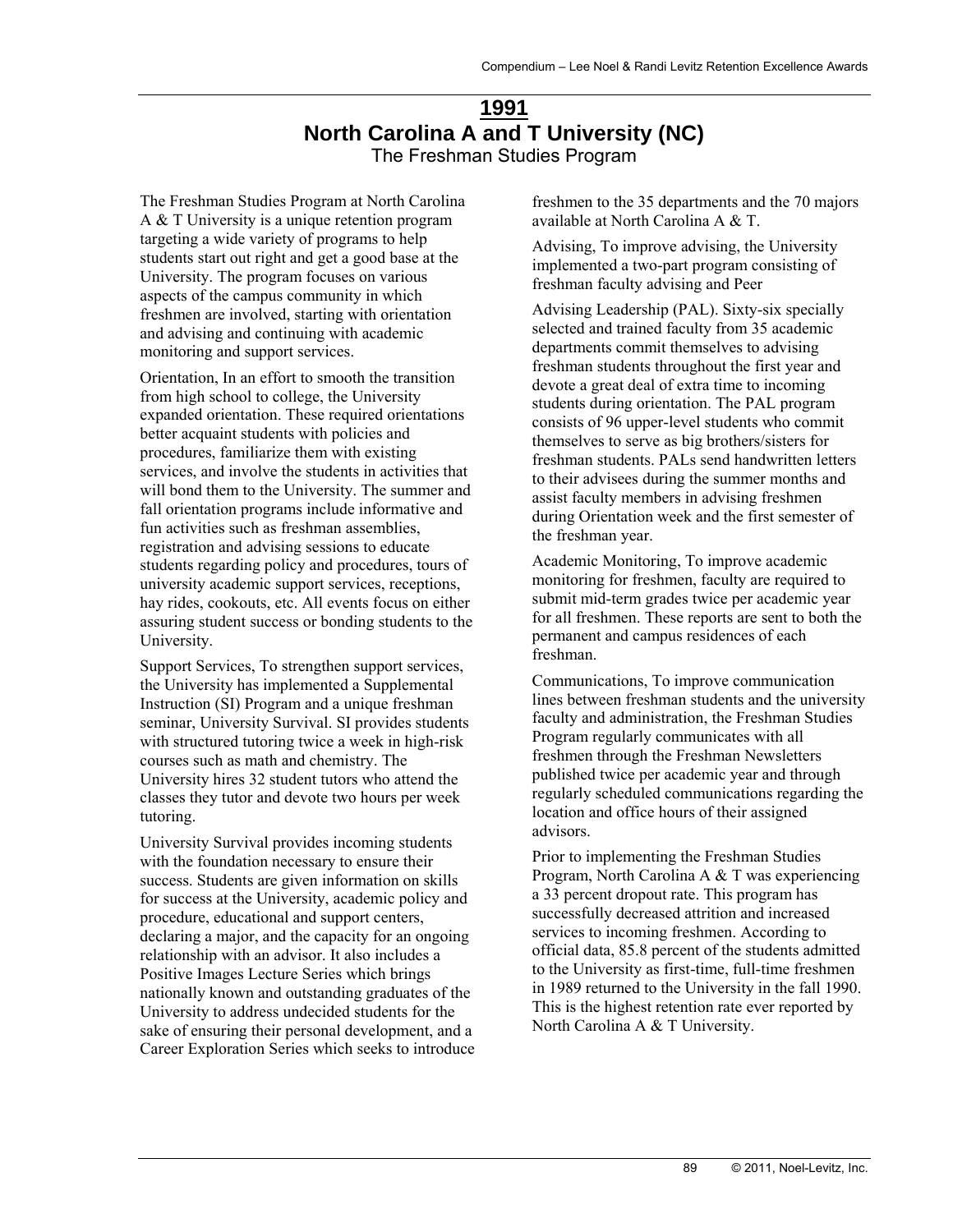# 1991

## North Carolina A and T University (NC)

### The Freshman Studies Program

The Freshman Studies Program at North Carolina A & T University is a unique retention program targeting a wide variety of programs to help students start out right and get a good base at the University. The program focuses on various aspects of the campus community in which freshmen are involved, starting with orientation and advising and continuing with academic monitoring and support services.

Orientation, In an effort to smooth the transition from high school to college, the University expanded orientation. These required orientations better acquaint students with policies and procedures, familiarize them with existing services, and involve the students in activities that will bond them to the University. The summer and fall orientation programs include informative and fun activities such as freshman assemblies, registration and advising sessions to educate students regarding policy and procedures, tours of university academic support services, receptions, hay rides, cookouts, etc. All events focus on either assuring student success or bonding students to the University.

Support Services, To strengthen support services, the University has implemented a Supplemental Instruction (SI) Program and a unique freshman seminar, University Survival. SI provides students with structured tutoring twice a week in high-risk courses such as math and chemistry. The University hires 32 student tutors who attend the classes they tutor and devote two hours per week tutoring.

University Survival provides incoming students with the foundation necessary to ensure their success. Students are given information on skills for success at the University, academic policy and procedure, educational and support centers, declaring a major, and the capacity for an ongoing relationship with an advisor. It also includes a Positive Images Lecture Series which brings nationally known and outstanding graduates of the University to address undecided students for the sake of ensuring their personal development, and a Career Exploration Series which seeks to introduce freshmen to the 35 departments and the 70 majors available at North Carolina A & T.

Advising, To improve advising, the University implemented a two-part program consisting of freshman faculty advising and Peer

Advising Leadership (PAL). Sixty-six specially selected and trained faculty from 35 academic departments commit themselves to advising freshman students throughout the first year and devote a great deal of extra time to incoming students during orientation. The PAL program consists of 96 upper-level students who commit themselves to serve as big brothers/sisters for freshman students. PALs send handwritten letters to their advisees during the summer months and assist faculty members in advising freshmen during Orientation week and the first semester of the freshman year.

Academic Monitoring, To improve academic monitoring for freshmen, faculty are required to submit mid-term grades twice per academic year for all freshmen. These reports are sent to both the permanent and campus residences of each freshman.

Communications, To improve communication lines between freshman students and the university faculty and administration, the Freshman Studies Program regularly communicates with all freshmen through the Freshman Newsletters published twice per academic year and through regularly scheduled communications regarding the location and office hours of their assigned advisors.

Prior to implementing the Freshman Studies Program, North Carolina A & T was experiencing a 33 percent dropout rate. This program has successfully decreased attrition and increased services to incoming freshmen. According to official data, 85.8 percent of the students admitted to the University as first-time, full-time freshmen in 1989 returned to the University in the fall 1990. This is the highest retention rate ever reported by North Carolina A & T University.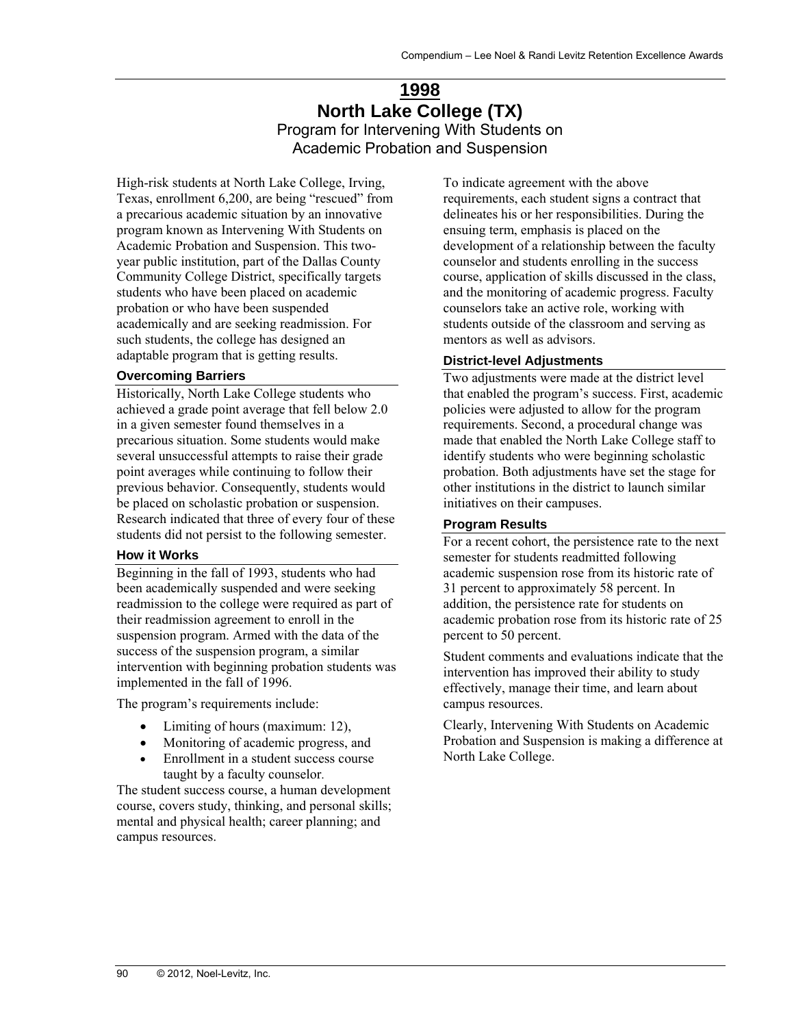# 1998

# North Lake College (TX)

## Program for Intervening With Students on Academic Probation and Suspension

High-risk students at North Lake College, Irving, Texas, enrollment 6,200, are being "rescued" from a precarious academic situation by an innovative program known as Intervening With Students on Academic Probation and Suspension. This two-year public institution, part of the Dallas County Community College District, specifically targets students who have been placed on academic probation or who have been suspended academically and are seeking readmission. For such students, the college has designed an adaptable program that is getting results.

### Overcoming Barriers

Historically, North Lake College students who achieved a grade point average that fell below 2.0 in a given semester found themselves in a precarious situation. Some students would make several unsuccessful attempts to raise their grade point averages while continuing to follow their previous behavior. Consequently, students would be placed on scholastic probation or suspension. Research indicated that three of every four of these students did not persist to the following semester.

### How it Works

Beginning in the fall of 1993, students who had been academically suspended and were seeking readmission to the college were required as part of their readmission agreement to enroll in the suspension program. Armed with the data of the success of the suspension program, a similar intervention with beginning probation students was implemented in the fall of 1996.

The program's requirements include:

- Limiting of hours (maximum: 12),
- Monitoring of academic progress, and
- Enrollment in a student success course taught by a faculty counselor.

The student success course, a human development course, covers study, thinking, and personal skills; mental and physical health; career planning; and campus resources.

To indicate agreement with the above requirements, each student signs a contract that delineates his or her responsibilities. During the ensuing term, emphasis is placed on the development of a relationship between the faculty counselor and students enrolling in the success course, application of skills discussed in the class, and the monitoring of academic progress. Faculty counselors take an active role, working with students outside of the classroom and serving as mentors as well as advisors.

### District-level Adjustments

Two adjustments were made at the district level that enabled the program's success. First, academic policies were adjusted to allow for the program requirements. Second, a procedural change was made that enabled the North Lake College staff to identify students who were beginning scholastic probation. Both adjustments have set the stage for other institutions in the district to launch similar initiatives on their campuses.

### Program Results

For a recent cohort, the persistence rate to the next semester for students readmitted following academic suspension rose from its historic rate of 31 percent to approximately 58 percent. In addition, the persistence rate for students on academic probation rose from its historic rate of 25 percent to 50 percent.

Student comments and evaluations indicate that the intervention has improved their ability to study effectively, manage their time, and learn about campus resources.

Clearly, Intervening With Students on Academic Probation and Suspension is making a difference at North Lake College.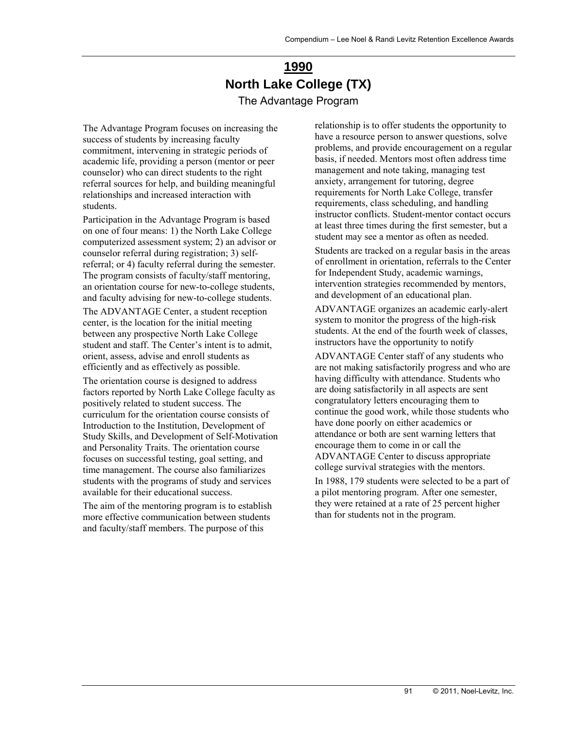# 1990

## North Lake College (TX)

### The Advantage Program

The Advantage Program focuses on increasing the success of students by increasing faculty commitment, intervening in strategic periods of academic life, providing a person (mentor or peer counselor) who can direct students to the right referral sources for help, and building meaningful relationships and increased interaction with students.

Participation in the Advantage Program is based on one of four means: 1) the North Lake College computerized assessment system; 2) an advisor or counselor referral during registration; 3) self-referral; or 4) faculty referral during the semester. The program consists of faculty/staff mentoring, an orientation course for new-to-college students, and faculty advising for new-to-college students.

The ADVANTAGE Center, a student reception center, is the location for the initial meeting between any prospective North Lake College student and staff. The Center's intent is to admit, orient, assess, advise and enroll students as efficiently and as effectively as possible.

The orientation course is designed to address factors reported by North Lake College faculty as positively related to student success. The curriculum for the orientation course consists of Introduction to the Institution, Development of Study Skills, and Development of Self-Motivation and Personality Traits. The orientation course focuses on successful testing, goal setting, and time management. The course also familiarizes students with the programs of study and services available for their educational success.

The aim of the mentoring program is to establish more effective communication between students and faculty/staff members. The purpose of this relationship is to offer students the opportunity to have a resource person to answer questions, solve problems, and provide encouragement on a regular basis, if needed. Mentors most often address time management and note taking, managing test anxiety, arrangement for tutoring, degree requirements for North Lake College, transfer requirements, class scheduling, and handling instructor conflicts. Student-mentor contact occurs at least three times during the first semester, but a student may see a mentor as often as needed.

Students are tracked on a regular basis in the areas of enrollment in orientation, referrals to the Center for Independent Study, academic warnings, intervention strategies recommended by mentors, and development of an educational plan.

ADVANTAGE organizes an academic early-alert system to monitor the progress of the high-risk students. At the end of the fourth week of classes, instructors have the opportunity to notify ADVANTAGE Center staff of any students who are not making satisfactorily progress and who are having difficulty with attendance. Students who are doing satisfactorily in all aspects are sent congratulatory letters encouraging them to continue the good work, while those students who have done poorly on either academics or attendance or both are sent warning letters that encourage them to come in or call the ADVANTAGE Center to discuss appropriate college survival strategies with the mentors.

In 1988, 179 students were selected to be a part of a pilot mentoring program. After one semester, they were retained at a rate of 25 percent higher than for students not in the program.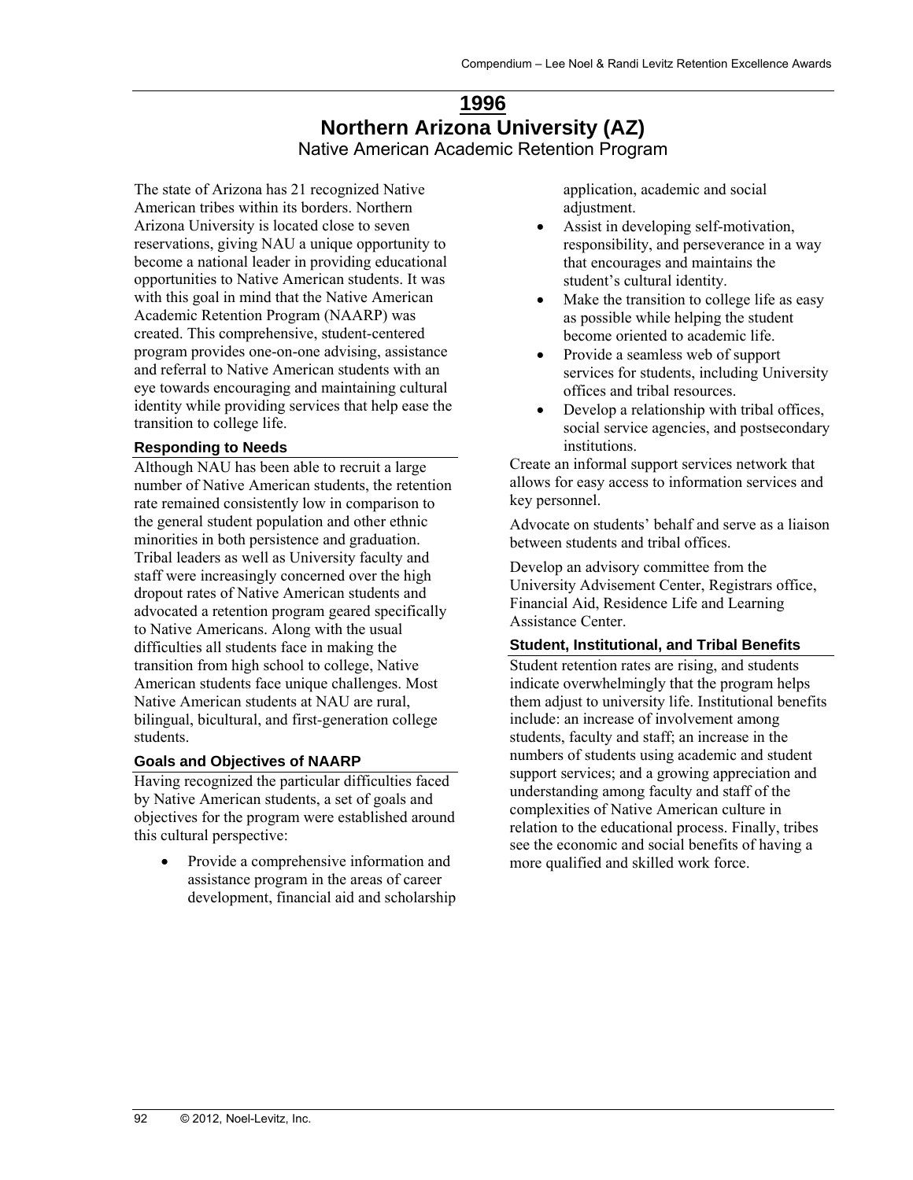# 1996

## Northern Arizona University (AZ)

### Native American Academic Retention Program

The state of Arizona has 21 recognized Native American tribes within its borders. Northern Arizona University is located close to seven reservations, giving NAU a unique opportunity to become a national leader in providing educational opportunities to Native American students. It was with this goal in mind that the Native American Academic Retention Program (NAARP) was created. This comprehensive, student-centered program provides one-on-one advising, assistance and referral to Native American students with an eye towards encouraging and maintaining cultural identity while providing services that help ease the transition to college life.

#### Responding to Needs

Although NAU has been able to recruit a large number of Native American students, the retention rate remained consistently low in comparison to the general student population and other ethnic minorities in both persistence and graduation. Tribal leaders as well as University faculty and staff were increasingly concerned over the high dropout rates of Native American students and advocated a retention program geared specifically to Native Americans. Along with the usual difficulties all students face in making the transition from high school to college, Native American students face unique challenges. Most Native American students at NAU are rural, bilingual, bicultural, and first-generation college students.

#### Goals and Objectives of NAARP

Having recognized the particular difficulties faced by Native American students, a set of goals and objectives for the program were established around this cultural perspective:

- Provide a comprehensive information and assistance program in the areas of career development, financial aid and scholarship application, academic and social adjustment.
- Assist in developing self-motivation, responsibility, and perseverance in a way that encourages and maintains the student's cultural identity.
- Make the transition to college life as easy as possible while helping the student become oriented to academic life.
- Provide a seamless web of support services for students, including University offices and tribal resources.
- Develop a relationship with tribal offices, social service agencies, and postsecondary institutions.

Create an informal support services network that allows for easy access to information services and key personnel.

Advocate on students' behalf and serve as a liaison between students and tribal offices.

Develop an advisory committee from the University Advisement Center, Registrars office, Financial Aid, Residence Life and Learning Assistance Center.

#### Student, Institutional, and Tribal Benefits

Student retention rates are rising, and students indicate overwhelmingly that the program helps them adjust to university life. Institutional benefits include: an increase of involvement among students, faculty and staff; an increase in the numbers of students using academic and student support services; and a growing appreciation and understanding among faculty and staff of the complexities of Native American culture in relation to the educational process. Finally, tribes see the economic and social benefits of having a more qualified and skilled work force.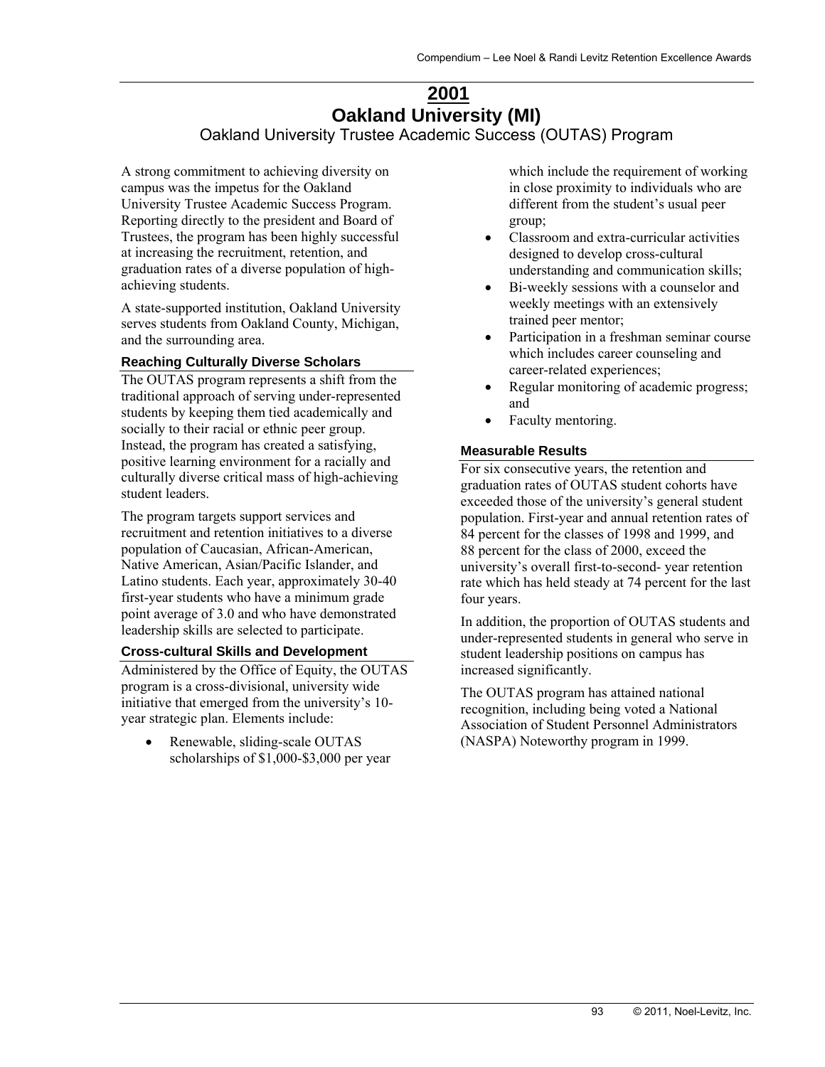# 2001

# Oakland University (MI)

## Oakland University Trustee Academic Success (OUTAS) Program

A strong commitment to achieving diversity on campus was the impetus for the Oakland University Trustee Academic Success Program. Reporting directly to the president and Board of Trustees, the program has been highly successful at increasing the recruitment, retention, and graduation rates of a diverse population of high-achieving students.

A state-supported institution, Oakland University serves students from Oakland County, Michigan, and the surrounding area.

### Reaching Culturally Diverse Scholars

The OUTAS program represents a shift from the traditional approach of serving under-represented students by keeping them tied academically and socially to their racial or ethnic peer group. Instead, the program has created a satisfying, positive learning environment for a racially and culturally diverse critical mass of high-achieving student leaders.

The program targets support services and recruitment and retention initiatives to a diverse population of Caucasian, African-American, Native American, Asian/Pacific Islander, and Latino students. Each year, approximately 30-40 first-year students who have a minimum grade point average of 3.0 and who have demonstrated leadership skills are selected to participate.

### Cross-cultural Skills and Development

Administered by the Office of Equity, the OUTAS program is a cross-divisional, university wide initiative that emerged from the university's 10-year strategic plan. Elements include:

- Renewable, sliding-scale OUTAS scholarships of $1,000-$3,000 per year which include the requirement of working in close proximity to individuals who are different from the student's usual peer group;
- Classroom and extra-curricular activities designed to develop cross-cultural understanding and communication skills;
- Bi-weekly sessions with a counselor and weekly meetings with an extensively trained peer mentor;
- Participation in a freshman seminar course which includes career counseling and career-related experiences;
- Regular monitoring of academic progress; and
- Faculty mentoring.

### Measurable Results

For six consecutive years, the retention and graduation rates of OUTAS student cohorts have exceeded those of the university's general student population. First-year and annual retention rates of 84 percent for the classes of 1998 and 1999, and 88 percent for the class of 2000, exceed the university's overall first-to-second- year retention rate which has held steady at 74 percent for the last four years.

In addition, the proportion of OUTAS students and under-represented students in general who serve in student leadership positions on campus has increased significantly.

The OUTAS program has attained national recognition, including being voted a National Association of Student Personnel Administrators (NASPA) Noteworthy program in 1999.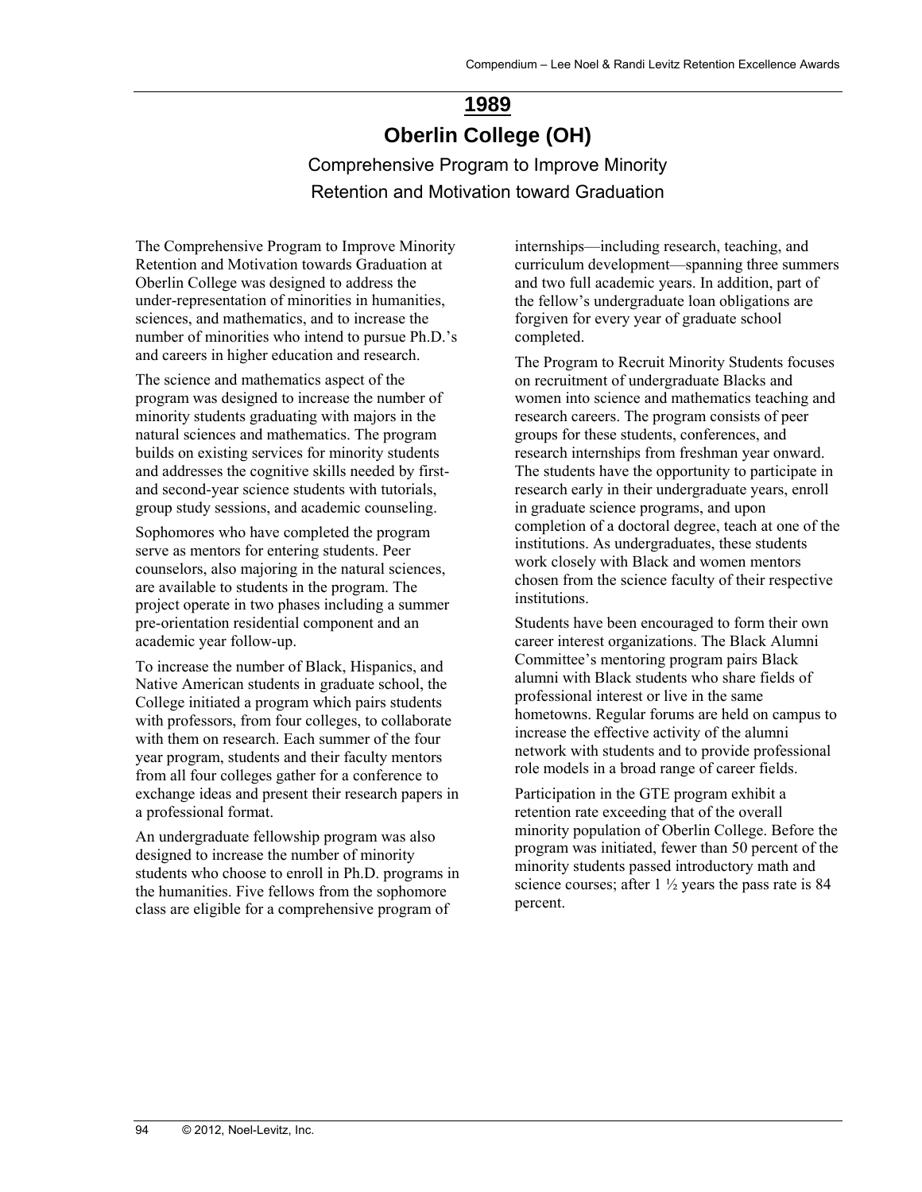# 1989

## Oberlin College (OH)

### Comprehensive Program to Improve Minority Retention and Motivation toward Graduation

The Comprehensive Program to Improve Minority Retention and Motivation towards Graduation at Oberlin College was designed to address the under-representation of minorities in humanities, sciences, and mathematics, and to increase the number of minorities who intend to pursue Ph.D.'s and careers in higher education and research.

The science and mathematics aspect of the program was designed to increase the number of minority students graduating with majors in the natural sciences and mathematics. The program builds on existing services for minority students and addresses the cognitive skills needed by first- and second-year science students with tutorials, group study sessions, and academic counseling.

Sophomores who have completed the program serve as mentors for entering students. Peer counselors, also majoring in the natural sciences, are available to students in the program. The project operate in two phases including a summer pre-orientation residential component and an academic year follow-up.

To increase the number of Black, Hispanics, and Native American students in graduate school, the College initiated a program which pairs students with professors, from four colleges, to collaborate with them on research. Each summer of the four year program, students and their faculty mentors from all four colleges gather for a conference to exchange ideas and present their research papers in a professional format.

An undergraduate fellowship program was also designed to increase the number of minority students who choose to enroll in Ph.D. programs in the humanities. Five fellows from the sophomore class are eligible for a comprehensive program of internships—including research, teaching, and curriculum development—spanning three summers and two full academic years. In addition, part of the fellow's undergraduate loan obligations are forgiven for every year of graduate school completed.

The Program to Recruit Minority Students focuses on recruitment of undergraduate Blacks and women into science and mathematics teaching and research careers. The program consists of peer groups for these students, conferences, and research internships from freshman year onward. The students have the opportunity to participate in research early in their undergraduate years, enroll in graduate science programs, and upon completion of a doctoral degree, teach at one of the institutions. As undergraduates, these students work closely with Black and women mentors chosen from the science faculty of their respective institutions.

Students have been encouraged to form their own career interest organizations. The Black Alumni Committee's mentoring program pairs Black alumni with Black students who share fields of professional interest or live in the same hometowns. Regular forums are held on campus to increase the effective activity of the alumni network with students and to provide professional role models in a broad range of career fields.

Participation in the GTE program exhibit a retention rate exceeding that of the overall minority population of Oberlin College. Before the program was initiated, fewer than 50 percent of the minority students passed introductory math and science courses; after 1 ½ years the pass rate is 84 percent.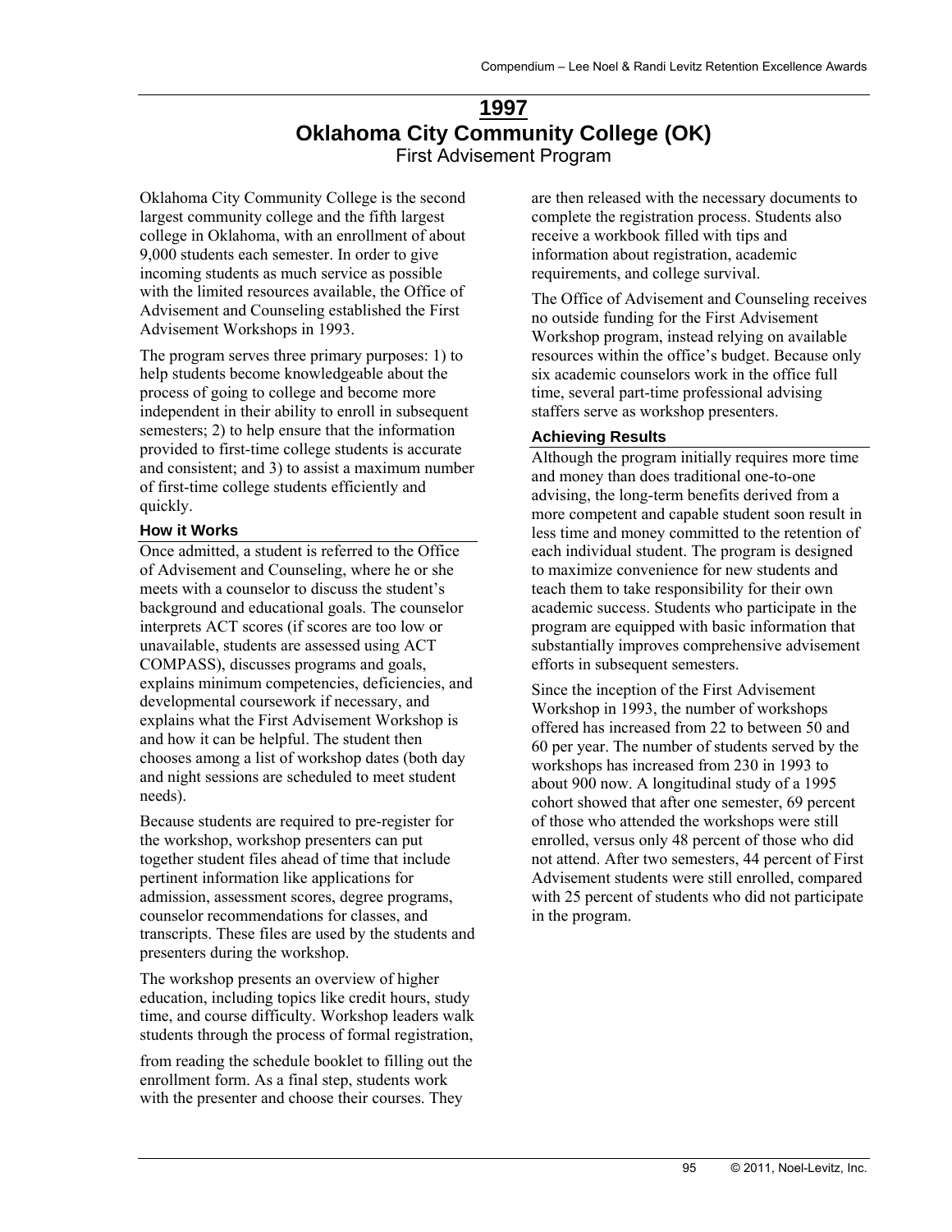# 1997

## Oklahoma City Community College (OK)

First Advisement Program

Oklahoma City Community College is the second largest community college and the fifth largest college in Oklahoma, with an enrollment of about 9,000 students each semester. In order to give incoming students as much service as possible with the limited resources available, the Office of Advisement and Counseling established the First Advisement Workshops in 1993.

The program serves three primary purposes: 1) to help students become knowledgeable about the process of going to college and become more independent in their ability to enroll in subsequent semesters; 2) to help ensure that the information provided to first-time college students is accurate and consistent; and 3) to assist a maximum number of first-time college students efficiently and quickly.

### How it Works

Once admitted, a student is referred to the Office of Advisement and Counseling, where he or she meets with a counselor to discuss the student's background and educational goals. The counselor interprets ACT scores (if scores are too low or unavailable, students are assessed using ACT COMPASS), discusses programs and goals, explains minimum competencies, deficiencies, and developmental coursework if necessary, and explains what the First Advisement Workshop is and how it can be helpful. The student then chooses among a list of workshop dates (both day and night sessions are scheduled to meet student needs).

Because students are required to pre-register for the workshop, workshop presenters can put together student files ahead of time that include pertinent information like applications for admission, assessment scores, degree programs, counselor recommendations for classes, and transcripts. These files are used by the students and presenters during the workshop.

The workshop presents an overview of higher education, including topics like credit hours, study time, and course difficulty. Workshop leaders walk students through the process of formal registration, from reading the schedule booklet to filling out the enrollment form. As a final step, students work with the presenter and choose their courses. They are then released with the necessary documents to complete the registration process. Students also receive a workbook filled with tips and information about registration, academic requirements, and college survival.

The Office of Advisement and Counseling receives no outside funding for the First Advisement Workshop program, instead relying on available resources within the office's budget. Because only six academic counselors work in the office full time, several part-time professional advising staffers serve as workshop presenters.

### Achieving Results

Although the program initially requires more time and money than does traditional one-to-one advising, the long-term benefits derived from a more competent and capable student soon result in less time and money committed to the retention of each individual student. The program is designed to maximize convenience for new students and teach them to take responsibility for their own academic success. Students who participate in the program are equipped with basic information that substantially improves comprehensive advisement efforts in subsequent semesters.

Since the inception of the First Advisement Workshop in 1993, the number of workshops offered has increased from 22 to between 50 and 60 per year. The number of students served by the workshops has increased from 230 in 1993 to about 900 now. A longitudinal study of a 1995 cohort showed that after one semester, 69 percent of those who attended the workshops were still enrolled, versus only 48 percent of those who did not attend. After two semesters, 44 percent of First Advisement students were still enrolled, compared with 25 percent of students who did not participate in the program.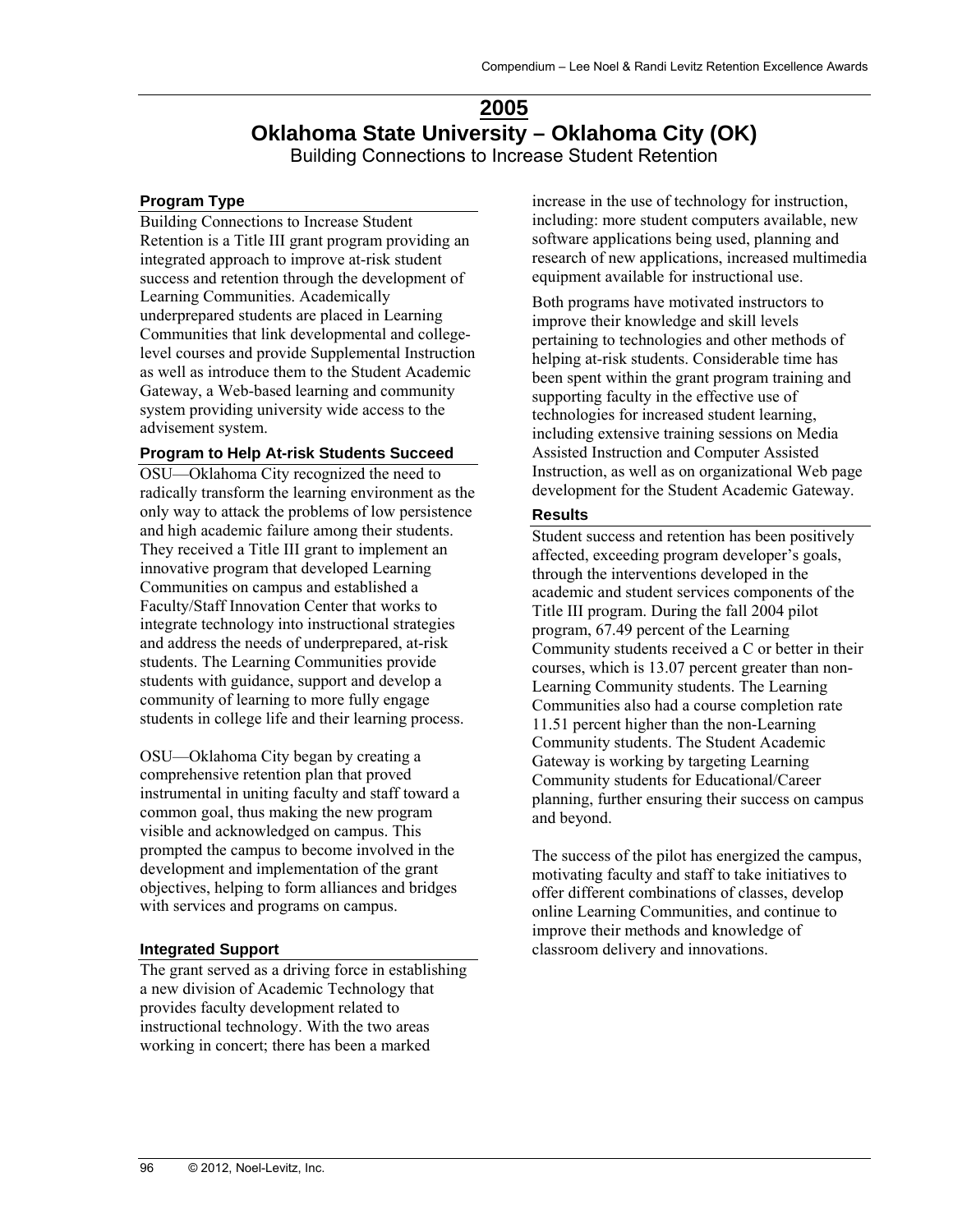# 2005

# Oklahoma State University – Oklahoma City (OK)

Building Connections to Increase Student Retention

### Program Type

Building Connections to Increase Student Retention is a Title III grant program providing an integrated approach to improve at-risk student success and retention through the development of Learning Communities. Academically underprepared students are placed in Learning Communities that link developmental and college-level courses and provide Supplemental Instruction as well as introduce them to the Student Academic Gateway, a Web-based learning and community system providing university wide access to the advisement system.

### Program to Help At-risk Students Succeed

OSU—Oklahoma City recognized the need to radically transform the learning environment as the only way to attack the problems of low persistence and high academic failure among their students. They received a Title III grant to implement an innovative program that developed Learning Communities on campus and established a Faculty/Staff Innovation Center that works to integrate technology into instructional strategies and address the needs of underprepared, at-risk students. The Learning Communities provide students with guidance, support and develop a community of learning to more fully engage students in college life and their learning process.

OSU—Oklahoma City began by creating a comprehensive retention plan that proved instrumental in uniting faculty and staff toward a common goal, thus making the new program visible and acknowledged on campus. This prompted the campus to become involved in the development and implementation of the grant objectives, helping to form alliances and bridges with services and programs on campus.

### Integrated Support

The grant served as a driving force in establishing a new division of Academic Technology that provides faculty development related to instructional technology. With the two areas working in concert; there has been a marked increase in the use of technology for instruction, including: more student computers available, new software applications being used, planning and research of new applications, increased multimedia equipment available for instructional use.

Both programs have motivated instructors to improve their knowledge and skill levels pertaining to technologies and other methods of helping at-risk students. Considerable time has been spent within the grant program training and supporting faculty in the effective use of technologies for increased student learning, including extensive training sessions on Media Assisted Instruction and Computer Assisted Instruction, as well as on organizational Web page development for the Student Academic Gateway.

### Results

Student success and retention has been positively affected, exceeding program developer's goals, through the interventions developed in the academic and student services components of the Title III program. During the fall 2004 pilot program, 67.49 percent of the Learning Community students received a C or better in their courses, which is 13.07 percent greater than non-Learning Community students. The Learning Communities also had a course completion rate 11.51 percent higher than the non-Learning Community students. The Student Academic Gateway is working by targeting Learning Community students for Educational/Career planning, further ensuring their success on campus and beyond.

The success of the pilot has energized the campus, motivating faculty and staff to take initiatives to offer different combinations of classes, develop online Learning Communities, and continue to improve their methods and knowledge of classroom delivery and innovations.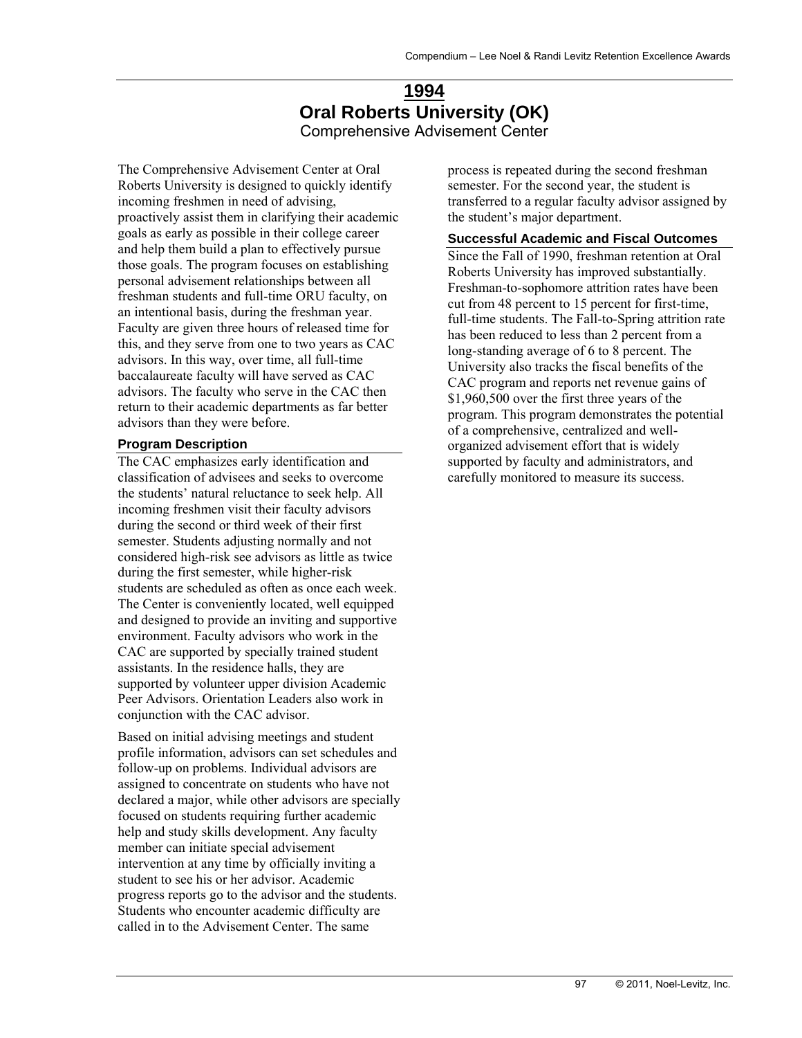# 1994

## Oral Roberts University (OK)

Comprehensive Advisement Center

The Comprehensive Advisement Center at Oral Roberts University is designed to quickly identify incoming freshmen in need of advising, proactively assist them in clarifying their academic goals as early as possible in their college career and help them build a plan to effectively pursue those goals. The program focuses on establishing personal advisement relationships between all freshman students and full-time ORU faculty, on an intentional basis, during the freshman year. Faculty are given three hours of released time for this, and they serve from one to two years as CAC advisors. In this way, over time, all full-time baccalaureate faculty will have served as CAC advisors. The faculty who serve in the CAC then return to their academic departments as far better advisors than they were before.

### Program Description

The CAC emphasizes early identification and classification of advisees and seeks to overcome the students' natural reluctance to seek help. All incoming freshmen visit their faculty advisors during the second or third week of their first semester. Students adjusting normally and not considered high-risk see advisors as little as twice during the first semester, while higher-risk students are scheduled as often as once each week. The Center is conveniently located, well equipped and designed to provide an inviting and supportive environment. Faculty advisors who work in the CAC are supported by specially trained student assistants. In the residence halls, they are supported by volunteer upper division Academic Peer Advisors. Orientation Leaders also work in conjunction with the CAC advisor.

Based on initial advising meetings and student profile information, advisors can set schedules and follow-up on problems. Individual advisors are assigned to concentrate on students who have not declared a major, while other advisors are specially focused on students requiring further academic help and study skills development. Any faculty member can initiate special advisement intervention at any time by officially inviting a student to see his or her advisor. Academic progress reports go to the advisor and the students. Students who encounter academic difficulty are called in to the Advisement Center. The same process is repeated during the second freshman semester. For the second year, the student is transferred to a regular faculty advisor assigned by the student's major department.

### Successful Academic and Fiscal Outcomes

Since the Fall of 1990, freshman retention at Oral Roberts University has improved substantially. Freshman-to-sophomore attrition rates have been cut from 48 percent to 15 percent for first-time, full-time students. The Fall-to-Spring attrition rate has been reduced to less than 2 percent from a long-standing average of 6 to 8 percent. The University also tracks the fiscal benefits of the CAC program and reports net revenue gains of $1,960,500 over the first three years of the program. This program demonstrates the potential of a comprehensive, centralized and well-organized advisement effort that is widely supported by faculty and administrators, and carefully monitored to measure its success.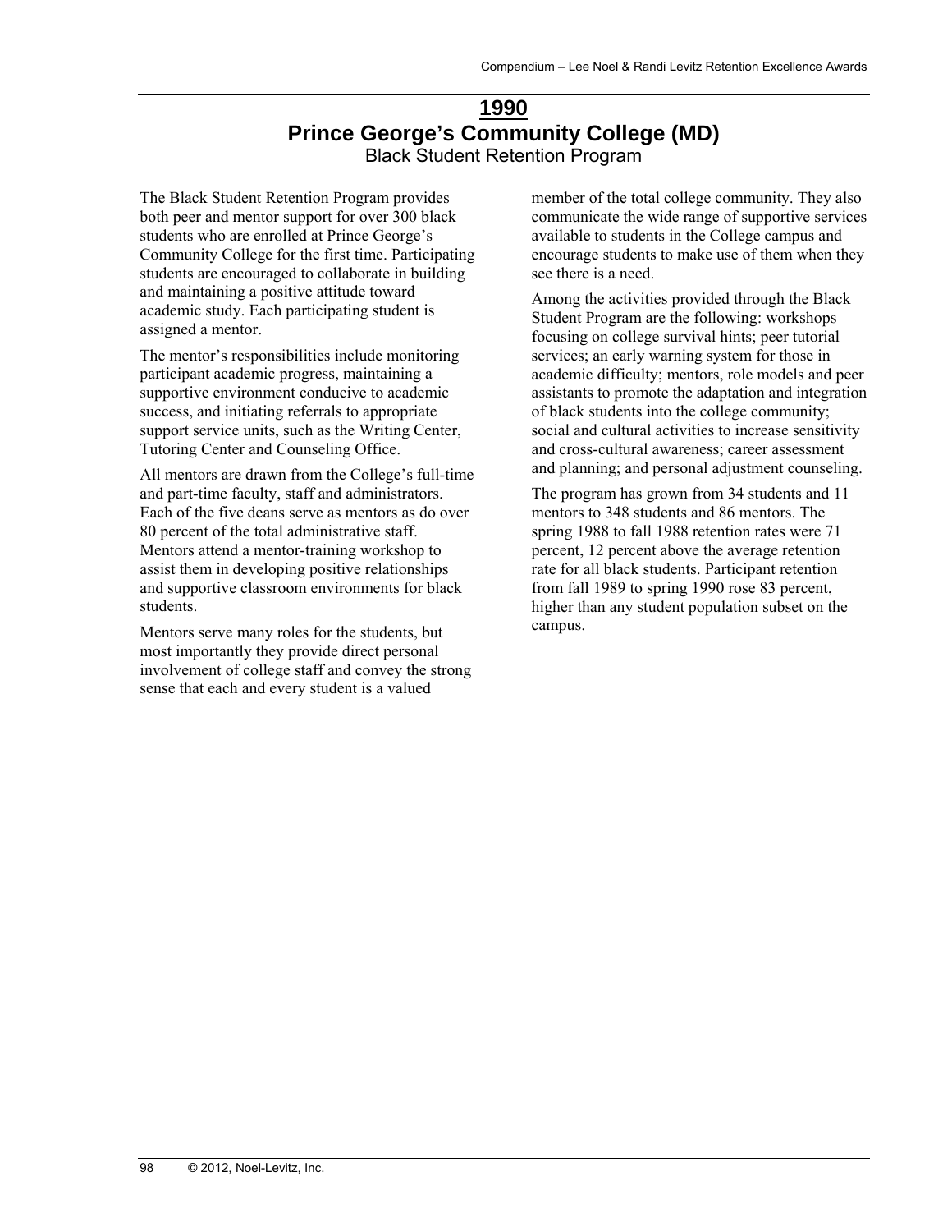## 1990

# Prince George's Community College (MD)

### Black Student Retention Program

The Black Student Retention Program provides both peer and mentor support for over 300 black students who are enrolled at Prince George's Community College for the first time. Participating students are encouraged to collaborate in building and maintaining a positive attitude toward academic study. Each participating student is assigned a mentor.

The mentor's responsibilities include monitoring participant academic progress, maintaining a supportive environment conducive to academic success, and initiating referrals to appropriate support service units, such as the Writing Center, Tutoring Center and Counseling Office.

All mentors are drawn from the College's full-time and part-time faculty, staff and administrators. Each of the five deans serve as mentors as do over 80 percent of the total administrative staff. Mentors attend a mentor-training workshop to assist them in developing positive relationships and supportive classroom environments for black students.

Mentors serve many roles for the students, but most importantly they provide direct personal involvement of college staff and convey the strong sense that each and every student is a valued member of the total college community. They also communicate the wide range of supportive services available to students in the College campus and encourage students to make use of them when they see there is a need.

Among the activities provided through the Black Student Program are the following: workshops focusing on college survival hints; peer tutorial services; an early warning system for those in academic difficulty; mentors, role models and peer assistants to promote the adaptation and integration of black students into the college community; social and cultural activities to increase sensitivity and cross-cultural awareness; career assessment and planning; and personal adjustment counseling.

The program has grown from 34 students and 11 mentors to 348 students and 86 mentors. The spring 1988 to fall 1988 retention rates were 71 percent, 12 percent above the average retention rate for all black students. Participant retention from fall 1989 to spring 1990 rose 83 percent, higher than any student population subset on the campus.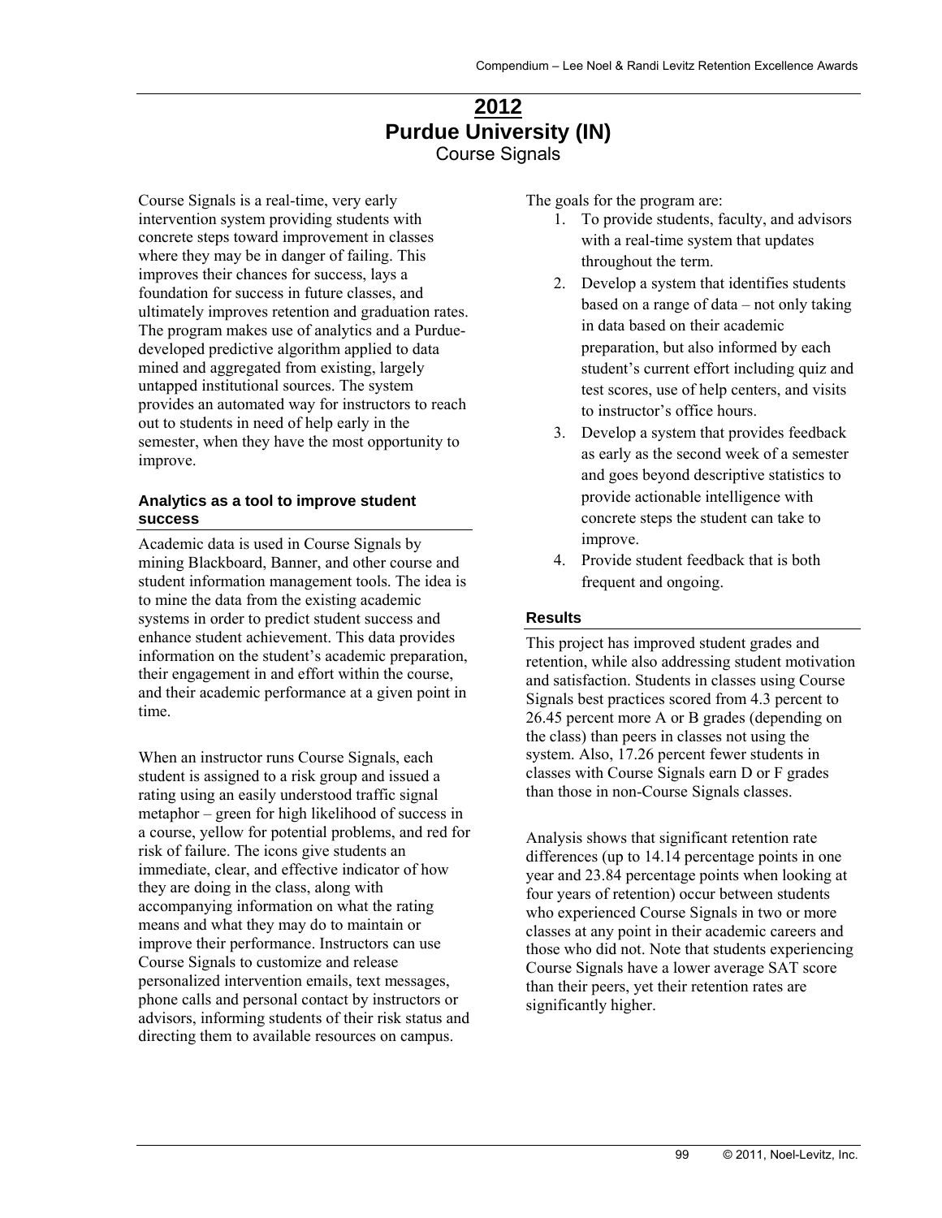# 2012
# Purdue University (IN)
## Course Signals

Course Signals is a real-time, very early intervention system providing students with concrete steps toward improvement in classes where they may be in danger of failing. This improves their chances for success, lays a foundation for success in future classes, and ultimately improves retention and graduation rates. The program makes use of analytics and a Purdue-developed predictive algorithm applied to data mined and aggregated from existing, largely untapped institutional sources. The system provides an automated way for instructors to reach out to students in need of help early in the semester, when they have the most opportunity to improve.

### Analytics as a tool to improve student success

Academic data is used in Course Signals by mining Blackboard, Banner, and other course and student information management tools. The idea is to mine the data from the existing academic systems in order to predict student success and enhance student achievement. This data provides information on the student's academic preparation, their engagement in and effort within the course, and their academic performance at a given point in time.

When an instructor runs Course Signals, each student is assigned to a risk group and issued a rating using an easily understood traffic signal metaphor – green for high likelihood of success in a course, yellow for potential problems, and red for risk of failure. The icons give students an immediate, clear, and effective indicator of how they are doing in the class, along with accompanying information on what the rating means and what they may do to maintain or improve their performance. Instructors can use Course Signals to customize and release personalized intervention emails, text messages, phone calls and personal contact by instructors or advisors, informing students of their risk status and directing them to available resources on campus.

The goals for the program are:

1. To provide students, faculty, and advisors with a real-time system that updates throughout the term.
2. Develop a system that identifies students based on a range of data – not only taking in data based on their academic preparation, but also informed by each student's current effort including quiz and test scores, use of help centers, and visits to instructor's office hours.
3. Develop a system that provides feedback as early as the second week of a semester and goes beyond descriptive statistics to provide actionable intelligence with concrete steps the student can take to improve.
4. Provide student feedback that is both frequent and ongoing.

### Results

This project has improved student grades and retention, while also addressing student motivation and satisfaction. Students in classes using Course Signals best practices scored from 4.3 percent to 26.45 percent more A or B grades (depending on the class) than peers in classes not using the system. Also, 17.26 percent fewer students in classes with Course Signals earn D or F grades than those in non-Course Signals classes.

Analysis shows that significant retention rate differences (up to 14.14 percentage points in one year and 23.84 percentage points when looking at four years of retention) occur between students who experienced Course Signals in two or more classes at any point in their academic careers and those who did not. Note that students experiencing Course Signals have a lower average SAT score than their peers, yet their retention rates are significantly higher.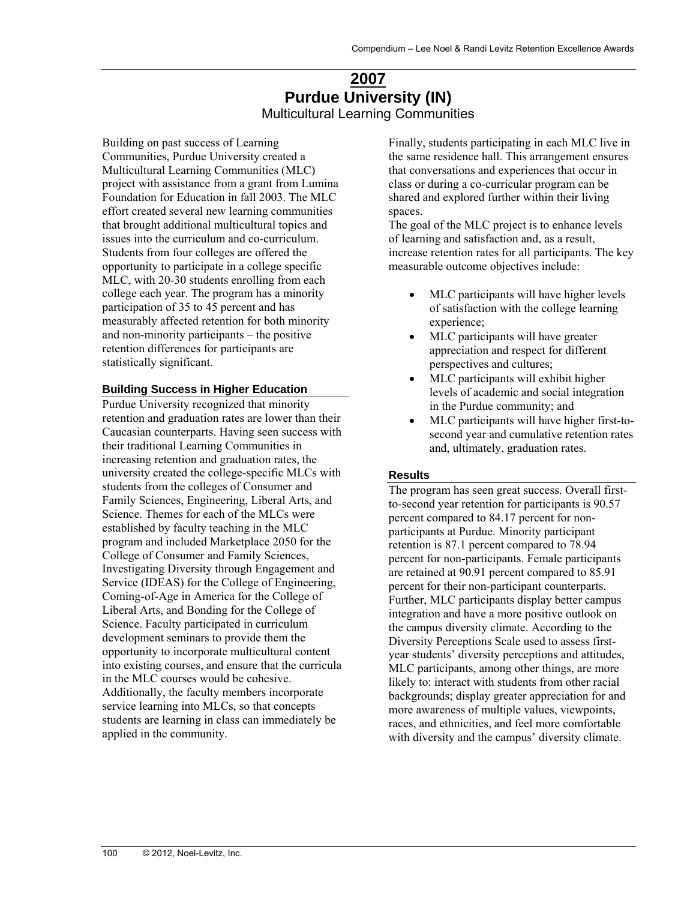## 2007

# Purdue University (IN)

### Multicultural Learning Communities

Building on past success of Learning Communities, Purdue University created a Multicultural Learning Communities (MLC) project with assistance from a grant from Lumina Foundation for Education in fall 2003. The MLC effort created several new learning communities that brought additional multicultural topics and issues into the curriculum and co-curriculum. Students from four colleges are offered the opportunity to participate in a college specific MLC, with 20-30 students enrolling from each college each year. The program has a minority participation of 35 to 45 percent and has measurably affected retention for both minority and non-minority participants – the positive retention differences for participants are statistically significant.

#### Building Success in Higher Education

Purdue University recognized that minority retention and graduation rates are lower than their Caucasian counterparts. Having seen success with their traditional Learning Communities in increasing retention and graduation rates, the university created the college-specific MLCs with students from the colleges of Consumer and Family Sciences, Engineering, Liberal Arts, and Science. Themes for each of the MLCs were established by faculty teaching in the MLC program and included Marketplace 2050 for the College of Consumer and Family Sciences, Investigating Diversity through Engagement and Service (IDEAS) for the College of Engineering, Coming-of-Age in America for the College of Liberal Arts, and Bonding for the College of Science. Faculty participated in curriculum development seminars to provide them the opportunity to incorporate multicultural content into existing courses, and ensure that the curricula in the MLC courses would be cohesive. Additionally, the faculty members incorporate service learning into MLCs, so that concepts students are learning in class can immediately be applied in the community.

Finally, students participating in each MLC live in the same residence hall. This arrangement ensures that conversations and experiences that occur in class or during a co-curricular program can be shared and explored further within their living spaces.

The goal of the MLC project is to enhance levels of learning and satisfaction and, as a result, increase retention rates for all participants. The key measurable outcome objectives include:

- MLC participants will have higher levels of satisfaction with the college learning experience;
- MLC participants will have greater appreciation and respect for different perspectives and cultures;
- MLC participants will exhibit higher levels of academic and social integration in the Purdue community; and
- MLC participants will have higher first-to-second year and cumulative retention rates and, ultimately, graduation rates.

#### Results

The program has seen great success. Overall first-to-second year retention for participants is 90.57 percent compared to 84.17 percent for non-participants at Purdue. Minority participant retention is 87.1 percent compared to 78.94 percent for non-participants. Female participants are retained at 90.91 percent compared to 85.91 percent for their non-participant counterparts. Further, MLC participants display better campus integration and have a more positive outlook on the campus diversity climate. According to the Diversity Perceptions Scale used to assess first-year students' diversity perceptions and attitudes, MLC participants, among other things, are more likely to: interact with students from other racial backgrounds; display greater appreciation for and more awareness of multiple values, viewpoints, races, and ethnicities, and feel more comfortable with diversity and the campus' diversity climate.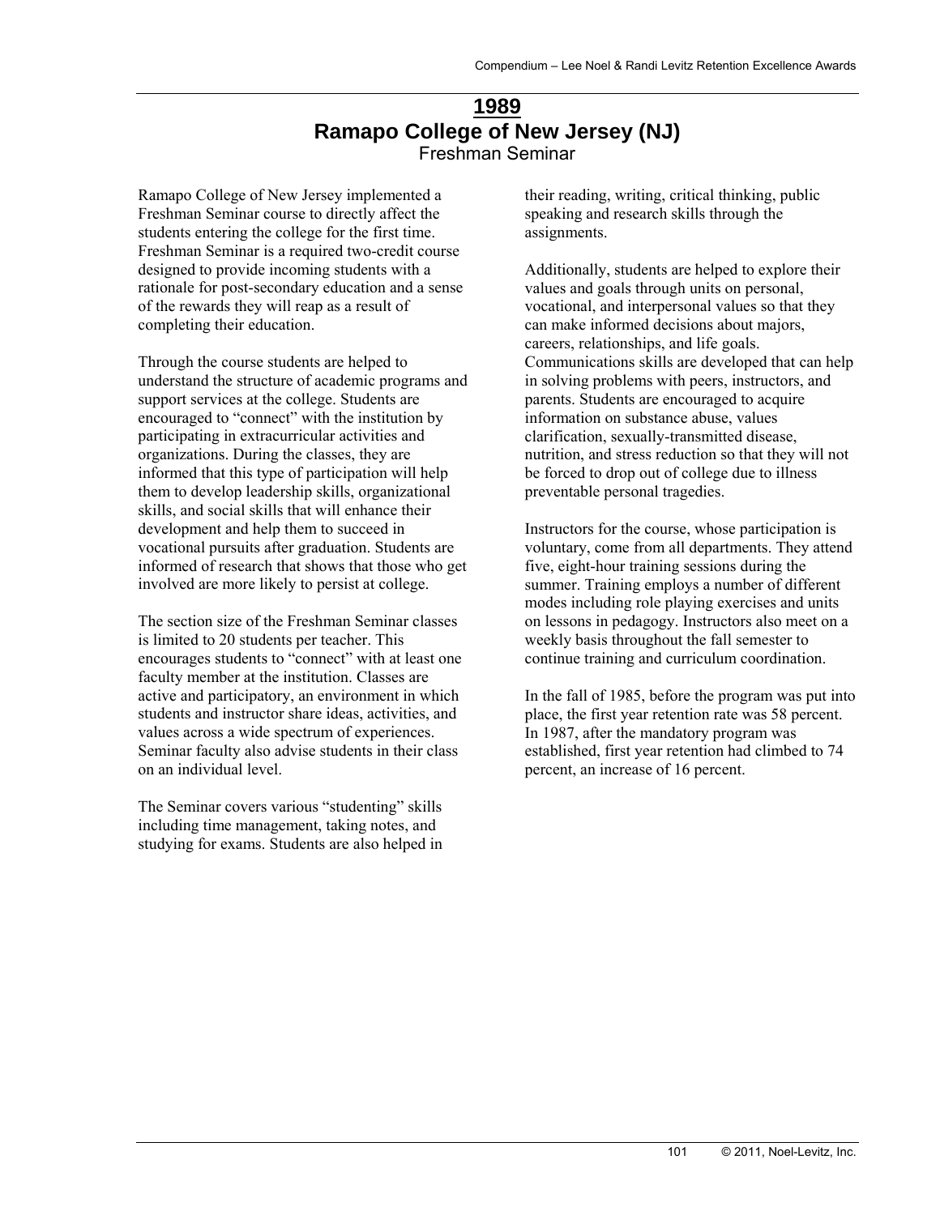## 1989

## Ramapo College of New Jersey (NJ)

### Freshman Seminar

Ramapo College of New Jersey implemented a Freshman Seminar course to directly affect the students entering the college for the first time. Freshman Seminar is a required two-credit course designed to provide incoming students with a rationale for post-secondary education and a sense of the rewards they will reap as a result of completing their education.

Through the course students are helped to understand the structure of academic programs and support services at the college. Students are encouraged to "connect" with the institution by participating in extracurricular activities and organizations. During the classes, they are informed that this type of participation will help them to develop leadership skills, organizational skills, and social skills that will enhance their development and help them to succeed in vocational pursuits after graduation. Students are informed of research that shows that those who get involved are more likely to persist at college.

The section size of the Freshman Seminar classes is limited to 20 students per teacher. This encourages students to "connect" with at least one faculty member at the institution. Classes are active and participatory, an environment in which students and instructor share ideas, activities, and values across a wide spectrum of experiences. Seminar faculty also advise students in their class on an individual level.

The Seminar covers various "studenting" skills including time management, taking notes, and studying for exams. Students are also helped in their reading, writing, critical thinking, public speaking and research skills through the assignments.

Additionally, students are helped to explore their values and goals through units on personal, vocational, and interpersonal values so that they can make informed decisions about majors, careers, relationships, and life goals. Communications skills are developed that can help in solving problems with peers, instructors, and parents. Students are encouraged to acquire information on substance abuse, values clarification, sexually-transmitted disease, nutrition, and stress reduction so that they will not be forced to drop out of college due to illness preventable personal tragedies.

Instructors for the course, whose participation is voluntary, come from all departments. They attend five, eight-hour training sessions during the summer. Training employs a number of different modes including role playing exercises and units on lessons in pedagogy. Instructors also meet on a weekly basis throughout the fall semester to continue training and curriculum coordination.

In the fall of 1985, before the program was put into place, the first year retention rate was 58 percent. In 1987, after the mandatory program was established, first year retention had climbed to 74 percent, an increase of 16 percent.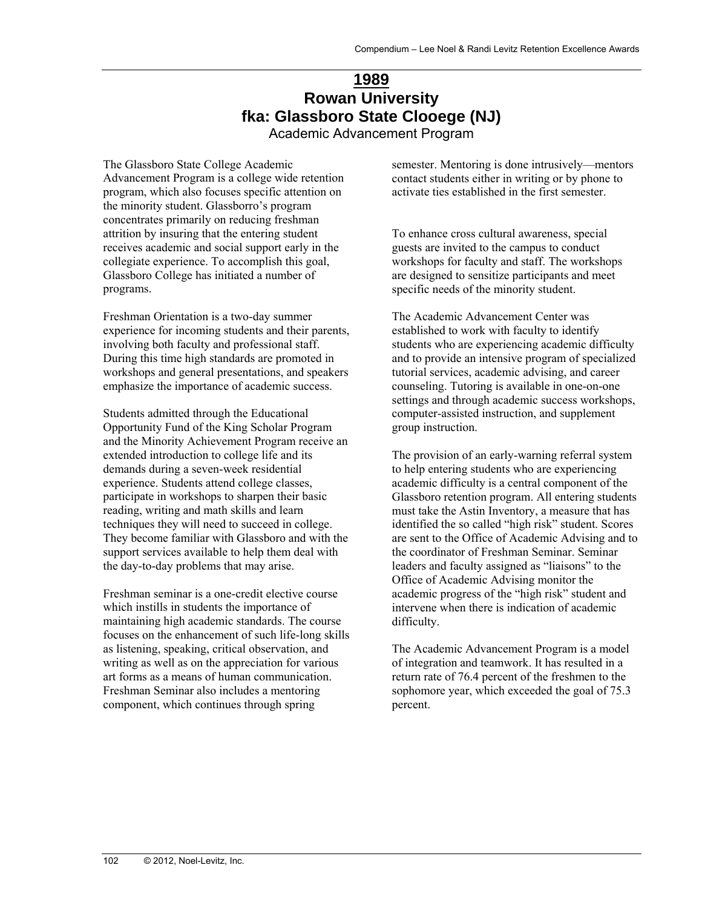# 1989

# Rowan University

# fka: Glassboro State Clooege (NJ)

## Academic Advancement Program

The Glassboro State College Academic Advancement Program is a college wide retention program, which also focuses specific attention on the minority student. Glassborro's program concentrates primarily on reducing freshman attrition by insuring that the entering student receives academic and social support early in the collegiate experience. To accomplish this goal, Glassboro College has initiated a number of programs.

Freshman Orientation is a two-day summer experience for incoming students and their parents, involving both faculty and professional staff. During this time high standards are promoted in workshops and general presentations, and speakers emphasize the importance of academic success.

Students admitted through the Educational Opportunity Fund of the King Scholar Program and the Minority Achievement Program receive an extended introduction to college life and its demands during a seven-week residential experience. Students attend college classes, participate in workshops to sharpen their basic reading, writing and math skills and learn techniques they will need to succeed in college. They become familiar with Glassboro and with the support services available to help them deal with the day-to-day problems that may arise.

Freshman seminar is a one-credit elective course which instills in students the importance of maintaining high academic standards. The course focuses on the enhancement of such life-long skills as listening, speaking, critical observation, and writing as well as on the appreciation for various art forms as a means of human communication. Freshman Seminar also includes a mentoring component, which continues through spring semester. Mentoring is done intrusively—mentors contact students either in writing or by phone to activate ties established in the first semester.

To enhance cross cultural awareness, special guests are invited to the campus to conduct workshops for faculty and staff. The workshops are designed to sensitize participants and meet specific needs of the minority student.

The Academic Advancement Center was established to work with faculty to identify students who are experiencing academic difficulty and to provide an intensive program of specialized tutorial services, academic advising, and career counseling. Tutoring is available in one-on-one settings and through academic success workshops, computer-assisted instruction, and supplement group instruction.

The provision of an early-warning referral system to help entering students who are experiencing academic difficulty is a central component of the Glassboro retention program. All entering students must take the Astin Inventory, a measure that has identified the so called "high risk" student. Scores are sent to the Office of Academic Advising and to the coordinator of Freshman Seminar. Seminar leaders and faculty assigned as "liaisons" to the Office of Academic Advising monitor the academic progress of the "high risk" student and intervene when there is indication of academic difficulty.

The Academic Advancement Program is a model of integration and teamwork. It has resulted in a return rate of 76.4 percent of the freshmen to the sophomore year, which exceeded the goal of 75.3 percent.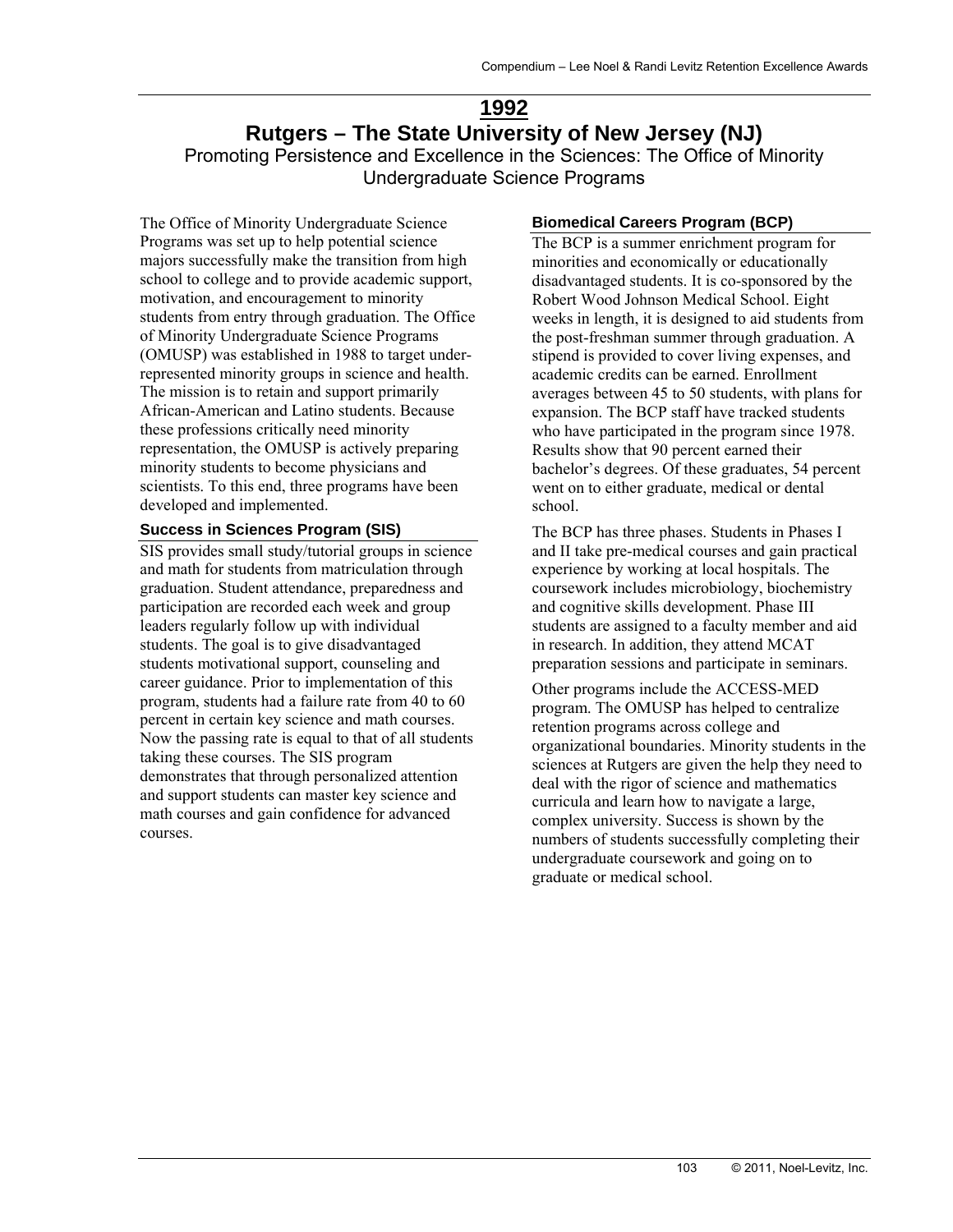# 1992

## Rutgers – The State University of New Jersey (NJ)

### Promoting Persistence and Excellence in the Sciences: The Office of Minority Undergraduate Science Programs

The Office of Minority Undergraduate Science Programs was set up to help potential science majors successfully make the transition from high school to college and to provide academic support, motivation, and encouragement to minority students from entry through graduation. The Office of Minority Undergraduate Science Programs (OMUSP) was established in 1988 to target under-represented minority groups in science and health. The mission is to retain and support primarily African-American and Latino students. Because these professions critically need minority representation, the OMUSP is actively preparing minority students to become physicians and scientists. To this end, three programs have been developed and implemented.

#### Success in Sciences Program (SIS)

SIS provides small study/tutorial groups in science and math for students from matriculation through graduation. Student attendance, preparedness and participation are recorded each week and group leaders regularly follow up with individual students. The goal is to give disadvantaged students motivational support, counseling and career guidance. Prior to implementation of this program, students had a failure rate from 40 to 60 percent in certain key science and math courses. Now the passing rate is equal to that of all students taking these courses. The SIS program demonstrates that through personalized attention and support students can master key science and math courses and gain confidence for advanced courses.

#### Biomedical Careers Program (BCP)

The BCP is a summer enrichment program for minorities and economically or educationally disadvantaged students. It is co-sponsored by the Robert Wood Johnson Medical School. Eight weeks in length, it is designed to aid students from the post-freshman summer through graduation. A stipend is provided to cover living expenses, and academic credits can be earned. Enrollment averages between 45 to 50 students, with plans for expansion. The BCP staff have tracked students who have participated in the program since 1978. Results show that 90 percent earned their bachelor's degrees. Of these graduates, 54 percent went on to either graduate, medical or dental school.

The BCP has three phases. Students in Phases I and II take pre-medical courses and gain practical experience by working at local hospitals. The coursework includes microbiology, biochemistry and cognitive skills development. Phase III students are assigned to a faculty member and aid in research. In addition, they attend MCAT preparation sessions and participate in seminars.

Other programs include the ACCESS-MED program. The OMUSP has helped to centralize retention programs across college and organizational boundaries. Minority students in the sciences at Rutgers are given the help they need to deal with the rigor of science and mathematics curricula and learn how to navigate a large, complex university. Success is shown by the numbers of students successfully completing their undergraduate coursework and going on to graduate or medical school.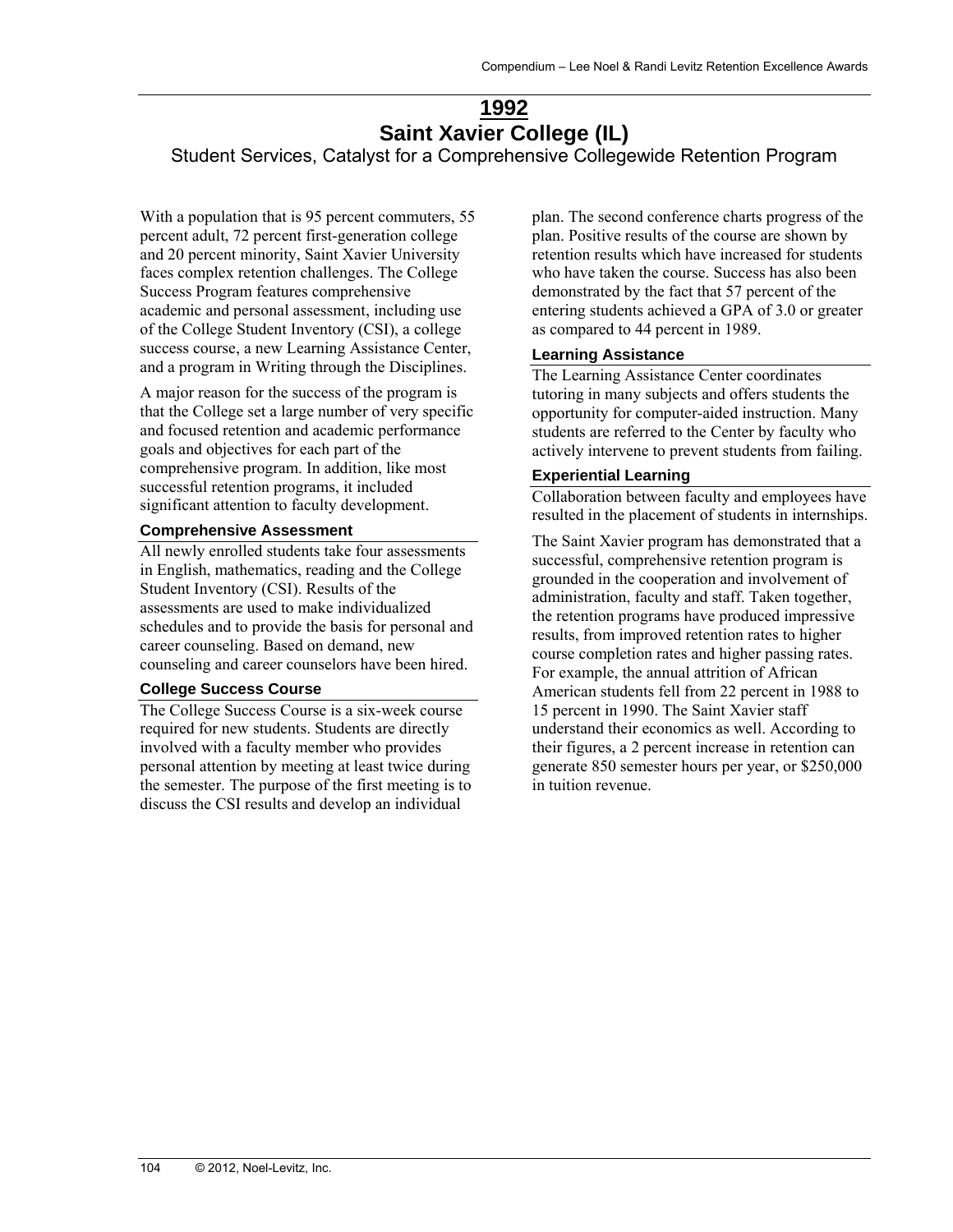# 1992

# Saint Xavier College (IL)

## Student Services, Catalyst for a Comprehensive Collegewide Retention Program

With a population that is 95 percent commuters, 55 percent adult, 72 percent first-generation college and 20 percent minority, Saint Xavier University faces complex retention challenges. The College Success Program features comprehensive academic and personal assessment, including use of the College Student Inventory (CSI), a college success course, a new Learning Assistance Center, and a program in Writing through the Disciplines.

A major reason for the success of the program is that the College set a large number of very specific and focused retention and academic performance goals and objectives for each part of the comprehensive program. In addition, like most successful retention programs, it included significant attention to faculty development.

### Comprehensive Assessment

All newly enrolled students take four assessments in English, mathematics, reading and the College Student Inventory (CSI). Results of the assessments are used to make individualized schedules and to provide the basis for personal and career counseling. Based on demand, new counseling and career counselors have been hired.

### College Success Course

The College Success Course is a six-week course required for new students. Students are directly involved with a faculty member who provides personal attention by meeting at least twice during the semester. The purpose of the first meeting is to discuss the CSI results and develop an individual plan. The second conference charts progress of the plan. Positive results of the course are shown by retention results which have increased for students who have taken the course. Success has also been demonstrated by the fact that 57 percent of the entering students achieved a GPA of 3.0 or greater as compared to 44 percent in 1989.

### Learning Assistance

The Learning Assistance Center coordinates tutoring in many subjects and offers students the opportunity for computer-aided instruction. Many students are referred to the Center by faculty who actively intervene to prevent students from failing.

### Experiential Learning

Collaboration between faculty and employees have resulted in the placement of students in internships.

The Saint Xavier program has demonstrated that a successful, comprehensive retention program is grounded in the cooperation and involvement of administration, faculty and staff. Taken together, the retention programs have produced impressive results, from improved retention rates to higher course completion rates and higher passing rates. For example, the annual attrition of African American students fell from 22 percent in 1988 to 15 percent in 1990. The Saint Xavier staff understand their economics as well. According to their figures, a 2 percent increase in retention can generate 850 semester hours per year, or $250,000 in tuition revenue.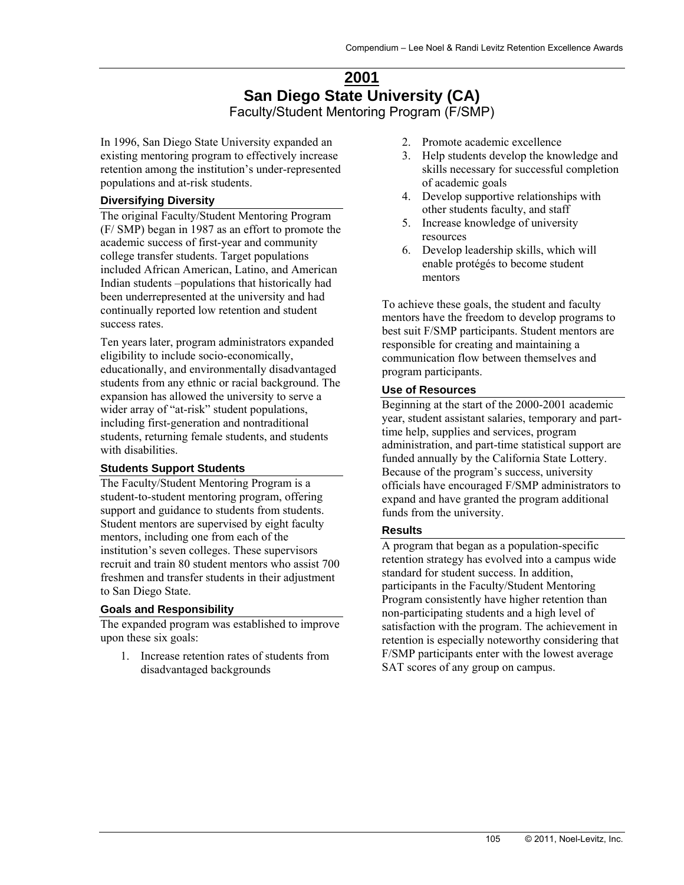# 2001

# San Diego State University (CA)

## Faculty/Student Mentoring Program (F/SMP)

In 1996, San Diego State University expanded an existing mentoring program to effectively increase retention among the institution's under-represented populations and at-risk students.

### Diversifying Diversity

The original Faculty/Student Mentoring Program (F/ SMP) began in 1987 as an effort to promote the academic success of first-year and community college transfer students. Target populations included African American, Latino, and American Indian students –populations that historically had been underrepresented at the university and had continually reported low retention and student success rates.

Ten years later, program administrators expanded eligibility to include socio-economically, educationally, and environmentally disadvantaged students from any ethnic or racial background. The expansion has allowed the university to serve a wider array of "at-risk" student populations, including first-generation and nontraditional students, returning female students, and students with disabilities.

### Students Support Students

The Faculty/Student Mentoring Program is a student-to-student mentoring program, offering support and guidance to students from students. Student mentors are supervised by eight faculty mentors, including one from each of the institution's seven colleges. These supervisors recruit and train 80 student mentors who assist 700 freshmen and transfer students in their adjustment to San Diego State.

### Goals and Responsibility

The expanded program was established to improve upon these six goals:

1. Increase retention rates of students from disadvantaged backgrounds
2. Promote academic excellence
3. Help students develop the knowledge and skills necessary for successful completion of academic goals
4. Develop supportive relationships with other students faculty, and staff
5. Increase knowledge of university resources
6. Develop leadership skills, which will enable protégés to become student mentors

To achieve these goals, the student and faculty mentors have the freedom to develop programs to best suit F/SMP participants. Student mentors are responsible for creating and maintaining a communication flow between themselves and program participants.

### Use of Resources

Beginning at the start of the 2000-2001 academic year, student assistant salaries, temporary and part-time help, supplies and services, program administration, and part-time statistical support are funded annually by the California State Lottery. Because of the program's success, university officials have encouraged F/SMP administrators to expand and have granted the program additional funds from the university.

### Results

A program that began as a population-specific retention strategy has evolved into a campus wide standard for student success. In addition, participants in the Faculty/Student Mentoring Program consistently have higher retention than non-participating students and a high level of satisfaction with the program. The achievement in retention is especially noteworthy considering that F/SMP participants enter with the lowest average SAT scores of any group on campus.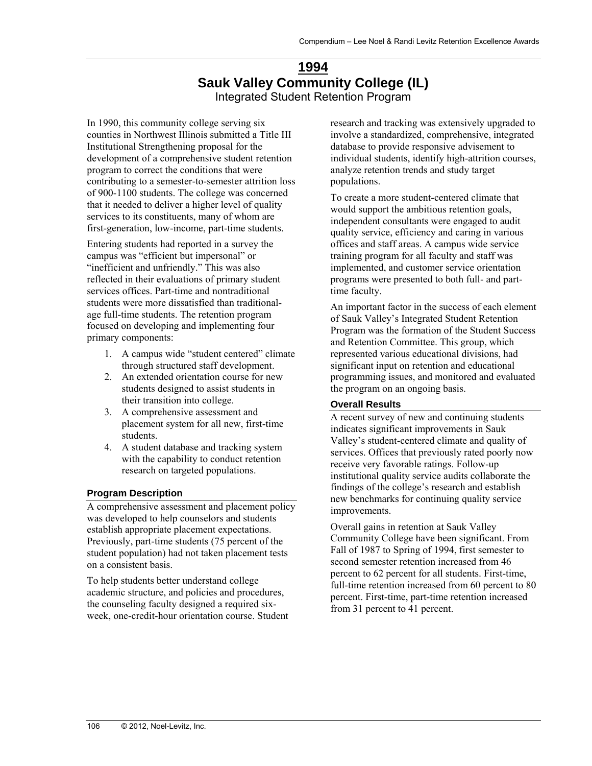# 1994

## Sauk Valley Community College (IL)

### Integrated Student Retention Program

In 1990, this community college serving six counties in Northwest Illinois submitted a Title III Institutional Strengthening proposal for the development of a comprehensive student retention program to correct the conditions that were contributing to a semester-to-semester attrition loss of 900-1100 students. The college was concerned that it needed to deliver a higher level of quality services to its constituents, many of whom are first-generation, low-income, part-time students.

Entering students had reported in a survey the campus was "efficient but impersonal" or "inefficient and unfriendly." This was also reflected in their evaluations of primary student services offices. Part-time and nontraditional students were more dissatisfied than traditional-age full-time students. The retention program focused on developing and implementing four primary components:

1. A campus wide "student centered" climate through structured staff development.
2. An extended orientation course for new students designed to assist students in their transition into college.
3. A comprehensive assessment and placement system for all new, first-time students.
4. A student database and tracking system with the capability to conduct retention research on targeted populations.

#### Program Description

A comprehensive assessment and placement policy was developed to help counselors and students establish appropriate placement expectations. Previously, part-time students (75 percent of the student population) had not taken placement tests on a consistent basis.

To help students better understand college academic structure, and policies and procedures, the counseling faculty designed a required six-week, one-credit-hour orientation course. Student research and tracking was extensively upgraded to involve a standardized, comprehensive, integrated database to provide responsive advisement to individual students, identify high-attrition courses, analyze retention trends and study target populations.

To create a more student-centered climate that would support the ambitious retention goals, independent consultants were engaged to audit quality service, efficiency and caring in various offices and staff areas. A campus wide service training program for all faculty and staff was implemented, and customer service orientation programs were presented to both full- and part-time faculty.

An important factor in the success of each element of Sauk Valley's Integrated Student Retention Program was the formation of the Student Success and Retention Committee. This group, which represented various educational divisions, had significant input on retention and educational programming issues, and monitored and evaluated the program on an ongoing basis.

#### Overall Results

A recent survey of new and continuing students indicates significant improvements in Sauk Valley's student-centered climate and quality of services. Offices that previously rated poorly now receive very favorable ratings. Follow-up institutional quality service audits collaborate the findings of the college's research and establish new benchmarks for continuing quality service improvements.

Overall gains in retention at Sauk Valley Community College have been significant. From Fall of 1987 to Spring of 1994, first semester to second semester retention increased from 46 percent to 62 percent for all students. First-time, full-time retention increased from 60 percent to 80 percent. First-time, part-time retention increased from 31 percent to 41 percent.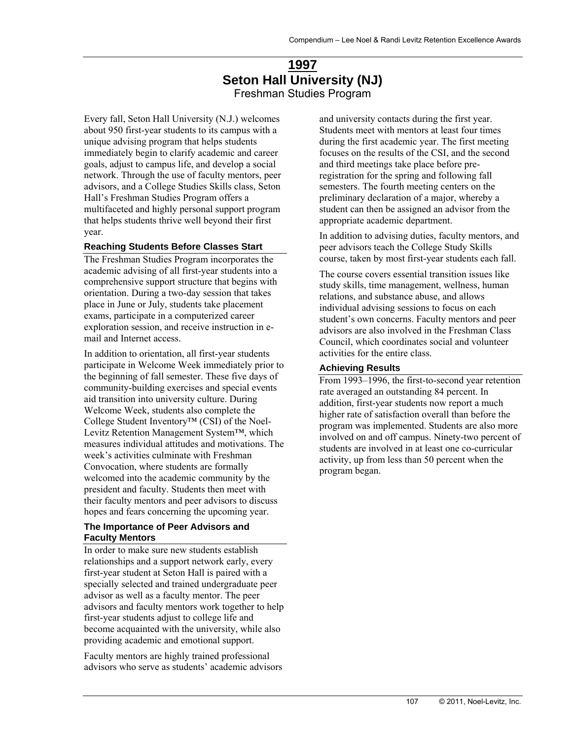# 1997
# Seton Hall University (NJ)
## Freshman Studies Program

Every fall, Seton Hall University (N.J.) welcomes about 950 first-year students to its campus with a unique advising program that helps students immediately begin to clarify academic and career goals, adjust to campus life, and develop a social network. Through the use of faculty mentors, peer advisors, and a College Studies Skills class, Seton Hall's Freshman Studies Program offers a multifaceted and highly personal support program that helps students thrive well beyond their first year.

### Reaching Students Before Classes Start

The Freshman Studies Program incorporates the academic advising of all first-year students into a comprehensive support structure that begins with orientation. During a two-day session that takes place in June or July, students take placement exams, participate in a computerized career exploration session, and receive instruction in e-mail and Internet access.

In addition to orientation, all first-year students participate in Welcome Week immediately prior to the beginning of fall semester. These five days of community-building exercises and special events aid transition into university culture. During Welcome Week, students also complete the College Student Inventory™ (CSI) of the Noel-Levitz Retention Management System™, which measures individual attitudes and motivations. The week's activities culminate with Freshman Convocation, where students are formally welcomed into the academic community by the president and faculty. Students then meet with their faculty mentors and peer advisors to discuss hopes and fears concerning the upcoming year.

### The Importance of Peer Advisors and Faculty Mentors

In order to make sure new students establish relationships and a support network early, every first-year student at Seton Hall is paired with a specially selected and trained undergraduate peer advisor as well as a faculty mentor. The peer advisors and faculty mentors work together to help first-year students adjust to college life and become acquainted with the university, while also providing academic and emotional support.

Faculty mentors are highly trained professional advisors who serve as students' academic advisors and university contacts during the first year. Students meet with mentors at least four times during the first academic year. The first meeting focuses on the results of the CSI, and the second and third meetings take place before pre-registration for the spring and following fall semesters. The fourth meeting centers on the preliminary declaration of a major, whereby a student can then be assigned an advisor from the appropriate academic department.

In addition to advising duties, faculty mentors, and peer advisors teach the College Study Skills course, taken by most first-year students each fall.

The course covers essential transition issues like study skills, time management, wellness, human relations, and substance abuse, and allows individual advising sessions to focus on each student's own concerns. Faculty mentors and peer advisors are also involved in the Freshman Class Council, which coordinates social and volunteer activities for the entire class.

### Achieving Results

From 1993–1996, the first-to-second year retention rate averaged an outstanding 84 percent. In addition, first-year students now report a much higher rate of satisfaction overall than before the program was implemented. Students are also more involved on and off campus. Ninety-two percent of students are involved in at least one co-curricular activity, up from less than 50 percent when the program began.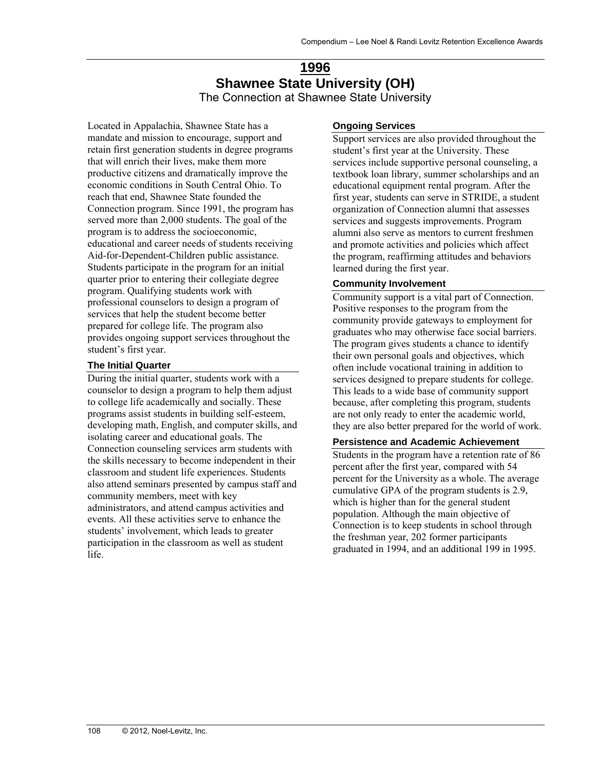# 1996

# Shawnee State University (OH)

## The Connection at Shawnee State University

Located in Appalachia, Shawnee State has a mandate and mission to encourage, support and retain first generation students in degree programs that will enrich their lives, make them more productive citizens and dramatically improve the economic conditions in South Central Ohio. To reach that end, Shawnee State founded the Connection program. Since 1991, the program has served more than 2,000 students. The goal of the program is to address the socioeconomic, educational and career needs of students receiving Aid-for-Dependent-Children public assistance. Students participate in the program for an initial quarter prior to entering their collegiate degree program. Qualifying students work with professional counselors to design a program of services that help the student become better prepared for college life. The program also provides ongoing support services throughout the student's first year.

### The Initial Quarter

During the initial quarter, students work with a counselor to design a program to help them adjust to college life academically and socially. These programs assist students in building self-esteem, developing math, English, and computer skills, and isolating career and educational goals. The Connection counseling services arm students with the skills necessary to become independent in their classroom and student life experiences. Students also attend seminars presented by campus staff and community members, meet with key administrators, and attend campus activities and events. All these activities serve to enhance the students' involvement, which leads to greater participation in the classroom as well as student life.

### Ongoing Services

Support services are also provided throughout the student's first year at the University. These services include supportive personal counseling, a textbook loan library, summer scholarships and an educational equipment rental program. After the first year, students can serve in STRIDE, a student organization of Connection alumni that assesses services and suggests improvements. Program alumni also serve as mentors to current freshmen and promote activities and policies which affect the program, reaffirming attitudes and behaviors learned during the first year.

### Community Involvement

Community support is a vital part of Connection. Positive responses to the program from the community provide gateways to employment for graduates who may otherwise face social barriers. The program gives students a chance to identify their own personal goals and objectives, which often include vocational training in addition to services designed to prepare students for college. This leads to a wide base of community support because, after completing this program, students are not only ready to enter the academic world, they are also better prepared for the world of work.

### Persistence and Academic Achievement

Students in the program have a retention rate of 86 percent after the first year, compared with 54 percent for the University as a whole. The average cumulative GPA of the program students is 2.9, which is higher than for the general student population. Although the main objective of Connection is to keep students in school through the freshman year, 202 former participants graduated in 1994, and an additional 199 in 1995.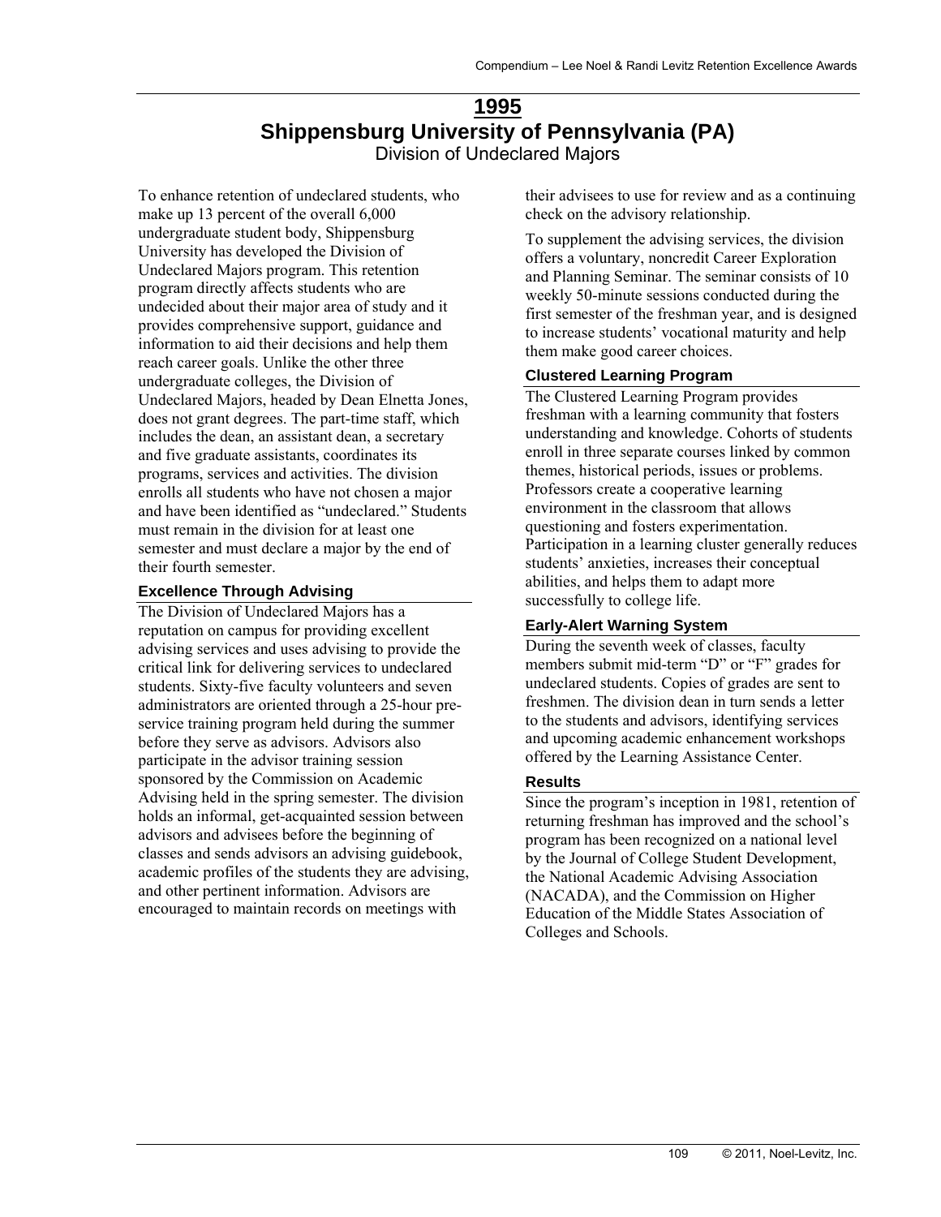# 1995

## Shippensburg University of Pennsylvania (PA)

Division of Undeclared Majors

To enhance retention of undeclared students, who make up 13 percent of the overall 6,000 undergraduate student body, Shippensburg University has developed the Division of Undeclared Majors program. This retention program directly affects students who are undecided about their major area of study and it provides comprehensive support, guidance and information to aid their decisions and help them reach career goals. Unlike the other three undergraduate colleges, the Division of Undeclared Majors, headed by Dean Elnetta Jones, does not grant degrees. The part-time staff, which includes the dean, an assistant dean, a secretary and five graduate assistants, coordinates its programs, services and activities. The division enrolls all students who have not chosen a major and have been identified as "undeclared." Students must remain in the division for at least one semester and must declare a major by the end of their fourth semester.

### Excellence Through Advising

The Division of Undeclared Majors has a reputation on campus for providing excellent advising services and uses advising to provide the critical link for delivering services to undeclared students. Sixty-five faculty volunteers and seven administrators are oriented through a 25-hour pre-service training program held during the summer before they serve as advisors. Advisors also participate in the advisor training session sponsored by the Commission on Academic Advising held in the spring semester. The division holds an informal, get-acquainted session between advisors and advisees before the beginning of classes and sends advisors an advising guidebook, academic profiles of the students they are advising, and other pertinent information. Advisors are encouraged to maintain records on meetings with their advisees to use for review and as a continuing check on the advisory relationship.

To supplement the advising services, the division offers a voluntary, noncredit Career Exploration and Planning Seminar. The seminar consists of 10 weekly 50-minute sessions conducted during the first semester of the freshman year, and is designed to increase students' vocational maturity and help them make good career choices.

### Clustered Learning Program

The Clustered Learning Program provides freshman with a learning community that fosters understanding and knowledge. Cohorts of students enroll in three separate courses linked by common themes, historical periods, issues or problems. Professors create a cooperative learning environment in the classroom that allows questioning and fosters experimentation. Participation in a learning cluster generally reduces students' anxieties, increases their conceptual abilities, and helps them to adapt more successfully to college life.

### Early-Alert Warning System

During the seventh week of classes, faculty members submit mid-term "D" or "F" grades for undeclared students. Copies of grades are sent to freshmen. The division dean in turn sends a letter to the students and advisors, identifying services and upcoming academic enhancement workshops offered by the Learning Assistance Center.

### Results

Since the program's inception in 1981, retention of returning freshman has improved and the school's program has been recognized on a national level by the Journal of College Student Development, the National Academic Advising Association (NACADA), and the Commission on Higher Education of the Middle States Association of Colleges and Schools.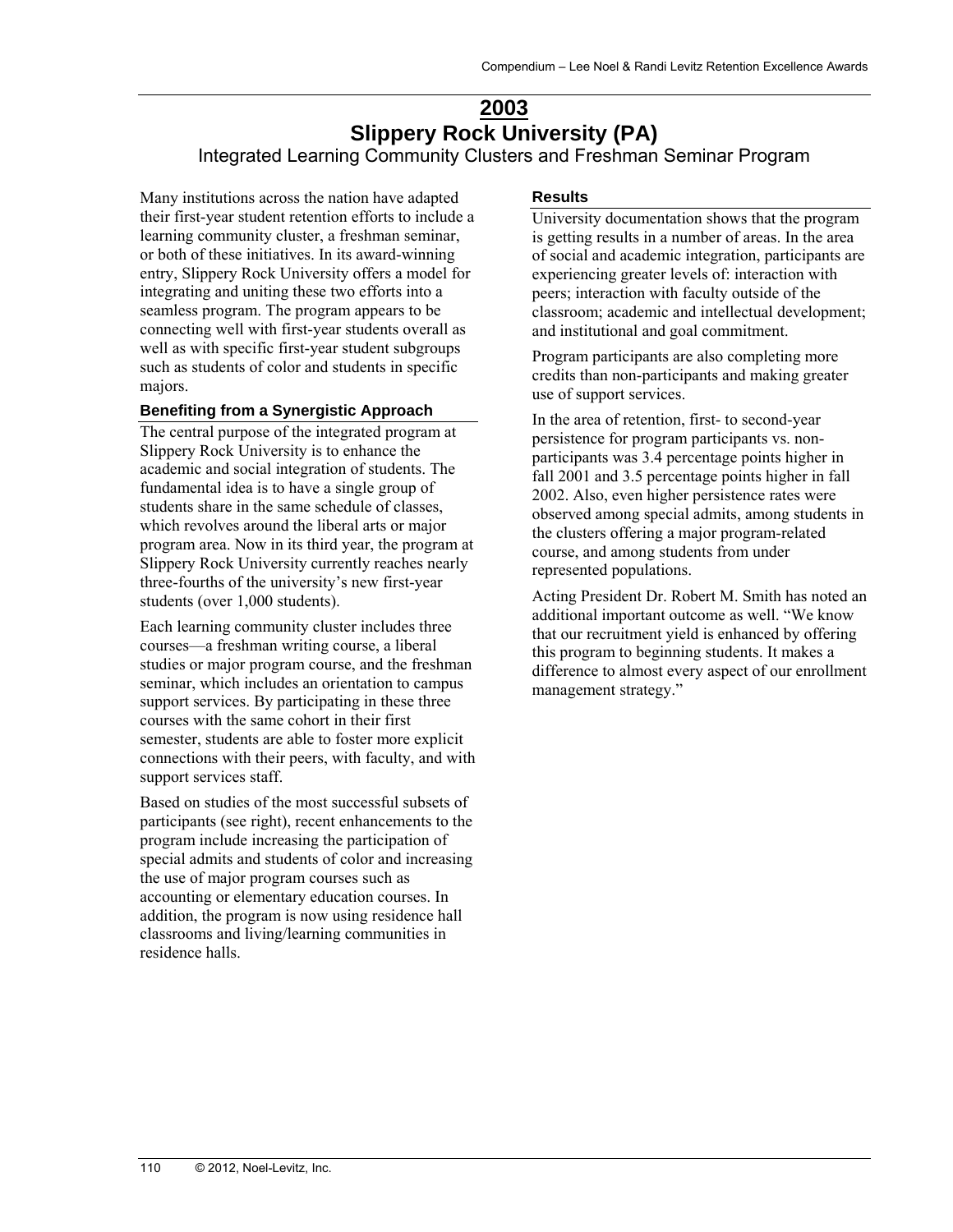# 2003

# Slippery Rock University (PA)

## Integrated Learning Community Clusters and Freshman Seminar Program

Many institutions across the nation have adapted their first-year student retention efforts to include a learning community cluster, a freshman seminar, or both of these initiatives. In its award-winning entry, Slippery Rock University offers a model for integrating and uniting these two efforts into a seamless program. The program appears to be connecting well with first-year students overall as well as with specific first-year student subgroups such as students of color and students in specific majors.

### Benefiting from a Synergistic Approach

The central purpose of the integrated program at Slippery Rock University is to enhance the academic and social integration of students. The fundamental idea is to have a single group of students share in the same schedule of classes, which revolves around the liberal arts or major program area. Now in its third year, the program at Slippery Rock University currently reaches nearly three-fourths of the university's new first-year students (over 1,000 students).

Each learning community cluster includes three courses—a freshman writing course, a liberal studies or major program course, and the freshman seminar, which includes an orientation to campus support services. By participating in these three courses with the same cohort in their first semester, students are able to foster more explicit connections with their peers, with faculty, and with support services staff.

Based on studies of the most successful subsets of participants (see right), recent enhancements to the program include increasing the participation of special admits and students of color and increasing the use of major program courses such as accounting or elementary education courses. In addition, the program is now using residence hall classrooms and living/learning communities in residence halls.

### Results

University documentation shows that the program is getting results in a number of areas. In the area of social and academic integration, participants are experiencing greater levels of: interaction with peers; interaction with faculty outside of the classroom; academic and intellectual development; and institutional and goal commitment.

Program participants are also completing more credits than non-participants and making greater use of support services.

In the area of retention, first- to second-year persistence for program participants vs. non-participants was 3.4 percentage points higher in fall 2001 and 3.5 percentage points higher in fall 2002. Also, even higher persistence rates were observed among special admits, among students in the clusters offering a major program-related course, and among students from under represented populations.

Acting President Dr. Robert M. Smith has noted an additional important outcome as well. "We know that our recruitment yield is enhanced by offering this program to beginning students. It makes a difference to almost every aspect of our enrollment management strategy."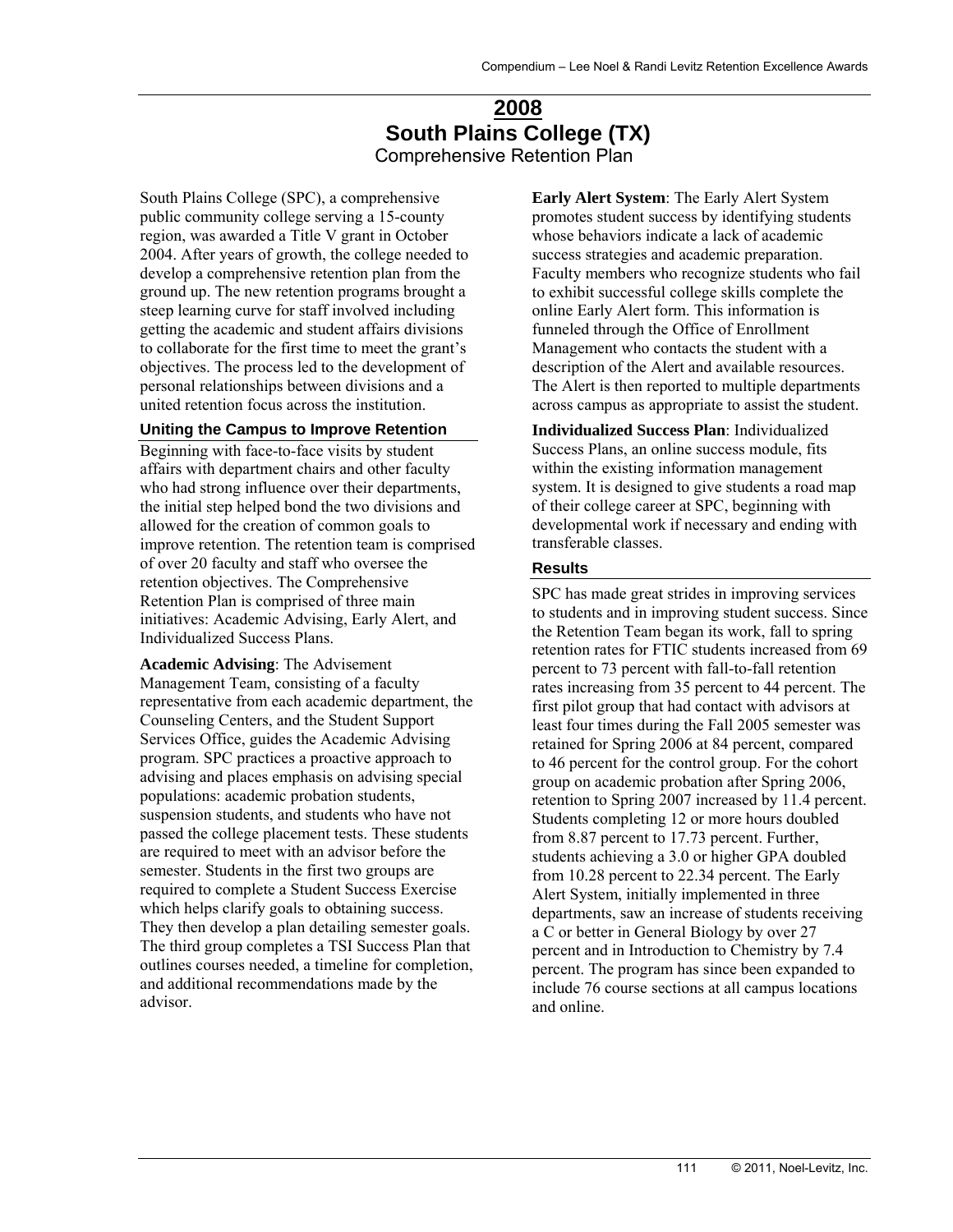# 2008

## South Plains College (TX)

Comprehensive Retention Plan

South Plains College (SPC), a comprehensive public community college serving a 15-county region, was awarded a Title V grant in October 2004. After years of growth, the college needed to develop a comprehensive retention plan from the ground up. The new retention programs brought a steep learning curve for staff involved including getting the academic and student affairs divisions to collaborate for the first time to meet the grant's objectives. The process led to the development of personal relationships between divisions and a united retention focus across the institution.

### Uniting the Campus to Improve Retention

Beginning with face-to-face visits by student affairs with department chairs and other faculty who had strong influence over their departments, the initial step helped bond the two divisions and allowed for the creation of common goals to improve retention. The retention team is comprised of over 20 faculty and staff who oversee the retention objectives. The Comprehensive Retention Plan is comprised of three main initiatives: Academic Advising, Early Alert, and Individualized Success Plans.

**Academic Advising**: The Advisement Management Team, consisting of a faculty representative from each academic department, the Counseling Centers, and the Student Support Services Office, guides the Academic Advising program. SPC practices a proactive approach to advising and places emphasis on advising special populations: academic probation students, suspension students, and students who have not passed the college placement tests. These students are required to meet with an advisor before the semester. Students in the first two groups are required to complete a Student Success Exercise which helps clarify goals to obtaining success. They then develop a plan detailing semester goals. The third group completes a TSI Success Plan that outlines courses needed, a timeline for completion, and additional recommendations made by the advisor.

**Early Alert System**: The Early Alert System promotes student success by identifying students whose behaviors indicate a lack of academic success strategies and academic preparation. Faculty members who recognize students who fail to exhibit successful college skills complete the online Early Alert form. This information is funneled through the Office of Enrollment Management who contacts the student with a description of the Alert and available resources. The Alert is then reported to multiple departments across campus as appropriate to assist the student.

**Individualized Success Plan**: Individualized Success Plans, an online success module, fits within the existing information management system. It is designed to give students a road map of their college career at SPC, beginning with developmental work if necessary and ending with transferable classes.

### Results

SPC has made great strides in improving services to students and in improving student success. Since the Retention Team began its work, fall to spring retention rates for FTIC students increased from 69 percent to 73 percent with fall-to-fall retention rates increasing from 35 percent to 44 percent. The first pilot group that had contact with advisors at least four times during the Fall 2005 semester was retained for Spring 2006 at 84 percent, compared to 46 percent for the control group. For the cohort group on academic probation after Spring 2006, retention to Spring 2007 increased by 11.4 percent. Students completing 12 or more hours doubled from 8.87 percent to 17.73 percent. Further, students achieving a 3.0 or higher GPA doubled from 10.28 percent to 22.34 percent. The Early Alert System, initially implemented in three departments, saw an increase of students receiving a C or better in General Biology by over 27 percent and in Introduction to Chemistry by 7.4 percent. The program has since been expanded to include 76 course sections at all campus locations and online.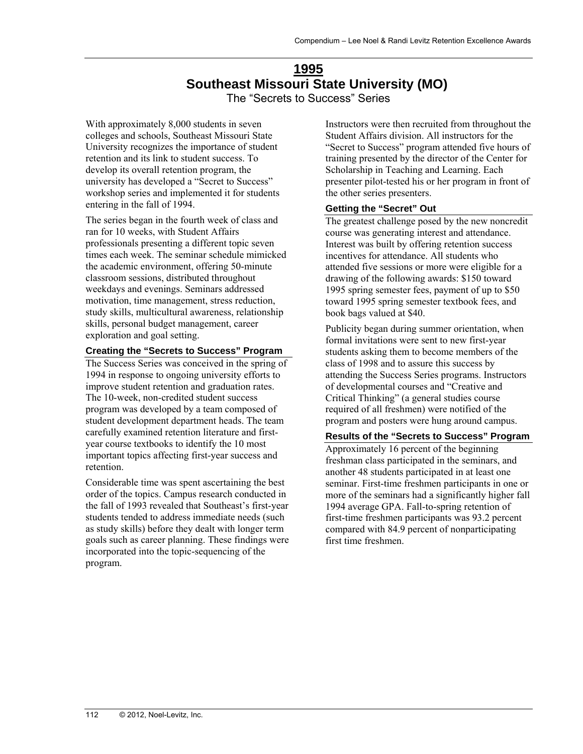# 1995
# Southeast Missouri State University (MO)

The "Secrets to Success" Series

With approximately 8,000 students in seven colleges and schools, Southeast Missouri State University recognizes the importance of student retention and its link to student success. To develop its overall retention program, the university has developed a "Secret to Success" workshop series and implemented it for students entering in the fall of 1994.

The series began in the fourth week of class and ran for 10 weeks, with Student Affairs professionals presenting a different topic seven times each week. The seminar schedule mimicked the academic environment, offering 50-minute classroom sessions, distributed throughout weekdays and evenings. Seminars addressed motivation, time management, stress reduction, study skills, multicultural awareness, relationship skills, personal budget management, career exploration and goal setting.

## Creating the "Secrets to Success" Program

The Success Series was conceived in the spring of 1994 in response to ongoing university efforts to improve student retention and graduation rates. The 10-week, non-credited student success program was developed by a team composed of student development department heads. The team carefully examined retention literature and first-year course textbooks to identify the 10 most important topics affecting first-year success and retention.

Considerable time was spent ascertaining the best order of the topics. Campus research conducted in the fall of 1993 revealed that Southeast's first-year students tended to address immediate needs (such as study skills) before they dealt with longer term goals such as career planning. These findings were incorporated into the topic-sequencing of the program.

Instructors were then recruited from throughout the Student Affairs division. All instructors for the "Secret to Success" program attended five hours of training presented by the director of the Center for Scholarship in Teaching and Learning. Each presenter pilot-tested his or her program in front of the other series presenters.

## Getting the "Secret" Out

The greatest challenge posed by the new noncredit course was generating interest and attendance. Interest was built by offering retention success incentives for attendance. All students who attended five sessions or more were eligible for a drawing of the following awards: $150 toward 1995 spring semester fees, payment of up to $50 toward 1995 spring semester textbook fees, and book bags valued at $40.

Publicity began during summer orientation, when formal invitations were sent to new first-year students asking them to become members of the class of 1998 and to assure this success by attending the Success Series programs. Instructors of developmental courses and "Creative and Critical Thinking" (a general studies course required of all freshmen) were notified of the program and posters were hung around campus.

## Results of the "Secrets to Success" Program

Approximately 16 percent of the beginning freshman class participated in the seminars, and another 48 students participated in at least one seminar. First-time freshmen participants in one or more of the seminars had a significantly higher fall 1994 average GPA. Fall-to-spring retention of first-time freshmen participants was 93.2 percent compared with 84.9 percent of nonparticipating first time freshmen.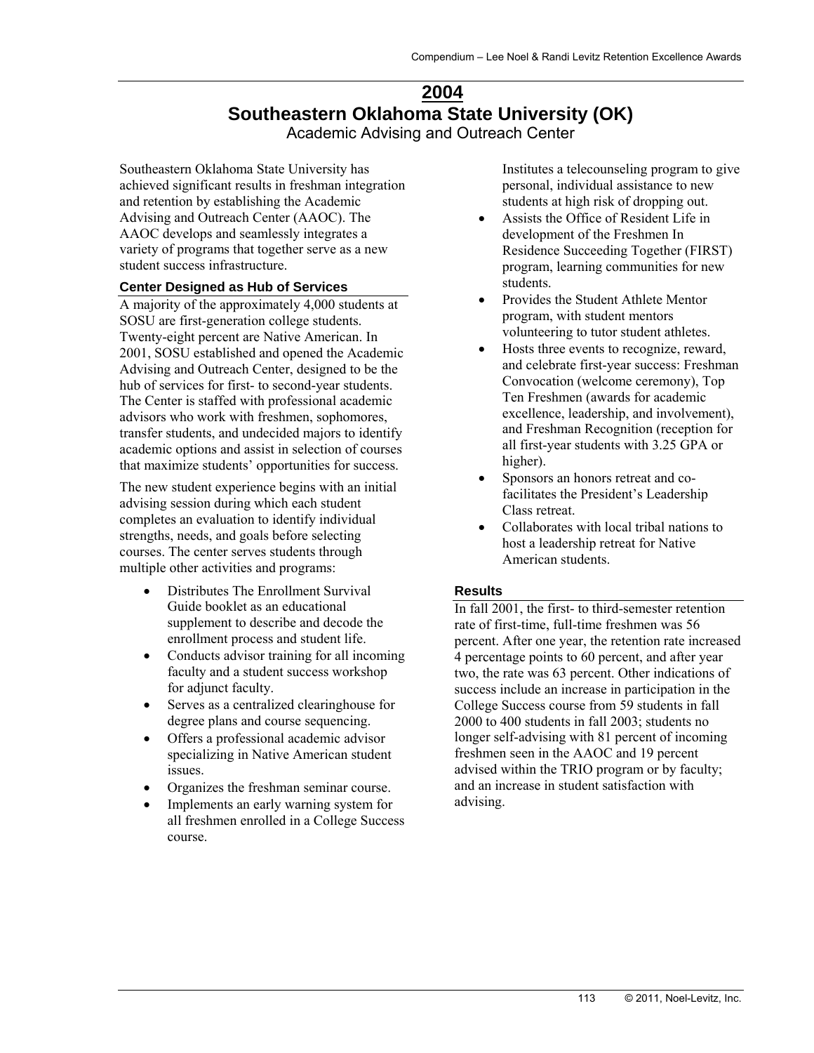# 2004

# Southeastern Oklahoma State University (OK)

## Academic Advising and Outreach Center

Southeastern Oklahoma State University has achieved significant results in freshman integration and retention by establishing the Academic Advising and Outreach Center (AAOC). The AAOC develops and seamlessly integrates a variety of programs that together serve as a new student success infrastructure.

### Center Designed as Hub of Services

A majority of the approximately 4,000 students at SOSU are first-generation college students. Twenty-eight percent are Native American. In 2001, SOSU established and opened the Academic Advising and Outreach Center, designed to be the hub of services for first- to second-year students. The Center is staffed with professional academic advisors who work with freshmen, sophomores, transfer students, and undecided majors to identify academic options and assist in selection of courses that maximize students' opportunities for success.

The new student experience begins with an initial advising session during which each student completes an evaluation to identify individual strengths, needs, and goals before selecting courses. The center serves students through multiple other activities and programs:

- Distributes The Enrollment Survival Guide booklet as an educational supplement to describe and decode the enrollment process and student life.
- Conducts advisor training for all incoming faculty and a student success workshop for adjunct faculty.
- Serves as a centralized clearinghouse for degree plans and course sequencing.
- Offers a professional academic advisor specializing in Native American student issues.
- Organizes the freshman seminar course.
- Implements an early warning system for all freshmen enrolled in a College Success course. Institutes a telecounseling program to give personal, individual assistance to new students at high risk of dropping out.
- Assists the Office of Resident Life in development of the Freshmen In Residence Succeeding Together (FIRST) program, learning communities for new students.
- Provides the Student Athlete Mentor program, with student mentors volunteering to tutor student athletes.
- Hosts three events to recognize, reward, and celebrate first-year success: Freshman Convocation (welcome ceremony), Top Ten Freshmen (awards for academic excellence, leadership, and involvement), and Freshman Recognition (reception for all first-year students with 3.25 GPA or higher).
- Sponsors an honors retreat and co-facilitates the President's Leadership Class retreat.
- Collaborates with local tribal nations to host a leadership retreat for Native American students.

### Results

In fall 2001, the first- to third-semester retention rate of first-time, full-time freshmen was 56 percent. After one year, the retention rate increased 4 percentage points to 60 percent, and after year two, the rate was 63 percent. Other indications of success include an increase in participation in the College Success course from 59 students in fall 2000 to 400 students in fall 2003; students no longer self-advising with 81 percent of incoming freshmen seen in the AAOC and 19 percent advised within the TRIO program or by faculty; and an increase in student satisfaction with advising.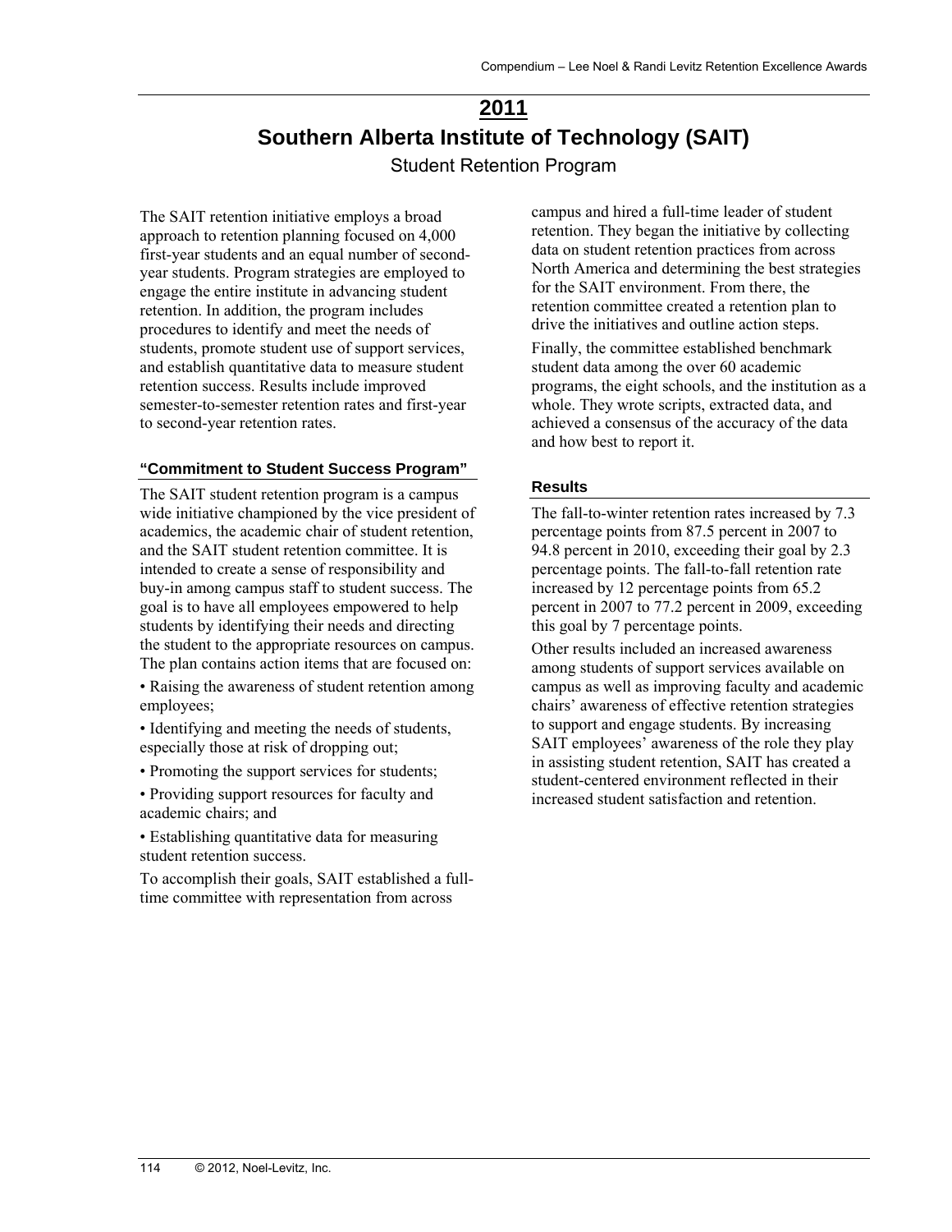# 2011

# Southern Alberta Institute of Technology (SAIT)

## Student Retention Program

The SAIT retention initiative employs a broad approach to retention planning focused on 4,000 first-year students and an equal number of second-year students. Program strategies are employed to engage the entire institute in advancing student retention. In addition, the program includes procedures to identify and meet the needs of students, promote student use of support services, and establish quantitative data to measure student retention success. Results include improved semester-to-semester retention rates and first-year to second-year retention rates.

### "Commitment to Student Success Program"

The SAIT student retention program is a campus wide initiative championed by the vice president of academics, the academic chair of student retention, and the SAIT student retention committee. It is intended to create a sense of responsibility and buy-in among campus staff to student success. The goal is to have all employees empowered to help students by identifying their needs and directing the student to the appropriate resources on campus. The plan contains action items that are focused on:

- Raising the awareness of student retention among employees;
- Identifying and meeting the needs of students, especially those at risk of dropping out;
- Promoting the support services for students;
- Providing support resources for faculty and academic chairs; and
- Establishing quantitative data for measuring student retention success.

To accomplish their goals, SAIT established a full-time committee with representation from across campus and hired a full-time leader of student retention. They began the initiative by collecting data on student retention practices from across North America and determining the best strategies for the SAIT environment. From there, the retention committee created a retention plan to drive the initiatives and outline action steps.

Finally, the committee established benchmark student data among the over 60 academic programs, the eight schools, and the institution as a whole. They wrote scripts, extracted data, and achieved a consensus of the accuracy of the data and how best to report it.

### Results

The fall-to-winter retention rates increased by 7.3 percentage points from 87.5 percent in 2007 to 94.8 percent in 2010, exceeding their goal by 2.3 percentage points. The fall-to-fall retention rate increased by 12 percentage points from 65.2 percent in 2007 to 77.2 percent in 2009, exceeding this goal by 7 percentage points.

Other results included an increased awareness among students of support services available on campus as well as improving faculty and academic chairs' awareness of effective retention strategies to support and engage students. By increasing SAIT employees' awareness of the role they play in assisting student retention, SAIT has created a student-centered environment reflected in their increased student satisfaction and retention.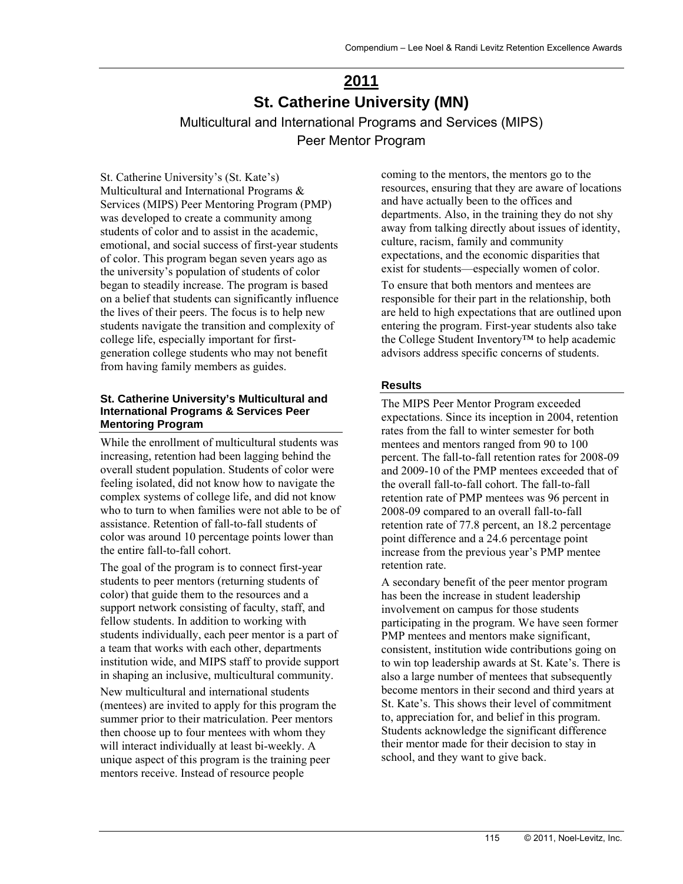# 2011

# St. Catherine University (MN)

## Multicultural and International Programs and Services (MIPS) Peer Mentor Program

St. Catherine University's (St. Kate's) Multicultural and International Programs & Services (MIPS) Peer Mentoring Program (PMP) was developed to create a community among students of color and to assist in the academic, emotional, and social success of first-year students of color. This program began seven years ago as the university's population of students of color began to steadily increase. The program is based on a belief that students can significantly influence the lives of their peers. The focus is to help new students navigate the transition and complexity of college life, especially important for first-generation college students who may not benefit from having family members as guides.

### St. Catherine University's Multicultural and International Programs & Services Peer Mentoring Program

While the enrollment of multicultural students was increasing, retention had been lagging behind the overall student population. Students of color were feeling isolated, did not know how to navigate the complex systems of college life, and did not know who to turn to when families were not able to be of assistance. Retention of fall-to-fall students of color was around 10 percentage points lower than the entire fall-to-fall cohort.

The goal of the program is to connect first-year students to peer mentors (returning students of color) that guide them to the resources and a support network consisting of faculty, staff, and fellow students. In addition to working with students individually, each peer mentor is a part of a team that works with each other, departments institution wide, and MIPS staff to provide support in shaping an inclusive, multicultural community.

New multicultural and international students (mentees) are invited to apply for this program the summer prior to their matriculation. Peer mentors then choose up to four mentees with whom they will interact individually at least bi-weekly. A unique aspect of this program is the training peer mentors receive. Instead of resource people coming to the mentors, the mentors go to the resources, ensuring that they are aware of locations and have actually been to the offices and departments. Also, in the training they do not shy away from talking directly about issues of identity, culture, racism, family and community expectations, and the economic disparities that exist for students—especially women of color.

To ensure that both mentors and mentees are responsible for their part in the relationship, both are held to high expectations that are outlined upon entering the program. First-year students also take the College Student Inventory™ to help academic advisors address specific concerns of students.

### Results

The MIPS Peer Mentor Program exceeded expectations. Since its inception in 2004, retention rates from the fall to winter semester for both mentees and mentors ranged from 90 to 100 percent. The fall-to-fall retention rates for 2008-09 and 2009-10 of the PMP mentees exceeded that of the overall fall-to-fall cohort. The fall-to-fall retention rate of PMP mentees was 96 percent in 2008-09 compared to an overall fall-to-fall retention rate of 77.8 percent, an 18.2 percentage point difference and a 24.6 percentage point increase from the previous year's PMP mentee retention rate.

A secondary benefit of the peer mentor program has been the increase in student leadership involvement on campus for those students participating in the program. We have seen former PMP mentees and mentors make significant, consistent, institution wide contributions going on to win top leadership awards at St. Kate's. There is also a large number of mentees that subsequently become mentors in their second and third years at St. Kate's. This shows their level of commitment to, appreciation for, and belief in this program. Students acknowledge the significant difference their mentor made for their decision to stay in school, and they want to give back.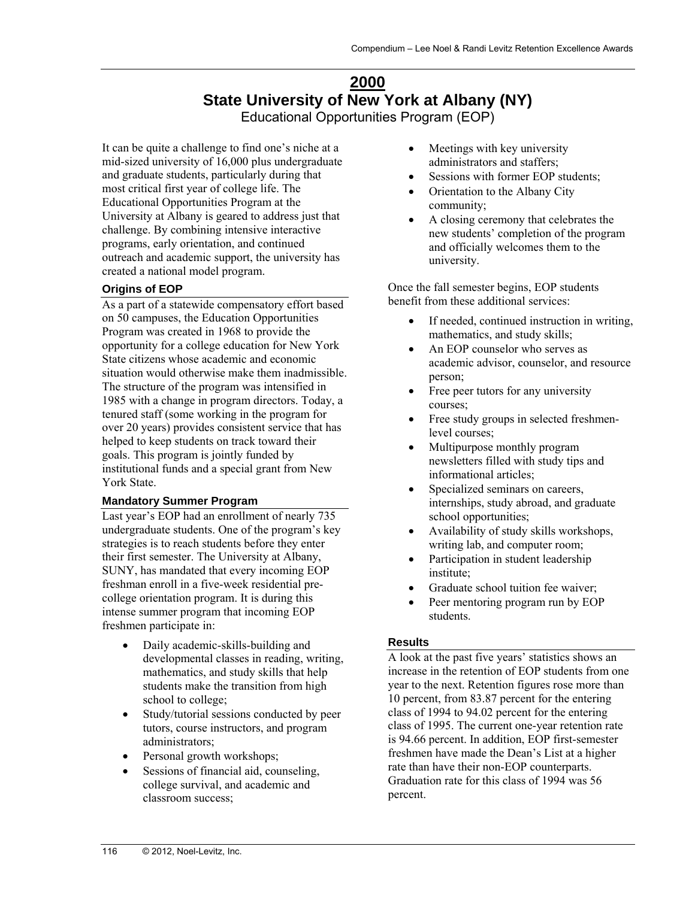# 2000

## State University of New York at Albany (NY)

Educational Opportunities Program (EOP)

It can be quite a challenge to find one's niche at a mid-sized university of 16,000 plus undergraduate and graduate students, particularly during that most critical first year of college life. The Educational Opportunities Program at the University at Albany is geared to address just that challenge. By combining intensive interactive programs, early orientation, and continued outreach and academic support, the university has created a national model program.

### Origins of EOP

As a part of a statewide compensatory effort based on 50 campuses, the Education Opportunities Program was created in 1968 to provide the opportunity for a college education for New York State citizens whose academic and economic situation would otherwise make them inadmissible. The structure of the program was intensified in 1985 with a change in program directors. Today, a tenured staff (some working in the program for over 20 years) provides consistent service that has helped to keep students on track toward their goals. This program is jointly funded by institutional funds and a special grant from New York State.

### Mandatory Summer Program

Last year's EOP had an enrollment of nearly 735 undergraduate students. One of the program's key strategies is to reach students before they enter their first semester. The University at Albany, SUNY, has mandated that every incoming EOP freshman enroll in a five-week residential pre-college orientation program. It is during this intense summer program that incoming EOP freshmen participate in:

- Daily academic-skills-building and developmental classes in reading, writing, mathematics, and study skills that help students make the transition from high school to college;
- Study/tutorial sessions conducted by peer tutors, course instructors, and program administrators;
- Personal growth workshops;
- Sessions of financial aid, counseling, college survival, and academic and classroom success;
- Meetings with key university administrators and staffers;
- Sessions with former EOP students;
- Orientation to the Albany City community;
- A closing ceremony that celebrates the new students' completion of the program and officially welcomes them to the university.

Once the fall semester begins, EOP students benefit from these additional services:

- If needed, continued instruction in writing, mathematics, and study skills;
- An EOP counselor who serves as academic advisor, counselor, and resource person;
- Free peer tutors for any university courses;
- Free study groups in selected freshmen-level courses;
- Multipurpose monthly program newsletters filled with study tips and informational articles;
- Specialized seminars on careers, internships, study abroad, and graduate school opportunities;
- Availability of study skills workshops, writing lab, and computer room;
- Participation in student leadership institute;
- Graduate school tuition fee waiver;
- Peer mentoring program run by EOP students.

### Results

A look at the past five years' statistics shows an increase in the retention of EOP students from one year to the next. Retention figures rose more than 10 percent, from 83.87 percent for the entering class of 1994 to 94.02 percent for the entering class of 1995. The current one-year retention rate is 94.66 percent. In addition, EOP first-semester freshmen have made the Dean's List at a higher rate than have their non-EOP counterparts. Graduation rate for this class of 1994 was 56 percent.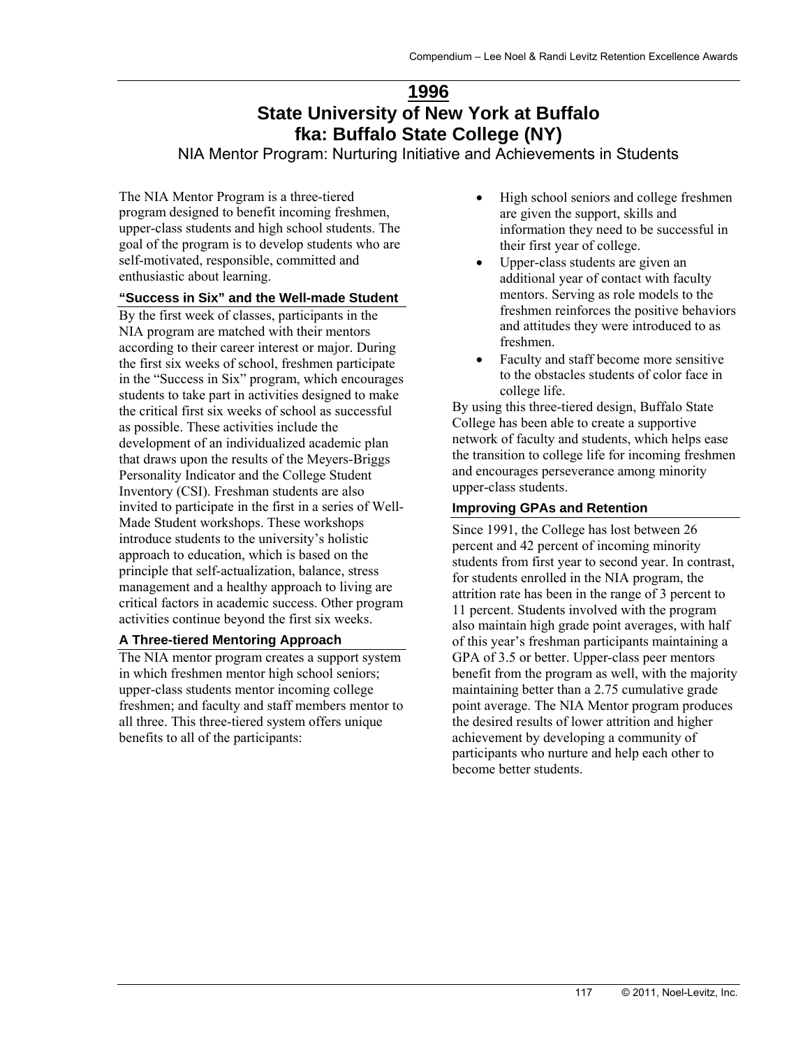# 1996

# State University of New York at Buffalo fka: Buffalo State College (NY)

## NIA Mentor Program: Nurturing Initiative and Achievements in Students

The NIA Mentor Program is a three-tiered program designed to benefit incoming freshmen, upper-class students and high school students. The goal of the program is to develop students who are self-motivated, responsible, committed and enthusiastic about learning.

### "Success in Six" and the Well-made Student

By the first week of classes, participants in the NIA program are matched with their mentors according to their career interest or major. During the first six weeks of school, freshmen participate in the "Success in Six" program, which encourages students to take part in activities designed to make the critical first six weeks of school as successful as possible. These activities include the development of an individualized academic plan that draws upon the results of the Meyers-Briggs Personality Indicator and the College Student Inventory (CSI). Freshman students are also invited to participate in the first in a series of Well-Made Student workshops. These workshops introduce students to the university's holistic approach to education, which is based on the principle that self-actualization, balance, stress management and a healthy approach to living are critical factors in academic success. Other program activities continue beyond the first six weeks.

### A Three-tiered Mentoring Approach

The NIA mentor program creates a support system in which freshmen mentor high school seniors; upper-class students mentor incoming college freshmen; and faculty and staff members mentor to all three. This three-tiered system offers unique benefits to all of the participants:

- High school seniors and college freshmen are given the support, skills and information they need to be successful in their first year of college.
- Upper-class students are given an additional year of contact with faculty mentors. Serving as role models to the freshmen reinforces the positive behaviors and attitudes they were introduced to as freshmen.
- Faculty and staff become more sensitive to the obstacles students of color face in college life.

By using this three-tiered design, Buffalo State College has been able to create a supportive network of faculty and students, which helps ease the transition to college life for incoming freshmen and encourages perseverance among minority upper-class students.

### Improving GPAs and Retention

Since 1991, the College has lost between 26 percent and 42 percent of incoming minority students from first year to second year. In contrast, for students enrolled in the NIA program, the attrition rate has been in the range of 3 percent to 11 percent. Students involved with the program also maintain high grade point averages, with half of this year's freshman participants maintaining a GPA of 3.5 or better. Upper-class peer mentors benefit from the program as well, with the majority maintaining better than a 2.75 cumulative grade point average. The NIA Mentor program produces the desired results of lower attrition and higher achievement by developing a community of participants who nurture and help each other to become better students.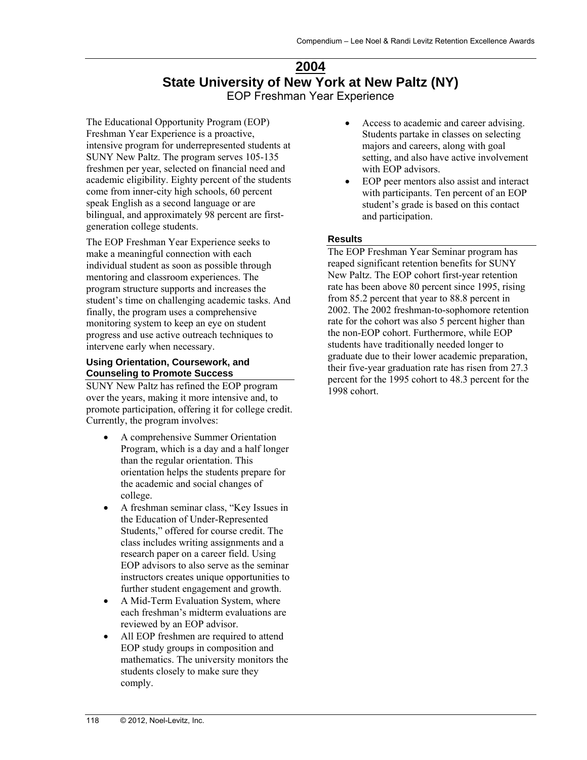# 2004

## State University of New York at New Paltz (NY)

### EOP Freshman Year Experience

The Educational Opportunity Program (EOP) Freshman Year Experience is a proactive, intensive program for underrepresented students at SUNY New Paltz. The program serves 105-135 freshmen per year, selected on financial need and academic eligibility. Eighty percent of the students come from inner-city high schools, 60 percent speak English as a second language or are bilingual, and approximately 98 percent are first-generation college students.

The EOP Freshman Year Experience seeks to make a meaningful connection with each individual student as soon as possible through mentoring and classroom experiences. The program structure supports and increases the student's time on challenging academic tasks. And finally, the program uses a comprehensive monitoring system to keep an eye on student progress and use active outreach techniques to intervene early when necessary.

#### Using Orientation, Coursework, and Counseling to Promote Success

SUNY New Paltz has refined the EOP program over the years, making it more intensive and, to promote participation, offering it for college credit. Currently, the program involves:

- A comprehensive Summer Orientation Program, which is a day and a half longer than the regular orientation. This orientation helps the students prepare for the academic and social changes of college.
- A freshman seminar class, "Key Issues in the Education of Under-Represented Students," offered for course credit. The class includes writing assignments and a research paper on a career field. Using EOP advisors to also serve as the seminar instructors creates unique opportunities to further student engagement and growth.
- A Mid-Term Evaluation System, where each freshman's midterm evaluations are reviewed by an EOP advisor.
- All EOP freshmen are required to attend EOP study groups in composition and mathematics. The university monitors the students closely to make sure they comply.
- Access to academic and career advising. Students partake in classes on selecting majors and careers, along with goal setting, and also have active involvement with EOP advisors.
- EOP peer mentors also assist and interact with participants. Ten percent of an EOP student's grade is based on this contact and participation.

#### Results

The EOP Freshman Year Seminar program has reaped significant retention benefits for SUNY New Paltz. The EOP cohort first-year retention rate has been above 80 percent since 1995, rising from 85.2 percent that year to 88.8 percent in 2002. The 2002 freshman-to-sophomore retention rate for the cohort was also 5 percent higher than the non-EOP cohort. Furthermore, while EOP students have traditionally needed longer to graduate due to their lower academic preparation, their five-year graduation rate has risen from 27.3 percent for the 1995 cohort to 48.3 percent for the 1998 cohort.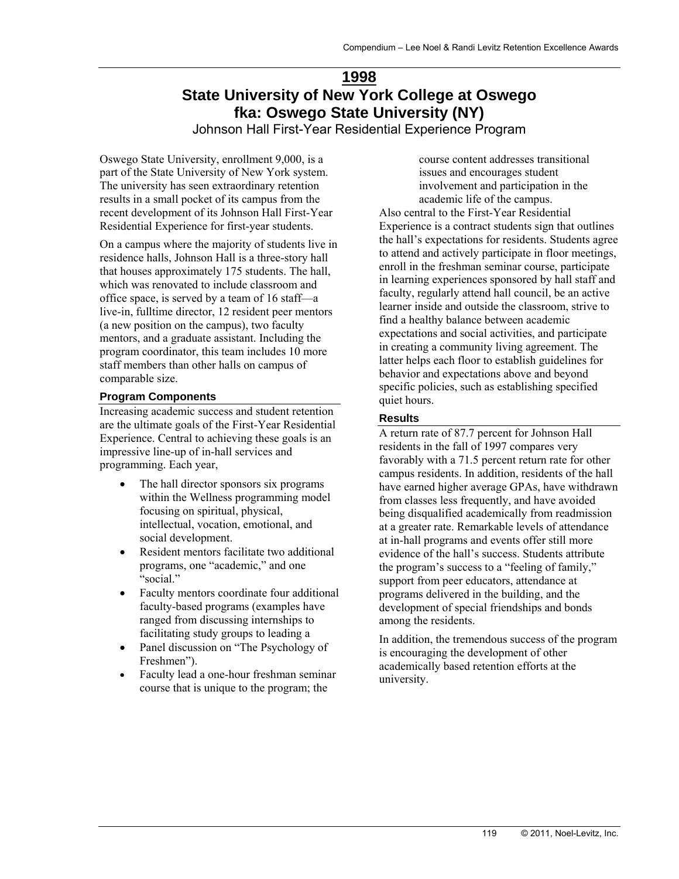# 1998

# State University of New York College at Oswego fka: Oswego State University (NY)

## Johnson Hall First-Year Residential Experience Program

Oswego State University, enrollment 9,000, is a part of the State University of New York system. The university has seen extraordinary retention results in a small pocket of its campus from the recent development of its Johnson Hall First-Year Residential Experience for first-year students.

On a campus where the majority of students live in residence halls, Johnson Hall is a three-story hall that houses approximately 175 students. The hall, which was renovated to include classroom and office space, is served by a team of 16 staff—a live-in, fulltime director, 12 resident peer mentors (a new position on the campus), two faculty mentors, and a graduate assistant. Including the program coordinator, this team includes 10 more staff members than other halls on campus of comparable size.

### Program Components

Increasing academic success and student retention are the ultimate goals of the First-Year Residential Experience. Central to achieving these goals is an impressive line-up of in-hall services and programming. Each year,

- The hall director sponsors six programs within the Wellness programming model focusing on spiritual, physical, intellectual, vocation, emotional, and social development.
- Resident mentors facilitate two additional programs, one "academic," and one "social."
- Faculty mentors coordinate four additional faculty-based programs (examples have ranged from discussing internships to facilitating study groups to leading a
- Panel discussion on "The Psychology of Freshmen").
- Faculty lead a one-hour freshman seminar course that is unique to the program; the course content addresses transitional issues and encourages student involvement and participation in the academic life of the campus.

Also central to the First-Year Residential Experience is a contract students sign that outlines the hall's expectations for residents. Students agree to attend and actively participate in floor meetings, enroll in the freshman seminar course, participate in learning experiences sponsored by hall staff and faculty, regularly attend hall council, be an active learner inside and outside the classroom, strive to find a healthy balance between academic expectations and social activities, and participate in creating a community living agreement. The latter helps each floor to establish guidelines for behavior and expectations above and beyond specific policies, such as establishing specified quiet hours.

### Results

A return rate of 87.7 percent for Johnson Hall residents in the fall of 1997 compares very favorably with a 71.5 percent return rate for other campus residents. In addition, residents of the hall have earned higher average GPAs, have withdrawn from classes less frequently, and have avoided being disqualified academically from readmission at a greater rate. Remarkable levels of attendance at in-hall programs and events offer still more evidence of the hall's success. Students attribute the program's success to a "feeling of family," support from peer educators, attendance at programs delivered in the building, and the development of special friendships and bonds among the residents.

In addition, the tremendous success of the program is encouraging the development of other academically based retention efforts at the university.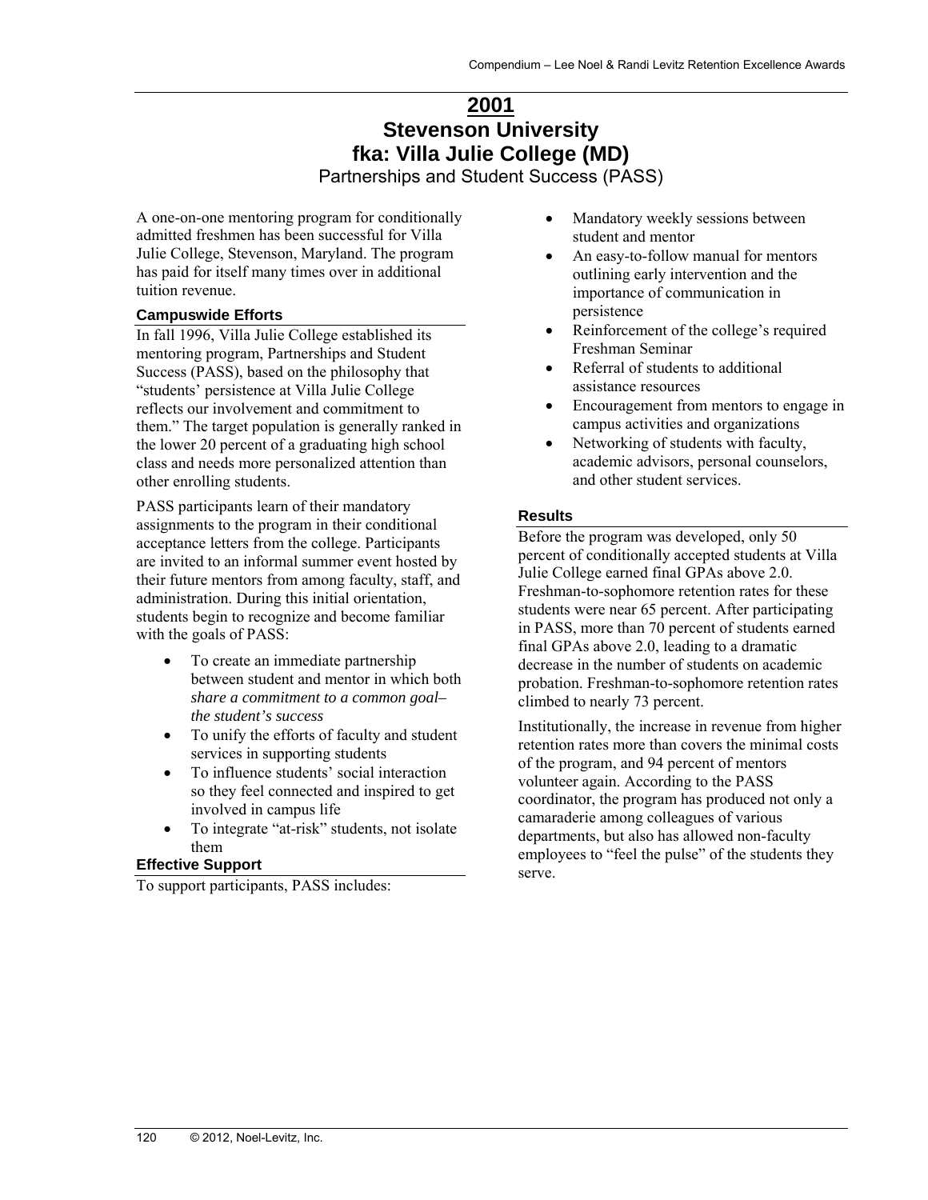# 2001

# Stevenson University
# fka: Villa Julie College (MD)

## Partnerships and Student Success (PASS)

A one-on-one mentoring program for conditionally admitted freshmen has been successful for Villa Julie College, Stevenson, Maryland. The program has paid for itself many times over in additional tuition revenue.

### Campuswide Efforts

In fall 1996, Villa Julie College established its mentoring program, Partnerships and Student Success (PASS), based on the philosophy that "students' persistence at Villa Julie College reflects our involvement and commitment to them." The target population is generally ranked in the lower 20 percent of a graduating high school class and needs more personalized attention than other enrolling students.

PASS participants learn of their mandatory assignments to the program in their conditional acceptance letters from the college. Participants are invited to an informal summer event hosted by their future mentors from among faculty, staff, and administration. During this initial orientation, students begin to recognize and become familiar with the goals of PASS:

- To create an immediate partnership between student and mentor in which both *share a commitment to a common goal–the student's success*
- To unify the efforts of faculty and student services in supporting students
- To influence students' social interaction so they feel connected and inspired to get involved in campus life
- To integrate "at-risk" students, not isolate them

### Effective Support

To support participants, PASS includes:

- Mandatory weekly sessions between student and mentor
- An easy-to-follow manual for mentors outlining early intervention and the importance of communication in persistence
- Reinforcement of the college's required Freshman Seminar
- Referral of students to additional assistance resources
- Encouragement from mentors to engage in campus activities and organizations
- Networking of students with faculty, academic advisors, personal counselors, and other student services.

### Results

Before the program was developed, only 50 percent of conditionally accepted students at Villa Julie College earned final GPAs above 2.0. Freshman-to-sophomore retention rates for these students were near 65 percent. After participating in PASS, more than 70 percent of students earned final GPAs above 2.0, leading to a dramatic decrease in the number of students on academic probation. Freshman-to-sophomore retention rates climbed to nearly 73 percent.

Institutionally, the increase in revenue from higher retention rates more than covers the minimal costs of the program, and 94 percent of mentors volunteer again. According to the PASS coordinator, the program has produced not only a camaraderie among colleagues of various departments, but also has allowed non-faculty employees to "feel the pulse" of the students they serve.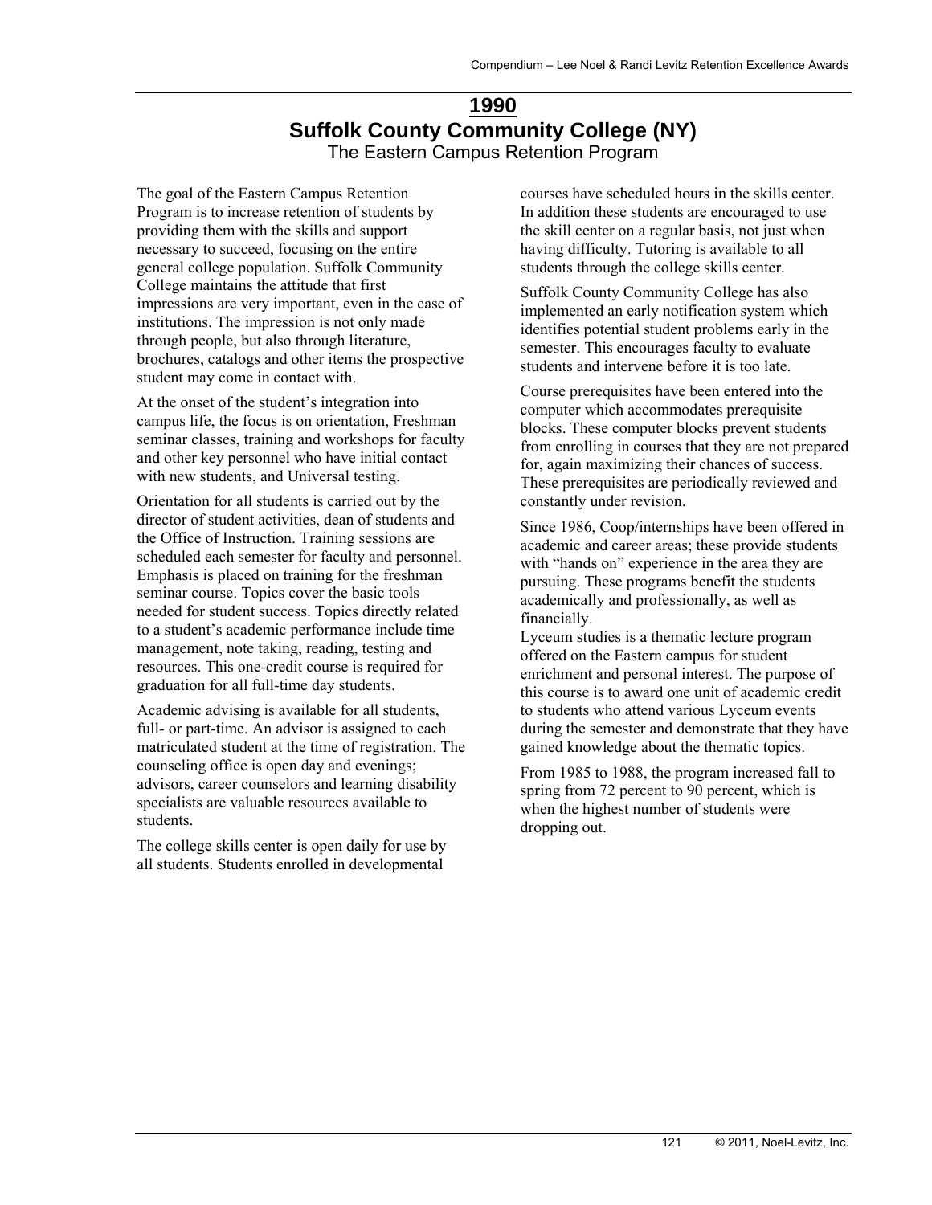# 1990

## Suffolk County Community College (NY)

### The Eastern Campus Retention Program

The goal of the Eastern Campus Retention Program is to increase retention of students by providing them with the skills and support necessary to succeed, focusing on the entire general college population. Suffolk Community College maintains the attitude that first impressions are very important, even in the case of institutions. The impression is not only made through people, but also through literature, brochures, catalogs and other items the prospective student may come in contact with.

At the onset of the student's integration into campus life, the focus is on orientation, Freshman seminar classes, training and workshops for faculty and other key personnel who have initial contact with new students, and Universal testing.

Orientation for all students is carried out by the director of student activities, dean of students and the Office of Instruction. Training sessions are scheduled each semester for faculty and personnel. Emphasis is placed on training for the freshman seminar course. Topics cover the basic tools needed for student success. Topics directly related to a student's academic performance include time management, note taking, reading, testing and resources. This one-credit course is required for graduation for all full-time day students.

Academic advising is available for all students, full- or part-time. An advisor is assigned to each matriculated student at the time of registration. The counseling office is open day and evenings; advisors, career counselors and learning disability specialists are valuable resources available to students.

The college skills center is open daily for use by all students. Students enrolled in developmental courses have scheduled hours in the skills center. In addition these students are encouraged to use the skill center on a regular basis, not just when having difficulty. Tutoring is available to all students through the college skills center.

Suffolk County Community College has also implemented an early notification system which identifies potential student problems early in the semester. This encourages faculty to evaluate students and intervene before it is too late.

Course prerequisites have been entered into the computer which accommodates prerequisite blocks. These computer blocks prevent students from enrolling in courses that they are not prepared for, again maximizing their chances of success. These prerequisites are periodically reviewed and constantly under revision.

Since 1986, Coop/internships have been offered in academic and career areas; these provide students with "hands on" experience in the area they are pursuing. These programs benefit the students academically and professionally, as well as financially.

Lyceum studies is a thematic lecture program offered on the Eastern campus for student enrichment and personal interest. The purpose of this course is to award one unit of academic credit to students who attend various Lyceum events during the semester and demonstrate that they have gained knowledge about the thematic topics.

From 1985 to 1988, the program increased fall to spring from 72 percent to 90 percent, which is when the highest number of students were dropping out.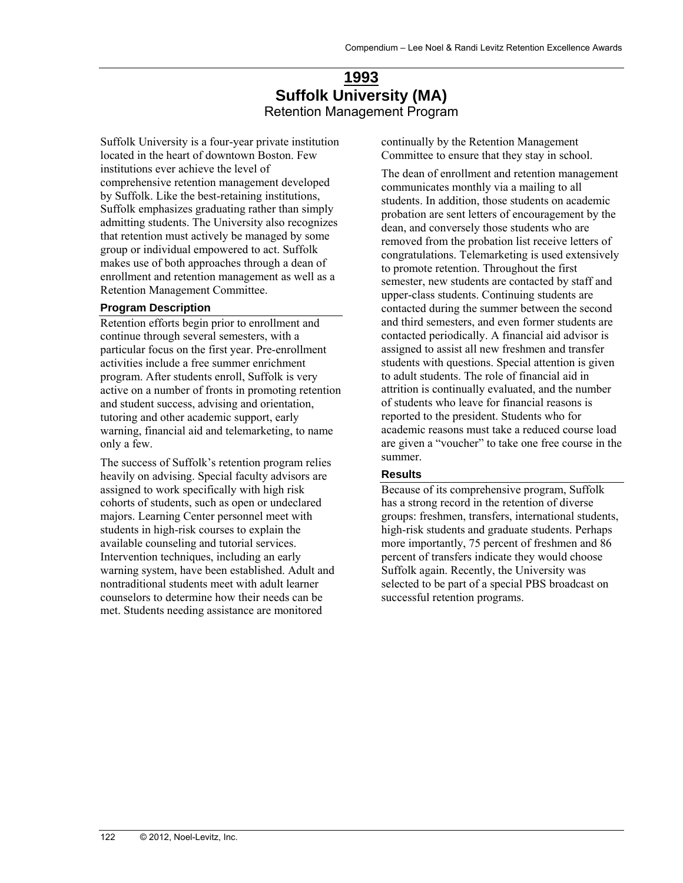# 1993

## Suffolk University (MA)

### Retention Management Program

Suffolk University is a four-year private institution located in the heart of downtown Boston. Few institutions ever achieve the level of comprehensive retention management developed by Suffolk. Like the best-retaining institutions, Suffolk emphasizes graduating rather than simply admitting students. The University also recognizes that retention must actively be managed by some group or individual empowered to act. Suffolk makes use of both approaches through a dean of enrollment and retention management as well as a Retention Management Committee.

#### Program Description

Retention efforts begin prior to enrollment and continue through several semesters, with a particular focus on the first year. Pre-enrollment activities include a free summer enrichment program. After students enroll, Suffolk is very active on a number of fronts in promoting retention and student success, advising and orientation, tutoring and other academic support, early warning, financial aid and telemarketing, to name only a few.

The success of Suffolk's retention program relies heavily on advising. Special faculty advisors are assigned to work specifically with high risk cohorts of students, such as open or undeclared majors. Learning Center personnel meet with students in high-risk courses to explain the available counseling and tutorial services. Intervention techniques, including an early warning system, have been established. Adult and nontraditional students meet with adult learner counselors to determine how their needs can be met. Students needing assistance are monitored continually by the Retention Management Committee to ensure that they stay in school.

The dean of enrollment and retention management communicates monthly via a mailing to all students. In addition, those students on academic probation are sent letters of encouragement by the dean, and conversely those students who are removed from the probation list receive letters of congratulations. Telemarketing is used extensively to promote retention. Throughout the first semester, new students are contacted by staff and upper-class students. Continuing students are contacted during the summer between the second and third semesters, and even former students are contacted periodically. A financial aid advisor is assigned to assist all new freshmen and transfer students with questions. Special attention is given to adult students. The role of financial aid in attrition is continually evaluated, and the number of students who leave for financial reasons is reported to the president. Students who for academic reasons must take a reduced course load are given a "voucher" to take one free course in the summer.

#### Results

Because of its comprehensive program, Suffolk has a strong record in the retention of diverse groups: freshmen, transfers, international students, high-risk students and graduate students. Perhaps more importantly, 75 percent of freshmen and 86 percent of transfers indicate they would choose Suffolk again. Recently, the University was selected to be part of a special PBS broadcast on successful retention programs.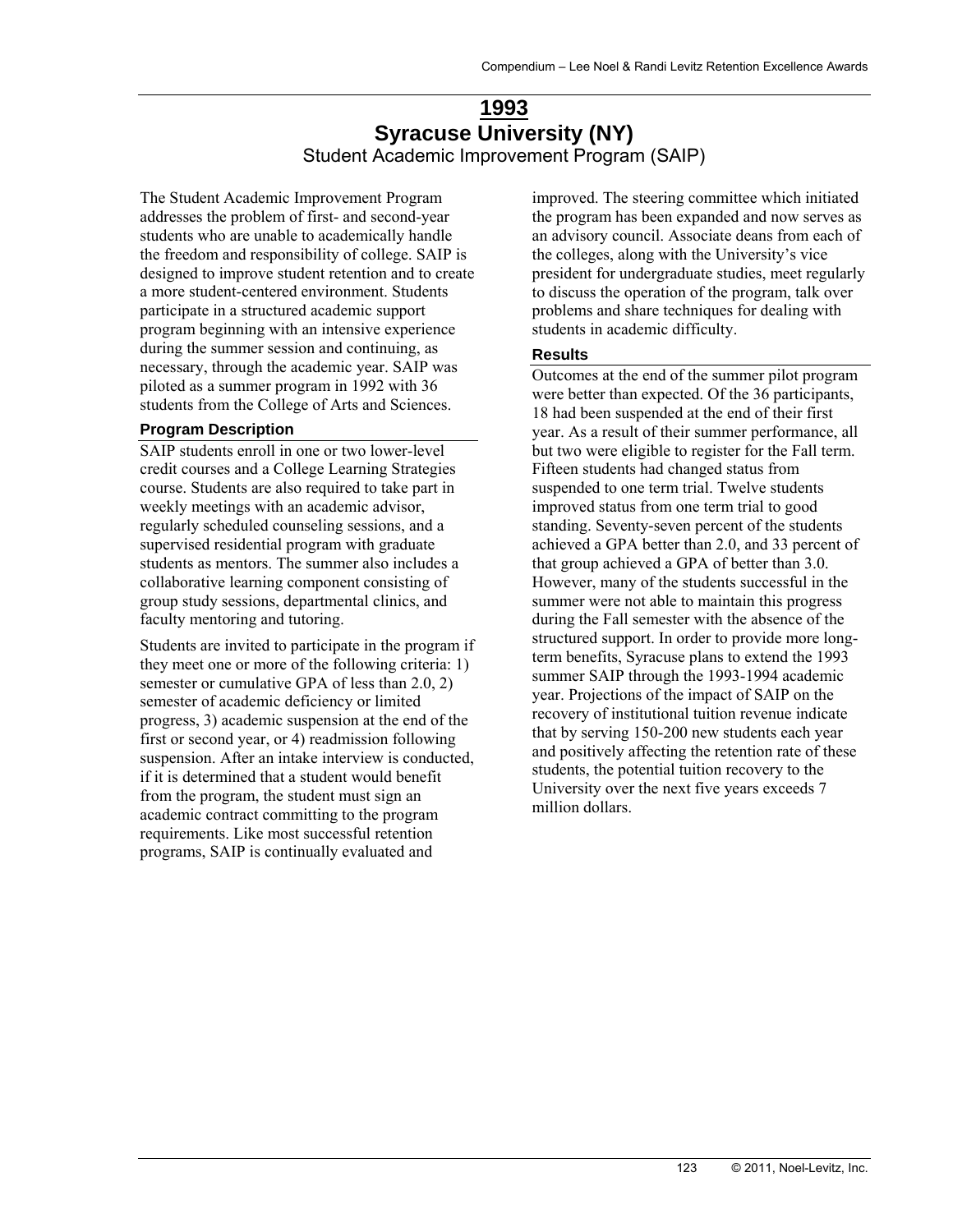# 1993
# Syracuse University (NY)
## Student Academic Improvement Program (SAIP)

The Student Academic Improvement Program addresses the problem of first- and second-year students who are unable to academically handle the freedom and responsibility of college. SAIP is designed to improve student retention and to create a more student-centered environment. Students participate in a structured academic support program beginning with an intensive experience during the summer session and continuing, as necessary, through the academic year. SAIP was piloted as a summer program in 1992 with 36 students from the College of Arts and Sciences.

### Program Description

SAIP students enroll in one or two lower-level credit courses and a College Learning Strategies course. Students are also required to take part in weekly meetings with an academic advisor, regularly scheduled counseling sessions, and a supervised residential program with graduate students as mentors. The summer also includes a collaborative learning component consisting of group study sessions, departmental clinics, and faculty mentoring and tutoring.

Students are invited to participate in the program if they meet one or more of the following criteria: 1) semester or cumulative GPA of less than 2.0, 2) semester of academic deficiency or limited progress, 3) academic suspension at the end of the first or second year, or 4) readmission following suspension. After an intake interview is conducted, if it is determined that a student would benefit from the program, the student must sign an academic contract committing to the program requirements. Like most successful retention programs, SAIP is continually evaluated and improved. The steering committee which initiated the program has been expanded and now serves as an advisory council. Associate deans from each of the colleges, along with the University's vice president for undergraduate studies, meet regularly to discuss the operation of the program, talk over problems and share techniques for dealing with students in academic difficulty.

### Results

Outcomes at the end of the summer pilot program were better than expected. Of the 36 participants, 18 had been suspended at the end of their first year. As a result of their summer performance, all but two were eligible to register for the Fall term. Fifteen students had changed status from suspended to one term trial. Twelve students improved status from one term trial to good standing. Seventy-seven percent of the students achieved a GPA better than 2.0, and 33 percent of that group achieved a GPA of better than 3.0. However, many of the students successful in the summer were not able to maintain this progress during the Fall semester with the absence of the structured support. In order to provide more long-term benefits, Syracuse plans to extend the 1993 summer SAIP through the 1993-1994 academic year. Projections of the impact of SAIP on the recovery of institutional tuition revenue indicate that by serving 150-200 new students each year and positively affecting the retention rate of these students, the potential tuition recovery to the University over the next five years exceeds 7 million dollars.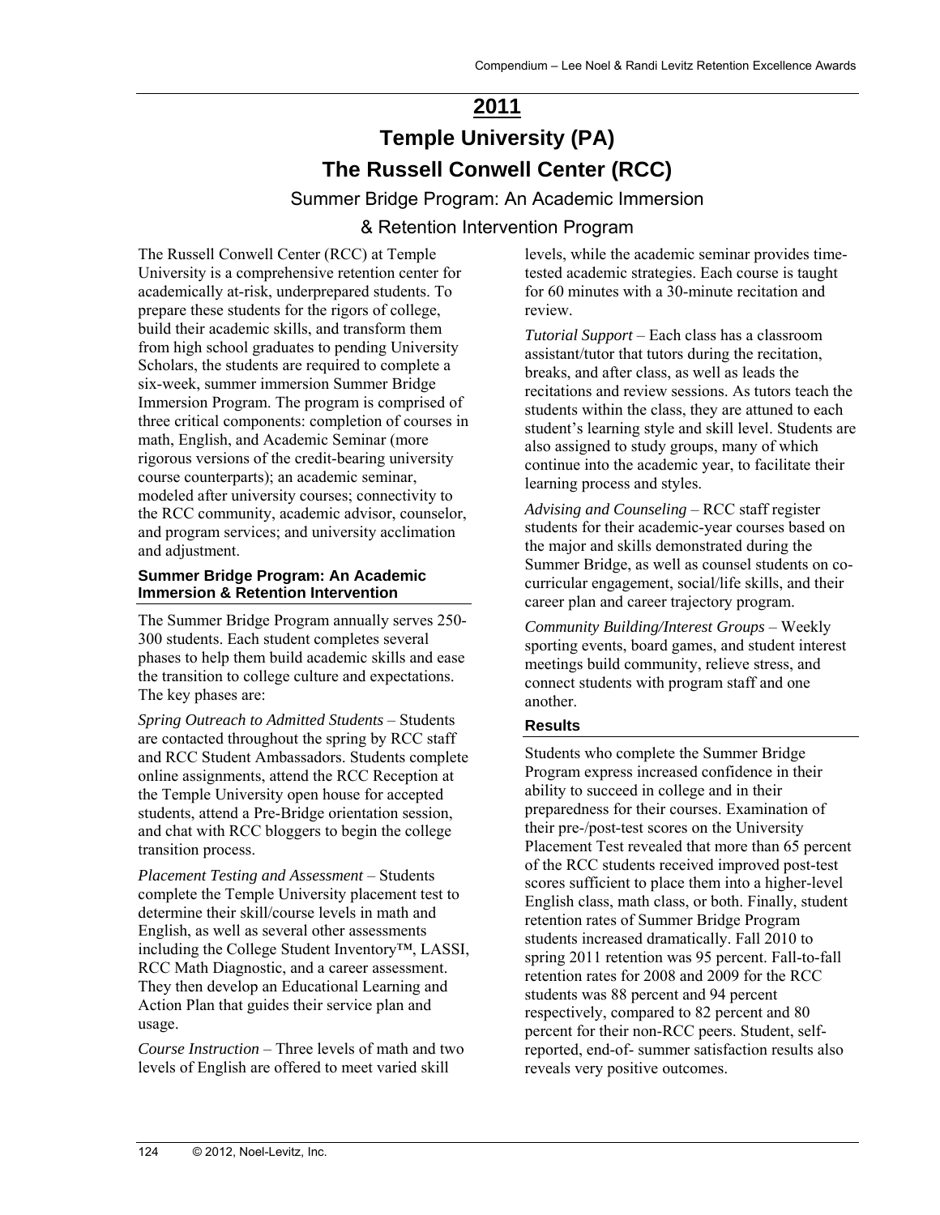# 2011

# Temple University (PA)

## The Russell Conwell Center (RCC)

### Summer Bridge Program: An Academic Immersion & Retention Intervention Program

The Russell Conwell Center (RCC) at Temple University is a comprehensive retention center for academically at-risk, underprepared students. To prepare these students for the rigors of college, build their academic skills, and transform them from high school graduates to pending University Scholars, the students are required to complete a six-week, summer immersion Summer Bridge Immersion Program. The program is comprised of three critical components: completion of courses in math, English, and Academic Seminar (more rigorous versions of the credit-bearing university course counterparts); an academic seminar, modeled after university courses; connectivity to the RCC community, academic advisor, counselor, and program services; and university acclimation and adjustment.

#### Summer Bridge Program: An Academic Immersion & Retention Intervention

The Summer Bridge Program annually serves 250-300 students. Each student completes several phases to help them build academic skills and ease the transition to college culture and expectations. The key phases are:

*Spring Outreach to Admitted Students* – Students are contacted throughout the spring by RCC staff and RCC Student Ambassadors. Students complete online assignments, attend the RCC Reception at the Temple University open house for accepted students, attend a Pre-Bridge orientation session, and chat with RCC bloggers to begin the college transition process.

*Placement Testing and Assessment* – Students complete the Temple University placement test to determine their skill/course levels in math and English, as well as several other assessments including the College Student Inventory™, LASSI, RCC Math Diagnostic, and a career assessment. They then develop an Educational Learning and Action Plan that guides their service plan and usage.

*Course Instruction* – Three levels of math and two levels of English are offered to meet varied skill levels, while the academic seminar provides time-tested academic strategies. Each course is taught for 60 minutes with a 30-minute recitation and review.

*Tutorial Support* – Each class has a classroom assistant/tutor that tutors during the recitation, breaks, and after class, as well as leads the recitations and review sessions. As tutors teach the students within the class, they are attuned to each student's learning style and skill level. Students are also assigned to study groups, many of which continue into the academic year, to facilitate their learning process and styles.

*Advising and Counseling* – RCC staff register students for their academic-year courses based on the major and skills demonstrated during the Summer Bridge, as well as counsel students on co-curricular engagement, social/life skills, and their career plan and career trajectory program.

*Community Building/Interest Groups* – Weekly sporting events, board games, and student interest meetings build community, relieve stress, and connect students with program staff and one another.

#### Results

Students who complete the Summer Bridge Program express increased confidence in their ability to succeed in college and in their preparedness for their courses. Examination of their pre-/post-test scores on the University Placement Test revealed that more than 65 percent of the RCC students received improved post-test scores sufficient to place them into a higher-level English class, math class, or both. Finally, student retention rates of Summer Bridge Program students increased dramatically. Fall 2010 to spring 2011 retention was 95 percent. Fall-to-fall retention rates for 2008 and 2009 for the RCC students was 88 percent and 94 percent respectively, compared to 82 percent and 80 percent for their non-RCC peers. Student, self-reported, end-of- summer satisfaction results also reveals very positive outcomes.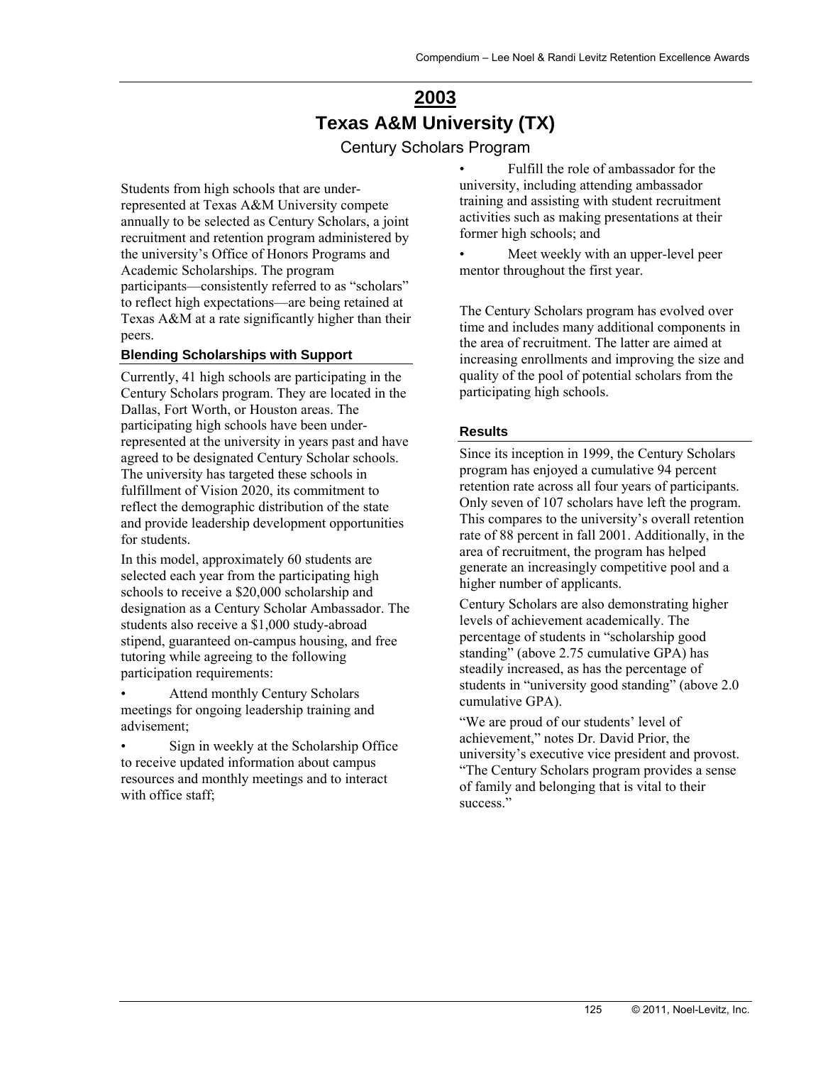# 2003

# Texas A&M University (TX)

## Century Scholars Program

Students from high schools that are under-represented at Texas A&M University compete annually to be selected as Century Scholars, a joint recruitment and retention program administered by the university's Office of Honors Programs and Academic Scholarships. The program participants—consistently referred to as "scholars" to reflect high expectations—are being retained at Texas A&M at a rate significantly higher than their peers.

### Blending Scholarships with Support

Currently, 41 high schools are participating in the Century Scholars program. They are located in the Dallas, Fort Worth, or Houston areas. The participating high schools have been under-represented at the university in years past and have agreed to be designated Century Scholar schools. The university has targeted these schools in fulfillment of Vision 2020, its commitment to reflect the demographic distribution of the state and provide leadership development opportunities for students.

In this model, approximately 60 students are selected each year from the participating high schools to receive a $20,000 scholarship and designation as a Century Scholar Ambassador. The students also receive a $1,000 study-abroad stipend, guaranteed on-campus housing, and free tutoring while agreeing to the following participation requirements:

- Attend monthly Century Scholars meetings for ongoing leadership training and advisement;
- Sign in weekly at the Scholarship Office to receive updated information about campus resources and monthly meetings and to interact with office staff;
- Fulfill the role of ambassador for the university, including attending ambassador training and assisting with student recruitment activities such as making presentations at their former high schools; and
- Meet weekly with an upper-level peer mentor throughout the first year.

The Century Scholars program has evolved over time and includes many additional components in the area of recruitment. The latter are aimed at increasing enrollments and improving the size and quality of the pool of potential scholars from the participating high schools.

### Results

Since its inception in 1999, the Century Scholars program has enjoyed a cumulative 94 percent retention rate across all four years of participants. Only seven of 107 scholars have left the program. This compares to the university's overall retention rate of 88 percent in fall 2001. Additionally, in the area of recruitment, the program has helped generate an increasingly competitive pool and a higher number of applicants.

Century Scholars are also demonstrating higher levels of achievement academically. The percentage of students in "scholarship good standing" (above 2.75 cumulative GPA) has steadily increased, as has the percentage of students in "university good standing" (above 2.0 cumulative GPA).

"We are proud of our students' level of achievement," notes Dr. David Prior, the university's executive vice president and provost. "The Century Scholars program provides a sense of family and belonging that is vital to their success."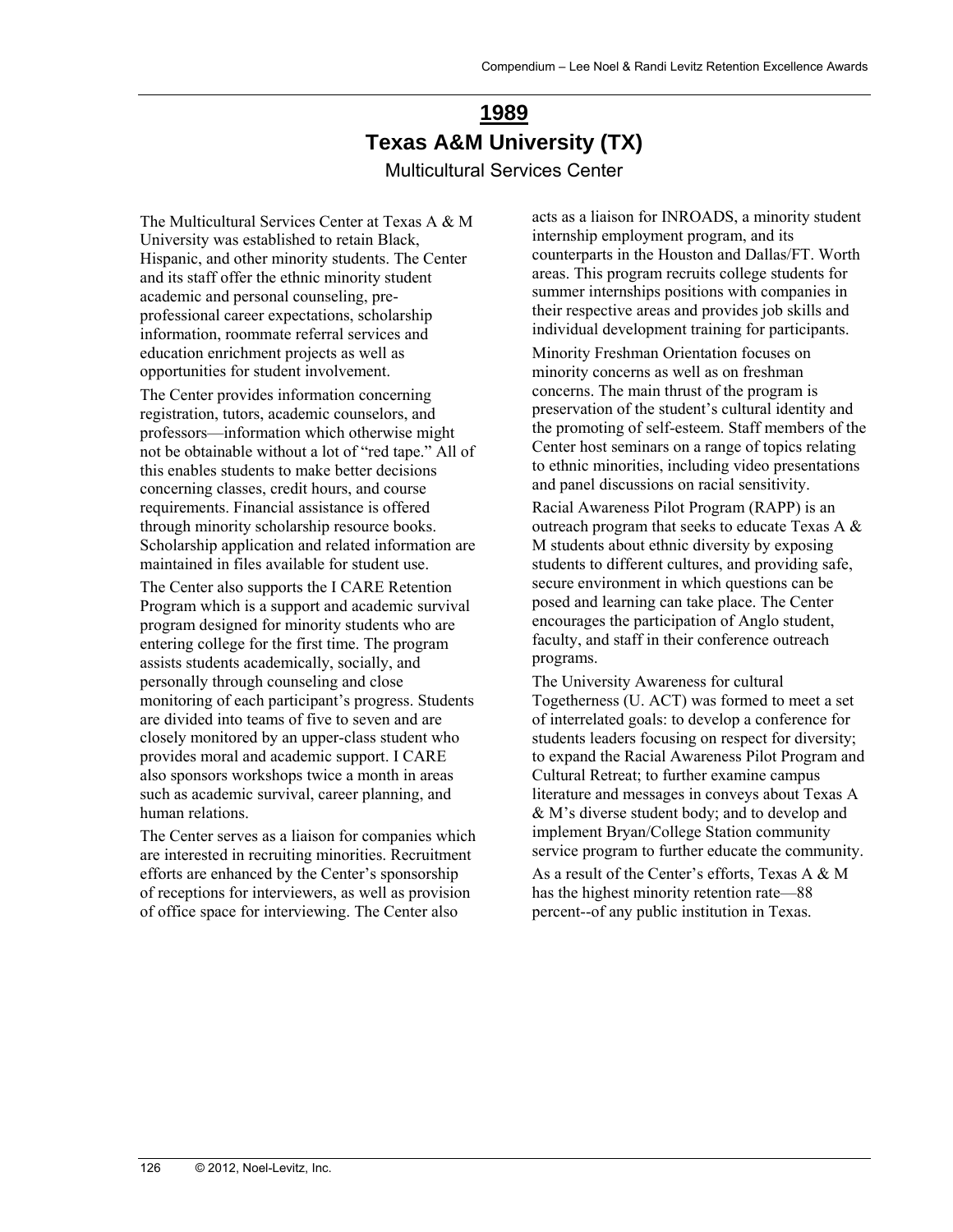# 1989

## Texas A&M University (TX)

### Multicultural Services Center

The Multicultural Services Center at Texas A & M University was established to retain Black, Hispanic, and other minority students. The Center and its staff offer the ethnic minority student academic and personal counseling, pre-professional career expectations, scholarship information, roommate referral services and education enrichment projects as well as opportunities for student involvement.

The Center provides information concerning registration, tutors, academic counselors, and professors—information which otherwise might not be obtainable without a lot of "red tape." All of this enables students to make better decisions concerning classes, credit hours, and course requirements. Financial assistance is offered through minority scholarship resource books. Scholarship application and related information are maintained in files available for student use.

The Center also supports the I CARE Retention Program which is a support and academic survival program designed for minority students who are entering college for the first time. The program assists students academically, socially, and personally through counseling and close monitoring of each participant's progress. Students are divided into teams of five to seven and are closely monitored by an upper-class student who provides moral and academic support. I CARE also sponsors workshops twice a month in areas such as academic survival, career planning, and human relations.

The Center serves as a liaison for companies which are interested in recruiting minorities. Recruitment efforts are enhanced by the Center's sponsorship of receptions for interviewers, as well as provision of office space for interviewing. The Center also acts as a liaison for INROADS, a minority student internship employment program, and its counterparts in the Houston and Dallas/FT. Worth areas. This program recruits college students for summer internships positions with companies in their respective areas and provides job skills and individual development training for participants.

Minority Freshman Orientation focuses on minority concerns as well as on freshman concerns. The main thrust of the program is preservation of the student's cultural identity and the promoting of self-esteem. Staff members of the Center host seminars on a range of topics relating to ethnic minorities, including video presentations and panel discussions on racial sensitivity.

Racial Awareness Pilot Program (RAPP) is an outreach program that seeks to educate Texas A & M students about ethnic diversity by exposing students to different cultures, and providing safe, secure environment in which questions can be posed and learning can take place. The Center encourages the participation of Anglo student, faculty, and staff in their conference outreach programs.

The University Awareness for cultural Togetherness (U. ACT) was formed to meet a set of interrelated goals: to develop a conference for students leaders focusing on respect for diversity; to expand the Racial Awareness Pilot Program and Cultural Retreat; to further examine campus literature and messages in conveys about Texas A & M's diverse student body; and to develop and implement Bryan/College Station community service program to further educate the community.

As a result of the Center's efforts, Texas A & M has the highest minority retention rate—88 percent--of any public institution in Texas.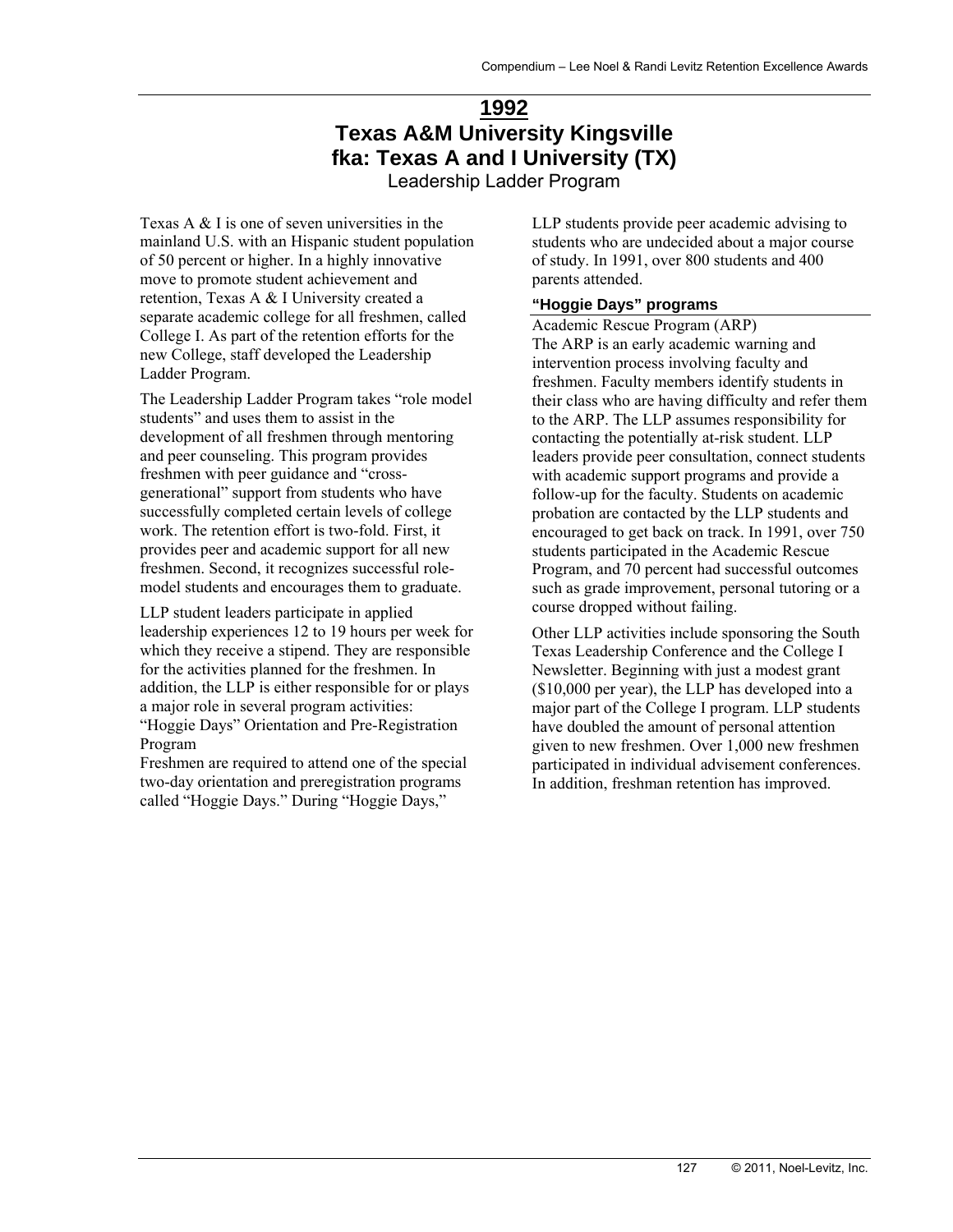# 1992

# Texas A&M University Kingsville
# fka: Texas A and I University (TX)

## Leadership Ladder Program

Texas A & I is one of seven universities in the mainland U.S. with an Hispanic student population of 50 percent or higher. In a highly innovative move to promote student achievement and retention, Texas A & I University created a separate academic college for all freshmen, called College I. As part of the retention efforts for the new College, staff developed the Leadership Ladder Program.

The Leadership Ladder Program takes "role model students" and uses them to assist in the development of all freshmen through mentoring and peer counseling. This program provides freshmen with peer guidance and "cross-generational" support from students who have successfully completed certain levels of college work. The retention effort is two-fold. First, it provides peer and academic support for all new freshmen. Second, it recognizes successful role-model students and encourages them to graduate.

LLP student leaders participate in applied leadership experiences 12 to 19 hours per week for which they receive a stipend. They are responsible for the activities planned for the freshmen. In addition, the LLP is either responsible for or plays a major role in several program activities:

"Hoggie Days" Orientation and Pre-Registration Program

Freshmen are required to attend one of the special two-day orientation and preregistration programs called "Hoggie Days." During "Hoggie Days," LLP students provide peer academic advising to students who are undecided about a major course of study. In 1991, over 800 students and 400 parents attended.

### "Hoggie Days" programs

Academic Rescue Program (ARP)

The ARP is an early academic warning and intervention process involving faculty and freshmen. Faculty members identify students in their class who are having difficulty and refer them to the ARP. The LLP assumes responsibility for contacting the potentially at-risk student. LLP leaders provide peer consultation, connect students with academic support programs and provide a follow-up for the faculty. Students on academic probation are contacted by the LLP students and encouraged to get back on track. In 1991, over 750 students participated in the Academic Rescue Program, and 70 percent had successful outcomes such as grade improvement, personal tutoring or a course dropped without failing.

Other LLP activities include sponsoring the South Texas Leadership Conference and the College I Newsletter. Beginning with just a modest grant ($10,000 per year), the LLP has developed into a major part of the College I program. LLP students have doubled the amount of personal attention given to new freshmen. Over 1,000 new freshmen participated in individual advisement conferences. In addition, freshman retention has improved.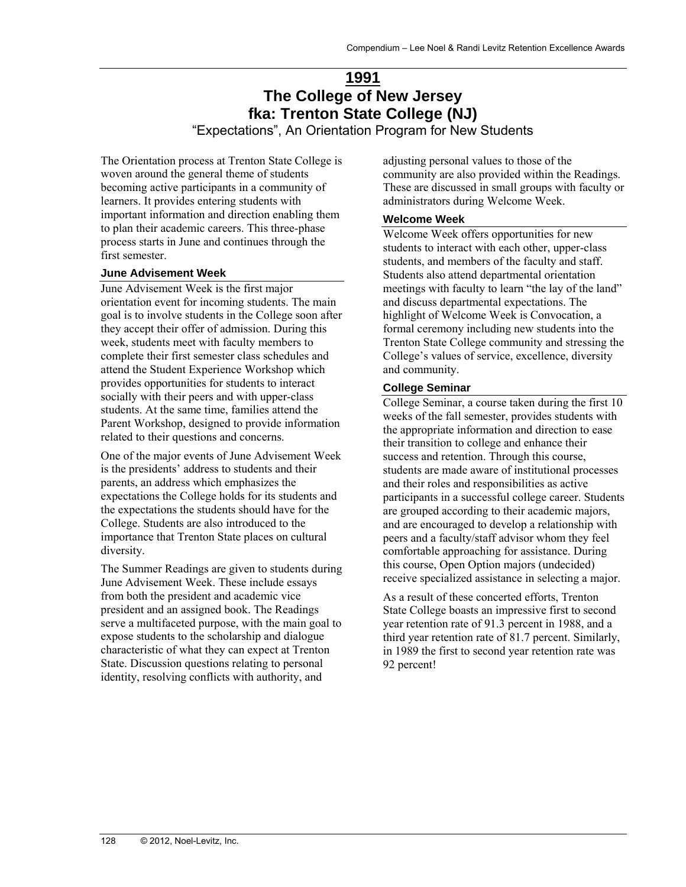# 1991

# The College of New Jersey
# fka: Trenton State College (NJ)

“Expectations”, An Orientation Program for New Students

The Orientation process at Trenton State College is woven around the general theme of students becoming active participants in a community of learners. It provides entering students with important information and direction enabling them to plan their academic careers. This three-phase process starts in June and continues through the first semester.

### June Advisement Week

June Advisement Week is the first major orientation event for incoming students. The main goal is to involve students in the College soon after they accept their offer of admission. During this week, students meet with faculty members to complete their first semester class schedules and attend the Student Experience Workshop which provides opportunities for students to interact socially with their peers and with upper-class students. At the same time, families attend the Parent Workshop, designed to provide information related to their questions and concerns.

One of the major events of June Advisement Week is the presidents’ address to students and their parents, an address which emphasizes the expectations the College holds for its students and the expectations the students should have for the College. Students are also introduced to the importance that Trenton State places on cultural diversity.

The Summer Readings are given to students during June Advisement Week. These include essays from both the president and academic vice president and an assigned book. The Readings serve a multifaceted purpose, with the main goal to expose students to the scholarship and dialogue characteristic of what they can expect at Trenton State. Discussion questions relating to personal identity, resolving conflicts with authority, and adjusting personal values to those of the community are also provided within the Readings. These are discussed in small groups with faculty or administrators during Welcome Week.

### Welcome Week

Welcome Week offers opportunities for new students to interact with each other, upper-class students, and members of the faculty and staff. Students also attend departmental orientation meetings with faculty to learn “the lay of the land” and discuss departmental expectations. The highlight of Welcome Week is Convocation, a formal ceremony including new students into the Trenton State College community and stressing the College’s values of service, excellence, diversity and community.

### College Seminar

College Seminar, a course taken during the first 10 weeks of the fall semester, provides students with the appropriate information and direction to ease their transition to college and enhance their success and retention. Through this course, students are made aware of institutional processes and their roles and responsibilities as active participants in a successful college career. Students are grouped according to their academic majors, and are encouraged to develop a relationship with peers and a faculty/staff advisor whom they feel comfortable approaching for assistance. During this course, Open Option majors (undecided) receive specialized assistance in selecting a major.

As a result of these concerted efforts, Trenton State College boasts an impressive first to second year retention rate of 91.3 percent in 1988, and a third year retention rate of 81.7 percent. Similarly, in 1989 the first to second year retention rate was 92 percent!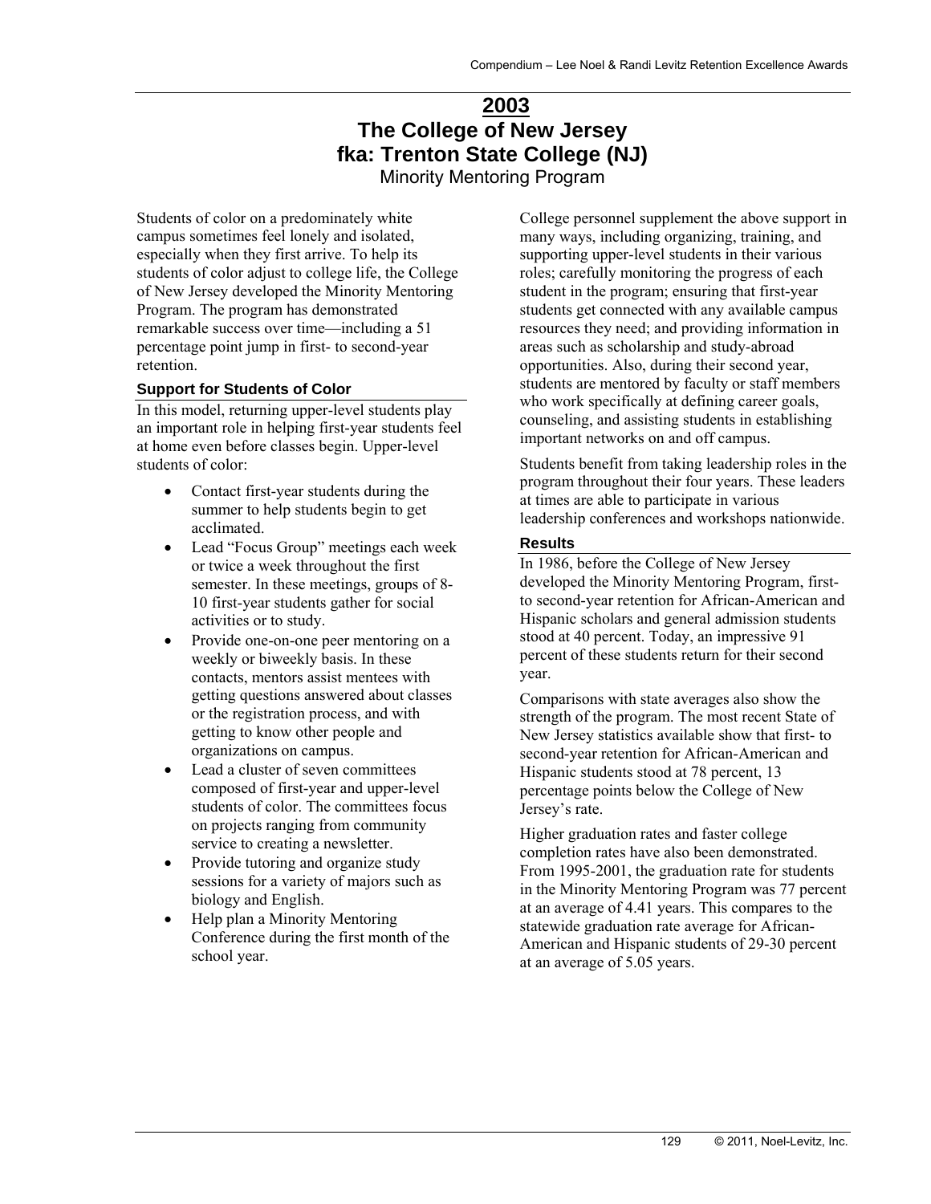# 2003

# The College of New Jersey
# fka: Trenton State College (NJ)

Minority Mentoring Program

Students of color on a predominately white campus sometimes feel lonely and isolated, especially when they first arrive. To help its students of color adjust to college life, the College of New Jersey developed the Minority Mentoring Program. The program has demonstrated remarkable success over time—including a 51 percentage point jump in first- to second-year retention.

### Support for Students of Color

In this model, returning upper-level students play an important role in helping first-year students feel at home even before classes begin. Upper-level students of color:

- Contact first-year students during the summer to help students begin to get acclimated.
- Lead "Focus Group" meetings each week or twice a week throughout the first semester. In these meetings, groups of 8-10 first-year students gather for social activities or to study.
- Provide one-on-one peer mentoring on a weekly or biweekly basis. In these contacts, mentors assist mentees with getting questions answered about classes or the registration process, and with getting to know other people and organizations on campus.
- Lead a cluster of seven committees composed of first-year and upper-level students of color. The committees focus on projects ranging from community service to creating a newsletter.
- Provide tutoring and organize study sessions for a variety of majors such as biology and English.
- Help plan a Minority Mentoring Conference during the first month of the school year.

College personnel supplement the above support in many ways, including organizing, training, and supporting upper-level students in their various roles; carefully monitoring the progress of each student in the program; ensuring that first-year students get connected with any available campus resources they need; and providing information in areas such as scholarship and study-abroad opportunities. Also, during their second year, students are mentored by faculty or staff members who work specifically at defining career goals, counseling, and assisting students in establishing important networks on and off campus.

Students benefit from taking leadership roles in the program throughout their four years. These leaders at times are able to participate in various leadership conferences and workshops nationwide.

### Results

In 1986, before the College of New Jersey developed the Minority Mentoring Program, first- to second-year retention for African-American and Hispanic scholars and general admission students stood at 40 percent. Today, an impressive 91 percent of these students return for their second year.

Comparisons with state averages also show the strength of the program. The most recent State of New Jersey statistics available show that first- to second-year retention for African-American and Hispanic students stood at 78 percent, 13 percentage points below the College of New Jersey's rate.

Higher graduation rates and faster college completion rates have also been demonstrated. From 1995-2001, the graduation rate for students in the Minority Mentoring Program was 77 percent at an average of 4.41 years. This compares to the statewide graduation rate average for African-American and Hispanic students of 29-30 percent at an average of 5.05 years.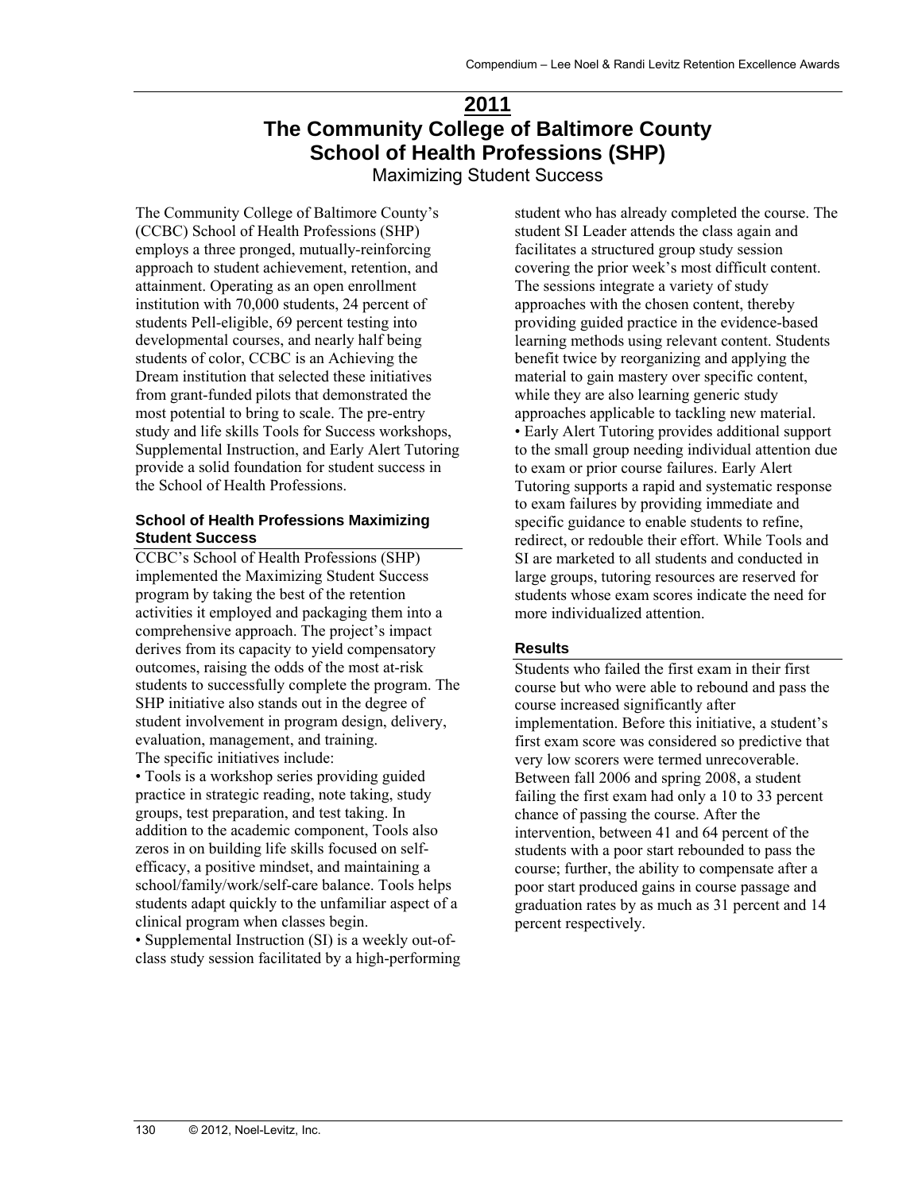# 2011

# The Community College of Baltimore County School of Health Professions (SHP)

## Maximizing Student Success

The Community College of Baltimore County's (CCBC) School of Health Professions (SHP) employs a three pronged, mutually-reinforcing approach to student achievement, retention, and attainment. Operating as an open enrollment institution with 70,000 students, 24 percent of students Pell-eligible, 69 percent testing into developmental courses, and nearly half being students of color, CCBC is an Achieving the Dream institution that selected these initiatives from grant-funded pilots that demonstrated the most potential to bring to scale. The pre-entry study and life skills Tools for Success workshops, Supplemental Instruction, and Early Alert Tutoring provide a solid foundation for student success in the School of Health Professions.

### School of Health Professions Maximizing Student Success

CCBC's School of Health Professions (SHP) implemented the Maximizing Student Success program by taking the best of the retention activities it employed and packaging them into a comprehensive approach. The project's impact derives from its capacity to yield compensatory outcomes, raising the odds of the most at-risk students to successfully complete the program. The SHP initiative also stands out in the degree of student involvement in program design, delivery, evaluation, management, and training.

The specific initiatives include:

- Tools is a workshop series providing guided practice in strategic reading, note taking, study groups, test preparation, and test taking. In addition to the academic component, Tools also zeros in on building life skills focused on self-efficacy, a positive mindset, and maintaining a school/family/work/self-care balance. Tools helps students adapt quickly to the unfamiliar aspect of a clinical program when classes begin.
- Supplemental Instruction (SI) is a weekly out-of-class study session facilitated by a high-performing student who has already completed the course. The student SI Leader attends the class again and facilitates a structured group study session covering the prior week's most difficult content. The sessions integrate a variety of study approaches with the chosen content, thereby providing guided practice in the evidence-based learning methods using relevant content. Students benefit twice by reorganizing and applying the material to gain mastery over specific content, while they are also learning generic study approaches applicable to tackling new material.
- Early Alert Tutoring provides additional support to the small group needing individual attention due to exam or prior course failures. Early Alert Tutoring supports a rapid and systematic response to exam failures by providing immediate and specific guidance to enable students to refine, redirect, or redouble their effort. While Tools and SI are marketed to all students and conducted in large groups, tutoring resources are reserved for students whose exam scores indicate the need for more individualized attention.

### Results

Students who failed the first exam in their first course but who were able to rebound and pass the course increased significantly after implementation. Before this initiative, a student's first exam score was considered so predictive that very low scorers were termed unrecoverable. Between fall 2006 and spring 2008, a student failing the first exam had only a 10 to 33 percent chance of passing the course. After the intervention, between 41 and 64 percent of the students with a poor start rebounded to pass the course; further, the ability to compensate after a poor start produced gains in course passage and graduation rates by as much as 31 percent and 14 percent respectively.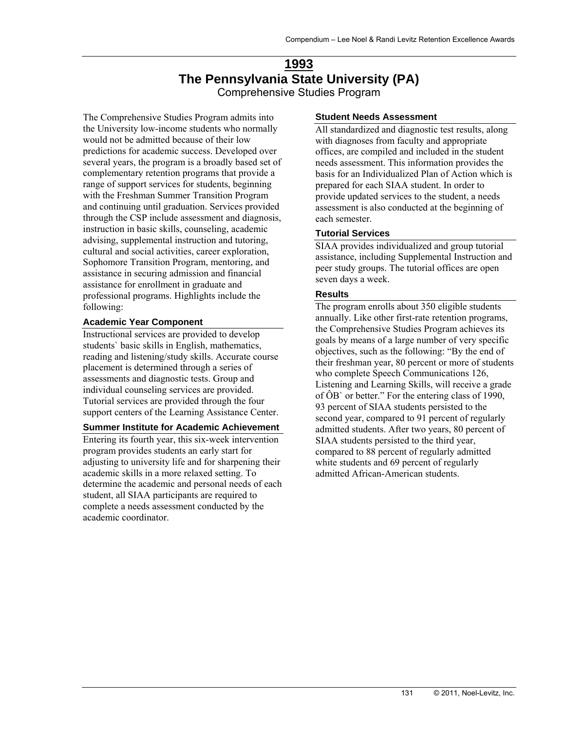# 1993

## The Pennsylvania State University (PA)

Comprehensive Studies Program

The Comprehensive Studies Program admits into the University low-income students who normally would not be admitted because of their low predictions for academic success. Developed over several years, the program is a broadly based set of complementary retention programs that provide a range of support services for students, beginning with the Freshman Summer Transition Program and continuing until graduation. Services provided through the CSP include assessment and diagnosis, instruction in basic skills, counseling, academic advising, supplemental instruction and tutoring, cultural and social activities, career exploration, Sophomore Transition Program, mentoring, and assistance in securing admission and financial assistance for enrollment in graduate and professional programs. Highlights include the following:

### Academic Year Component

Instructional services are provided to develop students` basic skills in English, mathematics, reading and listening/study skills. Accurate course placement is determined through a series of assessments and diagnostic tests. Group and individual counseling services are provided. Tutorial services are provided through the four support centers of the Learning Assistance Center.

### Summer Institute for Academic Achievement

Entering its fourth year, this six-week intervention program provides students an early start for adjusting to university life and for sharpening their academic skills in a more relaxed setting. To determine the academic and personal needs of each student, all SIAA participants are required to complete a needs assessment conducted by the academic coordinator.

### Student Needs Assessment

All standardized and diagnostic test results, along with diagnoses from faculty and appropriate offices, are compiled and included in the student needs assessment. This information provides the basis for an Individualized Plan of Action which is prepared for each SIAA student. In order to provide updated services to the student, a needs assessment is also conducted at the beginning of each semester.

### Tutorial Services

SIAA provides individualized and group tutorial assistance, including Supplemental Instruction and peer study groups. The tutorial offices are open seven days a week.

### Results

The program enrolls about 350 eligible students annually. Like other first-rate retention programs, the Comprehensive Studies Program achieves its goals by means of a large number of very specific objectives, such as the following: "By the end of their freshman year, 80 percent or more of students who complete Speech Communications 126, Listening and Learning Skills, will receive a grade of ÔB` or better." For the entering class of 1990, 93 percent of SIAA students persisted to the second year, compared to 91 percent of regularly admitted students. After two years, 80 percent of SIAA students persisted to the third year, compared to 88 percent of regularly admitted white students and 69 percent of regularly admitted African-American students.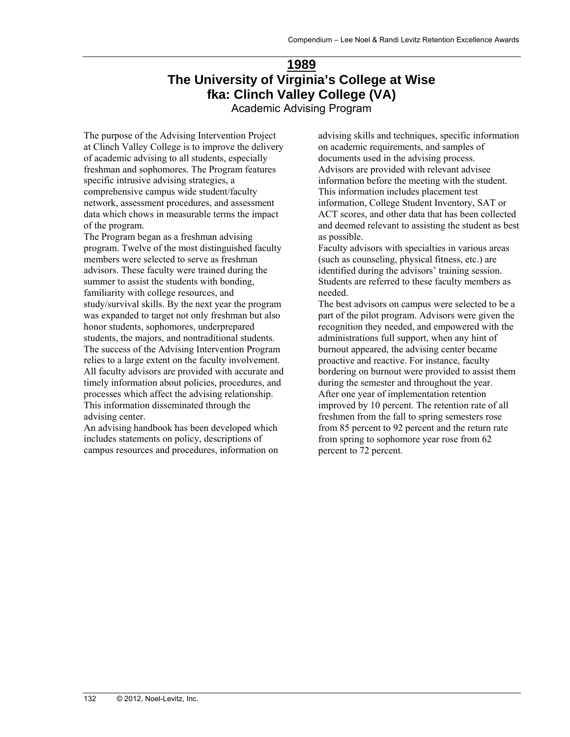# 1989

## The University of Virginia's College at Wise
## fka: Clinch Valley College (VA)

Academic Advising Program

The purpose of the Advising Intervention Project at Clinch Valley College is to improve the delivery of academic advising to all students, especially freshman and sophomores. The Program features specific intrusive advising strategies, a comprehensive campus wide student/faculty network, assessment procedures, and assessment data which chows in measurable terms the impact of the program.

The Program began as a freshman advising program. Twelve of the most distinguished faculty members were selected to serve as freshman advisors. These faculty were trained during the summer to assist the students with bonding, familiarity with college resources, and study/survival skills. By the next year the program was expanded to target not only freshman but also honor students, sophomores, underprepared students, the majors, and nontraditional students.

The success of the Advising Intervention Program relies to a large extent on the faculty involvement. All faculty advisors are provided with accurate and timely information about policies, procedures, and processes which affect the advising relationship. This information disseminated through the advising center.

An advising handbook has been developed which includes statements on policy, descriptions of campus resources and procedures, information on advising skills and techniques, specific information on academic requirements, and samples of documents used in the advising process.

Advisors are provided with relevant advisee information before the meeting with the student. This information includes placement test information, College Student Inventory, SAT or ACT scores, and other data that has been collected and deemed relevant to assisting the student as best as possible.

Faculty advisors with specialties in various areas (such as counseling, physical fitness, etc.) are identified during the advisors' training session. Students are referred to these faculty members as needed.

The best advisors on campus were selected to be a part of the pilot program. Advisors were given the recognition they needed, and empowered with the administrations full support, when any hint of burnout appeared, the advising center became proactive and reactive. For instance, faculty bordering on burnout were provided to assist them during the semester and throughout the year.

After one year of implementation retention improved by 10 percent. The retention rate of all freshmen from the fall to spring semesters rose from 85 percent to 92 percent and the return rate from spring to sophomore year rose from 62 percent to 72 percent.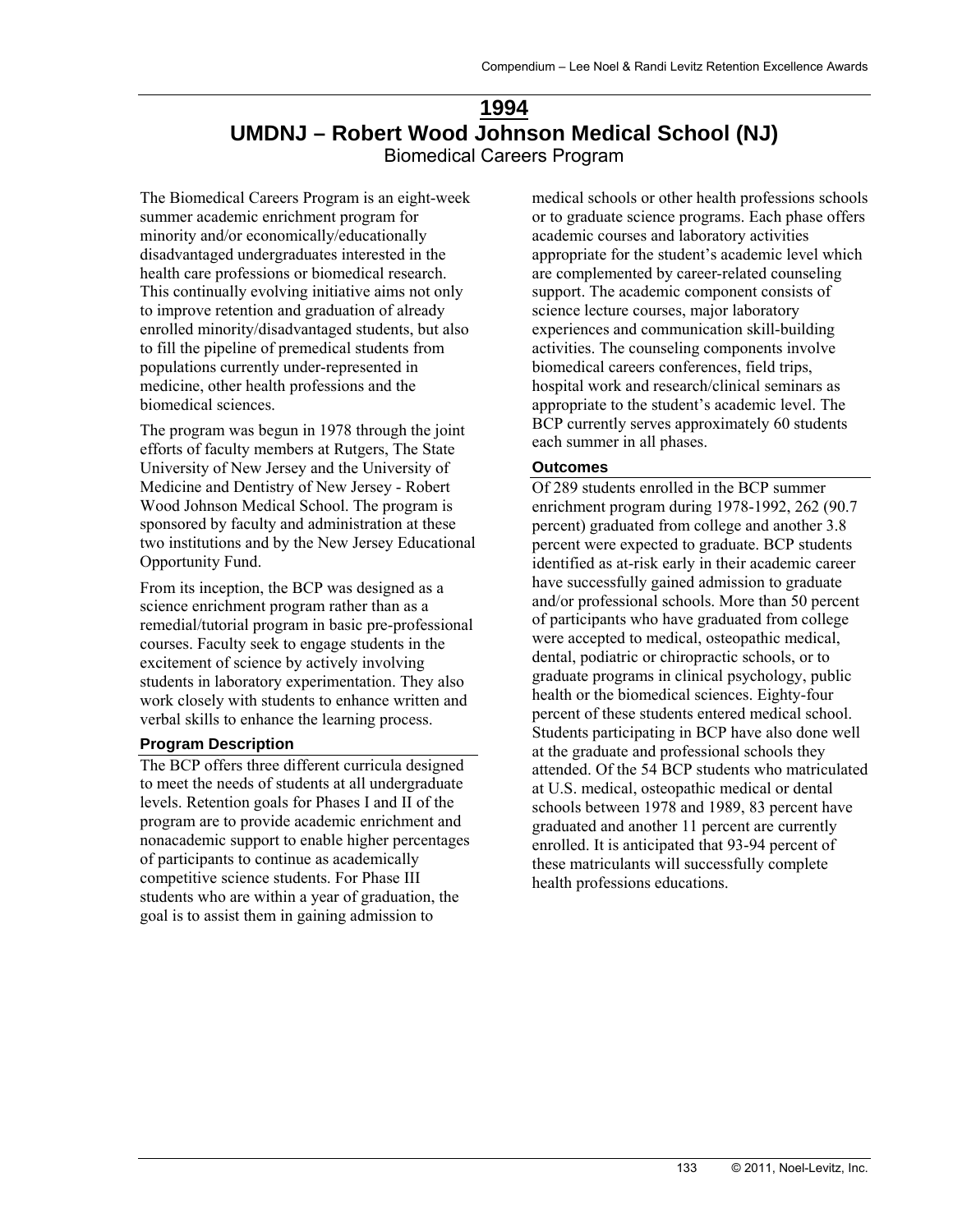# 1994

# UMDNJ – Robert Wood Johnson Medical School (NJ)

## Biomedical Careers Program

The Biomedical Careers Program is an eight-week summer academic enrichment program for minority and/or economically/educationally disadvantaged undergraduates interested in the health care professions or biomedical research. This continually evolving initiative aims not only to improve retention and graduation of already enrolled minority/disadvantaged students, but also to fill the pipeline of premedical students from populations currently under-represented in medicine, other health professions and the biomedical sciences.

The program was begun in 1978 through the joint efforts of faculty members at Rutgers, The State University of New Jersey and the University of Medicine and Dentistry of New Jersey - Robert Wood Johnson Medical School. The program is sponsored by faculty and administration at these two institutions and by the New Jersey Educational Opportunity Fund.

From its inception, the BCP was designed as a science enrichment program rather than as a remedial/tutorial program in basic pre-professional courses. Faculty seek to engage students in the excitement of science by actively involving students in laboratory experimentation. They also work closely with students to enhance written and verbal skills to enhance the learning process.

### Program Description

The BCP offers three different curricula designed to meet the needs of students at all undergraduate levels. Retention goals for Phases I and II of the program are to provide academic enrichment and nonacademic support to enable higher percentages of participants to continue as academically competitive science students. For Phase III students who are within a year of graduation, the goal is to assist them in gaining admission to medical schools or other health professions schools or to graduate science programs. Each phase offers academic courses and laboratory activities appropriate for the student's academic level which are complemented by career-related counseling support. The academic component consists of science lecture courses, major laboratory experiences and communication skill-building activities. The counseling components involve biomedical careers conferences, field trips, hospital work and research/clinical seminars as appropriate to the student's academic level. The BCP currently serves approximately 60 students each summer in all phases.

### Outcomes

Of 289 students enrolled in the BCP summer enrichment program during 1978-1992, 262 (90.7 percent) graduated from college and another 3.8 percent were expected to graduate. BCP students identified as at-risk early in their academic career have successfully gained admission to graduate and/or professional schools. More than 50 percent of participants who have graduated from college were accepted to medical, osteopathic medical, dental, podiatric or chiropractic schools, or to graduate programs in clinical psychology, public health or the biomedical sciences. Eighty-four percent of these students entered medical school. Students participating in BCP have also done well at the graduate and professional schools they attended. Of the 54 BCP students who matriculated at U.S. medical, osteopathic medical or dental schools between 1978 and 1989, 83 percent have graduated and another 11 percent are currently enrolled. It is anticipated that 93-94 percent of these matriculants will successfully complete health professions educations.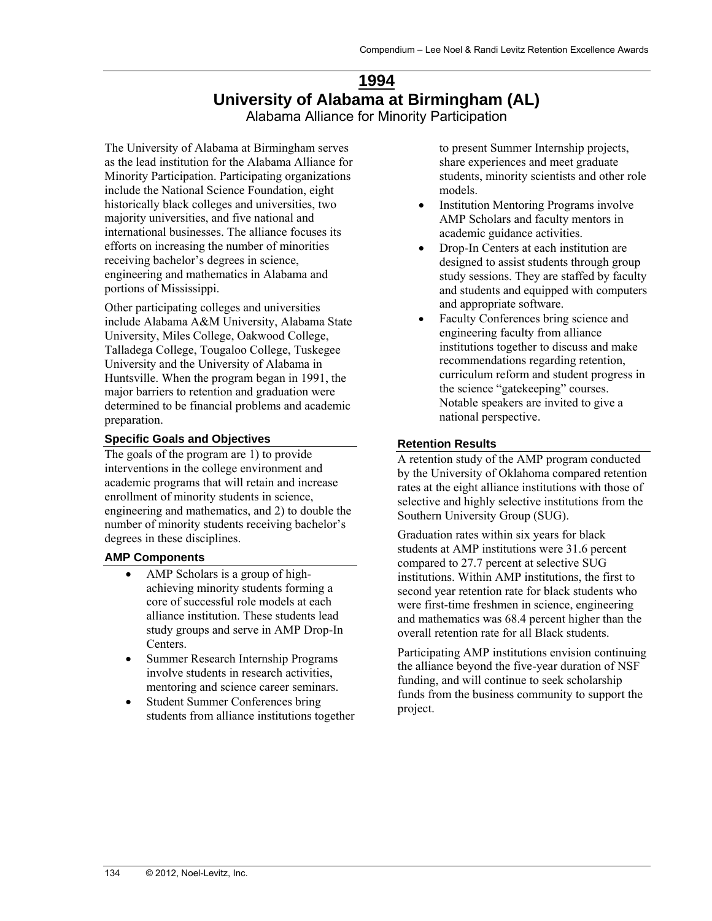# 1994

## University of Alabama at Birmingham (AL)

### Alabama Alliance for Minority Participation

The University of Alabama at Birmingham serves as the lead institution for the Alabama Alliance for Minority Participation. Participating organizations include the National Science Foundation, eight historically black colleges and universities, two majority universities, and five national and international businesses. The alliance focuses its efforts on increasing the number of minorities receiving bachelor's degrees in science, engineering and mathematics in Alabama and portions of Mississippi.

Other participating colleges and universities include Alabama A&M University, Alabama State University, Miles College, Oakwood College, Talladega College, Tougaloo College, Tuskegee University and the University of Alabama in Huntsville. When the program began in 1991, the major barriers to retention and graduation were determined to be financial problems and academic preparation.

#### Specific Goals and Objectives

The goals of the program are 1) to provide interventions in the college environment and academic programs that will retain and increase enrollment of minority students in science, engineering and mathematics, and 2) to double the number of minority students receiving bachelor's degrees in these disciplines.

#### AMP Components

- AMP Scholars is a group of high-achieving minority students forming a core of successful role models at each alliance institution. These students lead study groups and serve in AMP Drop-In Centers.
- Summer Research Internship Programs involve students in research activities, mentoring and science career seminars.
- Student Summer Conferences bring students from alliance institutions together to present Summer Internship projects, share experiences and meet graduate students, minority scientists and other role models.
- Institution Mentoring Programs involve AMP Scholars and faculty mentors in academic guidance activities.
- Drop-In Centers at each institution are designed to assist students through group study sessions. They are staffed by faculty and students and equipped with computers and appropriate software.
- Faculty Conferences bring science and engineering faculty from alliance institutions together to discuss and make recommendations regarding retention, curriculum reform and student progress in the science "gatekeeping" courses. Notable speakers are invited to give a national perspective.

#### Retention Results

A retention study of the AMP program conducted by the University of Oklahoma compared retention rates at the eight alliance institutions with those of selective and highly selective institutions from the Southern University Group (SUG).

Graduation rates within six years for black students at AMP institutions were 31.6 percent compared to 27.7 percent at selective SUG institutions. Within AMP institutions, the first to second year retention rate for black students who were first-time freshmen in science, engineering and mathematics was 68.4 percent higher than the overall retention rate for all Black students.

Participating AMP institutions envision continuing the alliance beyond the five-year duration of NSF funding, and will continue to seek scholarship funds from the business community to support the project.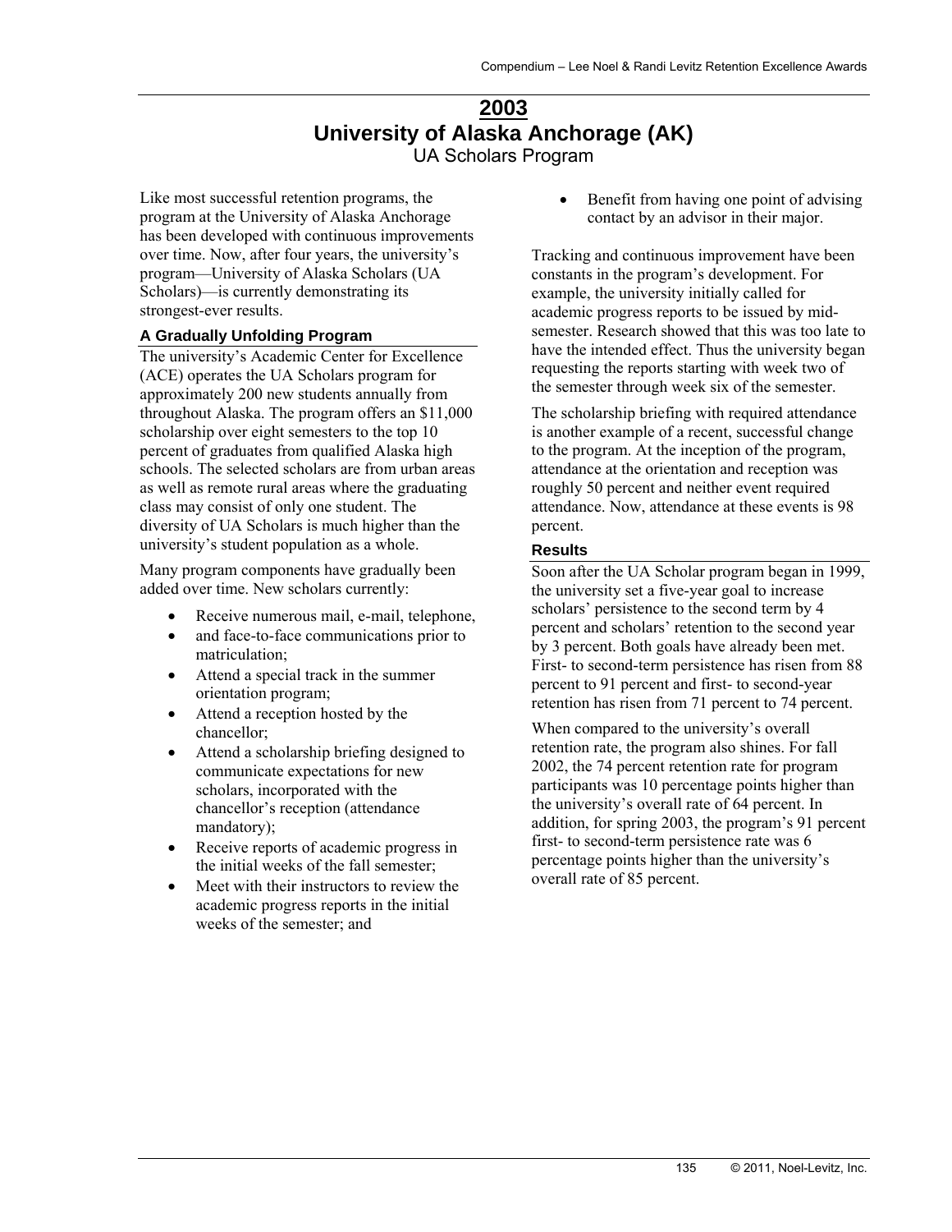# 2003
# University of Alaska Anchorage (AK)
## UA Scholars Program

Like most successful retention programs, the program at the University of Alaska Anchorage has been developed with continuous improvements over time. Now, after four years, the university's program—University of Alaska Scholars (UA Scholars)—is currently demonstrating its strongest-ever results.

### A Gradually Unfolding Program

The university's Academic Center for Excellence (ACE) operates the UA Scholars program for approximately 200 new students annually from throughout Alaska. The program offers an $11,000 scholarship over eight semesters to the top 10 percent of graduates from qualified Alaska high schools. The selected scholars are from urban areas as well as remote rural areas where the graduating class may consist of only one student. The diversity of UA Scholars is much higher than the university's student population as a whole.

Many program components have gradually been added over time. New scholars currently:

- Receive numerous mail, e-mail, telephone,
- and face-to-face communications prior to matriculation;
- Attend a special track in the summer orientation program;
- Attend a reception hosted by the chancellor;
- Attend a scholarship briefing designed to communicate expectations for new scholars, incorporated with the chancellor's reception (attendance mandatory);
- Receive reports of academic progress in the initial weeks of the fall semester;
- Meet with their instructors to review the academic progress reports in the initial weeks of the semester; and
- Benefit from having one point of advising contact by an advisor in their major.

Tracking and continuous improvement have been constants in the program's development. For example, the university initially called for academic progress reports to be issued by mid-semester. Research showed that this was too late to have the intended effect. Thus the university began requesting the reports starting with week two of the semester through week six of the semester.

The scholarship briefing with required attendance is another example of a recent, successful change to the program. At the inception of the program, attendance at the orientation and reception was roughly 50 percent and neither event required attendance. Now, attendance at these events is 98 percent.

### Results

Soon after the UA Scholar program began in 1999, the university set a five-year goal to increase scholars' persistence to the second term by 4 percent and scholars' retention to the second year by 3 percent. Both goals have already been met. First- to second-term persistence has risen from 88 percent to 91 percent and first- to second-year retention has risen from 71 percent to 74 percent.

When compared to the university's overall retention rate, the program also shines. For fall 2002, the 74 percent retention rate for program participants was 10 percentage points higher than the university's overall rate of 64 percent. In addition, for spring 2003, the program's 91 percent first- to second-term persistence rate was 6 percentage points higher than the university's overall rate of 85 percent.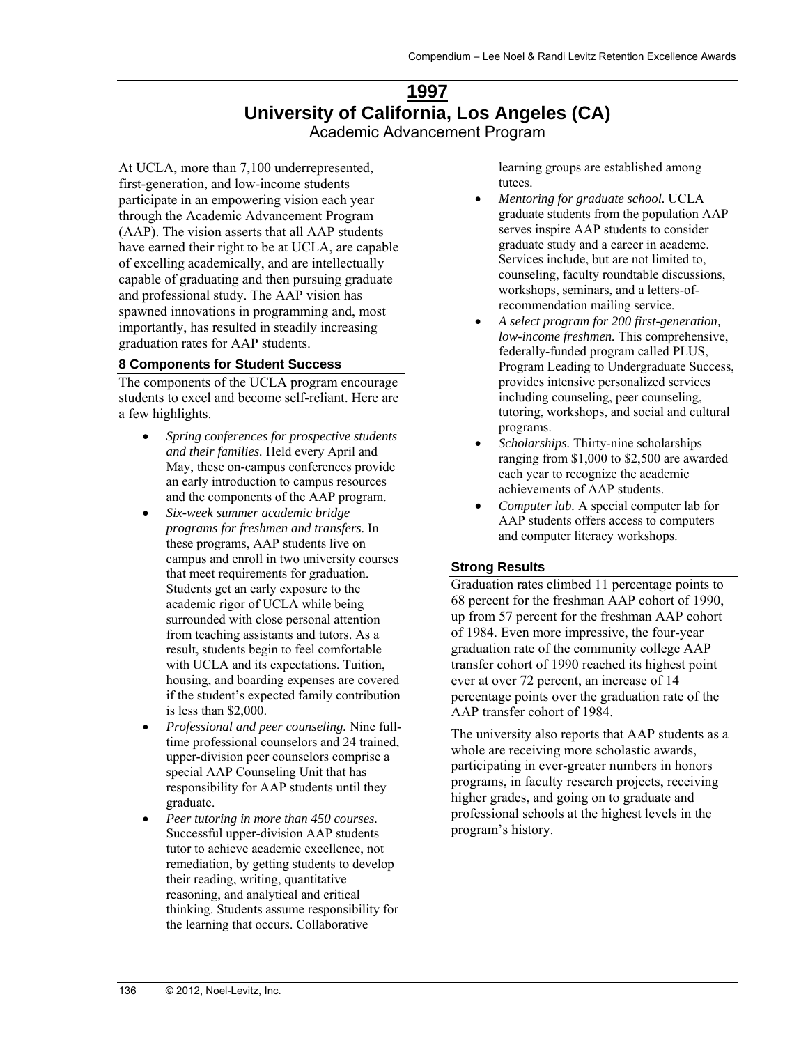# 1997

## University of California, Los Angeles (CA)

Academic Advancement Program

At UCLA, more than 7,100 underrepresented, first-generation, and low-income students participate in an empowering vision each year through the Academic Advancement Program (AAP). The vision asserts that all AAP students have earned their right to be at UCLA, are capable of excelling academically, and are intellectually capable of graduating and then pursuing graduate and professional study. The AAP vision has spawned innovations in programming and, most importantly, has resulted in steadily increasing graduation rates for AAP students.

### 8 Components for Student Success

The components of the UCLA program encourage students to excel and become self-reliant. Here are a few highlights.

- *Spring conferences for prospective students and their families.* Held every April and May, these on-campus conferences provide an early introduction to campus resources and the components of the AAP program.
- *Six-week summer academic bridge programs for freshmen and transfers.* In these programs, AAP students live on campus and enroll in two university courses that meet requirements for graduation. Students get an early exposure to the academic rigor of UCLA while being surrounded with close personal attention from teaching assistants and tutors. As a result, students begin to feel comfortable with UCLA and its expectations. Tuition, housing, and boarding expenses are covered if the student's expected family contribution is less than $2,000.
- *Professional and peer counseling.* Nine full-time professional counselors and 24 trained, upper-division peer counselors comprise a special AAP Counseling Unit that has responsibility for AAP students until they graduate.
- *Peer tutoring in more than 450 courses.* Successful upper-division AAP students tutor to achieve academic excellence, not remediation, by getting students to develop their reading, writing, quantitative reasoning, and analytical and critical thinking. Students assume responsibility for the learning that occurs. Collaborative learning groups are established among tutees.
- *Mentoring for graduate school.* UCLA graduate students from the population AAP serves inspire AAP students to consider graduate study and a career in academe. Services include, but are not limited to, counseling, faculty roundtable discussions, workshops, seminars, and a letters-of-recommendation mailing service.
- *A select program for 200 first-generation, low-income freshmen.* This comprehensive, federally-funded program called PLUS, Program Leading to Undergraduate Success, provides intensive personalized services including counseling, peer counseling, tutoring, workshops, and social and cultural programs.
- *Scholarships.* Thirty-nine scholarships ranging from $1,000 to $2,500 are awarded each year to recognize the academic achievements of AAP students.
- *Computer lab.* A special computer lab for AAP students offers access to computers and computer literacy workshops.

### Strong Results

Graduation rates climbed 11 percentage points to 68 percent for the freshman AAP cohort of 1990, up from 57 percent for the freshman AAP cohort of 1984. Even more impressive, the four-year graduation rate of the community college AAP transfer cohort of 1990 reached its highest point ever at over 72 percent, an increase of 14 percentage points over the graduation rate of the AAP transfer cohort of 1984.

The university also reports that AAP students as a whole are receiving more scholastic awards, participating in ever-greater numbers in honors programs, in faculty research projects, receiving higher grades, and going on to graduate and professional schools at the highest levels in the program's history.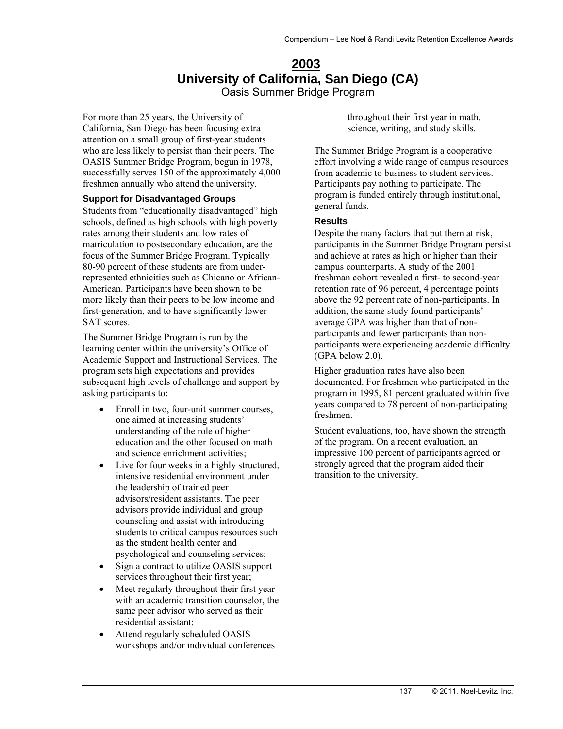# 2003

## University of California, San Diego (CA)

Oasis Summer Bridge Program

For more than 25 years, the University of California, San Diego has been focusing extra attention on a small group of first-year students who are less likely to persist than their peers. The OASIS Summer Bridge Program, begun in 1978, successfully serves 150 of the approximately 4,000 freshmen annually who attend the university.

### Support for Disadvantaged Groups

Students from "educationally disadvantaged" high schools, defined as high schools with high poverty rates among their students and low rates of matriculation to postsecondary education, are the focus of the Summer Bridge Program. Typically 80-90 percent of these students are from under-represented ethnicities such as Chicano or African-American. Participants have been shown to be more likely than their peers to be low income and first-generation, and to have significantly lower SAT scores.

The Summer Bridge Program is run by the learning center within the university's Office of Academic Support and Instructional Services. The program sets high expectations and provides subsequent high levels of challenge and support by asking participants to:

- Enroll in two, four-unit summer courses, one aimed at increasing students' understanding of the role of higher education and the other focused on math and science enrichment activities;
- Live for four weeks in a highly structured, intensive residential environment under the leadership of trained peer advisors/resident assistants. The peer advisors provide individual and group counseling and assist with introducing students to critical campus resources such as the student health center and psychological and counseling services;
- Sign a contract to utilize OASIS support services throughout their first year;
- Meet regularly throughout their first year with an academic transition counselor, the same peer advisor who served as their residential assistant;
- Attend regularly scheduled OASIS workshops and/or individual conferences throughout their first year in math, science, writing, and study skills.

The Summer Bridge Program is a cooperative effort involving a wide range of campus resources from academic to business to student services. Participants pay nothing to participate. The program is funded entirely through institutional, general funds.

### Results

Despite the many factors that put them at risk, participants in the Summer Bridge Program persist and achieve at rates as high or higher than their campus counterparts. A study of the 2001 freshman cohort revealed a first- to second-year retention rate of 96 percent, 4 percentage points above the 92 percent rate of non-participants. In addition, the same study found participants' average GPA was higher than that of non-participants and fewer participants than non-participants were experiencing academic difficulty (GPA below 2.0).

Higher graduation rates have also been documented. For freshmen who participated in the program in 1995, 81 percent graduated within five years compared to 78 percent of non-participating freshmen.

Student evaluations, too, have shown the strength of the program. On a recent evaluation, an impressive 100 percent of participants agreed or strongly agreed that the program aided their transition to the university.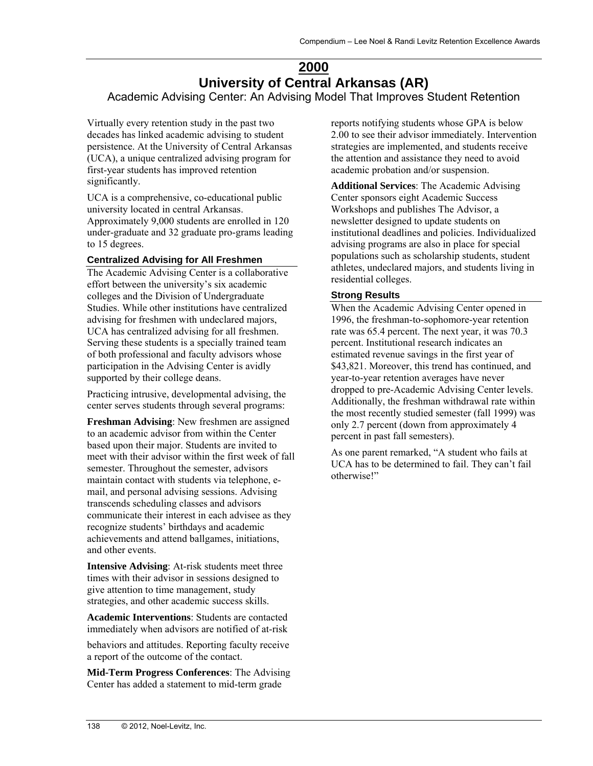# 2000

# University of Central Arkansas (AR)

## Academic Advising Center: An Advising Model That Improves Student Retention

Virtually every retention study in the past two decades has linked academic advising to student persistence. At the University of Central Arkansas (UCA), a unique centralized advising program for first-year students has improved retention significantly.

UCA is a comprehensive, co-educational public university located in central Arkansas. Approximately 9,000 students are enrolled in 120 under-graduate and 32 graduate pro-grams leading to 15 degrees.

### Centralized Advising for All Freshmen

The Academic Advising Center is a collaborative effort between the university's six academic colleges and the Division of Undergraduate Studies. While other institutions have centralized advising for freshmen with undeclared majors, UCA has centralized advising for all freshmen. Serving these students is a specially trained team of both professional and faculty advisors whose participation in the Advising Center is avidly supported by their college deans.

Practicing intrusive, developmental advising, the center serves students through several programs:

**Freshman Advising**: New freshmen are assigned to an academic advisor from within the Center based upon their major. Students are invited to meet with their advisor within the first week of fall semester. Throughout the semester, advisors maintain contact with students via telephone, e-mail, and personal advising sessions. Advising transcends scheduling classes and advisors communicate their interest in each advisee as they recognize students' birthdays and academic achievements and attend ballgames, initiations, and other events.

**Intensive Advising**: At-risk students meet three times with their advisor in sessions designed to give attention to time management, study strategies, and other academic success skills.

**Academic Interventions**: Students are contacted immediately when advisors are notified of at-risk behaviors and attitudes. Reporting faculty receive a report of the outcome of the contact.

**Mid-Term Progress Conferences**: The Advising Center has added a statement to mid-term grade reports notifying students whose GPA is below 2.00 to see their advisor immediately. Intervention strategies are implemented, and students receive the attention and assistance they need to avoid academic probation and/or suspension.

**Additional Services**: The Academic Advising Center sponsors eight Academic Success Workshops and publishes The Advisor, a newsletter designed to update students on institutional deadlines and policies. Individualized advising programs are also in place for special populations such as scholarship students, student athletes, undeclared majors, and students living in residential colleges.

### Strong Results

When the Academic Advising Center opened in 1996, the freshman-to-sophomore-year retention rate was 65.4 percent. The next year, it was 70.3 percent. Institutional research indicates an estimated revenue savings in the first year of $43,821. Moreover, this trend has continued, and year-to-year retention averages have never dropped to pre-Academic Advising Center levels. Additionally, the freshman withdrawal rate within the most recently studied semester (fall 1999) was only 2.7 percent (down from approximately 4 percent in past fall semesters).

As one parent remarked, "A student who fails at UCA has to be determined to fail. They can't fail otherwise!"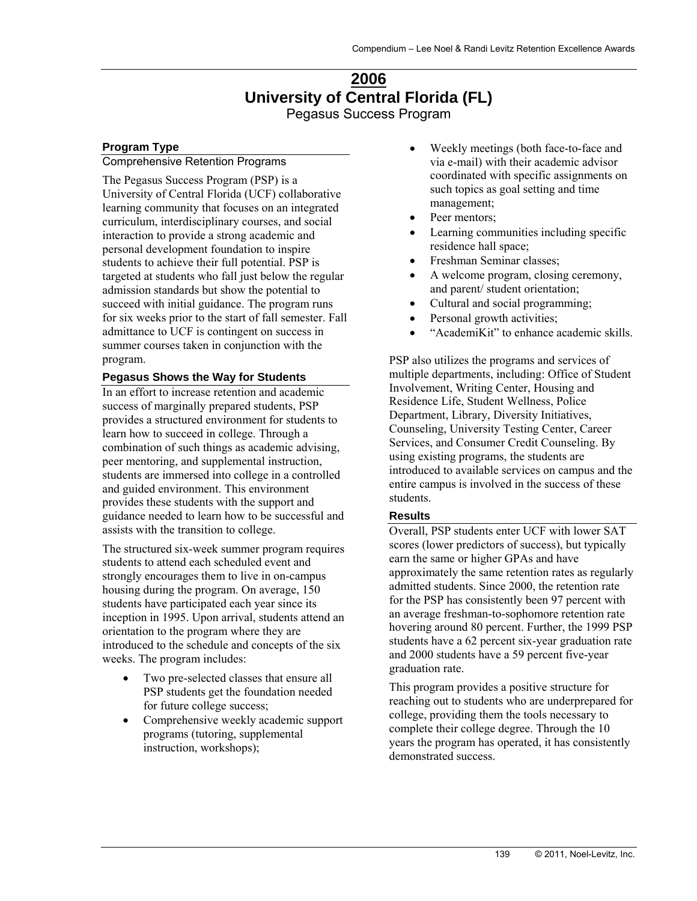# 2006

# University of Central Florida (FL)

## Pegasus Success Program

### Program Type

Comprehensive Retention Programs

The Pegasus Success Program (PSP) is a University of Central Florida (UCF) collaborative learning community that focuses on an integrated curriculum, interdisciplinary courses, and social interaction to provide a strong academic and personal development foundation to inspire students to achieve their full potential. PSP is targeted at students who fall just below the regular admission standards but show the potential to succeed with initial guidance. The program runs for six weeks prior to the start of fall semester. Fall admittance to UCF is contingent on success in summer courses taken in conjunction with the program.

### Pegasus Shows the Way for Students

In an effort to increase retention and academic success of marginally prepared students, PSP provides a structured environment for students to learn how to succeed in college. Through a combination of such things as academic advising, peer mentoring, and supplemental instruction, students are immersed into college in a controlled and guided environment. This environment provides these students with the support and guidance needed to learn how to be successful and assists with the transition to college.

The structured six-week summer program requires students to attend each scheduled event and strongly encourages them to live in on-campus housing during the program. On average, 150 students have participated each year since its inception in 1995. Upon arrival, students attend an orientation to the program where they are introduced to the schedule and concepts of the six weeks. The program includes:

- Two pre-selected classes that ensure all PSP students get the foundation needed for future college success;
- Comprehensive weekly academic support programs (tutoring, supplemental instruction, workshops);
- Weekly meetings (both face-to-face and via e-mail) with their academic advisor coordinated with specific assignments on such topics as goal setting and time management;
- Peer mentors;
- Learning communities including specific residence hall space;
- Freshman Seminar classes;
- A welcome program, closing ceremony, and parent/ student orientation;
- Cultural and social programming;
- Personal growth activities;
- "AcademiKit" to enhance academic skills.

PSP also utilizes the programs and services of multiple departments, including: Office of Student Involvement, Writing Center, Housing and Residence Life, Student Wellness, Police Department, Library, Diversity Initiatives, Counseling, University Testing Center, Career Services, and Consumer Credit Counseling. By using existing programs, the students are introduced to available services on campus and the entire campus is involved in the success of these students.

### Results

Overall, PSP students enter UCF with lower SAT scores (lower predictors of success), but typically earn the same or higher GPAs and have approximately the same retention rates as regularly admitted students. Since 2000, the retention rate for the PSP has consistently been 97 percent with an average freshman-to-sophomore retention rate hovering around 80 percent. Further, the 1999 PSP students have a 62 percent six-year graduation rate and 2000 students have a 59 percent five-year graduation rate.

This program provides a positive structure for reaching out to students who are underprepared for college, providing them the tools necessary to complete their college degree. Through the 10 years the program has operated, it has consistently demonstrated success.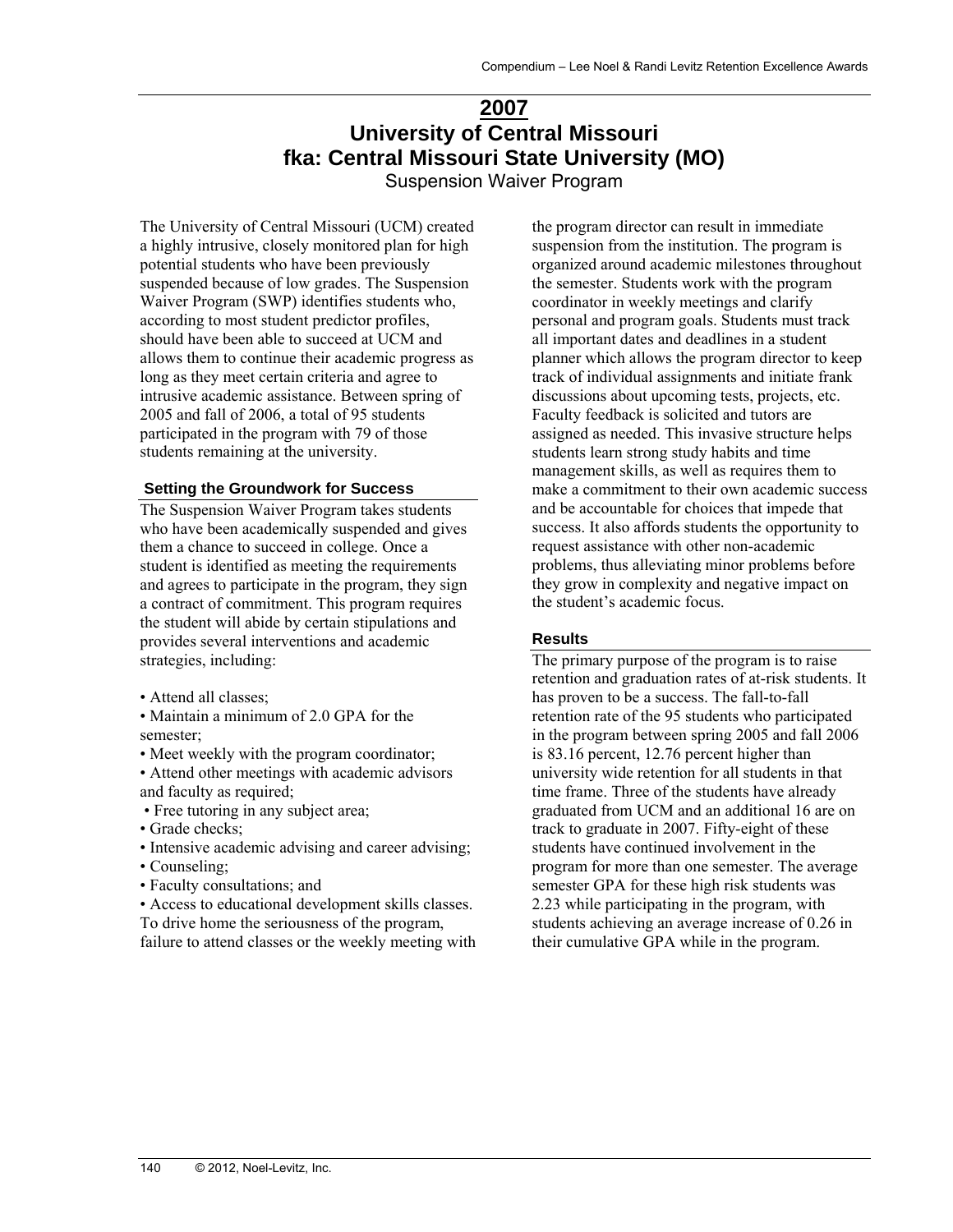# 2007

# University of Central Missouri

# fka: Central Missouri State University (MO)

Suspension Waiver Program

The University of Central Missouri (UCM) created a highly intrusive, closely monitored plan for high potential students who have been previously suspended because of low grades. The Suspension Waiver Program (SWP) identifies students who, according to most student predictor profiles, should have been able to succeed at UCM and allows them to continue their academic progress as long as they meet certain criteria and agree to intrusive academic assistance. Between spring of 2005 and fall of 2006, a total of 95 students participated in the program with 79 of those students remaining at the university.

## Setting the Groundwork for Success

The Suspension Waiver Program takes students who have been academically suspended and gives them a chance to succeed in college. Once a student is identified as meeting the requirements and agrees to participate in the program, they sign a contract of commitment. This program requires the student will abide by certain stipulations and provides several interventions and academic strategies, including:

- Attend all classes;
- Maintain a minimum of 2.0 GPA for the semester;
- Meet weekly with the program coordinator;
- Attend other meetings with academic advisors and faculty as required;
- Free tutoring in any subject area;
- Grade checks;
- Intensive academic advising and career advising;
- Counseling;
- Faculty consultations; and
- Access to educational development skills classes.

To drive home the seriousness of the program, failure to attend classes or the weekly meeting with the program director can result in immediate suspension from the institution. The program is organized around academic milestones throughout the semester. Students work with the program coordinator in weekly meetings and clarify personal and program goals. Students must track all important dates and deadlines in a student planner which allows the program director to keep track of individual assignments and initiate frank discussions about upcoming tests, projects, etc. Faculty feedback is solicited and tutors are assigned as needed. This invasive structure helps students learn strong study habits and time management skills, as well as requires them to make a commitment to their own academic success and be accountable for choices that impede that success. It also affords students the opportunity to request assistance with other non-academic problems, thus alleviating minor problems before they grow in complexity and negative impact on the student's academic focus.

## Results

The primary purpose of the program is to raise retention and graduation rates of at-risk students. It has proven to be a success. The fall-to-fall retention rate of the 95 students who participated in the program between spring 2005 and fall 2006 is 83.16 percent, 12.76 percent higher than university wide retention for all students in that time frame. Three of the students have already graduated from UCM and an additional 16 are on track to graduate in 2007. Fifty-eight of these students have continued involvement in the program for more than one semester. The average semester GPA for these high risk students was 2.23 while participating in the program, with students achieving an average increase of 0.26 in their cumulative GPA while in the program.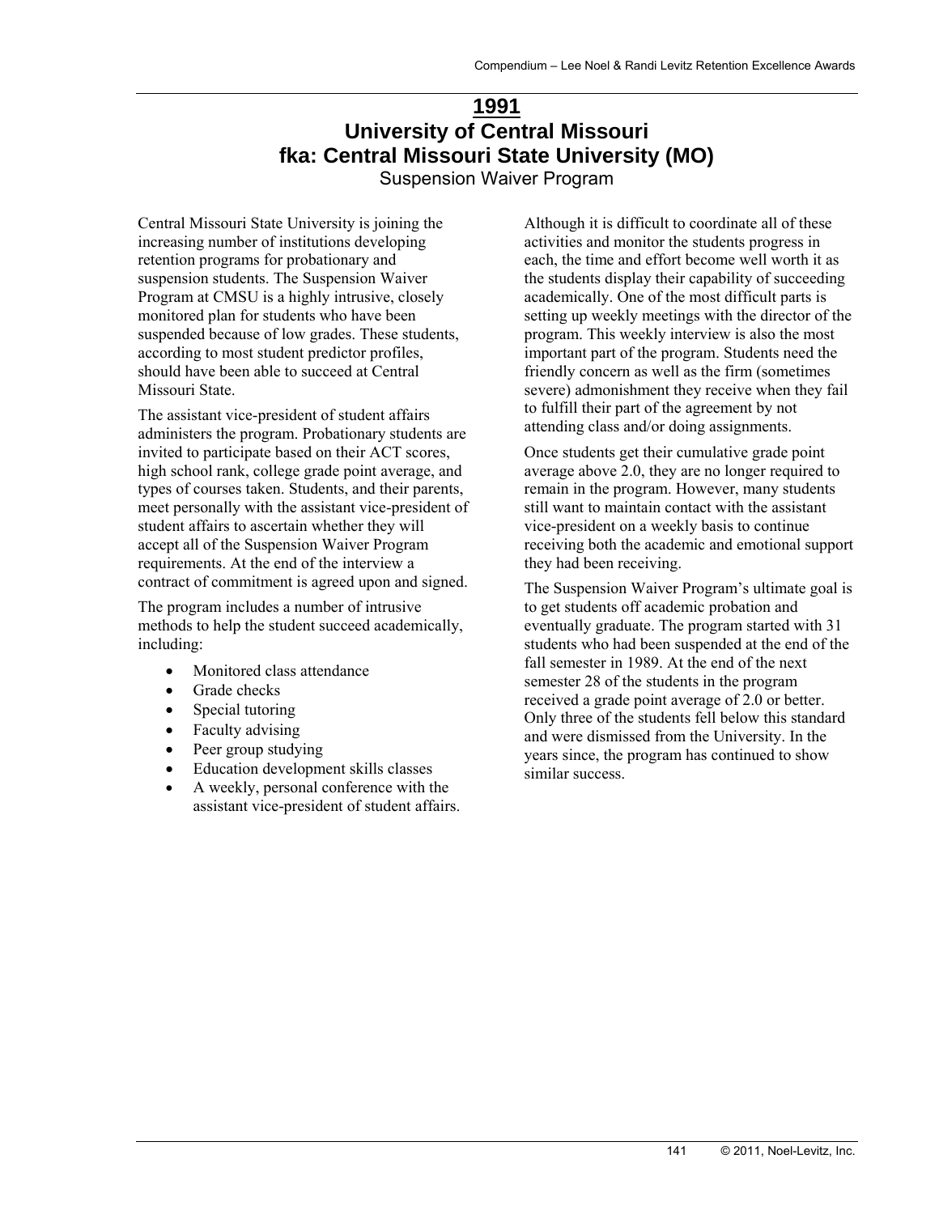# 1991

# University of Central Missouri
# fka: Central Missouri State University (MO)

## Suspension Waiver Program

Central Missouri State University is joining the increasing number of institutions developing retention programs for probationary and suspension students. The Suspension Waiver Program at CMSU is a highly intrusive, closely monitored plan for students who have been suspended because of low grades. These students, according to most student predictor profiles, should have been able to succeed at Central Missouri State.

The assistant vice-president of student affairs administers the program. Probationary students are invited to participate based on their ACT scores, high school rank, college grade point average, and types of courses taken. Students, and their parents, meet personally with the assistant vice-president of student affairs to ascertain whether they will accept all of the Suspension Waiver Program requirements. At the end of the interview a contract of commitment is agreed upon and signed.

The program includes a number of intrusive methods to help the student succeed academically, including:

- Monitored class attendance
- Grade checks
- Special tutoring
- Faculty advising
- Peer group studying
- Education development skills classes
- A weekly, personal conference with the assistant vice-president of student affairs.

Although it is difficult to coordinate all of these activities and monitor the students progress in each, the time and effort become well worth it as the students display their capability of succeeding academically. One of the most difficult parts is setting up weekly meetings with the director of the program. This weekly interview is also the most important part of the program. Students need the friendly concern as well as the firm (sometimes severe) admonishment they receive when they fail to fulfill their part of the agreement by not attending class and/or doing assignments.

Once students get their cumulative grade point average above 2.0, they are no longer required to remain in the program. However, many students still want to maintain contact with the assistant vice-president on a weekly basis to continue receiving both the academic and emotional support they had been receiving.

The Suspension Waiver Program's ultimate goal is to get students off academic probation and eventually graduate. The program started with 31 students who had been suspended at the end of the fall semester in 1989. At the end of the next semester 28 of the students in the program received a grade point average of 2.0 or better. Only three of the students fell below this standard and were dismissed from the University. In the years since, the program has continued to show similar success.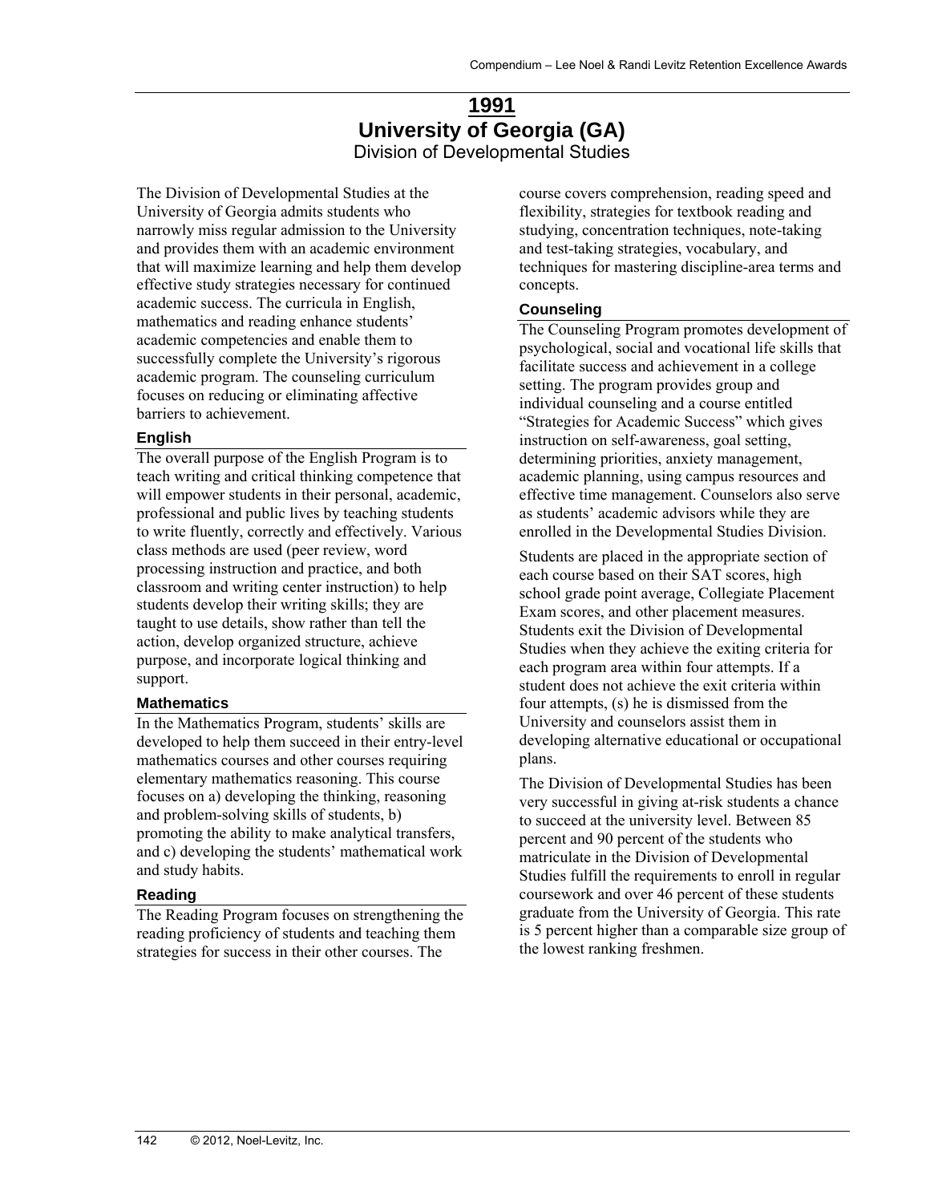# 1991

## University of Georgia (GA)

### Division of Developmental Studies

The Division of Developmental Studies at the University of Georgia admits students who narrowly miss regular admission to the University and provides them with an academic environment that will maximize learning and help them develop effective study strategies necessary for continued academic success. The curricula in English, mathematics and reading enhance students' academic competencies and enable them to successfully complete the University's rigorous academic program. The counseling curriculum focuses on reducing or eliminating affective barriers to achievement.

#### English

The overall purpose of the English Program is to teach writing and critical thinking competence that will empower students in their personal, academic, professional and public lives by teaching students to write fluently, correctly and effectively. Various class methods are used (peer review, word processing instruction and practice, and both classroom and writing center instruction) to help students develop their writing skills; they are taught to use details, show rather than tell the action, develop organized structure, achieve purpose, and incorporate logical thinking and support.

#### Mathematics

In the Mathematics Program, students' skills are developed to help them succeed in their entry-level mathematics courses and other courses requiring elementary mathematics reasoning. This course focuses on a) developing the thinking, reasoning and problem-solving skills of students, b) promoting the ability to make analytical transfers, and c) developing the students' mathematical work and study habits.

#### Reading

The Reading Program focuses on strengthening the reading proficiency of students and teaching them strategies for success in their other courses. The course covers comprehension, reading speed and flexibility, strategies for textbook reading and studying, concentration techniques, note-taking and test-taking strategies, vocabulary, and techniques for mastering discipline-area terms and concepts.

#### Counseling

The Counseling Program promotes development of psychological, social and vocational life skills that facilitate success and achievement in a college setting. The program provides group and individual counseling and a course entitled "Strategies for Academic Success" which gives instruction on self-awareness, goal setting, determining priorities, anxiety management, academic planning, using campus resources and effective time management. Counselors also serve as students' academic advisors while they are enrolled in the Developmental Studies Division.

Students are placed in the appropriate section of each course based on their SAT scores, high school grade point average, Collegiate Placement Exam scores, and other placement measures. Students exit the Division of Developmental Studies when they achieve the exiting criteria for each program area within four attempts. If a student does not achieve the exit criteria within four attempts, (s) he is dismissed from the University and counselors assist them in developing alternative educational or occupational plans.

The Division of Developmental Studies has been very successful in giving at-risk students a chance to succeed at the university level. Between 85 percent and 90 percent of the students who matriculate in the Division of Developmental Studies fulfill the requirements to enroll in regular coursework and over 46 percent of these students graduate from the University of Georgia. This rate is 5 percent higher than a comparable size group of the lowest ranking freshmen.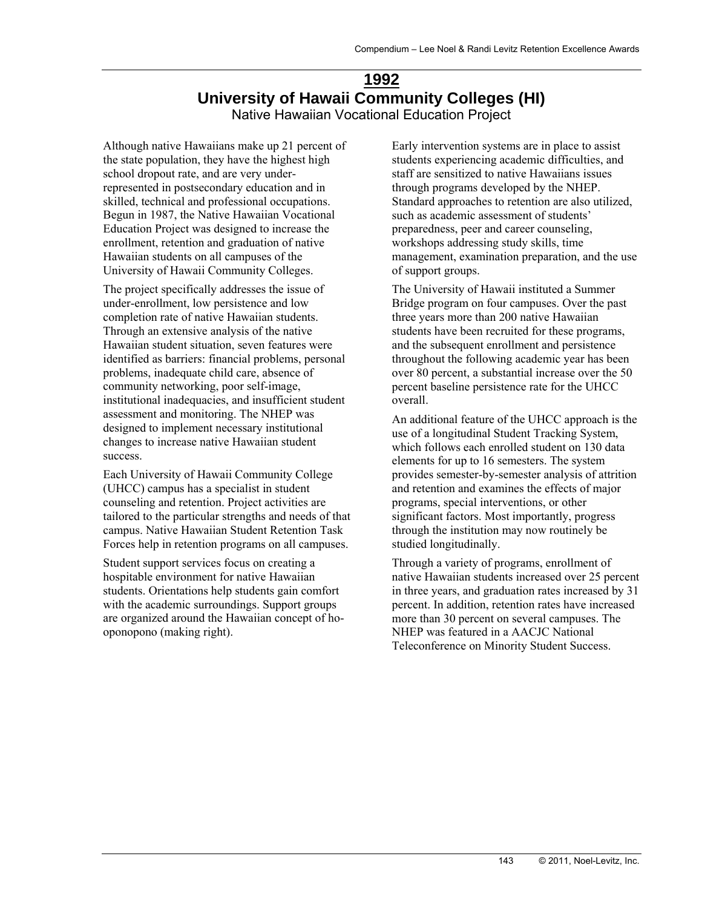# 1992

## University of Hawaii Community Colleges (HI)

### Native Hawaiian Vocational Education Project

Although native Hawaiians make up 21 percent of the state population, they have the highest high school dropout rate, and are very under-represented in postsecondary education and in skilled, technical and professional occupations. Begun in 1987, the Native Hawaiian Vocational Education Project was designed to increase the enrollment, retention and graduation of native Hawaiian students on all campuses of the University of Hawaii Community Colleges.

The project specifically addresses the issue of under-enrollment, low persistence and low completion rate of native Hawaiian students. Through an extensive analysis of the native Hawaiian student situation, seven features were identified as barriers: financial problems, personal problems, inadequate child care, absence of community networking, poor self-image, institutional inadequacies, and insufficient student assessment and monitoring. The NHEP was designed to implement necessary institutional changes to increase native Hawaiian student success.

Each University of Hawaii Community College (UHCC) campus has a specialist in student counseling and retention. Project activities are tailored to the particular strengths and needs of that campus. Native Hawaiian Student Retention Task Forces help in retention programs on all campuses.

Student support services focus on creating a hospitable environment for native Hawaiian students. Orientations help students gain comfort with the academic surroundings. Support groups are organized around the Hawaiian concept of ho-oponopono (making right).

Early intervention systems are in place to assist students experiencing academic difficulties, and staff are sensitized to native Hawaiians issues through programs developed by the NHEP. Standard approaches to retention are also utilized, such as academic assessment of students' preparedness, peer and career counseling, workshops addressing study skills, time management, examination preparation, and the use of support groups.

The University of Hawaii instituted a Summer Bridge program on four campuses. Over the past three years more than 200 native Hawaiian students have been recruited for these programs, and the subsequent enrollment and persistence throughout the following academic year has been over 80 percent, a substantial increase over the 50 percent baseline persistence rate for the UHCC overall.

An additional feature of the UHCC approach is the use of a longitudinal Student Tracking System, which follows each enrolled student on 130 data elements for up to 16 semesters. The system provides semester-by-semester analysis of attrition and retention and examines the effects of major programs, special interventions, or other significant factors. Most importantly, progress through the institution may now routinely be studied longitudinally.

Through a variety of programs, enrollment of native Hawaiian students increased over 25 percent in three years, and graduation rates increased by 31 percent. In addition, retention rates have increased more than 30 percent on several campuses. The NHEP was featured in a AACJC National Teleconference on Minority Student Success.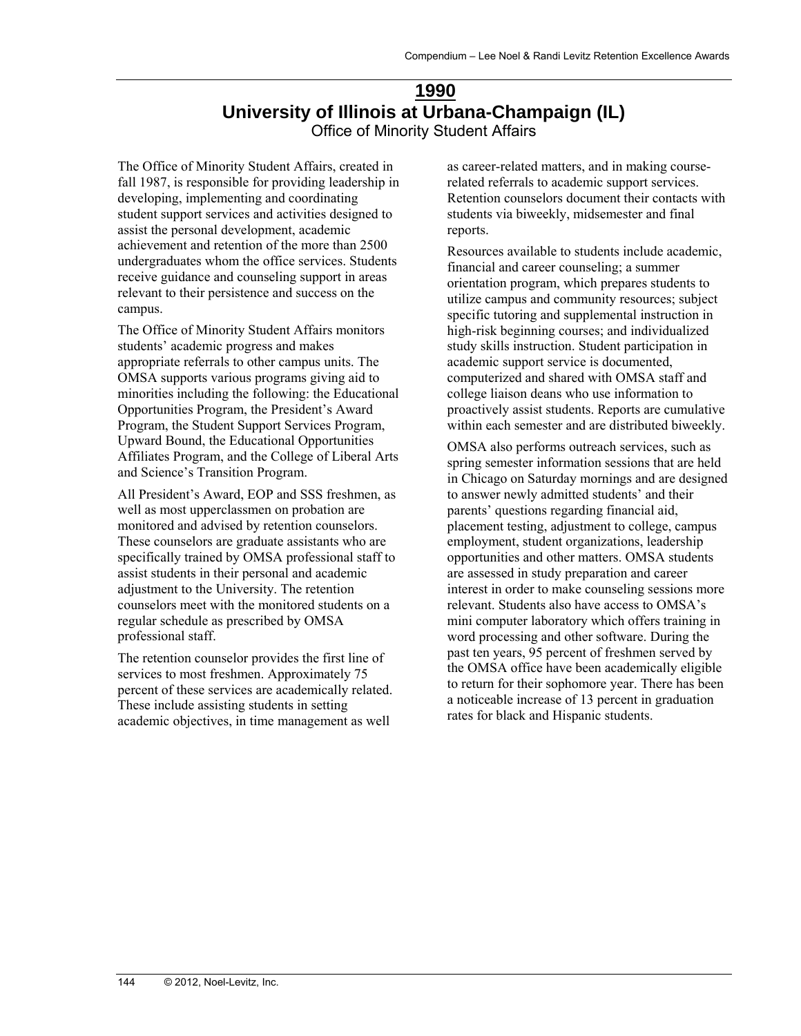# 1990

## University of Illinois at Urbana-Champaign (IL)

### Office of Minority Student Affairs

The Office of Minority Student Affairs, created in fall 1987, is responsible for providing leadership in developing, implementing and coordinating student support services and activities designed to assist the personal development, academic achievement and retention of the more than 2500 undergraduates whom the office services. Students receive guidance and counseling support in areas relevant to their persistence and success on the campus.

The Office of Minority Student Affairs monitors students' academic progress and makes appropriate referrals to other campus units. The OMSA supports various programs giving aid to minorities including the following: the Educational Opportunities Program, the President's Award Program, the Student Support Services Program, Upward Bound, the Educational Opportunities Affiliates Program, and the College of Liberal Arts and Science's Transition Program.

All President's Award, EOP and SSS freshmen, as well as most upperclassmen on probation are monitored and advised by retention counselors. These counselors are graduate assistants who are specifically trained by OMSA professional staff to assist students in their personal and academic adjustment to the University. The retention counselors meet with the monitored students on a regular schedule as prescribed by OMSA professional staff.

The retention counselor provides the first line of services to most freshmen. Approximately 75 percent of these services are academically related. These include assisting students in setting academic objectives, in time management as well as career-related matters, and in making course-related referrals to academic support services. Retention counselors document their contacts with students via biweekly, midsemester and final reports.

Resources available to students include academic, financial and career counseling; a summer orientation program, which prepares students to utilize campus and community resources; subject specific tutoring and supplemental instruction in high-risk beginning courses; and individualized study skills instruction. Student participation in academic support service is documented, computerized and shared with OMSA staff and college liaison deans who use information to proactively assist students. Reports are cumulative within each semester and are distributed biweekly.

OMSA also performs outreach services, such as spring semester information sessions that are held in Chicago on Saturday mornings and are designed to answer newly admitted students' and their parents' questions regarding financial aid, placement testing, adjustment to college, campus employment, student organizations, leadership opportunities and other matters. OMSA students are assessed in study preparation and career interest in order to make counseling sessions more relevant. Students also have access to OMSA's mini computer laboratory which offers training in word processing and other software. During the past ten years, 95 percent of freshmen served by the OMSA office have been academically eligible to return for their sophomore year. There has been a noticeable increase of 13 percent in graduation rates for black and Hispanic students.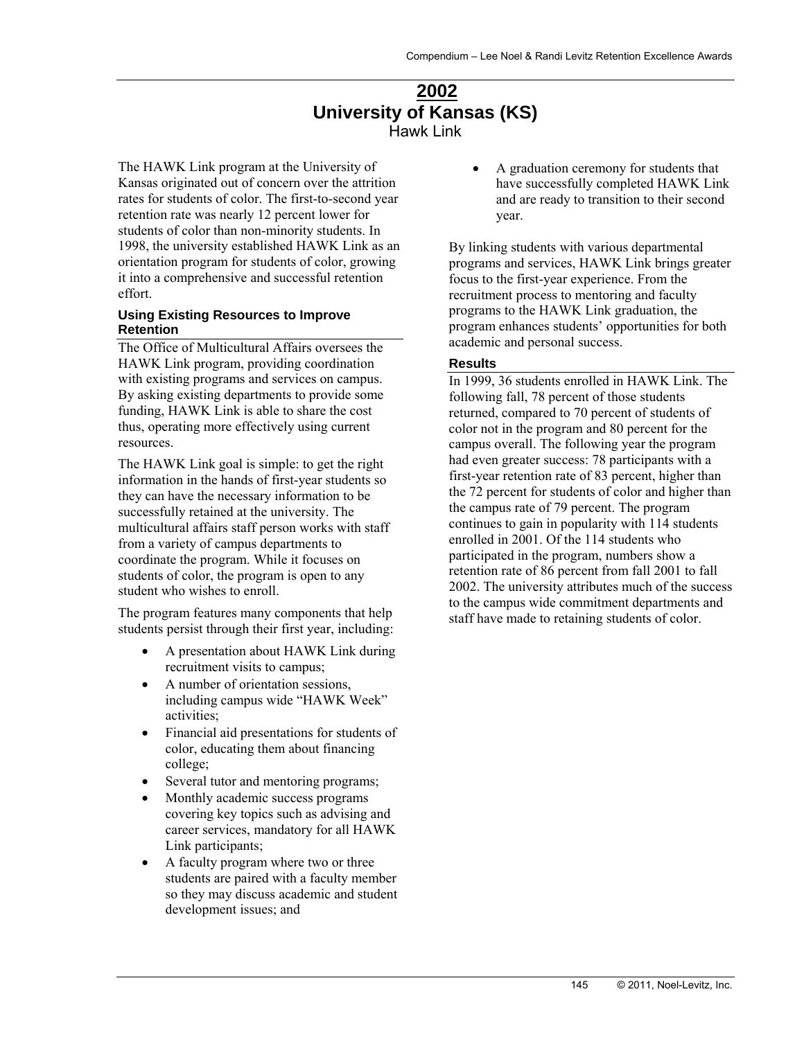# 2002

## University of Kansas (KS)

Hawk Link

The HAWK Link program at the University of Kansas originated out of concern over the attrition rates for students of color. The first-to-second year retention rate was nearly 12 percent lower for students of color than non-minority students. In 1998, the university established HAWK Link as an orientation program for students of color, growing it into a comprehensive and successful retention effort.

### Using Existing Resources to Improve Retention

The Office of Multicultural Affairs oversees the HAWK Link program, providing coordination with existing programs and services on campus. By asking existing departments to provide some funding, HAWK Link is able to share the cost thus, operating more effectively using current resources.

The HAWK Link goal is simple: to get the right information in the hands of first-year students so they can have the necessary information to be successfully retained at the university. The multicultural affairs staff person works with staff from a variety of campus departments to coordinate the program. While it focuses on students of color, the program is open to any student who wishes to enroll.

The program features many components that help students persist through their first year, including:

- A presentation about HAWK Link during recruitment visits to campus;
- A number of orientation sessions, including campus wide "HAWK Week" activities;
- Financial aid presentations for students of color, educating them about financing college;
- Several tutor and mentoring programs;
- Monthly academic success programs covering key topics such as advising and career services, mandatory for all HAWK Link participants;
- A faculty program where two or three students are paired with a faculty member so they may discuss academic and student development issues; and
- A graduation ceremony for students that have successfully completed HAWK Link and are ready to transition to their second year.

By linking students with various departmental programs and services, HAWK Link brings greater focus to the first-year experience. From the recruitment process to mentoring and faculty programs to the HAWK Link graduation, the program enhances students' opportunities for both academic and personal success.

### Results

In 1999, 36 students enrolled in HAWK Link. The following fall, 78 percent of those students returned, compared to 70 percent of students of color not in the program and 80 percent for the campus overall. The following year the program had even greater success: 78 participants with a first-year retention rate of 83 percent, higher than the 72 percent for students of color and higher than the campus rate of 79 percent. The program continues to gain in popularity with 114 students enrolled in 2001. Of the 114 students who participated in the program, numbers show a retention rate of 86 percent from fall 2001 to fall 2002. The university attributes much of the success to the campus wide commitment departments and staff have made to retaining students of color.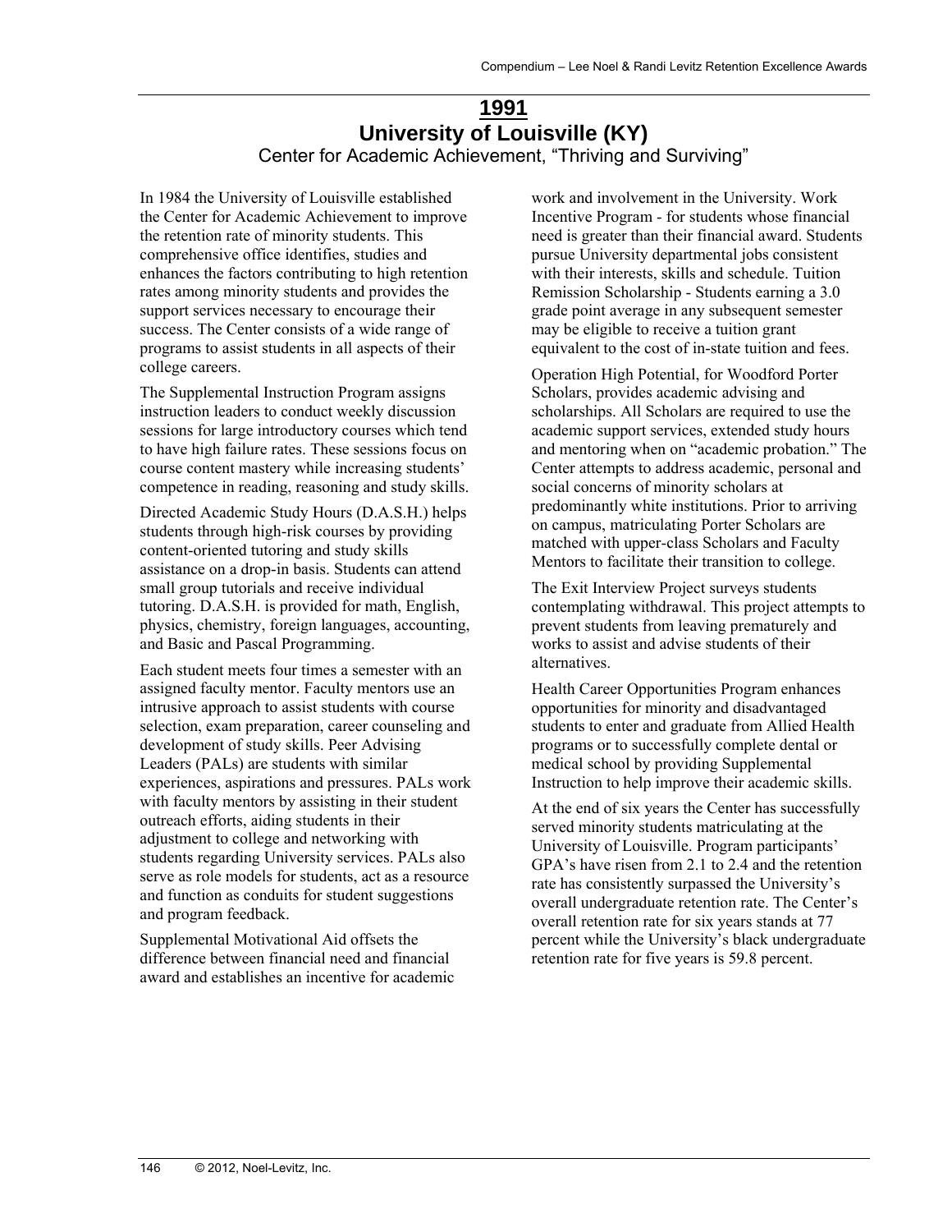# 1991

## University of Louisville (KY)

### Center for Academic Achievement, "Thriving and Surviving"

In 1984 the University of Louisville established the Center for Academic Achievement to improve the retention rate of minority students. This comprehensive office identifies, studies and enhances the factors contributing to high retention rates among minority students and provides the support services necessary to encourage their success. The Center consists of a wide range of programs to assist students in all aspects of their college careers.

The Supplemental Instruction Program assigns instruction leaders to conduct weekly discussion sessions for large introductory courses which tend to have high failure rates. These sessions focus on course content mastery while increasing students' competence in reading, reasoning and study skills.

Directed Academic Study Hours (D.A.S.H.) helps students through high-risk courses by providing content-oriented tutoring and study skills assistance on a drop-in basis. Students can attend small group tutorials and receive individual tutoring. D.A.S.H. is provided for math, English, physics, chemistry, foreign languages, accounting, and Basic and Pascal Programming.

Each student meets four times a semester with an assigned faculty mentor. Faculty mentors use an intrusive approach to assist students with course selection, exam preparation, career counseling and development of study skills. Peer Advising Leaders (PALs) are students with similar experiences, aspirations and pressures. PALs work with faculty mentors by assisting in their student outreach efforts, aiding students in their adjustment to college and networking with students regarding University services. PALs also serve as role models for students, act as a resource and function as conduits for student suggestions and program feedback.

Supplemental Motivational Aid offsets the difference between financial need and financial award and establishes an incentive for academic work and involvement in the University. Work Incentive Program - for students whose financial need is greater than their financial award. Students pursue University departmental jobs consistent with their interests, skills and schedule. Tuition Remission Scholarship - Students earning a 3.0 grade point average in any subsequent semester may be eligible to receive a tuition grant equivalent to the cost of in-state tuition and fees.

Operation High Potential, for Woodford Porter Scholars, provides academic advising and scholarships. All Scholars are required to use the academic support services, extended study hours and mentoring when on "academic probation." The Center attempts to address academic, personal and social concerns of minority scholars at predominantly white institutions. Prior to arriving on campus, matriculating Porter Scholars are matched with upper-class Scholars and Faculty Mentors to facilitate their transition to college.

The Exit Interview Project surveys students contemplating withdrawal. This project attempts to prevent students from leaving prematurely and works to assist and advise students of their alternatives.

Health Career Opportunities Program enhances opportunities for minority and disadvantaged students to enter and graduate from Allied Health programs or to successfully complete dental or medical school by providing Supplemental Instruction to help improve their academic skills.

At the end of six years the Center has successfully served minority students matriculating at the University of Louisville. Program participants' GPA's have risen from 2.1 to 2.4 and the retention rate has consistently surpassed the University's overall undergraduate retention rate. The Center's overall retention rate for six years stands at 77 percent while the University's black undergraduate retention rate for five years is 59.8 percent.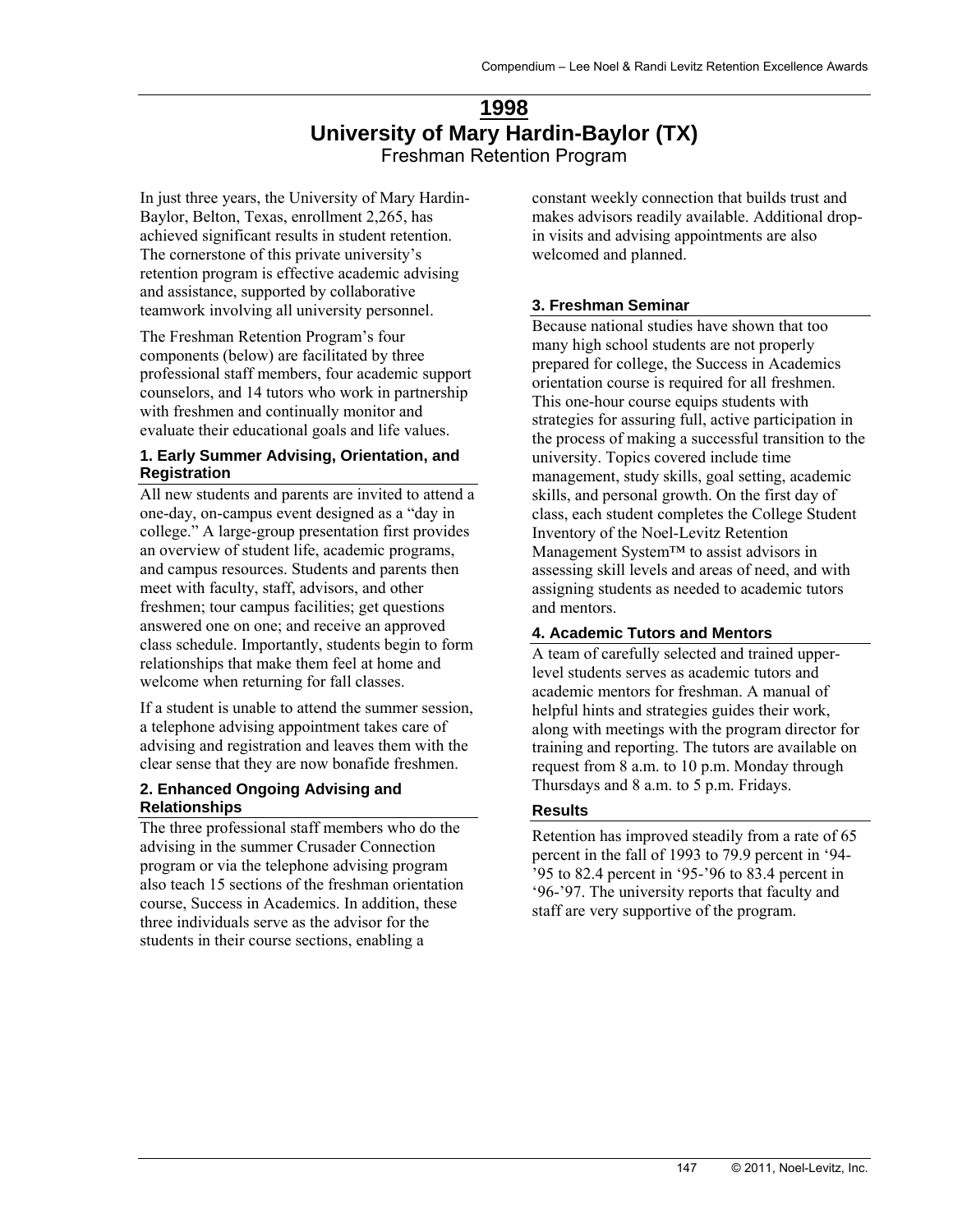# 1998

## University of Mary Hardin-Baylor (TX)

Freshman Retention Program

In just three years, the University of Mary Hardin-Baylor, Belton, Texas, enrollment 2,265, has achieved significant results in student retention. The cornerstone of this private university's retention program is effective academic advising and assistance, supported by collaborative teamwork involving all university personnel.

The Freshman Retention Program's four components (below) are facilitated by three professional staff members, four academic support counselors, and 14 tutors who work in partnership with freshmen and continually monitor and evaluate their educational goals and life values.

### 1. Early Summer Advising, Orientation, and Registration

All new students and parents are invited to attend a one-day, on-campus event designed as a "day in college." A large-group presentation first provides an overview of student life, academic programs, and campus resources. Students and parents then meet with faculty, staff, advisors, and other freshmen; tour campus facilities; get questions answered one on one; and receive an approved class schedule. Importantly, students begin to form relationships that make them feel at home and welcome when returning for fall classes.

If a student is unable to attend the summer session, a telephone advising appointment takes care of advising and registration and leaves them with the clear sense that they are now bonafide freshmen.

### 2. Enhanced Ongoing Advising and Relationships

The three professional staff members who do the advising in the summer Crusader Connection program or via the telephone advising program also teach 15 sections of the freshman orientation course, Success in Academics. In addition, these three individuals serve as the advisor for the students in their course sections, enabling a constant weekly connection that builds trust and makes advisors readily available. Additional drop-in visits and advising appointments are also welcomed and planned.

### 3. Freshman Seminar

Because national studies have shown that too many high school students are not properly prepared for college, the Success in Academics orientation course is required for all freshmen. This one-hour course equips students with strategies for assuring full, active participation in the process of making a successful transition to the university. Topics covered include time management, study skills, goal setting, academic skills, and personal growth. On the first day of class, each student completes the College Student Inventory of the Noel-Levitz Retention Management System™ to assist advisors in assessing skill levels and areas of need, and with assigning students as needed to academic tutors and mentors.

### 4. Academic Tutors and Mentors

A team of carefully selected and trained upper-level students serves as academic tutors and academic mentors for freshman. A manual of helpful hints and strategies guides their work, along with meetings with the program director for training and reporting. The tutors are available on request from 8 a.m. to 10 p.m. Monday through Thursdays and 8 a.m. to 5 p.m. Fridays.

### Results

Retention has improved steadily from a rate of 65 percent in the fall of 1993 to 79.9 percent in '94-'95 to 82.4 percent in '95-'96 to 83.4 percent in '96-'97. The university reports that faculty and staff are very supportive of the program.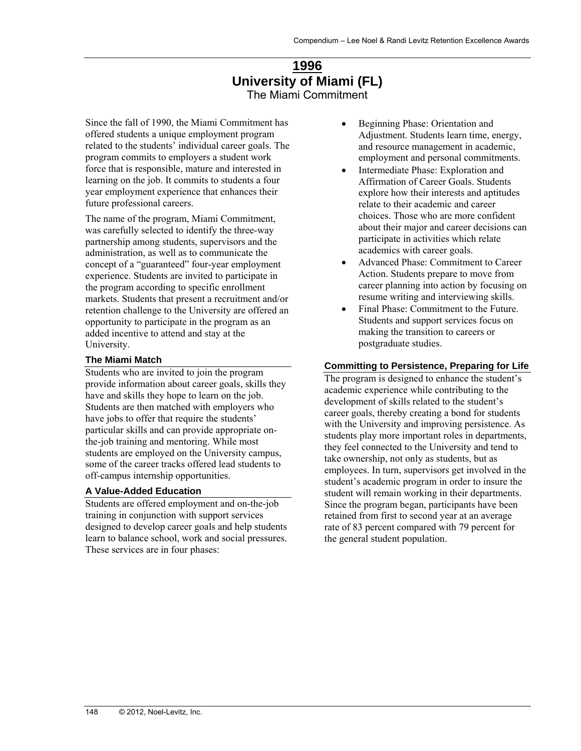# 1996
## University of Miami (FL)
### The Miami Commitment

Since the fall of 1990, the Miami Commitment has offered students a unique employment program related to the students' individual career goals. The program commits to employers a student work force that is responsible, mature and interested in learning on the job. It commits to students a four year employment experience that enhances their future professional careers.

The name of the program, Miami Commitment, was carefully selected to identify the three-way partnership among students, supervisors and the administration, as well as to communicate the concept of a "guaranteed" four-year employment experience. Students are invited to participate in the program according to specific enrollment markets. Students that present a recruitment and/or retention challenge to the University are offered an opportunity to participate in the program as an added incentive to attend and stay at the University.

#### The Miami Match

Students who are invited to join the program provide information about career goals, skills they have and skills they hope to learn on the job. Students are then matched with employers who have jobs to offer that require the students' particular skills and can provide appropriate on-the-job training and mentoring. While most students are employed on the University campus, some of the career tracks offered lead students to off-campus internship opportunities.

#### A Value-Added Education

Students are offered employment and on-the-job training in conjunction with support services designed to develop career goals and help students learn to balance school, work and social pressures. These services are in four phases:

- Beginning Phase: Orientation and Adjustment. Students learn time, energy, and resource management in academic, employment and personal commitments.
- Intermediate Phase: Exploration and Affirmation of Career Goals. Students explore how their interests and aptitudes relate to their academic and career choices. Those who are more confident about their major and career decisions can participate in activities which relate academics with career goals.
- Advanced Phase: Commitment to Career Action. Students prepare to move from career planning into action by focusing on resume writing and interviewing skills.
- Final Phase: Commitment to the Future. Students and support services focus on making the transition to careers or postgraduate studies.

#### Committing to Persistence, Preparing for Life

The program is designed to enhance the student's academic experience while contributing to the development of skills related to the student's career goals, thereby creating a bond for students with the University and improving persistence. As students play more important roles in departments, they feel connected to the University and tend to take ownership, not only as students, but as employees. In turn, supervisors get involved in the student's academic program in order to insure the student will remain working in their departments. Since the program began, participants have been retained from first to second year at an average rate of 83 percent compared with 79 percent for the general student population.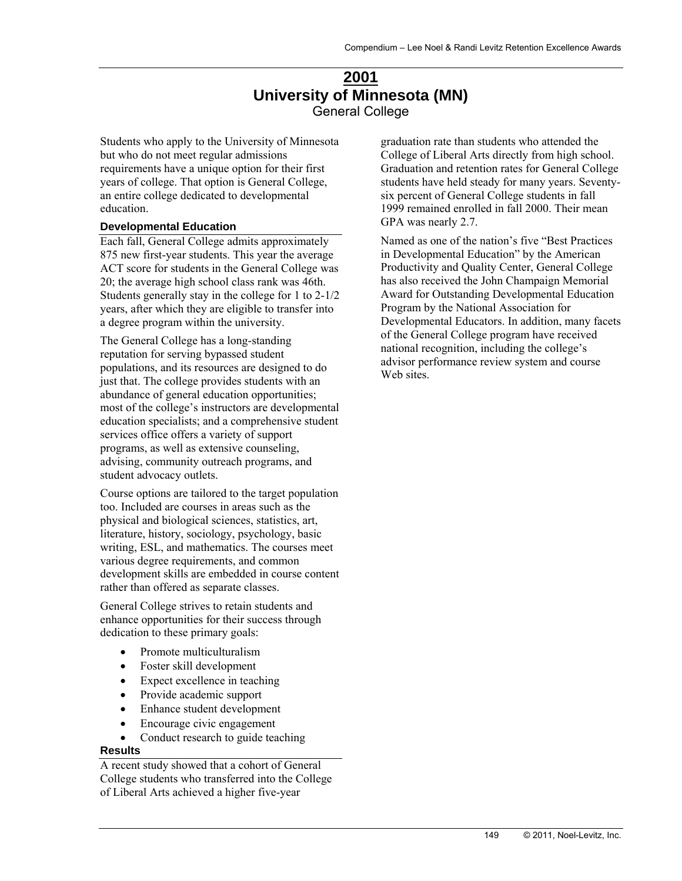# 2001

# University of Minnesota (MN)

## General College

Students who apply to the University of Minnesota but who do not meet regular admissions requirements have a unique option for their first years of college. That option is General College, an entire college dedicated to developmental education.

### Developmental Education

Each fall, General College admits approximately 875 new first-year students. This year the average ACT score for students in the General College was 20; the average high school class rank was 46th. Students generally stay in the college for 1 to 2-1/2 years, after which they are eligible to transfer into a degree program within the university.

The General College has a long-standing reputation for serving bypassed student populations, and its resources are designed to do just that. The college provides students with an abundance of general education opportunities; most of the college's instructors are developmental education specialists; and a comprehensive student services office offers a variety of support programs, as well as extensive counseling, advising, community outreach programs, and student advocacy outlets.

Course options are tailored to the target population too. Included are courses in areas such as the physical and biological sciences, statistics, art, literature, history, sociology, psychology, basic writing, ESL, and mathematics. The courses meet various degree requirements, and common development skills are embedded in course content rather than offered as separate classes.

General College strives to retain students and enhance opportunities for their success through dedication to these primary goals:

- Promote multiculturalism
- Foster skill development
- Expect excellence in teaching
- Provide academic support
- Enhance student development
- Encourage civic engagement
- Conduct research to guide teaching

### Results

A recent study showed that a cohort of General College students who transferred into the College of Liberal Arts achieved a higher five-year graduation rate than students who attended the College of Liberal Arts directly from high school. Graduation and retention rates for General College students have held steady for many years. Seventy-six percent of General College students in fall 1999 remained enrolled in fall 2000. Their mean GPA was nearly 2.7.

Named as one of the nation's five "Best Practices in Developmental Education" by the American Productivity and Quality Center, General College has also received the John Champaign Memorial Award for Outstanding Developmental Education Program by the National Association for Developmental Educators. In addition, many facets of the General College program have received national recognition, including the college's advisor performance review system and course Web sites.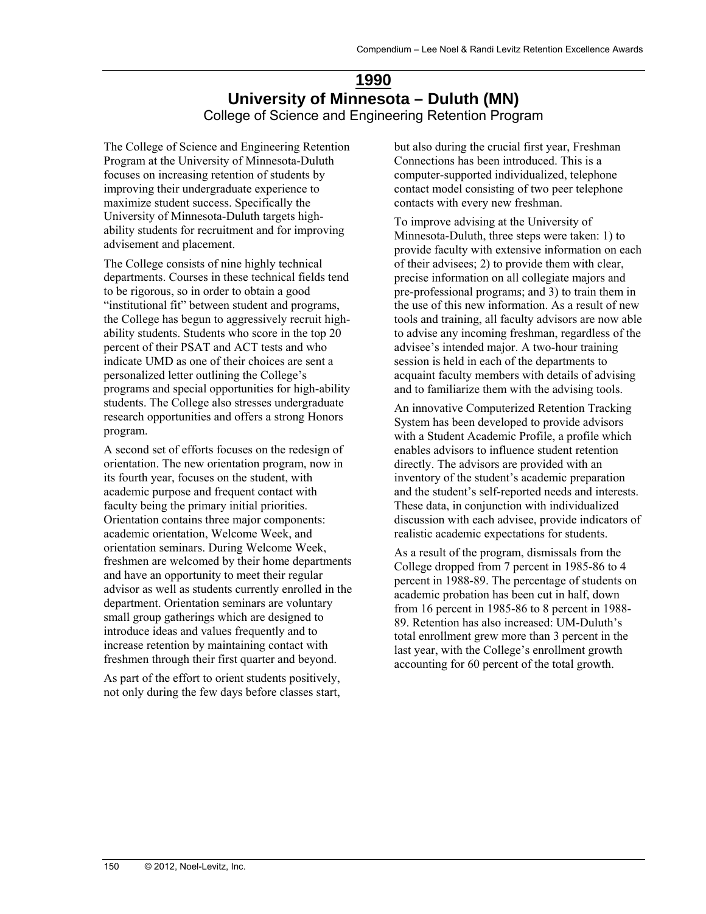# 1990

## University of Minnesota – Duluth (MN)

### College of Science and Engineering Retention Program

The College of Science and Engineering Retention Program at the University of Minnesota-Duluth focuses on increasing retention of students by improving their undergraduate experience to maximize student success. Specifically the University of Minnesota-Duluth targets high-ability students for recruitment and for improving advisement and placement.

The College consists of nine highly technical departments. Courses in these technical fields tend to be rigorous, so in order to obtain a good "institutional fit" between student and programs, the College has begun to aggressively recruit high-ability students. Students who score in the top 20 percent of their PSAT and ACT tests and who indicate UMD as one of their choices are sent a personalized letter outlining the College's programs and special opportunities for high-ability students. The College also stresses undergraduate research opportunities and offers a strong Honors program.

A second set of efforts focuses on the redesign of orientation. The new orientation program, now in its fourth year, focuses on the student, with academic purpose and frequent contact with faculty being the primary initial priorities. Orientation contains three major components: academic orientation, Welcome Week, and orientation seminars. During Welcome Week, freshmen are welcomed by their home departments and have an opportunity to meet their regular advisor as well as students currently enrolled in the department. Orientation seminars are voluntary small group gatherings which are designed to introduce ideas and values frequently and to increase retention by maintaining contact with freshmen through their first quarter and beyond.

As part of the effort to orient students positively, not only during the few days before classes start, but also during the crucial first year, Freshman Connections has been introduced. This is a computer-supported individualized, telephone contact model consisting of two peer telephone contacts with every new freshman.

To improve advising at the University of Minnesota-Duluth, three steps were taken: 1) to provide faculty with extensive information on each of their advisees; 2) to provide them with clear, precise information on all collegiate majors and pre-professional programs; and 3) to train them in the use of this new information. As a result of new tools and training, all faculty advisors are now able to advise any incoming freshman, regardless of the advisee's intended major. A two-hour training session is held in each of the departments to acquaint faculty members with details of advising and to familiarize them with the advising tools.

An innovative Computerized Retention Tracking System has been developed to provide advisors with a Student Academic Profile, a profile which enables advisors to influence student retention directly. The advisors are provided with an inventory of the student's academic preparation and the student's self-reported needs and interests. These data, in conjunction with individualized discussion with each advisee, provide indicators of realistic academic expectations for students.

As a result of the program, dismissals from the College dropped from 7 percent in 1985-86 to 4 percent in 1988-89. The percentage of students on academic probation has been cut in half, down from 16 percent in 1985-86 to 8 percent in 1988-89. Retention has also increased: UM-Duluth's total enrollment grew more than 3 percent in the last year, with the College's enrollment growth accounting for 60 percent of the total growth.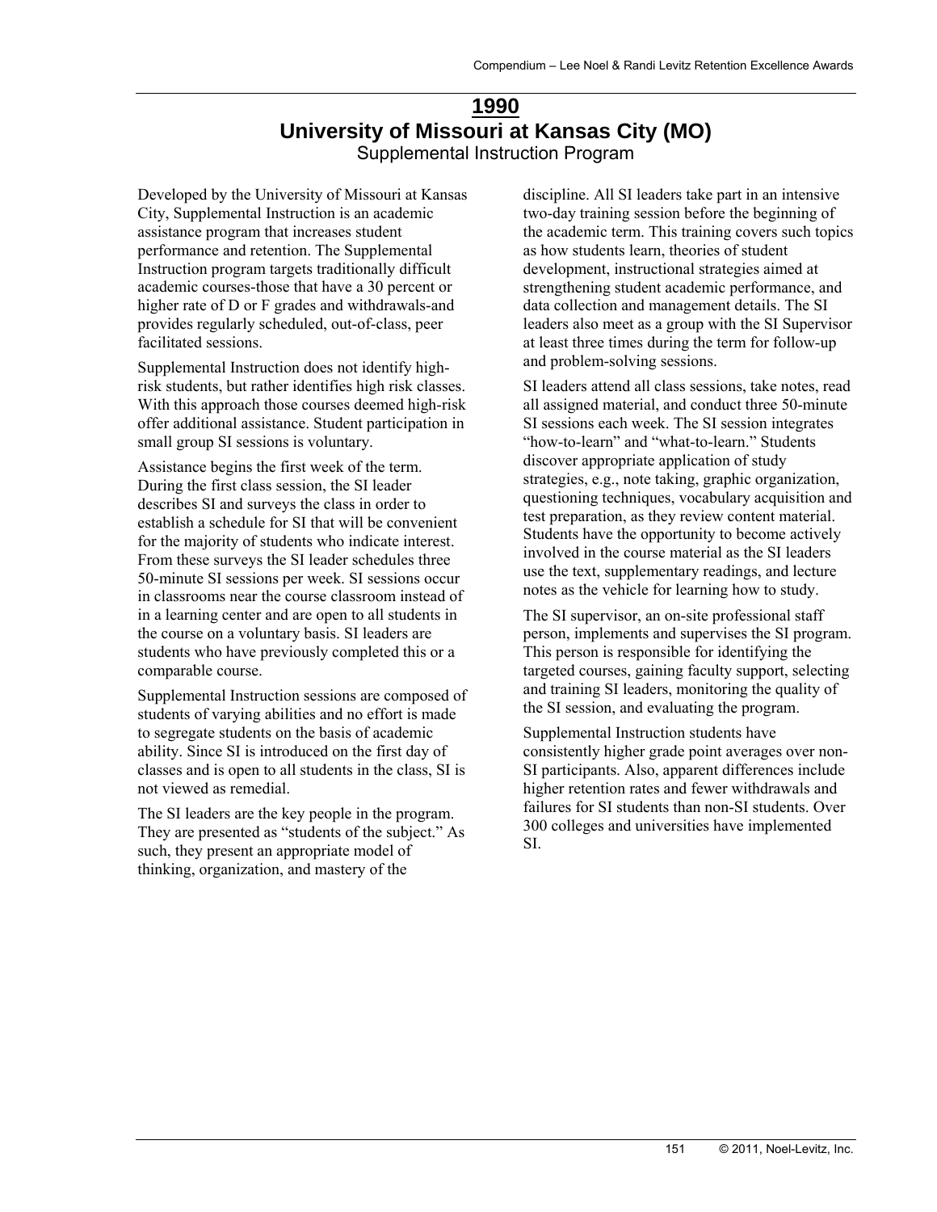# 1990

## University of Missouri at Kansas City (MO)

### Supplemental Instruction Program

Developed by the University of Missouri at Kansas City, Supplemental Instruction is an academic assistance program that increases student performance and retention. The Supplemental Instruction program targets traditionally difficult academic courses-those that have a 30 percent or higher rate of D or F grades and withdrawals-and provides regularly scheduled, out-of-class, peer facilitated sessions.

Supplemental Instruction does not identify high-risk students, but rather identifies high risk classes. With this approach those courses deemed high-risk offer additional assistance. Student participation in small group SI sessions is voluntary.

Assistance begins the first week of the term. During the first class session, the SI leader describes SI and surveys the class in order to establish a schedule for SI that will be convenient for the majority of students who indicate interest. From these surveys the SI leader schedules three 50-minute SI sessions per week. SI sessions occur in classrooms near the course classroom instead of in a learning center and are open to all students in the course on a voluntary basis. SI leaders are students who have previously completed this or a comparable course.

Supplemental Instruction sessions are composed of students of varying abilities and no effort is made to segregate students on the basis of academic ability. Since SI is introduced on the first day of classes and is open to all students in the class, SI is not viewed as remedial.

The SI leaders are the key people in the program. They are presented as "students of the subject." As such, they present an appropriate model of thinking, organization, and mastery of the discipline. All SI leaders take part in an intensive two-day training session before the beginning of the academic term. This training covers such topics as how students learn, theories of student development, instructional strategies aimed at strengthening student academic performance, and data collection and management details. The SI leaders also meet as a group with the SI Supervisor at least three times during the term for follow-up and problem-solving sessions.

SI leaders attend all class sessions, take notes, read all assigned material, and conduct three 50-minute SI sessions each week. The SI session integrates "how-to-learn" and "what-to-learn." Students discover appropriate application of study strategies, e.g., note taking, graphic organization, questioning techniques, vocabulary acquisition and test preparation, as they review content material. Students have the opportunity to become actively involved in the course material as the SI leaders use the text, supplementary readings, and lecture notes as the vehicle for learning how to study.

The SI supervisor, an on-site professional staff person, implements and supervises the SI program. This person is responsible for identifying the targeted courses, gaining faculty support, selecting and training SI leaders, monitoring the quality of the SI session, and evaluating the program.

Supplemental Instruction students have consistently higher grade point averages over non-SI participants. Also, apparent differences include higher retention rates and fewer withdrawals and failures for SI students than non-SI students. Over 300 colleges and universities have implemented SI.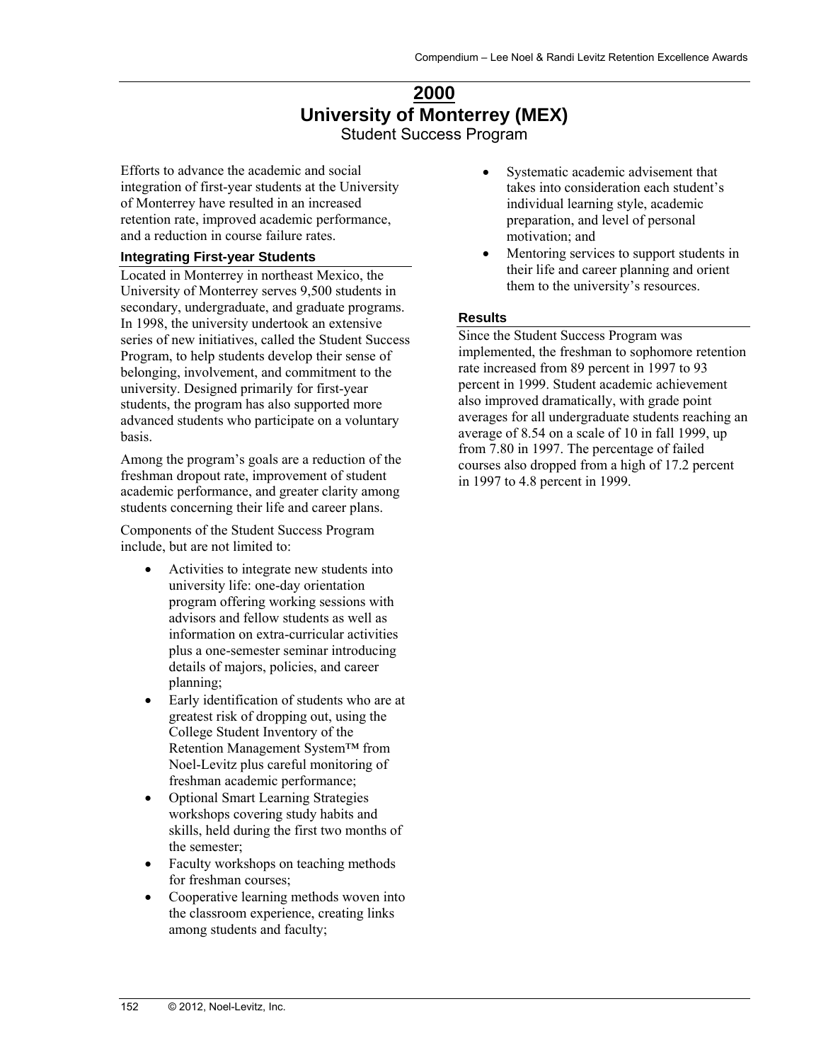# 2000

# University of Monterrey (MEX)

## Student Success Program

Efforts to advance the academic and social integration of first-year students at the University of Monterrey have resulted in an increased retention rate, improved academic performance, and a reduction in course failure rates.

### Integrating First-year Students

Located in Monterrey in northeast Mexico, the University of Monterrey serves 9,500 students in secondary, undergraduate, and graduate programs. In 1998, the university undertook an extensive series of new initiatives, called the Student Success Program, to help students develop their sense of belonging, involvement, and commitment to the university. Designed primarily for first-year students, the program has also supported more advanced students who participate on a voluntary basis.

Among the program's goals are a reduction of the freshman dropout rate, improvement of student academic performance, and greater clarity among students concerning their life and career plans.

Components of the Student Success Program include, but are not limited to:

- Activities to integrate new students into university life: one-day orientation program offering working sessions with advisors and fellow students as well as information on extra-curricular activities plus a one-semester seminar introducing details of majors, policies, and career planning;
- Early identification of students who are at greatest risk of dropping out, using the College Student Inventory of the Retention Management System™ from Noel-Levitz plus careful monitoring of freshman academic performance;
- Optional Smart Learning Strategies workshops covering study habits and skills, held during the first two months of the semester;
- Faculty workshops on teaching methods for freshman courses;
- Cooperative learning methods woven into the classroom experience, creating links among students and faculty;
- Systematic academic advisement that takes into consideration each student's individual learning style, academic preparation, and level of personal motivation; and
- Mentoring services to support students in their life and career planning and orient them to the university's resources.

### Results

Since the Student Success Program was implemented, the freshman to sophomore retention rate increased from 89 percent in 1997 to 93 percent in 1999. Student academic achievement also improved dramatically, with grade point averages for all undergraduate students reaching an average of 8.54 on a scale of 10 in fall 1999, up from 7.80 in 1997. The percentage of failed courses also dropped from a high of 17.2 percent in 1997 to 4.8 percent in 1999.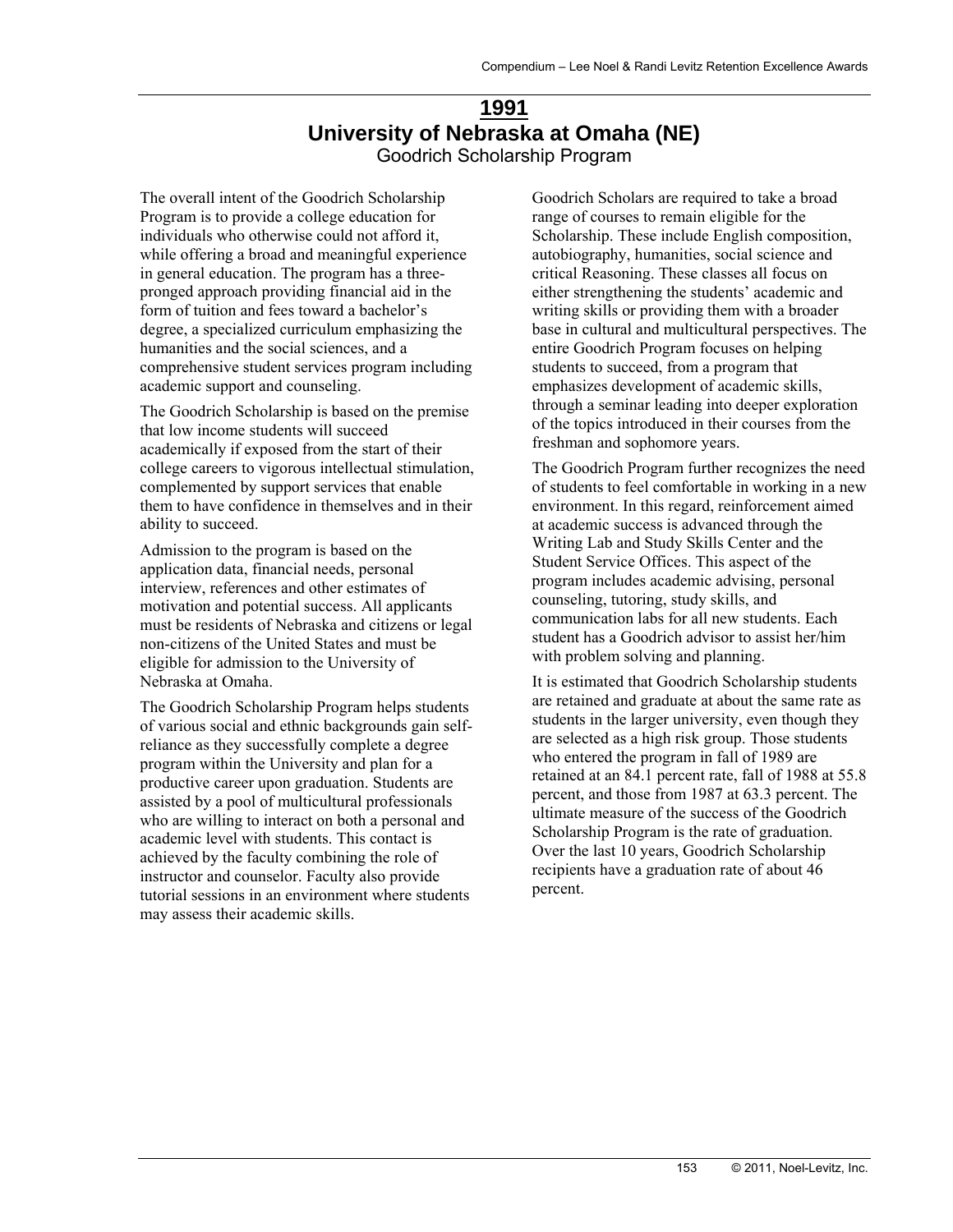# 1991

# University of Nebraska at Omaha (NE)

## Goodrich Scholarship Program

The overall intent of the Goodrich Scholarship Program is to provide a college education for individuals who otherwise could not afford it, while offering a broad and meaningful experience in general education. The program has a three-pronged approach providing financial aid in the form of tuition and fees toward a bachelor's degree, a specialized curriculum emphasizing the humanities and the social sciences, and a comprehensive student services program including academic support and counseling.

The Goodrich Scholarship is based on the premise that low income students will succeed academically if exposed from the start of their college careers to vigorous intellectual stimulation, complemented by support services that enable them to have confidence in themselves and in their ability to succeed.

Admission to the program is based on the application data, financial needs, personal interview, references and other estimates of motivation and potential success. All applicants must be residents of Nebraska and citizens or legal non-citizens of the United States and must be eligible for admission to the University of Nebraska at Omaha.

The Goodrich Scholarship Program helps students of various social and ethnic backgrounds gain self-reliance as they successfully complete a degree program within the University and plan for a productive career upon graduation. Students are assisted by a pool of multicultural professionals who are willing to interact on both a personal and academic level with students. This contact is achieved by the faculty combining the role of instructor and counselor. Faculty also provide tutorial sessions in an environment where students may assess their academic skills.

Goodrich Scholars are required to take a broad range of courses to remain eligible for the Scholarship. These include English composition, autobiography, humanities, social science and critical Reasoning. These classes all focus on either strengthening the students' academic and writing skills or providing them with a broader base in cultural and multicultural perspectives. The entire Goodrich Program focuses on helping students to succeed, from a program that emphasizes development of academic skills, through a seminar leading into deeper exploration of the topics introduced in their courses from the freshman and sophomore years.

The Goodrich Program further recognizes the need of students to feel comfortable in working in a new environment. In this regard, reinforcement aimed at academic success is advanced through the Writing Lab and Study Skills Center and the Student Service Offices. This aspect of the program includes academic advising, personal counseling, tutoring, study skills, and communication labs for all new students. Each student has a Goodrich advisor to assist her/him with problem solving and planning.

It is estimated that Goodrich Scholarship students are retained and graduate at about the same rate as students in the larger university, even though they are selected as a high risk group. Those students who entered the program in fall of 1989 are retained at an 84.1 percent rate, fall of 1988 at 55.8 percent, and those from 1987 at 63.3 percent. The ultimate measure of the success of the Goodrich Scholarship Program is the rate of graduation. Over the last 10 years, Goodrich Scholarship recipients have a graduation rate of about 46 percent.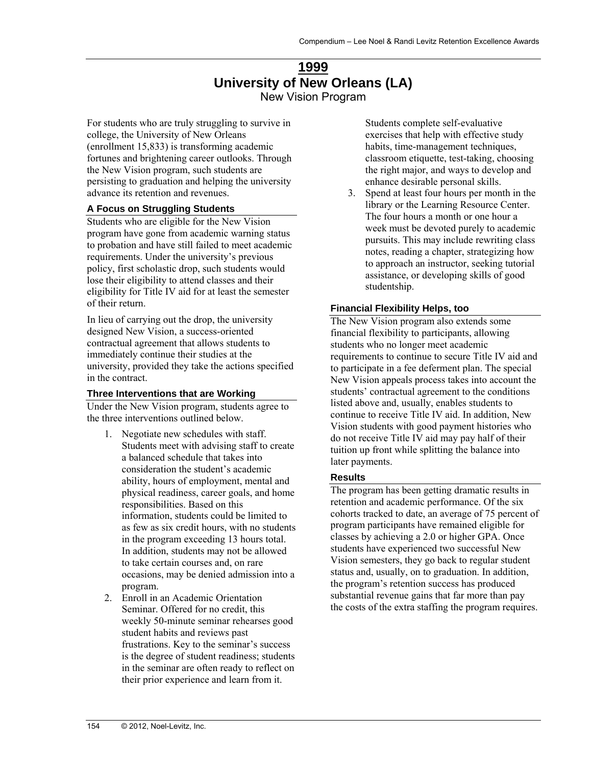# 1999

# University of New Orleans (LA)

New Vision Program

For students who are truly struggling to survive in college, the University of New Orleans (enrollment 15,833) is transforming academic fortunes and brightening career outlooks. Through the New Vision program, such students are persisting to graduation and helping the university advance its retention and revenues.

### A Focus on Struggling Students

Students who are eligible for the New Vision program have gone from academic warning status to probation and have still failed to meet academic requirements. Under the university's previous policy, first scholastic drop, such students would lose their eligibility to attend classes and their eligibility for Title IV aid for at least the semester of their return.

In lieu of carrying out the drop, the university designed New Vision, a success-oriented contractual agreement that allows students to immediately continue their studies at the university, provided they take the actions specified in the contract.

### Three Interventions that are Working

Under the New Vision program, students agree to the three interventions outlined below.

1. Negotiate new schedules with staff. Students meet with advising staff to create a balanced schedule that takes into consideration the student's academic ability, hours of employment, mental and physical readiness, career goals, and home responsibilities. Based on this information, students could be limited to as few as six credit hours, with no students in the program exceeding 13 hours total. In addition, students may not be allowed to take certain courses and, on rare occasions, may be denied admission into a program.
2. Enroll in an Academic Orientation Seminar. Offered for no credit, this weekly 50-minute seminar rehearses good student habits and reviews past frustrations. Key to the seminar's success is the degree of student readiness; students in the seminar are often ready to reflect on their prior experience and learn from it. Students complete self-evaluative exercises that help with effective study habits, time-management techniques, classroom etiquette, test-taking, choosing the right major, and ways to develop and enhance desirable personal skills.
3. Spend at least four hours per month in the library or the Learning Resource Center. The four hours a month or one hour a week must be devoted purely to academic pursuits. This may include rewriting class notes, reading a chapter, strategizing how to approach an instructor, seeking tutorial assistance, or developing skills of good studentship.

### Financial Flexibility Helps, too

The New Vision program also extends some financial flexibility to participants, allowing students who no longer meet academic requirements to continue to secure Title IV aid and to participate in a fee deferment plan. The special New Vision appeals process takes into account the students' contractual agreement to the conditions listed above and, usually, enables students to continue to receive Title IV aid. In addition, New Vision students with good payment histories who do not receive Title IV aid may pay half of their tuition up front while splitting the balance into later payments.

### Results

The program has been getting dramatic results in retention and academic performance. Of the six cohorts tracked to date, an average of 75 percent of program participants have remained eligible for classes by achieving a 2.0 or higher GPA. Once students have experienced two successful New Vision semesters, they go back to regular student status and, usually, on to graduation. In addition, the program's retention success has produced substantial revenue gains that far more than pay the costs of the extra staffing the program requires.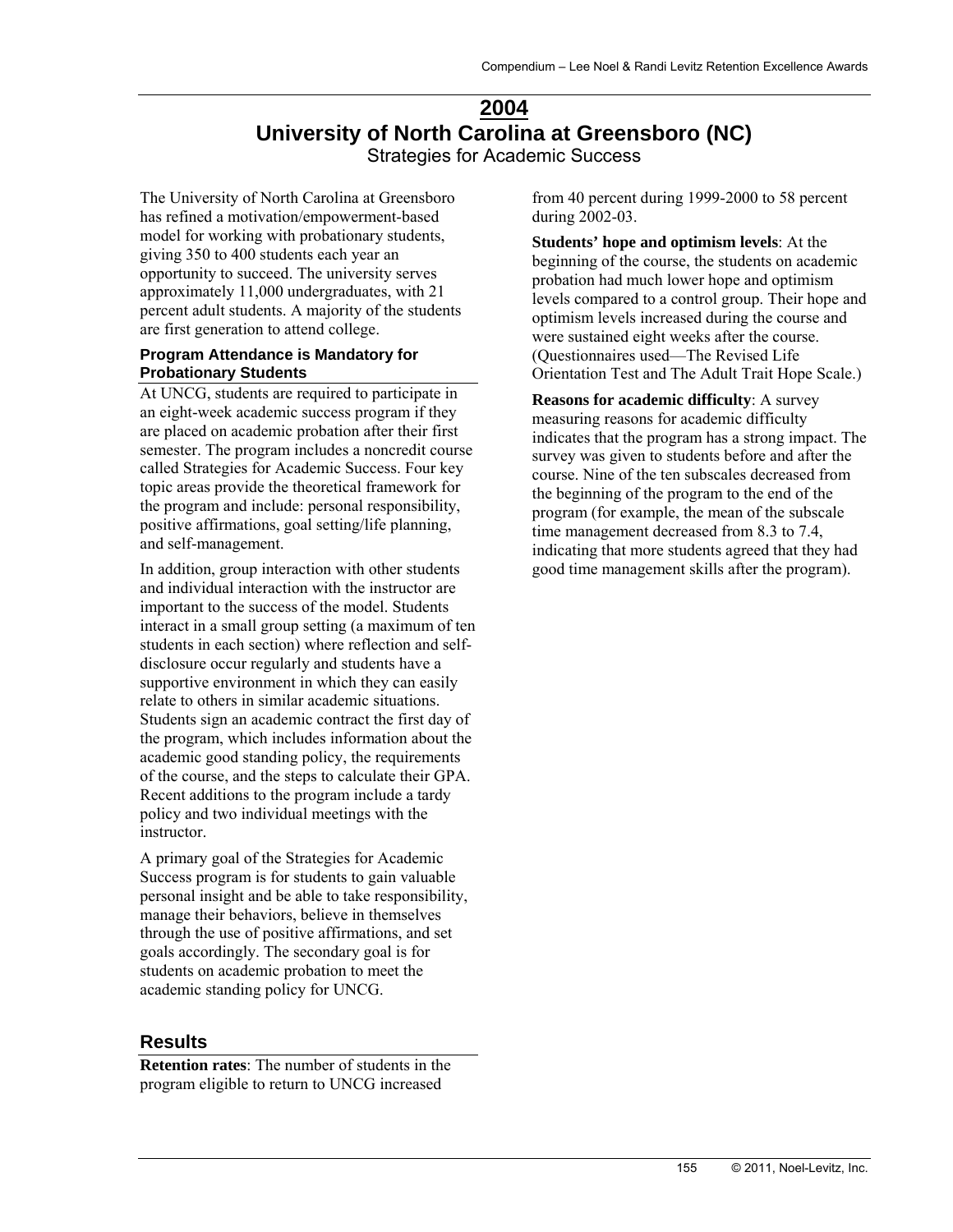# 2004

# University of North Carolina at Greensboro (NC)

Strategies for Academic Success

The University of North Carolina at Greensboro has refined a motivation/empowerment-based model for working with probationary students, giving 350 to 400 students each year an opportunity to succeed. The university serves approximately 11,000 undergraduates, with 21 percent adult students. A majority of the students are first generation to attend college.

### Program Attendance is Mandatory for Probationary Students

At UNCG, students are required to participate in an eight-week academic success program if they are placed on academic probation after their first semester. The program includes a noncredit course called Strategies for Academic Success. Four key topic areas provide the theoretical framework for the program and include: personal responsibility, positive affirmations, goal setting/life planning, and self-management.

In addition, group interaction with other students and individual interaction with the instructor are important to the success of the model. Students interact in a small group setting (a maximum of ten students in each section) where reflection and self-disclosure occur regularly and students have a supportive environment in which they can easily relate to others in similar academic situations. Students sign an academic contract the first day of the program, which includes information about the academic good standing policy, the requirements of the course, and the steps to calculate their GPA. Recent additions to the program include a tardy policy and two individual meetings with the instructor.

A primary goal of the Strategies for Academic Success program is for students to gain valuable personal insight and be able to take responsibility, manage their behaviors, believe in themselves through the use of positive affirmations, and set goals accordingly. The secondary goal is for students on academic probation to meet the academic standing policy for UNCG.

## Results

**Retention rates**: The number of students in the program eligible to return to UNCG increased from 40 percent during 1999-2000 to 58 percent during 2002-03.

**Students' hope and optimism levels**: At the beginning of the course, the students on academic probation had much lower hope and optimism levels compared to a control group. Their hope and optimism levels increased during the course and were sustained eight weeks after the course. (Questionnaires used—The Revised Life Orientation Test and The Adult Trait Hope Scale.)

**Reasons for academic difficulty**: A survey measuring reasons for academic difficulty indicates that the program has a strong impact. The survey was given to students before and after the course. Nine of the ten subscales decreased from the beginning of the program to the end of the program (for example, the mean of the subscale time management decreased from 8.3 to 7.4, indicating that more students agreed that they had good time management skills after the program).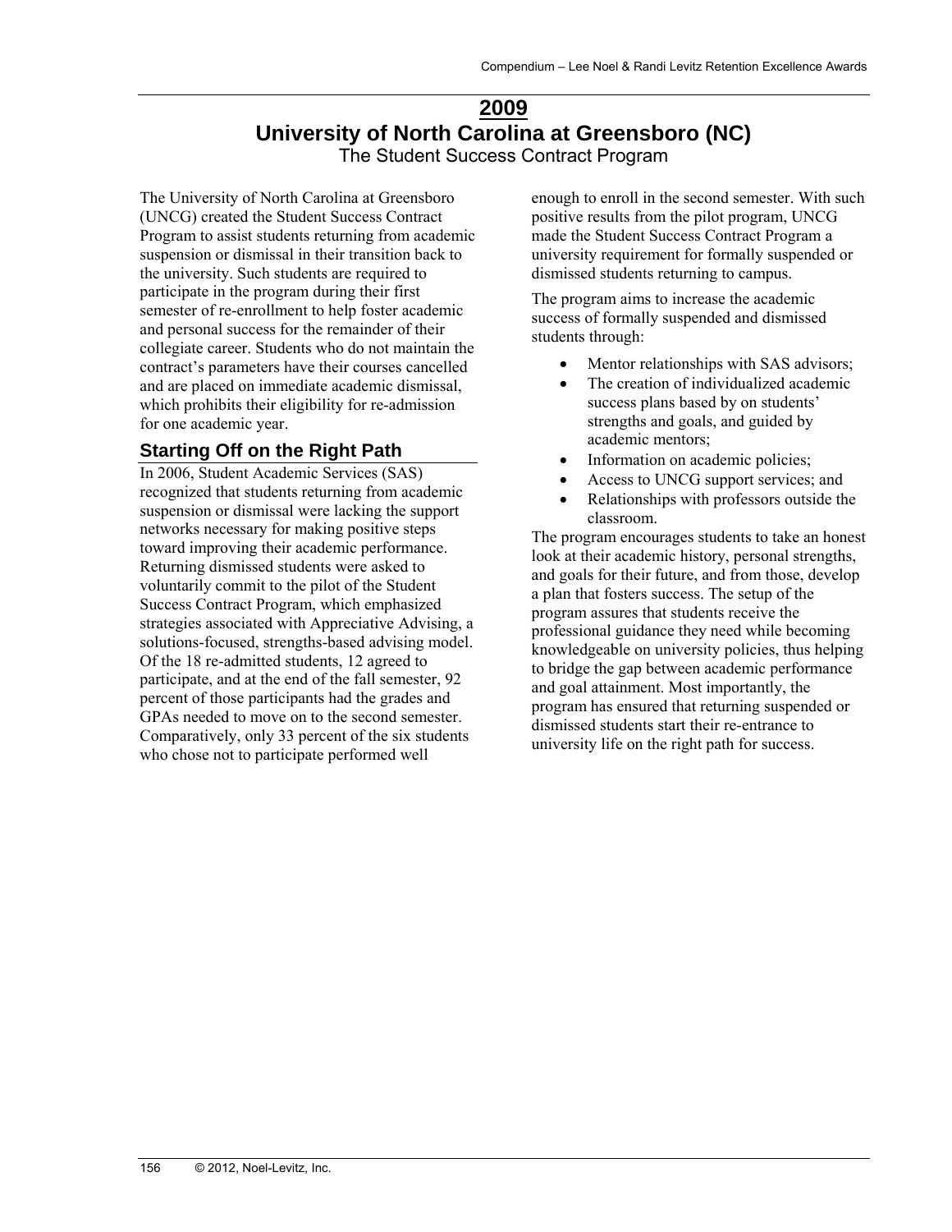# 2009

# University of North Carolina at Greensboro (NC)

The Student Success Contract Program

The University of North Carolina at Greensboro (UNCG) created the Student Success Contract Program to assist students returning from academic suspension or dismissal in their transition back to the university. Such students are required to participate in the program during their first semester of re-enrollment to help foster academic and personal success for the remainder of their collegiate career. Students who do not maintain the contract's parameters have their courses cancelled and are placed on immediate academic dismissal, which prohibits their eligibility for re-admission for one academic year.

## Starting Off on the Right Path

In 2006, Student Academic Services (SAS) recognized that students returning from academic suspension or dismissal were lacking the support networks necessary for making positive steps toward improving their academic performance. Returning dismissed students were asked to voluntarily commit to the pilot of the Student Success Contract Program, which emphasized strategies associated with Appreciative Advising, a solutions-focused, strengths-based advising model. Of the 18 re-admitted students, 12 agreed to participate, and at the end of the fall semester, 92 percent of those participants had the grades and GPAs needed to move on to the second semester. Comparatively, only 33 percent of the six students who chose not to participate performed well enough to enroll in the second semester. With such positive results from the pilot program, UNCG made the Student Success Contract Program a university requirement for formally suspended or dismissed students returning to campus.

The program aims to increase the academic success of formally suspended and dismissed students through:

- Mentor relationships with SAS advisors;
- The creation of individualized academic success plans based by on students' strengths and goals, and guided by academic mentors;
- Information on academic policies;
- Access to UNCG support services; and
- Relationships with professors outside the classroom.

The program encourages students to take an honest look at their academic history, personal strengths, and goals for their future, and from those, develop a plan that fosters success. The setup of the program assures that students receive the professional guidance they need while becoming knowledgeable on university policies, thus helping to bridge the gap between academic performance and goal attainment. Most importantly, the program has ensured that returning suspended or dismissed students start their re-entrance to university life on the right path for success.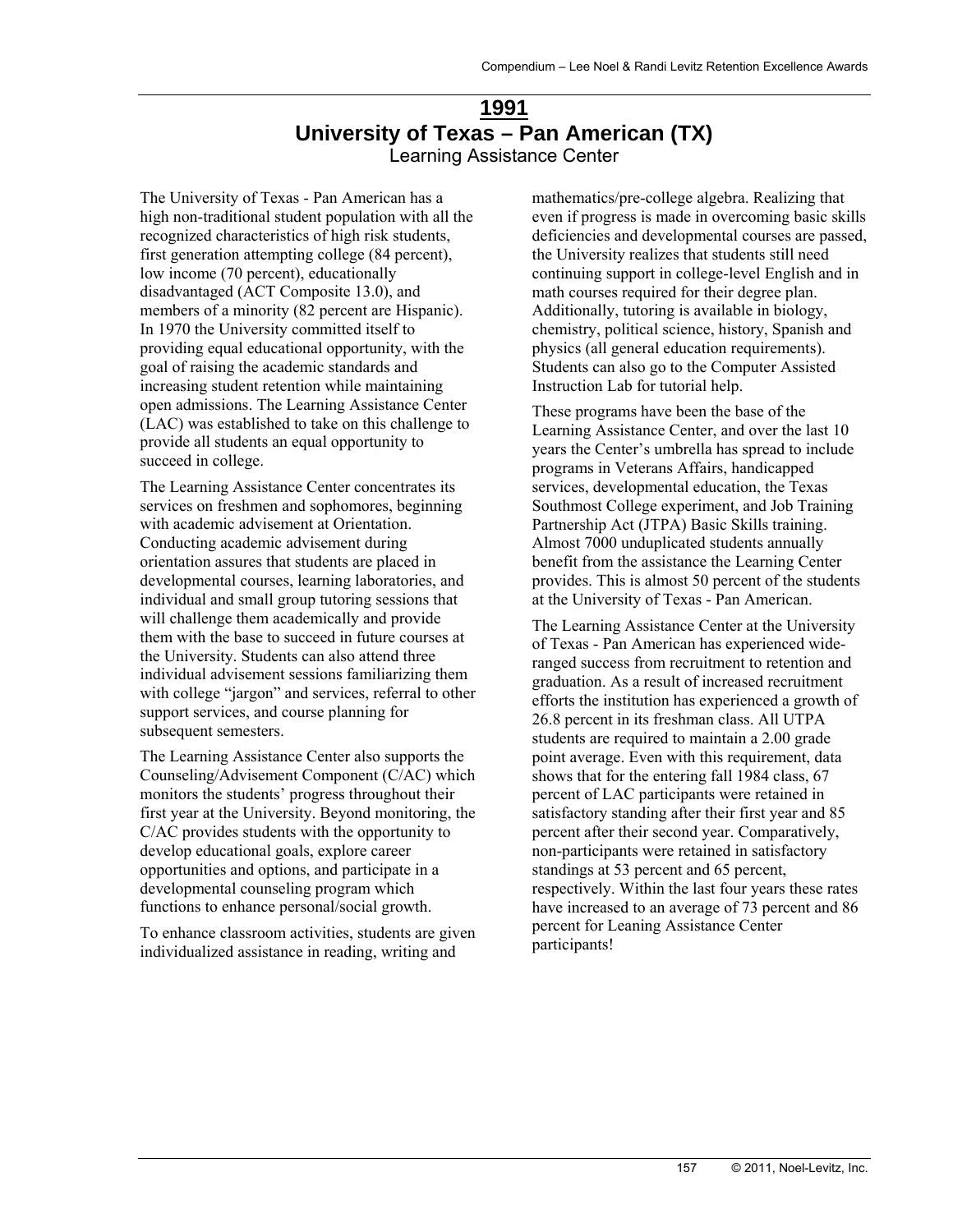# 1991

## University of Texas – Pan American (TX)

### Learning Assistance Center

The University of Texas - Pan American has a high non-traditional student population with all the recognized characteristics of high risk students, first generation attempting college (84 percent), low income (70 percent), educationally disadvantaged (ACT Composite 13.0), and members of a minority (82 percent are Hispanic). In 1970 the University committed itself to providing equal educational opportunity, with the goal of raising the academic standards and increasing student retention while maintaining open admissions. The Learning Assistance Center (LAC) was established to take on this challenge to provide all students an equal opportunity to succeed in college.

The Learning Assistance Center concentrates its services on freshmen and sophomores, beginning with academic advisement at Orientation. Conducting academic advisement during orientation assures that students are placed in developmental courses, learning laboratories, and individual and small group tutoring sessions that will challenge them academically and provide them with the base to succeed in future courses at the University. Students can also attend three individual advisement sessions familiarizing them with college "jargon" and services, referral to other support services, and course planning for subsequent semesters.

The Learning Assistance Center also supports the Counseling/Advisement Component (C/AC) which monitors the students' progress throughout their first year at the University. Beyond monitoring, the C/AC provides students with the opportunity to develop educational goals, explore career opportunities and options, and participate in a developmental counseling program which functions to enhance personal/social growth.

To enhance classroom activities, students are given individualized assistance in reading, writing and mathematics/pre-college algebra. Realizing that even if progress is made in overcoming basic skills deficiencies and developmental courses are passed, the University realizes that students still need continuing support in college-level English and in math courses required for their degree plan. Additionally, tutoring is available in biology, chemistry, political science, history, Spanish and physics (all general education requirements). Students can also go to the Computer Assisted Instruction Lab for tutorial help.

These programs have been the base of the Learning Assistance Center, and over the last 10 years the Center's umbrella has spread to include programs in Veterans Affairs, handicapped services, developmental education, the Texas Southmost College experiment, and Job Training Partnership Act (JTPA) Basic Skills training. Almost 7000 unduplicated students annually benefit from the assistance the Learning Center provides. This is almost 50 percent of the students at the University of Texas - Pan American.

The Learning Assistance Center at the University of Texas - Pan American has experienced wide-ranged success from recruitment to retention and graduation. As a result of increased recruitment efforts the institution has experienced a growth of 26.8 percent in its freshman class. All UTPA students are required to maintain a 2.00 grade point average. Even with this requirement, data shows that for the entering fall 1984 class, 67 percent of LAC participants were retained in satisfactory standing after their first year and 85 percent after their second year. Comparatively, non-participants were retained in satisfactory standings at 53 percent and 65 percent, respectively. Within the last four years these rates have increased to an average of 73 percent and 86 percent for Leaning Assistance Center participants!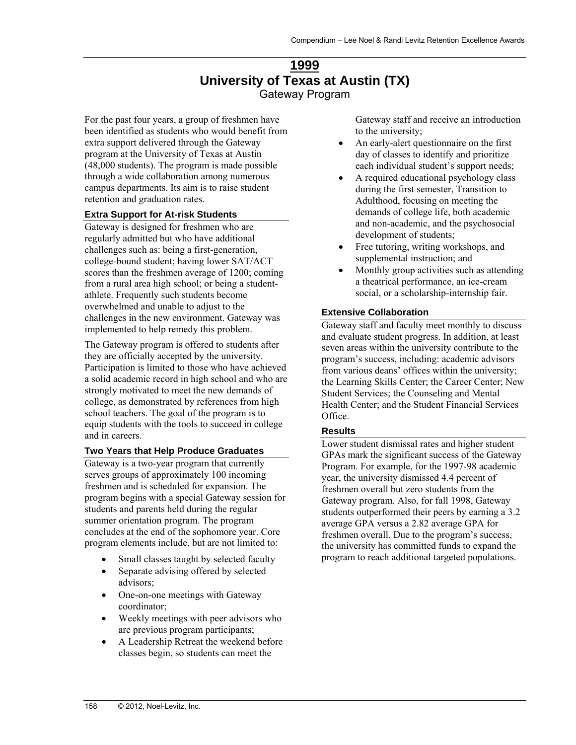# 1999

# University of Texas at Austin (TX)

## Gateway Program

For the past four years, a group of freshmen have been identified as students who would benefit from extra support delivered through the Gateway program at the University of Texas at Austin (48,000 students). The program is made possible through a wide collaboration among numerous campus departments. Its aim is to raise student retention and graduation rates.

### Extra Support for At-risk Students

Gateway is designed for freshmen who are regularly admitted but who have additional challenges such as: being a first-generation, college-bound student; having lower SAT/ACT scores than the freshmen average of 1200; coming from a rural area high school; or being a student-athlete. Frequently such students become overwhelmed and unable to adjust to the challenges in the new environment. Gateway was implemented to help remedy this problem.

The Gateway program is offered to students after they are officially accepted by the university. Participation is limited to those who have achieved a solid academic record in high school and who are strongly motivated to meet the new demands of college, as demonstrated by references from high school teachers. The goal of the program is to equip students with the tools to succeed in college and in careers.

### Two Years that Help Produce Graduates

Gateway is a two-year program that currently serves groups of approximately 100 incoming freshmen and is scheduled for expansion. The program begins with a special Gateway session for students and parents held during the regular summer orientation program. The program concludes at the end of the sophomore year. Core program elements include, but are not limited to:

- Small classes taught by selected faculty
- Separate advising offered by selected advisors;
- One-on-one meetings with Gateway coordinator;
- Weekly meetings with peer advisors who are previous program participants;
- A Leadership Retreat the weekend before classes begin, so students can meet the Gateway staff and receive an introduction to the university;
- An early-alert questionnaire on the first day of classes to identify and prioritize each individual student's support needs;
- A required educational psychology class during the first semester, Transition to Adulthood, focusing on meeting the demands of college life, both academic and non-academic, and the psychosocial development of students;
- Free tutoring, writing workshops, and supplemental instruction; and
- Monthly group activities such as attending a theatrical performance, an ice-cream social, or a scholarship-internship fair.

### Extensive Collaboration

Gateway staff and faculty meet monthly to discuss and evaluate student progress. In addition, at least seven areas within the university contribute to the program's success, including: academic advisors from various deans' offices within the university; the Learning Skills Center; the Career Center; New Student Services; the Counseling and Mental Health Center; and the Student Financial Services Office.

### Results

Lower student dismissal rates and higher student GPAs mark the significant success of the Gateway Program. For example, for the 1997-98 academic year, the university dismissed 4.4 percent of freshmen overall but zero students from the Gateway program. Also, for fall 1998, Gateway students outperformed their peers by earning a 3.2 average GPA versus a 2.82 average GPA for freshmen overall. Due to the program's success, the university has committed funds to expand the program to reach additional targeted populations.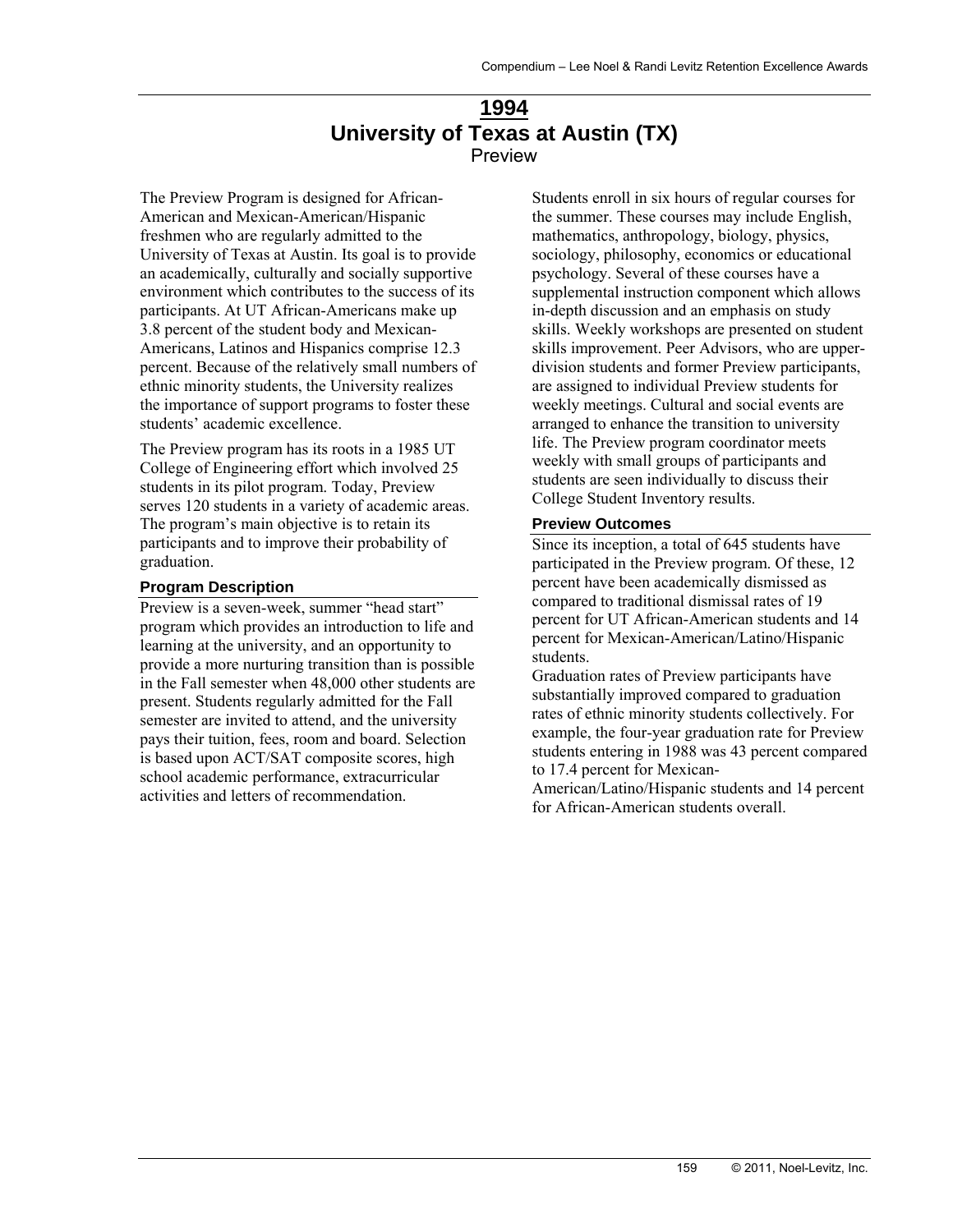# 1994

# University of Texas at Austin (TX)

## Preview

The Preview Program is designed for African-American and Mexican-American/Hispanic freshmen who are regularly admitted to the University of Texas at Austin. Its goal is to provide an academically, culturally and socially supportive environment which contributes to the success of its participants. At UT African-Americans make up 3.8 percent of the student body and Mexican-Americans, Latinos and Hispanics comprise 12.3 percent. Because of the relatively small numbers of ethnic minority students, the University realizes the importance of support programs to foster these students' academic excellence.

The Preview program has its roots in a 1985 UT College of Engineering effort which involved 25 students in its pilot program. Today, Preview serves 120 students in a variety of academic areas. The program's main objective is to retain its participants and to improve their probability of graduation.

### Program Description

Preview is a seven-week, summer "head start" program which provides an introduction to life and learning at the university, and an opportunity to provide a more nurturing transition than is possible in the Fall semester when 48,000 other students are present. Students regularly admitted for the Fall semester are invited to attend, and the university pays their tuition, fees, room and board. Selection is based upon ACT/SAT composite scores, high school academic performance, extracurricular activities and letters of recommendation.

Students enroll in six hours of regular courses for the summer. These courses may include English, mathematics, anthropology, biology, physics, sociology, philosophy, economics or educational psychology. Several of these courses have a supplemental instruction component which allows in-depth discussion and an emphasis on study skills. Weekly workshops are presented on student skills improvement. Peer Advisors, who are upper-division students and former Preview participants, are assigned to individual Preview students for weekly meetings. Cultural and social events are arranged to enhance the transition to university life. The Preview program coordinator meets weekly with small groups of participants and students are seen individually to discuss their College Student Inventory results.

### Preview Outcomes

Since its inception, a total of 645 students have participated in the Preview program. Of these, 12 percent have been academically dismissed as compared to traditional dismissal rates of 19 percent for UT African-American students and 14 percent for Mexican-American/Latino/Hispanic students.

Graduation rates of Preview participants have substantially improved compared to graduation rates of ethnic minority students collectively. For example, the four-year graduation rate for Preview students entering in 1988 was 43 percent compared to 17.4 percent for Mexican-American/Latino/Hispanic students and 14 percent for African-American students overall.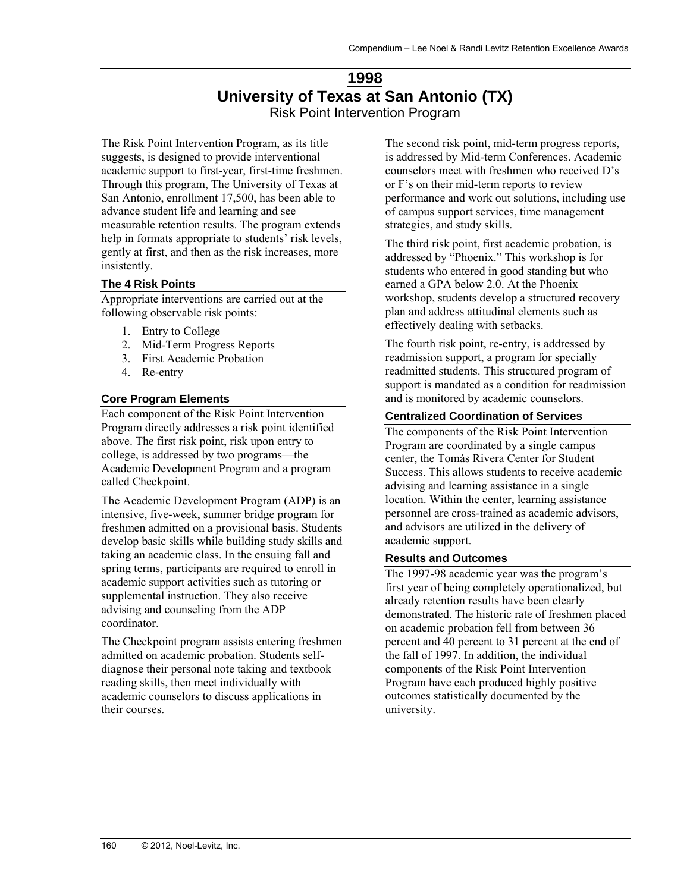# 1998

# University of Texas at San Antonio (TX)

Risk Point Intervention Program

The Risk Point Intervention Program, as its title suggests, is designed to provide interventional academic support to first-year, first-time freshmen. Through this program, The University of Texas at San Antonio, enrollment 17,500, has been able to advance student life and learning and see measurable retention results. The program extends help in formats appropriate to students' risk levels, gently at first, and then as the risk increases, more insistently.

### The 4 Risk Points

Appropriate interventions are carried out at the following observable risk points:

1. Entry to College
2. Mid-Term Progress Reports
3. First Academic Probation
4. Re-entry

### Core Program Elements

Each component of the Risk Point Intervention Program directly addresses a risk point identified above. The first risk point, risk upon entry to college, is addressed by two programs—the Academic Development Program and a program called Checkpoint.

The Academic Development Program (ADP) is an intensive, five-week, summer bridge program for freshmen admitted on a provisional basis. Students develop basic skills while building study skills and taking an academic class. In the ensuing fall and spring terms, participants are required to enroll in academic support activities such as tutoring or supplemental instruction. They also receive advising and counseling from the ADP coordinator.

The Checkpoint program assists entering freshmen admitted on academic probation. Students self-diagnose their personal note taking and textbook reading skills, then meet individually with academic counselors to discuss applications in their courses.

The second risk point, mid-term progress reports, is addressed by Mid-term Conferences. Academic counselors meet with freshmen who received D's or F's on their mid-term reports to review performance and work out solutions, including use of campus support services, time management strategies, and study skills.

The third risk point, first academic probation, is addressed by "Phoenix." This workshop is for students who entered in good standing but who earned a GPA below 2.0. At the Phoenix workshop, students develop a structured recovery plan and address attitudinal elements such as effectively dealing with setbacks.

The fourth risk point, re-entry, is addressed by readmission support, a program for specially readmitted students. This structured program of support is mandated as a condition for readmission and is monitored by academic counselors.

### Centralized Coordination of Services

The components of the Risk Point Intervention Program are coordinated by a single campus center, the Tomás Rivera Center for Student Success. This allows students to receive academic advising and learning assistance in a single location. Within the center, learning assistance personnel are cross-trained as academic advisors, and advisors are utilized in the delivery of academic support.

### Results and Outcomes

The 1997-98 academic year was the program's first year of being completely operationalized, but already retention results have been clearly demonstrated. The historic rate of freshmen placed on academic probation fell from between 36 percent and 40 percent to 31 percent at the end of the fall of 1997. In addition, the individual components of the Risk Point Intervention Program have each produced highly positive outcomes statistically documented by the university.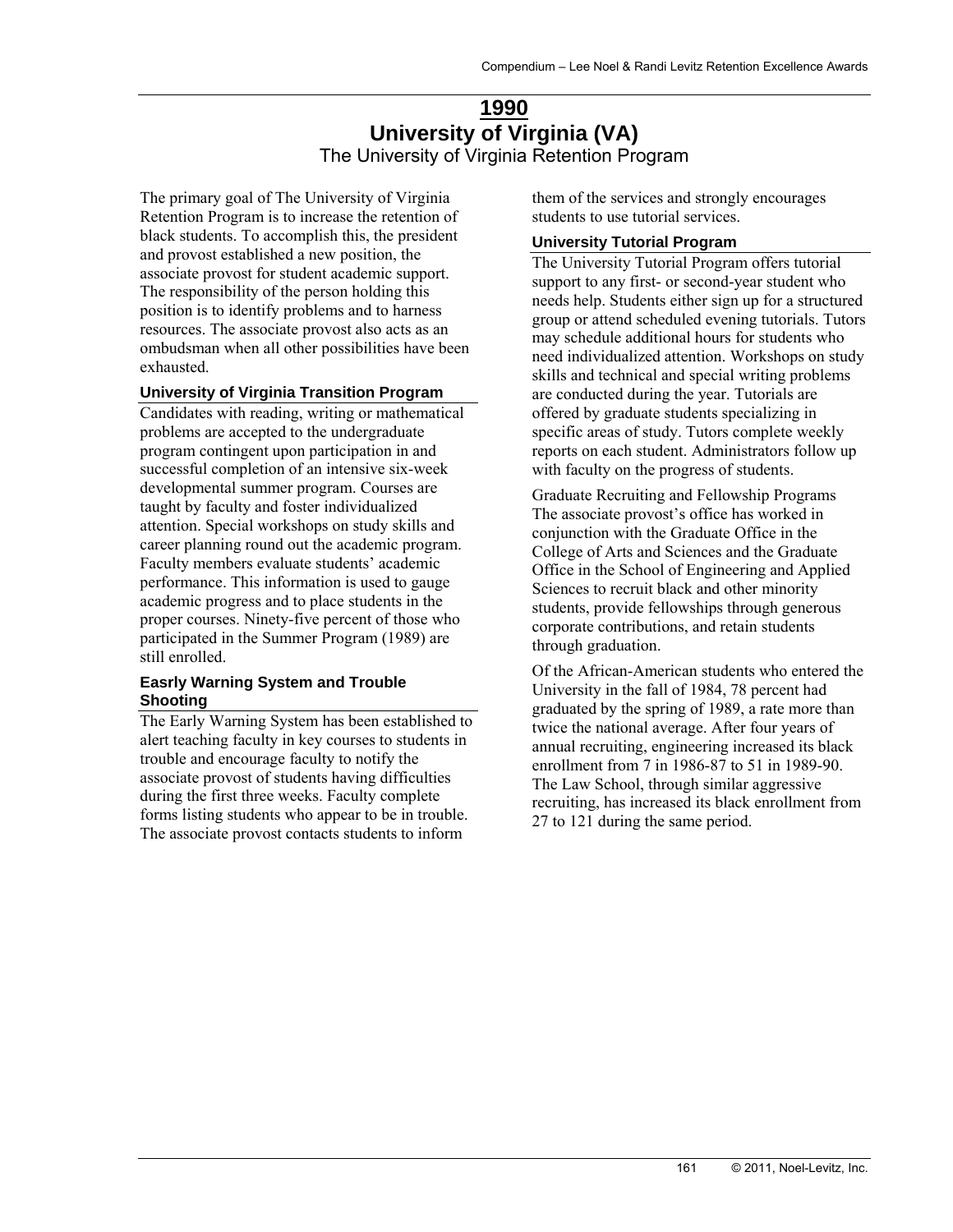## 1990

## University of Virginia (VA)

### The University of Virginia Retention Program

The primary goal of The University of Virginia Retention Program is to increase the retention of black students. To accomplish this, the president and provost established a new position, the associate provost for student academic support. The responsibility of the person holding this position is to identify problems and to harness resources. The associate provost also acts as an ombudsman when all other possibilities have been exhausted.

#### University of Virginia Transition Program

Candidates with reading, writing or mathematical problems are accepted to the undergraduate program contingent upon participation in and successful completion of an intensive six-week developmental summer program. Courses are taught by faculty and foster individualized attention. Special workshops on study skills and career planning round out the academic program. Faculty members evaluate students' academic performance. This information is used to gauge academic progress and to place students in the proper courses. Ninety-five percent of those who participated in the Summer Program (1989) are still enrolled.

#### Easrly Warning System and Trouble Shooting

The Early Warning System has been established to alert teaching faculty in key courses to students in trouble and encourage faculty to notify the associate provost of students having difficulties during the first three weeks. Faculty complete forms listing students who appear to be in trouble. The associate provost contacts students to inform them of the services and strongly encourages students to use tutorial services.

#### University Tutorial Program

The University Tutorial Program offers tutorial support to any first- or second-year student who needs help. Students either sign up for a structured group or attend scheduled evening tutorials. Tutors may schedule additional hours for students who need individualized attention. Workshops on study skills and technical and special writing problems are conducted during the year. Tutorials are offered by graduate students specializing in specific areas of study. Tutors complete weekly reports on each student. Administrators follow up with faculty on the progress of students.

Graduate Recruiting and Fellowship Programs
The associate provost's office has worked in conjunction with the Graduate Office in the College of Arts and Sciences and the Graduate Office in the School of Engineering and Applied Sciences to recruit black and other minority students, provide fellowships through generous corporate contributions, and retain students through graduation.

Of the African-American students who entered the University in the fall of 1984, 78 percent had graduated by the spring of 1989, a rate more than twice the national average. After four years of annual recruiting, engineering increased its black enrollment from 7 in 1986-87 to 51 in 1989-90. The Law School, through similar aggressive recruiting, has increased its black enrollment from 27 to 121 during the same period.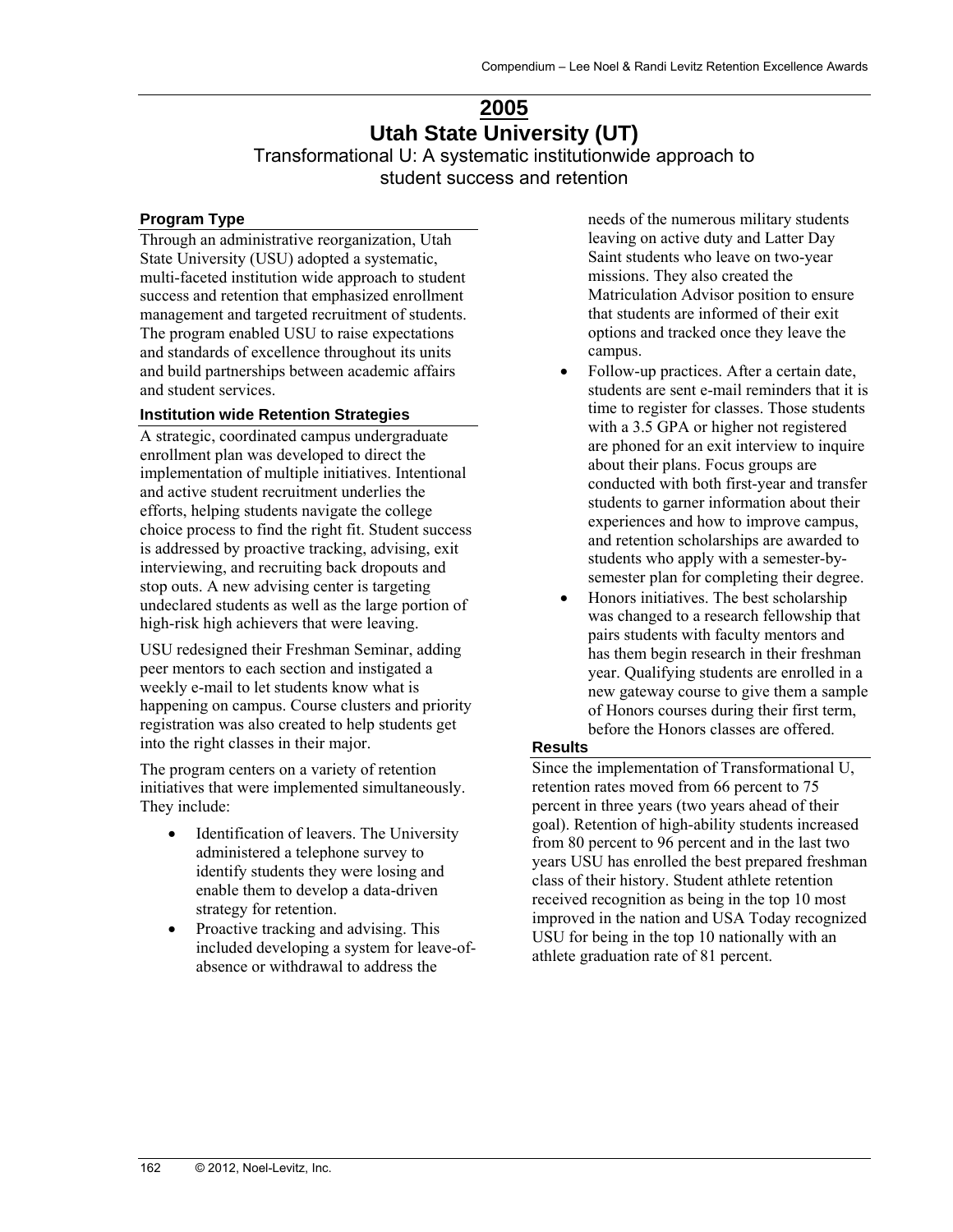# 2005

# Utah State University (UT)

## Transformational U: A systematic institutionwide approach to student success and retention

### Program Type

Through an administrative reorganization, Utah State University (USU) adopted a systematic, multi-faceted institution wide approach to student success and retention that emphasized enrollment management and targeted recruitment of students. The program enabled USU to raise expectations and standards of excellence throughout its units and build partnerships between academic affairs and student services.

### Institution wide Retention Strategies

A strategic, coordinated campus undergraduate enrollment plan was developed to direct the implementation of multiple initiatives. Intentional and active student recruitment underlies the efforts, helping students navigate the college choice process to find the right fit. Student success is addressed by proactive tracking, advising, exit interviewing, and recruiting back dropouts and stop outs. A new advising center is targeting undeclared students as well as the large portion of high-risk high achievers that were leaving.

USU redesigned their Freshman Seminar, adding peer mentors to each section and instigated a weekly e-mail to let students know what is happening on campus. Course clusters and priority registration was also created to help students get into the right classes in their major.

The program centers on a variety of retention initiatives that were implemented simultaneously. They include:

- Identification of leavers. The University administered a telephone survey to identify students they were losing and enable them to develop a data-driven strategy for retention.
- Proactive tracking and advising. This included developing a system for leave-of-absence or withdrawal to address the needs of the numerous military students leaving on active duty and Latter Day Saint students who leave on two-year missions. They also created the Matriculation Advisor position to ensure that students are informed of their exit options and tracked once they leave the campus.
- Follow-up practices. After a certain date, students are sent e-mail reminders that it is time to register for classes. Those students with a 3.5 GPA or higher not registered are phoned for an exit interview to inquire about their plans. Focus groups are conducted with both first-year and transfer students to garner information about their experiences and how to improve campus, and retention scholarships are awarded to students who apply with a semester-by-semester plan for completing their degree.
- Honors initiatives. The best scholarship was changed to a research fellowship that pairs students with faculty mentors and has them begin research in their freshman year. Qualifying students are enrolled in a new gateway course to give them a sample of Honors courses during their first term, before the Honors classes are offered.

### Results

Since the implementation of Transformational U, retention rates moved from 66 percent to 75 percent in three years (two years ahead of their goal). Retention of high-ability students increased from 80 percent to 96 percent and in the last two years USU has enrolled the best prepared freshman class of their history. Student athlete retention received recognition as being in the top 10 most improved in the nation and USA Today recognized USU for being in the top 10 nationally with an athlete graduation rate of 81 percent.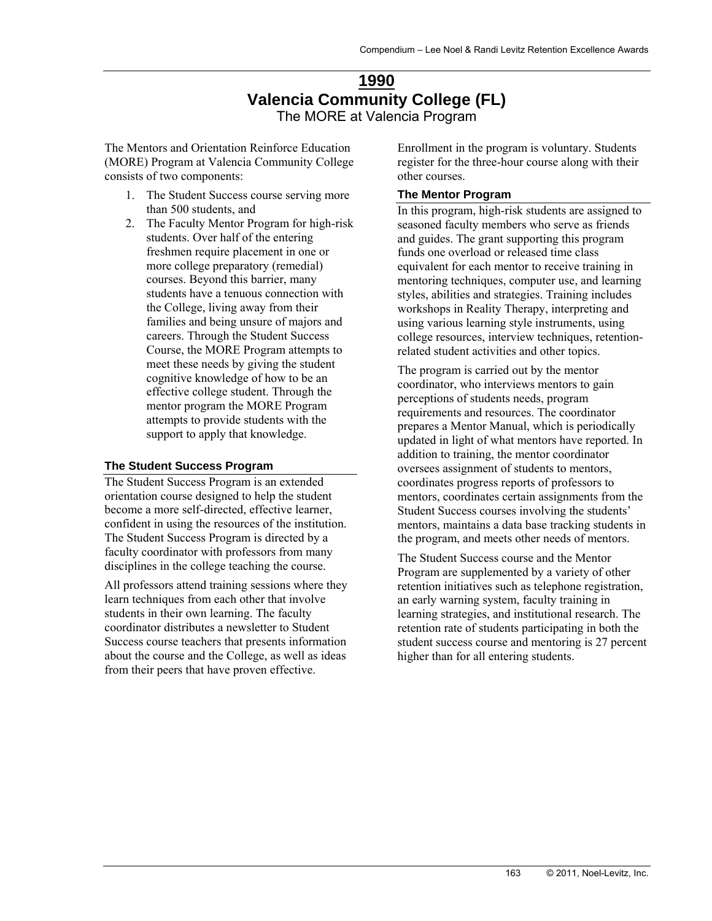# 1990

## Valencia Community College (FL)

The MORE at Valencia Program

The Mentors and Orientation Reinforce Education (MORE) Program at Valencia Community College consists of two components:

1. The Student Success course serving more than 500 students, and
2. The Faculty Mentor Program for high-risk students. Over half of the entering freshmen require placement in one or more college preparatory (remedial) courses. Beyond this barrier, many students have a tenuous connection with the College, living away from their families and being unsure of majors and careers. Through the Student Success Course, the MORE Program attempts to meet these needs by giving the student cognitive knowledge of how to be an effective college student. Through the mentor program the MORE Program attempts to provide students with the support to apply that knowledge.

### The Student Success Program

The Student Success Program is an extended orientation course designed to help the student become a more self-directed, effective learner, confident in using the resources of the institution. The Student Success Program is directed by a faculty coordinator with professors from many disciplines in the college teaching the course.

All professors attend training sessions where they learn techniques from each other that involve students in their own learning. The faculty coordinator distributes a newsletter to Student Success course teachers that presents information about the course and the College, as well as ideas from their peers that have proven effective.

Enrollment in the program is voluntary. Students register for the three-hour course along with their other courses.

### The Mentor Program

In this program, high-risk students are assigned to seasoned faculty members who serve as friends and guides. The grant supporting this program funds one overload or released time class equivalent for each mentor to receive training in mentoring techniques, computer use, and learning styles, abilities and strategies. Training includes workshops in Reality Therapy, interpreting and using various learning style instruments, using college resources, interview techniques, retention-related student activities and other topics.

The program is carried out by the mentor coordinator, who interviews mentors to gain perceptions of students needs, program requirements and resources. The coordinator prepares a Mentor Manual, which is periodically updated in light of what mentors have reported. In addition to training, the mentor coordinator oversees assignment of students to mentors, coordinates progress reports of professors to mentors, coordinates certain assignments from the Student Success courses involving the students' mentors, maintains a data base tracking students in the program, and meets other needs of mentors.

The Student Success course and the Mentor Program are supplemented by a variety of other retention initiatives such as telephone registration, an early warning system, faculty training in learning strategies, and institutional research. The retention rate of students participating in both the student success course and mentoring is 27 percent higher than for all entering students.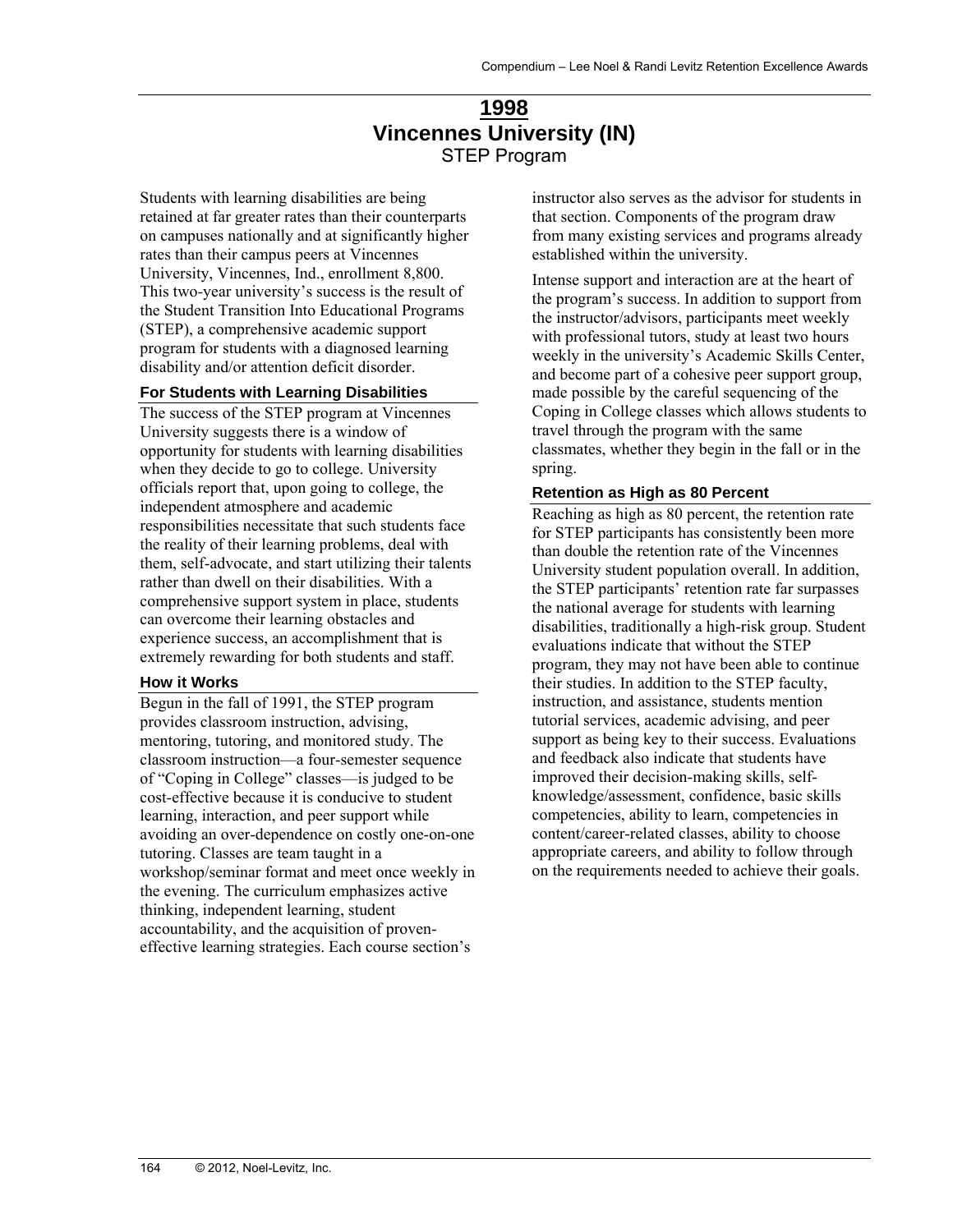# 1998

# Vincennes University (IN)

## STEP Program

Students with learning disabilities are being retained at far greater rates than their counterparts on campuses nationally and at significantly higher rates than their campus peers at Vincennes University, Vincennes, Ind., enrollment 8,800. This two-year university's success is the result of the Student Transition Into Educational Programs (STEP), a comprehensive academic support program for students with a diagnosed learning disability and/or attention deficit disorder.

### For Students with Learning Disabilities

The success of the STEP program at Vincennes University suggests there is a window of opportunity for students with learning disabilities when they decide to go to college. University officials report that, upon going to college, the independent atmosphere and academic responsibilities necessitate that such students face the reality of their learning problems, deal with them, self-advocate, and start utilizing their talents rather than dwell on their disabilities. With a comprehensive support system in place, students can overcome their learning obstacles and experience success, an accomplishment that is extremely rewarding for both students and staff.

### How it Works

Begun in the fall of 1991, the STEP program provides classroom instruction, advising, mentoring, tutoring, and monitored study. The classroom instruction—a four-semester sequence of "Coping in College" classes—is judged to be cost-effective because it is conducive to student learning, interaction, and peer support while avoiding an over-dependence on costly one-on-one tutoring. Classes are team taught in a workshop/seminar format and meet once weekly in the evening. The curriculum emphasizes active thinking, independent learning, student accountability, and the acquisition of proven-effective learning strategies. Each course section's instructor also serves as the advisor for students in that section. Components of the program draw from many existing services and programs already established within the university.

Intense support and interaction are at the heart of the program's success. In addition to support from the instructor/advisors, participants meet weekly with professional tutors, study at least two hours weekly in the university's Academic Skills Center, and become part of a cohesive peer support group, made possible by the careful sequencing of the Coping in College classes which allows students to travel through the program with the same classmates, whether they begin in the fall or in the spring.

### Retention as High as 80 Percent

Reaching as high as 80 percent, the retention rate for STEP participants has consistently been more than double the retention rate of the Vincennes University student population overall. In addition, the STEP participants' retention rate far surpasses the national average for students with learning disabilities, traditionally a high-risk group. Student evaluations indicate that without the STEP program, they may not have been able to continue their studies. In addition to the STEP faculty, instruction, and assistance, students mention tutorial services, academic advising, and peer support as being key to their success. Evaluations and feedback also indicate that students have improved their decision-making skills, self-knowledge/assessment, confidence, basic skills competencies, ability to learn, competencies in content/career-related classes, ability to choose appropriate careers, and ability to follow through on the requirements needed to achieve their goals.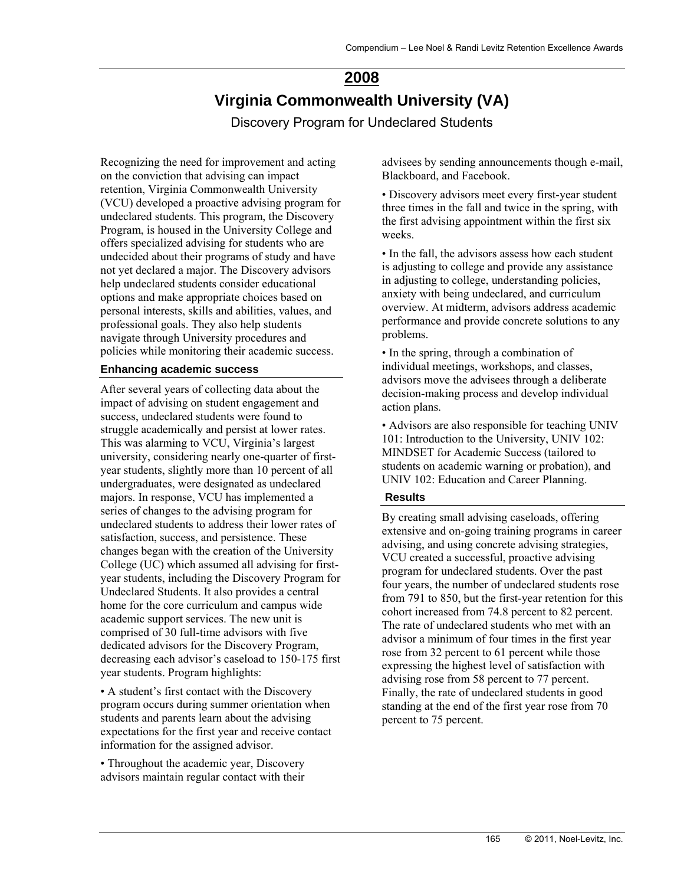# 2008

## Virginia Commonwealth University (VA)

### Discovery Program for Undeclared Students

Recognizing the need for improvement and acting on the conviction that advising can impact retention, Virginia Commonwealth University (VCU) developed a proactive advising program for undeclared students. This program, the Discovery Program, is housed in the University College and offers specialized advising for students who are undecided about their programs of study and have not yet declared a major. The Discovery advisors help undeclared students consider educational options and make appropriate choices based on personal interests, skills and abilities, values, and professional goals. They also help students navigate through University procedures and policies while monitoring their academic success.

#### Enhancing academic success

After several years of collecting data about the impact of advising on student engagement and success, undeclared students were found to struggle academically and persist at lower rates. This was alarming to VCU, Virginia's largest university, considering nearly one-quarter of first-year students, slightly more than 10 percent of all undergraduates, were designated as undeclared majors. In response, VCU has implemented a series of changes to the advising program for undeclared students to address their lower rates of satisfaction, success, and persistence. These changes began with the creation of the University College (UC) which assumed all advising for first-year students, including the Discovery Program for Undeclared Students. It also provides a central home for the core curriculum and campus wide academic support services. The new unit is comprised of 30 full-time advisors with five dedicated advisors for the Discovery Program, decreasing each advisor's caseload to 150-175 first year students. Program highlights:

- A student's first contact with the Discovery program occurs during summer orientation when students and parents learn about the advising expectations for the first year and receive contact information for the assigned advisor.
- Throughout the academic year, Discovery advisors maintain regular contact with their advisees by sending announcements though e-mail, Blackboard, and Facebook.
- Discovery advisors meet every first-year student three times in the fall and twice in the spring, with the first advising appointment within the first six weeks.
- In the fall, the advisors assess how each student is adjusting to college and provide any assistance in adjusting to college, understanding policies, anxiety with being undeclared, and curriculum overview. At midterm, advisors address academic performance and provide concrete solutions to any problems.
- In the spring, through a combination of individual meetings, workshops, and classes, advisors move the advisees through a deliberate decision-making process and develop individual action plans.
- Advisors are also responsible for teaching UNIV 101: Introduction to the University, UNIV 102: MINDSET for Academic Success (tailored to students on academic warning or probation), and UNIV 102: Education and Career Planning.

#### Results

By creating small advising caseloads, offering extensive and on-going training programs in career advising, and using concrete advising strategies, VCU created a successful, proactive advising program for undeclared students. Over the past four years, the number of undeclared students rose from 791 to 850, but the first-year retention for this cohort increased from 74.8 percent to 82 percent. The rate of undeclared students who met with an advisor a minimum of four times in the first year rose from 32 percent to 61 percent while those expressing the highest level of satisfaction with advising rose from 58 percent to 77 percent. Finally, the rate of undeclared students in good standing at the end of the first year rose from 70 percent to 75 percent.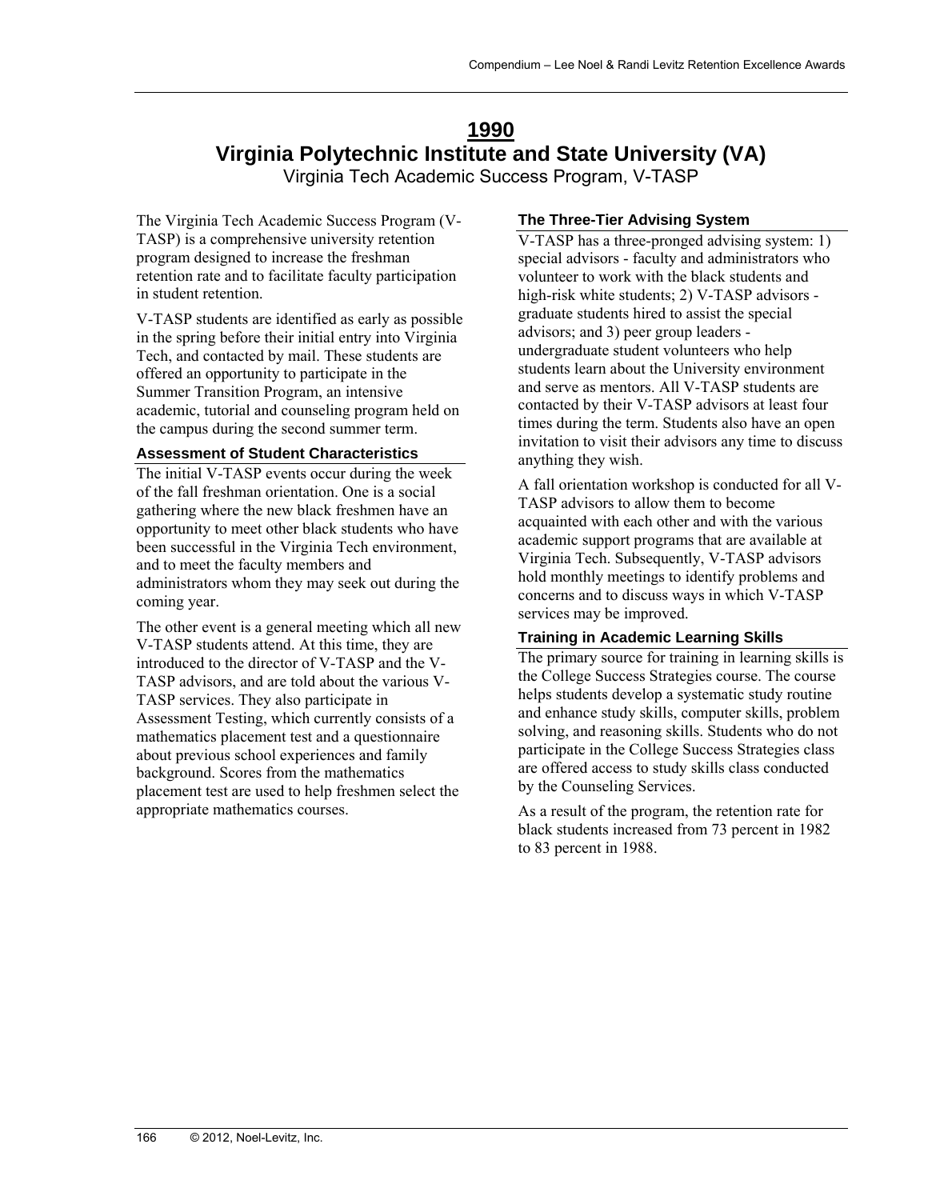# 1990

# Virginia Polytechnic Institute and State University (VA)

Virginia Tech Academic Success Program, V-TASP

The Virginia Tech Academic Success Program (V-TASP) is a comprehensive university retention program designed to increase the freshman retention rate and to facilitate faculty participation in student retention.

V-TASP students are identified as early as possible in the spring before their initial entry into Virginia Tech, and contacted by mail. These students are offered an opportunity to participate in the Summer Transition Program, an intensive academic, tutorial and counseling program held on the campus during the second summer term.

### Assessment of Student Characteristics

The initial V-TASP events occur during the week of the fall freshman orientation. One is a social gathering where the new black freshmen have an opportunity to meet other black students who have been successful in the Virginia Tech environment, and to meet the faculty members and administrators whom they may seek out during the coming year.

The other event is a general meeting which all new V-TASP students attend. At this time, they are introduced to the director of V-TASP and the V-TASP advisors, and are told about the various V-TASP services. They also participate in Assessment Testing, which currently consists of a mathematics placement test and a questionnaire about previous school experiences and family background. Scores from the mathematics placement test are used to help freshmen select the appropriate mathematics courses.

### The Three-Tier Advising System

V-TASP has a three-pronged advising system: 1) special advisors - faculty and administrators who volunteer to work with the black students and high-risk white students; 2) V-TASP advisors - graduate students hired to assist the special advisors; and 3) peer group leaders - undergraduate student volunteers who help students learn about the University environment and serve as mentors. All V-TASP students are contacted by their V-TASP advisors at least four times during the term. Students also have an open invitation to visit their advisors any time to discuss anything they wish.

A fall orientation workshop is conducted for all V-TASP advisors to allow them to become acquainted with each other and with the various academic support programs that are available at Virginia Tech. Subsequently, V-TASP advisors hold monthly meetings to identify problems and concerns and to discuss ways in which V-TASP services may be improved.

### Training in Academic Learning Skills

The primary source for training in learning skills is the College Success Strategies course. The course helps students develop a systematic study routine and enhance study skills, computer skills, problem solving, and reasoning skills. Students who do not participate in the College Success Strategies class are offered access to study skills class conducted by the Counseling Services.

As a result of the program, the retention rate for black students increased from 73 percent in 1982 to 83 percent in 1988.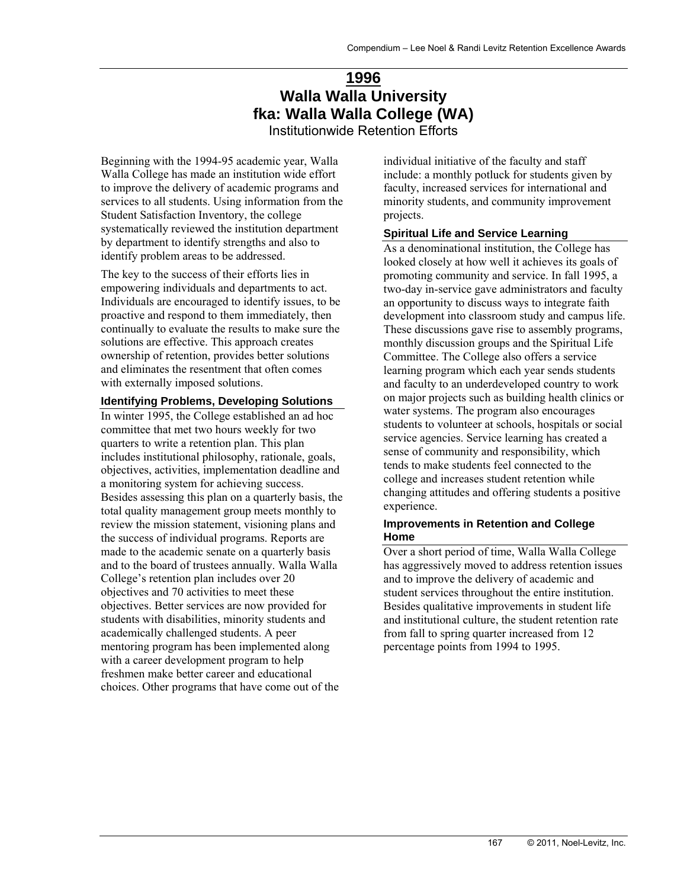# 1996

# Walla Walla University
# fka: Walla Walla College (WA)

Institutionwide Retention Efforts

Beginning with the 1994-95 academic year, Walla Walla College has made an institution wide effort to improve the delivery of academic programs and services to all students. Using information from the Student Satisfaction Inventory, the college systematically reviewed the institution department by department to identify strengths and also to identify problem areas to be addressed.

The key to the success of their efforts lies in empowering individuals and departments to act. Individuals are encouraged to identify issues, to be proactive and respond to them immediately, then continually to evaluate the results to make sure the solutions are effective. This approach creates ownership of retention, provides better solutions and eliminates the resentment that often comes with externally imposed solutions.

### Identifying Problems, Developing Solutions

In winter 1995, the College established an ad hoc committee that met two hours weekly for two quarters to write a retention plan. This plan includes institutional philosophy, rationale, goals, objectives, activities, implementation deadline and a monitoring system for achieving success. Besides assessing this plan on a quarterly basis, the total quality management group meets monthly to review the mission statement, visioning plans and the success of individual programs. Reports are made to the academic senate on a quarterly basis and to the board of trustees annually. Walla Walla College's retention plan includes over 20 objectives and 70 activities to meet these objectives. Better services are now provided for students with disabilities, minority students and academically challenged students. A peer mentoring program has been implemented along with a career development program to help freshmen make better career and educational choices. Other programs that have come out of the individual initiative of the faculty and staff include: a monthly potluck for students given by faculty, increased services for international and minority students, and community improvement projects.

### Spiritual Life and Service Learning

As a denominational institution, the College has looked closely at how well it achieves its goals of promoting community and service. In fall 1995, a two-day in-service gave administrators and faculty an opportunity to discuss ways to integrate faith development into classroom study and campus life. These discussions gave rise to assembly programs, monthly discussion groups and the Spiritual Life Committee. The College also offers a service learning program which each year sends students and faculty to an underdeveloped country to work on major projects such as building health clinics or water systems. The program also encourages students to volunteer at schools, hospitals or social service agencies. Service learning has created a sense of community and responsibility, which tends to make students feel connected to the college and increases student retention while changing attitudes and offering students a positive experience.

### Improvements in Retention and College Home

Over a short period of time, Walla Walla College has aggressively moved to address retention issues and to improve the delivery of academic and student services throughout the entire institution. Besides qualitative improvements in student life and institutional culture, the student retention rate from fall to spring quarter increased from 12 percentage points from 1994 to 1995.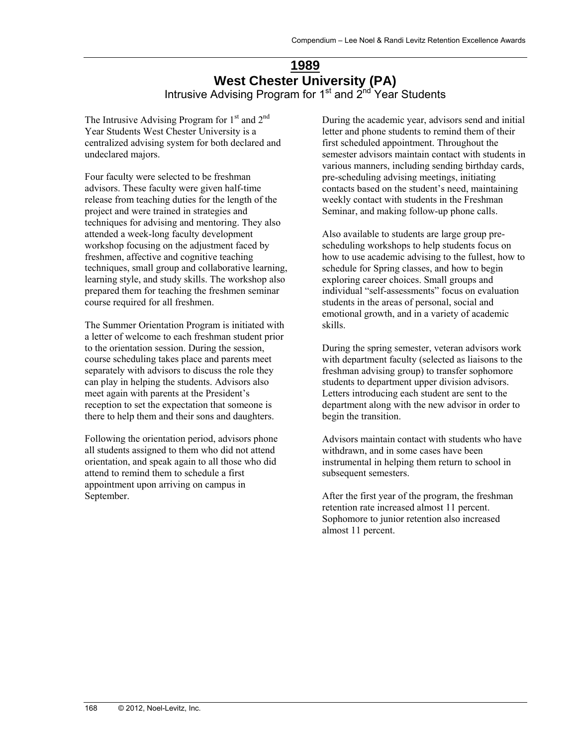# 1989

## West Chester University (PA)

### Intrusive Advising Program for 1st and 2nd Year Students

The Intrusive Advising Program for 1st and 2nd Year Students West Chester University is a centralized advising system for both declared and undeclared majors.

Four faculty were selected to be freshman advisors. These faculty were given half-time release from teaching duties for the length of the project and were trained in strategies and techniques for advising and mentoring. They also attended a week-long faculty development workshop focusing on the adjustment faced by freshmen, affective and cognitive teaching techniques, small group and collaborative learning, learning style, and study skills. The workshop also prepared them for teaching the freshmen seminar course required for all freshmen.

The Summer Orientation Program is initiated with a letter of welcome to each freshman student prior to the orientation session. During the session, course scheduling takes place and parents meet separately with advisors to discuss the role they can play in helping the students. Advisors also meet again with parents at the President's reception to set the expectation that someone is there to help them and their sons and daughters.

Following the orientation period, advisors phone all students assigned to them who did not attend orientation, and speak again to all those who did attend to remind them to schedule a first appointment upon arriving on campus in September.

During the academic year, advisors send and initial letter and phone students to remind them of their first scheduled appointment. Throughout the semester advisors maintain contact with students in various manners, including sending birthday cards, pre-scheduling advising meetings, initiating contacts based on the student's need, maintaining weekly contact with students in the Freshman Seminar, and making follow-up phone calls.

Also available to students are large group pre-scheduling workshops to help students focus on how to use academic advising to the fullest, how to schedule for Spring classes, and how to begin exploring career choices. Small groups and individual "self-assessments" focus on evaluation students in the areas of personal, social and emotional growth, and in a variety of academic skills.

During the spring semester, veteran advisors work with department faculty (selected as liaisons to the freshman advising group) to transfer sophomore students to department upper division advisors. Letters introducing each student are sent to the department along with the new advisor in order to begin the transition.

Advisors maintain contact with students who have withdrawn, and in some cases have been instrumental in helping them return to school in subsequent semesters.

After the first year of the program, the freshman retention rate increased almost 11 percent. Sophomore to junior retention also increased almost 11 percent.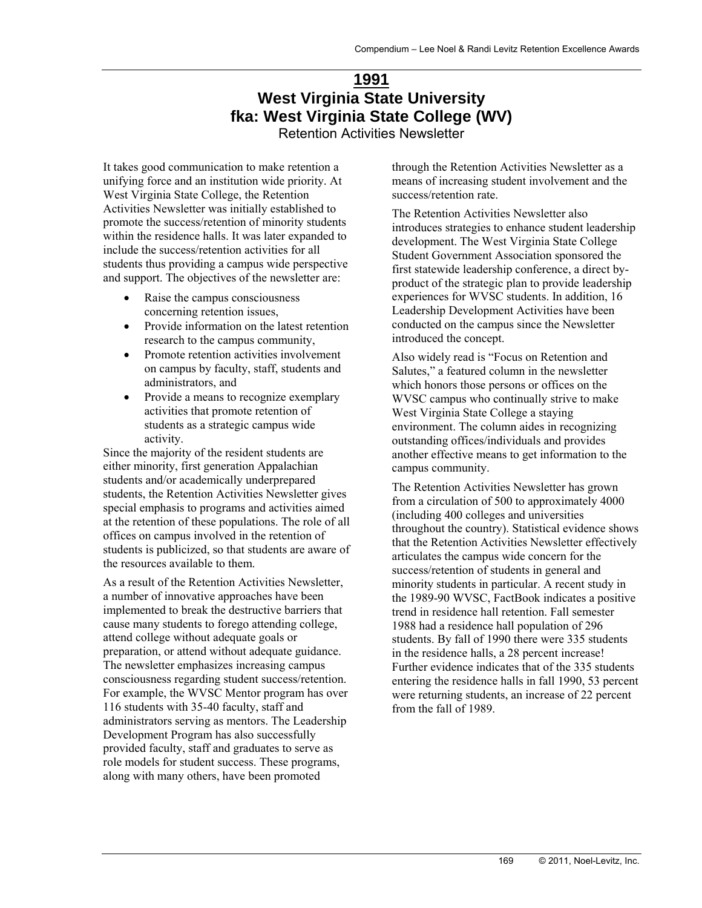# 1991

# West Virginia State University
# fka: West Virginia State College (WV)

## Retention Activities Newsletter

It takes good communication to make retention a unifying force and an institution wide priority. At West Virginia State College, the Retention Activities Newsletter was initially established to promote the success/retention of minority students within the residence halls. It was later expanded to include the success/retention activities for all students thus providing a campus wide perspective and support. The objectives of the newsletter are:

- Raise the campus consciousness concerning retention issues,
- Provide information on the latest retention research to the campus community,
- Promote retention activities involvement on campus by faculty, staff, students and administrators, and
- Provide a means to recognize exemplary activities that promote retention of students as a strategic campus wide activity.

Since the majority of the resident students are either minority, first generation Appalachian students and/or academically underprepared students, the Retention Activities Newsletter gives special emphasis to programs and activities aimed at the retention of these populations. The role of all offices on campus involved in the retention of students is publicized, so that students are aware of the resources available to them.

As a result of the Retention Activities Newsletter, a number of innovative approaches have been implemented to break the destructive barriers that cause many students to forego attending college, attend college without adequate goals or preparation, or attend without adequate guidance. The newsletter emphasizes increasing campus consciousness regarding student success/retention. For example, the WVSC Mentor program has over 116 students with 35-40 faculty, staff and administrators serving as mentors. The Leadership Development Program has also successfully provided faculty, staff and graduates to serve as role models for student success. These programs, along with many others, have been promoted through the Retention Activities Newsletter as a means of increasing student involvement and the success/retention rate.

The Retention Activities Newsletter also introduces strategies to enhance student leadership development. The West Virginia State College Student Government Association sponsored the first statewide leadership conference, a direct by-product of the strategic plan to provide leadership experiences for WVSC students. In addition, 16 Leadership Development Activities have been conducted on the campus since the Newsletter introduced the concept.

Also widely read is "Focus on Retention and Salutes," a featured column in the newsletter which honors those persons or offices on the WVSC campus who continually strive to make West Virginia State College a staying environment. The column aides in recognizing outstanding offices/individuals and provides another effective means to get information to the campus community.

The Retention Activities Newsletter has grown from a circulation of 500 to approximately 4000 (including 400 colleges and universities throughout the country). Statistical evidence shows that the Retention Activities Newsletter effectively articulates the campus wide concern for the success/retention of students in general and minority students in particular. A recent study in the 1989-90 WVSC, FactBook indicates a positive trend in residence hall retention. Fall semester 1988 had a residence hall population of 296 students. By fall of 1990 there were 335 students in the residence halls, a 28 percent increase! Further evidence indicates that of the 335 students entering the residence halls in fall 1990, 53 percent were returning students, an increase of 22 percent from the fall of 1989.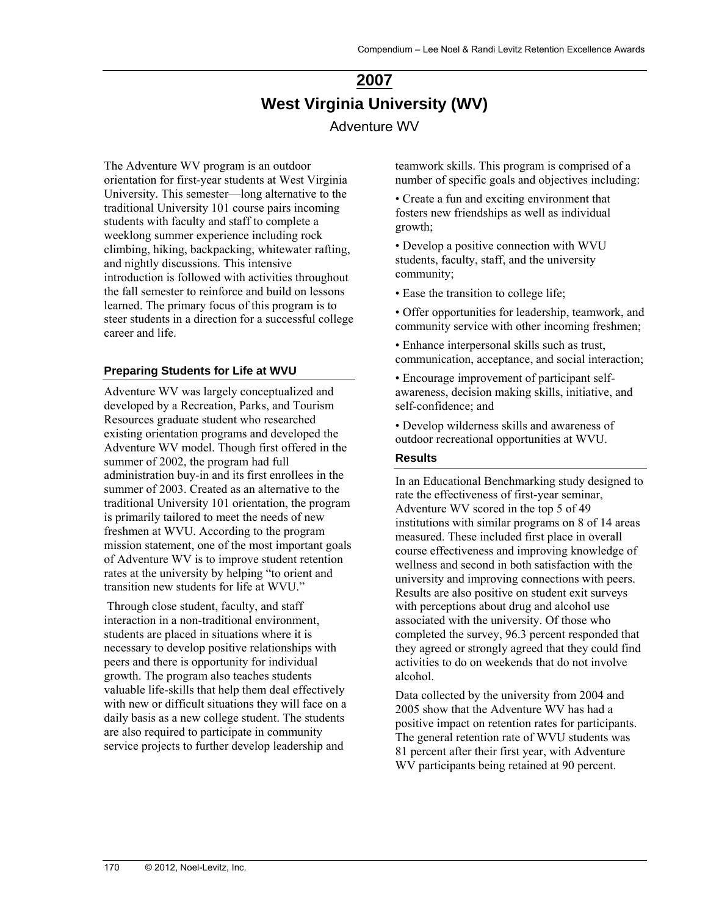# 2007

# West Virginia University (WV)

## Adventure WV

The Adventure WV program is an outdoor orientation for first-year students at West Virginia University. This semester—long alternative to the traditional University 101 course pairs incoming students with faculty and staff to complete a weeklong summer experience including rock climbing, hiking, backpacking, whitewater rafting, and nightly discussions. This intensive introduction is followed with activities throughout the fall semester to reinforce and build on lessons learned. The primary focus of this program is to steer students in a direction for a successful college career and life.

### Preparing Students for Life at WVU

Adventure WV was largely conceptualized and developed by a Recreation, Parks, and Tourism Resources graduate student who researched existing orientation programs and developed the Adventure WV model. Though first offered in the summer of 2002, the program had full administration buy-in and its first enrollees in the summer of 2003. Created as an alternative to the traditional University 101 orientation, the program is primarily tailored to meet the needs of new freshmen at WVU. According to the program mission statement, one of the most important goals of Adventure WV is to improve student retention rates at the university by helping "to orient and transition new students for life at WVU."

Through close student, faculty, and staff interaction in a non-traditional environment, students are placed in situations where it is necessary to develop positive relationships with peers and there is opportunity for individual growth. The program also teaches students valuable life-skills that help them deal effectively with new or difficult situations they will face on a daily basis as a new college student. The students are also required to participate in community service projects to further develop leadership and teamwork skills. This program is comprised of a number of specific goals and objectives including:

- Create a fun and exciting environment that fosters new friendships as well as individual growth;
- Develop a positive connection with WVU students, faculty, staff, and the university community;
- Ease the transition to college life;
- Offer opportunities for leadership, teamwork, and community service with other incoming freshmen;
- Enhance interpersonal skills such as trust, communication, acceptance, and social interaction;
- Encourage improvement of participant self-awareness, decision making skills, initiative, and self-confidence; and
- Develop wilderness skills and awareness of outdoor recreational opportunities at WVU.

### Results

In an Educational Benchmarking study designed to rate the effectiveness of first-year seminar, Adventure WV scored in the top 5 of 49 institutions with similar programs on 8 of 14 areas measured. These included first place in overall course effectiveness and improving knowledge of wellness and second in both satisfaction with the university and improving connections with peers. Results are also positive on student exit surveys with perceptions about drug and alcohol use associated with the university. Of those who completed the survey, 96.3 percent responded that they agreed or strongly agreed that they could find activities to do on weekends that do not involve alcohol.

Data collected by the university from 2004 and 2005 show that the Adventure WV has had a positive impact on retention rates for participants. The general retention rate of WVU students was 81 percent after their first year, with Adventure WV participants being retained at 90 percent.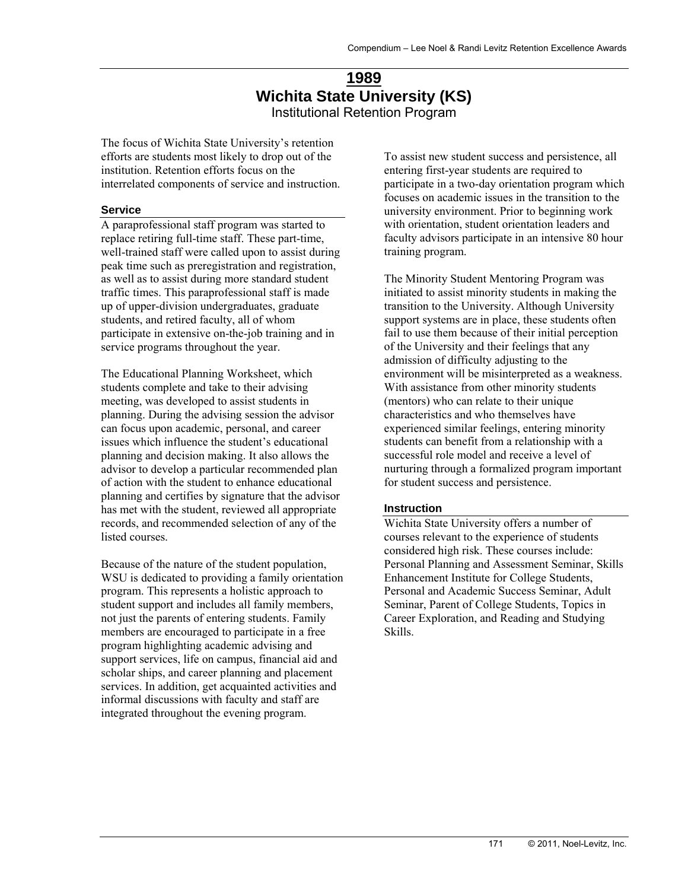# 1989

## Wichita State University (KS)

Institutional Retention Program

The focus of Wichita State University's retention efforts are students most likely to drop out of the institution. Retention efforts focus on the interrelated components of service and instruction.

### Service

A paraprofessional staff program was started to replace retiring full-time staff. These part-time, well-trained staff were called upon to assist during peak time such as preregistration and registration, as well as to assist during more standard student traffic times. This paraprofessional staff is made up of upper-division undergraduates, graduate students, and retired faculty, all of whom participate in extensive on-the-job training and in service programs throughout the year.

The Educational Planning Worksheet, which students complete and take to their advising meeting, was developed to assist students in planning. During the advising session the advisor can focus upon academic, personal, and career issues which influence the student's educational planning and decision making. It also allows the advisor to develop a particular recommended plan of action with the student to enhance educational planning and certifies by signature that the advisor has met with the student, reviewed all appropriate records, and recommended selection of any of the listed courses.

Because of the nature of the student population, WSU is dedicated to providing a family orientation program. This represents a holistic approach to student support and includes all family members, not just the parents of entering students. Family members are encouraged to participate in a free program highlighting academic advising and support services, life on campus, financial aid and scholar ships, and career planning and placement services. In addition, get acquainted activities and informal discussions with faculty and staff are integrated throughout the evening program.

To assist new student success and persistence, all entering first-year students are required to participate in a two-day orientation program which focuses on academic issues in the transition to the university environment. Prior to beginning work with orientation, student orientation leaders and faculty advisors participate in an intensive 80 hour training program.

The Minority Student Mentoring Program was initiated to assist minority students in making the transition to the University. Although University support systems are in place, these students often fail to use them because of their initial perception of the University and their feelings that any admission of difficulty adjusting to the environment will be misinterpreted as a weakness. With assistance from other minority students (mentors) who can relate to their unique characteristics and who themselves have experienced similar feelings, entering minority students can benefit from a relationship with a successful role model and receive a level of nurturing through a formalized program important for student success and persistence.

### Instruction

Wichita State University offers a number of courses relevant to the experience of students considered high risk. These courses include: Personal Planning and Assessment Seminar, Skills Enhancement Institute for College Students, Personal and Academic Success Seminar, Adult Seminar, Parent of College Students, Topics in Career Exploration, and Reading and Studying Skills.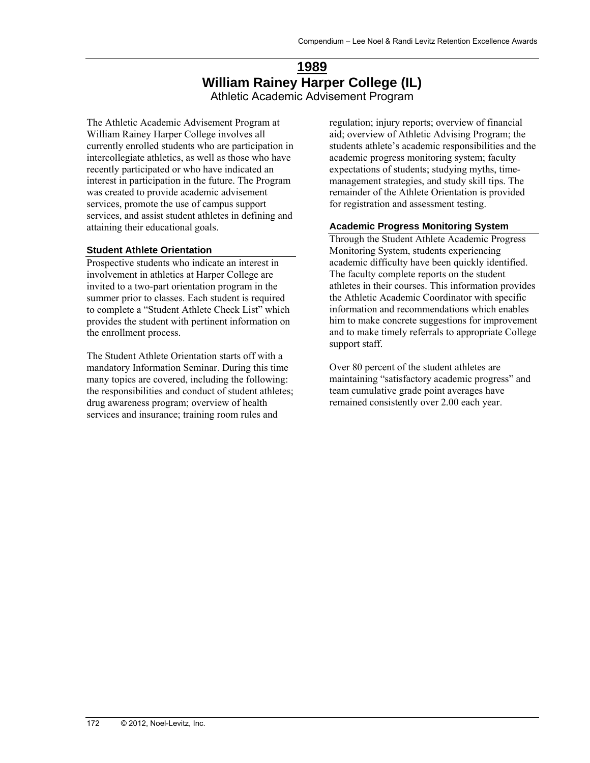# 1989

## William Rainey Harper College (IL)

Athletic Academic Advisement Program

The Athletic Academic Advisement Program at William Rainey Harper College involves all currently enrolled students who are participation in intercollegiate athletics, as well as those who have recently participated or who have indicated an interest in participation in the future. The Program was created to provide academic advisement services, promote the use of campus support services, and assist student athletes in defining and attaining their educational goals.

### Student Athlete Orientation

Prospective students who indicate an interest in involvement in athletics at Harper College are invited to a two-part orientation program in the summer prior to classes. Each student is required to complete a "Student Athlete Check List" which provides the student with pertinent information on the enrollment process.

The Student Athlete Orientation starts off with a mandatory Information Seminar. During this time many topics are covered, including the following: the responsibilities and conduct of student athletes; drug awareness program; overview of health services and insurance; training room rules and regulation; injury reports; overview of financial aid; overview of Athletic Advising Program; the students athlete's academic responsibilities and the academic progress monitoring system; faculty expectations of students; studying myths, time-management strategies, and study skill tips. The remainder of the Athlete Orientation is provided for registration and assessment testing.

### Academic Progress Monitoring System

Through the Student Athlete Academic Progress Monitoring System, students experiencing academic difficulty have been quickly identified. The faculty complete reports on the student athletes in their courses. This information provides the Athletic Academic Coordinator with specific information and recommendations which enables him to make concrete suggestions for improvement and to make timely referrals to appropriate College support staff.

Over 80 percent of the student athletes are maintaining "satisfactory academic progress" and team cumulative grade point averages have remained consistently over 2.00 each year.